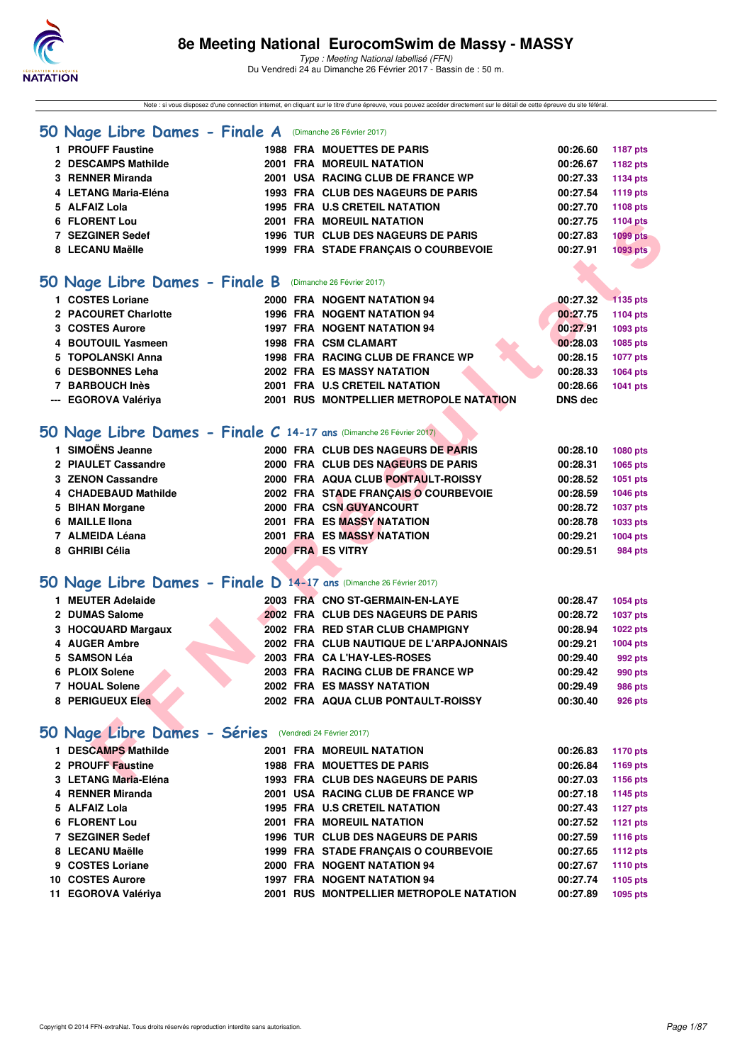# 8e Meeting National EurocomSwim de Massy - MASSY

*Type : Meeting National labellisé (FFN)*
Du Vendredi 24 au Dimanche 26 Février 2017 - Bassin de : 50 m.

Note : si vous disposez d'une connexion internet, en cliquant sur le titre d'une épreuve, vous pouvez accéder directement sur le détail de cette épreuve du site féféral.

## 50 Nage Libre Dames - Finale A (Dimanche 26 Février 2017)

| | | | | | | |
|---|---|---|---|---|---|---|
| 1 | PROUFF Faustine | 1988 | FRA | MOUETTES DE PARIS | 00:26.60 | 1187 pts |
| 2 | DESCAMPS Mathilde | 2001 | FRA | MOREUIL NATATION | 00:26.67 | 1182 pts |
| 3 | RENNER Miranda | 2001 | USA | RACING CLUB DE FRANCE WP | 00:27.33 | 1134 pts |
| 4 | LETANG Maria-Eléna | 1993 | FRA | CLUB DES NAGEURS DE PARIS | 00:27.54 | 1119 pts |
| 5 | ALFAIZ Lola | 1995 | FRA | U.S CRETEIL NATATION | 00:27.70 | 1108 pts |
| 6 | FLORENT Lou | 2001 | FRA | MOREUIL NATATION | 00:27.75 | 1104 pts |
| 7 | SEZGINER Sedef | 1996 | TUR | CLUB DES NAGEURS DE PARIS | 00:27.83 | 1099 pts |
| 8 | LECANU Maëlle | 1999 | FRA | STADE FRANÇAIS O COURBEVOIE | 00:27.91 | 1093 pts |

## 50 Nage Libre Dames - Finale B (Dimanche 26 Février 2017)

| | | | | | | |
|---|---|---|---|---|---|---|
| 1 | COSTES Loriane | 2000 | FRA | NOGENT NATATION 94 | 00:27.32 | 1135 pts |
| 2 | PACOURET Charlotte | 1996 | FRA | NOGENT NATATION 94 | 00:27.75 | 1104 pts |
| 3 | COSTES Aurore | 1997 | FRA | NOGENT NATATION 94 | 00:27.91 | 1093 pts |
| 4 | BOUTOUIL Yasmeen | 1998 | FRA | CSM CLAMART | 00:28.03 | 1085 pts |
| 5 | TOPOLANSKI Anna | 1998 | FRA | RACING CLUB DE FRANCE WP | 00:28.15 | 1077 pts |
| 6 | DESBONNES Leha | 2002 | FRA | ES MASSY NATATION | 00:28.33 | 1064 pts |
| 7 | BARBOUCH Inès | 2001 | FRA | U.S CRETEIL NATATION | 00:28.66 | 1041 pts |
| --- | EGOROVA Valériya | 2001 | RUS | MONTPELLIER METROPOLE NATATION | DNS dec | |

## 50 Nage Libre Dames - Finale C 14-17 ans (Dimanche 26 Février 2017)

| | | | | | | |
|---|---|---|---|---|---|---|
| 1 | SIMOËNS Jeanne | 2000 | FRA | CLUB DES NAGEURS DE PARIS | 00:28.10 | 1080 pts |
| 2 | PIAULET Cassandre | 2000 | FRA | CLUB DES NAGEURS DE PARIS | 00:28.31 | 1065 pts |
| 3 | ZENON Cassandre | 2000 | FRA | AQUA CLUB PONTAULT-ROISSY | 00:28.52 | 1051 pts |
| 4 | CHADEBAUD Mathilde | 2002 | FRA | STADE FRANÇAIS O COURBEVOIE | 00:28.59 | 1046 pts |
| 5 | BIHAN Morgane | 2000 | FRA | CSN GUYANCOURT | 00:28.72 | 1037 pts |
| 6 | MAILLE Ilona | 2001 | FRA | ES MASSY NATATION | 00:28.78 | 1033 pts |
| 7 | ALMEIDA Léana | 2001 | FRA | ES MASSY NATATION | 00:29.21 | 1004 pts |
| 8 | GHRIBI Célia | 2000 | FRA | ES VITRY | 00:29.51 | 984 pts |

## 50 Nage Libre Dames - Finale D 14-17 ans (Dimanche 26 Février 2017)

| | | | | | | |
|---|---|---|---|---|---|---|
| 1 | MEUTER Adelaide | 2003 | FRA | CNO ST-GERMAIN-EN-LAYE | 00:28.47 | 1054 pts |
| 2 | DUMAS Salome | 2002 | FRA | CLUB DES NAGEURS DE PARIS | 00:28.72 | 1037 pts |
| 3 | HOCQUARD Margaux | 2002 | FRA | RED STAR CLUB CHAMPIGNY | 00:28.94 | 1022 pts |
| 4 | AUGER Ambre | 2002 | FRA | CLUB NAUTIQUE DE L'ARPAJONNAIS | 00:29.21 | 1004 pts |
| 5 | SAMSON Léa | 2003 | FRA | CA L'HAY-LES-ROSES | 00:29.40 | 992 pts |
| 6 | PLOIX Solene | 2003 | FRA | RACING CLUB DE FRANCE WP | 00:29.42 | 990 pts |
| 7 | HOUAL Solene | 2002 | FRA | ES MASSY NATATION | 00:29.49 | 986 pts |
| 8 | PERIGUEUX Elea | 2002 | FRA | AQUA CLUB PONTAULT-ROISSY | 00:30.40 | 926 pts |

## 50 Nage Libre Dames - Séries (Vendredi 24 Février 2017)

| | | | | | | |
|---|---|---|---|---|---|---|
| 1 | DESCAMPS Mathilde | 2001 | FRA | MOREUIL NATATION | 00:26.83 | 1170 pts |
| 2 | PROUFF Faustine | 1988 | FRA | MOUETTES DE PARIS | 00:26.84 | 1169 pts |
| 3 | LETANG Maria-Eléna | 1993 | FRA | CLUB DES NAGEURS DE PARIS | 00:27.03 | 1156 pts |
| 4 | RENNER Miranda | 2001 | USA | RACING CLUB DE FRANCE WP | 00:27.18 | 1145 pts |
| 5 | ALFAIZ Lola | 1995 | FRA | U.S CRETEIL NATATION | 00:27.43 | 1127 pts |
| 6 | FLORENT Lou | 2001 | FRA | MOREUIL NATATION | 00:27.52 | 1121 pts |
| 7 | SEZGINER Sedef | 1996 | TUR | CLUB DES NAGEURS DE PARIS | 00:27.59 | 1116 pts |
| 8 | LECANU Maëlle | 1999 | FRA | STADE FRANÇAIS O COURBEVOIE | 00:27.65 | 1112 pts |
| 9 | COSTES Loriane | 2000 | FRA | NOGENT NATATION 94 | 00:27.67 | 1110 pts |
| 10 | COSTES Aurore | 1997 | FRA | NOGENT NATATION 94 | 00:27.74 | 1105 pts |
| 11 | EGOROVA Valériya | 2001 | RUS | MONTPELLIER METROPOLE NATATION | 00:27.89 | 1095 pts |

Copyright © 2014 FFN-extraNat. Tous droits réservés reproduction interdite sans autorisation.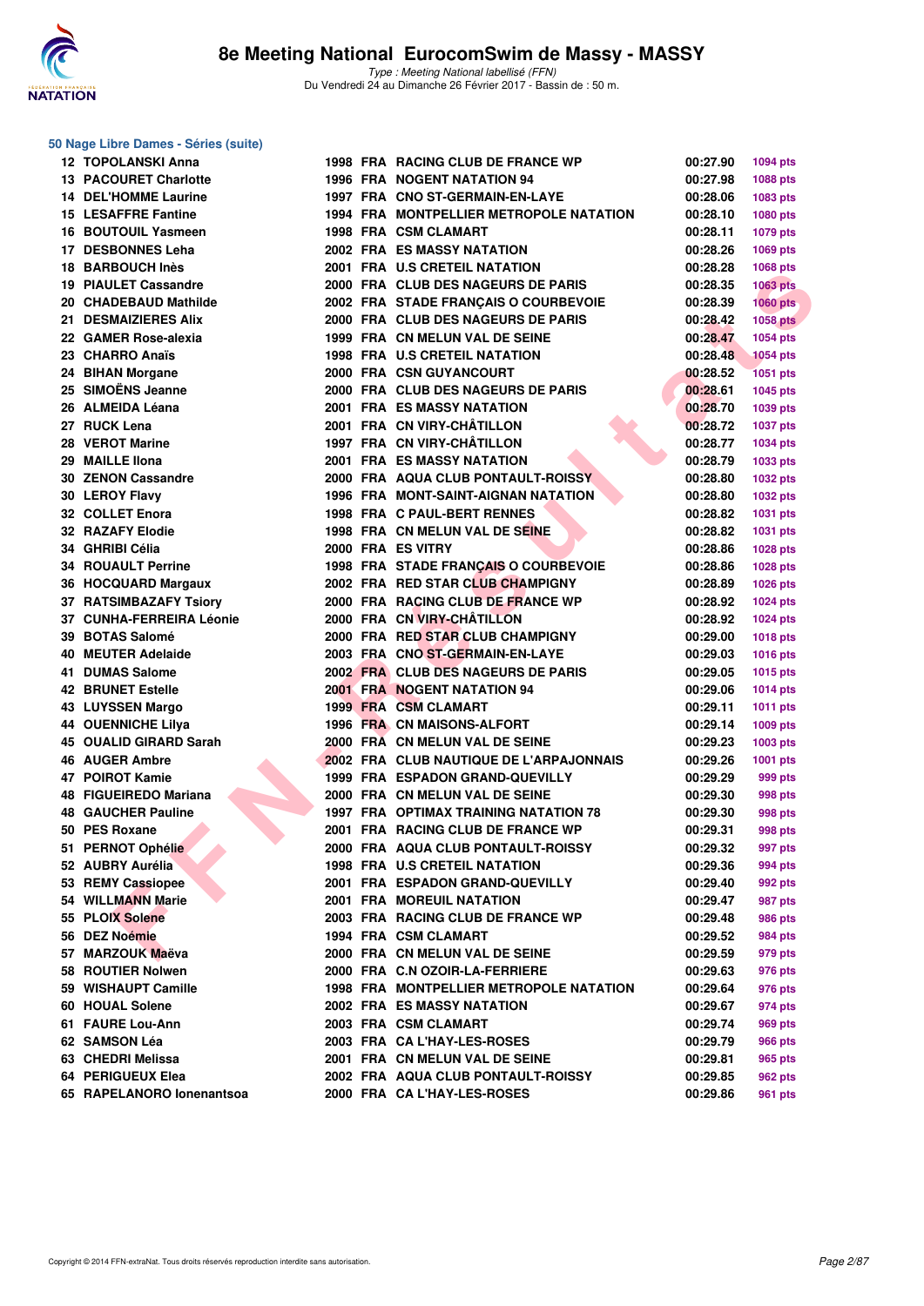# 8e Meeting National EurocomSwim de Massy - MASSY

*Type : Meeting National labellisé (FFN)*
Du Vendredi 24 au Dimanche 26 Février 2017 - Bassin de : 50 m.

## 50 Nage Libre Dames - Séries (suite)

| | | | | | | |
|---|---|---|---|---|---|---|
| 12 | TOPOLANSKI Anna | 1998 | FRA | RACING CLUB DE FRANCE WP | 00:27.90 | 1094 pts |
| 13 | PACOURET Charlotte | 1996 | FRA | NOGENT NATATION 94 | 00:27.98 | 1088 pts |
| 14 | DEL'HOMME Laurine | 1997 | FRA | CNO ST-GERMAIN-EN-LAYE | 00:28.06 | 1083 pts |
| 15 | LESAFFRE Fantine | 1994 | FRA | MONTPELLIER METROPOLE NATATION | 00:28.10 | 1080 pts |
| 16 | BOUTOUIL Yasmeen | 1998 | FRA | CSM CLAMART | 00:28.11 | 1079 pts |
| 17 | DESBONNES Leha | 2002 | FRA | ES MASSY NATATION | 00:28.26 | 1069 pts |
| 18 | BARBOUCH Inès | 2001 | FRA | U.S CRETEIL NATATION | 00:28.28 | 1068 pts |
| 19 | PIAULET Cassandre | 2000 | FRA | CLUB DES NAGEURS DE PARIS | 00:28.35 | 1063 pts |
| 20 | CHADEBAUD Mathilde | 2002 | FRA | STADE FRANÇAIS O COURBEVOIE | 00:28.39 | 1060 pts |
| 21 | DESMAIZIERES Alix | 2000 | FRA | CLUB DES NAGEURS DE PARIS | 00:28.42 | 1058 pts |
| 22 | GAMER Rose-alexia | 1999 | FRA | CN MELUN VAL DE SEINE | 00:28.47 | 1054 pts |
| 23 | CHARRO Anaïs | 1998 | FRA | U.S CRETEIL NATATION | 00:28.48 | 1054 pts |
| 24 | BIHAN Morgane | 2000 | FRA | CSN GUYANCOURT | 00:28.52 | 1051 pts |
| 25 | SIMOËNS Jeanne | 2000 | FRA | CLUB DES NAGEURS DE PARIS | 00:28.61 | 1045 pts |
| 26 | ALMEIDA Léana | 2001 | FRA | ES MASSY NATATION | 00:28.70 | 1039 pts |
| 27 | RUCK Lena | 2001 | FRA | CN VIRY-CHÂTILLON | 00:28.72 | 1037 pts |
| 28 | VEROT Marine | 1997 | FRA | CN VIRY-CHÂTILLON | 00:28.77 | 1034 pts |
| 29 | MAILLE Ilona | 2001 | FRA | ES MASSY NATATION | 00:28.79 | 1033 pts |
| 30 | ZENON Cassandre | 2000 | FRA | AQUA CLUB PONTAULT-ROISSY | 00:28.80 | 1032 pts |
| 30 | LEROY Flavy | 1996 | FRA | MONT-SAINT-AIGNAN NATATION | 00:28.80 | 1032 pts |
| 32 | COLLET Enora | 1998 | FRA | C PAUL-BERT RENNES | 00:28.82 | 1031 pts |
| 32 | RAZAFY Elodie | 1998 | FRA | CN MELUN VAL DE SEINE | 00:28.82 | 1031 pts |
| 34 | GHRIBI Célia | 2000 | FRA | ES VITRY | 00:28.86 | 1028 pts |
| 34 | ROUAULT Perrine | 1998 | FRA | STADE FRANÇAIS O COURBEVOIE | 00:28.86 | 1028 pts |
| 36 | HOCQUARD Margaux | 2002 | FRA | RED STAR CLUB CHAMPIGNY | 00:28.89 | 1026 pts |
| 37 | RATSIMBAZAFY Tsiory | 2000 | FRA | RACING CLUB DE FRANCE WP | 00:28.92 | 1024 pts |
| 37 | CUNHA-FERREIRA Léonie | 2000 | FRA | CN VIRY-CHÂTILLON | 00:28.92 | 1024 pts |
| 39 | BOTAS Salomé | 2000 | FRA | RED STAR CLUB CHAMPIGNY | 00:29.00 | 1018 pts |
| 40 | MEUTER Adelaide | 2003 | FRA | CNO ST-GERMAIN-EN-LAYE | 00:29.03 | 1016 pts |
| 41 | DUMAS Salome | 2002 | FRA | CLUB DES NAGEURS DE PARIS | 00:29.05 | 1015 pts |
| 42 | BRUNET Estelle | 2001 | FRA | NOGENT NATATION 94 | 00:29.06 | 1014 pts |
| 43 | LUYSSEN Margo | 1999 | FRA | CSM CLAMART | 00:29.11 | 1011 pts |
| 44 | OUENNICHE Lilya | 1996 | FRA | CN MAISONS-ALFORT | 00:29.14 | 1009 pts |
| 45 | OUALID GIRARD Sarah | 2000 | FRA | CN MELUN VAL DE SEINE | 00:29.23 | 1003 pts |
| 46 | AUGER Ambre | 2002 | FRA | CLUB NAUTIQUE DE L'ARPAJONNAIS | 00:29.26 | 1001 pts |
| 47 | POIROT Kamie | 1999 | FRA | ESPADON GRAND-QUEVILLY | 00:29.29 | 999 pts |
| 48 | FIGUEIREDO Mariana | 2000 | FRA | CN MELUN VAL DE SEINE | 00:29.30 | 998 pts |
| 48 | GAUCHER Pauline | 1997 | FRA | OPTIMAX TRAINING NATATION 78 | 00:29.30 | 998 pts |
| 50 | PES Roxane | 2001 | FRA | RACING CLUB DE FRANCE WP | 00:29.31 | 998 pts |
| 51 | PERNOT Ophélie | 2000 | FRA | AQUA CLUB PONTAULT-ROISSY | 00:29.32 | 997 pts |
| 52 | AUBRY Aurélia | 1998 | FRA | U.S CRETEIL NATATION | 00:29.36 | 994 pts |
| 53 | REMY Cassiopee | 2001 | FRA | ESPADON GRAND-QUEVILLY | 00:29.40 | 992 pts |
| 54 | WILLMANN Marie | 2001 | FRA | MOREUIL NATATION | 00:29.47 | 987 pts |
| 55 | PLOIX Solene | 2003 | FRA | RACING CLUB DE FRANCE WP | 00:29.48 | 986 pts |
| 56 | DEZ Noémie | 1994 | FRA | CSM CLAMART | 00:29.52 | 984 pts |
| 57 | MARZOUK Maëva | 2000 | FRA | CN MELUN VAL DE SEINE | 00:29.59 | 979 pts |
| 58 | ROUTIER Nolwen | 2000 | FRA | C.N OZOIR-LA-FERRIERE | 00:29.63 | 976 pts |
| 59 | WISHAUPT Camille | 1998 | FRA | MONTPELLIER METROPOLE NATATION | 00:29.64 | 976 pts |
| 60 | HOUAL Solene | 2002 | FRA | ES MASSY NATATION | 00:29.67 | 974 pts |
| 61 | FAURE Lou-Ann | 2003 | FRA | CSM CLAMART | 00:29.74 | 969 pts |
| 62 | SAMSON Léa | 2003 | FRA | CA L'HAY-LES-ROSES | 00:29.79 | 966 pts |
| 63 | CHEDRI Melissa | 2001 | FRA | CN MELUN VAL DE SEINE | 00:29.81 | 965 pts |
| 64 | PERIGUEUX Elea | 2002 | FRA | AQUA CLUB PONTAULT-ROISSY | 00:29.85 | 962 pts |
| 65 | RAPELANORO Ionenantsoa | 2000 | FRA | CA L'HAY-LES-ROSES | 00:29.86 | 961 pts |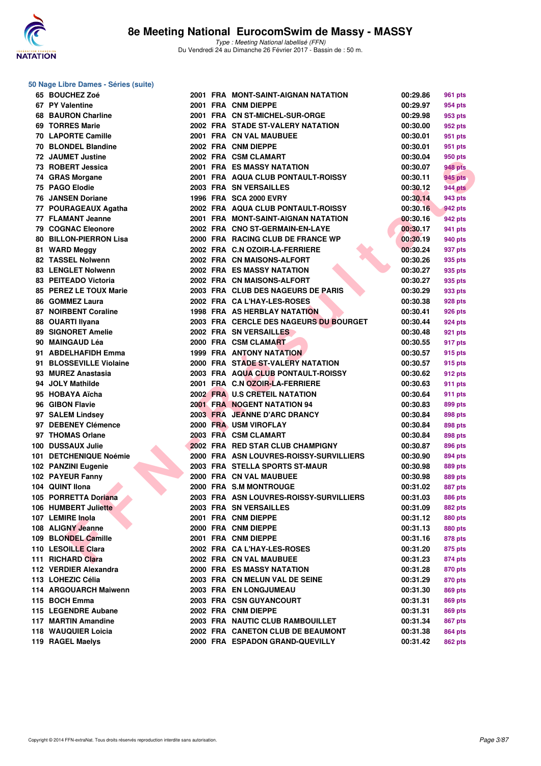# 8e Meeting National EurocomSwim de Massy - MASSY

*Type : Meeting National labellisé (FFN)*
Du Vendredi 24 au Dimanche 26 Février 2017 - Bassin de : 50 m.

## 50 Nage Libre Dames - Séries (suite)

| Rang | Nom | Année | Nat. | Club | Temps | Points |
|---|---|---|---|---|---|---|
| 65 | BOUCHEZ Zoé | 2001 | FRA | MONT-SAINT-AIGNAN NATATION | 00:29.86 | 961 pts |
| 67 | PY Valentine | 2001 | FRA | CNM DIEPPE | 00:29.97 | 954 pts |
| 68 | BAURON Charline | 2001 | FRA | CN ST-MICHEL-SUR-ORGE | 00:29.98 | 953 pts |
| 69 | TORRES Marie | 2002 | FRA | STADE ST-VALERY NATATION | 00:30.00 | 952 pts |
| 70 | LAPORTE Camille | 2001 | FRA | CN VAL MAUBUEE | 00:30.01 | 951 pts |
| 70 | BLONDEL Blandine | 2002 | FRA | CNM DIEPPE | 00:30.01 | 951 pts |
| 72 | JAUMET Justine | 2002 | FRA | CSM CLAMART | 00:30.04 | 950 pts |
| 73 | ROBERT Jessica | 2001 | FRA | ES MASSY NATATION | 00:30.07 | 948 pts |
| 74 | GRAS Morgane | 2001 | FRA | AQUA CLUB PONTAULT-ROISSY | 00:30.11 | 945 pts |
| 75 | PAGO Elodie | 2003 | FRA | SN VERSAILLES | 00:30.12 | 944 pts |
| 76 | JANSEN Doriane | 1996 | FRA | SCA 2000 EVRY | 00:30.14 | 943 pts |
| 77 | POURAGEAUX Agatha | 2002 | FRA | AQUA CLUB PONTAULT-ROISSY | 00:30.16 | 942 pts |
| 77 | FLAMANT Jeanne | 2001 | FRA | MONT-SAINT-AIGNAN NATATION | 00:30.16 | 942 pts |
| 79 | COGNAC Eleonore | 2002 | FRA | CNO ST-GERMAIN-EN-LAYE | 00:30.17 | 941 pts |
| 80 | BILLON-PIERRON Lisa | 2000 | FRA | RACING CLUB DE FRANCE WP | 00:30.19 | 940 pts |
| 81 | WARD Meggy | 2002 | FRA | C.N OZOIR-LA-FERRIERE | 00:30.24 | 937 pts |
| 82 | TASSEL Nolwenn | 2002 | FRA | CN MAISONS-ALFORT | 00:30.26 | 935 pts |
| 83 | LENGLET Nolwenn | 2002 | FRA | ES MASSY NATATION | 00:30.27 | 935 pts |
| 83 | PEITEADO Victoria | 2002 | FRA | CN MAISONS-ALFORT | 00:30.27 | 935 pts |
| 85 | PEREZ LE TOUX Marie | 2003 | FRA | CLUB DES NAGEURS DE PARIS | 00:30.29 | 933 pts |
| 86 | GOMMEZ Laura | 2002 | FRA | CA L'HAY-LES-ROSES | 00:30.38 | 928 pts |
| 87 | NOIRBENT Coraline | 1998 | FRA | AS HERBLAY NATATION | 00:30.41 | 926 pts |
| 88 | OUARTI Ilyana | 2003 | FRA | CERCLE DES NAGEURS DU BOURGET | 00:30.44 | 924 pts |
| 89 | SIGNORET Amelie | 2002 | FRA | SN VERSAILLES | 00:30.48 | 921 pts |
| 90 | MAINGAUD Léa | 2000 | FRA | CSM CLAMART | 00:30.55 | 917 pts |
| 91 | ABDELHAFIDH Emma | 1999 | FRA | ANTONY NATATION | 00:30.57 | 915 pts |
| 91 | BLOSSEVILLE Violaine | 2000 | FRA | STADE ST-VALERY NATATION | 00:30.57 | 915 pts |
| 93 | MUREZ Anastasia | 2003 | FRA | AQUA CLUB PONTAULT-ROISSY | 00:30.62 | 912 pts |
| 94 | JOLY Mathilde | 2001 | FRA | C.N OZOIR-LA-FERRIERE | 00:30.63 | 911 pts |
| 95 | HOBAYA Aïcha | 2002 | FRA | U.S CRETEIL NATATION | 00:30.64 | 911 pts |
| 96 | GIBON Flavie | 2001 | FRA | NOGENT NATATION 94 | 00:30.83 | 899 pts |
| 97 | SALEM Lindsey | 2003 | FRA | JEANNE D'ARC DRANCY | 00:30.84 | 898 pts |
| 97 | DEBENEY Clémence | 2000 | FRA | USM VIROFLAY | 00:30.84 | 898 pts |
| 97 | THOMAS Orlane | 2003 | FRA | CSM CLAMART | 00:30.84 | 898 pts |
| 100 | DUSSAUX Julie | 2002 | FRA | RED STAR CLUB CHAMPIGNY | 00:30.87 | 896 pts |
| 101 | DETCHENIQUE Noémie | 2000 | FRA | ASN LOUVRES-ROISSY-SURVILLIERS | 00:30.90 | 894 pts |
| 102 | PANZINI Eugenie | 2003 | FRA | STELLA SPORTS ST-MAUR | 00:30.98 | 889 pts |
| 102 | PAYEUR Fanny | 2000 | FRA | CN VAL MAUBUEE | 00:30.98 | 889 pts |
| 104 | QUINT Ilona | 2000 | FRA | S.M MONTROUGE | 00:31.02 | 887 pts |
| 105 | PORRETTA Doriana | 2003 | FRA | ASN LOUVRES-ROISSY-SURVILLIERS | 00:31.03 | 886 pts |
| 106 | HUMBERT Juliette | 2003 | FRA | SN VERSAILLES | 00:31.09 | 882 pts |
| 107 | LEMIRE Inola | 2001 | FRA | CNM DIEPPE | 00:31.12 | 880 pts |
| 108 | ALIGNY Jeanne | 2000 | FRA | CNM DIEPPE | 00:31.13 | 880 pts |
| 109 | BLONDEL Camille | 2001 | FRA | CNM DIEPPE | 00:31.16 | 878 pts |
| 110 | LESOILLE Clara | 2002 | FRA | CA L'HAY-LES-ROSES | 00:31.20 | 875 pts |
| 111 | RICHARD Clara | 2002 | FRA | CN VAL MAUBUEE | 00:31.23 | 874 pts |
| 112 | VERDIER Alexandra | 2000 | FRA | ES MASSY NATATION | 00:31.28 | 870 pts |
| 113 | LOHEZIC Célia | 2003 | FRA | CN MELUN VAL DE SEINE | 00:31.29 | 870 pts |
| 114 | ARGOUARCH Maiwenn | 2003 | FRA | EN LONGJUMEAU | 00:31.30 | 869 pts |
| 115 | BOCH Emma | 2003 | FRA | CSN GUYANCOURT | 00:31.31 | 869 pts |
| 115 | LEGENDRE Aubane | 2002 | FRA | CNM DIEPPE | 00:31.31 | 869 pts |
| 117 | MARTIN Amandine | 2003 | FRA | NAUTIC CLUB RAMBOUILLET | 00:31.34 | 867 pts |
| 118 | WAUQUIER Loicia | 2002 | FRA | CANETON CLUB DE BEAUMONT | 00:31.38 | 864 pts |
| 119 | RAGEL Maelys | 2000 | FRA | ESPADON GRAND-QUEVILLY | 00:31.42 | 862 pts |

Copyright © 2014 FFN-extraNat. Tous droits réservés reproduction interdite sans autorisation.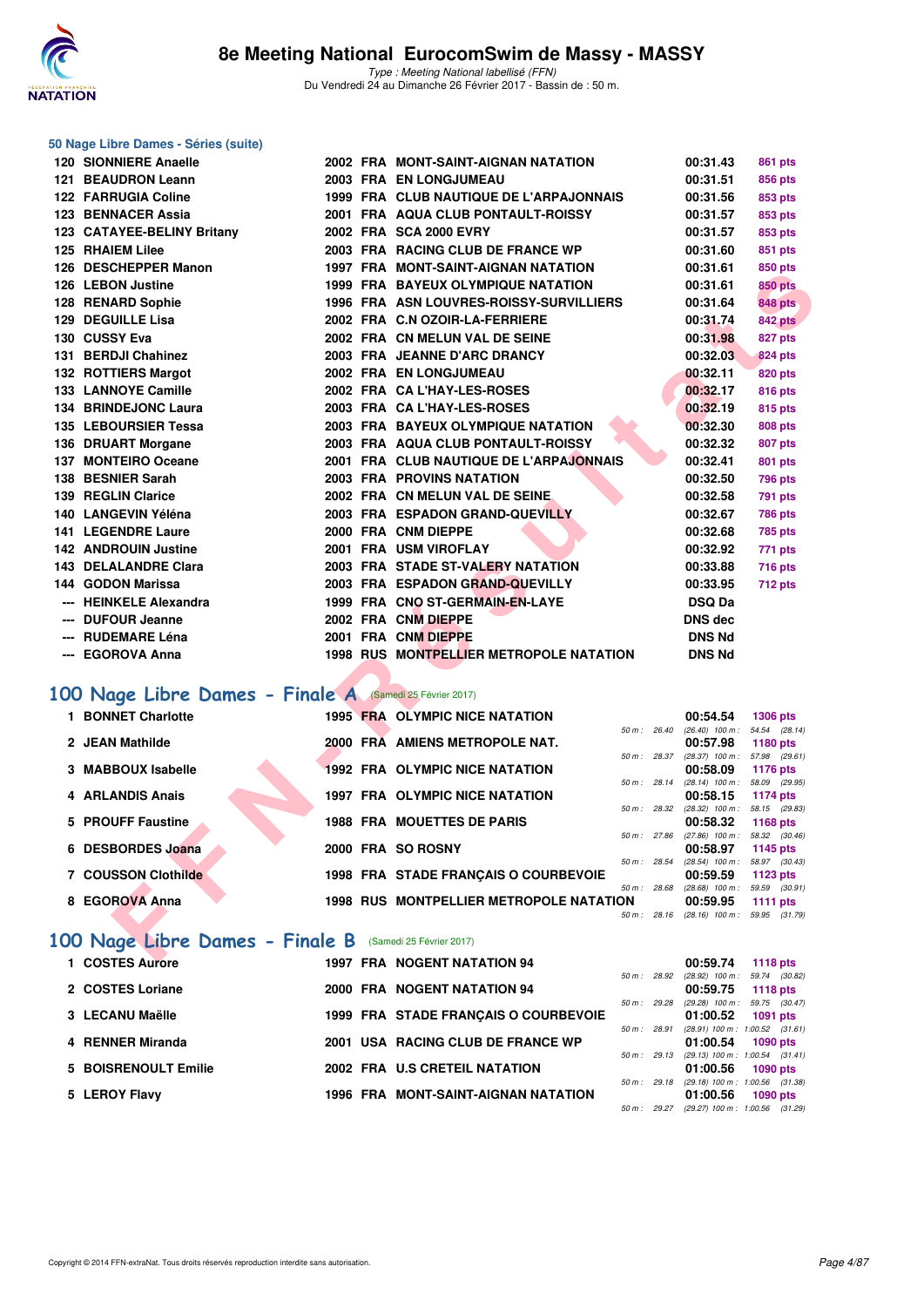## 50 Nage Libre Dames - Séries (suite)

| Rang | Nom | Année | Nat | Club | Temps | Points |
|---|---|---|---|---|---|---|
| 120 | SIONNIERE Anaelle | 2002 | FRA | MONT-SAINT-AIGNAN NATATION | 00:31.43 | 861 pts |
| 121 | BEAUDRON Leann | 2003 | FRA | EN LONGJUMEAU | 00:31.51 | 856 pts |
| 122 | FARRUGIA Coline | 1999 | FRA | CLUB NAUTIQUE DE L'ARPAJONNAIS | 00:31.56 | 853 pts |
| 123 | BENNACER Assia | 2001 | FRA | AQUA CLUB PONTAULT-ROISSY | 00:31.57 | 853 pts |
| 123 | CATAYEE-BELINY Britany | 2002 | FRA | SCA 2000 EVRY | 00:31.57 | 853 pts |
| 125 | RHAIEM Lilee | 2003 | FRA | RACING CLUB DE FRANCE WP | 00:31.60 | 851 pts |
| 126 | DESCHEPPER Manon | 1997 | FRA | MONT-SAINT-AIGNAN NATATION | 00:31.61 | 850 pts |
| 126 | LEBON Justine | 1999 | FRA | BAYEUX OLYMPIQUE NATATION | 00:31.61 | 850 pts |
| 128 | RENARD Sophie | 1996 | FRA | ASN LOUVRES-ROISSY-SURVILLIERS | 00:31.64 | 848 pts |
| 129 | DEGUILLE Lisa | 2002 | FRA | C.N OZOIR-LA-FERRIERE | 00:31.74 | 842 pts |
| 130 | CUSSY Eva | 2002 | FRA | CN MELUN VAL DE SEINE | 00:31.98 | 827 pts |
| 131 | BERDJI Chahinez | 2003 | FRA | JEANNE D'ARC DRANCY | 00:32.03 | 824 pts |
| 132 | ROTTIERS Margot | 2002 | FRA | EN LONGJUMEAU | 00:32.11 | 820 pts |
| 133 | LANNOYE Camille | 2002 | FRA | CA L'HAY-LES-ROSES | 00:32.17 | 816 pts |
| 134 | BRINDEJONC Laura | 2003 | FRA | CA L'HAY-LES-ROSES | 00:32.19 | 815 pts |
| 135 | LEBOURSIER Tessa | 2003 | FRA | BAYEUX OLYMPIQUE NATATION | 00:32.30 | 808 pts |
| 136 | DRUART Morgane | 2003 | FRA | AQUA CLUB PONTAULT-ROISSY | 00:32.32 | 807 pts |
| 137 | MONTEIRO Oceane | 2001 | FRA | CLUB NAUTIQUE DE L'ARPAJONNAIS | 00:32.41 | 801 pts |
| 138 | BESNIER Sarah | 2003 | FRA | PROVINS NATATION | 00:32.50 | 796 pts |
| 139 | REGLIN Clarice | 2002 | FRA | CN MELUN VAL DE SEINE | 00:32.58 | 791 pts |
| 140 | LANGEVIN Yéléna | 2003 | FRA | ESPADON GRAND-QUEVILLY | 00:32.67 | 786 pts |
| 141 | LEGENDRE Laure | 2000 | FRA | CNM DIEPPE | 00:32.68 | 785 pts |
| 142 | ANDROUIN Justine | 2001 | FRA | USM VIROFLAY | 00:32.92 | 771 pts |
| 143 | DELALANDRE Clara | 2003 | FRA | STADE ST-VALERY NATATION | 00:33.88 | 716 pts |
| 144 | GODON Marissa | 2003 | FRA | ESPADON GRAND-QUEVILLY | 00:33.95 | 712 pts |
| --- | HEINKELE Alexandra | 1999 | FRA | CNO ST-GERMAIN-EN-LAYE | DSQ Da | |
| --- | DUFOUR Jeanne | 2002 | FRA | CNM DIEPPE | DNS dec | |
| --- | RUDEMARE Léna | 2001 | FRA | CNM DIEPPE | DNS Nd | |
| --- | EGOROVA Anna | 1998 | RUS | MONTPELLIER METROPOLE NATATION | DNS Nd | |

## 100 Nage Libre Dames - Finale A (Samedi 25 Février 2017)

| Rang | Nom | Année | Nat | Club | Temps | Points | Intermédiaires |
|---|---|---|---|---|---|---|---|
| 1 | BONNET Charlotte | 1995 | FRA | OLYMPIC NICE NATATION | 00:54.54 | 1306 pts | 50 m : 26.40 (26.40) 100 m : 54.54 (28.14) |
| 2 | JEAN Mathilde | 2000 | FRA | AMIENS METROPOLE NAT. | 00:57.98 | 1180 pts | 50 m : 28.37 (28.37) 100 m : 57.98 (29.61) |
| 3 | MABBOUX Isabelle | 1992 | FRA | OLYMPIC NICE NATATION | 00:58.09 | 1176 pts | 50 m : 28.14 (28.14) 100 m : 58.09 (29.95) |
| 4 | ARLANDIS Anais | 1997 | FRA | OLYMPIC NICE NATATION | 00:58.15 | 1174 pts | 50 m : 28.32 (28.32) 100 m : 58.15 (29.83) |
| 5 | PROUFF Faustine | 1988 | FRA | MOUETTES DE PARIS | 00:58.32 | 1168 pts | 50 m : 27.86 (27.86) 100 m : 58.32 (30.46) |
| 6 | DESBORDES Joana | 2000 | FRA | SO ROSNY | 00:58.97 | 1145 pts | 50 m : 28.54 (28.54) 100 m : 58.97 (30.43) |
| 7 | COUSSON Clothilde | 1998 | FRA | STADE FRANÇAIS O COURBEVOIE | 00:59.59 | 1123 pts | 50 m : 28.68 (28.68) 100 m : 59.59 (30.91) |
| 8 | EGOROVA Anna | 1998 | RUS | MONTPELLIER METROPOLE NATATION | 00:59.95 | 1111 pts | 50 m : 28.16 (28.16) 100 m : 59.95 (31.79) |

## 100 Nage Libre Dames - Finale B (Samedi 25 Février 2017)

| Rang | Nom | Année | Nat | Club | Temps | Points | Intermédiaires |
|---|---|---|---|---|---|---|---|
| 1 | COSTES Aurore | 1997 | FRA | NOGENT NATATION 94 | 00:59.74 | 1118 pts | 50 m : 28.92 (28.92) 100 m : 59.74 (30.82) |
| 2 | COSTES Loriane | 2000 | FRA | NOGENT NATATION 94 | 00:59.75 | 1118 pts | 50 m : 29.28 (29.28) 100 m : 59.75 (30.47) |
| 3 | LECANU Maëlle | 1999 | FRA | STADE FRANÇAIS O COURBEVOIE | 01:00.52 | 1091 pts | 50 m : 28.91 (28.91) 100 m : 1:00.52 (31.61) |
| 4 | RENNER Miranda | 2001 | USA | RACING CLUB DE FRANCE WP | 01:00.54 | 1090 pts | 50 m : 29.13 (29.13) 100 m : 1:00.54 (31.41) |
| 5 | BOISRENOULT Emilie | 2002 | FRA | U.S CRETEIL NATATION | 01:00.56 | 1090 pts | 50 m : 29.18 (29.18) 100 m : 1:00.56 (31.38) |
| 5 | LEROY Flavy | 1996 | FRA | MONT-SAINT-AIGNAN NATATION | 01:00.56 | 1090 pts | 50 m : 29.27 (29.27) 100 m : 1:00.56 (31.29) |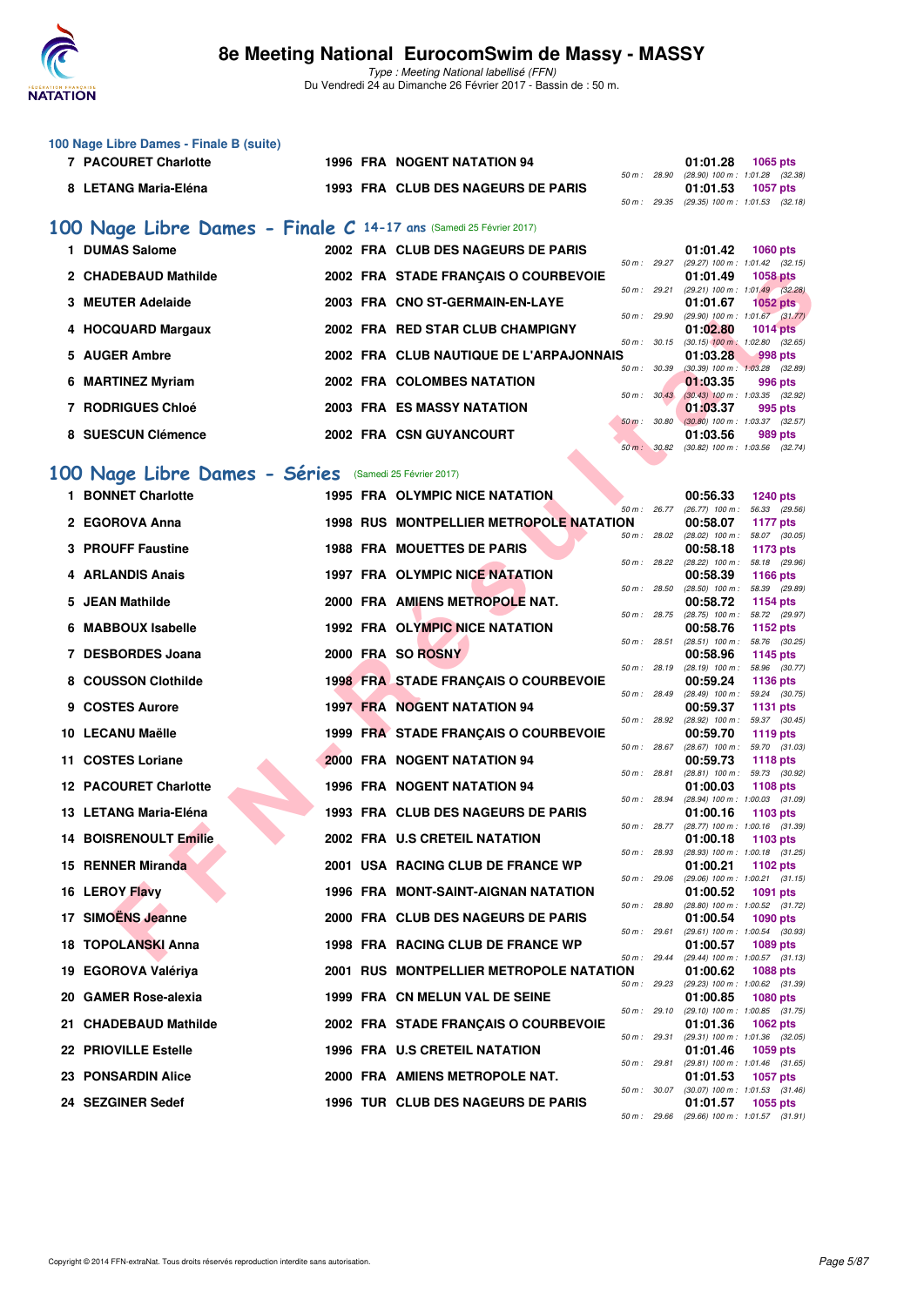# 8e Meeting National EurocomSwim de Massy - MASSY

*Type : Meeting National labellisé (FFN)*
Du Vendredi 24 au Dimanche 26 Février 2017 - Bassin de : 50 m.

### 100 Nage Libre Dames - Finale B (suite)

| Rang | Nom | Année | Nat | Club | Temps | Points | Splits |
|---|---|---|---|---|---|---|---|
| 7 | PACOURET Charlotte | 1996 | FRA | NOGENT NATATION 94 | 01:01.28 | 1065 pts | 50 m : 28.90 (28.90) 100 m : 1:01.28 (32.38) |
| 8 | LETANG Maria-Eléna | 1993 | FRA | CLUB DES NAGEURS DE PARIS | 01:01.53 | 1057 pts | 50 m : 29.35 (29.35) 100 m : 1:01.53 (32.18) |

## 100 Nage Libre Dames - Finale C 14-17 ans (Samedi 25 Février 2017)

| Rang | Nom | Année | Nat | Club | Temps | Points | Splits |
|---|---|---|---|---|---|---|---|
| 1 | DUMAS Salome | 2002 | FRA | CLUB DES NAGEURS DE PARIS | 01:01.42 | 1060 pts | 50 m : 29.27 (29.27) 100 m : 1:01.42 (32.15) |
| 2 | CHADEBAUD Mathilde | 2002 | FRA | STADE FRANÇAIS O COURBEVOIE | 01:01.49 | 1058 pts | 50 m : 29.21 (29.21) 100 m : 1:01.49 (32.28) |
| 3 | MEUTER Adelaide | 2003 | FRA | CNO ST-GERMAIN-EN-LAYE | 01:01.67 | 1052 pts | 50 m : 29.90 (29.90) 100 m : 1:01.67 (31.77) |
| 4 | HOCQUARD Margaux | 2002 | FRA | RED STAR CLUB CHAMPIGNY | 01:02.80 | 1014 pts | 50 m : 30.15 (30.15) 100 m : 1:02.80 (32.65) |
| 5 | AUGER Ambre | 2002 | FRA | CLUB NAUTIQUE DE L'ARPAJONNAIS | 01:03.28 | 998 pts | 50 m : 30.39 (30.39) 100 m : 1:03.28 (32.89) |
| 6 | MARTINEZ Myriam | 2002 | FRA | COLOMBES NATATION | 01:03.35 | 996 pts | 50 m : 30.43 (30.43) 100 m : 1:03.35 (32.92) |
| 7 | RODRIGUES Chloé | 2003 | FRA | ES MASSY NATATION | 01:03.37 | 995 pts | 50 m : 30.80 (30.80) 100 m : 1:03.37 (32.57) |
| 8 | SUESCUN Clémence | 2002 | FRA | CSN GUYANCOURT | 01:03.56 | 989 pts | 50 m : 30.82 (30.82) 100 m : 1:03.56 (32.74) |

## 100 Nage Libre Dames - Séries (Samedi 25 Février 2017)

| Rang | Nom | Année | Nat | Club | Temps | Points | Splits |
|---|---|---|---|---|---|---|---|
| 1 | BONNET Charlotte | 1995 | FRA | OLYMPIC NICE NATATION | 00:56.33 | 1240 pts | 50 m : 26.77 (26.77) 100 m : 56.33 (29.56) |
| 2 | EGOROVA Anna | 1998 | RUS | MONTPELLIER METROPOLE NATATION | 00:58.07 | 1177 pts | 50 m : 28.02 (28.02) 100 m : 58.07 (30.05) |
| 3 | PROUFF Faustine | 1988 | FRA | MOUETTES DE PARIS | 00:58.18 | 1173 pts | 50 m : 28.22 (28.22) 100 m : 58.18 (29.96) |
| 4 | ARLANDIS Anais | 1997 | FRA | OLYMPIC NICE NATATION | 00:58.39 | 1166 pts | 50 m : 28.50 (28.50) 100 m : 58.39 (29.89) |
| 5 | JEAN Mathilde | 2000 | FRA | AMIENS METROPOLE NAT. | 00:58.72 | 1154 pts | 50 m : 28.75 (28.75) 100 m : 58.72 (29.97) |
| 6 | MABBOUX Isabelle | 1992 | FRA | OLYMPIC NICE NATATION | 00:58.76 | 1152 pts | 50 m : 28.51 (28.51) 100 m : 58.76 (30.25) |
| 7 | DESBORDES Joana | 2000 | FRA | SO ROSNY | 00:58.96 | 1145 pts | 50 m : 28.19 (28.19) 100 m : 58.96 (30.77) |
| 8 | COUSSON Clothilde | 1998 | FRA | STADE FRANÇAIS O COURBEVOIE | 00:59.24 | 1136 pts | 50 m : 28.49 (28.49) 100 m : 59.24 (30.75) |
| 9 | COSTES Aurore | 1997 | FRA | NOGENT NATATION 94 | 00:59.37 | 1131 pts | 50 m : 28.92 (28.92) 100 m : 59.37 (30.45) |
| 10 | LECANU Maëlle | 1999 | FRA | STADE FRANÇAIS O COURBEVOIE | 00:59.70 | 1119 pts | 50 m : 28.67 (28.67) 100 m : 59.70 (31.03) |
| 11 | COSTES Loriane | 2000 | FRA | NOGENT NATATION 94 | 00:59.73 | 1118 pts | 50 m : 28.81 (28.81) 100 m : 59.73 (30.92) |
| 12 | PACOURET Charlotte | 1996 | FRA | NOGENT NATATION 94 | 01:00.03 | 1108 pts | 50 m : 28.94 (28.94) 100 m : 1:00.03 (31.09) |
| 13 | LETANG Maria-Eléna | 1993 | FRA | CLUB DES NAGEURS DE PARIS | 01:00.16 | 1103 pts | 50 m : 28.77 (28.77) 100 m : 1:00.16 (31.39) |
| 14 | BOISRENOULT Emilie | 2002 | FRA | U.S CRETEIL NATATION | 01:00.18 | 1103 pts | 50 m : 28.93 (28.93) 100 m : 1:00.18 (31.25) |
| 15 | RENNER Miranda | 2001 | USA | RACING CLUB DE FRANCE WP | 01:00.21 | 1102 pts | 50 m : 29.06 (29.06) 100 m : 1:00.21 (31.15) |
| 16 | LEROY Flavy | 1996 | FRA | MONT-SAINT-AIGNAN NATATION | 01:00.52 | 1091 pts | 50 m : 28.80 (28.80) 100 m : 1:00.52 (31.72) |
| 17 | SIMOËNS Jeanne | 2000 | FRA | CLUB DES NAGEURS DE PARIS | 01:00.54 | 1090 pts | 50 m : 29.61 (29.61) 100 m : 1:00.54 (30.93) |
| 18 | TOPOLANSKI Anna | 1998 | FRA | RACING CLUB DE FRANCE WP | 01:00.57 | 1089 pts | 50 m : 29.44 (29.44) 100 m : 1:00.57 (31.13) |
| 19 | EGOROVA Valériya | 2001 | RUS | MONTPELLIER METROPOLE NATATION | 01:00.62 | 1088 pts | 50 m : 29.23 (29.23) 100 m : 1:00.62 (31.39) |
| 20 | GAMER Rose-alexia | 1999 | FRA | CN MELUN VAL DE SEINE | 01:00.85 | 1080 pts | 50 m : 29.10 (29.10) 100 m : 1:00.85 (31.75) |
| 21 | CHADEBAUD Mathilde | 2002 | FRA | STADE FRANÇAIS O COURBEVOIE | 01:01.36 | 1062 pts | 50 m : 29.31 (29.31) 100 m : 1:01.36 (32.05) |
| 22 | PRIOVILLE Estelle | 1996 | FRA | U.S CRETEIL NATATION | 01:01.46 | 1059 pts | 50 m : 29.81 (29.81) 100 m : 1:01.46 (31.65) |
| 23 | PONSARDIN Alice | 2000 | FRA | AMIENS METROPOLE NAT. | 01:01.53 | 1057 pts | 50 m : 30.07 (30.07) 100 m : 1:01.53 (31.46) |
| 24 | SEZGINER Sedef | 1996 | TUR | CLUB DES NAGEURS DE PARIS | 01:01.57 | 1055 pts | 50 m : 29.66 (29.66) 100 m : 1:01.57 (31.91) |

Copyright © 2014 FFN-extraNat. Tous droits réservés reproduction interdite sans autorisation.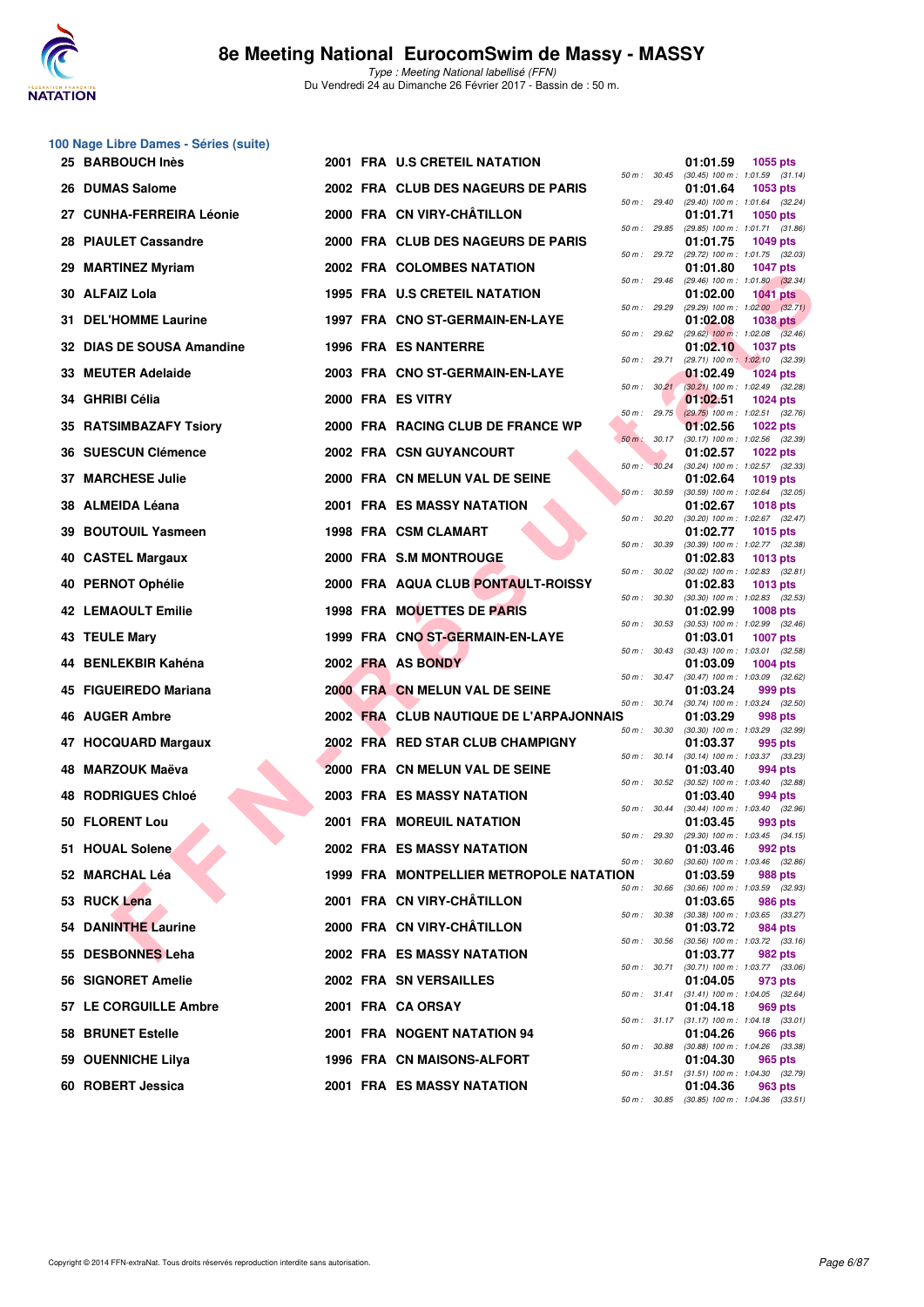# 8e Meeting National EurocomSwim de Massy - MASSY

*Type : Meeting National labellisé (FFN)*
Du Vendredi 24 au Dimanche 26 Février 2017 - Bassin de : 50 m.

## 100 Nage Libre Dames - Séries (suite)

| Pl. | Nom | Année | Nat. | Club | Temps | Points | Splits |
|---|---|---|---|---|---|---|---|
| 25 | BARBOUCH Inès | 2001 | FRA | U.S CRETEIL NATATION | 01:01.59 | 1055 pts | 50 m : 30.45 (30.45) 100 m : 1:01.59 (31.14) |
| 26 | DUMAS Salome | 2002 | FRA | CLUB DES NAGEURS DE PARIS | 01:01.64 | 1053 pts | 50 m : 29.40 (29.40) 100 m : 1:01.64 (32.24) |
| 27 | CUNHA-FERREIRA Léonie | 2000 | FRA | CN VIRY-CHÂTILLON | 01:01.71 | 1050 pts | 50 m : 29.85 (29.85) 100 m : 1:01.71 (31.86) |
| 28 | PIAULET Cassandre | 2000 | FRA | CLUB DES NAGEURS DE PARIS | 01:01.75 | 1049 pts | 50 m : 29.72 (29.72) 100 m : 1:01.75 (32.03) |
| 29 | MARTINEZ Myriam | 2002 | FRA | COLOMBES NATATION | 01:01.80 | 1047 pts | 50 m : 29.46 (29.46) 100 m : 1:01.80 (32.34) |
| 30 | ALFAIZ Lola | 1995 | FRA | U.S CRETEIL NATATION | 01:02.00 | 1041 pts | 50 m : 29.29 (29.29) 100 m : 1:02.00 (32.71) |
| 31 | DEL'HOMME Laurine | 1997 | FRA | CNO ST-GERMAIN-EN-LAYE | 01:02.08 | 1038 pts | 50 m : 29.62 (29.62) 100 m : 1:02.08 (32.46) |
| 32 | DIAS DE SOUSA Amandine | 1996 | FRA | ES NANTERRE | 01:02.10 | 1037 pts | 50 m : 29.71 (29.71) 100 m : 1:02.10 (32.39) |
| 33 | MEUTER Adelaide | 2003 | FRA | CNO ST-GERMAIN-EN-LAYE | 01:02.49 | 1024 pts | 50 m : 30.21 (30.21) 100 m : 1:02.49 (32.28) |
| 34 | GHRIBI Célia | 2000 | FRA | ES VITRY | 01:02.51 | 1024 pts | 50 m : 29.75 (29.75) 100 m : 1:02.51 (32.76) |
| 35 | RATSIMBAZAFY Tsiory | 2000 | FRA | RACING CLUB DE FRANCE WP | 01:02.56 | 1022 pts | 50 m : 30.17 (30.17) 100 m : 1:02.56 (32.39) |
| 36 | SUESCUN Clémence | 2002 | FRA | CSN GUYANCOURT | 01:02.57 | 1022 pts | 50 m : 30.24 (30.24) 100 m : 1:02.57 (32.33) |
| 37 | MARCHESE Julie | 2000 | FRA | CN MELUN VAL DE SEINE | 01:02.64 | 1019 pts | 50 m : 30.59 (30.59) 100 m : 1:02.64 (32.05) |
| 38 | ALMEIDA Léana | 2001 | FRA | ES MASSY NATATION | 01:02.67 | 1018 pts | 50 m : 30.20 (30.20) 100 m : 1:02.67 (32.47) |
| 39 | BOUTOUIL Yasmeen | 1998 | FRA | CSM CLAMART | 01:02.77 | 1015 pts | 50 m : 30.39 (30.39) 100 m : 1:02.77 (32.38) |
| 40 | CASTEL Margaux | 2000 | FRA | S.M MONTROUGE | 01:02.83 | 1013 pts | 50 m : 30.02 (30.02) 100 m : 1:02.83 (32.81) |
| 40 | PERNOT Ophélie | 2000 | FRA | AQUA CLUB PONTAULT-ROISSY | 01:02.83 | 1013 pts | 50 m : 30.30 (30.30) 100 m : 1:02.83 (32.53) |
| 42 | LEMAOULT Emilie | 1998 | FRA | MOUETTES DE PARIS | 01:02.99 | 1008 pts | 50 m : 30.53 (30.53) 100 m : 1:02.99 (32.46) |
| 43 | TEULE Mary | 1999 | FRA | CNO ST-GERMAIN-EN-LAYE | 01:03.01 | 1007 pts | 50 m : 30.43 (30.43) 100 m : 1:03.01 (32.58) |
| 44 | BENLEKBIR Kahéna | 2002 | FRA | AS BONDY | 01:03.09 | 1004 pts | 50 m : 30.47 (30.47) 100 m : 1:03.09 (32.62) |
| 45 | FIGUEIREDO Mariana | 2000 | FRA | CN MELUN VAL DE SEINE | 01:03.24 | 999 pts | 50 m : 30.74 (30.74) 100 m : 1:03.24 (32.50) |
| 46 | AUGER Ambre | 2002 | FRA | CLUB NAUTIQUE DE L'ARPAJONNAIS | 01:03.29 | 998 pts | 50 m : 30.30 (30.30) 100 m : 1:03.29 (32.99) |
| 47 | HOCQUARD Margaux | 2002 | FRA | RED STAR CLUB CHAMPIGNY | 01:03.37 | 995 pts | 50 m : 30.14 (30.14) 100 m : 1:03.37 (33.23) |
| 48 | MARZOUK Maëva | 2000 | FRA | CN MELUN VAL DE SEINE | 01:03.40 | 994 pts | 50 m : 30.52 (30.52) 100 m : 1:03.40 (32.88) |
| 48 | RODRIGUES Chloé | 2003 | FRA | ES MASSY NATATION | 01:03.40 | 994 pts | 50 m : 30.44 (30.44) 100 m : 1:03.40 (32.96) |
| 50 | FLORENT Lou | 2001 | FRA | MOREUIL NATATION | 01:03.45 | 993 pts | 50 m : 29.30 (29.30) 100 m : 1:03.45 (34.15) |
| 51 | HOUAL Solene | 2002 | FRA | ES MASSY NATATION | 01:03.46 | 992 pts | 50 m : 30.60 (30.60) 100 m : 1:03.46 (32.86) |
| 52 | MARCHAL Léa | 1999 | FRA | MONTPELLIER METROPOLE NATATION | 01:03.59 | 988 pts | 50 m : 30.66 (30.66) 100 m : 1:03.59 (32.93) |
| 53 | RUCK Lena | 2001 | FRA | CN VIRY-CHÂTILLON | 01:03.65 | 986 pts | 50 m : 30.38 (30.38) 100 m : 1:03.65 (33.27) |
| 54 | DANINTHE Laurine | 2000 | FRA | CN VIRY-CHÂTILLON | 01:03.72 | 984 pts | 50 m : 30.56 (30.56) 100 m : 1:03.72 (33.16) |
| 55 | DESBONNES Leha | 2002 | FRA | ES MASSY NATATION | 01:03.77 | 982 pts | 50 m : 30.71 (30.71) 100 m : 1:03.77 (33.06) |
| 56 | SIGNORET Amelie | 2002 | FRA | SN VERSAILLES | 01:04.05 | 973 pts | 50 m : 31.41 (31.41) 100 m : 1:04.05 (32.64) |
| 57 | LE CORGUILLE Ambre | 2001 | FRA | CA ORSAY | 01:04.18 | 969 pts | 50 m : 31.17 (31.17) 100 m : 1:04.18 (33.01) |
| 58 | BRUNET Estelle | 2001 | FRA | NOGENT NATATION 94 | 01:04.26 | 966 pts | 50 m : 30.88 (30.88) 100 m : 1:04.26 (33.38) |
| 59 | OUENNICHE Lilya | 1996 | FRA | CN MAISONS-ALFORT | 01:04.30 | 965 pts | 50 m : 31.51 (31.51) 100 m : 1:04.30 (32.79) |
| 60 | ROBERT Jessica | 2001 | FRA | ES MASSY NATATION | 01:04.36 | 963 pts | 50 m : 30.85 (30.85) 100 m : 1:04.36 (33.51) |

Copyright © 2014 FFN-extraNat. Tous droits réservés reproduction interdite sans autorisation.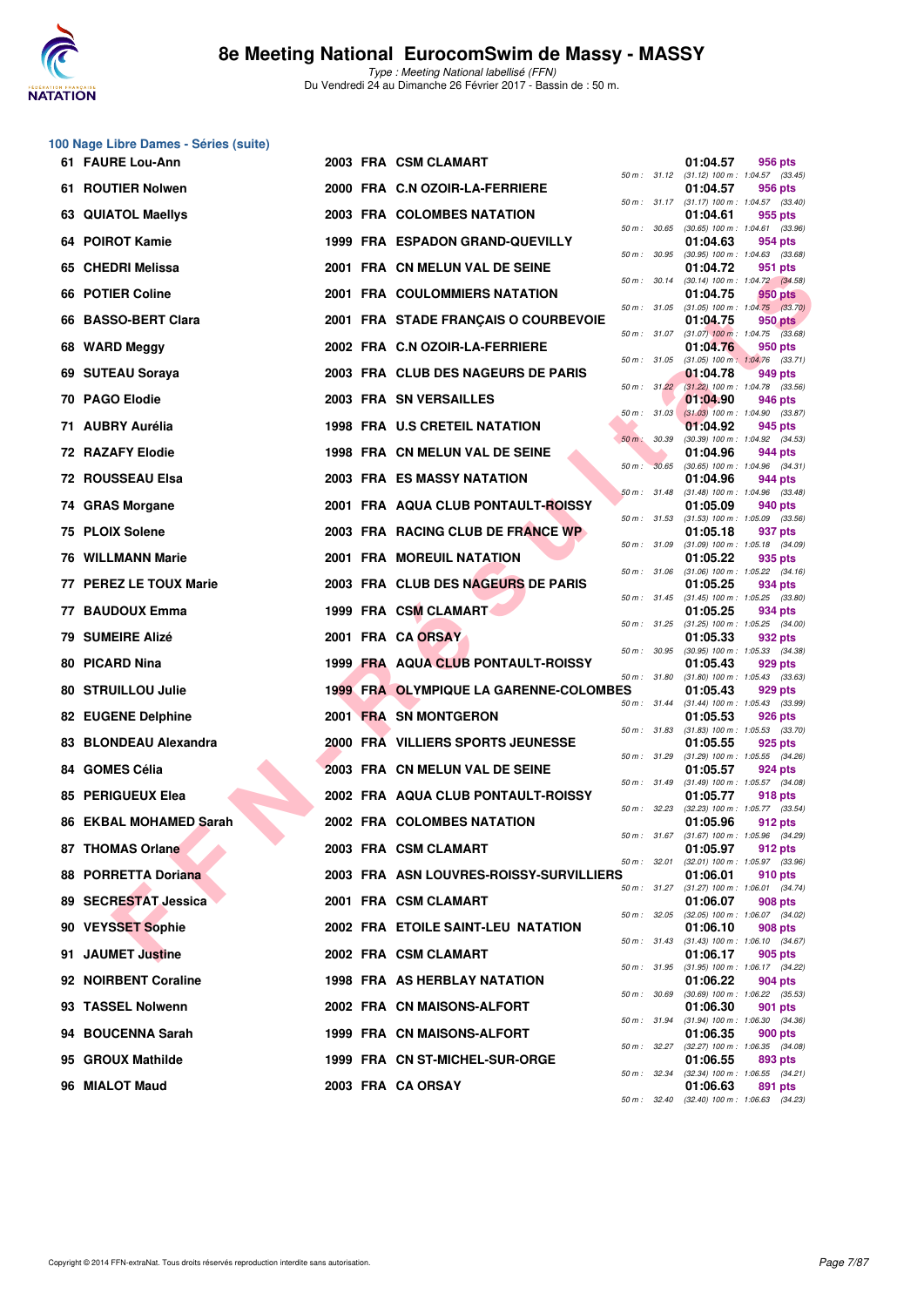## 100 Nage Libre Dames - Séries (suite)

| Rang | Nom | Année | Nat | Club | Temps | Points | Splits |
|---|---|---|---|---|---|---|---|
| 61 | FAURE Lou-Ann | 2003 | FRA | CSM CLAMART | 01:04.57 | 956 pts | 50 m : 31.12 (31.12) 100 m : 1:04.57 (33.45) |
| 61 | ROUTIER Nolwen | 2000 | FRA | C.N OZOIR-LA-FERRIERE | 01:04.57 | 956 pts | 50 m : 31.17 (31.17) 100 m : 1:04.57 (33.40) |
| 63 | QUIATOL Maellys | 2003 | FRA | COLOMBES NATATION | 01:04.61 | 955 pts | 50 m : 30.65 (30.65) 100 m : 1:04.61 (33.96) |
| 64 | POIROT Kamie | 1999 | FRA | ESPADON GRAND-QUEVILLY | 01:04.63 | 954 pts | 50 m : 30.95 (30.95) 100 m : 1:04.63 (33.68) |
| 65 | CHEDRI Melissa | 2001 | FRA | CN MELUN VAL DE SEINE | 01:04.72 | 951 pts | 50 m : 30.14 (30.14) 100 m : 1:04.72 (34.58) |
| 66 | POTIER Coline | 2001 | FRA | COULOMMIERS NATATION | 01:04.75 | 950 pts | 50 m : 31.05 (31.05) 100 m : 1:04.75 (33.70) |
| 66 | BASSO-BERT Clara | 2001 | FRA | STADE FRANÇAIS O COURBEVOIE | 01:04.75 | 950 pts | 50 m : 31.07 (31.07) 100 m : 1:04.75 (33.68) |
| 68 | WARD Meggy | 2002 | FRA | C.N OZOIR-LA-FERRIERE | 01:04.76 | 950 pts | 50 m : 31.05 (31.05) 100 m : 1:04.76 (33.71) |
| 69 | SUTEAU Soraya | 2003 | FRA | CLUB DES NAGEURS DE PARIS | 01:04.78 | 949 pts | 50 m : 31.22 (31.22) 100 m : 1:04.78 (33.56) |
| 70 | PAGO Elodie | 2003 | FRA | SN VERSAILLES | 01:04.90 | 946 pts | 50 m : 31.03 (31.03) 100 m : 1:04.90 (33.87) |
| 71 | AUBRY Aurélia | 1998 | FRA | U.S CRETEIL NATATION | 01:04.92 | 945 pts | 50 m : 30.39 (30.39) 100 m : 1:04.92 (34.53) |
| 72 | RAZAFY Elodie | 1998 | FRA | CN MELUN VAL DE SEINE | 01:04.96 | 944 pts | 50 m : 30.65 (30.65) 100 m : 1:04.96 (34.31) |
| 72 | ROUSSEAU Elsa | 2003 | FRA | ES MASSY NATATION | 01:04.96 | 944 pts | 50 m : 31.48 (31.48) 100 m : 1:04.96 (33.48) |
| 74 | GRAS Morgane | 2001 | FRA | AQUA CLUB PONTAULT-ROISSY | 01:05.09 | 940 pts | 50 m : 31.53 (31.53) 100 m : 1:05.09 (33.56) |
| 75 | PLOIX Solene | 2003 | FRA | RACING CLUB DE FRANCE WP | 01:05.18 | 937 pts | 50 m : 31.09 (31.09) 100 m : 1:05.18 (34.09) |
| 76 | WILLMANN Marie | 2001 | FRA | MOREUIL NATATION | 01:05.22 | 935 pts | 50 m : 31.06 (31.06) 100 m : 1:05.22 (34.16) |
| 77 | PEREZ LE TOUX Marie | 2003 | FRA | CLUB DES NAGEURS DE PARIS | 01:05.25 | 934 pts | 50 m : 31.45 (31.45) 100 m : 1:05.25 (33.80) |
| 77 | BAUDOUX Emma | 1999 | FRA | CSM CLAMART | 01:05.25 | 934 pts | 50 m : 31.25 (31.25) 100 m : 1:05.25 (34.00) |
| 79 | SUMEIRE Alizé | 2001 | FRA | CA ORSAY | 01:05.33 | 932 pts | 50 m : 30.95 (30.95) 100 m : 1:05.33 (34.38) |
| 80 | PICARD Nina | 1999 | FRA | AQUA CLUB PONTAULT-ROISSY | 01:05.43 | 929 pts | 50 m : 31.80 (31.80) 100 m : 1:05.43 (33.63) |
| 80 | STRUILLOU Julie | 1999 | FRA | OLYMPIQUE LA GARENNE-COLOMBES | 01:05.43 | 929 pts | 50 m : 31.44 (31.44) 100 m : 1:05.43 (33.99) |
| 82 | EUGENE Delphine | 2001 | FRA | SN MONTGERON | 01:05.53 | 926 pts | 50 m : 31.83 (31.83) 100 m : 1:05.53 (33.70) |
| 83 | BLONDEAU Alexandra | 2000 | FRA | VILLIERS SPORTS JEUNESSE | 01:05.55 | 925 pts | 50 m : 31.29 (31.29) 100 m : 1:05.55 (34.26) |
| 84 | GOMES Célia | 2003 | FRA | CN MELUN VAL DE SEINE | 01:05.57 | 924 pts | 50 m : 31.49 (31.49) 100 m : 1:05.57 (34.08) |
| 85 | PERIGUEUX Elea | 2002 | FRA | AQUA CLUB PONTAULT-ROISSY | 01:05.77 | 918 pts | 50 m : 32.23 (32.23) 100 m : 1:05.77 (33.54) |
| 86 | EKBAL MOHAMED Sarah | 2002 | FRA | COLOMBES NATATION | 01:05.96 | 912 pts | 50 m : 31.67 (31.67) 100 m : 1:05.96 (34.29) |
| 87 | THOMAS Orlane | 2003 | FRA | CSM CLAMART | 01:05.97 | 912 pts | 50 m : 32.01 (32.01) 100 m : 1:05.97 (33.96) |
| 88 | PORRETTA Doriana | 2003 | FRA | ASN LOUVRES-ROISSY-SURVILLIERS | 01:06.01 | 910 pts | 50 m : 31.27 (31.27) 100 m : 1:06.01 (34.74) |
| 89 | SECRESTAT Jessica | 2001 | FRA | CSM CLAMART | 01:06.07 | 908 pts | 50 m : 32.05 (32.05) 100 m : 1:06.07 (34.02) |
| 90 | VEYSSET Sophie | 2002 | FRA | ETOILE SAINT-LEU NATATION | 01:06.10 | 908 pts | 50 m : 31.43 (31.43) 100 m : 1:06.10 (34.67) |
| 91 | JAUMET Justine | 2002 | FRA | CSM CLAMART | 01:06.17 | 905 pts | 50 m : 31.95 (31.95) 100 m : 1:06.17 (34.22) |
| 92 | NOIRBENT Coraline | 1998 | FRA | AS HERBLAY NATATION | 01:06.22 | 904 pts | 50 m : 30.69 (30.69) 100 m : 1:06.22 (35.53) |
| 93 | TASSEL Nolwenn | 2002 | FRA | CN MAISONS-ALFORT | 01:06.30 | 901 pts | 50 m : 31.94 (31.94) 100 m : 1:06.30 (34.36) |
| 94 | BOUCENNA Sarah | 1999 | FRA | CN MAISONS-ALFORT | 01:06.35 | 900 pts | 50 m : 32.27 (32.27) 100 m : 1:06.35 (34.08) |
| 95 | GROUX Mathilde | 1999 | FRA | CN ST-MICHEL-SUR-ORGE | 01:06.55 | 893 pts | 50 m : 32.34 (32.34) 100 m : 1:06.55 (34.21) |
| 96 | MIALOT Maud | 2003 | FRA | CA ORSAY | 01:06.63 | 891 pts | 50 m : 32.40 (32.40) 100 m : 1:06.63 (34.23) |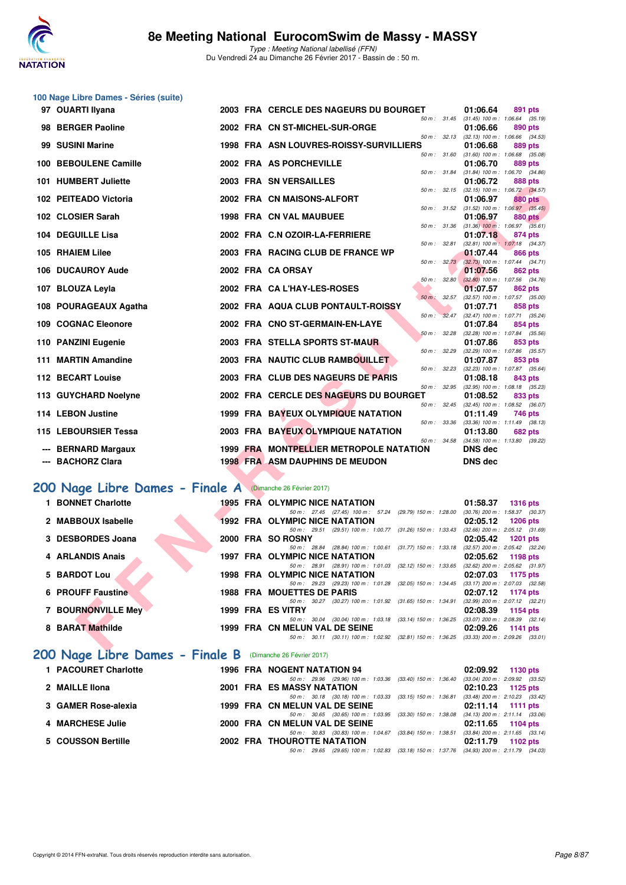# 8e Meeting National EurocomSwim de Massy - MASSY

*Type : Meeting National labellisé (FFN)*
Du Vendredi 24 au Dimanche 26 Février 2017 - Bassin de : 50 m.

## 100 Nage Libre Dames - Séries (suite)

| Rang | Nom | Année | Nat. | Club | Temps | Points | Splits |
|---|---|---|---|---|---|---|---|
| 97 | OUARTI Ilyana | 2003 | FRA | CERCLE DES NAGEURS DU BOURGET | 01:06.64 | 891 pts | 50 m : 31.45 (31.45) 100 m : 1:06.64 (35.19) |
| 98 | BERGER Paoline | 2002 | FRA | CN ST-MICHEL-SUR-ORGE | 01:06.66 | 890 pts | 50 m : 32.13 (32.13) 100 m : 1:06.66 (34.53) |
| 99 | SUSINI Marine | 1998 | FRA | ASN LOUVRES-ROISSY-SURVILLIERS | 01:06.68 | 889 pts | 50 m : 31.60 (31.60) 100 m : 1:06.68 (35.08) |
| 100 | BEBOULENE Camille | 2002 | FRA | AS PORCHEVILLE | 01:06.70 | 889 pts | 50 m : 31.84 (31.84) 100 m : 1:06.70 (34.86) |
| 101 | HUMBERT Juliette | 2003 | FRA | SN VERSAILLES | 01:06.72 | 888 pts | 50 m : 32.15 (32.15) 100 m : 1:06.72 (34.57) |
| 102 | PEITEADO Victoria | 2002 | FRA | CN MAISONS-ALFORT | 01:06.97 | 880 pts | 50 m : 31.52 (31.52) 100 m : 1:06.97 (35.45) |
| 102 | CLOSIER Sarah | 1998 | FRA | CN VAL MAUBUEE | 01:06.97 | 880 pts | 50 m : 31.36 (31.36) 100 m : 1:06.97 (35.61) |
| 104 | DEGUILLE Lisa | 2002 | FRA | C.N OZOIR-LA-FERRIERE | 01:07.18 | 874 pts | 50 m : 32.81 (32.81) 100 m : 1:07.18 (34.37) |
| 105 | RHAIEM Lilee | 2003 | FRA | RACING CLUB DE FRANCE WP | 01:07.44 | 866 pts | 50 m : 32.73 (32.73) 100 m : 1:07.44 (34.71) |
| 106 | DUCAUROY Aude | 2002 | FRA | CA ORSAY | 01:07.56 | 862 pts | 50 m : 32.80 (32.80) 100 m : 1:07.56 (34.76) |
| 107 | BLOUZA Leyla | 2002 | FRA | CA L'HAY-LES-ROSES | 01:07.57 | 862 pts | 50 m : 32.57 (32.57) 100 m : 1:07.57 (35.00) |
| 108 | POURAGEAUX Agatha | 2002 | FRA | AQUA CLUB PONTAULT-ROISSY | 01:07.71 | 858 pts | 50 m : 32.47 (32.47) 100 m : 1:07.71 (35.24) |
| 109 | COGNAC Eleonore | 2002 | FRA | CNO ST-GERMAIN-EN-LAYE | 01:07.84 | 854 pts | 50 m : 32.28 (32.28) 100 m : 1:07.84 (35.56) |
| 110 | PANZINI Eugenie | 2003 | FRA | STELLA SPORTS ST-MAUR | 01:07.86 | 853 pts | 50 m : 32.29 (32.29) 100 m : 1:07.86 (35.57) |
| 111 | MARTIN Amandine | 2003 | FRA | NAUTIC CLUB RAMBOUILLET | 01:07.87 | 853 pts | 50 m : 32.23 (32.23) 100 m : 1:07.87 (35.64) |
| 112 | BECART Louise | 2003 | FRA | CLUB DES NAGEURS DE PARIS | 01:08.18 | 843 pts | 50 m : 32.95 (32.95) 100 m : 1:08.18 (35.23) |
| 113 | GUYCHARD Noelyne | 2002 | FRA | CERCLE DES NAGEURS DU BOURGET | 01:08.52 | 833 pts | 50 m : 32.45 (32.45) 100 m : 1:08.52 (36.07) |
| 114 | LEBON Justine | 1999 | FRA | BAYEUX OLYMPIQUE NATATION | 01:11.49 | 746 pts | 50 m : 33.36 (33.36) 100 m : 1:11.49 (38.13) |
| 115 | LEBOURSIER Tessa | 2003 | FRA | BAYEUX OLYMPIQUE NATATION | 01:13.80 | 682 pts | 50 m : 34.58 (34.58) 100 m : 1:13.80 (39.22) |
| --- | BERNARD Margaux | 1999 | FRA | MONTPELLIER METROPOLE NATATION | DNS dec | | |
| --- | BACHORZ Clara | 1998 | FRA | ASM DAUPHINS DE MEUDON | DNS dec | | |

## 200 Nage Libre Dames - Finale A (Dimanche 26 Février 2017)

| Rang | Nom | Année | Nat. | Club | Temps | Points | Splits |
|---|---|---|---|---|---|---|---|
| 1 | BONNET Charlotte | 1995 | FRA | OLYMPIC NICE NATATION | 01:58.37 | 1316 pts | 50 m : 27.45 (27.45) 100 m : 57.24 (29.79) 150 m : 1:28.00 (30.76) 200 m : 1:58.37 (30.37) |
| 2 | MABBOUX Isabelle | 1992 | FRA | OLYMPIC NICE NATATION | 02:05.12 | 1206 pts | 50 m : 29.51 (29.51) 100 m : 1:00.77 (31.26) 150 m : 1:33.43 (32.66) 200 m : 2:05.12 (31.69) |
| 3 | DESBORDES Joana | 2000 | FRA | SO ROSNY | 02:05.42 | 1201 pts | 50 m : 28.84 (28.84) 100 m : 1:00.61 (31.77) 150 m : 1:33.18 (32.57) 200 m : 2:05.42 (32.24) |
| 4 | ARLANDIS Anais | 1997 | FRA | OLYMPIC NICE NATATION | 02:05.62 | 1198 pts | 50 m : 28.91 (28.91) 100 m : 1:01.03 (32.12) 150 m : 1:33.65 (32.62) 200 m : 2:05.62 (31.97) |
| 5 | BARDOT Lou | 1998 | FRA | OLYMPIC NICE NATATION | 02:07.03 | 1175 pts | 50 m : 29.23 (29.23) 100 m : 1:01.28 (32.05) 150 m : 1:34.45 (33.17) 200 m : 2:07.03 (32.58) |
| 6 | PROUFF Faustine | 1988 | FRA | MOUETTES DE PARIS | 02:07.12 | 1174 pts | 50 m : 30.27 (30.27) 100 m : 1:01.92 (31.65) 150 m : 1:34.91 (32.99) 200 m : 2:07.12 (32.21) |
| 7 | BOURNONVILLE Mey | 1999 | FRA | ES VITRY | 02:08.39 | 1154 pts | 50 m : 30.04 (30.04) 100 m : 1:03.18 (33.14) 150 m : 1:36.25 (33.07) 200 m : 2:08.39 (32.14) |
| 8 | BARAT Mathilde | 1999 | FRA | CN MELUN VAL DE SEINE | 02:09.26 | 1141 pts | 50 m : 30.11 (30.11) 100 m : 1:02.92 (32.81) 150 m : 1:36.25 (33.33) 200 m : 2:09.26 (33.01) |

## 200 Nage Libre Dames - Finale B (Dimanche 26 Février 2017)

| Rang | Nom | Année | Nat. | Club | Temps | Points | Splits |
|---|---|---|---|---|---|---|---|
| 1 | PACOURET Charlotte | 1996 | FRA | NOGENT NATATION 94 | 02:09.92 | 1130 pts | 50 m : 29.96 (29.96) 100 m : 1:03.36 (33.40) 150 m : 1:36.40 (33.04) 200 m : 2:09.92 (33.52) |
| 2 | MAILLE Ilona | 2001 | FRA | ES MASSY NATATION | 02:10.23 | 1125 pts | 50 m : 30.18 (30.18) 100 m : 1:03.33 (33.15) 150 m : 1:36.81 (33.48) 200 m : 2:10.23 (33.42) |
| 3 | GAMER Rose-alexia | 1999 | FRA | CN MELUN VAL DE SEINE | 02:11.14 | 1111 pts | 50 m : 30.65 (30.65) 100 m : 1:03.95 (33.30) 150 m : 1:38.08 (34.13) 200 m : 2:11.14 (33.06) |
| 4 | MARCHESE Julie | 2000 | FRA | CN MELUN VAL DE SEINE | 02:11.65 | 1104 pts | 50 m : 30.83 (30.83) 100 m : 1:04.67 (33.84) 150 m : 1:38.51 (33.84) 200 m : 2:11.65 (33.14) |
| 5 | COUSSON Bertille | 2002 | FRA | THOUROTTE NATATION | 02:11.79 | 1102 pts | 50 m : 29.65 (29.65) 100 m : 1:02.83 (33.18) 150 m : 1:37.76 (34.93) 200 m : 2:11.79 (34.03) |

Copyright © 2014 FFN-extraNat. Tous droits réservés reproduction interdite sans autorisation.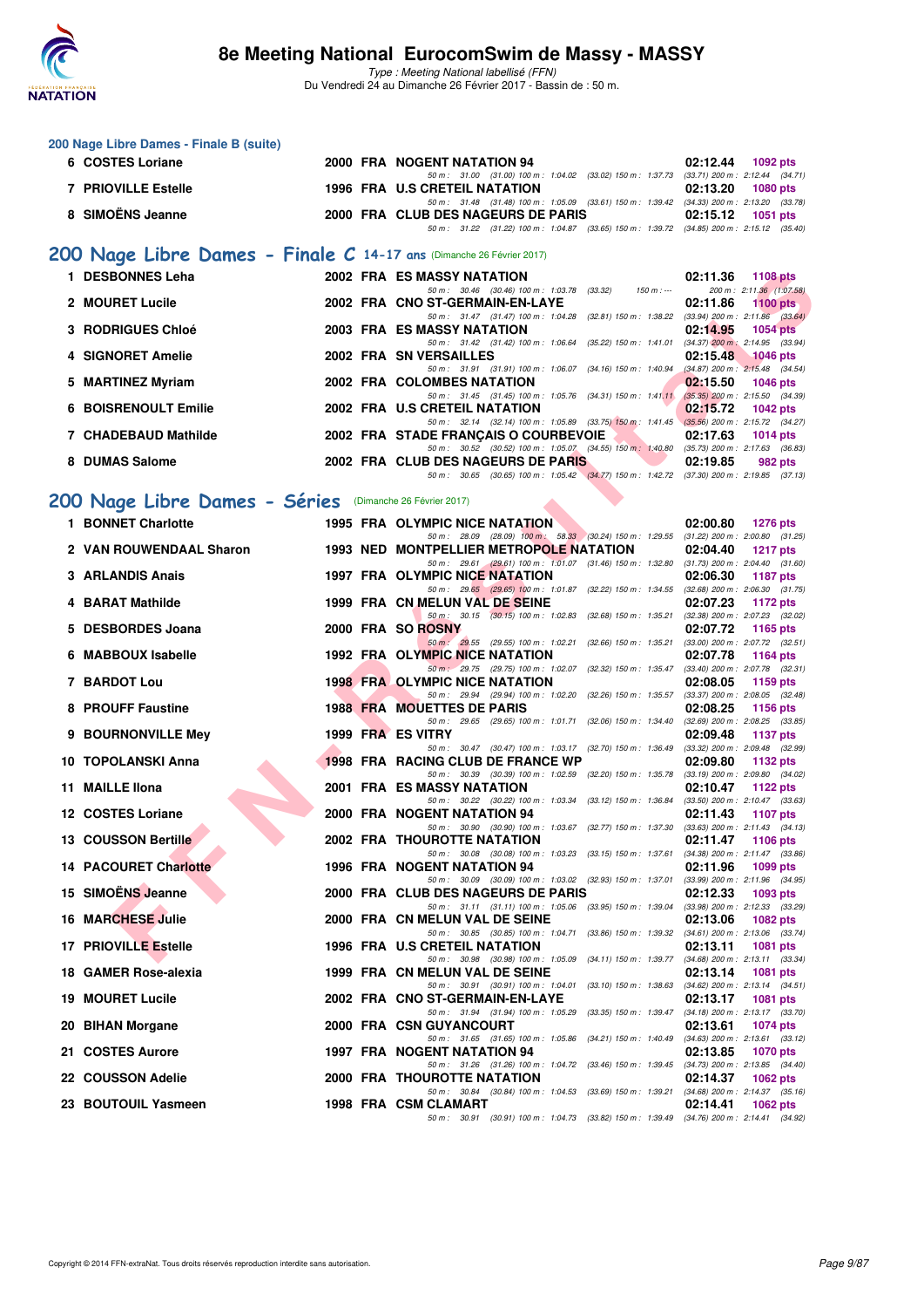### 200 Nage Libre Dames - Finale B (suite)

| Place | Nom | Année | Nat | Club | Temps | Points |
|---|---|---|---|---|---|---|
| 6 | COSTES Loriane | 2000 | FRA | NOGENT NATATION 94 | 02:12.44 | 1092 pts |
| | 50 m : 31.00 (31.00) 100 m : 1:04.02 (33.02) 150 m : 1:37.73 (33.71) 200 m : 2:12.44 (34.71) | | | | | |
| 7 | PRIOVILLE Estelle | 1996 | FRA | U.S CRETEIL NATATION | 02:13.20 | 1080 pts |
| | 50 m : 31.48 (31.48) 100 m : 1:05.09 (33.61) 150 m : 1:39.42 (34.33) 200 m : 2:13.20 (33.78) | | | | | |
| 8 | SIMOËNS Jeanne | 2000 | FRA | CLUB DES NAGEURS DE PARIS | 02:15.12 | 1051 pts |
| | 50 m : 31.22 (31.22) 100 m : 1:04.87 (33.65) 150 m : 1:39.72 (34.85) 200 m : 2:15.12 (35.40) | | | | | |

## 200 Nage Libre Dames - Finale C 14-17 ans (Dimanche 26 Février 2017)

| Place | Nom | Année | Nat | Club | Temps | Points |
|---|---|---|---|---|---|---|
| 1 | DESBONNES Leha | 2002 | FRA | ES MASSY NATATION | 02:11.36 | 1108 pts |
| | 50 m : 30.46 (30.46) 100 m : 1:03.78 (33.32) 150 m : --- 200 m : 2:11.36 (1:07.58) | | | | | |
| 2 | MOURET Lucile | 2002 | FRA | CNO ST-GERMAIN-EN-LAYE | 02:11.86 | 1100 pts |
| | 50 m : 31.47 (31.47) 100 m : 1:04.28 (32.81) 150 m : 1:38.22 (33.94) 200 m : 2:11.86 (33.64) | | | | | |
| 3 | RODRIGUES Chloé | 2003 | FRA | ES MASSY NATATION | 02:14.95 | 1054 pts |
| | 50 m : 31.42 (31.42) 100 m : 1:06.64 (35.22) 150 m : 1:41.01 (34.37) 200 m : 2:14.95 (33.94) | | | | | |
| 4 | SIGNORET Amelie | 2002 | FRA | SN VERSAILLES | 02:15.48 | 1046 pts |
| | 50 m : 31.91 (31.91) 100 m : 1:06.07 (34.16) 150 m : 1:40.94 (34.87) 200 m : 2:15.48 (34.54) | | | | | |
| 5 | MARTINEZ Myriam | 2002 | FRA | COLOMBES NATATION | 02:15.50 | 1046 pts |
| | 50 m : 31.45 (31.45) 100 m : 1:05.76 (34.31) 150 m : 1:41.11 (35.35) 200 m : 2:15.50 (34.39) | | | | | |
| 6 | BOISRENOULT Emilie | 2002 | FRA | U.S CRETEIL NATATION | 02:15.72 | 1042 pts |
| | 50 m : 32.14 (32.14) 100 m : 1:05.89 (33.75) 150 m : 1:41.45 (35.56) 200 m : 2:15.72 (34.27) | | | | | |
| 7 | CHADEBAUD Mathilde | 2002 | FRA | STADE FRANÇAIS O COURBEVOIE | 02:17.63 | 1014 pts |
| | 50 m : 30.52 (30.52) 100 m : 1:05.07 (34.55) 150 m : 1:40.80 (35.73) 200 m : 2:17.63 (36.83) | | | | | |
| 8 | DUMAS Salome | 2002 | FRA | CLUB DES NAGEURS DE PARIS | 02:19.85 | 982 pts |
| | 50 m : 30.65 (30.65) 100 m : 1:05.42 (34.77) 150 m : 1:42.72 (37.30) 200 m : 2:19.85 (37.13) | | | | | |

## 200 Nage Libre Dames - Séries (Dimanche 26 Février 2017)

| Place | Nom | Année | Nat | Club | Temps | Points |
|---|---|---|---|---|---|---|
| 1 | BONNET Charlotte | 1995 | FRA | OLYMPIC NICE NATATION | 02:00.80 | 1276 pts |
| | 50 m : 28.09 (28.09) 100 m : 58.33 (30.24) 150 m : 1:29.55 (31.22) 200 m : 2:00.80 (31.25) | | | | | |
| 2 | VAN ROUWENDAAL Sharon | 1993 | NED | MONTPELLIER METROPOLE NATATION | 02:04.40 | 1217 pts |
| | 50 m : 29.61 (29.61) 100 m : 1:01.07 (31.46) 150 m : 1:32.80 (31.73) 200 m : 2:04.40 (31.60) | | | | | |
| 3 | ARLANDIS Anais | 1997 | FRA | OLYMPIC NICE NATATION | 02:06.30 | 1187 pts |
| | 50 m : 29.65 (29.65) 100 m : 1:01.87 (32.22) 150 m : 1:34.55 (32.68) 200 m : 2:06.30 (31.75) | | | | | |
| 4 | BARAT Mathilde | 1999 | FRA | CN MELUN VAL DE SEINE | 02:07.23 | 1172 pts |
| | 50 m : 30.15 (30.15) 100 m : 1:02.83 (32.68) 150 m : 1:35.21 (32.38) 200 m : 2:07.23 (32.02) | | | | | |
| 5 | DESBORDES Joana | 2000 | FRA | SO ROSNY | 02:07.72 | 1165 pts |
| | 50 m : 29.55 (29.55) 100 m : 1:02.21 (32.66) 150 m : 1:35.21 (33.00) 200 m : 2:07.72 (32.51) | | | | | |
| 6 | MABBOUX Isabelle | 1992 | FRA | OLYMPIC NICE NATATION | 02:07.78 | 1164 pts |
| | 50 m : 29.75 (29.75) 100 m : 1:02.07 (32.32) 150 m : 1:35.47 (33.40) 200 m : 2:07.78 (32.31) | | | | | |
| 7 | BARDOT Lou | 1998 | FRA | OLYMPIC NICE NATATION | 02:08.05 | 1159 pts |
| | 50 m : 29.94 (29.94) 100 m : 1:02.20 (32.26) 150 m : 1:35.57 (33.37) 200 m : 2:08.05 (32.48) | | | | | |
| 8 | PROUFF Faustine | 1988 | FRA | MOUETTES DE PARIS | 02:08.25 | 1156 pts |
| | 50 m : 29.65 (29.65) 100 m : 1:01.71 (32.06) 150 m : 1:34.40 (32.69) 200 m : 2:08.25 (33.85) | | | | | |
| 9 | BOURNONVILLE Mey | 1999 | FRA | ES VITRY | 02:09.48 | 1137 pts |
| | 50 m : 30.47 (30.47) 100 m : 1:03.17 (32.70) 150 m : 1:36.49 (33.32) 200 m : 2:09.48 (32.99) | | | | | |
| 10 | TOPOLANSKI Anna | 1998 | FRA | RACING CLUB DE FRANCE WP | 02:09.80 | 1132 pts |
| | 50 m : 30.39 (30.39) 100 m : 1:02.59 (32.20) 150 m : 1:35.78 (33.19) 200 m : 2:09.80 (34.02) | | | | | |
| 11 | MAILLE Ilona | 2001 | FRA | ES MASSY NATATION | 02:10.47 | 1122 pts |
| | 50 m : 30.22 (30.22) 100 m : 1:03.34 (33.12) 150 m : 1:36.84 (33.50) 200 m : 2:10.47 (33.63) | | | | | |
| 12 | COSTES Loriane | 2000 | FRA | NOGENT NATATION 94 | 02:11.43 | 1107 pts |
| | 50 m : 30.90 (30.90) 100 m : 1:03.67 (32.77) 150 m : 1:37.30 (33.63) 200 m : 2:11.43 (34.13) | | | | | |
| 13 | COUSSON Bertille | 2002 | FRA | THOUROTTE NATATION | 02:11.47 | 1106 pts |
| | 50 m : 30.08 (30.08) 100 m : 1:03.23 (33.15) 150 m : 1:37.61 (34.38) 200 m : 2:11.47 (33.86) | | | | | |
| 14 | PACOURET Charlotte | 1996 | FRA | NOGENT NATATION 94 | 02:11.96 | 1099 pts |
| | 50 m : 30.09 (30.09) 100 m : 1:03.02 (32.93) 150 m : 1:37.01 (33.99) 200 m : 2:11.96 (34.95) | | | | | |
| 15 | SIMOËNS Jeanne | 2000 | FRA | CLUB DES NAGEURS DE PARIS | 02:12.33 | 1093 pts |
| | 50 m : 31.11 (31.11) 100 m : 1:05.06 (33.95) 150 m : 1:39.04 (33.98) 200 m : 2:12.33 (33.29) | | | | | |
| 16 | MARCHESE Julie | 2000 | FRA | CN MELUN VAL DE SEINE | 02:13.06 | 1082 pts |
| | 50 m : 30.85 (30.85) 100 m : 1:04.71 (33.86) 150 m : 1:39.32 (34.61) 200 m : 2:13.06 (33.74) | | | | | |
| 17 | PRIOVILLE Estelle | 1996 | FRA | U.S CRETEIL NATATION | 02:13.11 | 1081 pts |
| | 50 m : 30.98 (30.98) 100 m : 1:05.09 (34.11) 150 m : 1:39.77 (34.68) 200 m : 2:13.11 (33.34) | | | | | |
| 18 | GAMER Rose-alexia | 1999 | FRA | CN MELUN VAL DE SEINE | 02:13.14 | 1081 pts |
| | 50 m : 30.91 (30.91) 100 m : 1:04.01 (33.10) 150 m : 1:38.63 (34.62) 200 m : 2:13.14 (34.51) | | | | | |
| 19 | MOURET Lucile | 2002 | FRA | CNO ST-GERMAIN-EN-LAYE | 02:13.17 | 1081 pts |
| | 50 m : 31.94 (31.94) 100 m : 1:05.29 (33.35) 150 m : 1:39.47 (34.18) 200 m : 2:13.17 (33.70) | | | | | |
| 20 | BIHAN Morgane | 2000 | FRA | CSN GUYANCOURT | 02:13.61 | 1074 pts |
| | 50 m : 31.65 (31.65) 100 m : 1:05.86 (34.21) 150 m : 1:40.49 (34.63) 200 m : 2:13.61 (33.12) | | | | | |
| 21 | COSTES Aurore | 1997 | FRA | NOGENT NATATION 94 | 02:13.85 | 1070 pts |
| | 50 m : 31.26 (31.26) 100 m : 1:04.72 (33.46) 150 m : 1:39.45 (34.73) 200 m : 2:13.85 (34.40) | | | | | |
| 22 | COUSSON Adelie | 2000 | FRA | THOUROTTE NATATION | 02:14.37 | 1062 pts |
| | 50 m : 30.84 (30.84) 100 m : 1:04.53 (33.69) 150 m : 1:39.21 (34.68) 200 m : 2:14.37 (35.16) | | | | | |
| 23 | BOUTOUIL Yasmeen | 1998 | FRA | CSM CLAMART | 02:14.41 | 1062 pts |
| | 50 m : 30.91 (30.91) 100 m : 1:04.73 (33.82) 150 m : 1:39.49 (34.76) 200 m : 2:14.41 (34.92) | | | | | |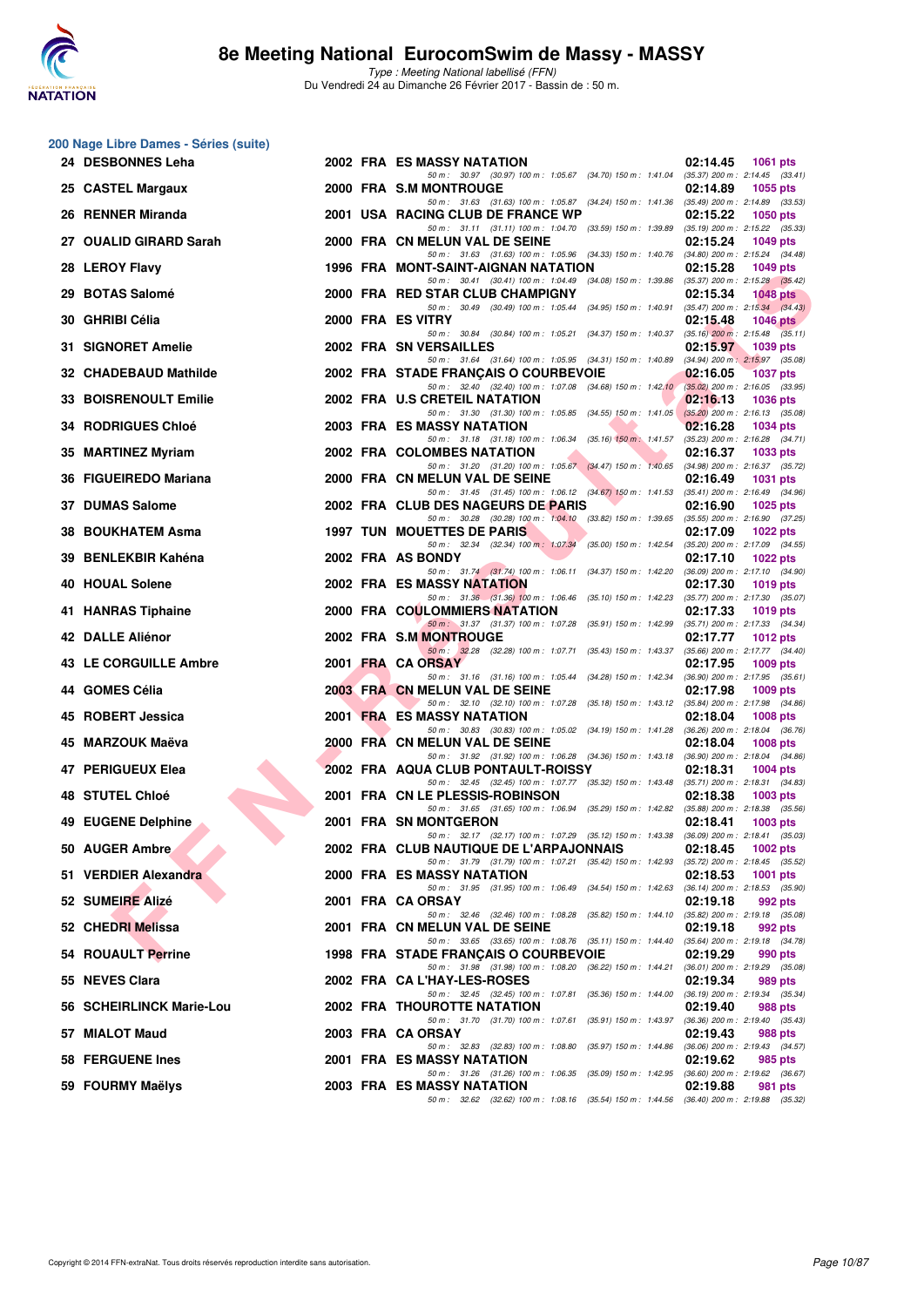# 8e Meeting National EurocomSwim de Massy - MASSY

*Type : Meeting National labellisé (FFN)*
Du Vendredi 24 au Dimanche 26 Février 2017 - Bassin de : 50 m.

## 200 Nage Libre Dames - Séries (suite)

| Rg | Nom | Année | Nat | Club | Temps | Points |
|---|---|---|---|---|---|---|
| 24 | DESBONNES Leha | 2002 | FRA | ES MASSY NATATION | 02:14.45 | 1061 pts |
| | 50 m : 30.97 (30.97) 100 m : 1:05.67 (34.70) 150 m : 1:41.04 (35.37) 200 m : 2:14.45 (33.41) | | | | | |
| 25 | CASTEL Margaux | 2000 | FRA | S.M MONTROUGE | 02:14.89 | 1055 pts |
| | 50 m : 31.63 (31.63) 100 m : 1:05.87 (34.24) 150 m : 1:41.36 (35.49) 200 m : 2:14.89 (33.53) | | | | | |
| 26 | RENNER Miranda | 2001 | USA | RACING CLUB DE FRANCE WP | 02:15.22 | 1050 pts |
| | 50 m : 31.11 (31.11) 100 m : 1:04.70 (33.59) 150 m : 1:39.89 (35.19) 200 m : 2:15.22 (35.33) | | | | | |
| 27 | OUALID GIRARD Sarah | 2000 | FRA | CN MELUN VAL DE SEINE | 02:15.24 | 1049 pts |
| | 50 m : 31.63 (31.63) 100 m : 1:05.96 (34.33) 150 m : 1:40.76 (34.80) 200 m : 2:15.24 (34.48) | | | | | |
| 28 | LEROY Flavy | 1996 | FRA | MONT-SAINT-AIGNAN NATATION | 02:15.28 | 1049 pts |
| | 50 m : 30.41 (30.41) 100 m : 1:04.49 (34.08) 150 m : 1:39.86 (35.37) 200 m : 2:15.28 (35.42) | | | | | |
| 29 | BOTAS Salomé | 2000 | FRA | RED STAR CLUB CHAMPIGNY | 02:15.34 | 1048 pts |
| | 50 m : 30.49 (30.49) 100 m : 1:05.44 (34.95) 150 m : 1:40.91 (35.47) 200 m : 2:15.34 (34.43) | | | | | |
| 30 | GHRIBI Célia | 2000 | FRA | ES VITRY | 02:15.48 | 1046 pts |
| | 50 m : 30.84 (30.84) 100 m : 1:05.21 (34.37) 150 m : 1:40.37 (35.16) 200 m : 2:15.48 (35.11) | | | | | |
| 31 | SIGNORET Amelie | 2002 | FRA | SN VERSAILLES | 02:15.97 | 1039 pts |
| | 50 m : 31.64 (31.64) 100 m : 1:05.95 (34.31) 150 m : 1:40.89 (34.94) 200 m : 2:15.97 (35.08) | | | | | |
| 32 | CHADEBAUD Mathilde | 2002 | FRA | STADE FRANÇAIS O COURBEVOIE | 02:16.05 | 1037 pts |
| | 50 m : 32.40 (32.40) 100 m : 1:07.08 (34.68) 150 m : 1:42.10 (35.02) 200 m : 2:16.05 (33.95) | | | | | |
| 33 | BOISRENOULT Emilie | 2002 | FRA | U.S CRETEIL NATATION | 02:16.13 | 1036 pts |
| | 50 m : 31.30 (31.30) 100 m : 1:05.85 (34.55) 150 m : 1:41.05 (35.20) 200 m : 2:16.13 (35.08) | | | | | |
| 34 | RODRIGUES Chloé | 2003 | FRA | ES MASSY NATATION | 02:16.28 | 1034 pts |
| | 50 m : 31.18 (31.18) 100 m : 1:06.34 (35.16) 150 m : 1:41.57 (35.23) 200 m : 2:16.28 (34.71) | | | | | |
| 35 | MARTINEZ Myriam | 2002 | FRA | COLOMBES NATATION | 02:16.37 | 1033 pts |
| | 50 m : 31.20 (31.20) 100 m : 1:05.67 (34.47) 150 m : 1:40.65 (34.98) 200 m : 2:16.37 (35.72) | | | | | |
| 36 | FIGUEIREDO Mariana | 2000 | FRA | CN MELUN VAL DE SEINE | 02:16.49 | 1031 pts |
| | 50 m : 31.45 (31.45) 100 m : 1:06.12 (34.67) 150 m : 1:41.53 (35.41) 200 m : 2:16.49 (34.96) | | | | | |
| 37 | DUMAS Salome | 2002 | FRA | CLUB DES NAGEURS DE PARIS | 02:16.90 | 1025 pts |
| | 50 m : 30.28 (30.28) 100 m : 1:04.10 (33.82) 150 m : 1:39.65 (35.55) 200 m : 2:16.90 (37.25) | | | | | |
| 38 | BOUKHATEM Asma | 1997 | TUN | MOUETTES DE PARIS | 02:17.09 | 1022 pts |
| | 50 m : 32.34 (32.34) 100 m : 1:07.34 (35.00) 150 m : 1:42.54 (35.20) 200 m : 2:17.09 (34.55) | | | | | |
| 39 | BENLEKBIR Kahéna | 2002 | FRA | AS BONDY | 02:17.10 | 1022 pts |
| | 50 m : 31.74 (31.74) 100 m : 1:06.11 (34.37) 150 m : 1:42.20 (36.09) 200 m : 2:17.10 (34.90) | | | | | |
| 40 | HOUAL Solene | 2002 | FRA | ES MASSY NATATION | 02:17.30 | 1019 pts |
| | 50 m : 31.36 (31.36) 100 m : 1:06.46 (35.10) 150 m : 1:42.23 (35.77) 200 m : 2:17.30 (35.07) | | | | | |
| 41 | HANRAS Tiphaine | 2000 | FRA | COULOMMIERS NATATION | 02:17.33 | 1019 pts |
| | 50 m : 31.37 (31.37) 100 m : 1:07.28 (35.91) 150 m : 1:42.99 (35.71) 200 m : 2:17.33 (34.34) | | | | | |
| 42 | DALLE Aliénor | 2002 | FRA | S.M MONTROUGE | 02:17.77 | 1012 pts |
| | 50 m : 32.28 (32.28) 100 m : 1:07.71 (35.43) 150 m : 1:43.37 (35.66) 200 m : 2:17.77 (34.40) | | | | | |
| 43 | LE CORGUILLE Ambre | 2001 | FRA | CA ORSAY | 02:17.95 | 1009 pts |
| | 50 m : 31.16 (31.16) 100 m : 1:05.44 (34.28) 150 m : 1:42.34 (36.90) 200 m : 2:17.95 (35.61) | | | | | |
| 44 | GOMES Célia | 2003 | FRA | CN MELUN VAL DE SEINE | 02:17.98 | 1009 pts |
| | 50 m : 32.10 (32.10) 100 m : 1:07.28 (35.18) 150 m : 1:43.12 (35.84) 200 m : 2:17.98 (34.86) | | | | | |
| 45 | ROBERT Jessica | 2001 | FRA | ES MASSY NATATION | 02:18.04 | 1008 pts |
| | 50 m : 30.83 (30.83) 100 m : 1:05.02 (34.19) 150 m : 1:41.28 (36.26) 200 m : 2:18.04 (36.76) | | | | | |
| 45 | MARZOUK Maëva | 2000 | FRA | CN MELUN VAL DE SEINE | 02:18.04 | 1008 pts |
| | 50 m : 31.92 (31.92) 100 m : 1:06.28 (34.36) 150 m : 1:43.18 (36.90) 200 m : 2:18.04 (34.86) | | | | | |
| 47 | PERIGUEUX Elea | 2002 | FRA | AQUA CLUB PONTAULT-ROISSY | 02:18.31 | 1004 pts |
| | 50 m : 32.45 (32.45) 100 m : 1:07.77 (35.32) 150 m : 1:43.48 (35.71) 200 m : 2:18.31 (34.83) | | | | | |
| 48 | STUTEL Chloé | 2001 | FRA | CN LE PLESSIS-ROBINSON | 02:18.38 | 1003 pts |
| | 50 m : 31.65 (31.65) 100 m : 1:06.94 (35.29) 150 m : 1:42.82 (35.88) 200 m : 2:18.38 (35.56) | | | | | |
| 49 | EUGENE Delphine | 2001 | FRA | SN MONTGERON | 02:18.41 | 1003 pts |
| | 50 m : 32.17 (32.17) 100 m : 1:07.29 (35.12) 150 m : 1:43.38 (36.09) 200 m : 2:18.41 (35.03) | | | | | |
| 50 | AUGER Ambre | 2002 | FRA | CLUB NAUTIQUE DE L'ARPAJONNAIS | 02:18.45 | 1002 pts |
| | 50 m : 31.79 (31.79) 100 m : 1:07.21 (35.42) 150 m : 1:42.93 (35.72) 200 m : 2:18.45 (35.52) | | | | | |
| 51 | VERDIER Alexandra | 2000 | FRA | ES MASSY NATATION | 02:18.53 | 1001 pts |
| | 50 m : 31.95 (31.95) 100 m : 1:06.49 (34.54) 150 m : 1:42.63 (36.14) 200 m : 2:18.53 (35.90) | | | | | |
| 52 | SUMEIRE Alizé | 2001 | FRA | CA ORSAY | 02:19.18 | 992 pts |
| | 50 m : 32.46 (32.46) 100 m : 1:08.28 (35.82) 150 m : 1:44.10 (35.82) 200 m : 2:19.18 (35.08) | | | | | |
| 52 | CHEDRI Melissa | 2001 | FRA | CN MELUN VAL DE SEINE | 02:19.18 | 992 pts |
| | 50 m : 33.65 (33.65) 100 m : 1:08.76 (35.11) 150 m : 1:44.40 (35.64) 200 m : 2:19.18 (34.78) | | | | | |
| 54 | ROUAULT Perrine | 1998 | FRA | STADE FRANÇAIS O COURBEVOIE | 02:19.29 | 990 pts |
| | 50 m : 31.98 (31.98) 100 m : 1:08.20 (36.22) 150 m : 1:44.21 (36.01) 200 m : 2:19.29 (35.08) | | | | | |
| 55 | NEVES Clara | 2002 | FRA | CA L'HAY-LES-ROSES | 02:19.34 | 989 pts |
| | 50 m : 32.45 (32.45) 100 m : 1:07.81 (35.36) 150 m : 1:44.00 (36.19) 200 m : 2:19.34 (35.34) | | | | | |
| 56 | SCHEIRLINCK Marie-Lou | 2002 | FRA | THOUROTTE NATATION | 02:19.40 | 988 pts |
| | 50 m : 31.70 (31.70) 100 m : 1:07.61 (35.91) 150 m : 1:43.97 (36.36) 200 m : 2:19.40 (35.43) | | | | | |
| 57 | MIALOT Maud | 2003 | FRA | CA ORSAY | 02:19.43 | 988 pts |
| | 50 m : 32.83 (32.83) 100 m : 1:08.80 (35.97) 150 m : 1:44.86 (36.06) 200 m : 2:19.43 (34.57) | | | | | |
| 58 | FERGUENE Ines | 2001 | FRA | ES MASSY NATATION | 02:19.62 | 985 pts |
| | 50 m : 31.26 (31.26) 100 m : 1:06.35 (35.09) 150 m : 1:42.95 (36.60) 200 m : 2:19.62 (36.67) | | | | | |
| 59 | FOURMY Maëlys | 2003 | FRA | ES MASSY NATATION | 02:19.88 | 981 pts |
| | 50 m : 32.62 (32.62) 100 m : 1:08.16 (35.54) 150 m : 1:44.56 (36.40) 200 m : 2:19.88 (35.32) | | | | | |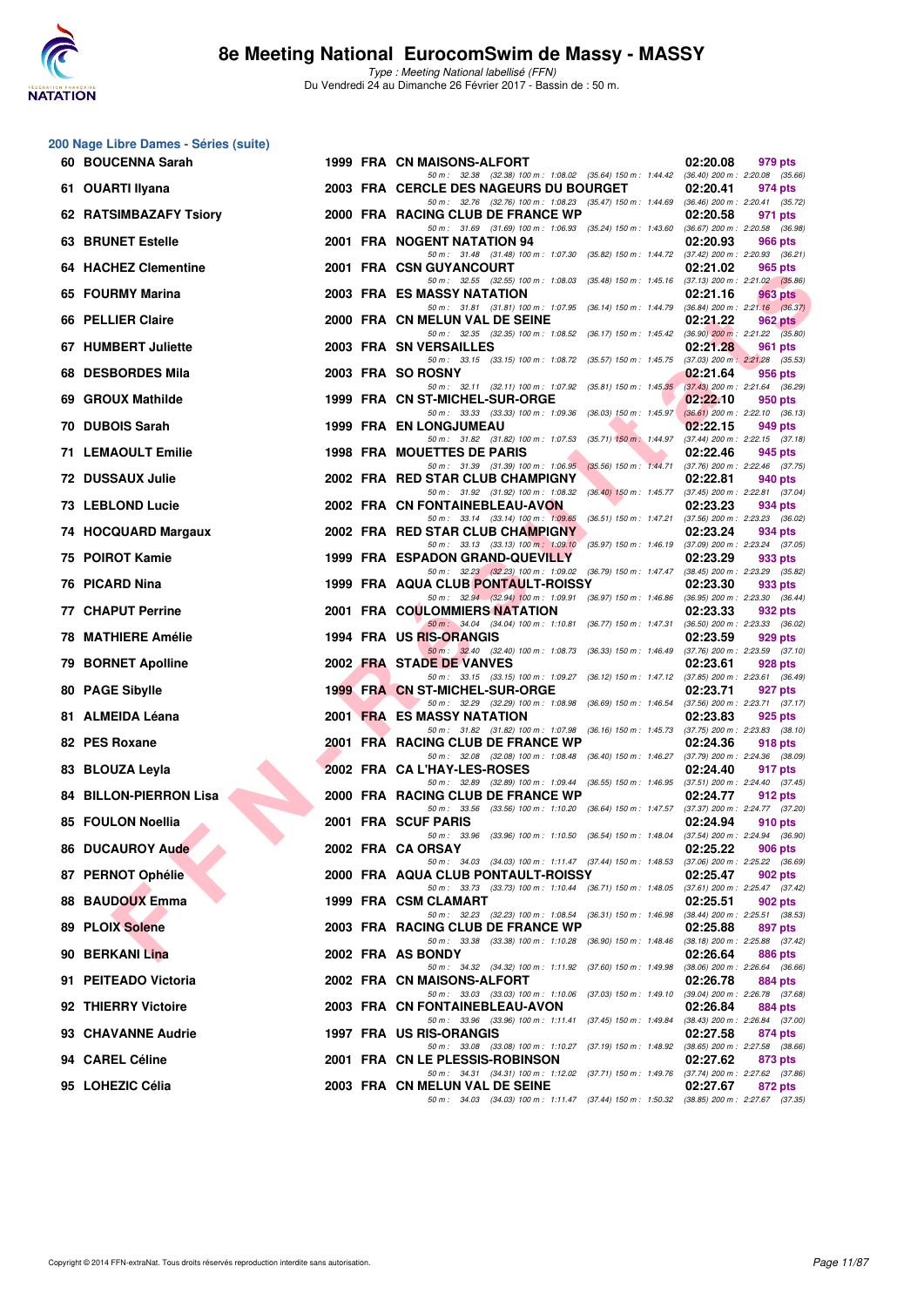# 8e Meeting National EurocomSwim de Massy - MASSY

*Type : Meeting National labellisé (FFN)*
Du Vendredi 24 au Dimanche 26 Février 2017 - Bassin de : 50 m.

## 200 Nage Libre Dames - Séries (suite)

| Rang | Nom | Année | Nat | Club | Temps | Points |
|---|---|---|---|---|---|---|
| 60 | BOUCENNA Sarah | 1999 | FRA | CN MAISONS-ALFORT | 02:20.08 | 979 pts |
| | 50 m : 32.38 (32.38) 100 m : 1:08.02 (35.64) 150 m : 1:44.42 (36.40) 200 m : 2:20.08 (35.66) | | | | | |
| 61 | OUARTI Ilyana | 2003 | FRA | CERCLE DES NAGEURS DU BOURGET | 02:20.41 | 974 pts |
| | 50 m : 32.76 (32.76) 100 m : 1:08.23 (35.47) 150 m : 1:44.69 (36.46) 200 m : 2:20.41 (35.72) | | | | | |
| 62 | RATSIMBAZAFY Tsiory | 2000 | FRA | RACING CLUB DE FRANCE WP | 02:20.58 | 971 pts |
| | 50 m : 31.69 (31.69) 100 m : 1:06.93 (35.24) 150 m : 1:43.60 (36.67) 200 m : 2:20.58 (36.98) | | | | | |
| 63 | BRUNET Estelle | 2001 | FRA | NOGENT NATATION 94 | 02:20.93 | 966 pts |
| | 50 m : 31.48 (31.48) 100 m : 1:07.30 (35.82) 150 m : 1:44.72 (37.42) 200 m : 2:20.93 (36.21) | | | | | |
| 64 | HACHEZ Clementine | 2001 | FRA | CSN GUYANCOURT | 02:21.02 | 965 pts |
| | 50 m : 32.55 (32.55) 100 m : 1:08.03 (35.48) 150 m : 1:45.16 (37.13) 200 m : 2:21.02 (35.86) | | | | | |
| 65 | FOURMY Marina | 2003 | FRA | ES MASSY NATATION | 02:21.16 | 963 pts |
| | 50 m : 31.81 (31.81) 100 m : 1:07.95 (36.14) 150 m : 1:44.79 (36.84) 200 m : 2:21.16 (36.37) | | | | | |
| 66 | PELLIER Claire | 2000 | FRA | CN MELUN VAL DE SEINE | 02:21.22 | 962 pts |
| | 50 m : 32.35 (32.35) 100 m : 1:08.52 (36.17) 150 m : 1:45.42 (36.90) 200 m : 2:21.22 (35.80) | | | | | |
| 67 | HUMBERT Juliette | 2003 | FRA | SN VERSAILLES | 02:21.28 | 961 pts |
| | 50 m : 33.15 (33.15) 100 m : 1:08.72 (35.57) 150 m : 1:45.75 (37.03) 200 m : 2:21.28 (35.53) | | | | | |
| 68 | DESBORDES Mila | 2003 | FRA | SO ROSNY | 02:21.64 | 956 pts |
| | 50 m : 32.11 (32.11) 100 m : 1:07.92 (35.81) 150 m : 1:45.35 (37.43) 200 m : 2:21.64 (36.29) | | | | | |
| 69 | GROUX Mathilde | 1999 | FRA | CN ST-MICHEL-SUR-ORGE | 02:22.10 | 950 pts |
| | 50 m : 33.33 (33.33) 100 m : 1:09.36 (36.03) 150 m : 1:45.97 (36.61) 200 m : 2:22.10 (36.13) | | | | | |
| 70 | DUBOIS Sarah | 1999 | FRA | EN LONGJUMEAU | 02:22.15 | 949 pts |
| | 50 m : 31.82 (31.82) 100 m : 1:07.53 (35.71) 150 m : 1:44.97 (37.44) 200 m : 2:22.15 (37.18) | | | | | |
| 71 | LEMAOULT Emilie | 1998 | FRA | MOUETTES DE PARIS | 02:22.46 | 945 pts |
| | 50 m : 31.39 (31.39) 100 m : 1:06.95 (35.56) 150 m : 1:44.71 (37.76) 200 m : 2:22.46 (37.75) | | | | | |
| 72 | DUSSAUX Julie | 2002 | FRA | RED STAR CLUB CHAMPIGNY | 02:22.81 | 940 pts |
| | 50 m : 31.92 (31.92) 100 m : 1:08.32 (36.40) 150 m : 1:45.77 (37.45) 200 m : 2:22.81 (37.04) | | | | | |
| 73 | LEBLOND Lucie | 2002 | FRA | CN FONTAINEBLEAU-AVON | 02:23.23 | 934 pts |
| | 50 m : 33.14 (33.14) 100 m : 1:09.65 (36.51) 150 m : 1:47.21 (37.56) 200 m : 2:23.23 (36.02) | | | | | |
| 74 | HOCQUARD Margaux | 2002 | FRA | RED STAR CLUB CHAMPIGNY | 02:23.24 | 934 pts |
| | 50 m : 33.13 (33.13) 100 m : 1:09.10 (35.97) 150 m : 1:46.19 (37.09) 200 m : 2:23.24 (37.05) | | | | | |
| 75 | POIROT Kamie | 1999 | FRA | ESPADON GRAND-QUEVILLY | 02:23.29 | 933 pts |
| | 50 m : 32.23 (32.23) 100 m : 1:09.02 (36.79) 150 m : 1:47.47 (38.45) 200 m : 2:23.29 (35.82) | | | | | |
| 76 | PICARD Nina | 1999 | FRA | AQUA CLUB PONTAULT-ROISSY | 02:23.30 | 933 pts |
| | 50 m : 32.94 (32.94) 100 m : 1:09.91 (36.97) 150 m : 1:46.86 (36.95) 200 m : 2:23.30 (36.44) | | | | | |
| 77 | CHAPUT Perrine | 2001 | FRA | COULOMMIERS NATATION | 02:23.33 | 932 pts |
| | 50 m : 34.04 (34.04) 100 m : 1:10.81 (36.77) 150 m : 1:47.31 (36.50) 200 m : 2:23.33 (36.02) | | | | | |
| 78 | MATHIERE Amélie | 1994 | FRA | US RIS-ORANGIS | 02:23.59 | 929 pts |
| | 50 m : 32.40 (32.40) 100 m : 1:08.73 (36.33) 150 m : 1:46.49 (37.76) 200 m : 2:23.59 (37.10) | | | | | |
| 79 | BORNET Apolline | 2002 | FRA | STADE DE VANVES | 02:23.61 | 928 pts |
| | 50 m : 33.15 (33.15) 100 m : 1:09.27 (36.12) 150 m : 1:47.12 (37.85) 200 m : 2:23.61 (36.49) | | | | | |
| 80 | PAGE Sibylle | 1999 | FRA | CN ST-MICHEL-SUR-ORGE | 02:23.71 | 927 pts |
| | 50 m : 32.29 (32.29) 100 m : 1:08.98 (36.69) 150 m : 1:46.54 (37.56) 200 m : 2:23.71 (37.17) | | | | | |
| 81 | ALMEIDA Léana | 2001 | FRA | ES MASSY NATATION | 02:23.83 | 925 pts |
| | 50 m : 31.82 (31.82) 100 m : 1:07.98 (36.16) 150 m : 1:45.73 (37.75) 200 m : 2:23.83 (38.10) | | | | | |
| 82 | PES Roxane | 2001 | FRA | RACING CLUB DE FRANCE WP | 02:24.36 | 918 pts |
| | 50 m : 32.08 (32.08) 100 m : 1:08.48 (36.40) 150 m : 1:46.27 (37.79) 200 m : 2:24.36 (38.09) | | | | | |
| 83 | BLOUZA Leyla | 2002 | FRA | CA L'HAY-LES-ROSES | 02:24.40 | 917 pts |
| | 50 m : 32.89 (32.89) 100 m : 1:09.44 (36.55) 150 m : 1:46.95 (37.51) 200 m : 2:24.40 (37.45) | | | | | |
| 84 | BILLON-PIERRON Lisa | 2000 | FRA | RACING CLUB DE FRANCE WP | 02:24.77 | 912 pts |
| | 50 m : 33.56 (33.56) 100 m : 1:10.20 (36.64) 150 m : 1:47.57 (37.37) 200 m : 2:24.77 (37.20) | | | | | |
| 85 | FOULON Noellia | 2001 | FRA | SCUF PARIS | 02:24.94 | 910 pts |
| | 50 m : 33.96 (33.96) 100 m : 1:10.50 (36.54) 150 m : 1:48.04 (37.54) 200 m : 2:24.94 (36.90) | | | | | |
| 86 | DUCAUROY Aude | 2002 | FRA | CA ORSAY | 02:25.22 | 906 pts |
| | 50 m : 34.03 (34.03) 100 m : 1:11.47 (37.44) 150 m : 1:48.53 (37.06) 200 m : 2:25.22 (36.69) | | | | | |
| 87 | PERNOT Ophélie | 2000 | FRA | AQUA CLUB PONTAULT-ROISSY | 02:25.47 | 902 pts |
| | 50 m : 33.73 (33.73) 100 m : 1:10.44 (36.71) 150 m : 1:48.05 (37.61) 200 m : 2:25.47 (37.42) | | | | | |
| 88 | BAUDOUX Emma | 1999 | FRA | CSM CLAMART | 02:25.51 | 902 pts |
| | 50 m : 32.23 (32.23) 100 m : 1:08.54 (36.31) 150 m : 1:46.98 (38.44) 200 m : 2:25.51 (38.53) | | | | | |
| 89 | PLOIX Solene | 2003 | FRA | RACING CLUB DE FRANCE WP | 02:25.88 | 897 pts |
| | 50 m : 33.38 (33.38) 100 m : 1:10.28 (36.90) 150 m : 1:48.46 (38.18) 200 m : 2:25.88 (37.42) | | | | | |
| 90 | BERKANI Lina | 2002 | FRA | AS BONDY | 02:26.64 | 886 pts |
| | 50 m : 34.32 (34.32) 100 m : 1:11.92 (37.60) 150 m : 1:49.98 (38.06) 200 m : 2:26.64 (36.66) | | | | | |
| 91 | PEITEADO Victoria | 2002 | FRA | CN MAISONS-ALFORT | 02:26.78 | 884 pts |
| | 50 m : 33.03 (33.03) 100 m : 1:10.06 (37.03) 150 m : 1:49.10 (39.04) 200 m : 2:26.78 (37.68) | | | | | |
| 92 | THIERRY Victoire | 2003 | FRA | CN FONTAINEBLEAU-AVON | 02:26.84 | 884 pts |
| | 50 m : 33.96 (33.96) 100 m : 1:11.41 (37.45) 150 m : 1:49.84 (38.43) 200 m : 2:26.84 (37.00) | | | | | |
| 93 | CHAVANNE Audrie | 1997 | FRA | US RIS-ORANGIS | 02:27.58 | 874 pts |
| | 50 m : 33.08 (33.08) 100 m : 1:10.27 (37.19) 150 m : 1:48.92 (38.65) 200 m : 2:27.58 (38.66) | | | | | |
| 94 | CAREL Céline | 2001 | FRA | CN LE PLESSIS-ROBINSON | 02:27.62 | 873 pts |
| | 50 m : 34.31 (34.31) 100 m : 1:12.02 (37.71) 150 m : 1:49.76 (37.74) 200 m : 2:27.62 (37.86) | | | | | |
| 95 | LOHEZIC Célia | 2003 | FRA | CN MELUN VAL DE SEINE | 02:27.67 | 872 pts |
| | 50 m : 34.03 (34.03) 100 m : 1:11.47 (37.44) 150 m : 1:50.32 (38.85) 200 m : 2:27.67 (37.35) | | | | | |

Copyright © 2014 FFN-extraNat. Tous droits réservés reproduction interdite sans autorisation.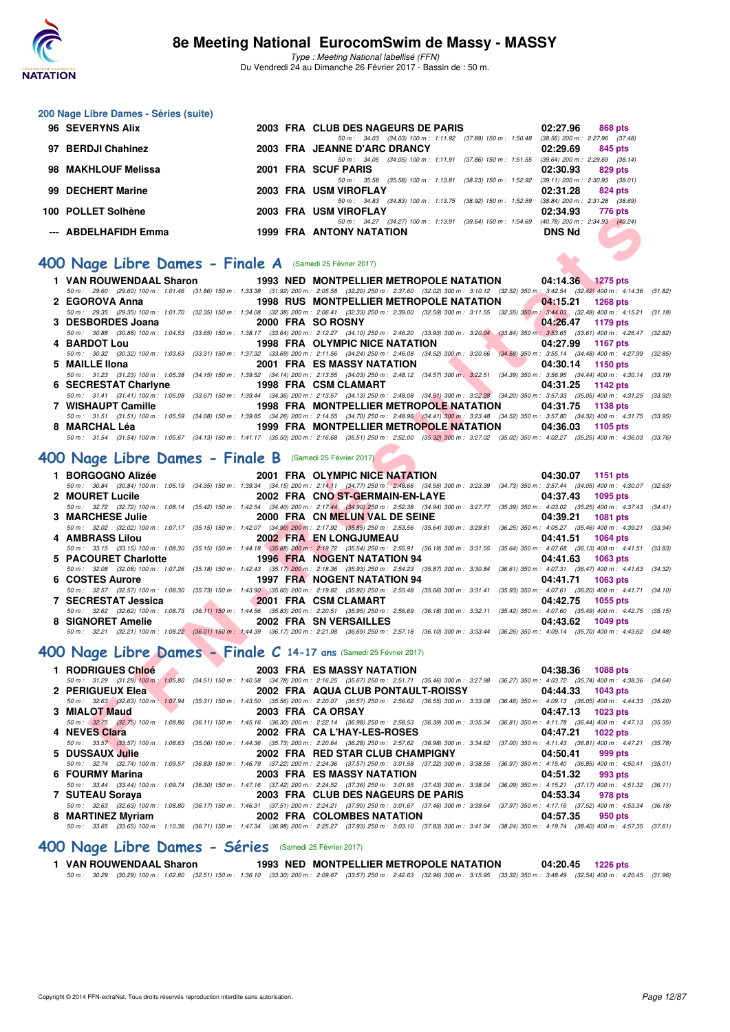# 8e Meeting National EurocomSwim de Massy - MASSY

*Type : Meeting National labellisé (FFN)*
Du Vendredi 24 au Dimanche 26 Février 2017 - Bassin de : 50 m.

## 200 Nage Libre Dames - Séries (suite)

| Rang | Nom | Année | Nat. | Club | Temps | Points |
|---|---|---|---|---|---|---|
| 96 | SEVERYNS Alix | 2003 | FRA | CLUB DES NAGEURS DE PARIS | 02:27.96 | 868 pts |
| | 50 m : 34.03 (34.03) 100 m : 1:11.92 (37.89) 150 m : 1:50.48 (38.56) 200 m : 2:27.96 (37.48) | | | | | |
| 97 | BERDJI Chahinez | 2003 | FRA | JEANNE D'ARC DRANCY | 02:29.69 | 845 pts |
| | 50 m : 34.05 (34.05) 100 m : 1:11.91 (37.86) 150 m : 1:51.55 (39.64) 200 m : 2:29.69 (38.14) | | | | | |
| 98 | MAKHLOUF Melissa | 2001 | FRA | SCUF PARIS | 02:30.93 | 829 pts |
| | 50 m : 35.58 (35.58) 100 m : 1:13.81 (38.23) 150 m : 1:52.92 (39.11) 200 m : 2:30.93 (38.01) | | | | | |
| 99 | DECHERT Marine | 2003 | FRA | USM VIROFLAY | 02:31.28 | 824 pts |
| | 50 m : 34.83 (34.83) 100 m : 1:13.75 (38.92) 150 m : 1:52.59 (38.84) 200 m : 2:31.28 (38.69) | | | | | |
| 100 | POLLET Solhène | 2003 | FRA | USM VIROFLAY | 02:34.93 | 776 pts |
| | 50 m : 34.27 (34.27) 100 m : 1:13.91 (39.64) 150 m : 1:54.69 (40.78) 200 m : 2:34.93 (40.24) | | | | | |
| --- | ABDELHAFIDH Emma | 1999 | FRA | ANTONY NATATION | DNS Nd | |

## 400 Nage Libre Dames - Finale A (Samedi 25 Février 2017)

| Rang | Nom | Année | Nat. | Club | Temps | Points |
|---|---|---|---|---|---|---|
| 1 | VAN ROUWENDAAL Sharon | 1993 | NED | MONTPELLIER METROPOLE NATATION | 04:14.36 | 1275 pts |
| | 50 m : 29.60 (29.60) 100 m : 1:01.46 (31.86) 150 m : 1:33.38 (31.92) 200 m : 2:05.58 (32.20) 250 m : 2:37.60 (32.02) 300 m : 3:10.12 (32.52) 350 m : 3:42.54 (32.42) 400 m : 4:14.36 (31.82) | | | | | |
| 2 | EGOROVA Anna | 1998 | RUS | MONTPELLIER METROPOLE NATATION | 04:15.21 | 1268 pts |
| | 50 m : 29.35 (29.35) 100 m : 1:01.70 (32.35) 150 m : 1:34.08 (32.38) 200 m : 2:06.41 (32.33) 250 m : 2:39.00 (32.59) 300 m : 3:11.55 (32.55) 350 m : 3:44.03 (32.48) 400 m : 4:15.21 (31.18) | | | | | |
| 3 | DESBORDES Joana | 2000 | FRA | SO ROSNY | 04:26.47 | 1179 pts |
| | 50 m : 30.88 (30.88) 100 m : 1:04.53 (33.65) 150 m : 1:38.17 (33.64) 200 m : 2:12.27 (34.10) 250 m : 2:46.20 (33.93) 300 m : 3:20.04 (33.84) 350 m : 3:53.65 (33.61) 400 m : 4:26.47 (32.82) | | | | | |
| 4 | BARDOT Lou | 1998 | FRA | OLYMPIC NICE NATATION | 04:27.99 | 1167 pts |
| | 50 m : 30.32 (30.32) 100 m : 1:03.63 (33.31) 150 m : 1:37.32 (33.69) 200 m : 2:11.56 (34.24) 250 m : 2:46.08 (34.52) 300 m : 3:20.66 (34.58) 350 m : 3:55.14 (34.48) 400 m : 4:27.99 (32.85) | | | | | |
| 5 | MAILLE Ilona | 2001 | FRA | ES MASSY NATATION | 04:30.14 | 1150 pts |
| | 50 m : 31.23 (31.23) 100 m : 1:05.38 (34.15) 150 m : 1:39.52 (34.14) 200 m : 2:13.55 (34.03) 250 m : 2:48.12 (34.57) 300 m : 3:22.51 (34.39) 350 m : 3:56.95 (34.44) 400 m : 4:30.14 (33.19) | | | | | |
| 6 | SECRESTAT Charlyne | 1998 | FRA | CSM CLAMART | 04:31.25 | 1142 pts |
| | 50 m : 31.41 (31.41) 100 m : 1:05.08 (33.67) 150 m : 1:39.44 (34.36) 200 m : 2:13.57 (34.13) 250 m : 2:48.08 (34.51) 300 m : 3:22.28 (34.20) 350 m : 3:57.33 (35.05) 400 m : 4:31.25 (33.92) | | | | | |
| 7 | WISHAUPT Camille | 1998 | FRA | MONTPELLIER METROPOLE NATATION | 04:31.75 | 1138 pts |
| | 50 m : 31.51 (31.51) 100 m : 1:05.59 (34.08) 150 m : 1:39.85 (34.26) 200 m : 2:14.55 (34.70) 250 m : 2:48.96 (34.41) 300 m : 3:23.48 (34.52) 350 m : 3:57.80 (34.32) 400 m : 4:31.75 (33.95) | | | | | |
| 8 | MARCHAL Léa | 1999 | FRA | MONTPELLIER METROPOLE NATATION | 04:36.03 | 1105 pts |
| | 50 m : 31.54 (31.54) 100 m : 1:05.67 (34.13) 150 m : 1:41.17 (35.50) 200 m : 2:16.68 (35.51) 250 m : 2:52.00 (35.32) 300 m : 3:27.02 (35.02) 350 m : 4:02.27 (35.25) 400 m : 4:36.03 (33.76) | | | | | |

## 400 Nage Libre Dames - Finale B (Samedi 25 Février 2017)

| Rang | Nom | Année | Nat. | Club | Temps | Points |
|---|---|---|---|---|---|---|
| 1 | BORGOGNO Alizée | 2001 | FRA | OLYMPIC NICE NATATION | 04:30.07 | 1151 pts |
| | 50 m : 30.84 (30.84) 100 m : 1:05.19 (34.35) 150 m : 1:39.34 (34.15) 200 m : 2:14.11 (34.77) 250 m : 2:48.66 (34.55) 300 m : 3:23.39 (34.73) 350 m : 3:57.44 (34.05) 400 m : 4:30.07 (32.63) | | | | | |
| 2 | MOURET Lucile | 2002 | FRA | CNO ST-GERMAIN-EN-LAYE | 04:37.43 | 1095 pts |
| | 50 m : 32.72 (32.72) 100 m : 1:08.14 (35.42) 150 m : 1:42.54 (34.40) 200 m : 2:17.44 (34.90) 250 m : 2:52.38 (34.94) 300 m : 3:27.77 (35.39) 350 m : 4:03.02 (35.25) 400 m : 4:37.43 (34.41) | | | | | |
| 3 | MARCHESE Julie | 2000 | FRA | CN MELUN VAL DE SEINE | 04:39.21 | 1081 pts |
| | 50 m : 32.02 (32.02) 100 m : 1:07.17 (35.15) 150 m : 1:42.07 (34.90) 200 m : 2:17.92 (35.85) 250 m : 2:53.56 (35.64) 300 m : 3:29.81 (36.25) 350 m : 4:05.27 (35.46) 400 m : 4:39.21 (33.94) | | | | | |
| 4 | AMBRASS Lilou | 2002 | FRA | EN LONGJUMEAU | 04:41.51 | 1064 pts |
| | 50 m : 33.15 (33.15) 100 m : 1:08.30 (35.15) 150 m : 1:44.18 (35.88) 200 m : 2:19.72 (35.54) 250 m : 2:55.91 (36.19) 300 m : 3:31.55 (35.64) 350 m : 4:07.68 (36.13) 400 m : 4:41.51 (33.83) | | | | | |
| 5 | PACOURET Charlotte | 1996 | FRA | NOGENT NATATION 94 | 04:41.63 | 1063 pts |
| | 50 m : 32.08 (32.08) 100 m : 1:07.26 (35.18) 150 m : 1:42.43 (35.17) 200 m : 2:18.36 (35.93) 250 m : 2:54.23 (35.87) 300 m : 3:30.84 (36.61) 350 m : 4:07.31 (36.47) 400 m : 4:41.63 (34.32) | | | | | |
| 6 | COSTES Aurore | 1997 | FRA | NOGENT NATATION 94 | 04:41.71 | 1063 pts |
| | 50 m : 32.57 (32.57) 100 m : 1:08.30 (35.73) 150 m : 1:43.90 (35.60) 200 m : 2:19.82 (35.92) 250 m : 2:55.48 (35.66) 300 m : 3:31.41 (35.93) 350 m : 4:07.61 (36.20) 400 m : 4:41.71 (34.10) | | | | | |
| 7 | SECRESTAT Jessica | 2001 | FRA | CSM CLAMART | 04:42.75 | 1055 pts |
| | 50 m : 32.62 (32.62) 100 m : 1:08.73 (36.11) 150 m : 1:44.56 (35.83) 200 m : 2:20.51 (35.95) 250 m : 2:56.69 (36.18) 300 m : 3:32.11 (35.42) 350 m : 4:07.60 (35.49) 400 m : 4:42.75 (35.15) | | | | | |
| 8 | SIGNORET Amelie | 2002 | FRA | SN VERSAILLES | 04:43.62 | 1049 pts |
| | 50 m : 32.21 (32.21) 100 m : 1:08.22 (36.01) 150 m : 1:44.39 (36.17) 200 m : 2:21.08 (36.69) 250 m : 2:57.18 (36.10) 300 m : 3:33.44 (36.26) 350 m : 4:09.14 (35.70) 400 m : 4:43.62 (34.48) | | | | | |

## 400 Nage Libre Dames - Finale C 14-17 ans (Samedi 25 Février 2017)

| Rang | Nom | Année | Nat. | Club | Temps | Points |
|---|---|---|---|---|---|---|
| 1 | RODRIGUES Chloé | 2003 | FRA | ES MASSY NATATION | 04:38.36 | 1088 pts |
| | 50 m : 31.29 (31.29) 100 m : 1:05.80 (34.51) 150 m : 1:40.58 (34.78) 200 m : 2:16.25 (35.67) 250 m : 2:51.71 (35.46) 300 m : 3:27.98 (36.27) 350 m : 4:03.72 (35.74) 400 m : 4:38.36 (34.64) | | | | | |
| 2 | PERIGUEUX Elea | 2002 | FRA | AQUA CLUB PONTAULT-ROISSY | 04:44.33 | 1043 pts |
| | 50 m : 32.63 (32.63) 100 m : 1:07.94 (35.31) 150 m : 1:43.50 (35.56) 200 m : 2:20.07 (36.57) 250 m : 2:56.62 (36.55) 300 m : 3:33.08 (36.46) 350 m : 4:09.13 (36.05) 400 m : 4:44.33 (35.20) | | | | | |
| 3 | MIALOT Maud | 2003 | FRA | CA ORSAY | 04:47.13 | 1023 pts |
| | 50 m : 32.75 (32.75) 100 m : 1:08.86 (36.11) 150 m : 1:45.16 (36.30) 200 m : 2:22.14 (36.98) 250 m : 2:58.53 (36.39) 300 m : 3:35.34 (36.81) 350 m : 4:11.78 (36.44) 400 m : 4:47.13 (35.35) | | | | | |
| 4 | NEVES Clara | 2002 | FRA | CA L'HAY-LES-ROSES | 04:47.21 | 1022 pts |
| | 50 m : 33.57 (33.57) 100 m : 1:08.63 (35.06) 150 m : 1:44.36 (35.73) 200 m : 2:20.64 (36.28) 250 m : 2:57.62 (36.98) 300 m : 3:34.62 (37.00) 350 m : 4:11.43 (36.81) 400 m : 4:47.21 (35.78) | | | | | |
| 5 | DUSSAUX Julie | 2002 | FRA | RED STAR CLUB CHAMPIGNY | 04:50.41 | 999 pts |
| | 50 m : 32.74 (32.74) 100 m : 1:09.57 (36.83) 150 m : 1:46.79 (37.22) 200 m : 2:24.36 (37.57) 250 m : 3:01.58 (37.22) 300 m : 3:38.55 (36.97) 350 m : 4:15.40 (36.85) 400 m : 4:50.41 (35.01) | | | | | |
| 6 | FOURMY Marina | 2003 | FRA | ES MASSY NATATION | 04:51.32 | 993 pts |
| | 50 m : 33.44 (33.44) 100 m : 1:09.74 (36.30) 150 m : 1:47.16 (37.42) 200 m : 2:24.52 (37.36) 250 m : 3:01.95 (37.43) 300 m : 3:38.04 (36.09) 350 m : 4:15.21 (37.17) 400 m : 4:51.32 (36.11) | | | | | |
| 7 | SUTEAU Soraya | 2003 | FRA | CLUB DES NAGEURS DE PARIS | 04:53.34 | 978 pts |
| | 50 m : 32.63 (32.63) 100 m : 1:08.80 (36.17) 150 m : 1:46.31 (37.51) 200 m : 2:24.21 (37.90) 250 m : 3:01.67 (37.46) 300 m : 3:39.64 (37.97) 350 m : 4:17.16 (37.52) 400 m : 4:53.34 (36.18) | | | | | |
| 8 | MARTINEZ Myriam | 2002 | FRA | COLOMBES NATATION | 04:57.35 | 950 pts |
| | 50 m : 33.65 (33.65) 100 m : 1:10.36 (36.71) 150 m : 1:47.34 (36.98) 200 m : 2:25.27 (37.93) 250 m : 3:03.10 (37.83) 300 m : 3:41.34 (38.24) 350 m : 4:19.74 (38.40) 400 m : 4:57.35 (37.61) | | | | | |

## 400 Nage Libre Dames - Séries (Samedi 25 Février 2017)

| Rang | Nom | Année | Nat. | Club | Temps | Points |
|---|---|---|---|---|---|---|
| 1 | VAN ROUWENDAAL Sharon | 1993 | NED | MONTPELLIER METROPOLE NATATION | 04:20.45 | 1226 pts |
| | 50 m : 30.29 (30.29) 100 m : 1:02.80 (32.51) 150 m : 1:36.10 (33.30) 200 m : 2:09.67 (33.57) 250 m : 2:42.63 (32.96) 300 m : 3:15.95 (33.32) 350 m : 3:48.49 (32.54) 400 m : 4:20.45 (31.96) | | | | | |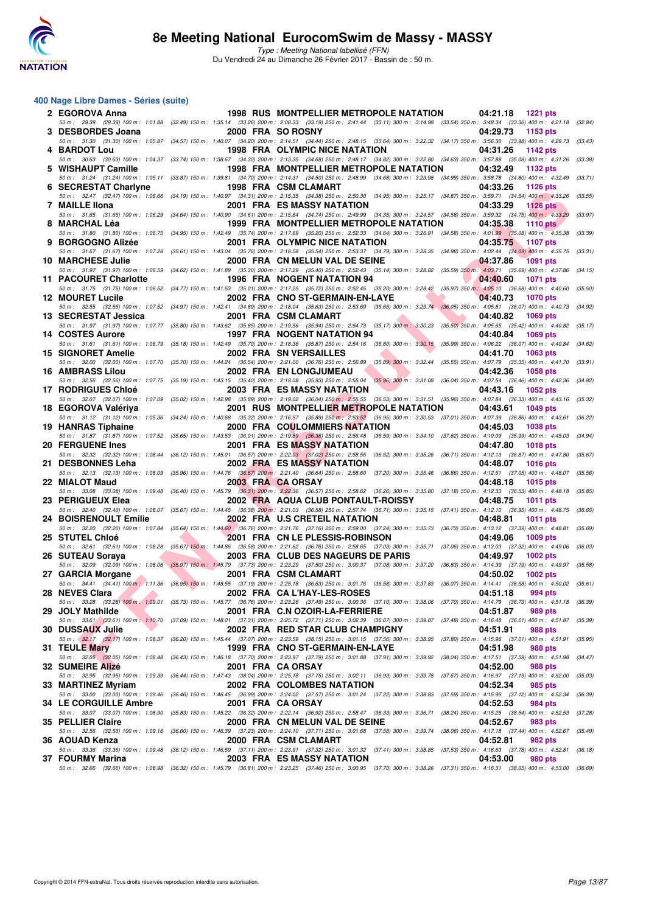# 8e Meeting National EurocomSwim de Massy - MASSY

*Type : Meeting National labellisé (FFN)*
Du Vendredi 24 au Dimanche 26 Février 2017 - Bassin de : 50 m.

## 400 Nage Libre Dames - Séries (suite)

| Rg | Nom | Année | Nat | Club | Temps | Points |
|---|---|---|---|---|---|---|
| 2 | EGOROVA Anna | 1998 | RUS | MONTPELLIER METROPOLE NATATION | 04:21.18 | 1221 pts |
| | 50 m : 29.39 (29.39) 100 m : 1:01.88 (32.49) 150 m : 1:35.14 (33.26) 200 m : 2:08.33 (33.19) 250 m : 2:41.44 (33.11) 300 m : 3:14.98 (33.54) 350 m : 3:48.34 (33.36) 400 m : 4:21.18 (32.84) | | | | | |
| 3 | DESBORDES Joana | 2000 | FRA | SO ROSNY | 04:29.73 | 1153 pts |
| | 50 m : 31.30 (31.30) 100 m : 1:05.87 (34.57) 150 m : 1:40.07 (34.20) 200 m : 2:14.51 (34.44) 250 m : 2:48.15 (33.64) 300 m : 3:22.32 (34.17) 350 m : 3:56.30 (33.98) 400 m : 4:29.73 (33.43) | | | | | |
| 4 | BARDOT Lou | 1998 | FRA | OLYMPIC NICE NATATION | 04:31.26 | 1142 pts |
| | 50 m : 30.63 (30.63) 100 m : 1:04.37 (33.74) 150 m : 1:38.67 (34.30) 200 m : 2:13.35 (34.68) 250 m : 2:48.17 (34.82) 300 m : 3:22.80 (34.63) 350 m : 3:57.88 (35.08) 400 m : 4:31.26 (33.38) | | | | | |
| 5 | WISHAUPT Camille | 1998 | FRA | MONTPELLIER METROPOLE NATATION | 04:32.49 | 1132 pts |
| | 50 m : 31.24 (31.24) 100 m : 1:05.11 (33.87) 150 m : 1:39.81 (34.70) 200 m : 2:14.31 (34.50) 250 m : 2:48.99 (34.68) 300 m : 3:23.98 (34.99) 350 m : 3:58.78 (34.80) 400 m : 4:32.49 (33.71) | | | | | |
| 6 | SECRESTAT Charlyne | 1998 | FRA | CSM CLAMART | 04:33.26 | 1126 pts |
| | 50 m : 32.47 (32.47) 100 m : 1:06.66 (34.19) 150 m : 1:40.97 (34.31) 200 m : 2:15.35 (34.38) 250 m : 2:50.30 (34.95) 300 m : 3:25.17 (34.87) 350 m : 3:59.71 (34.54) 400 m : 4:33.26 (33.55) | | | | | |
| 7 | MAILLE Ilona | 2001 | FRA | ES MASSY NATATION | 04:33.29 | 1126 pts |
| | 50 m : 31.65 (31.65) 100 m : 1:06.29 (34.64) 150 m : 1:40.90 (34.61) 200 m : 2:15.64 (34.74) 250 m : 2:49.99 (34.35) 300 m : 3:24.57 (34.58) 350 m : 3:59.32 (34.75) 400 m : 4:33.29 (33.97) | | | | | |
| 8 | MARCHAL Léa | 1999 | FRA | MONTPELLIER METROPOLE NATATION | 04:35.38 | 1110 pts |
| | 50 m : 31.80 (31.80) 100 m : 1:06.75 (34.95) 150 m : 1:42.49 (35.74) 200 m : 2:17.69 (35.20) 250 m : 2:52.33 (34.64) 300 m : 3:26.91 (34.58) 350 m : 4:01.99 (35.08) 400 m : 4:35.38 (33.39) | | | | | |
| 9 | BORGOGNO Alizée | 2001 | FRA | OLYMPIC NICE NATATION | 04:35.75 | 1107 pts |
| | 50 m : 31.67 (31.67) 100 m : 1:07.28 (35.61) 150 m : 1:43.04 (35.76) 200 m : 2:18.58 (35.54) 250 m : 2:53.37 (34.79) 300 m : 3:28.35 (34.98) 350 m : 4:02.44 (34.09) 400 m : 4:35.75 (33.31) | | | | | |
| 10 | MARCHESE Julie | 2000 | FRA | CN MELUN VAL DE SEINE | 04:37.86 | 1091 pts |
| | 50 m : 31.97 (31.97) 100 m : 1:06.59 (34.62) 150 m : 1:41.89 (35.30) 200 m : 2:17.29 (35.40) 250 m : 2:52.43 (35.14) 300 m : 3:28.02 (35.59) 350 m : 4:03.71 (35.69) 400 m : 4:37.86 (34.15) | | | | | |
| 11 | PACOURET Charlotte | 1996 | FRA | NOGENT NATATION 94 | 04:40.60 | 1071 pts |
| | 50 m : 31.75 (31.75) 100 m : 1:06.52 (34.77) 150 m : 1:41.53 (35.01) 200 m : 2:17.25 (35.72) 250 m : 2:52.45 (35.20) 300 m : 3:28.42 (35.97) 350 m : 4:05.10 (36.68) 400 m : 4:40.60 (35.50) | | | | | |
| 12 | MOURET Lucile | 2002 | FRA | CNO ST-GERMAIN-EN-LAYE | 04:40.73 | 1070 pts |
| | 50 m : 32.55 (32.55) 100 m : 1:07.52 (34.97) 150 m : 1:42.41 (34.89) 200 m : 2:18.04 (35.63) 250 m : 2:53.69 (35.65) 300 m : 3:29.74 (36.05) 350 m : 4:05.81 (36.07) 400 m : 4:40.73 (34.92) | | | | | |
| 13 | SECRESTAT Jessica | 2001 | FRA | CSM CLAMART | 04:40.82 | 1069 pts |
| | 50 m : 31.97 (31.97) 100 m : 1:07.77 (35.80) 150 m : 1:43.62 (35.85) 200 m : 2:19.56 (35.94) 250 m : 2:54.73 (35.17) 300 m : 3:30.23 (35.50) 350 m : 4:05.65 (35.42) 400 m : 4:40.82 (35.17) | | | | | |
| 14 | COSTES Aurore | 1997 | FRA | NOGENT NATATION 94 | 04:40.84 | 1069 pts |
| | 50 m : 31.61 (31.61) 100 m : 1:06.79 (35.18) 150 m : 1:42.49 (35.70) 200 m : 2:18.36 (35.87) 250 m : 2:54.16 (35.80) 300 m : 3:30.15 (35.99) 350 m : 4:06.22 (36.07) 400 m : 4:40.84 (34.62) | | | | | |
| 15 | SIGNORET Amelie | 2002 | FRA | SN VERSAILLES | 04:41.70 | 1063 pts |
| | 50 m : 32.00 (32.00) 100 m : 1:07.70 (35.70) 150 m : 1:44.24 (36.54) 200 m : 2:21.00 (36.76) 250 m : 2:56.89 (35.89) 300 m : 3:32.44 (35.55) 350 m : 4:07.79 (35.35) 400 m : 4:41.70 (33.91) | | | | | |
| 16 | AMBRASS Lilou | 2002 | FRA | EN LONGJUMEAU | 04:42.36 | 1058 pts |
| | 50 m : 32.56 (32.56) 100 m : 1:07.75 (35.19) 150 m : 1:43.15 (35.40) 200 m : 2:19.08 (35.93) 250 m : 2:55.04 (35.96) 300 m : 3:31.08 (36.04) 350 m : 4:07.54 (36.46) 400 m : 4:42.36 (34.82) | | | | | |
| 17 | RODRIGUES Chloé | 2003 | FRA | ES MASSY NATATION | 04:43.16 | 1052 pts |
| | 50 m : 32.07 (32.07) 100 m : 1:07.09 (35.02) 150 m : 1:42.98 (35.89) 200 m : 2:19.02 (36.04) 250 m : 2:55.55 (36.53) 300 m : 3:31.51 (35.96) 350 m : 4:07.84 (36.33) 400 m : 4:43.16 (35.32) | | | | | |
| 18 | EGOROVA Valériya | 2001 | RUS | MONTPELLIER METROPOLE NATATION | 04:43.61 | 1049 pts |
| | 50 m : 31.12 (31.12) 100 m : 1:05.36 (34.24) 150 m : 1:40.68 (35.32) 200 m : 2:16.57 (35.89) 250 m : 2:53.52 (36.95) 300 m : 3:30.53 (37.01) 350 m : 4:07.39 (36.86) 400 m : 4:43.61 (36.22) | | | | | |
| 19 | HANRAS Tiphaine | 2000 | FRA | COULOMMIERS NATATION | 04:45.03 | 1038 pts |
| | 50 m : 31.87 (31.87) 100 m : 1:07.52 (35.65) 150 m : 1:43.53 (36.01) 200 m : 2:19.89 (36.36) 250 m : 2:56.48 (36.59) 300 m : 3:34.10 (37.62) 350 m : 4:10.09 (35.99) 400 m : 4:45.03 (34.94) | | | | | |
| 20 | FERGUENE Ines | 2001 | FRA | ES MASSY NATATION | 04:47.80 | 1018 pts |
| | 50 m : 32.32 (32.32) 100 m : 1:08.44 (36.12) 150 m : 1:45.01 (36.57) 200 m : 2:22.03 (37.02) 250 m : 2:58.55 (36.52) 300 m : 3:35.26 (36.71) 350 m : 4:12.13 (36.87) 400 m : 4:47.80 (35.67) | | | | | |
| 21 | DESBONNES Leha | 2002 | FRA | ES MASSY NATATION | 04:48.07 | 1016 pts |
| | 50 m : 32.13 (32.13) 100 m : 1:08.09 (35.96) 150 m : 1:44.76 (36.67) 200 m : 2:21.40 (36.64) 250 m : 2:58.60 (37.20) 300 m : 3:35.46 (36.86) 350 m : 4:12.51 (37.05) 400 m : 4:48.07 (35.56) | | | | | |
| 22 | MIALOT Maud | 2003 | FRA | CA ORSAY | 04:48.18 | 1015 pts |
| | 50 m : 33.08 (33.08) 100 m : 1:09.48 (36.40) 150 m : 1:45.79 (36.31) 200 m : 2:22.36 (36.57) 250 m : 2:58.62 (36.26) 300 m : 3:35.80 (37.18) 350 m : 4:12.33 (36.53) 400 m : 4:48.18 (35.85) | | | | | |
| 23 | PERIGUEUX Elea | 2002 | FRA | AQUA CLUB PONTAULT-ROISSY | 04:48.75 | 1011 pts |
| | 50 m : 32.40 (32.40) 100 m : 1:08.07 (35.67) 150 m : 1:44.45 (36.38) 200 m : 2:21.03 (36.58) 250 m : 2:57.74 (36.71) 300 m : 3:35.15 (37.41) 350 m : 4:12.10 (36.95) 400 m : 4:48.75 (36.65) | | | | | |
| 24 | BOISRENOULT Emilie | 2002 | FRA | U.S CRETEIL NATATION | 04:48.81 | 1011 pts |
| | 50 m : 32.20 (32.20) 100 m : 1:07.84 (35.64) 150 m : 1:44.60 (36.76) 200 m : 2:21.76 (37.16) 250 m : 2:59.00 (37.24) 300 m : 3:35.73 (36.73) 350 m : 4:13.12 (37.39) 400 m : 4:48.81 (35.69) | | | | | |
| 25 | STUTEL Chloé | 2001 | FRA | CN LE PLESSIS-ROBINSON | 04:49.06 | 1009 pts |
| | 50 m : 32.61 (32.61) 100 m : 1:08.28 (35.67) 150 m : 1:44.86 (36.58) 200 m : 2:21.62 (36.76) 250 m : 2:58.65 (37.03) 300 m : 3:35.71 (37.06) 350 m : 4:13.03 (37.32) 400 m : 4:49.06 (36.03) | | | | | |
| 26 | SUTEAU Soraya | 2003 | FRA | CLUB DES NAGEURS DE PARIS | 04:49.97 | 1002 pts |
| | 50 m : 32.09 (32.09) 100 m : 1:08.06 (35.97) 150 m : 1:45.79 (37.73) 200 m : 2:23.29 (37.50) 250 m : 3:00.37 (37.08) 300 m : 3:37.20 (36.83) 350 m : 4:14.39 (37.19) 400 m : 4:49.97 (35.58) | | | | | |
| 27 | GARCIA Morgane | 2001 | FRA | CSM CLAMART | 04:50.02 | 1002 pts |
| | 50 m : 34.41 (34.41) 100 m : 1:11.36 (36.95) 150 m : 1:48.55 (37.19) 200 m : 2:25.18 (36.63) 250 m : 3:01.76 (36.58) 300 m : 3:37.83 (36.07) 350 m : 4:14.41 (36.58) 400 m : 4:50.02 (35.61) | | | | | |
| 28 | NEVES Clara | 2002 | FRA | CA L'HAY-LES-ROSES | 04:51.18 | 994 pts |
| | 50 m : 33.28 (33.28) 100 m : 1:09.01 (35.73) 150 m : 1:45.77 (36.76) 200 m : 2:23.26 (37.49) 250 m : 3:00.36 (37.10) 300 m : 3:38.06 (37.70) 350 m : 4:14.79 (36.73) 400 m : 4:51.18 (36.39) | | | | | |
| 29 | JOLY Mathilde | 2001 | FRA | C.N OZOIR-LA-FERRIERE | 04:51.87 | 989 pts |
| | 50 m : 33.61 (33.61) 100 m : 1:10.70 (37.09) 150 m : 1:48.01 (37.31) 200 m : 2:25.72 (37.71) 250 m : 3:02.39 (36.67) 300 m : 3:39.87 (37.48) 350 m : 4:16.48 (36.61) 400 m : 4:51.87 (35.39) | | | | | |
| 30 | DUSSAUX Julie | 2002 | FRA | RED STAR CLUB CHAMPIGNY | 04:51.91 | 988 pts |
| | 50 m : 32.17 (32.17) 100 m : 1:08.37 (36.20) 150 m : 1:45.44 (37.07) 200 m : 2:23.59 (38.15) 250 m : 3:01.15 (37.56) 300 m : 3:38.95 (37.80) 350 m : 4:15.96 (37.01) 400 m : 4:51.91 (35.95) | | | | | |
| 31 | TEULE Mary | 1999 | FRA | CNO ST-GERMAIN-EN-LAYE | 04:51.98 | 988 pts |
| | 50 m : 32.05 (32.05) 100 m : 1:08.48 (36.43) 150 m : 1:46.18 (37.70) 200 m : 2:23.97 (37.79) 250 m : 3:01.88 (37.91) 300 m : 3:39.92 (38.04) 350 m : 4:17.51 (37.59) 400 m : 4:51.98 (34.47) | | | | | |
| 32 | SUMEIRE Alizé | 2001 | FRA | CA ORSAY | 04:52.00 | 988 pts |
| | 50 m : 32.95 (32.95) 100 m : 1:09.39 (36.44) 150 m : 1:47.43 (38.04) 200 m : 2:25.18 (37.75) 250 m : 3:02.11 (36.93) 300 m : 3:39.78 (37.67) 350 m : 4:16.97 (37.19) 400 m : 4:52.00 (35.03) | | | | | |
| 33 | MARTINEZ Myriam | 2002 | FRA | COLOMBES NATATION | 04:52.34 | 985 pts |
| | 50 m : 33.00 (33.00) 100 m : 1:09.46 (36.46) 150 m : 1:46.45 (36.99) 200 m : 2:24.02 (37.57) 250 m : 3:01.24 (37.22) 300 m : 3:38.83 (37.59) 350 m : 4:15.95 (37.12) 400 m : 4:52.34 (36.39) | | | | | |
| 34 | LE CORGUILLE Ambre | 2001 | FRA | CA ORSAY | 04:52.53 | 984 pts |
| | 50 m : 33.07 (33.07) 100 m : 1:08.90 (35.83) 150 m : 1:45.22 (36.32) 200 m : 2:22.14 (36.92) 250 m : 2:58.47 (36.33) 300 m : 3:36.71 (38.24) 350 m : 4:15.25 (38.54) 400 m : 4:52.53 (37.28) | | | | | |
| 35 | PELLIER Claire | 2000 | FRA | CN MELUN VAL DE SEINE | 04:52.67 | 983 pts |
| | 50 m : 32.56 (32.56) 100 m : 1:09.16 (36.60) 150 m : 1:46.39 (37.23) 200 m : 2:24.10 (37.71) 250 m : 3:01.68 (37.58) 300 m : 3:39.74 (38.06) 350 m : 4:17.18 (37.44) 400 m : 4:52.67 (35.49) | | | | | |
| 36 | AOUAD Kenza | 2000 | FRA | CSM CLAMART | 04:52.81 | 982 pts |
| | 50 m : 33.36 (33.36) 100 m : 1:09.48 (36.12) 150 m : 1:46.59 (37.11) 200 m : 2:23.91 (37.32) 250 m : 3:01.32 (37.41) 300 m : 3:38.85 (37.53) 350 m : 4:16.63 (37.78) 400 m : 4:52.81 (36.18) | | | | | |
| 37 | FOURMY Marina | 2003 | FRA | ES MASSY NATATION | 04:53.00 | 980 pts |
| | 50 m : 32.66 (32.66) 100 m : 1:08.98 (36.32) 150 m : 1:45.79 (36.81) 200 m : 2:23.25 (37.46) 250 m : 3:00.95 (37.70) 300 m : 3:38.26 (37.31) 350 m : 4:16.31 (38.05) 400 m : 4:53.00 (36.69) | | | | | |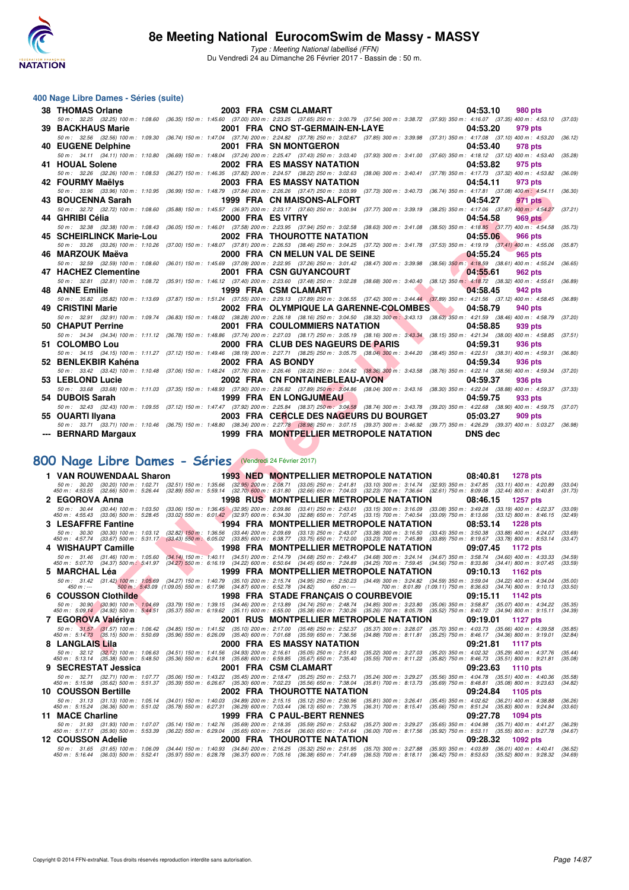# 8e Meeting National EurocomSwim de Massy - MASSY

*Type : Meeting National labellisé (FFN)*

Du Vendredi 24 au Dimanche 26 Février 2017 - Bassin de : 50 m.

## 400 Nage Libre Dames - Séries (suite)

| Rang | Nom | Année | Nat | Club | Temps | Points |
|---|---|---|---|---|---|---|
| 38 | THOMAS Orlane | 2003 | FRA | CSM CLAMART | 04:53.10 | 980 pts |
| | 50 m : 32.25 (32.25) 100 m : 1:08.60 (36.35) 150 m : 1:45.60 (37.00) 200 m : 2:23.25 (37.65) 250 m : 3:00.79 (37.54) 300 m : 3:38.72 (37.93) 350 m : 4:16.07 (37.35) 400 m : 4:53.10 (37.03) | | | | | |
| 39 | BACKHAUS Marie | 2001 | FRA | CNO ST-GERMAIN-EN-LAYE | 04:53.20 | 979 pts |
| | 50 m : 32.56 (32.56) 100 m : 1:09.30 (36.74) 150 m : 1:47.04 (37.74) 200 m : 2:24.82 (37.78) 250 m : 3:02.67 (37.85) 300 m : 3:39.98 (37.31) 350 m : 4:17.08 (37.10) 400 m : 4:53.20 (36.12) | | | | | |
| 40 | EUGENE Delphine | 2001 | FRA | SN MONTGERON | 04:53.40 | 978 pts |
| | 50 m : 34.11 (34.11) 100 m : 1:10.80 (36.69) 150 m : 1:48.04 (37.24) 200 m : 2:25.47 (37.43) 250 m : 3:03.40 (37.93) 300 m : 3:41.00 (37.60) 350 m : 4:18.12 (37.12) 400 m : 4:53.40 (35.28) | | | | | |
| 41 | HOUAL Solene | 2002 | FRA | ES MASSY NATATION | 04:53.82 | 975 pts |
| | 50 m : 32.26 (32.26) 100 m : 1:08.53 (36.27) 150 m : 1:46.35 (37.82) 200 m : 2:24.57 (38.22) 250 m : 3:02.63 (38.06) 300 m : 3:40.41 (37.78) 350 m : 4:17.73 (37.32) 400 m : 4:53.82 (36.09) | | | | | |
| 42 | FOURMY Maëlys | 2003 | FRA | ES MASSY NATATION | 04:54.11 | 973 pts |
| | 50 m : 33.96 (33.96) 100 m : 1:10.95 (36.99) 150 m : 1:48.79 (37.84) 200 m : 2:26.26 (37.47) 250 m : 3:03.99 (37.73) 300 m : 3:40.73 (36.74) 350 m : 4:17.81 (37.08) 400 m : 4:54.11 (36.30) | | | | | |
| 43 | BOUCENNA Sarah | 1999 | FRA | CN MAISONS-ALFORT | 04:54.27 | 971 pts |
| | 50 m : 32.72 (32.72) 100 m : 1:08.60 (35.88) 150 m : 1:45.57 (36.97) 200 m : 2:23.17 (37.60) 250 m : 3:00.94 (37.77) 300 m : 3:39.19 (38.25) 350 m : 4:17.06 (37.87) 400 m : 4:54.27 (37.21) | | | | | |
| 44 | GHRIBI Célia | 2000 | FRA | ES VITRY | 04:54.58 | 969 pts |
| | 50 m : 32.38 (32.38) 100 m : 1:08.43 (36.05) 150 m : 1:46.01 (37.58) 200 m : 2:23.95 (37.94) 250 m : 3:02.58 (38.63) 300 m : 3:41.08 (38.50) 350 m : 4:18.85 (37.77) 400 m : 4:54.58 (35.73) | | | | | |
| 45 | SCHEIRLINCK Marie-Lou | 2002 | FRA | THOUROTTE NATATION | 04:55.06 | 966 pts |
| | 50 m : 33.26 (33.26) 100 m : 1:10.26 (37.00) 150 m : 1:48.07 (37.81) 200 m : 2:26.53 (38.46) 250 m : 3:04.25 (37.72) 300 m : 3:41.78 (37.53) 350 m : 4:19.19 (37.41) 400 m : 4:55.06 (35.87) | | | | | |
| 46 | MARZOUK Maëva | 2000 | FRA | CN MELUN VAL DE SEINE | 04:55.24 | 965 pts |
| | 50 m : 32.59 (32.59) 100 m : 1:08.60 (36.01) 150 m : 1:45.69 (37.09) 200 m : 2:22.95 (37.26) 250 m : 3:01.42 (38.47) 300 m : 3:39.98 (38.56) 350 m : 4:18.59 (38.61) 400 m : 4:55.24 (36.65) | | | | | |
| 47 | HACHEZ Clementine | 2001 | FRA | CSN GUYANCOURT | 04:55.61 | 962 pts |
| | 50 m : 32.81 (32.81) 100 m : 1:08.72 (35.91) 150 m : 1:46.12 (37.40) 200 m : 2:23.60 (37.48) 250 m : 3:02.28 (38.68) 300 m : 3:40.40 (38.12) 350 m : 4:18.72 (38.32) 400 m : 4:55.61 (36.89) | | | | | |
| 48 | ANNE Emilie | 1999 | FRA | CSM CLAMART | 04:58.45 | 942 pts |
| | 50 m : 35.82 (35.82) 100 m : 1:13.69 (37.87) 150 m : 1:51.24 (37.55) 200 m : 2:29.13 (37.89) 250 m : 3:06.55 (37.42) 300 m : 3:44.44 (37.89) 350 m : 4:21.56 (37.12) 400 m : 4:58.45 (36.89) | | | | | |
| 49 | CRISTINI Marie | 2002 | FRA | OLYMPIQUE LA GARENNE-COLOMBES | 04:58.79 | 940 pts |
| | 50 m : 32.91 (32.91) 100 m : 1:09.74 (36.83) 150 m : 1:48.02 (38.28) 200 m : 2:26.18 (38.16) 250 m : 3:04.50 (38.32) 300 m : 3:43.13 (38.63) 350 m : 4:21.59 (38.46) 400 m : 4:58.79 (37.20) | | | | | |
| 50 | CHAPUT Perrine | 2001 | FRA | COULOMMIERS NATATION | 04:58.85 | 939 pts |
| | 50 m : 34.34 (34.34) 100 m : 1:11.12 (36.78) 150 m : 1:48.86 (37.74) 200 m : 2:27.03 (38.17) 250 m : 3:05.19 (38.16) 300 m : 3:43.34 (38.15) 350 m : 4:21.34 (38.00) 400 m : 4:58.85 (37.51) | | | | | |
| 51 | COLOMBO Lou | 2000 | FRA | CLUB DES NAGEURS DE PARIS | 04:59.31 | 936 pts |
| | 50 m : 34.15 (34.15) 100 m : 1:11.27 (37.12) 150 m : 1:49.46 (38.19) 200 m : 2:27.71 (38.25) 250 m : 3:05.75 (38.04) 300 m : 3:44.20 (38.45) 350 m : 4:22.51 (38.31) 400 m : 4:59.31 (36.80) | | | | | |
| 52 | BENLEKBIR Kahéna | 2002 | FRA | AS BONDY | 04:59.34 | 936 pts |
| | 50 m : 33.42 (33.42) 100 m : 1:10.48 (37.06) 150 m : 1:48.24 (37.76) 200 m : 2:26.46 (38.22) 250 m : 3:04.82 (38.36) 300 m : 3:43.58 (38.76) 350 m : 4:22.14 (38.56) 400 m : 4:59.34 (37.20) | | | | | |
| 53 | LEBLOND Lucie | 2002 | FRA | CN FONTAINEBLEAU-AVON | 04:59.37 | 936 pts |
| | 50 m : 33.68 (33.68) 100 m : 1:11.03 (37.35) 150 m : 1:48.93 (37.90) 200 m : 2:26.82 (37.89) 250 m : 3:04.86 (38.04) 300 m : 3:43.16 (38.30) 350 m : 4:22.04 (38.88) 400 m : 4:59.37 (37.33) | | | | | |
| 54 | DUBOIS Sarah | 1999 | FRA | EN LONGJUMEAU | 04:59.75 | 933 pts |
| | 50 m : 32.43 (32.43) 100 m : 1:09.55 (37.12) 150 m : 1:47.47 (37.92) 200 m : 2:25.84 (38.37) 250 m : 3:04.58 (38.74) 300 m : 3:43.78 (39.20) 350 m : 4:22.68 (38.90) 400 m : 4:59.75 (37.07) | | | | | |
| 55 | OUARTI Ilyana | 2003 | FRA | CERCLE DES NAGEURS DU BOURGET | 05:03.27 | 909 pts |
| | 50 m : 33.71 (33.71) 100 m : 1:10.46 (36.75) 150 m : 1:48.80 (38.34) 200 m : 2:27.78 (38.98) 250 m : 3:07.15 (39.37) 300 m : 3:46.92 (39.77) 350 m : 4:26.29 (39.37) 400 m : 5:03.27 (36.98) | | | | | |
| --- | BERNARD Margaux | 1999 | FRA | MONTPELLIER METROPOLE NATATION | DNS dec | |

## 800 Nage Libre Dames - Séries (Vendredi 24 Février 2017)

| Rang | Nom | Année | Nat | Club | Temps | Points |
|---|---|---|---|---|---|---|
| 1 | VAN ROUWENDAAL Sharon | 1993 | NED | MONTPELLIER METROPOLE NATATION | 08:40.81 | 1278 pts |
| | 50 m : 30.20 (30.20) 100 m : 1:02.71 (32.51) 150 m : 1:35.66 (32.95) 200 m : 2:08.71 (33.05) 250 m : 2:41.81 (33.10) 300 m : 3:14.74 (32.93) 350 m : 3:47.85 (33.11) 400 m : 4:20.89 (33.04) 450 m : 4:53.55 (32.66) 500 m : 5:26.44 (32.89) 550 m : 5:59.14 (32.70) 600 m : 6:31.80 (32.66) 650 m : 7:04.03 (32.23) 700 m : 7:36.64 (32.61) 750 m : 8:09.08 (32.44) 800 m : 8:40.81 (31.73) | | | | | |
| 2 | EGOROVA Anna | 1998 | RUS | MONTPELLIER METROPOLE NATATION | 08:46.15 | 1257 pts |
| | 50 m : 30.44 (30.44) 100 m : 1:03.50 (33.06) 150 m : 1:36.45 (32.95) 200 m : 2:09.86 (33.41) 250 m : 2:43.01 (33.15) 300 m : 3:16.09 (33.08) 350 m : 3:49.28 (33.19) 400 m : 4:22.37 (33.09) 450 m : 4:55.43 (33.06) 500 m : 5:28.45 (33.02) 550 m : 6:01.42 (32.97) 600 m : 6:34.30 (32.88) 650 m : 7:07.45 (33.15) 700 m : 7:40.54 (33.09) 750 m : 8:13.66 (33.12) 800 m : 8:46.15 (32.49) | | | | | |
| 3 | LESAFFRE Fantine | 1994 | FRA | MONTPELLIER METROPOLE NATATION | 08:53.14 | 1228 pts |
| | 50 m : 30.30 (30.30) 100 m : 1:03.12 (32.82) 150 m : 1:36.56 (33.44) 200 m : 2:09.69 (33.13) 250 m : 2:43.07 (33.38) 300 m : 3:16.50 (33.43) 350 m : 3:50.38 (33.88) 400 m : 4:24.07 (33.69) 450 m : 4:57.74 (33.67) 500 m : 5:31.17 (33.43) 550 m : 6:05.02 (33.85) 600 m : 6:38.77 (33.75) 650 m : 7:12.00 (33.23) 700 m : 7:45.89 (33.89) 750 m : 8:19.67 (33.78) 800 m : 8:53.14 (33.47) | | | | | |
| 4 | WISHAUPT Camille | 1998 | FRA | MONTPELLIER METROPOLE NATATION | 09:07.45 | 1172 pts |
| | 50 m : 31.46 (31.46) 100 m : 1:05.60 (34.14) 150 m : 1:40.11 (34.51) 200 m : 2:14.79 (34.68) 250 m : 2:49.47 (34.68) 300 m : 3:24.14 (34.67) 350 m : 3:58.74 (34.60) 400 m : 4:33.33 (34.59) 450 m : 5:07.70 (34.37) 500 m : 5:41.97 (34.27) 550 m : 6:16.19 (34.22) 600 m : 6:50.64 (34.45) 650 m : 7:24.89 (34.25) 700 m : 7:59.45 (34.56) 750 m : 8:33.86 (34.41) 800 m : 9:07.45 (33.59) | | | | | |
| 5 | MARCHAL Léa | 1999 | FRA | MONTPELLIER METROPOLE NATATION | 09:10.13 | 1162 pts |
| | 50 m : 31.42 (31.42) 100 m : 1:05.69 (34.27) 150 m : 1:40.79 (35.10) 200 m : 2:15.74 (34.95) 250 m : 2:50.23 (34.49) 300 m : 3:24.82 (34.59) 350 m : 3:59.04 (34.22) 400 m : 4:34.04 (35.00) 450 m : --- 500 m : 5:43.09 (1:09.05) 550 m : 6:17.96 (34.87) 600 m : 6:52.78 (34.82) 650 m : --- 700 m : 8:01.89 (1:09.11) 750 m : 8:36.63 (34.74) 800 m : 9:10.13 (33.50) | | | | | |
| 6 | COUSSON Clothilde | 1998 | FRA | STADE FRANÇAIS O COURBEVOIE | 09:15.11 | 1142 pts |
| | 50 m : 30.90 (30.90) 100 m : 1:04.69 (33.79) 150 m : 1:39.15 (34.46) 200 m : 2:13.89 (34.74) 250 m : 2:48.74 (34.85) 300 m : 3:23.80 (35.06) 350 m : 3:58.87 (35.07) 400 m : 4:34.22 (35.35) 450 m : 5:09.14 (34.92) 500 m : 5:44.51 (35.37) 550 m : 6:19.62 (35.11) 600 m : 6:55.00 (35.38) 650 m : 7:30.26 (35.26) 700 m : 8:05.78 (35.52) 750 m : 8:40.72 (34.94) 800 m : 9:15.11 (34.39) | | | | | |
| 7 | EGOROVA Valériya | 2001 | RUS | MONTPELLIER METROPOLE NATATION | 09:19.01 | 1127 pts |
| | 50 m : 31.57 (31.57) 100 m : 1:06.42 (34.85) 150 m : 1:41.52 (35.10) 200 m : 2:17.00 (35.48) 250 m : 2:52.37 (35.37) 300 m : 3:28.07 (35.70) 350 m : 4:03.73 (35.66) 400 m : 4:39.58 (35.85) 450 m : 5:14.73 (35.15) 500 m : 5:50.69 (35.96) 550 m : 6:26.09 (35.40) 600 m : 7:01.68 (35.59) 650 m : 7:36.56 (34.88) 700 m : 8:11.81 (35.25) 750 m : 8:46.17 (34.36) 800 m : 9:19.01 (32.84) | | | | | |
| 8 | LANGLAIS Lila | 2000 | FRA | ES MASSY NATATION | 09:21.81 | 1117 pts |
| | 50 m : 32.12 (32.12) 100 m : 1:06.63 (34.51) 150 m : 1:41.56 (34.93) 200 m : 2:16.61 (35.05) 250 m : 2:51.83 (35.22) 300 m : 3:27.03 (35.20) 350 m : 4:02.32 (35.29) 400 m : 4:37.76 (35.44) 450 m : 5:13.14 (35.38) 500 m : 5:48.50 (35.36) 550 m : 6:24.18 (35.68) 600 m : 6:59.85 (35.67) 650 m : 7:35.40 (35.55) 700 m : 8:11.22 (35.82) 750 m : 8:46.73 (35.51) 800 m : 9:21.81 (35.08) | | | | | |
| 9 | SECRESTAT Jessica | 2001 | FRA | CSM CLAMART | 09:23.63 | 1110 pts |
| | 50 m : 32.71 (32.71) 100 m : 1:07.77 (35.06) 150 m : 1:43.22 (35.45) 200 m : 2:18.47 (35.25) 250 m : 2:53.71 (35.24) 300 m : 3:29.27 (35.56) 350 m : 4:04.78 (35.51) 400 m : 4:40.36 (35.58) 450 m : 5:15.98 (35.62) 500 m : 5:51.37 (35.39) 550 m : 6:26.67 (35.30) 600 m : 7:02.23 (35.56) 650 m : 7:38.04 (35.81) 700 m : 8:13.73 (35.69) 750 m : 8:48.81 (35.08) 800 m : 9:23.63 (34.82) | | | | | |
| 10 | COUSSON Bertille | 2002 | FRA | THOUROTTE NATATION | 09:24.84 | 1105 pts |
| | 50 m : 31.13 (31.13) 100 m : 1:05.14 (34.01) 150 m : 1:40.03 (34.89) 200 m : 2:15.15 (35.12) 250 m : 2:50.96 (35.81) 300 m : 3:26.41 (35.45) 350 m : 4:02.62 (36.21) 400 m : 4:38.88 (36.26) 450 m : 5:15.24 (36.36) 500 m : 5:51.02 (35.78) 550 m : 6:27.31 (36.29) 600 m : 7:03.44 (36.13) 650 m : 7:39.75 (36.31) 700 m : 8:15.41 (35.66) 750 m : 8:51.24 (35.83) 800 m : 9:24.84 (33.60) | | | | | |
| 11 | MACE Charline | 1999 | FRA | C PAUL-BERT RENNES | 09:27.78 | 1094 pts |
| | 50 m : 31.93 (31.93) 100 m : 1:07.07 (35.14) 150 m : 1:42.76 (35.69) 200 m : 2:18.35 (35.59) 250 m : 2:53.62 (35.27) 300 m : 3:29.27 (35.65) 350 m : 4:04.98 (35.71) 400 m : 4:41.27 (36.29) 450 m : 5:17.17 (35.90) 500 m : 5:53.39 (36.22) 550 m : 6:29.04 (35.65) 600 m : 7:05.64 (36.60) 650 m : 7:41.64 (36.00) 700 m : 8:17.56 (35.92) 750 m : 8:53.11 (35.55) 800 m : 9:27.78 (34.67) | | | | | |
| 12 | COUSSON Adelie | 2000 | FRA | THOUROTTE NATATION | 09:28.32 | 1092 pts |
| | 50 m : 31.65 (31.65) 100 m : 1:06.09 (34.44) 150 m : 1:40.93 (34.84) 200 m : 2:16.25 (35.32) 250 m : 2:51.95 (35.70) 300 m : 3:27.88 (35.93) 350 m : 4:03.89 (36.01) 400 m : 4:40.41 (36.52) 450 m : 5:16.44 (36.03) 500 m : 5:52.41 (35.97) 550 m : 6:28.78 (36.37) 600 m : 7:05.16 (36.38) 650 m : 7:41.69 (36.53) 700 m : 8:18.11 (36.42) 750 m : 8:53.63 (35.52) 800 m : 9:28.32 (34.69) | | | | | |

Copyright © 2014 FFN-extraNat. Tous droits réservés reproduction interdite sans autorisation.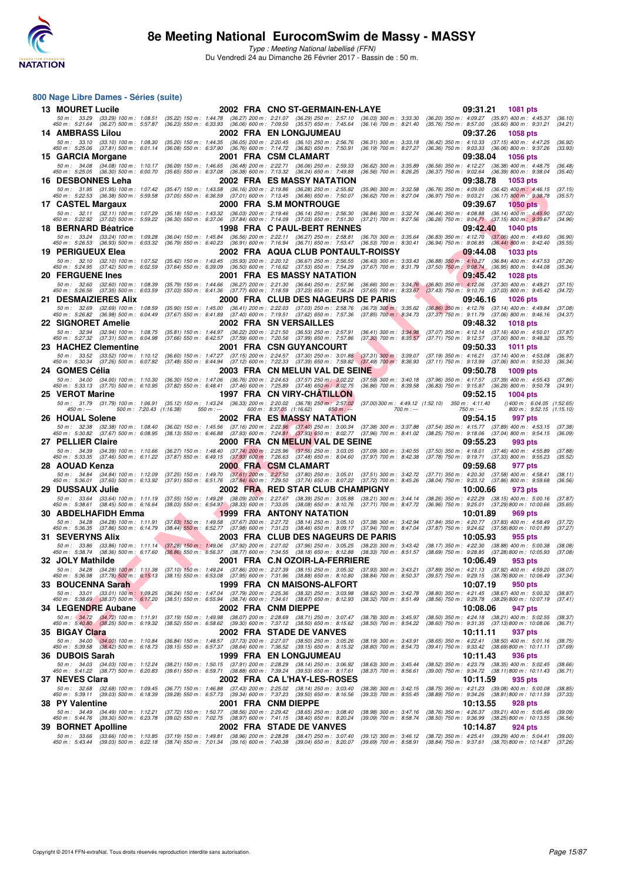# 8e Meeting National EurocomSwim de Massy - MASSY

*Type : Meeting National labellisé (FFN)*

Du Vendredi 24 au Dimanche 26 Février 2017 - Bassin de : 50 m.

## 800 Nage Libre Dames - Séries (suite)

**13 MOURET Lucile** 2002 FRA CNO ST-GERMAIN-EN-LAYE 09:31.21 1081 pts

50 m : 33.29 (33.29) 100 m : 1:08.51 (35.22) 150 m : 1:44.78 (36.27) 200 m : 2:21.07 (36.29) 250 m : 2:57.10 (36.03) 300 m : 3:33.30 (36.20) 350 m : 4:09.27 (35.97) 400 m : 4:45.37 (36.10)
450 m : 5:21.64 (36.27) 500 m : 5:57.87 (36.23) 550 m : 6:33.93 (36.06) 600 m : 7:09.50 (35.57) 650 m : 7:45.64 (36.14) 700 m : 8:21.40 (35.76) 750 m : 8:57.00 (35.60) 800 m : 9:31.21 (34.21)

**14 AMBRASS Lilou** 2002 FRA EN LONGJUMEAU 09:37.26 1058 pts

50 m : 33.10 (33.10) 100 m : 1:08.30 (35.20) 150 m : 1:44.35 (36.05) 200 m : 2:20.45 (36.10) 250 m : 2:56.76 (36.31) 300 m : 3:33.18 (36.42) 350 m : 4:10.33 (37.15) 400 m : 4:47.25 (36.92)
450 m : 5:25.06 (37.81) 500 m : 6:01.14 (36.08) 550 m : 6:37.90 (36.76) 600 m : 7:14.72 (36.82) 650 m : 7:50.91 (36.19) 700 m : 8:27.27 (36.36) 750 m : 9:03.33 (36.06) 800 m : 9:37.26 (33.93)

**15 GARCIA Morgane** 2001 FRA CSM CLAMART 09:38.04 1056 pts

50 m : 34.08 (34.08) 100 m : 1:10.17 (36.09) 150 m : 1:46.65 (36.48) 200 m : 2:22.71 (36.06) 250 m : 2:59.33 (36.62) 300 m : 3:35.89 (36.56) 350 m : 4:12.27 (36.38) 400 m : 4:48.75 (36.48)
450 m : 5:25.05 (36.30) 500 m : 6:00.70 (35.65) 550 m : 6:37.08 (36.38) 600 m : 7:13.32 (36.24) 650 m : 7:49.88 (36.56) 700 m : 8:26.25 (36.37) 750 m : 9:02.64 (36.39) 800 m : 9:38.04 (35.40)

**16 DESBONNES Leha** 2002 FRA ES MASSY NATATION 09:38.78 1053 pts

50 m : 31.95 (31.95) 100 m : 1:07.42 (35.47) 150 m : 1:43.58 (36.16) 200 m : 2:19.86 (36.28) 250 m : 2:55.82 (35.96) 300 m : 3:32.58 (36.76) 350 m : 4:09.00 (36.42) 400 m : 4:46.15 (37.15)
450 m : 5:22.53 (36.38) 500 m : 5:59.58 (37.05) 550 m : 6:36.59 (37.01) 600 m : 7:13.45 (36.86) 650 m : 7:50.07 (36.62) 700 m : 8:27.04 (36.97) 750 m : 9:03.21 (36.17) 800 m : 9:38.78 (35.57)

**17 CASTEL Margaux** 2000 FRA S.M MONTROUGE 09:39.67 1050 pts

50 m : 32.11 (32.11) 100 m : 1:07.29 (35.18) 150 m : 1:43.32 (36.03) 200 m : 2:19.46 (36.14) 250 m : 2:56.30 (36.84) 300 m : 3:32.74 (36.44) 350 m : 4:08.88 (36.14) 400 m : 4:45.90 (37.02)
450 m : 5:22.92 (37.02) 500 m : 5:59.22 (36.30) 550 m : 6:37.06 (37.84) 600 m : 7:14.09 (37.03) 650 m : 7:51.30 (37.21) 700 m : 8:27.56 (36.26) 750 m : 9:04.71 (37.15) 800 m : 9:39.67 (34.96)

**18 BERNARD Béatrice** 1998 FRA C PAUL-BERT RENNES 09:42.40 1040 pts

50 m : 33.24 (33.24) 100 m : 1:09.28 (36.04) 150 m : 1:45.84 (36.56) 200 m : 2:22.11 (36.27) 250 m : 2:58.81 (36.70) 300 m : 3:35.64 (36.83) 350 m : 4:12.70 (37.06) 400 m : 4:49.60 (36.90)
450 m : 5:26.53 (36.93) 500 m : 6:03.32 (36.79) 550 m : 6:40.23 (36.91) 600 m : 7:16.94 (36.71) 650 m : 7:53.47 (36.53) 700 m : 8:30.41 (36.94) 750 m : 9:06.85 (36.44) 800 m : 9:42.40 (35.55)

**19 PERIGUEUX Elea** 2002 FRA AQUA CLUB PONTAULT-ROISSY 09:44.08 1033 pts

50 m : 32.10 (32.10) 100 m : 1:07.52 (35.42) 150 m : 1:43.45 (35.93) 200 m : 2:20.12 (36.67) 250 m : 2:56.55 (36.43) 300 m : 3:33.43 (36.88) 350 m : 4:10.27 (36.84) 400 m : 4:47.53 (37.26)
450 m : 5:24.95 (37.42) 500 m : 6:02.59 (37.64) 550 m : 6:39.09 (36.50) 600 m : 7:16.62 (37.53) 650 m : 7:54.29 (37.67) 700 m : 8:31.79 (37.50) 750 m : 9:08.74 (36.95) 800 m : 9:44.08 (35.34)

**20 FERGUENE Ines** 2001 FRA ES MASSY NATATION 09:45.42 1028 pts

50 m : 32.60 (32.60) 100 m : 1:08.39 (35.79) 150 m : 1:44.66 (36.27) 200 m : 2:21.30 (36.64) 250 m : 2:57.96 (36.66) 300 m : 3:34.76 (36.80) 350 m : 4:12.06 (37.30) 400 m : 4:49.21 (37.15)
450 m : 5:26.56 (37.35) 500 m : 6:03.59 (37.03) 550 m : 6:41.36 (37.77) 600 m : 7:18.59 (37.23) 650 m : 7:56.24 (37.65) 700 m : 8:33.67 (37.43) 750 m : 9:10.70 (37.03) 800 m : 9:45.42 (34.72)

**21 DESMAIZIERES Alix** 2000 FRA CLUB DES NAGEURS DE PARIS 09:46.16 1026 pts

50 m : 32.69 (32.69) 100 m : 1:08.59 (35.90) 150 m : 1:45.00 (36.41) 200 m : 2:22.03 (37.03) 250 m : 2:58.76 (36.73) 300 m : 3:35.62 (36.86) 350 m : 4:12.76 (37.14) 400 m : 4:49.84 (37.08)
450 m : 5:26.82 (36.98) 500 m : 6:04.49 (37.67) 550 m : 6:41.89 (37.40) 600 m : 7:19.51 (37.62) 650 m : 7:57.36 (37.85) 700 m : 8:34.73 (37.37) 750 m : 9:11.79 (37.06) 800 m : 9:46.16 (34.37)

**22 SIGNORET Amelie** 2002 FRA SN VERSAILLES 09:48.32 1018 pts

50 m : 32.94 (32.94) 100 m : 1:08.75 (35.81) 150 m : 1:44.97 (36.22) 200 m : 2:21.50 (36.53) 250 m : 2:57.91 (36.41) 300 m : 3:34.98 (37.07) 350 m : 4:12.14 (37.16) 400 m : 4:50.01 (37.87)
450 m : 5:27.32 (37.31) 500 m : 6:04.98 (37.66) 550 m : 6:42.57 (37.59) 600 m : 7:20.56 (37.99) 650 m : 7:57.86 (37.30) 700 m : 8:35.57 (37.71) 750 m : 9:12.57 (37.00) 800 m : 9:48.32 (35.75)

**23 HACHEZ Clementine** 2001 FRA CSN GUYANCOURT 09:50.33 1011 pts

50 m : 33.52 (33.52) 100 m : 1:10.12 (36.60) 150 m : 1:47.27 (37.15) 200 m : 2:24.57 (37.30) 250 m : 3:01.88 (37.31) 300 m : 3:39.07 (37.19) 350 m : 4:16.21 (37.14) 400 m : 4:53.08 (36.87)
450 m : 5:30.34 (37.26) 500 m : 6:07.82 (37.48) 550 m : 6:44.94 (37.12) 600 m : 7:22.33 (37.39) 650 m : 7:59.82 (37.49) 700 m : 8:36.93 (37.11) 750 m : 9:13.99 (37.06) 800 m : 9:50.33 (36.34)

**24 GOMES Célia** 2003 FRA CN MELUN VAL DE SEINE 09:50.78 1009 pts

50 m : 34.00 (34.00) 100 m : 1:10.30 (36.30) 150 m : 1:47.06 (36.76) 200 m : 2:24.63 (37.57) 250 m : 3:02.22 (37.59) 300 m : 3:40.18 (37.96) 350 m : 4:17.57 (37.39) 400 m : 4:55.43 (37.86)
450 m : 5:33.13 (37.70) 500 m : 6:10.95 (37.82) 550 m : 6:48.41 (37.46) 600 m : 7:25.89 (37.48) 650 m : 8:02.75 (36.86) 700 m : 8:39.58 (36.83) 750 m : 9:15.87 (36.29) 800 m : 9:50.78 (34.91)

**25 VEROT Marine** 1997 FRA CN VIRY-CHÂTILLON 09:52.15 1004 pts

50 m : 31.79 (31.79) 100 m : 1:06.91 (35.12) 150 m : 1:43.24 (36.33) 200 m : 2:20.02 (36.78) 250 m : 2:57.02 (37.00) 300 m : 4:49.12 (1:52.10) 350 m : 4:11.40 () 400 m : 6:04.05 (1:52.65)
450 m : --- 500 m : 7:20.43 (1:16.38) 550 m : --- 600 m : 8:37.05 (1:16.62) 650 m : --- 700 m : --- 750 m : --- 800 m : 9:52.15 (1:15.10)

**26 HOUAL Solene** 2002 FRA ES MASSY NATATION 09:54.15 997 pts

50 m : 32.38 (32.38) 100 m : 1:08.40 (36.02) 150 m : 1:45.56 (37.16) 200 m : 2:22.96 (37.40) 250 m : 3:00.34 (37.38) 300 m : 3:37.88 (37.54) 350 m : 4:15.77 (37.89) 400 m : 4:53.15 (37.38)
450 m : 5:30.82 (37.67) 500 m : 6:08.95 (38.13) 550 m : 6:46.88 (37.93) 600 m : 7:24.81 (37.93) 650 m : 8:02.77 (37.96) 700 m : 8:41.02 (38.25) 750 m : 9:18.06 (37.04) 800 m : 9:54.15 (36.09)

**27 PELLIER Claire** 2000 FRA CN MELUN VAL DE SEINE 09:55.23 993 pts

50 m : 34.39 (34.39) 100 m : 1:10.66 (36.27) 150 m : 1:48.40 (37.74) 200 m : 2:25.96 (37.56) 250 m : 3:03.05 (37.09) 300 m : 3:40.55 (37.50) 350 m : 4:18.01 (37.46) 400 m : 4:55.89 (37.88)
450 m : 5:33.35 (37.46) 500 m : 6:11.22 (37.87) 550 m : 6:49.15 (37.93) 600 m : 7:26.63 (37.48) 650 m : 8:04.60 (37.97) 700 m : 8:42.38 (37.78) 750 m : 9:19.71 (37.33) 800 m : 9:55.23 (35.52)

**28 AOUAD Kenza** 2000 FRA CSM CLAMART 09:59.68 977 pts

50 m : 34.84 (34.84) 100 m : 1:12.09 (37.25) 150 m : 1:49.70 (37.61) 200 m : 2:27.50 (37.80) 250 m : 3:05.01 (37.51) 300 m : 3:42.72 (37.71) 350 m : 4:20.30 (37.58) 400 m : 4:58.41 (38.11)
450 m : 5:36.01 (37.60) 500 m : 6:13.92 (37.91) 550 m : 6:51.76 (37.84) 600 m : 7:29.50 (37.74) 650 m : 8:07.22 (37.72) 700 m : 8:45.26 (38.04) 750 m : 9:23.12 (37.86) 800 m : 9:59.68 (36.56)

**29 DUSSAUX Julie** 2002 FRA RED STAR CLUB CHAMPIGNY 10:00.66 973 pts

50 m : 33.64 (33.64) 100 m : 1:11.19 (37.55) 150 m : 1:49.28 (38.09) 200 m : 2:27.67 (38.39) 250 m : 3:05.88 (38.21) 300 m : 3:44.14 (38.26) 350 m : 4:22.29 (38.15) 400 m : 5:00.16 (37.87)
450 m : 5:38.61 (38.45) 500 m : 6:16.64 (38.03) 550 m : 6:54.97 (38.33) 600 m : 7:33.05 (38.08) 650 m : 8:10.76 (37.71) 700 m : 8:47.72 (36.96) 750 m : 9:25.01 (37.29) 800 m : 10:00.66 (35.65)

**30 ABDELHAFIDH Emma** 1999 FRA ANTONY NATATION 10:01.89 969 pts

50 m : 34.28 (34.28) 100 m : 1:11.91 (37.63) 150 m : 1:49.58 (37.67) 200 m : 2:27.72 (38.14) 250 m : 3:05.10 (37.38) 300 m : 3:42.94 (37.84) 350 m : 4:20.77 (37.83) 400 m : 4:58.49 (37.72)
450 m : 5:36.35 (37.86) 500 m : 6:14.79 (38.44) 550 m : 6:52.77 (37.98) 600 m : 7:31.23 (38.46) 650 m : 8:09.17 (37.94) 700 m : 8:47.04 (37.87) 750 m : 9:24.62 (37.58) 800 m : 10:01.89 (37.27)

**31 SEVERYNS Alix** 2003 FRA CLUB DES NAGEURS DE PARIS 10:05.93 955 pts

50 m : 33.86 (33.86) 100 m : 1:11.14 (37.28) 150 m : 1:49.06 (37.92) 200 m : 2:27.02 (37.96) 250 m : 3:05.25 (38.23) 300 m : 3:43.42 (38.17) 350 m : 4:22.30 (38.88) 400 m : 5:00.38 (38.08)
450 m : 5:38.74 (38.36) 500 m : 6:17.60 (38.86) 550 m : 6:56.37 (38.77) 600 m : 7:34.55 (38.18) 650 m : 8:12.88 (38.33) 700 m : 8:51.57 (38.69) 750 m : 9:28.85 (37.28) 800 m : 10:05.93 (37.08)

**32 JOLY Mathilde** 2001 FRA C.N OZOIR-LA-FERRIERE 10:06.49 953 pts

50 m : 34.28 (34.28) 100 m : 1:11.38 (37.10) 150 m : 1:49.24 (37.86) 200 m : 2:27.39 (38.15) 250 m : 3:05.32 (37.93) 300 m : 3:43.21 (37.89) 350 m : 4:21.13 (37.92) 400 m : 4:59.20 (38.07)
450 m : 5:36.98 (37.78) 500 m : 6:15.13 (38.15) 550 m : 6:53.08 (37.95) 600 m : 7:31.96 (38.88) 650 m : 8:10.80 (38.84) 700 m : 8:50.37 (39.57) 750 m : 9:29.15 (38.78) 800 m : 10:06.49 (37.34)

**33 BOUCENNA Sarah** 1999 FRA CN MAISONS-ALFORT 10:07.19 950 pts

50 m : 33.01 (33.01) 100 m : 1:09.25 (36.24) 150 m : 1:47.04 (37.79) 200 m : 2:25.36 (38.32) 250 m : 3:03.98 (38.62) 300 m : 3:42.78 (38.80) 350 m : 4:21.45 (38.67) 400 m : 5:00.32 (38.87)
450 m : 5:38.69 (38.37) 500 m : 6:17.20 (38.51) 550 m : 6:55.94 (38.74) 600 m : 7:34.61 (38.67) 650 m : 8:12.93 (38.32) 700 m : 8:51.49 (38.56) 750 m : 9:29.78 (38.29) 800 m : 10:07.19 (37.41)

**34 LEGENDRE Aubane** 2002 FRA CNM DIEPPE 10:08.06 947 pts

50 m : 34.72 (34.72) 100 m : 1:11.91 (37.19) 150 m : 1:49.98 (38.07) 200 m : 2:28.69 (38.71) 250 m : 3:07.47 (38.78) 300 m : 3:45.97 (38.50) 350 m : 4:24.18 (38.21) 400 m : 5:02.55 (38.37)
450 m : 5:40.80 (38.25) 500 m : 6:19.32 (38.52) 550 m : 6:58.62 (39.30) 600 m : 7:37.12 (38.50) 650 m : 8:15.62 (38.50) 700 m : 8:54.22 (38.60) 750 m : 9:31.35 (37.13) 800 m : 10:08.06 (36.71)

**35 BIGAY Clara** 2002 FRA STADE DE VANVES 10:11.11 937 pts

50 m : 34.00 (34.00) 100 m : 1:10.84 (36.84) 150 m : 1:48.57 (37.73) 200 m : 2:27.07 (38.50) 250 m : 3:05.26 (38.19) 300 m : 3:43.91 (38.65) 350 m : 4:22.41 (38.50) 400 m : 5:01.16 (38.75)
450 m : 5:39.58 (38.42) 500 m : 6:18.73 (39.15) 550 m : 6:57.37 (38.64) 600 m : 7:36.52 (39.15) 650 m : 8:15.32 (38.80) 700 m : 8:54.73 (39.41) 750 m : 9:33.42 (38.69) 800 m : 10:11.11 (37.69)

**36 DUBOIS Sarah** 1999 FRA EN LONGJUMEAU 10:11.43 936 pts

50 m : 34.03 (34.03) 100 m : 1:12.24 (38.21) 150 m : 1:50.15 (37.91) 200 m : 2:28.29 (38.14) 250 m : 3:06.92 (38.63) 300 m : 3:45.44 (38.52) 350 m : 4:23.79 (38.35) 400 m : 5:02.45 (38.66)
450 m : 5:41.22 (38.77) 500 m : 6:20.83 (39.61) 550 m : 6:59.71 (38.88) 600 m : 7:39.24 (39.53) 650 m : 8:17.61 (38.37) 700 m : 8:56.61 (39.00) 750 m : 9:34.72 (38.11) 800 m : 10:11.43 (36.71)

**37 NEVES Clara** 2002 FRA CA L'HAY-LES-ROSES 10:11.59 935 pts

50 m : 32.68 (32.68) 100 m : 1:09.45 (36.77) 150 m : 1:46.88 (37.43) 200 m : 2:25.02 (38.14) 250 m : 3:03.40 (38.38) 300 m : 3:42.15 (38.75) 350 m : 4:21.23 (39.08) 400 m : 5:00.08 (38.85)
450 m : 5:39.11 (39.03) 500 m : 6:18.39 (39.28) 550 m : 6:57.73 (39.34) 600 m : 7:37.23 (39.50) 650 m : 8:16.56 (39.33) 700 m : 8:55.45 (38.89) 750 m : 9:34.26 (38.81) 800 m : 10:11.59 (37.33)

**38 PY Valentine** 2001 FRA CNM DIEPPE 10:13.55 928 pts

50 m : 34.49 (34.49) 100 m : 1:12.21 (37.72) 150 m : 1:50.77 (38.56) 200 m : 2:29.42 (38.65) 250 m : 3:08.40 (38.98) 300 m : 3:47.16 (38.76) 350 m : 4:26.37 (39.21) 400 m : 5:05.46 (39.09)
450 m : 5:44.76 (39.30) 500 m : 6:23.78 (39.02) 550 m : 7:02.75 (38.97) 600 m : 7:41.15 (38.40) 650 m : 8:20.24 (39.09) 700 m : 8:58.74 (38.50) 750 m : 9:36.99 (38.25) 800 m : 10:13.55 (36.56)

**39 BORNET Apolline** 2002 FRA STADE DE VANVES 10:14.87 924 pts

50 m : 33.66 (33.66) 100 m : 1:10.85 (37.19) 150 m : 1:49.81 (38.96) 200 m : 2:28.28 (38.47) 250 m : 3:07.40 (39.12) 300 m : 3:46.12 (38.72) 350 m : 4:25.41 (39.29) 400 m : 5:04.41 (39.00)
450 m : 5:43.44 (39.03) 500 m : 6:22.18 (38.74) 550 m : 7:01.34 (39.16) 600 m : 7:40.38 (39.04) 650 m : 8:20.07 (39.69) 700 m : 8:58.91 (38.84) 750 m : 9:37.61 (38.70) 800 m : 10:14.87 (37.26)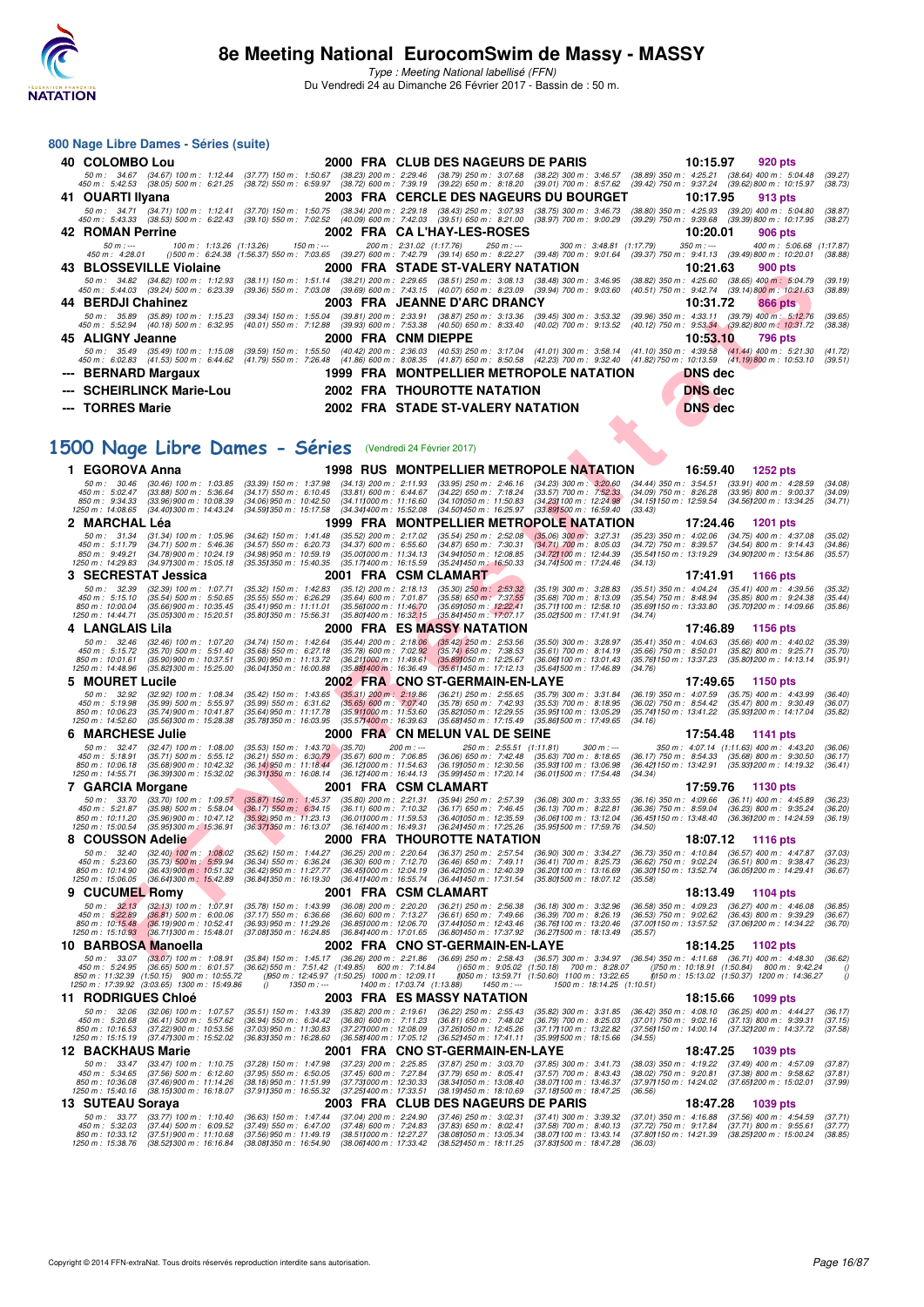# 8e Meeting National EurocomSwim de Massy - MASSY

*Type : Meeting National labellisé (FFN)*

Du Vendredi 24 au Dimanche 26 Février 2017 - Bassin de : 50 m.

## 800 Nage Libre Dames - Séries (suite)

**40 COLOMBO Lou** — 2000 FRA CLUB DES NAGEURS DE PARIS — 10:15.97 — 920 pts

50 m : 34.67 (34.67) 100 m : 1:12.44 (37.77) 150 m : 1:50.67 (38.23) 200 m : 2:29.46 (38.79) 250 m : 3:07.68 (38.22) 300 m : 3:46.57 (38.89) 350 m : 4:25.21 (38.64) 400 m : 5:04.48 (39.27)
450 m : 5:42.53 (38.05) 500 m : 6:21.25 (38.72) 550 m : 6:59.97 (38.72) 600 m : 7:39.19 (39.22) 650 m : 8:18.20 (39.01) 700 m : 8:57.62 (39.42) 750 m : 9:37.24 (39.62) 800 m : 10:15.97 (38.73)

**41 OUARTI Ilyana** — 2003 FRA CERCLE DES NAGEURS DU BOURGET — 10:17.95 — 913 pts

50 m : 34.71 (34.71) 100 m : 1:12.41 (37.70) 150 m : 1:50.75 (38.34) 200 m : 2:29.18 (38.43) 250 m : 3:07.93 (38.75) 300 m : 3:46.73 (38.80) 350 m : 4:25.93 (39.20) 400 m : 5:04.80 (38.87)
450 m : 5:43.33 (38.53) 500 m : 6:22.43 (39.10) 550 m : 7:02.52 (40.09) 600 m : 7:42.03 (39.51) 650 m : 8:21.00 (38.97) 700 m : 9:00.29 (39.29) 750 m : 9:39.68 (39.39) 800 m : 10:17.95 (38.27)

**42 ROMAN Perrine** — 2002 FRA CA L'HAY-LES-ROSES — 10:20.01 — 906 pts

50 m : --- 100 m : 1:13.26 (1:13.26) 150 m : --- 200 m : 2:31.02 (1:17.76) 250 m : --- 300 m : 3:48.81 (1:17.79) 350 m : --- 400 m : 5:06.68 (1:17.87)
450 m : 4:28.01 (1500 m : 6:24.38 (1:56.37) 550 m : 7:03.65 (39.27) 600 m : 7:42.79 (39.14) 650 m : 8:22.27 (39.48) 700 m : 9:01.64 (39.37) 750 m : 9:41.13 (39.49) 800 m : 10:20.01 (38.88)

**43 BLOSSEVILLE Violaine** — 2000 FRA STADE ST-VALERY NATATION — 10:21.63 — 900 pts

50 m : 34.82 (34.82) 100 m : 1:12.93 (38.11) 150 m : 1:51.14 (38.21) 200 m : 2:29.65 (38.51) 250 m : 3:08.13 (38.48) 300 m : 3:46.95 (38.82) 350 m : 4:25.60 (38.65) 400 m : 5:04.79 (39.19)
450 m : 5:44.03 (39.24) 500 m : 6:23.39 (39.36) 550 m : 7:03.08 (39.69) 600 m : 7:43.15 (40.07) 650 m : 8:23.09 (39.94) 700 m : 9:03.60 (40.51) 750 m : 9:42.74 (39.14) 800 m : 10:21.63 (38.89)

**44 BERDJI Chahinez** — 2003 FRA JEANNE D'ARC DRANCY — 10:31.72 — 866 pts

50 m : 35.89 (35.89) 100 m : 1:15.23 (39.34) 150 m : 1:55.04 (39.81) 200 m : 2:33.91 (38.87) 250 m : 3:13.36 (39.45) 300 m : 3:53.32 (39.96) 350 m : 4:33.11 (39.79) 400 m : 5:12.76 (39.65)
450 m : 5:52.94 (40.18) 500 m : 6:32.95 (40.01) 550 m : 7:12.88 (39.93) 600 m : 7:53.38 (40.50) 650 m : 8:33.40 (40.02) 700 m : 9:13.52 (40.12) 750 m : 9:53.34 (39.82) 800 m : 10:31.72 (38.38)

**45 ALIGNY Jeanne** — 2000 FRA CNM DIEPPE — 10:53.10 — 796 pts

50 m : 35.49 (35.49) 100 m : 1:15.08 (39.59) 150 m : 1:55.50 (40.42) 200 m : 2:36.03 (40.53) 250 m : 3:17.04 (41.01) 300 m : 3:58.14 (41.10) 350 m : 4:39.58 (41.44) 400 m : 5:21.30 (41.72)
450 m : 6:02.83 (41.53) 500 m : 6:44.62 (41.79) 550 m : 7:26.48 (41.86) 600 m : 8:08.35 (41.87) 650 m : 8:50.58 (42.23) 700 m : 9:32.40 (41.82) 750 m : 10:13.59 (41.19) 800 m : 10:53.10 (39.51)

**--- BERNARD Margaux** — 1999 FRA MONTPELLIER METROPOLE NATATION — DNS dec

**--- SCHEIRLINCK Marie-Lou** — 2002 FRA THOUROTTE NATATION — DNS dec

**--- TORRES Marie** — 2002 FRA STADE ST-VALERY NATATION — DNS dec

## 1500 Nage Libre Dames - Séries (Vendredi 24 Février 2017)

**1 EGOROVA Anna** — 1998 RUS MONTPELLIER METROPOLE NATATION — 16:59.40 — 1252 pts

50 m : 30.46 (30.46) 100 m : 1:03.85 (33.39) 150 m : 1:37.98 (34.13) 200 m : 2:11.93 (33.95) 250 m : 2:46.16 (34.23) 300 m : 3:20.60 (34.44) 350 m : 3:54.51 (33.91) 400 m : 4:28.59 (34.08)
450 m : 5:02.47 (33.88) 500 m : 5:36.64 (34.17) 550 m : 6:10.45 (33.81) 600 m : 6:44.67 (34.22) 650 m : 7:18.24 (33.57) 700 m : 7:52.33 (34.09) 750 m : 8:26.28 (33.95) 800 m : 9:00.37 (34.09)
850 m : 9:34.33 (33.96) 900 m : 10:08.39 (34.06) 950 m : 10:42.50 (34.11) 1000 m : 11:16.60 (34.10) 1050 m : 11:50.83 (34.23) 1100 m : 12:24.98 (34.15) 1150 m : 12:59.54 (34.56) 1200 m : 13:34.25 (34.71)
1250 m : 14:08.65 (34.40) 1300 m : 14:43.24 (34.59) 1350 m : 15:17.58 (34.34) 1400 m : 15:52.08 (34.50) 1450 m : 16:25.97 (33.89) 1500 m : 16:59.40 (33.43)

**2 MARCHAL Léa** — 1999 FRA MONTPELLIER METROPOLE NATATION — 17:24.46 — 1201 pts

50 m : 31.34 (31.34) 100 m : 1:05.96 (34.62) 150 m : 1:41.48 (35.52) 200 m : 2:17.02 (35.54) 250 m : 2:52.08 (35.06) 300 m : 3:27.31 (35.23) 350 m : 4:02.06 (34.75) 400 m : 4:37.08 (35.02)
450 m : 5:11.79 (34.71) 500 m : 5:46.36 (34.57) 550 m : 6:20.73 (34.37) 600 m : 6:55.60 (34.87) 650 m : 7:30.31 (34.71) 700 m : 8:05.03 (34.72) 750 m : 8:39.57 (34.54) 800 m : 9:14.43 (34.86)
850 m : 9:49.21 (34.78) 900 m : 10:24.19 (34.98) 950 m : 10:59.19 (35.00) 1000 m : 11:34.13 (34.94) 1050 m : 12:08.85 (34.72) 1100 m : 12:44.39 (35.54) 1150 m : 13:19.29 (34.90) 1200 m : 13:54.86 (35.57)
1250 m : 14:29.83 (34.97) 1300 m : 15:05.18 (35.35) 1350 m : 15:40.35 (35.17) 1400 m : 16:15.59 (35.24) 1450 m : 16:50.33 (34.74) 1500 m : 17:24.46 (34.13)

**3 SECRESTAT Jessica** — 2001 FRA CSM CLAMART — 17:41.91 — 1166 pts

50 m : 32.39 (32.39) 100 m : 1:07.71 (35.32) 150 m : 1:42.83 (35.12) 200 m : 2:18.13 (35.30) 250 m : 2:53.32 (35.19) 300 m : 3:28.83 (35.51) 350 m : 4:04.24 (35.41) 400 m : 4:39.56 (35.32)
450 m : 5:15.10 (35.54) 500 m : 5:50.65 (35.55) 550 m : 6:26.29 (35.64) 600 m : 7:01.87 (35.58) 650 m : 7:37.55 (35.68) 700 m : 8:13.09 (35.54) 750 m : 8:48.94 (35.85) 800 m : 9:24.38 (35.44)
850 m : 10:00.04 (35.66) 900 m : 10:35.45 (35.41) 950 m : 11:11.01 (35.56) 1000 m : 11:46.70 (35.69) 1050 m : 12:22.41 (35.71) 1100 m : 12:58.10 (35.69) 1150 m : 13:33.80 (35.70) 1200 m : 14:09.66 (35.86)
1250 m : 14:44.71 (35.05) 1300 m : 15:20.51 (35.80) 1350 m : 15:56.31 (35.80) 1400 m : 16:32.15 (35.84) 1450 m : 17:07.17 (35.02) 1500 m : 17:41.91 (34.74)

**4 LANGLAIS Lila** — 2000 FRA ES MASSY NATATION — 17:46.89 — 1156 pts

50 m : 32.46 (32.46) 100 m : 1:07.20 (34.74) 150 m : 1:42.64 (35.44) 200 m : 2:18.06 (35.42) 250 m : 2:53.56 (35.50) 300 m : 3:28.97 (35.41) 350 m : 4:04.63 (35.66) 400 m : 4:40.02 (35.39)
450 m : 5:15.72 (35.70) 500 m : 5:51.40 (35.68) 550 m : 6:27.18 (35.78) 600 m : 7:02.92 (35.74) 650 m : 7:38.53 (35.61) 700 m : 8:14.19 (35.66) 750 m : 8:50.01 (35.82) 800 m : 9:25.71 (35.70)
850 m : 10:01.61 (35.90) 900 m : 10:37.51 (35.90) 950 m : 11:13.72 (36.21) 1000 m : 11:49.61 (35.89) 1050 m : 12:25.67 (36.06) 1100 m : 13:01.43 (35.76) 1150 m : 13:37.23 (35.80) 1200 m : 14:13.14 (35.91)
1250 m : 14:48.96 (35.82) 1300 m : 15:25.00 (36.04) 1350 m : 16:00.88 (35.88) 1400 m : 16:36.49 (35.61) 1450 m : 17:12.13 (35.64) 1500 m : 17:46.89 (34.76)

**5 MOURET Lucile** — 2002 FRA CNO ST-GERMAIN-EN-LAYE — 17:49.65 — 1150 pts

50 m : 32.92 (32.92) 100 m : 1:08.34 (35.42) 150 m : 1:43.65 (35.31) 200 m : 2:19.86 (36.21) 250 m : 2:55.65 (35.79) 300 m : 3:31.84 (36.19) 350 m : 4:07.59 (35.75) 400 m : 4:43.99 (36.40)
450 m : 5:19.98 (35.99) 500 m : 5:55.97 (35.99) 550 m : 6:31.62 (35.65) 600 m : 7:07.40 (35.78) 650 m : 7:42.93 (35.53) 700 m : 8:18.95 (36.02) 750 m : 8:54.42 (35.47) 800 m : 9:30.49 (36.07)
850 m : 10:06.23 (35.74) 900 m : 10:41.87 (35.64) 950 m : 11:17.78 (35.91) 1000 m : 11:53.60 (35.82) 1050 m : 12:29.55 (35.95) 1100 m : 13:05.29 (35.74) 1150 m : 13:41.22 (35.93) 1200 m : 14:17.04 (35.82)
1250 m : 14:52.60 (35.56) 1300 m : 15:28.38 (35.78) 1350 m : 16:03.95 (35.57) 1400 m : 16:39.63 (35.68) 1450 m : 17:15.49 (35.86) 1500 m : 17:49.65 (34.16)

**6 MARCHESE Julie** — 2000 FRA CN MELUN VAL DE SEINE — 17:54.48 — 1141 pts

50 m : 32.47 (32.47) 100 m : 1:08.00 (35.53) 150 m : 1:43.70 (35.70) 200 m : --- 250 m : 2:55.51 (1:11.81) 300 m : --- 350 m : 4:07.14 (1:11.63) 400 m : 4:43.20 (36.06)
450 m : 5:18.91 (35.71) 500 m : 5:55.12 (36.21) 550 m : 6:30.79 (35.67) 600 m : 7:06.85 (36.06) 650 m : 7:42.48 (35.63) 700 m : 8:18.65 (36.17) 750 m : 8:54.33 (35.68) 800 m : 9:30.50 (36.17)
850 m : 10:06.18 (35.68) 900 m : 10:42.32 (36.14) 950 m : 11:18.44 (36.12) 1000 m : 11:54.63 (36.19) 1050 m : 12:30.56 (35.93) 1100 m : 13:06.98 (36.42) 1150 m : 13:42.91 (35.93) 1200 m : 14:19.32 (36.41)
1250 m : 14:55.71 (36.39) 1300 m : 15:32.02 (36.31) 1350 m : 16:08.14 (36.12) 1400 m : 16:44.13 (35.99) 1450 m : 17:20.14 (36.01) 1500 m : 17:54.48 (34.34)

**7 GARCIA Morgane** — 2001 FRA CSM CLAMART — 17:59.76 — 1130 pts

50 m : 33.70 (33.70) 100 m : 1:09.57 (35.87) 150 m : 1:45.37 (35.80) 200 m : 2:21.31 (35.94) 250 m : 2:57.39 (36.08) 300 m : 3:33.55 (36.16) 350 m : 4:09.66 (36.11) 400 m : 4:45.89 (36.23)
450 m : 5:21.87 (35.98) 500 m : 5:58.04 (36.17) 550 m : 6:34.15 (36.11) 600 m : 7:10.32 (36.17) 650 m : 7:46.45 (36.13) 700 m : 8:22.81 (36.36) 750 m : 8:59.04 (36.23) 800 m : 9:35.24 (36.20)
850 m : 10:11.20 (35.96) 900 m : 10:47.12 (35.92) 950 m : 11:23.13 (36.01) 1000 m : 11:59.53 (36.40) 1050 m : 12:35.59 (36.06) 1100 m : 13:12.04 (36.45) 1150 m : 13:48.40 (36.36) 1200 m : 14:24.59 (36.19)
1250 m : 15:00.54 (35.95) 1300 m : 15:36.91 (36.37) 1350 m : 16:13.07 (36.16) 1400 m : 16:49.31 (36.24) 1450 m : 17:25.26 (35.95) 1500 m : 17:59.76 (34.50)

**8 COUSSON Adèle** — 2000 FRA THOUROTTE NATATION — 18:07.12 — 1116 pts

50 m : 32.40 (32.40) 100 m : 1:08.02 (35.62) 150 m : 1:44.27 (36.25) 200 m : 2:20.64 (36.37) 250 m : 2:57.54 (36.90) 300 m : 3:34.27 (36.73) 350 m : 4:10.84 (36.57) 400 m : 4:47.87 (37.03)
450 m : 5:23.60 (35.73) 500 m : 5:59.94 (36.34) 550 m : 6:36.24 (36.30) 600 m : 7:12.70 (36.46) 650 m : 7:49.11 (36.41) 700 m : 8:25.73 (36.62) 750 m : 9:02.24 (36.51) 800 m : 9:38.47 (36.23)
850 m : 10:14.90 (36.43) 900 m : 10:51.32 (36.42) 950 m : 11:27.77 (36.45) 1000 m : 12:04.19 (36.42) 1050 m : 12:40.39 (36.20) 1100 m : 13:16.69 (36.30) 1150 m : 13:52.74 (36.05) 1200 m : 14:29.41 (36.67)
1250 m : 15:06.05 (36.64) 1300 m : 15:42.89 (36.84) 1350 m : 16:19.30 (36.41) 1400 m : 16:55.74 (36.44) 1450 m : 17:31.54 (35.80) 1500 m : 18:07.12 (35.58)

**9 CUCUMEL Romy** — 2001 FRA CSM CLAMART — 18:13.49 — 1104 pts

50 m : 32.13 (32.13) 100 m : 1:07.91 (35.78) 150 m : 1:43.99 (36.08) 200 m : 2:20.20 (36.21) 250 m : 2:56.38 (36.18) 300 m : 3:32.96 (36.58) 350 m : 4:09.23 (36.27) 400 m : 4:46.08 (36.85)
450 m : 5:22.89 (36.81) 500 m : 6:00.06 (37.17) 550 m : 6:36.66 (36.60) 600 m : 7:13.27 (36.61) 650 m : 7:49.66 (36.39) 700 m : 8:26.19 (36.53) 750 m : 9:02.62 (36.43) 800 m : 9:39.29 (36.67)
850 m : 10:15.48 (36.19) 900 m : 10:52.41 (36.93) 950 m : 11:29.26 (36.85) 1000 m : 12:06.70 (37.44) 1050 m : 12:43.46 (36.76) 1100 m : 13:20.46 (37.00) 1150 m : 13:57.52 (37.06) 1200 m : 14:34.22 (36.70)
1250 m : 15:10.93 (36.71) 1300 m : 15:48.01 (37.08) 1350 m : 16:24.85 (36.84) 1400 m : 17:01.65 (36.80) 1450 m : 17:37.92 (36.27) 1500 m : 18:13.49 (35.57)

**10 BARBOSA Manoella** — 2002 FRA CNO ST-GERMAIN-EN-LAYE — 18:14.25 — 1102 pts

50 m : 33.07 (33.07) 100 m : 1:08.91 (35.84) 150 m : 1:45.17 (36.26) 200 m : 2:21.86 (36.69) 250 m : 2:58.43 (36.57) 300 m : 3:34.97 (36.54) 350 m : 4:11.68 (36.71) 400 m : 4:48.30 (36.62)
450 m : 5:24.95 (36.65) 500 m : 6:01.57 (36.62) 550 m : 7:51.42 (1:49.85) 600 m : 7:14.84 ()650 m : 9:05.02 (1:50.18) 700 m : 8:28.07 ()750 m : 10:18.91 (1:50.84) 800 m : 9:42.24 ()
850 m : 11:32.39 (1:50.15) 900 m : 10:55.72 ()950 m : 12:45.97 (1:50.25) 1000 m : 12:09.11 ()050 m : 13:59.71 (1:50.60) 1100 m : 13:22.65 ()150 m : 15:13.02 (1:50.37) 1200 m : 14:36.27 ()
1250 m : 17:39.92 (3:03.65) 1300 m : 15:49.86 () 1350 m : --- 1400 m : 17:03.74 (1:13.88) 1450 m : --- 1500 m : 18:14.25 (1:10.51)

**11 RODRIGUES Chloé** — 2003 FRA ES MASSY NATATION — 18:15.66 — 1099 pts

50 m : 32.06 (32.06) 100 m : 1:07.57 (35.51) 150 m : 1:43.39 (35.82) 200 m : 2:19.61 (36.22) 250 m : 2:55.43 (35.82) 300 m : 3:31.85 (36.42) 350 m : 4:08.10 (36.25) 400 m : 4:44.27 (36.17)
450 m : 5:20.68 (36.41) 500 m : 5:57.62 (36.94) 550 m : 6:34.42 (36.80) 600 m : 7:11.23 (36.81) 650 m : 7:48.02 (36.79) 700 m : 8:25.03 (37.01) 750 m : 9:02.16 (37.13) 800 m : 9:39.31 (37.15)
850 m : 10:16.53 (37.22) 900 m : 10:53.56 (37.03) 950 m : 11:30.83 (37.27) 1000 m : 12:08.09 (37.26) 1050 m : 12:45.26 (37.17) 1100 m : 13:22.82 (37.56) 1150 m : 14:00.14 (37.32) 1200 m : 14:37.72 (37.58)
1250 m : 15:15.19 (37.47) 1300 m : 15:52.02 (36.83) 1350 m : 16:28.60 (36.58) 1400 m : 17:05.12 (36.52) 1450 m : 17:41.11 (35.99) 1500 m : 18:15.66 (34.55)

**12 BACKHAUS Marie** — 2001 FRA CNO ST-GERMAIN-EN-LAYE — 18:47.25 — 1039 pts

50 m : 33.47 (33.47) 100 m : 1:10.75 (37.28) 150 m : 1:47.98 (37.23) 200 m : 2:25.85 (37.87) 250 m : 3:03.70 (37.85) 300 m : 3:41.73 (38.03) 350 m : 4:19.22 (37.49) 400 m : 4:57.09 (37.87)
450 m : 5:34.65 (37.56) 500 m : 6:12.60 (37.95) 550 m : 6:50.05 (37.45) 600 m : 7:27.84 (37.79) 650 m : 8:05.41 (37.57) 700 m : 8:43.43 (38.02) 750 m : 9:20.81 (37.38) 800 m : 9:58.62 (37.81)
850 m : 10:36.08 (37.46) 900 m : 11:14.26 (38.18) 950 m : 11:51.99 (37.73) 1000 m : 12:30.33 (38.34) 1050 m : 13:08.40 (38.07) 1100 m : 13:46.37 (37.97) 1150 m : 14:24.02 (37.65) 1200 m : 15:02.01 (37.99)
1250 m : 15:40.16 (38.15) 1300 m : 16:18.07 (37.91) 1350 m : 16:55.32 (37.25) 1400 m : 17:33.51 (38.19) 1450 m : 18:10.69 (37.18) 1500 m : 18:47.25 (36.56)

**13 SUTEAU Soraya** — 2003 FRA CLUB DES NAGEURS DE PARIS — 18:47.28 — 1039 pts

50 m : 33.77 (33.77) 100 m : 1:10.40 (36.63) 150 m : 1:47.44 (37.04) 200 m : 2:24.90 (37.46) 250 m : 3:02.31 (37.41) 300 m : 3:39.32 (37.01) 350 m : 4:16.88 (37.56) 400 m : 4:54.59 (37.71)
450 m : 5:32.03 (37.44) 500 m : 6:09.52 (37.49) 550 m : 6:47.00 (37.48) 600 m : 7:24.83 (37.83) 650 m : 8:02.41 (37.58) 700 m : 8:40.13 (37.72) 750 m : 9:17.84 (37.71) 800 m : 9:55.61 (37.77)
850 m : 10:33.12 (37.51) 900 m : 11:10.68 (37.56) 950 m : 11:49.19 (38.51) 1000 m : 12:27.27 (38.08) 1050 m : 13:05.34 (38.07) 1100 m : 13:43.14 (37.80) 1150 m : 14:21.39 (38.25) 1200 m : 15:00.24 (38.85)
1250 m : 15:38.76 (38.52) 1300 m : 16:16.84 (38.08) 1350 m : 16:54.90 (38.06) 1400 m : 17:33.42 (38.52) 1450 m : 18:11.25 (37.83) 1500 m : 18:47.28 (36.03)

Copyright © 2014 FFN-extraNat. Tous droits réservés reproduction interdite sans autorisation.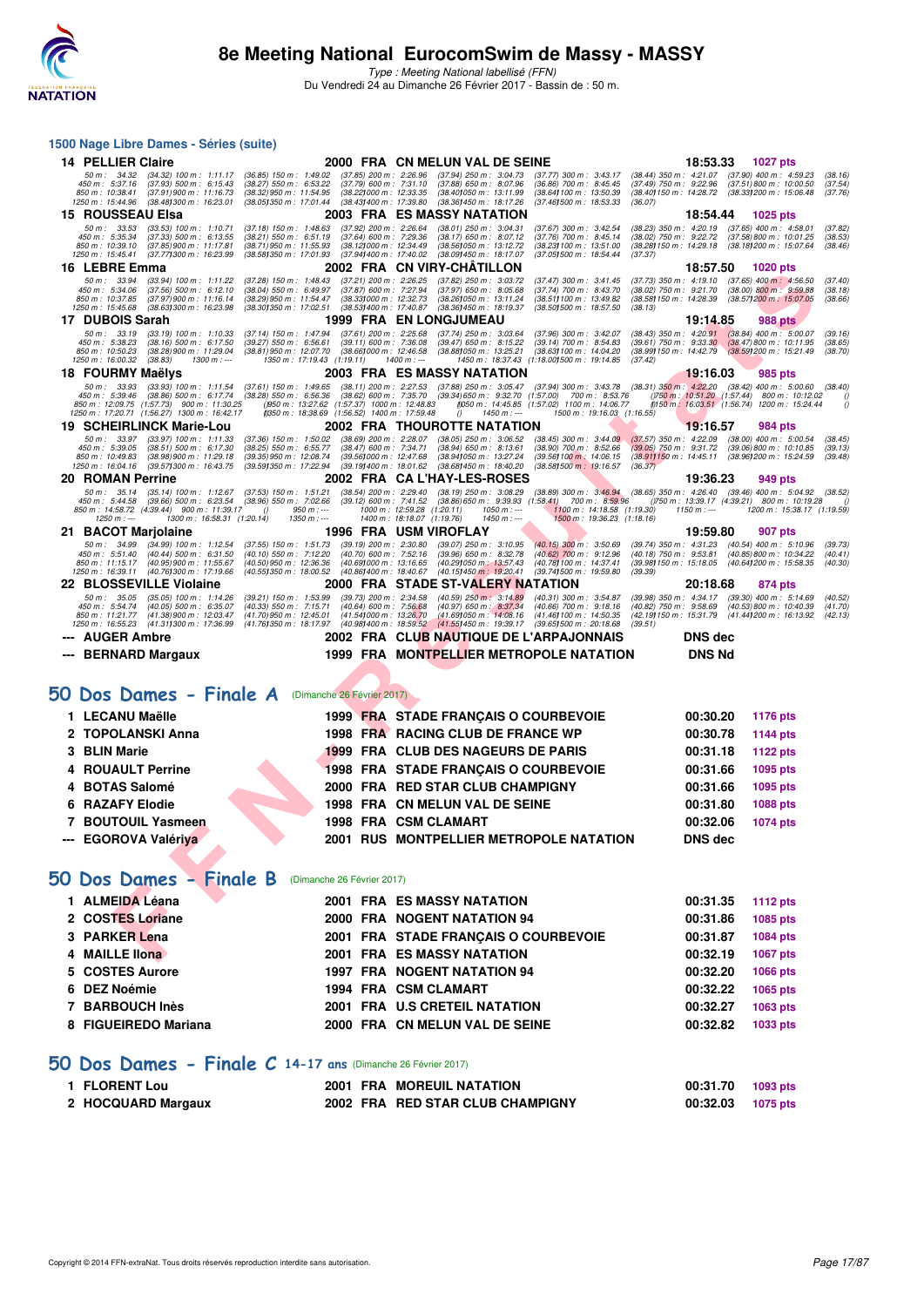## 1500 Nage Libre Dames - Séries (suite)

| Rang | Nom | Année | Nat | Club | Temps | Points |
|---|---|---|---|---|---|---|
| 14 | PELLIER Claire | 2000 | FRA | CN MELUN VAL DE SEINE | 18:53.33 | 1027 pts |

50 m : 34.32 (34.32) 100 m : 1:11.17 (36.85) 150 m : 1:49.02 (37.85) 200 m : 2:26.96 (37.94) 250 m : 3:04.73 (37.77) 300 m : 3:43.17 (38.44) 350 m : 4:21.07 (37.90) 400 m : 4:59.23 (38.16)
450 m : 5:37.16 (37.93) 500 m : 6:15.43 (38.27) 550 m : 6:53.22 (37.79) 600 m : 7:31.10 (37.88) 650 m : 8:07.96 (36.86) 700 m : 8:45.45 (37.49) 750 m : 9:22.96 (37.51) 800 m : 10:00.50 (37.54)
850 m : 10:38.41 (37.91) 900 m : 11:16.73 (38.32) 950 m : 11:54.95 (38.22) 1000 m : 12:33.35 (38.40) 1050 m : 13:11.99 (38.64) 1100 m : 13:50.39 (38.40) 1150 m : 14:28.72 (38.33) 1200 m : 15:06.48 (37.76)
1250 m : 15:44.96 (38.48) 1300 m : 16:23.01 (38.05) 1350 m : 17:01.44 (38.43) 1400 m : 17:39.80 (38.36) 1450 m : 18:17.26 (37.46) 1500 m : 18:53.33 (36.07)

| Rang | Nom | Année | Nat | Club | Temps | Points |
|---|---|---|---|---|---|---|
| 15 | ROUSSEAU Elsa | 2003 | FRA | ES MASSY NATATION | 18:54.44 | 1025 pts |

50 m : 33.53 (33.53) 100 m : 1:10.71 (37.18) 150 m : 1:48.63 (37.92) 200 m : 2:26.64 (38.01) 250 m : 3:04.31 (37.67) 300 m : 3:42.54 (38.23) 350 m : 4:20.19 (37.65) 400 m : 4:58.01 (37.82)
450 m : 5:35.34 (37.33) 500 m : 6:13.55 (38.21) 550 m : 6:51.19 (37.64) 600 m : 7:29.36 (38.17) 650 m : 8:07.12 (37.76) 700 m : 8:45.14 (38.02) 750 m : 9:22.72 (37.58) 800 m : 10:01.25 (38.53)
850 m : 10:39.10 (37.85) 900 m : 11:17.81 (38.71) 950 m : 11:55.93 (38.12) 1000 m : 12:34.49 (38.56) 1050 m : 13:12.72 (38.23) 1100 m : 13:51.00 (38.28) 1150 m : 14:29.18 (38.18) 1200 m : 15:07.64 (38.46)
1250 m : 15:45.41 (37.77) 1300 m : 16:23.99 (38.58) 1350 m : 17:01.93 (37.94) 1400 m : 17:40.02 (38.09) 1450 m : 18:17.07 (37.05) 1500 m : 18:54.44 (37.37)

| Rang | Nom | Année | Nat | Club | Temps | Points |
|---|---|---|---|---|---|---|
| 16 | LEBRE Emma | 2002 | FRA | CN VIRY-CHÂTILLON | 18:57.50 | 1020 pts |

50 m : 33.94 (33.94) 100 m : 1:11.22 (37.28) 150 m : 1:48.43 (37.21) 200 m : 2:26.25 (37.82) 250 m : 3:03.72 (37.47) 300 m : 3:41.45 (37.73) 350 m : 4:19.10 (37.65) 400 m : 4:56.50 (37.40)
450 m : 5:34.06 (37.56) 500 m : 6:12.10 (38.04) 550 m : 6:49.97 (37.87) 600 m : 7:27.94 (37.97) 650 m : 8:05.68 (37.74) 700 m : 8:43.70 (38.02) 750 m : 9:21.70 (38.00) 800 m : 9:59.88 (38.18)
850 m : 10:37.85 (37.97) 900 m : 11:16.14 (38.29) 950 m : 11:54.47 (38.33) 1000 m : 12:32.73 (38.26) 1050 m : 13:11.24 (38.51) 1100 m : 13:49.82 (38.58) 1150 m : 14:28.39 (38.57) 1200 m : 15:07.05 (38.66)
1250 m : 15:45.68 (38.63) 1300 m : 16:23.98 (38.30) 1350 m : 17:02.51 (38.53) 1400 m : 17:40.87 (38.36) 1450 m : 18:19.37 (38.50) 1500 m : 18:57.50 (38.13)

| Rang | Nom | Année | Nat | Club | Temps | Points |
|---|---|---|---|---|---|---|
| 17 | DUBOIS Sarah | 1999 | FRA | EN LONGJUMEAU | 19:14.85 | 988 pts |

50 m : 33.19 (33.19) 100 m : 1:10.33 (37.14) 150 m : 1:47.94 (37.61) 200 m : 2:25.68 (37.74) 250 m : 3:03.64 (37.96) 300 m : 3:42.07 (38.43) 350 m : 4:20.91 (38.84) 400 m : 5:00.07 (39.16)
450 m : 5:38.23 (38.16) 500 m : 6:17.50 (39.27) 550 m : 6:56.61 (39.11) 600 m : 7:36.08 (39.47) 650 m : 8:15.22 (39.14) 700 m : 8:54.83 (39.61) 750 m : 9:33.30 (38.47) 800 m : 10:11.95 (38.65)
850 m : 10:50.23 (38.28) 900 m : 11:29.04 (38.81) 950 m : 12:07.70 (38.66) 1000 m : 12:46.58 (38.88) 1050 m : 13:25.21 (38.63) 1100 m : 14:04.20 (38.99) 1150 m : 14:42.79 (38.59) 1200 m : 15:21.49 (38.70)
1250 m : 16:00.32 (38.83) 1300 m : --- 1350 m : 17:19.43 (1:19.11) 1400 m : --- 1450 m : 18:37.43 (1:18.00) 1500 m : 19:14.85 (37.42)

| Rang | Nom | Année | Nat | Club | Temps | Points |
|---|---|---|---|---|---|---|
| 18 | FOURMY Maëlys | 2003 | FRA | ES MASSY NATATION | 19:16.03 | 985 pts |

50 m : 33.93 (33.93) 100 m : 1:11.54 (37.61) 150 m : 1:49.65 (38.11) 200 m : 2:27.53 (37.88) 250 m : 3:05.47 (37.94) 300 m : 3:43.78 (38.31) 350 m : 4:22.20 (38.42) 400 m : 5:00.60 (38.40)
450 m : 5:39.46 (38.86) 500 m : 6:17.74 (38.28) 550 m : 6:56.36 (38.62) 600 m : 7:35.70 (39.34) 650 m : 9:32.70 (1:57.00) 700 m : 8:53.76 () 750 m : 10:51.20 (1:57.44) 800 m : 10:12.02 ()
850 m : 12:09.75 (1:57.73) 900 m : 11:30.25 () 950 m : 13:27.62 (1:57.37) 1000 m : 12:48.83 () 1050 m : 14:45.85 (1:57.02) 1100 m : 14:06.77 () 1150 m : 16:03.51 (1:56.74) 1200 m : 15:24.44 ()
1250 m : 17:20.71 (1:56.27) 1300 m : 16:42.17 () 1350 m : 18:38.69 (1:56.52) 1400 m : 17:59.48 () 1450 m : --- 1500 m : 19:16.03 (1:16.55)

| Rang | Nom | Année | Nat | Club | Temps | Points |
|---|---|---|---|---|---|---|
| 19 | SCHEIRLINCK Marie-Lou | 2002 | FRA | THOUROTTE NATATION | 19:16.57 | 984 pts |

50 m : 33.97 (33.97) 100 m : 1:11.33 (37.36) 150 m : 1:50.02 (38.69) 200 m : 2:28.07 (38.05) 250 m : 3:06.52 (38.45) 300 m : 3:44.09 (37.57) 350 m : 4:22.09 (38.00) 400 m : 5:00.54 (38.45)
450 m : 5:39.05 (38.51) 500 m : 6:17.30 (38.25) 550 m : 6:55.77 (38.47) 600 m : 7:34.71 (38.94) 650 m : 8:13.61 (38.90) 700 m : 8:52.66 (39.05) 750 m : 9:31.72 (39.06) 800 m : 10:10.85 (39.13)
850 m : 10:49.83 (38.98) 900 m : 11:29.18 (39.35) 950 m : 12:08.74 (39.56) 1000 m : 12:47.68 (38.94) 1050 m : 13:27.24 (39.56) 1100 m : 14:06.15 (38.91) 1150 m : 14:45.11 (38.96) 1200 m : 15:24.59 (39.48)
1250 m : 16:04.16 (39.57) 1300 m : 16:43.75 (39.59) 1350 m : 17:22.94 (39.19) 1400 m : 18:01.62 (38.68) 1450 m : 18:40.20 (38.58) 1500 m : 19:16.57 (36.37)

| Rang | Nom | Année | Nat | Club | Temps | Points |
|---|---|---|---|---|---|---|
| 20 | ROMAN Perrine | 2002 | FRA | CA L'HAY-LES-ROSES | 19:36.23 | 949 pts |

50 m : 35.14 (35.14) 100 m : 1:12.67 (37.53) 150 m : 1:51.21 (38.54) 200 m : 2:29.40 (38.19) 250 m : 3:08.29 (38.89) 300 m : 3:46.94 (38.65) 350 m : 4:26.40 (39.46) 400 m : 5:04.92 (38.52)
450 m : 5:44.58 (39.66) 500 m : 6:23.54 (38.96) 550 m : 7:02.66 (39.12) 600 m : 7:41.52 (38.86) 650 m : 9:39.93 (1:58.41) 700 m : 8:59.96 () 750 m : 13:39.17 (4:39.21) 800 m : 10:19.28 ()
850 m : 14:58.72 (4:39.44) 900 m : 11:39.17 () 950 m : --- 1000 m : 12:59.28 (1:20.11) 1050 m : --- 1100 m : 14:18.58 (1:19.30) 1150 m : --- 1200 m : 15:38.17 (1:19.59)
1250 m : --- 1300 m : 16:58.31 (1:20.14) 1350 m : --- 1400 m : 18:18.07 (1:19.76) 1450 m : --- 1500 m : 19:36.23 (1:18.16)

| Rang | Nom | Année | Nat | Club | Temps | Points |
|---|---|---|---|---|---|---|
| 21 | BACOT Marjolaine | 1996 | FRA | USM VIROFLAY | 19:59.80 | 907 pts |

50 m : 34.99 (34.99) 100 m : 1:12.54 (37.55) 150 m : 1:51.73 (39.19) 200 m : 2:30.80 (39.07) 250 m : 3:10.95 (40.15) 300 m : 3:50.69 (39.74) 350 m : 4:31.23 (40.54) 400 m : 5:10.96 (39.73)
450 m : 5:51.40 (40.44) 500 m : 6:31.50 (40.10) 550 m : 7:12.20 (40.70) 600 m : 7:52.16 (39.96) 650 m : 8:32.78 (40.62) 700 m : 9:12.96 (40.18) 750 m : 9:53.81 (40.85) 800 m : 10:34.22 (40.41)
850 m : 11:15.17 (40.95) 900 m : 11:55.67 (40.50) 950 m : 12:36.36 (40.69) 1000 m : 13:16.65 (40.29) 1050 m : 13:57.43 (40.78) 1100 m : 14:37.41 (39.98) 1150 m : 15:18.05 (40.64) 1200 m : 15:58.35 (40.30)
1250 m : 16:39.11 (40.76) 1300 m : 17:19.66 (40.55) 1350 m : 18:00.52 (40.86) 1400 m : 18:40.67 (40.15) 1450 m : 19:20.41 (39.74) 1500 m : 19:59.80 (39.39)

| Rang | Nom | Année | Nat | Club | Temps | Points |
|---|---|---|---|---|---|---|
| 22 | BLOSSEVILLE Violaine | 2000 | FRA | STADE ST-VALERY NATATION | 20:18.68 | 874 pts |

50 m : 35.05 (35.05) 100 m : 1:14.26 (39.21) 150 m : 1:53.99 (39.73) 200 m : 2:34.58 (40.59) 250 m : 3:14.89 (40.31) 300 m : 3:54.87 (39.98) 350 m : 4:34.17 (39.30) 400 m : 5:14.69 (40.52)
450 m : 5:54.74 (40.05) 500 m : 6:35.07 (40.33) 550 m : 7:15.71 (40.64) 600 m : 7:56.68 (40.97) 650 m : 8:37.34 (40.66) 700 m : 9:18.16 (40.82) 750 m : 9:58.69 (40.53) 800 m : 10:40.39 (41.70)
850 m : 11:21.77 (41.38) 900 m : 12:03.47 (41.70) 950 m : 12:45.01 (41.54) 1000 m : 13:26.70 (41.69) 1050 m : 14:08.16 (41.46) 1100 m : 14:50.35 (42.19) 1150 m : 15:31.79 (41.44) 1200 m : 16:13.92 (42.13)
1250 m : 16:55.23 (41.31) 1300 m : 17:36.99 (41.76) 1350 m : 18:17.97 (40.98) 1400 m : 18:59.52 (41.55) 1450 m : 19:39.17 (39.65) 1500 m : 20:18.68 (39.51)

| Rang | Nom | Année | Nat | Club | Temps | Points |
|---|---|---|---|---|---|---|
| --- | AUGER Ambre | 2002 | FRA | CLUB NAUTIQUE DE L'ARPAJONNAIS | DNS dec | |
| --- | BERNARD Margaux | 1999 | FRA | MONTPELLIER METROPOLE NATATION | DNS Nd | |

## 50 Dos Dames - Finale A (Dimanche 26 Février 2017)

| Rang | Nom | Année | Nat | Club | Temps | Points |
|---|---|---|---|---|---|---|
| 1 | LECANU Maëlle | 1999 | FRA | STADE FRANÇAIS O COURBEVOIE | 00:30.20 | 1176 pts |
| 2 | TOPOLANSKI Anna | 1998 | FRA | RACING CLUB DE FRANCE WP | 00:30.78 | 1144 pts |
| 3 | BLIN Marie | 1999 | FRA | CLUB DES NAGEURS DE PARIS | 00:31.18 | 1122 pts |
| 4 | ROUAULT Perrine | 1998 | FRA | STADE FRANÇAIS O COURBEVOIE | 00:31.66 | 1095 pts |
| 4 | BOTAS Salomé | 2000 | FRA | RED STAR CLUB CHAMPIGNY | 00:31.66 | 1095 pts |
| 6 | RAZAFY Elodie | 1998 | FRA | CN MELUN VAL DE SEINE | 00:31.80 | 1088 pts |
| 7 | BOUTOUIL Yasmeen | 1998 | FRA | CSM CLAMART | 00:32.06 | 1074 pts |
| --- | EGOROVA Valériya | 2001 | RUS | MONTPELLIER METROPOLE NATATION | DNS dec | |

## 50 Dos Dames - Finale B (Dimanche 26 Février 2017)

| Rang | Nom | Année | Nat | Club | Temps | Points |
|---|---|---|---|---|---|---|
| 1 | ALMEIDA Léana | 2001 | FRA | ES MASSY NATATION | 00:31.35 | 1112 pts |
| 2 | COSTES Loriane | 2000 | FRA | NOGENT NATATION 94 | 00:31.86 | 1085 pts |
| 3 | PARKER Lena | 2001 | FRA | STADE FRANÇAIS O COURBEVOIE | 00:31.87 | 1084 pts |
| 4 | MAILLE Ilona | 2001 | FRA | ES MASSY NATATION | 00:32.19 | 1067 pts |
| 5 | COSTES Aurore | 1997 | FRA | NOGENT NATATION 94 | 00:32.20 | 1066 pts |
| 6 | DEZ Noémie | 1994 | FRA | CSM CLAMART | 00:32.22 | 1065 pts |
| 7 | BARBOUCH Inès | 2001 | FRA | U.S CRETEIL NATATION | 00:32.27 | 1063 pts |
| 8 | FIGUEIREDO Mariana | 2000 | FRA | CN MELUN VAL DE SEINE | 00:32.82 | 1033 pts |

## 50 Dos Dames - Finale C 14-17 ans (Dimanche 26 Février 2017)

| Rang | Nom | Année | Nat | Club | Temps | Points |
|---|---|---|---|---|---|---|
| 1 | FLORENT Lou | 2001 | FRA | MOREUIL NATATION | 00:31.70 | 1093 pts |
| 2 | HOCQUARD Margaux | 2002 | FRA | RED STAR CLUB CHAMPIGNY | 00:32.03 | 1075 pts |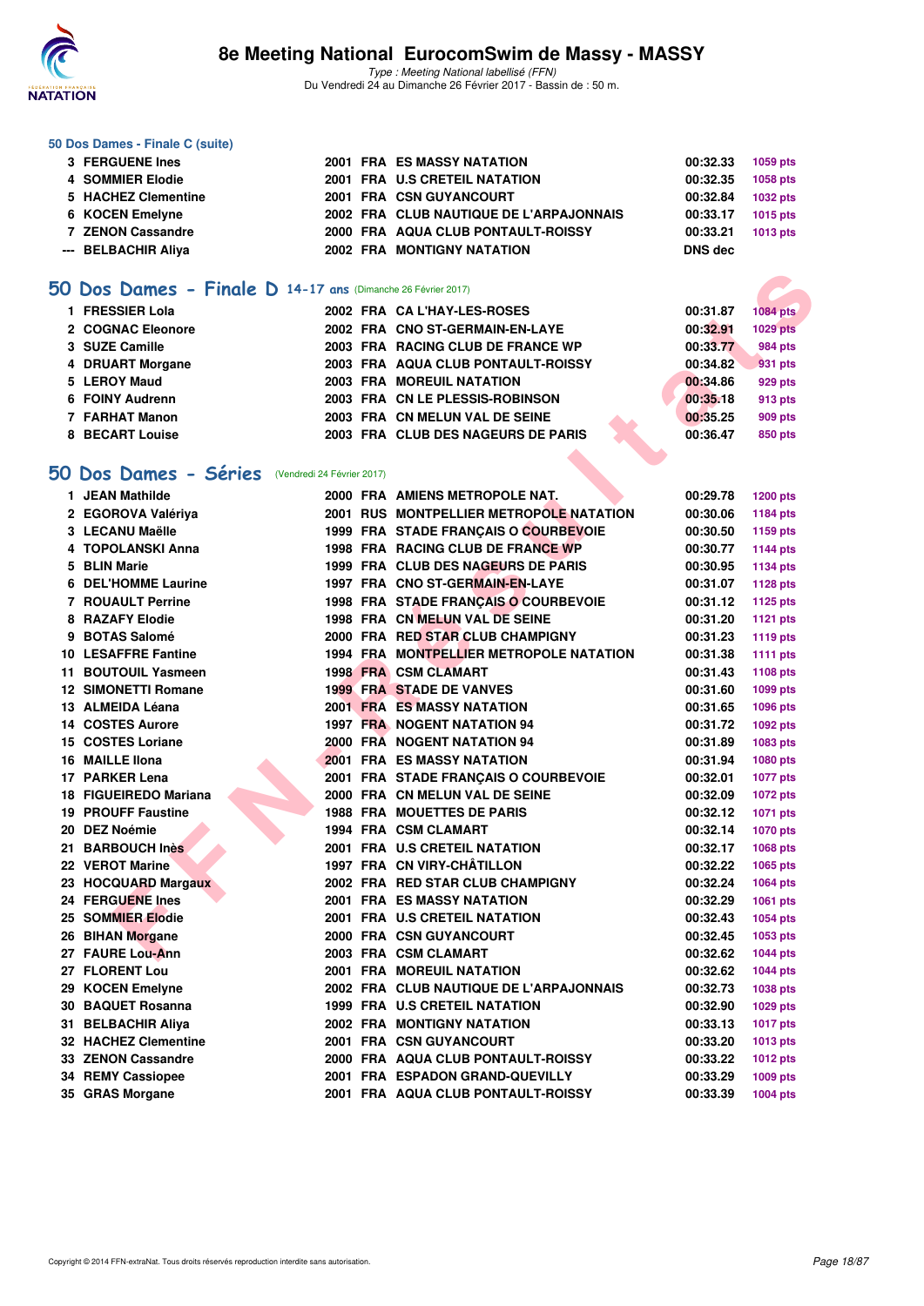### 50 Dos Dames - Finale C (suite)

| | | | | | | |
|---|---|---|---|---|---|---|
| 3 | FERGUENE Ines | 2001 | FRA | ES MASSY NATATION | 00:32.33 | 1059 pts |
| 4 | SOMMIER Elodie | 2001 | FRA | U.S CRETEIL NATATION | 00:32.35 | 1058 pts |
| 5 | HACHEZ Clementine | 2001 | FRA | CSN GUYANCOURT | 00:32.84 | 1032 pts |
| 6 | KOCEN Emelyne | 2002 | FRA | CLUB NAUTIQUE DE L'ARPAJONNAIS | 00:33.17 | 1015 pts |
| 7 | ZENON Cassandre | 2000 | FRA | AQUA CLUB PONTAULT-ROISSY | 00:33.21 | 1013 pts |
| --- | BELBACHIR Aliya | 2002 | FRA | MONTIGNY NATATION | DNS dec | |

## 50 Dos Dames - Finale D 14-17 ans (Dimanche 26 Février 2017)

| | | | | | | |
|---|---|---|---|---|---|---|
| 1 | FRESSIER Lola | 2002 | FRA | CA L'HAY-LES-ROSES | 00:31.87 | 1084 pts |
| 2 | COGNAC Eleonore | 2002 | FRA | CNO ST-GERMAIN-EN-LAYE | 00:32.91 | 1029 pts |
| 3 | SUZE Camille | 2003 | FRA | RACING CLUB DE FRANCE WP | 00:33.77 | 984 pts |
| 4 | DRUART Morgane | 2003 | FRA | AQUA CLUB PONTAULT-ROISSY | 00:34.82 | 931 pts |
| 5 | LEROY Maud | 2003 | FRA | MOREUIL NATATION | 00:34.86 | 929 pts |
| 6 | FOINY Audrenn | 2003 | FRA | CN LE PLESSIS-ROBINSON | 00:35.18 | 913 pts |
| 7 | FARHAT Manon | 2003 | FRA | CN MELUN VAL DE SEINE | 00:35.25 | 909 pts |
| 8 | BECART Louise | 2003 | FRA | CLUB DES NAGEURS DE PARIS | 00:36.47 | 850 pts |

## 50 Dos Dames - Séries (Vendredi 24 Février 2017)

| | | | | | | |
|---|---|---|---|---|---|---|
| 1 | JEAN Mathilde | 2000 | FRA | AMIENS METROPOLE NAT. | 00:29.78 | 1200 pts |
| 2 | EGOROVA Valériya | 2001 | RUS | MONTPELLIER METROPOLE NATATION | 00:30.06 | 1184 pts |
| 3 | LECANU Maëlle | 1999 | FRA | STADE FRANÇAIS O COURBEVOIE | 00:30.50 | 1159 pts |
| 4 | TOPOLANSKI Anna | 1998 | FRA | RACING CLUB DE FRANCE WP | 00:30.77 | 1144 pts |
| 5 | BLIN Marie | 1999 | FRA | CLUB DES NAGEURS DE PARIS | 00:30.95 | 1134 pts |
| 6 | DEL'HOMME Laurine | 1997 | FRA | CNO ST-GERMAIN-EN-LAYE | 00:31.07 | 1128 pts |
| 7 | ROUAULT Perrine | 1998 | FRA | STADE FRANÇAIS O COURBEVOIE | 00:31.12 | 1125 pts |
| 8 | RAZAFY Elodie | 1998 | FRA | CN MELUN VAL DE SEINE | 00:31.20 | 1121 pts |
| 9 | BOTAS Salomé | 2000 | FRA | RED STAR CLUB CHAMPIGNY | 00:31.23 | 1119 pts |
| 10 | LESAFFRE Fantine | 1994 | FRA | MONTPELLIER METROPOLE NATATION | 00:31.38 | 1111 pts |
| 11 | BOUTOUIL Yasmeen | 1998 | FRA | CSM CLAMART | 00:31.43 | 1108 pts |
| 12 | SIMONETTI Romane | 1999 | FRA | STADE DE VANVES | 00:31.60 | 1099 pts |
| 13 | ALMEIDA Léana | 2001 | FRA | ES MASSY NATATION | 00:31.65 | 1096 pts |
| 14 | COSTES Aurore | 1997 | FRA | NOGENT NATATION 94 | 00:31.72 | 1092 pts |
| 15 | COSTES Loriane | 2000 | FRA | NOGENT NATATION 94 | 00:31.89 | 1083 pts |
| 16 | MAILLE Ilona | 2001 | FRA | ES MASSY NATATION | 00:31.94 | 1080 pts |
| 17 | PARKER Lena | 2001 | FRA | STADE FRANÇAIS O COURBEVOIE | 00:32.01 | 1077 pts |
| 18 | FIGUEIREDO Mariana | 2000 | FRA | CN MELUN VAL DE SEINE | 00:32.09 | 1072 pts |
| 19 | PROUFF Faustine | 1988 | FRA | MOUETTES DE PARIS | 00:32.12 | 1071 pts |
| 20 | DEZ Noémie | 1994 | FRA | CSM CLAMART | 00:32.14 | 1070 pts |
| 21 | BARBOUCH Inès | 2001 | FRA | U.S CRETEIL NATATION | 00:32.17 | 1068 pts |
| 22 | VEROT Marine | 1997 | FRA | CN VIRY-CHÂTILLON | 00:32.22 | 1065 pts |
| 23 | HOCQUARD Margaux | 2002 | FRA | RED STAR CLUB CHAMPIGNY | 00:32.24 | 1064 pts |
| 24 | FERGUENE Ines | 2001 | FRA | ES MASSY NATATION | 00:32.29 | 1061 pts |
| 25 | SOMMIER Elodie | 2001 | FRA | U.S CRETEIL NATATION | 00:32.43 | 1054 pts |
| 26 | BIHAN Morgane | 2000 | FRA | CSN GUYANCOURT | 00:32.45 | 1053 pts |
| 27 | FAURE Lou-Ann | 2003 | FRA | CSM CLAMART | 00:32.62 | 1044 pts |
| 27 | FLORENT Lou | 2001 | FRA | MOREUIL NATATION | 00:32.62 | 1044 pts |
| 29 | KOCEN Emelyne | 2002 | FRA | CLUB NAUTIQUE DE L'ARPAJONNAIS | 00:32.73 | 1038 pts |
| 30 | BAQUET Rosanna | 1999 | FRA | U.S CRETEIL NATATION | 00:32.90 | 1029 pts |
| 31 | BELBACHIR Aliya | 2002 | FRA | MONTIGNY NATATION | 00:33.13 | 1017 pts |
| 32 | HACHEZ Clementine | 2001 | FRA | CSN GUYANCOURT | 00:33.20 | 1013 pts |
| 33 | ZENON Cassandre | 2000 | FRA | AQUA CLUB PONTAULT-ROISSY | 00:33.22 | 1012 pts |
| 34 | REMY Cassiopee | 2001 | FRA | ESPADON GRAND-QUEVILLY | 00:33.29 | 1009 pts |
| 35 | GRAS Morgane | 2001 | FRA | AQUA CLUB PONTAULT-ROISSY | 00:33.39 | 1004 pts |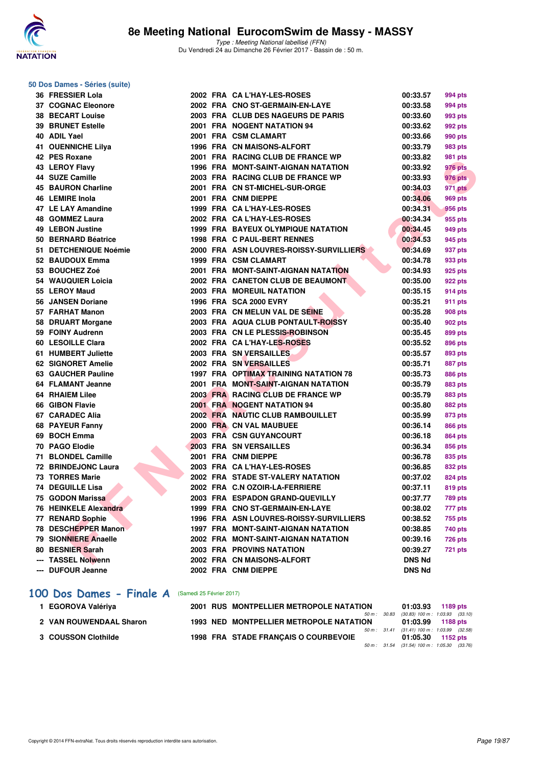## 50 Dos Dames - Séries (suite)

| | | | | | | |
|---|---|---|---|---|---|---|
| 36 | FRESSIER Lola | 2002 | FRA | CA L'HAY-LES-ROSES | 00:33.57 | 994 pts |
| 37 | COGNAC Eleonore | 2002 | FRA | CNO ST-GERMAIN-EN-LAYE | 00:33.58 | 994 pts |
| 38 | BECART Louise | 2003 | FRA | CLUB DES NAGEURS DE PARIS | 00:33.60 | 993 pts |
| 39 | BRUNET Estelle | 2001 | FRA | NOGENT NATATION 94 | 00:33.62 | 992 pts |
| 40 | ADIL Yael | 2001 | FRA | CSM CLAMART | 00:33.66 | 990 pts |
| 41 | OUENNICHE Lilya | 1996 | FRA | CN MAISONS-ALFORT | 00:33.79 | 983 pts |
| 42 | PES Roxane | 2001 | FRA | RACING CLUB DE FRANCE WP | 00:33.82 | 981 pts |
| 43 | LEROY Flavy | 1996 | FRA | MONT-SAINT-AIGNAN NATATION | 00:33.92 | 976 pts |
| 44 | SUZE Camille | 2003 | FRA | RACING CLUB DE FRANCE WP | 00:33.93 | 976 pts |
| 45 | BAURON Charline | 2001 | FRA | CN ST-MICHEL-SUR-ORGE | 00:34.03 | 971 pts |
| 46 | LEMIRE Inola | 2001 | FRA | CNM DIEPPE | 00:34.06 | 969 pts |
| 47 | LE LAY Amandine | 1999 | FRA | CA L'HAY-LES-ROSES | 00:34.31 | 956 pts |
| 48 | GOMMEZ Laura | 2002 | FRA | CA L'HAY-LES-ROSES | 00:34.34 | 955 pts |
| 49 | LEBON Justine | 1999 | FRA | BAYEUX OLYMPIQUE NATATION | 00:34.45 | 949 pts |
| 50 | BERNARD Béatrice | 1998 | FRA | C PAUL-BERT RENNES | 00:34.53 | 945 pts |
| 51 | DETCHENIQUE Noémie | 2000 | FRA | ASN LOUVRES-ROISSY-SURVILLIERS | 00:34.69 | 937 pts |
| 52 | BAUDOUX Emma | 1999 | FRA | CSM CLAMART | 00:34.78 | 933 pts |
| 53 | BOUCHEZ Zoé | 2001 | FRA | MONT-SAINT-AIGNAN NATATION | 00:34.93 | 925 pts |
| 54 | WAUQUIER Loicia | 2002 | FRA | CANETON CLUB DE BEAUMONT | 00:35.00 | 922 pts |
| 55 | LEROY Maud | 2003 | FRA | MOREUIL NATATION | 00:35.15 | 914 pts |
| 56 | JANSEN Doriane | 1996 | FRA | SCA 2000 EVRY | 00:35.21 | 911 pts |
| 57 | FARHAT Manon | 2003 | FRA | CN MELUN VAL DE SEINE | 00:35.28 | 908 pts |
| 58 | DRUART Morgane | 2003 | FRA | AQUA CLUB PONTAULT-ROISSY | 00:35.40 | 902 pts |
| 59 | FOINY Audrenn | 2003 | FRA | CN LE PLESSIS-ROBINSON | 00:35.45 | 899 pts |
| 60 | LESOILLE Clara | 2002 | FRA | CA L'HAY-LES-ROSES | 00:35.52 | 896 pts |
| 61 | HUMBERT Juliette | 2003 | FRA | SN VERSAILLES | 00:35.57 | 893 pts |
| 62 | SIGNORET Amelie | 2002 | FRA | SN VERSAILLES | 00:35.71 | 887 pts |
| 63 | GAUCHER Pauline | 1997 | FRA | OPTIMAX TRAINING NATATION 78 | 00:35.73 | 886 pts |
| 64 | FLAMANT Jeanne | 2001 | FRA | MONT-SAINT-AIGNAN NATATION | 00:35.79 | 883 pts |
| 64 | RHAIEM Lilee | 2003 | FRA | RACING CLUB DE FRANCE WP | 00:35.79 | 883 pts |
| 66 | GIBON Flavie | 2001 | FRA | NOGENT NATATION 94 | 00:35.80 | 882 pts |
| 67 | CARADEC Alia | 2002 | FRA | NAUTIC CLUB RAMBOUILLET | 00:35.99 | 873 pts |
| 68 | PAYEUR Fanny | 2000 | FRA | CN VAL MAUBUEE | 00:36.14 | 866 pts |
| 69 | BOCH Emma | 2003 | FRA | CSN GUYANCOURT | 00:36.18 | 864 pts |
| 70 | PAGO Elodie | 2003 | FRA | SN VERSAILLES | 00:36.34 | 856 pts |
| 71 | BLONDEL Camille | 2001 | FRA | CNM DIEPPE | 00:36.78 | 835 pts |
| 72 | BRINDEJONC Laura | 2003 | FRA | CA L'HAY-LES-ROSES | 00:36.85 | 832 pts |
| 73 | TORRES Marie | 2002 | FRA | STADE ST-VALERY NATATION | 00:37.02 | 824 pts |
| 74 | DEGUILLE Lisa | 2002 | FRA | C.N OZOIR-LA-FERRIERE | 00:37.11 | 819 pts |
| 75 | GODON Marissa | 2003 | FRA | ESPADON GRAND-QUEVILLY | 00:37.77 | 789 pts |
| 76 | HEINKELE Alexandra | 1999 | FRA | CNO ST-GERMAIN-EN-LAYE | 00:38.02 | 777 pts |
| 77 | RENARD Sophie | 1996 | FRA | ASN LOUVRES-ROISSY-SURVILLIERS | 00:38.52 | 755 pts |
| 78 | DESCHEPPER Manon | 1997 | FRA | MONT-SAINT-AIGNAN NATATION | 00:38.85 | 740 pts |
| 79 | SIONNIERE Anaelle | 2002 | FRA | MONT-SAINT-AIGNAN NATATION | 00:39.16 | 726 pts |
| 80 | BESNIER Sarah | 2003 | FRA | PROVINS NATATION | 00:39.27 | 721 pts |
| --- | TASSEL Nolwenn | 2002 | FRA | CN MAISONS-ALFORT | DNS Nd | |
| --- | DUFOUR Jeanne | 2002 | FRA | CNM DIEPPE | DNS Nd | |

## 100 Dos Dames - Finale A (Samedi 25 Février 2017)

| | | | | | | |
|---|---|---|---|---|---|---|
| 1 | EGOROVA Valériya | 2001 | RUS | MONTPELLIER METROPOLE NATATION | 01:03.93 | 1189 pts |
| | | | | 50 m : 30.83 (30.83) 100 m : 1:03.93 (33.10) | | |
| 2 | VAN ROUWENDAAL Sharon | 1993 | NED | MONTPELLIER METROPOLE NATATION | 01:03.99 | 1188 pts |
| | | | | 50 m : 31.41 (31.41) 100 m : 1:03.99 (32.58) | | |
| 3 | COUSSON Clothilde | 1998 | FRA | STADE FRANÇAIS O COURBEVOIE | 01:05.30 | 1152 pts |
| | | | | 50 m : 31.54 (31.54) 100 m : 1:05.30 (33.76) | | |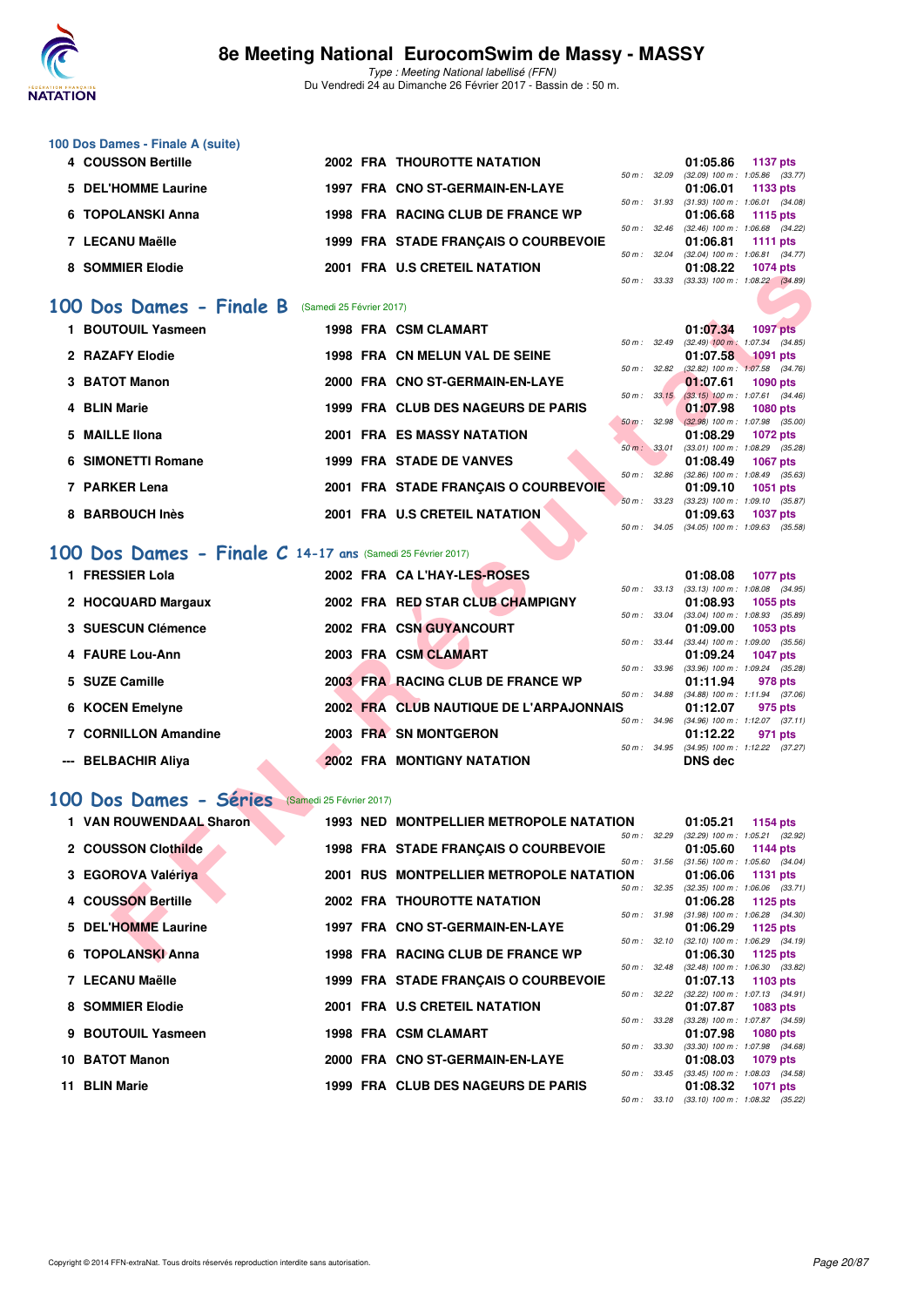## 100 Dos Dames - Finale A (suite)

| Rang | Nom | Année | Nat | Club | Temps | Points | 50 m | 100 m |
|---|---|---|---|---|---|---|---|---|
| 4 | COUSSON Bertille | 2002 | FRA | THOUROTTE NATATION | 01:05.86 | 1137 pts | 32.09 | (32.09) 1:05.86 (33.77) |
| 5 | DEL'HOMME Laurine | 1997 | FRA | CNO ST-GERMAIN-EN-LAYE | 01:06.01 | 1133 pts | 31.93 | (31.93) 1:06.01 (34.08) |
| 6 | TOPOLANSKI Anna | 1998 | FRA | RACING CLUB DE FRANCE WP | 01:06.68 | 1115 pts | 32.46 | (32.46) 1:06.68 (34.22) |
| 7 | LECANU Maëlle | 1999 | FRA | STADE FRANÇAIS O COURBEVOIE | 01:06.81 | 1111 pts | 32.04 | (32.04) 1:06.81 (34.77) |
| 8 | SOMMIER Elodie | 2001 | FRA | U.S CRETEIL NATATION | 01:08.22 | 1074 pts | 33.33 | (33.33) 1:08.22 (34.89) |

## 100 Dos Dames - Finale B (Samedi 25 Février 2017)

| Rang | Nom | Année | Nat | Club | Temps | Points | 50 m | 100 m |
|---|---|---|---|---|---|---|---|---|
| 1 | BOUTOUIL Yasmeen | 1998 | FRA | CSM CLAMART | 01:07.34 | 1097 pts | 32.49 | (32.49) 1:07.34 (34.85) |
| 2 | RAZAFY Elodie | 1998 | FRA | CN MELUN VAL DE SEINE | 01:07.58 | 1091 pts | 32.82 | (32.82) 1:07.58 (34.76) |
| 3 | BATOT Manon | 2000 | FRA | CNO ST-GERMAIN-EN-LAYE | 01:07.61 | 1090 pts | 33.15 | (33.15) 1:07.61 (34.46) |
| 4 | BLIN Marie | 1999 | FRA | CLUB DES NAGEURS DE PARIS | 01:07.98 | 1080 pts | 32.98 | (32.98) 1:07.98 (35.00) |
| 5 | MAILLE Ilona | 2001 | FRA | ES MASSY NATATION | 01:08.29 | 1072 pts | 33.01 | (33.01) 1:08.29 (35.28) |
| 6 | SIMONETTI Romane | 1999 | FRA | STADE DE VANVES | 01:08.49 | 1067 pts | 32.86 | (32.86) 1:08.49 (35.63) |
| 7 | PARKER Lena | 2001 | FRA | STADE FRANÇAIS O COURBEVOIE | 01:09.10 | 1051 pts | 33.23 | (33.23) 1:09.10 (35.87) |
| 8 | BARBOUCH Inès | 2001 | FRA | U.S CRETEIL NATATION | 01:09.63 | 1037 pts | 34.05 | (34.05) 1:09.63 (35.58) |

## 100 Dos Dames - Finale C 14-17 ans (Samedi 25 Février 2017)

| Rang | Nom | Année | Nat | Club | Temps | Points | 50 m | 100 m |
|---|---|---|---|---|---|---|---|---|
| 1 | FRESSIER Lola | 2002 | FRA | CA L'HAY-LES-ROSES | 01:08.08 | 1077 pts | 33.13 | (33.13) 1:08.08 (34.95) |
| 2 | HOCQUARD Margaux | 2002 | FRA | RED STAR CLUB CHAMPIGNY | 01:08.93 | 1055 pts | 33.04 | (33.04) 1:08.93 (35.89) |
| 3 | SUESCUN Clémence | 2002 | FRA | CSN GUYANCOURT | 01:09.00 | 1053 pts | 33.44 | (33.44) 1:09.00 (35.56) |
| 4 | FAURE Lou-Ann | 2003 | FRA | CSM CLAMART | 01:09.24 | 1047 pts | 33.96 | (33.96) 1:09.24 (35.28) |
| 5 | SUZE Camille | 2003 | FRA | RACING CLUB DE FRANCE WP | 01:11.94 | 978 pts | 34.88 | (34.88) 1:11.94 (37.06) |
| 6 | KOCEN Emelyne | 2002 | FRA | CLUB NAUTIQUE DE L'ARPAJONNAIS | 01:12.07 | 975 pts | 34.96 | (34.96) 1:12.07 (37.11) |
| 7 | CORNILLON Amandine | 2003 | FRA | SN MONTGERON | 01:12.22 | 971 pts | 34.95 | (34.95) 1:12.22 (37.27) |
| --- | BELBACHIR Aliya | 2002 | FRA | MONTIGNY NATATION | DNS dec | | | |

## 100 Dos Dames - Séries (Samedi 25 Février 2017)

| Rang | Nom | Année | Nat | Club | Temps | Points | 50 m | 100 m |
|---|---|---|---|---|---|---|---|---|
| 1 | VAN ROUWENDAAL Sharon | 1993 | NED | MONTPELLIER METROPOLE NATATION | 01:05.21 | 1154 pts | 32.29 | (32.29) 1:05.21 (32.92) |
| 2 | COUSSON Clothilde | 1998 | FRA | STADE FRANÇAIS O COURBEVOIE | 01:05.60 | 1144 pts | 31.56 | (31.56) 1:05.60 (34.04) |
| 3 | EGOROVA Valériya | 2001 | RUS | MONTPELLIER METROPOLE NATATION | 01:06.06 | 1131 pts | 32.35 | (32.35) 1:06.06 (33.71) |
| 4 | COUSSON Bertille | 2002 | FRA | THOUROTTE NATATION | 01:06.28 | 1125 pts | 31.98 | (31.98) 1:06.28 (34.30) |
| 5 | DEL'HOMME Laurine | 1997 | FRA | CNO ST-GERMAIN-EN-LAYE | 01:06.29 | 1125 pts | 32.10 | (32.10) 1:06.29 (34.19) |
| 6 | TOPOLANSKI Anna | 1998 | FRA | RACING CLUB DE FRANCE WP | 01:06.30 | 1125 pts | 32.48 | (32.48) 1:06.30 (33.82) |
| 7 | LECANU Maëlle | 1999 | FRA | STADE FRANÇAIS O COURBEVOIE | 01:07.13 | 1103 pts | 32.22 | (32.22) 1:07.13 (34.91) |
| 8 | SOMMIER Elodie | 2001 | FRA | U.S CRETEIL NATATION | 01:07.87 | 1083 pts | 33.28 | (33.28) 1:07.87 (34.59) |
| 9 | BOUTOUIL Yasmeen | 1998 | FRA | CSM CLAMART | 01:07.98 | 1080 pts | 33.30 | (33.30) 1:07.98 (34.68) |
| 10 | BATOT Manon | 2000 | FRA | CNO ST-GERMAIN-EN-LAYE | 01:08.03 | 1079 pts | 33.45 | (33.45) 1:08.03 (34.58) |
| 11 | BLIN Marie | 1999 | FRA | CLUB DES NAGEURS DE PARIS | 01:08.32 | 1071 pts | 33.10 | (33.10) 1:08.32 (35.22) |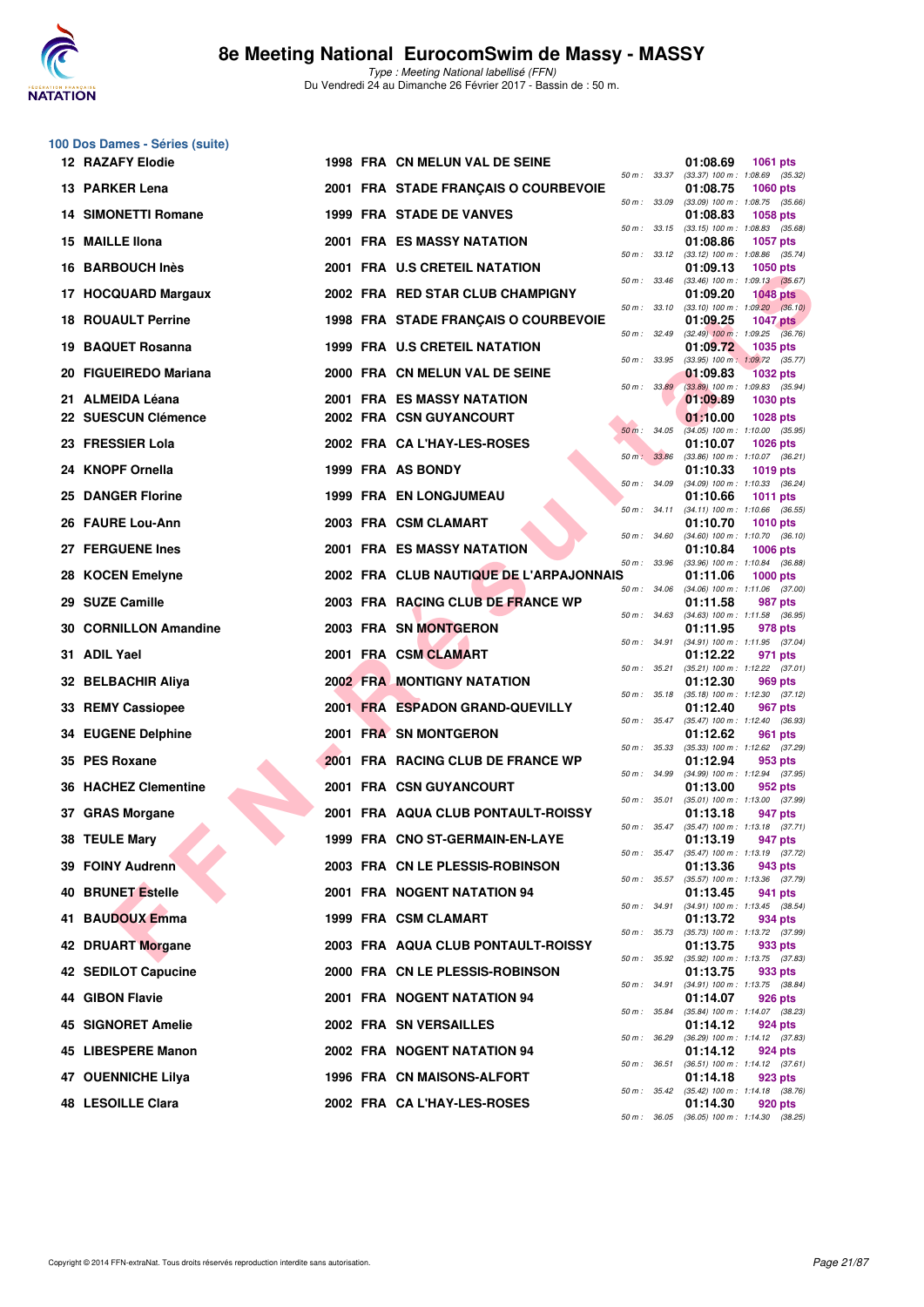## 100 Dos Dames - Séries (suite)

| Rang | Nom | Année | Nat. | Club | Temps | Points | Splits |
|---|---|---|---|---|---|---|---|
| 12 | RAZAFY Elodie | 1998 | FRA | CN MELUN VAL DE SEINE | 01:08.69 | 1061 pts | 50 m : 33.37 (33.37) 100 m : 1:08.69 (35.32) |
| 13 | PARKER Lena | 2001 | FRA | STADE FRANÇAIS O COURBEVOIE | 01:08.75 | 1060 pts | 50 m : 33.09 (33.09) 100 m : 1:08.75 (35.66) |
| 14 | SIMONETTI Romane | 1999 | FRA | STADE DE VANVES | 01:08.83 | 1058 pts | 50 m : 33.15 (33.15) 100 m : 1:08.83 (35.68) |
| 15 | MAILLE Ilona | 2001 | FRA | ES MASSY NATATION | 01:08.86 | 1057 pts | 50 m : 33.12 (33.12) 100 m : 1:08.86 (35.74) |
| 16 | BARBOUCH Inès | 2001 | FRA | U.S CRETEIL NATATION | 01:09.13 | 1050 pts | 50 m : 33.46 (33.46) 100 m : 1:09.13 (35.67) |
| 17 | HOCQUARD Margaux | 2002 | FRA | RED STAR CLUB CHAMPIGNY | 01:09.20 | 1048 pts | 50 m : 33.10 (33.10) 100 m : 1:09.20 (36.10) |
| 18 | ROUAULT Perrine | 1998 | FRA | STADE FRANÇAIS O COURBEVOIE | 01:09.25 | 1047 pts | 50 m : 32.49 (32.49) 100 m : 1:09.25 (36.76) |
| 19 | BAQUET Rosanna | 1999 | FRA | U.S CRETEIL NATATION | 01:09.72 | 1035 pts | 50 m : 33.95 (33.95) 100 m : 1:09.72 (35.77) |
| 20 | FIGUEIREDO Mariana | 2000 | FRA | CN MELUN VAL DE SEINE | 01:09.83 | 1032 pts | 50 m : 33.89 (33.89) 100 m : 1:09.83 (35.94) |
| 21 | ALMEIDA Léana | 2001 | FRA | ES MASSY NATATION | 01:09.89 | 1030 pts | |
| 22 | SUESCUN Clémence | 2002 | FRA | CSN GUYANCOURT | 01:10.00 | 1028 pts | 50 m : 34.05 (34.05) 100 m : 1:10.00 (35.95) |
| 23 | FRESSIER Lola | 2002 | FRA | CA L'HAY-LES-ROSES | 01:10.07 | 1026 pts | 50 m : 33.86 (33.86) 100 m : 1:10.07 (36.21) |
| 24 | KNOPF Ornella | 1999 | FRA | AS BONDY | 01:10.33 | 1019 pts | 50 m : 34.09 (34.09) 100 m : 1:10.33 (36.24) |
| 25 | DANGER Florine | 1999 | FRA | EN LONGJUMEAU | 01:10.66 | 1011 pts | 50 m : 34.11 (34.11) 100 m : 1:10.66 (36.55) |
| 26 | FAURE Lou-Ann | 2003 | FRA | CSM CLAMART | 01:10.70 | 1010 pts | 50 m : 34.60 (34.60) 100 m : 1:10.70 (36.10) |
| 27 | FERGUENE Ines | 2001 | FRA | ES MASSY NATATION | 01:10.84 | 1006 pts | 50 m : 33.96 (33.96) 100 m : 1:10.84 (36.88) |
| 28 | KOCEN Emelyne | 2002 | FRA | CLUB NAUTIQUE DE L'ARPAJONNAIS | 01:11.06 | 1000 pts | 50 m : 34.06 (34.06) 100 m : 1:11.06 (37.00) |
| 29 | SUZE Camille | 2003 | FRA | RACING CLUB DE FRANCE WP | 01:11.58 | 987 pts | 50 m : 34.63 (34.63) 100 m : 1:11.58 (36.95) |
| 30 | CORNILLON Amandine | 2003 | FRA | SN MONTGERON | 01:11.95 | 978 pts | 50 m : 34.91 (34.91) 100 m : 1:11.95 (37.04) |
| 31 | ADIL Yael | 2001 | FRA | CSM CLAMART | 01:12.22 | 971 pts | 50 m : 35.21 (35.21) 100 m : 1:12.22 (37.01) |
| 32 | BELBACHIR Aliya | 2002 | FRA | MONTIGNY NATATION | 01:12.30 | 969 pts | 50 m : 35.18 (35.18) 100 m : 1:12.30 (37.12) |
| 33 | REMY Cassiopee | 2001 | FRA | ESPADON GRAND-QUEVILLY | 01:12.40 | 967 pts | 50 m : 35.47 (35.47) 100 m : 1:12.40 (36.93) |
| 34 | EUGENE Delphine | 2001 | FRA | SN MONTGERON | 01:12.62 | 961 pts | 50 m : 35.33 (35.33) 100 m : 1:12.62 (37.29) |
| 35 | PES Roxane | 2001 | FRA | RACING CLUB DE FRANCE WP | 01:12.94 | 953 pts | 50 m : 34.99 (34.99) 100 m : 1:12.94 (37.95) |
| 36 | HACHEZ Clementine | 2001 | FRA | CSN GUYANCOURT | 01:13.00 | 952 pts | 50 m : 35.01 (35.01) 100 m : 1:13.00 (37.99) |
| 37 | GRAS Morgane | 2001 | FRA | AQUA CLUB PONTAULT-ROISSY | 01:13.18 | 947 pts | 50 m : 35.47 (35.47) 100 m : 1:13.18 (37.71) |
| 38 | TEULE Mary | 1999 | FRA | CNO ST-GERMAIN-EN-LAYE | 01:13.19 | 947 pts | 50 m : 35.47 (35.47) 100 m : 1:13.19 (37.72) |
| 39 | FOINY Audrenn | 2003 | FRA | CN LE PLESSIS-ROBINSON | 01:13.36 | 943 pts | 50 m : 35.57 (35.57) 100 m : 1:13.36 (37.79) |
| 40 | BRUNET Estelle | 2001 | FRA | NOGENT NATATION 94 | 01:13.45 | 941 pts | 50 m : 34.91 (34.91) 100 m : 1:13.45 (38.54) |
| 41 | BAUDOUX Emma | 1999 | FRA | CSM CLAMART | 01:13.72 | 934 pts | 50 m : 35.73 (35.73) 100 m : 1:13.72 (37.99) |
| 42 | DRUART Morgane | 2003 | FRA | AQUA CLUB PONTAULT-ROISSY | 01:13.75 | 933 pts | 50 m : 35.92 (35.92) 100 m : 1:13.75 (37.83) |
| 42 | SEDILOT Capucine | 2000 | FRA | CN LE PLESSIS-ROBINSON | 01:13.75 | 933 pts | 50 m : 34.91 (34.91) 100 m : 1:13.75 (38.84) |
| 44 | GIBON Flavie | 2001 | FRA | NOGENT NATATION 94 | 01:14.07 | 926 pts | 50 m : 35.84 (35.84) 100 m : 1:14.07 (38.23) |
| 45 | SIGNORET Amelie | 2002 | FRA | SN VERSAILLES | 01:14.12 | 924 pts | 50 m : 36.29 (36.29) 100 m : 1:14.12 (37.83) |
| 45 | LIBESPERE Manon | 2002 | FRA | NOGENT NATATION 94 | 01:14.12 | 924 pts | 50 m : 36.51 (36.51) 100 m : 1:14.12 (37.61) |
| 47 | OUENNICHE Lilya | 1996 | FRA | CN MAISONS-ALFORT | 01:14.18 | 923 pts | 50 m : 35.42 (35.42) 100 m : 1:14.18 (38.76) |
| 48 | LESOILLE Clara | 2002 | FRA | CA L'HAY-LES-ROSES | 01:14.30 | 920 pts | 50 m : 36.05 (36.05) 100 m : 1:14.30 (38.25) |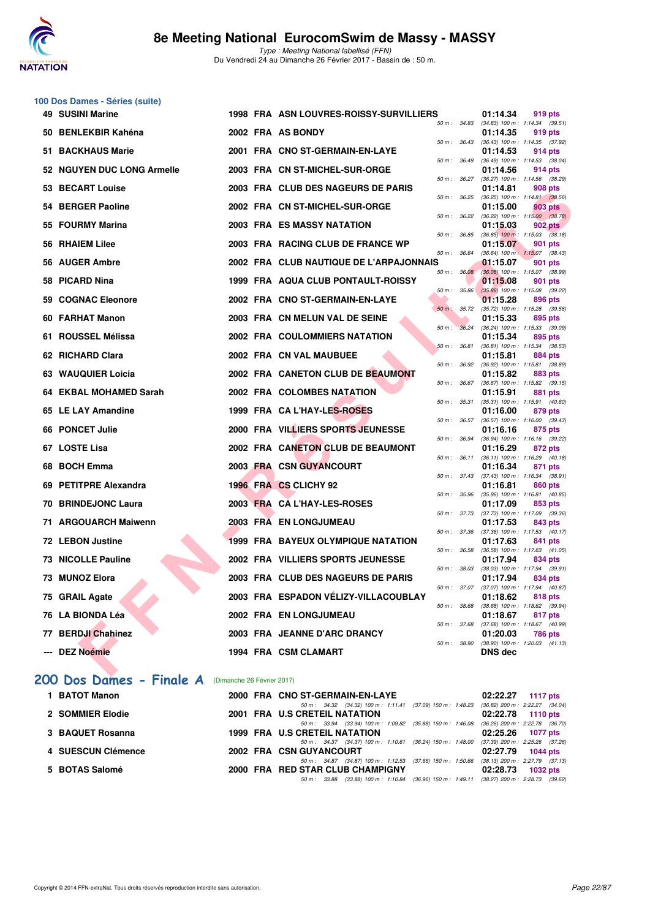## 100 Dos Dames - Séries (suite)

| Rang | Nom | Année | Nat | Club | Temps | Points | Splits |
|---|---|---|---|---|---|---|---|
| 49 | SUSINI Marine | 1998 | FRA | ASN LOUVRES-ROISSY-SURVILLIERS | 01:14.34 | 919 pts | 50 m : 34.83 (34.83) 100 m : 1:14.34 (39.51) |
| 50 | BENLEKBIR Kahéna | 2002 | FRA | AS BONDY | 01:14.35 | 919 pts | 50 m : 36.43 (36.43) 100 m : 1:14.35 (37.92) |
| 51 | BACKHAUS Marie | 2001 | FRA | CNO ST-GERMAIN-EN-LAYE | 01:14.53 | 914 pts | 50 m : 36.49 (36.49) 100 m : 1:14.53 (38.04) |
| 52 | NGUYEN DUC LONG Armelle | 2003 | FRA | CN ST-MICHEL-SUR-ORGE | 01:14.56 | 914 pts | 50 m : 36.27 (36.27) 100 m : 1:14.56 (38.29) |
| 53 | BECART Louise | 2003 | FRA | CLUB DES NAGEURS DE PARIS | 01:14.81 | 908 pts | 50 m : 36.25 (36.25) 100 m : 1:14.81 (38.56) |
| 54 | BERGER Paoline | 2002 | FRA | CN ST-MICHEL-SUR-ORGE | 01:15.00 | 903 pts | 50 m : 36.22 (36.22) 100 m : 1:15.00 (38.78) |
| 55 | FOURMY Marina | 2003 | FRA | ES MASSY NATATION | 01:15.03 | 902 pts | 50 m : 36.85 (36.85) 100 m : 1:15.03 (38.18) |
| 56 | RHAIEM Lilee | 2003 | FRA | RACING CLUB DE FRANCE WP | 01:15.07 | 901 pts | 50 m : 36.64 (36.64) 100 m : 1:15.07 (38.43) |
| 56 | AUGER Ambre | 2002 | FRA | CLUB NAUTIQUE DE L'ARPAJONNAIS | 01:15.07 | 901 pts | 50 m : 36.08 (36.08) 100 m : 1:15.07 (38.99) |
| 58 | PICARD Nina | 1999 | FRA | AQUA CLUB PONTAULT-ROISSY | 01:15.08 | 901 pts | 50 m : 35.86 (35.86) 100 m : 1:15.08 (39.22) |
| 59 | COGNAC Eleonore | 2002 | FRA | CNO ST-GERMAIN-EN-LAYE | 01:15.28 | 896 pts | 50 m : 35.72 (35.72) 100 m : 1:15.28 (39.56) |
| 60 | FARHAT Manon | 2003 | FRA | CN MELUN VAL DE SEINE | 01:15.33 | 895 pts | 50 m : 36.24 (36.24) 100 m : 1:15.33 (39.09) |
| 61 | ROUSSEL Mélissa | 2002 | FRA | COULOMMIERS NATATION | 01:15.34 | 895 pts | 50 m : 36.81 (36.81) 100 m : 1:15.34 (38.53) |
| 62 | RICHARD Clara | 2002 | FRA | CN VAL MAUBUEE | 01:15.81 | 884 pts | 50 m : 36.92 (36.92) 100 m : 1:15.81 (38.89) |
| 63 | WAUQUIER Loicia | 2002 | FRA | CANETON CLUB DE BEAUMONT | 01:15.82 | 883 pts | 50 m : 36.67 (36.67) 100 m : 1:15.82 (39.15) |
| 64 | EKBAL MOHAMED Sarah | 2002 | FRA | COLOMBES NATATION | 01:15.91 | 881 pts | 50 m : 35.31 (35.31) 100 m : 1:15.91 (40.60) |
| 65 | LE LAY Amandine | 1999 | FRA | CA L'HAY-LES-ROSES | 01:16.00 | 879 pts | 50 m : 36.57 (36.57) 100 m : 1:16.00 (39.43) |
| 66 | PONCET Julie | 2000 | FRA | VILLIERS SPORTS JEUNESSE | 01:16.16 | 875 pts | 50 m : 36.94 (36.94) 100 m : 1:16.16 (39.22) |
| 67 | LOSTE Lisa | 2002 | FRA | CANETON CLUB DE BEAUMONT | 01:16.29 | 872 pts | 50 m : 36.11 (36.11) 100 m : 1:16.29 (40.18) |
| 68 | BOCH Emma | 2003 | FRA | CSN GUYANCOURT | 01:16.34 | 871 pts | 50 m : 37.43 (37.43) 100 m : 1:16.34 (38.91) |
| 69 | PETITPRE Alexandra | 1996 | FRA | CS CLICHY 92 | 01:16.81 | 860 pts | 50 m : 35.96 (35.96) 100 m : 1:16.81 (40.85) |
| 70 | BRINDEJONC Laura | 2003 | FRA | CA L'HAY-LES-ROSES | 01:17.09 | 853 pts | 50 m : 37.73 (37.73) 100 m : 1:17.09 (39.36) |
| 71 | ARGOUARCH Maiwenn | 2003 | FRA | EN LONGJUMEAU | 01:17.53 | 843 pts | 50 m : 37.36 (37.36) 100 m : 1:17.53 (40.17) |
| 72 | LEBON Justine | 1999 | FRA | BAYEUX OLYMPIQUE NATATION | 01:17.63 | 841 pts | 50 m : 36.58 (36.58) 100 m : 1:17.63 (41.05) |
| 73 | NICOLLE Pauline | 2002 | FRA | VILLIERS SPORTS JEUNESSE | 01:17.94 | 834 pts | 50 m : 38.03 (38.03) 100 m : 1:17.94 (39.91) |
| 73 | MUNOZ Elora | 2003 | FRA | CLUB DES NAGEURS DE PARIS | 01:17.94 | 834 pts | 50 m : 37.07 (37.07) 100 m : 1:17.94 (40.87) |
| 75 | GRAIL Agate | 2003 | FRA | ESPADON VÉLIZY-VILLACOUBLAY | 01:18.62 | 818 pts | 50 m : 38.68 (38.68) 100 m : 1:18.62 (39.94) |
| 76 | LA BIONDA Léa | 2002 | FRA | EN LONGJUMEAU | 01:18.67 | 817 pts | 50 m : 37.68 (37.68) 100 m : 1:18.67 (40.99) |
| 77 | BERDJI Chahinez | 2003 | FRA | JEANNE D'ARC DRANCY | 01:20.03 | 786 pts | 50 m : 38.90 (38.90) 100 m : 1:20.03 (41.13) |
| --- | DEZ Noémie | 1994 | FRA | CSM CLAMART | DNS dec | | |

## 200 Dos Dames - Finale A (Dimanche 26 Février 2017)

| Rang | Nom | Année | Nat | Club | Temps | Points | Splits |
|---|---|---|---|---|---|---|---|
| 1 | BATOT Manon | 2000 | FRA | CNO ST-GERMAIN-EN-LAYE | 02:22.27 | 1117 pts | 50 m : 34.32 (34.32) 100 m : 1:11.41 (37.09) 150 m : 1:48.23 (36.82) 200 m : 2:22.27 (34.04) |
| 2 | SOMMIER Elodie | 2001 | FRA | U.S CRETEIL NATATION | 02:22.78 | 1110 pts | 50 m : 33.94 (33.94) 100 m : 1:09.82 (35.88) 150 m : 1:46.08 (36.26) 200 m : 2:22.78 (36.70) |
| 3 | BAQUET Rosanna | 1999 | FRA | U.S CRETEIL NATATION | 02:25.26 | 1077 pts | 50 m : 34.37 (34.37) 100 m : 1:10.61 (36.24) 150 m : 1:48.00 (37.39) 200 m : 2:25.26 (37.26) |
| 4 | SUESCUN Clémence | 2002 | FRA | CSN GUYANCOURT | 02:27.79 | 1044 pts | 50 m : 34.87 (34.87) 100 m : 1:12.53 (37.66) 150 m : 1:50.66 (38.13) 200 m : 2:27.79 (37.13) |
| 5 | BOTAS Salomé | 2000 | FRA | RED STAR CLUB CHAMPIGNY | 02:28.73 | 1032 pts | 50 m : 33.88 (33.88) 100 m : 1:10.84 (36.96) 150 m : 1:49.11 (38.27) 200 m : 2:28.73 (39.62) |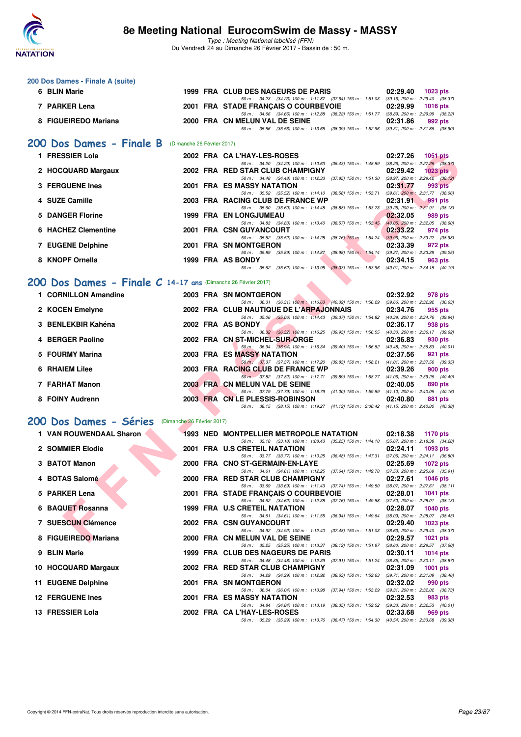# 8e Meeting National EurocomSwim de Massy - MASSY

*Type : Meeting National labellisé (FFN)*
Du Vendredi 24 au Dimanche 26 Février 2017 - Bassin de : 50 m.

## 200 Dos Dames - Finale A (suite)

| Pl. | Nom | Année | Nat. | Club | Temps | Points |
|---|---|---|---|---|---|---|
| 6 | BLIN Marie | 1999 | FRA | CLUB DES NAGEURS DE PARIS | 02:29.40 | 1023 pts |
| | 50 m : 34.23 (34.23) 100 m : 1:11.87 (37.64) 150 m : 1:51.03 (39.16) 200 m : 2:29.40 (38.37) | | | | | |
| 7 | PARKER Lena | 2001 | FRA | STADE FRANÇAIS O COURBEVOIE | 02:29.99 | 1016 pts |
| | 50 m : 34.66 (34.66) 100 m : 1:12.88 (38.22) 150 m : 1:51.77 (38.89) 200 m : 2:29.99 (38.22) | | | | | |
| 8 | FIGUEIREDO Mariana | 2000 | FRA | CN MELUN VAL DE SEINE | 02:31.86 | 992 pts |
| | 50 m : 35.56 (35.56) 100 m : 1:13.65 (38.09) 150 m : 1:52.96 (39.31) 200 m : 2:31.86 (38.90) | | | | | |

## 200 Dos Dames - Finale B (Dimanche 26 Février 2017)

| Pl. | Nom | Année | Nat. | Club | Temps | Points |
|---|---|---|---|---|---|---|
| 1 | FRESSIER Lola | 2002 | FRA | CA L'HAY-LES-ROSES | 02:27.26 | 1051 pts |
| | 50 m : 34.20 (34.20) 100 m : 1:10.63 (36.43) 150 m : 1:48.89 (38.26) 200 m : 2:27.26 (38.37) | | | | | |
| 2 | HOCQUARD Margaux | 2002 | FRA | RED STAR CLUB CHAMPIGNY | 02:29.42 | 1023 pts |
| | 50 m : 34.48 (34.48) 100 m : 1:12.33 (37.85) 150 m : 1:51.30 (38.97) 200 m : 2:29.42 (38.12) | | | | | |
| 3 | FERGUENE Ines | 2001 | FRA | ES MASSY NATATION | 02:31.77 | 993 pts |
| | 50 m : 35.52 (35.52) 100 m : 1:14.10 (38.58) 150 m : 1:53.71 (39.61) 200 m : 2:31.77 (38.06) | | | | | |
| 4 | SUZE Camille | 2003 | FRA | RACING CLUB DE FRANCE WP | 02:31.91 | 991 pts |
| | 50 m : 35.60 (35.60) 100 m : 1:14.48 (38.88) 150 m : 1:53.73 (39.25) 200 m : 2:31.91 (38.18) | | | | | |
| 5 | DANGER Florine | 1999 | FRA | EN LONGJUMEAU | 02:32.05 | 989 pts |
| | 50 m : 34.83 (34.83) 100 m : 1:13.40 (38.57) 150 m : 1:53.45 (40.05) 200 m : 2:32.05 (38.60) | | | | | |
| 6 | HACHEZ Clementine | 2001 | FRA | CSN GUYANCOURT | 02:33.22 | 974 pts |
| | 50 m : 35.52 (35.52) 100 m : 1:14.28 (38.76) 150 m : 1:54.24 (39.96) 200 m : 2:33.22 (38.98) | | | | | |
| 7 | EUGENE Delphine | 2001 | FRA | SN MONTGERON | 02:33.39 | 972 pts |
| | 50 m : 35.89 (35.89) 100 m : 1:14.87 (38.98) 150 m : 1:54.14 (39.27) 200 m : 2:33.39 (39.25) | | | | | |
| 8 | KNOPF Ornella | 1999 | FRA | AS BONDY | 02:34.15 | 963 pts |
| | 50 m : 35.62 (35.62) 100 m : 1:13.95 (38.33) 150 m : 1:53.96 (40.01) 200 m : 2:34.15 (40.19) | | | | | |

## 200 Dos Dames - Finale C 14-17 ans (Dimanche 26 Février 2017)

| Pl. | Nom | Année | Nat. | Club | Temps | Points |
|---|---|---|---|---|---|---|
| 1 | CORNILLON Amandine | 2003 | FRA | SN MONTGERON | 02:32.92 | 978 pts |
| | 50 m : 36.31 (36.31) 100 m : 1:16.63 (40.32) 150 m : 1:56.29 (39.66) 200 m : 2:32.92 (36.63) | | | | | |
| 2 | KOCEN Emelyne | 2002 | FRA | CLUB NAUTIQUE DE L'ARPAJONNAIS | 02:34.76 | 955 pts |
| | 50 m : 35.06 (35.06) 100 m : 1:14.43 (39.37) 150 m : 1:54.82 (40.39) 200 m : 2:34.76 (39.94) | | | | | |
| 3 | BENLEKBIR Kahéna | 2002 | FRA | AS BONDY | 02:36.17 | 938 pts |
| | 50 m : 36.32 (36.32) 100 m : 1:16.25 (39.93) 150 m : 1:56.55 (40.30) 200 m : 2:36.17 (39.62) | | | | | |
| 4 | BERGER Paoline | 2002 | FRA | CN ST-MICHEL-SUR-ORGE | 02:36.83 | 930 pts |
| | 50 m : 36.94 (36.94) 100 m : 1:16.34 (39.40) 150 m : 1:56.82 (40.48) 200 m : 2:36.83 (40.01) | | | | | |
| 5 | FOURMY Marina | 2003 | FRA | ES MASSY NATATION | 02:37.56 | 921 pts |
| | 50 m : 37.37 (37.37) 100 m : 1:17.20 (39.83) 150 m : 1:58.21 (41.01) 200 m : 2:37.56 (39.35) | | | | | |
| 6 | RHAIEM Lilee | 2003 | FRA | RACING CLUB DE FRANCE WP | 02:39.26 | 900 pts |
| | 50 m : 37.82 (37.82) 100 m : 1:17.71 (39.89) 150 m : 1:58.77 (41.06) 200 m : 2:39.26 (40.49) | | | | | |
| 7 | FARHAT Manon | 2003 | FRA | CN MELUN VAL DE SEINE | 02:40.05 | 890 pts |
| | 50 m : 37.79 (37.79) 100 m : 1:18.79 (41.00) 150 m : 1:59.89 (41.10) 200 m : 2:40.05 (40.16) | | | | | |
| 8 | FOINY Audrenn | 2003 | FRA | CN LE PLESSIS-ROBINSON | 02:40.80 | 881 pts |
| | 50 m : 38.15 (38.15) 100 m : 1:19.27 (41.12) 150 m : 2:00.42 (41.15) 200 m : 2:40.80 (40.38) | | | | | |

## 200 Dos Dames - Séries (Dimanche 26 Février 2017)

| Pl. | Nom | Année | Nat. | Club | Temps | Points |
|---|---|---|---|---|---|---|
| 1 | VAN ROUWENDAAL Sharon | 1993 | NED | MONTPELLIER METROPOLE NATATION | 02:18.38 | 1170 pts |
| | 50 m : 33.18 (33.18) 100 m : 1:08.43 (35.25) 150 m : 1:44.10 (35.67) 200 m : 2:18.38 (34.28) | | | | | |
| 2 | SOMMIER Elodie | 2001 | FRA | U.S CRETEIL NATATION | 02:24.11 | 1093 pts |
| | 50 m : 33.77 (33.77) 100 m : 1:10.25 (36.48) 150 m : 1:47.31 (37.06) 200 m : 2:24.11 (36.80) | | | | | |
| 3 | BATOT Manon | 2000 | FRA | CNO ST-GERMAIN-EN-LAYE | 02:25.69 | 1072 pts |
| | 50 m : 34.61 (34.61) 100 m : 1:12.25 (37.64) 150 m : 1:49.78 (37.53) 200 m : 2:25.69 (35.91) | | | | | |
| 4 | BOTAS Salomé | 2000 | FRA | RED STAR CLUB CHAMPIGNY | 02:27.61 | 1046 pts |
| | 50 m : 33.69 (33.69) 100 m : 1:11.43 (37.74) 150 m : 1:49.50 (38.07) 200 m : 2:27.61 (38.11) | | | | | |
| 5 | PARKER Lena | 2001 | FRA | STADE FRANÇAIS O COURBEVOIE | 02:28.01 | 1041 pts |
| | 50 m : 34.62 (34.62) 100 m : 1:12.38 (37.76) 150 m : 1:49.88 (37.50) 200 m : 2:28.01 (38.13) | | | | | |
| 6 | BAQUET Rosanna | 1999 | FRA | U.S CRETEIL NATATION | 02:28.07 | 1040 pts |
| | 50 m : 34.61 (34.61) 100 m : 1:11.55 (36.94) 150 m : 1:49.64 (38.09) 200 m : 2:28.07 (38.43) | | | | | |
| 7 | SUESCUN Clémence | 2002 | FRA | CSN GUYANCOURT | 02:29.40 | 1023 pts |
| | 50 m : 34.92 (34.92) 100 m : 1:12.40 (37.48) 150 m : 1:51.03 (38.63) 200 m : 2:29.40 (38.37) | | | | | |
| 8 | FIGUEIREDO Mariana | 2000 | FRA | CN MELUN VAL DE SEINE | 02:29.57 | 1021 pts |
| | 50 m : 35.25 (35.25) 100 m : 1:13.37 (38.12) 150 m : 1:51.97 (38.60) 200 m : 2:29.57 (37.60) | | | | | |
| 9 | BLIN Marie | 1999 | FRA | CLUB DES NAGEURS DE PARIS | 02:30.11 | 1014 pts |
| | 50 m : 34.48 (34.48) 100 m : 1:12.39 (37.91) 150 m : 1:51.24 (38.85) 200 m : 2:30.11 (38.87) | | | | | |
| 10 | HOCQUARD Margaux | 2002 | FRA | RED STAR CLUB CHAMPIGNY | 02:31.09 | 1001 pts |
| | 50 m : 34.29 (34.29) 100 m : 1:12.92 (38.63) 150 m : 1:52.63 (39.71) 200 m : 2:31.09 (38.46) | | | | | |
| 11 | EUGENE Delphine | 2001 | FRA | SN MONTGERON | 02:32.02 | 990 pts |
| | 50 m : 36.04 (36.04) 100 m : 1:13.98 (37.94) 150 m : 1:53.29 (39.31) 200 m : 2:32.02 (38.73) | | | | | |
| 12 | FERGUENE Ines | 2001 | FRA | ES MASSY NATATION | 02:32.53 | 983 pts |
| | 50 m : 34.84 (34.84) 100 m : 1:13.19 (38.35) 150 m : 1:52.52 (39.33) 200 m : 2:32.53 (40.01) | | | | | |
| 13 | FRESSIER Lola | 2002 | FRA | CA L'HAY-LES-ROSES | 02:33.68 | 969 pts |
| | 50 m : 35.29 (35.29) 100 m : 1:13.76 (38.47) 150 m : 1:54.30 (40.54) 200 m : 2:33.68 (39.38) | | | | | |

Copyright © 2014 FFN-extraNat. Tous droits réservés reproduction interdite sans autorisation.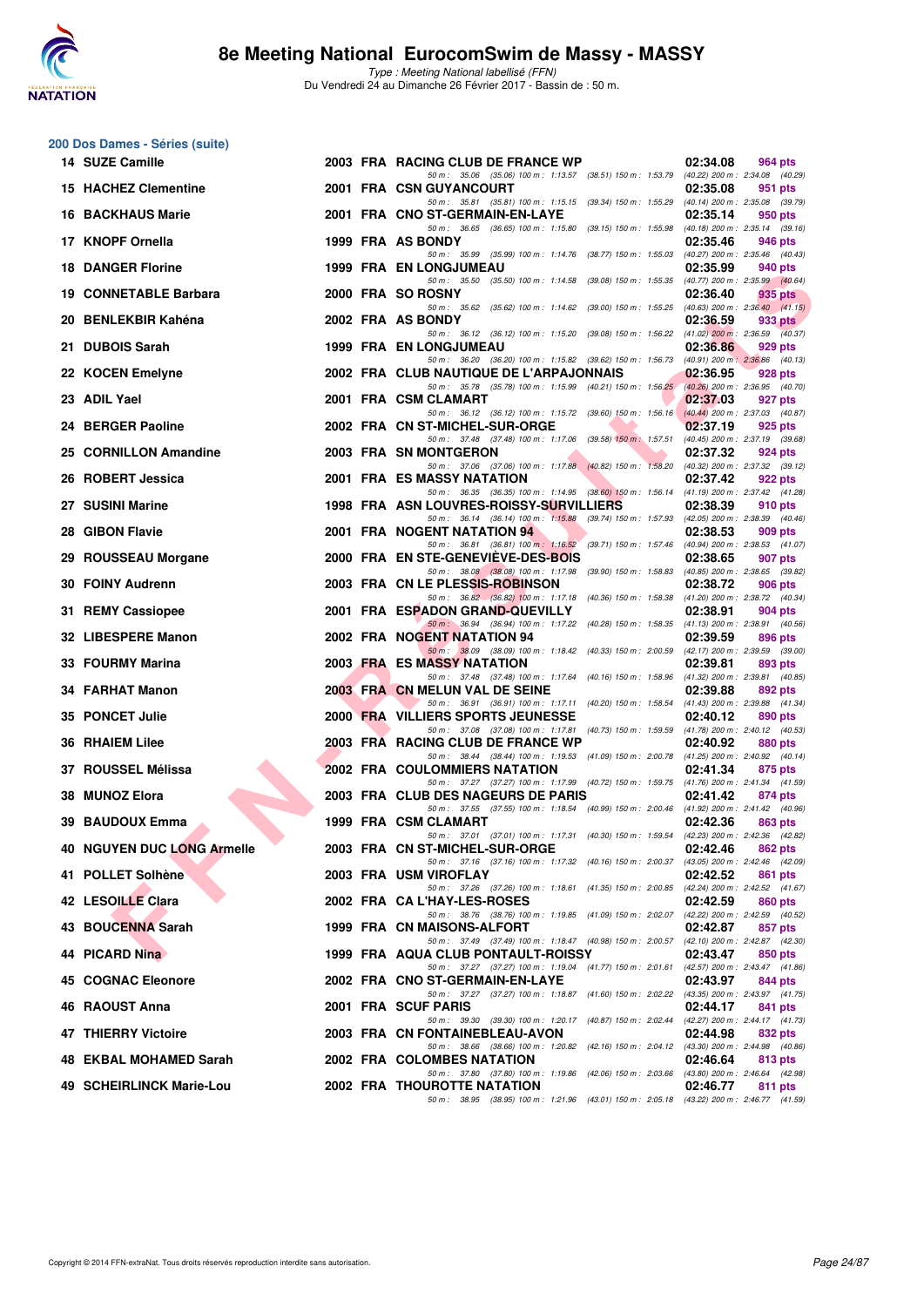# 8e Meeting National EurocomSwim de Massy - MASSY

*Type : Meeting National labellisé (FFN)*
Du Vendredi 24 au Dimanche 26 Février 2017 - Bassin de : 50 m.

## 200 Dos Dames - Séries (suite)

| Rang | Nom | Année | Nation | Club | Temps | Points |
|---|---|---|---|---|---|---|
| 14 | SUZE Camille | 2003 | FRA | RACING CLUB DE FRANCE WP | 02:34.08 | 964 pts |
| | 50 m : 35.06 (35.06) 100 m : 1:13.57 (38.51) 150 m : 1:53.79 (40.22) 200 m : 2:34.08 (40.29) | | | | | |
| 15 | HACHEZ Clementine | 2001 | FRA | CSN GUYANCOURT | 02:35.08 | 951 pts |
| | 50 m : 35.81 (35.81) 100 m : 1:15.15 (39.34) 150 m : 1:55.29 (40.14) 200 m : 2:35.08 (39.79) | | | | | |
| 16 | BACKHAUS Marie | 2001 | FRA | CNO ST-GERMAIN-EN-LAYE | 02:35.14 | 950 pts |
| | 50 m : 36.65 (36.65) 100 m : 1:15.80 (39.15) 150 m : 1:55.98 (40.18) 200 m : 2:35.14 (39.16) | | | | | |
| 17 | KNOPF Ornella | 1999 | FRA | AS BONDY | 02:35.46 | 946 pts |
| | 50 m : 35.99 (35.99) 100 m : 1:14.76 (38.77) 150 m : 1:55.03 (40.27) 200 m : 2:35.46 (40.43) | | | | | |
| 18 | DANGER Florine | 1999 | FRA | EN LONGJUMEAU | 02:35.99 | 940 pts |
| | 50 m : 35.50 (35.50) 100 m : 1:14.58 (39.08) 150 m : 1:55.35 (40.77) 200 m : 2:35.99 (40.64) | | | | | |
| 19 | CONNETABLE Barbara | 2000 | FRA | SO ROSNY | 02:36.40 | 935 pts |
| | 50 m : 35.62 (35.62) 100 m : 1:14.62 (39.00) 150 m : 1:55.25 (40.63) 200 m : 2:36.40 (41.15) | | | | | |
| 20 | BENLEKBIR Kahéna | 2002 | FRA | AS BONDY | 02:36.59 | 933 pts |
| | 50 m : 36.12 (36.12) 100 m : 1:15.20 (39.08) 150 m : 1:56.22 (41.02) 200 m : 2:36.59 (40.37) | | | | | |
| 21 | DUBOIS Sarah | 1999 | FRA | EN LONGJUMEAU | 02:36.86 | 929 pts |
| | 50 m : 36.20 (36.20) 100 m : 1:15.82 (39.62) 150 m : 1:56.73 (40.91) 200 m : 2:36.86 (40.13) | | | | | |
| 22 | KOCEN Emelyne | 2002 | FRA | CLUB NAUTIQUE DE L'ARPAJONNAIS | 02:36.95 | 928 pts |
| | 50 m : 35.78 (35.78) 100 m : 1:15.99 (40.21) 150 m : 1:56.25 (40.26) 200 m : 2:36.95 (40.70) | | | | | |
| 23 | ADIL Yael | 2001 | FRA | CSM CLAMART | 02:37.03 | 927 pts |
| | 50 m : 36.12 (36.12) 100 m : 1:15.72 (39.60) 150 m : 1:56.16 (40.44) 200 m : 2:37.03 (40.87) | | | | | |
| 24 | BERGER Paoline | 2002 | FRA | CN ST-MICHEL-SUR-ORGE | 02:37.19 | 925 pts |
| | 50 m : 37.48 (37.48) 100 m : 1:17.06 (39.58) 150 m : 1:57.51 (40.45) 200 m : 2:37.19 (39.68) | | | | | |
| 25 | CORNILLON Amandine | 2003 | FRA | SN MONTGERON | 02:37.32 | 924 pts |
| | 50 m : 37.06 (37.06) 100 m : 1:17.88 (40.82) 150 m : 1:58.20 (40.32) 200 m : 2:37.32 (39.12) | | | | | |
| 26 | ROBERT Jessica | 2001 | FRA | ES MASSY NATATION | 02:37.42 | 922 pts |
| | 50 m : 36.35 (36.35) 100 m : 1:14.95 (38.60) 150 m : 1:56.14 (41.19) 200 m : 2:37.42 (41.28) | | | | | |
| 27 | SUSINI Marine | 1998 | FRA | ASN LOUVRES-ROISSY-SURVILLIERS | 02:38.39 | 910 pts |
| | 50 m : 36.14 (36.14) 100 m : 1:15.88 (39.74) 150 m : 1:57.93 (42.05) 200 m : 2:38.39 (40.46) | | | | | |
| 28 | GIBON Flavie | 2001 | FRA | NOGENT NATATION 94 | 02:38.53 | 909 pts |
| | 50 m : 36.81 (36.81) 100 m : 1:16.52 (39.71) 150 m : 1:57.46 (40.94) 200 m : 2:38.53 (41.07) | | | | | |
| 29 | ROUSSEAU Morgane | 2000 | FRA | EN STE-GENEVIÈVE-DES-BOIS | 02:38.65 | 907 pts |
| | 50 m : 38.08 (38.08) 100 m : 1:17.98 (39.90) 150 m : 1:58.83 (40.85) 200 m : 2:38.65 (39.82) | | | | | |
| 30 | FOINY Audrenn | 2003 | FRA | CN LE PLESSIS-ROBINSON | 02:38.72 | 906 pts |
| | 50 m : 36.82 (36.82) 100 m : 1:17.18 (40.36) 150 m : 1:58.38 (41.20) 200 m : 2:38.72 (40.34) | | | | | |
| 31 | REMY Cassiopee | 2001 | FRA | ESPADON GRAND-QUEVILLY | 02:38.91 | 904 pts |
| | 50 m : 36.94 (36.94) 100 m : 1:17.22 (40.28) 150 m : 1:58.35 (41.13) 200 m : 2:38.91 (40.56) | | | | | |
| 32 | LIBESPERE Manon | 2002 | FRA | NOGENT NATATION 94 | 02:39.59 | 896 pts |
| | 50 m : 38.09 (38.09) 100 m : 1:18.42 (40.33) 150 m : 2:00.59 (42.17) 200 m : 2:39.59 (39.00) | | | | | |
| 33 | FOURMY Marina | 2003 | FRA | ES MASSY NATATION | 02:39.81 | 893 pts |
| | 50 m : 37.48 (37.48) 100 m : 1:17.64 (40.16) 150 m : 1:58.96 (41.32) 200 m : 2:39.81 (40.85) | | | | | |
| 34 | FARHAT Manon | 2003 | FRA | CN MELUN VAL DE SEINE | 02:39.88 | 892 pts |
| | 50 m : 36.91 (36.91) 100 m : 1:17.11 (40.20) 150 m : 1:58.54 (41.43) 200 m : 2:39.88 (41.34) | | | | | |
| 35 | PONCET Julie | 2000 | FRA | VILLIERS SPORTS JEUNESSE | 02:40.12 | 890 pts |
| | 50 m : 37.08 (37.08) 100 m : 1:17.81 (40.73) 150 m : 1:59.59 (41.78) 200 m : 2:40.12 (40.53) | | | | | |
| 36 | RHAIEM Lilee | 2003 | FRA | RACING CLUB DE FRANCE WP | 02:40.92 | 880 pts |
| | 50 m : 38.44 (38.44) 100 m : 1:19.53 (41.09) 150 m : 2:00.78 (41.25) 200 m : 2:40.92 (40.14) | | | | | |
| 37 | ROUSSEL Mélissa | 2002 | FRA | COULOMMIERS NATATION | 02:41.34 | 875 pts |
| | 50 m : 37.27 (37.27) 100 m : 1:17.99 (40.72) 150 m : 1:59.75 (41.76) 200 m : 2:41.34 (41.59) | | | | | |
| 38 | MUNOZ Elora | 2003 | FRA | CLUB DES NAGEURS DE PARIS | 02:41.42 | 874 pts |
| | 50 m : 37.55 (37.55) 100 m : 1:18.54 (40.99) 150 m : 2:00.46 (41.92) 200 m : 2:41.42 (40.96) | | | | | |
| 39 | BAUDOUX Emma | 1999 | FRA | CSM CLAMART | 02:42.36 | 863 pts |
| | 50 m : 37.01 (37.01) 100 m : 1:17.31 (40.30) 150 m : 1:59.54 (42.23) 200 m : 2:42.36 (42.82) | | | | | |
| 40 | NGUYEN DUC LONG Armelle | 2003 | FRA | CN ST-MICHEL-SUR-ORGE | 02:42.46 | 862 pts |
| | 50 m : 37.16 (37.16) 100 m : 1:17.32 (40.16) 150 m : 2:00.37 (43.05) 200 m : 2:42.46 (42.09) | | | | | |
| 41 | POLLET Solhène | 2003 | FRA | USM VIROFLAY | 02:42.52 | 861 pts |
| | 50 m : 37.26 (37.26) 100 m : 1:18.61 (41.35) 150 m : 2:00.85 (42.24) 200 m : 2:42.52 (41.67) | | | | | |
| 42 | LESOILLE Clara | 2002 | FRA | CA L'HAY-LES-ROSES | 02:42.59 | 860 pts |
| | 50 m : 38.76 (38.76) 100 m : 1:19.85 (41.09) 150 m : 2:02.07 (42.22) 200 m : 2:42.59 (40.52) | | | | | |
| 43 | BOUCENNA Sarah | 1999 | FRA | CN MAISONS-ALFORT | 02:42.87 | 857 pts |
| | 50 m : 37.49 (37.49) 100 m : 1:18.47 (40.98) 150 m : 2:00.57 (42.10) 200 m : 2:42.87 (42.30) | | | | | |
| 44 | PICARD Nina | 1999 | FRA | AQUA CLUB PONTAULT-ROISSY | 02:43.47 | 850 pts |
| | 50 m : 37.27 (37.27) 100 m : 1:19.04 (41.77) 150 m : 2:01.61 (42.57) 200 m : 2:43.47 (41.86) | | | | | |
| 45 | COGNAC Eleonore | 2002 | FRA | CNO ST-GERMAIN-EN-LAYE | 02:43.97 | 844 pts |
| | 50 m : 37.27 (37.27) 100 m : 1:18.87 (41.60) 150 m : 2:02.22 (43.35) 200 m : 2:43.97 (41.75) | | | | | |
| 46 | RAOUST Anna | 2001 | FRA | SCUF PARIS | 02:44.17 | 841 pts |
| | 50 m : 39.30 (39.30) 100 m : 1:20.17 (40.87) 150 m : 2:02.44 (42.27) 200 m : 2:44.17 (41.73) | | | | | |
| 47 | THIERRY Victoire | 2003 | FRA | CN FONTAINEBLEAU-AVON | 02:44.98 | 832 pts |
| | 50 m : 38.66 (38.66) 100 m : 1:20.82 (42.16) 150 m : 2:04.12 (43.30) 200 m : 2:44.98 (40.86) | | | | | |
| 48 | EKBAL MOHAMED Sarah | 2002 | FRA | COLOMBES NATATION | 02:46.64 | 813 pts |
| | 50 m : 37.80 (37.80) 100 m : 1:19.86 (42.06) 150 m : 2:03.66 (43.80) 200 m : 2:46.64 (42.98) | | | | | |
| 49 | SCHEIRLINCK Marie-Lou | 2002 | FRA | THOUROTTE NATATION | 02:46.77 | 811 pts |
| | 50 m : 38.95 (38.95) 100 m : 1:21.96 (43.01) 150 m : 2:05.18 (43.22) 200 m : 2:46.77 (41.59) | | | | | |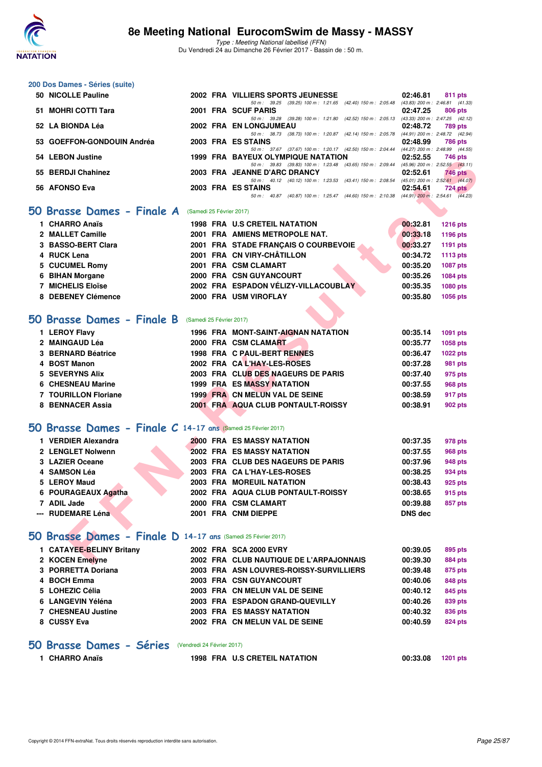## 200 Dos Dames - Séries (suite)

| | | | | | | |
|---|---|---|---|---|---|---|
| 50 | NICOLLE Pauline | 2002 | FRA | VILLIERS SPORTS JEUNESSE | 02:46.81 | 811 pts |
| | | | | 50 m : 39.25 (39.25) 100 m : 1:21.65 (42.40) 150 m : 2:05.48 (43.83) 200 m : 2:46.81 (41.33) | | |
| 51 | MOHRI COTTI Tara | 2001 | FRA | SCUF PARIS | 02:47.25 | 806 pts |
| | | | | 50 m : 39.28 (39.28) 100 m : 1:21.80 (42.52) 150 m : 2:05.13 (43.33) 200 m : 2:47.25 (42.12) | | |
| 52 | LA BIONDA Léa | 2002 | FRA | EN LONGJUMEAU | 02:48.72 | 789 pts |
| | | | | 50 m : 38.73 (38.73) 100 m : 1:20.87 (42.14) 150 m : 2:05.78 (44.91) 200 m : 2:48.72 (42.94) | | |
| 53 | GOEFFON-GONDOUIN Andréa | 2003 | FRA | ES STAINS | 02:48.99 | 786 pts |
| | | | | 50 m : 37.67 (37.67) 100 m : 1:20.17 (42.50) 150 m : 2:04.44 (44.27) 200 m : 2:48.99 (44.55) | | |
| 54 | LEBON Justine | 1999 | FRA | BAYEUX OLYMPIQUE NATATION | 02:52.55 | 746 pts |
| | | | | 50 m : 39.83 (39.83) 100 m : 1:23.48 (43.65) 150 m : 2:09.44 (45.96) 200 m : 2:52.55 (43.11) | | |
| 55 | BERDJI Chahinez | 2003 | FRA | JEANNE D'ARC DRANCY | 02:52.61 | 746 pts |
| | | | | 50 m : 40.12 (40.12) 100 m : 1:23.53 (43.41) 150 m : 2:08.54 (45.01) 200 m : 2:52.61 (44.07) | | |
| 56 | AFONSO Eva | 2003 | FRA | ES STAINS | 02:54.61 | 724 pts |
| | | | | 50 m : 40.87 (40.87) 100 m : 1:25.47 (44.60) 150 m : 2:10.38 (44.91) 200 m : 2:54.61 (44.23) | | |

## 50 Brasse Dames - Finale A (Samedi 25 Février 2017)

| | | | | | | |
|---|---|---|---|---|---|---|
| 1 | CHARRO Anaïs | 1998 | FRA | U.S CRETEIL NATATION | 00:32.81 | 1216 pts |
| 2 | MALLET Camille | 2001 | FRA | AMIENS METROPOLE NAT. | 00:33.18 | 1196 pts |
| 3 | BASSO-BERT Clara | 2001 | FRA | STADE FRANÇAIS O COURBEVOIE | 00:33.27 | 1191 pts |
| 4 | RUCK Lena | 2001 | FRA | CN VIRY-CHÂTILLON | 00:34.72 | 1113 pts |
| 5 | CUCUMEL Romy | 2001 | FRA | CSM CLAMART | 00:35.20 | 1087 pts |
| 6 | BIHAN Morgane | 2000 | FRA | CSN GUYANCOURT | 00:35.26 | 1084 pts |
| 7 | MICHELIS Eloïse | 2002 | FRA | ESPADON VÉLIZY-VILLACOUBLAY | 00:35.35 | 1080 pts |
| 8 | DEBENEY Clémence | 2000 | FRA | USM VIROFLAY | 00:35.80 | 1056 pts |

## 50 Brasse Dames - Finale B (Samedi 25 Février 2017)

| | | | | | | |
|---|---|---|---|---|---|---|
| 1 | LEROY Flavy | 1996 | FRA | MONT-SAINT-AIGNAN NATATION | 00:35.14 | 1091 pts |
| 2 | MAINGAUD Léa | 2000 | FRA | CSM CLAMART | 00:35.77 | 1058 pts |
| 3 | BERNARD Béatrice | 1998 | FRA | C PAUL-BERT RENNES | 00:36.47 | 1022 pts |
| 4 | BOST Manon | 2002 | FRA | CA L'HAY-LES-ROSES | 00:37.28 | 981 pts |
| 5 | SEVERYNS Alix | 2003 | FRA | CLUB DES NAGEURS DE PARIS | 00:37.40 | 975 pts |
| 6 | CHESNEAU Marine | 1999 | FRA | ES MASSY NATATION | 00:37.55 | 968 pts |
| 7 | TOURILLON Floriane | 1999 | FRA | CN MELUN VAL DE SEINE | 00:38.59 | 917 pts |
| 8 | BENNACER Assia | 2001 | FRA | AQUA CLUB PONTAULT-ROISSY | 00:38.91 | 902 pts |

## 50 Brasse Dames - Finale C 14-17 ans (Samedi 25 Février 2017)

| | | | | | | |
|---|---|---|---|---|---|---|
| 1 | VERDIER Alexandra | 2000 | FRA | ES MASSY NATATION | 00:37.35 | 978 pts |
| 2 | LENGLET Nolwenn | 2002 | FRA | ES MASSY NATATION | 00:37.55 | 968 pts |
| 3 | LAZIER Oceane | 2003 | FRA | CLUB DES NAGEURS DE PARIS | 00:37.96 | 948 pts |
| 4 | SAMSON Léa | 2003 | FRA | CA L'HAY-LES-ROSES | 00:38.25 | 934 pts |
| 5 | LEROY Maud | 2003 | FRA | MOREUIL NATATION | 00:38.43 | 925 pts |
| 6 | POURAGEAUX Agatha | 2002 | FRA | AQUA CLUB PONTAULT-ROISSY | 00:38.65 | 915 pts |
| 7 | ADIL Jade | 2000 | FRA | CSM CLAMART | 00:39.88 | 857 pts |
| --- | RUDEMARE Léna | 2001 | FRA | CNM DIEPPE | DNS dec | |

## 50 Brasse Dames - Finale D 14-17 ans (Samedi 25 Février 2017)

| | | | | | | |
|---|---|---|---|---|---|---|
| 1 | CATAYEE-BELINY Britany | 2002 | FRA | SCA 2000 EVRY | 00:39.05 | 895 pts |
| 2 | KOCEN Emelyne | 2002 | FRA | CLUB NAUTIQUE DE L'ARPAJONNAIS | 00:39.30 | 884 pts |
| 3 | PORRETTA Doriana | 2003 | FRA | ASN LOUVRES-ROISSY-SURVILLIERS | 00:39.48 | 875 pts |
| 4 | BOCH Emma | 2003 | FRA | CSN GUYANCOURT | 00:40.06 | 848 pts |
| 5 | LOHEZIC Célia | 2003 | FRA | CN MELUN VAL DE SEINE | 00:40.12 | 845 pts |
| 6 | LANGEVIN Yéléna | 2003 | FRA | ESPADON GRAND-QUEVILLY | 00:40.26 | 839 pts |
| 7 | CHESNEAU Justine | 2003 | FRA | ES MASSY NATATION | 00:40.32 | 836 pts |
| 8 | CUSSY Eva | 2002 | FRA | CN MELUN VAL DE SEINE | 00:40.59 | 824 pts |

## 50 Brasse Dames - Séries (Vendredi 24 Février 2017)

| | | | | | | |
|---|---|---|---|---|---|---|
| 1 | CHARRO Anaïs | 1998 | FRA | U.S CRETEIL NATATION | 00:33.08 | 1201 pts |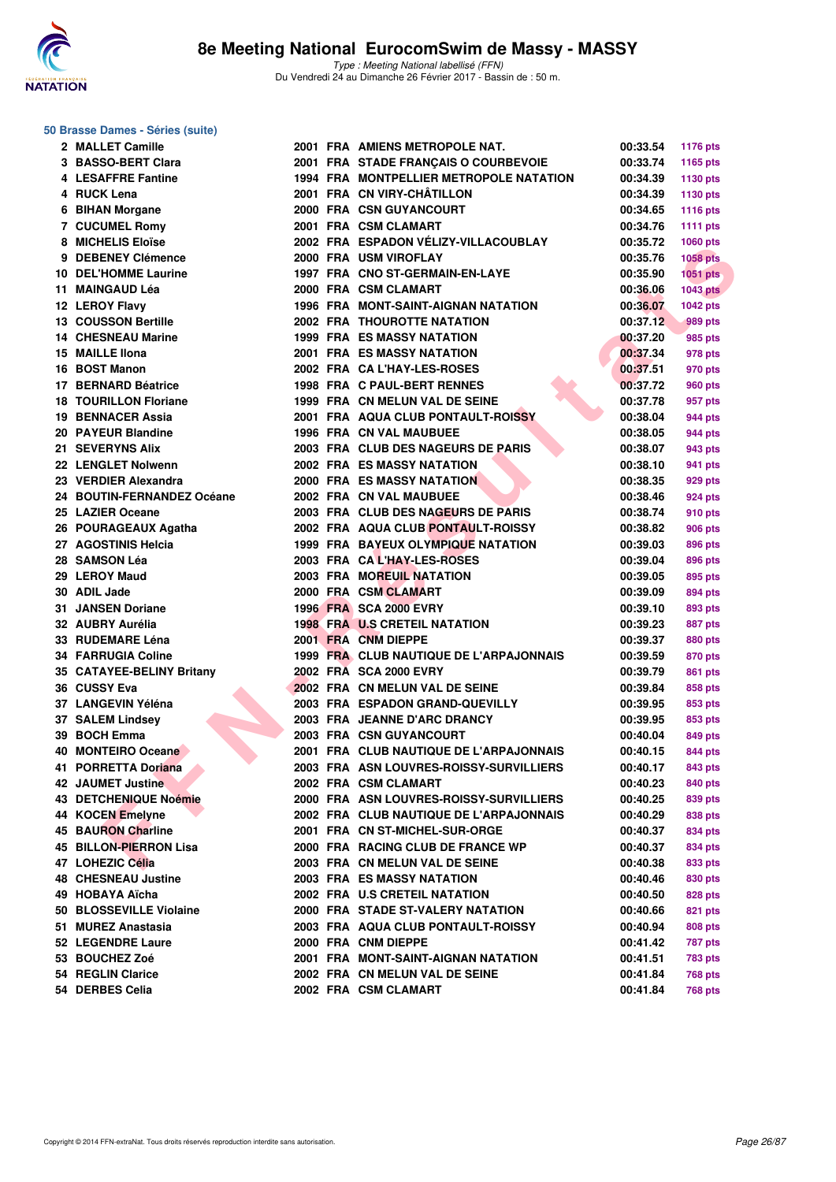## 50 Brasse Dames - Séries (suite)

| | | | | | | |
|---|---|---|---|---|---|---|
| 2 | MALLET Camille | 2001 | FRA | AMIENS METROPOLE NAT. | 00:33.54 | 1176 pts |
| 3 | BASSO-BERT Clara | 2001 | FRA | STADE FRANÇAIS O COURBEVOIE | 00:33.74 | 1165 pts |
| 4 | LESAFFRE Fantine | 1994 | FRA | MONTPELLIER METROPOLE NATATION | 00:34.39 | 1130 pts |
| 4 | RUCK Lena | 2001 | FRA | CN VIRY-CHÂTILLON | 00:34.39 | 1130 pts |
| 6 | BIHAN Morgane | 2000 | FRA | CSN GUYANCOURT | 00:34.65 | 1116 pts |
| 7 | CUCUMEL Romy | 2001 | FRA | CSM CLAMART | 00:34.76 | 1111 pts |
| 8 | MICHELIS Eloïse | 2002 | FRA | ESPADON VÉLIZY-VILLACOUBLAY | 00:35.72 | 1060 pts |
| 9 | DEBENEY Clémence | 2000 | FRA | USM VIROFLAY | 00:35.76 | 1058 pts |
| 10 | DEL'HOMME Laurine | 1997 | FRA | CNO ST-GERMAIN-EN-LAYE | 00:35.90 | 1051 pts |
| 11 | MAINGAUD Léa | 2000 | FRA | CSM CLAMART | 00:36.06 | 1043 pts |
| 12 | LEROY Flavy | 1996 | FRA | MONT-SAINT-AIGNAN NATATION | 00:36.07 | 1042 pts |
| 13 | COUSSON Bertille | 2002 | FRA | THOUROTTE NATATION | 00:37.12 | 989 pts |
| 14 | CHESNEAU Marine | 1999 | FRA | ES MASSY NATATION | 00:37.20 | 985 pts |
| 15 | MAILLE Ilona | 2001 | FRA | ES MASSY NATATION | 00:37.34 | 978 pts |
| 16 | BOST Manon | 2002 | FRA | CA L'HAY-LES-ROSES | 00:37.51 | 970 pts |
| 17 | BERNARD Béatrice | 1998 | FRA | C PAUL-BERT RENNES | 00:37.72 | 960 pts |
| 18 | TOURILLON Floriane | 1999 | FRA | CN MELUN VAL DE SEINE | 00:37.78 | 957 pts |
| 19 | BENNACER Assia | 2001 | FRA | AQUA CLUB PONTAULT-ROISSY | 00:38.04 | 944 pts |
| 20 | PAYEUR Blandine | 1996 | FRA | CN VAL MAUBUEE | 00:38.05 | 944 pts |
| 21 | SEVERYNS Alix | 2003 | FRA | CLUB DES NAGEURS DE PARIS | 00:38.07 | 943 pts |
| 22 | LENGLET Nolwenn | 2002 | FRA | ES MASSY NATATION | 00:38.10 | 941 pts |
| 23 | VERDIER Alexandra | 2000 | FRA | ES MASSY NATATION | 00:38.35 | 929 pts |
| 24 | BOUTIN-FERNANDEZ Océane | 2002 | FRA | CN VAL MAUBUEE | 00:38.46 | 924 pts |
| 25 | LAZIER Oceane | 2003 | FRA | CLUB DES NAGEURS DE PARIS | 00:38.74 | 910 pts |
| 26 | POURAGEAUX Agatha | 2002 | FRA | AQUA CLUB PONTAULT-ROISSY | 00:38.82 | 906 pts |
| 27 | AGOSTINIS Helcia | 1999 | FRA | BAYEUX OLYMPIQUE NATATION | 00:39.03 | 896 pts |
| 28 | SAMSON Léa | 2003 | FRA | CA L'HAY-LES-ROSES | 00:39.04 | 896 pts |
| 29 | LEROY Maud | 2003 | FRA | MOREUIL NATATION | 00:39.05 | 895 pts |
| 30 | ADIL Jade | 2000 | FRA | CSM CLAMART | 00:39.09 | 894 pts |
| 31 | JANSEN Doriane | 1996 | FRA | SCA 2000 EVRY | 00:39.10 | 893 pts |
| 32 | AUBRY Aurélia | 1998 | FRA | U.S CRETEIL NATATION | 00:39.23 | 887 pts |
| 33 | RUDEMARE Léna | 2001 | FRA | CNM DIEPPE | 00:39.37 | 880 pts |
| 34 | FARRUGIA Coline | 1999 | FRA | CLUB NAUTIQUE DE L'ARPAJONNAIS | 00:39.59 | 870 pts |
| 35 | CATAYEE-BELINY Britany | 2002 | FRA | SCA 2000 EVRY | 00:39.79 | 861 pts |
| 36 | CUSSY Eva | 2002 | FRA | CN MELUN VAL DE SEINE | 00:39.84 | 858 pts |
| 37 | LANGEVIN Yéléna | 2003 | FRA | ESPADON GRAND-QUEVILLY | 00:39.95 | 853 pts |
| 37 | SALEM Lindsey | 2003 | FRA | JEANNE D'ARC DRANCY | 00:39.95 | 853 pts |
| 39 | BOCH Emma | 2003 | FRA | CSN GUYANCOURT | 00:40.04 | 849 pts |
| 40 | MONTEIRO Oceane | 2001 | FRA | CLUB NAUTIQUE DE L'ARPAJONNAIS | 00:40.15 | 844 pts |
| 41 | PORRETTA Doriana | 2003 | FRA | ASN LOUVRES-ROISSY-SURVILLIERS | 00:40.17 | 843 pts |
| 42 | JAUMET Justine | 2002 | FRA | CSM CLAMART | 00:40.23 | 840 pts |
| 43 | DETCHENIQUE Noémie | 2000 | FRA | ASN LOUVRES-ROISSY-SURVILLIERS | 00:40.25 | 839 pts |
| 44 | KOCEN Emelyne | 2002 | FRA | CLUB NAUTIQUE DE L'ARPAJONNAIS | 00:40.29 | 838 pts |
| 45 | BAURON Charline | 2001 | FRA | CN ST-MICHEL-SUR-ORGE | 00:40.37 | 834 pts |
| 45 | BILLON-PIERRON Lisa | 2000 | FRA | RACING CLUB DE FRANCE WP | 00:40.37 | 834 pts |
| 47 | LOHEZIC Célia | 2003 | FRA | CN MELUN VAL DE SEINE | 00:40.38 | 833 pts |
| 48 | CHESNEAU Justine | 2003 | FRA | ES MASSY NATATION | 00:40.46 | 830 pts |
| 49 | HOBAYA Aïcha | 2002 | FRA | U.S CRETEIL NATATION | 00:40.50 | 828 pts |
| 50 | BLOSSEVILLE Violaine | 2000 | FRA | STADE ST-VALERY NATATION | 00:40.66 | 821 pts |
| 51 | MUREZ Anastasia | 2003 | FRA | AQUA CLUB PONTAULT-ROISSY | 00:40.94 | 808 pts |
| 52 | LEGENDRE Laure | 2000 | FRA | CNM DIEPPE | 00:41.42 | 787 pts |
| 53 | BOUCHEZ Zoé | 2001 | FRA | MONT-SAINT-AIGNAN NATATION | 00:41.51 | 783 pts |
| 54 | REGLIN Clarice | 2002 | FRA | CN MELUN VAL DE SEINE | 00:41.84 | 768 pts |
| 54 | DERBES Celia | 2002 | FRA | CSM CLAMART | 00:41.84 | 768 pts |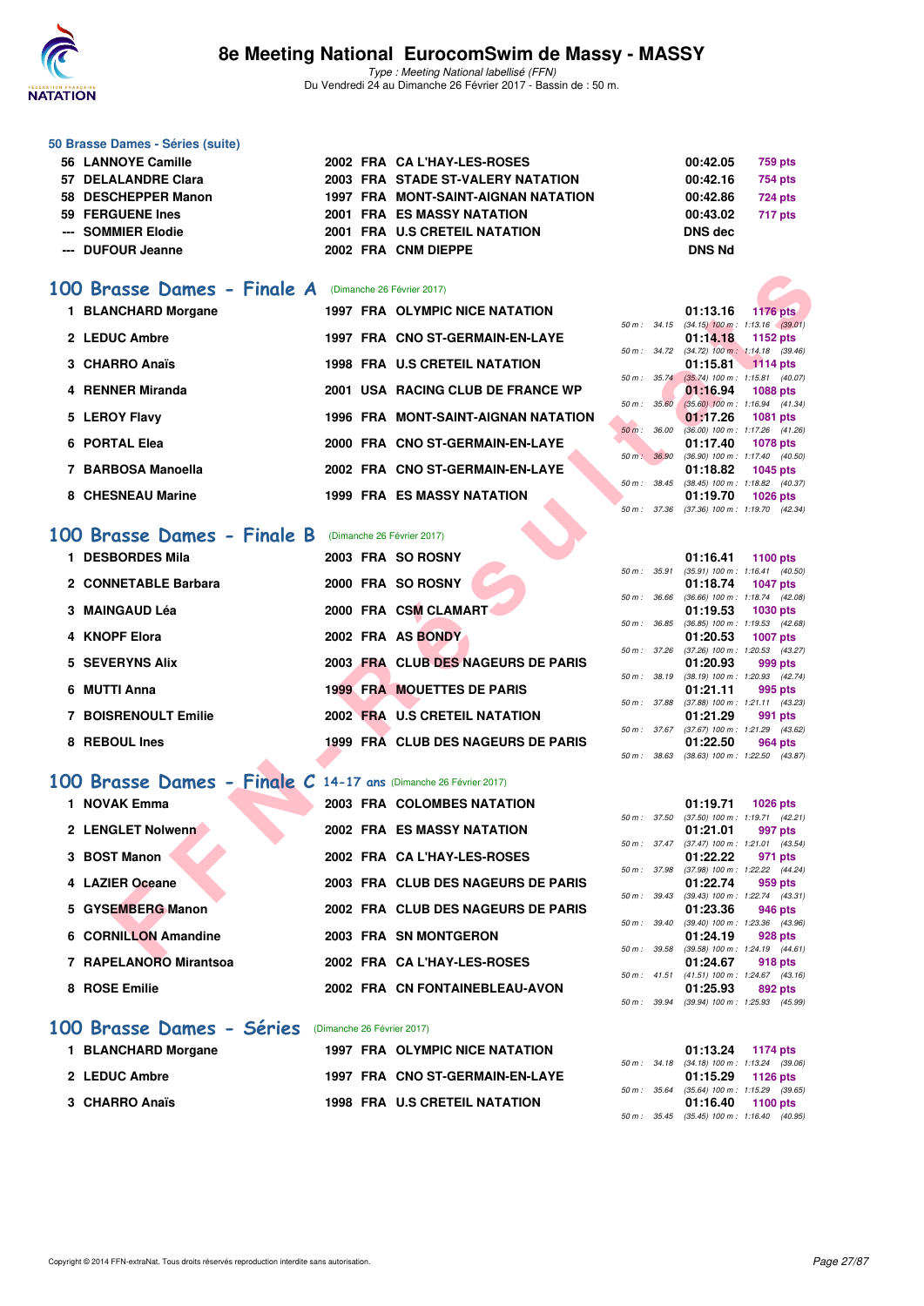### 50 Brasse Dames - Séries (suite)

| Rang | Nom | Année | Nat | Club | Temps | Points |
|---|---|---|---|---|---|---|
| 56 | LANNOYE Camille | 2002 | FRA | CA L'HAY-LES-ROSES | 00:42.05 | 759 pts |
| 57 | DELALANDRE Clara | 2003 | FRA | STADE ST-VALERY NATATION | 00:42.16 | 754 pts |
| 58 | DESCHEPPER Manon | 1997 | FRA | MONT-SAINT-AIGNAN NATATION | 00:42.86 | 724 pts |
| 59 | FERGUENE Ines | 2001 | FRA | ES MASSY NATATION | 00:43.02 | 717 pts |
| --- | SOMMIER Elodie | 2001 | FRA | U.S CRETEIL NATATION | DNS dec | |
| --- | DUFOUR Jeanne | 2002 | FRA | CNM DIEPPE | DNS Nd | |

## 100 Brasse Dames - Finale A (Dimanche 26 Février 2017)

| Rang | Nom | Année | Nat | Club | Temps | Points | Splits |
|---|---|---|---|---|---|---|---|
| 1 | BLANCHARD Morgane | 1997 | FRA | OLYMPIC NICE NATATION | 01:13.16 | 1176 pts | 50 m : 34.15 (34.15) 100 m : 1:13.16 (39.01) |
| 2 | LEDUC Ambre | 1997 | FRA | CNO ST-GERMAIN-EN-LAYE | 01:14.18 | 1152 pts | 50 m : 34.72 (34.72) 100 m : 1:14.18 (39.46) |
| 3 | CHARRO Anaïs | 1998 | FRA | U.S CRETEIL NATATION | 01:15.81 | 1114 pts | 50 m : 35.74 (35.74) 100 m : 1:15.81 (40.07) |
| 4 | RENNER Miranda | 2001 | USA | RACING CLUB DE FRANCE WP | 01:16.94 | 1088 pts | 50 m : 35.60 (35.60) 100 m : 1:16.94 (41.34) |
| 5 | LEROY Flavy | 1996 | FRA | MONT-SAINT-AIGNAN NATATION | 01:17.26 | 1081 pts | 50 m : 36.00 (36.00) 100 m : 1:17.26 (41.26) |
| 6 | PORTAL Elea | 2000 | FRA | CNO ST-GERMAIN-EN-LAYE | 01:17.40 | 1078 pts | 50 m : 36.90 (36.90) 100 m : 1:17.40 (40.50) |
| 7 | BARBOSA Manoella | 2002 | FRA | CNO ST-GERMAIN-EN-LAYE | 01:18.82 | 1045 pts | 50 m : 38.45 (38.45) 100 m : 1:18.82 (40.37) |
| 8 | CHESNEAU Marine | 1999 | FRA | ES MASSY NATATION | 01:19.70 | 1026 pts | 50 m : 37.36 (37.36) 100 m : 1:19.70 (42.34) |

## 100 Brasse Dames - Finale B (Dimanche 26 Février 2017)

| Rang | Nom | Année | Nat | Club | Temps | Points | Splits |
|---|---|---|---|---|---|---|---|
| 1 | DESBORDES Mila | 2003 | FRA | SO ROSNY | 01:16.41 | 1100 pts | 50 m : 35.91 (35.91) 100 m : 1:16.41 (40.50) |
| 2 | CONNETABLE Barbara | 2000 | FRA | SO ROSNY | 01:18.74 | 1047 pts | 50 m : 36.66 (36.66) 100 m : 1:18.74 (42.08) |
| 3 | MAINGAUD Léa | 2000 | FRA | CSM CLAMART | 01:19.53 | 1030 pts | 50 m : 36.85 (36.85) 100 m : 1:19.53 (42.68) |
| 4 | KNOPF Elora | 2002 | FRA | AS BONDY | 01:20.53 | 1007 pts | 50 m : 37.26 (37.26) 100 m : 1:20.53 (43.27) |
| 5 | SEVERYNS Alix | 2003 | FRA | CLUB DES NAGEURS DE PARIS | 01:20.93 | 999 pts | 50 m : 38.19 (38.19) 100 m : 1:20.93 (42.74) |
| 6 | MUTTI Anna | 1999 | FRA | MOUETTES DE PARIS | 01:21.11 | 995 pts | 50 m : 37.88 (37.88) 100 m : 1:21.11 (43.23) |
| 7 | BOISRENOULT Emilie | 2002 | FRA | U.S CRETEIL NATATION | 01:21.29 | 991 pts | 50 m : 37.67 (37.67) 100 m : 1:21.29 (43.62) |
| 8 | REBOUL Ines | 1999 | FRA | CLUB DES NAGEURS DE PARIS | 01:22.50 | 964 pts | 50 m : 38.63 (38.63) 100 m : 1:22.50 (43.87) |

## 100 Brasse Dames - Finale C 14-17 ans (Dimanche 26 Février 2017)

| Rang | Nom | Année | Nat | Club | Temps | Points | Splits |
|---|---|---|---|---|---|---|---|
| 1 | NOVAK Emma | 2003 | FRA | COLOMBES NATATION | 01:19.71 | 1026 pts | 50 m : 37.50 (37.50) 100 m : 1:19.71 (42.21) |
| 2 | LENGLET Nolwenn | 2002 | FRA | ES MASSY NATATION | 01:21.01 | 997 pts | 50 m : 37.47 (37.47) 100 m : 1:21.01 (43.54) |
| 3 | BOST Manon | 2002 | FRA | CA L'HAY-LES-ROSES | 01:22.22 | 971 pts | 50 m : 37.98 (37.98) 100 m : 1:22.22 (44.24) |
| 4 | LAZIER Oceane | 2003 | FRA | CLUB DES NAGEURS DE PARIS | 01:22.74 | 959 pts | 50 m : 39.43 (39.43) 100 m : 1:22.74 (43.31) |
| 5 | GYSEMBERG Manon | 2002 | FRA | CLUB DES NAGEURS DE PARIS | 01:23.36 | 946 pts | 50 m : 39.40 (39.40) 100 m : 1:23.36 (43.96) |
| 6 | CORNILLON Amandine | 2003 | FRA | SN MONTGERON | 01:24.19 | 928 pts | 50 m : 39.58 (39.58) 100 m : 1:24.19 (44.61) |
| 7 | RAPELANORO Mirantsoa | 2002 | FRA | CA L'HAY-LES-ROSES | 01:24.67 | 918 pts | 50 m : 41.51 (41.51) 100 m : 1:24.67 (43.16) |
| 8 | ROSE Emilie | 2002 | FRA | CN FONTAINEBLEAU-AVON | 01:25.93 | 892 pts | 50 m : 39.94 (39.94) 100 m : 1:25.93 (45.99) |

## 100 Brasse Dames - Séries (Dimanche 26 Février 2017)

| Rang | Nom | Année | Nat | Club | Temps | Points | Splits |
|---|---|---|---|---|---|---|---|
| 1 | BLANCHARD Morgane | 1997 | FRA | OLYMPIC NICE NATATION | 01:13.24 | 1174 pts | 50 m : 34.18 (34.18) 100 m : 1:13.24 (39.06) |
| 2 | LEDUC Ambre | 1997 | FRA | CNO ST-GERMAIN-EN-LAYE | 01:15.29 | 1126 pts | 50 m : 35.64 (35.64) 100 m : 1:15.29 (39.65) |
| 3 | CHARRO Anaïs | 1998 | FRA | U.S CRETEIL NATATION | 01:16.40 | 1100 pts | 50 m : 35.45 (35.45) 100 m : 1:16.40 (40.95) |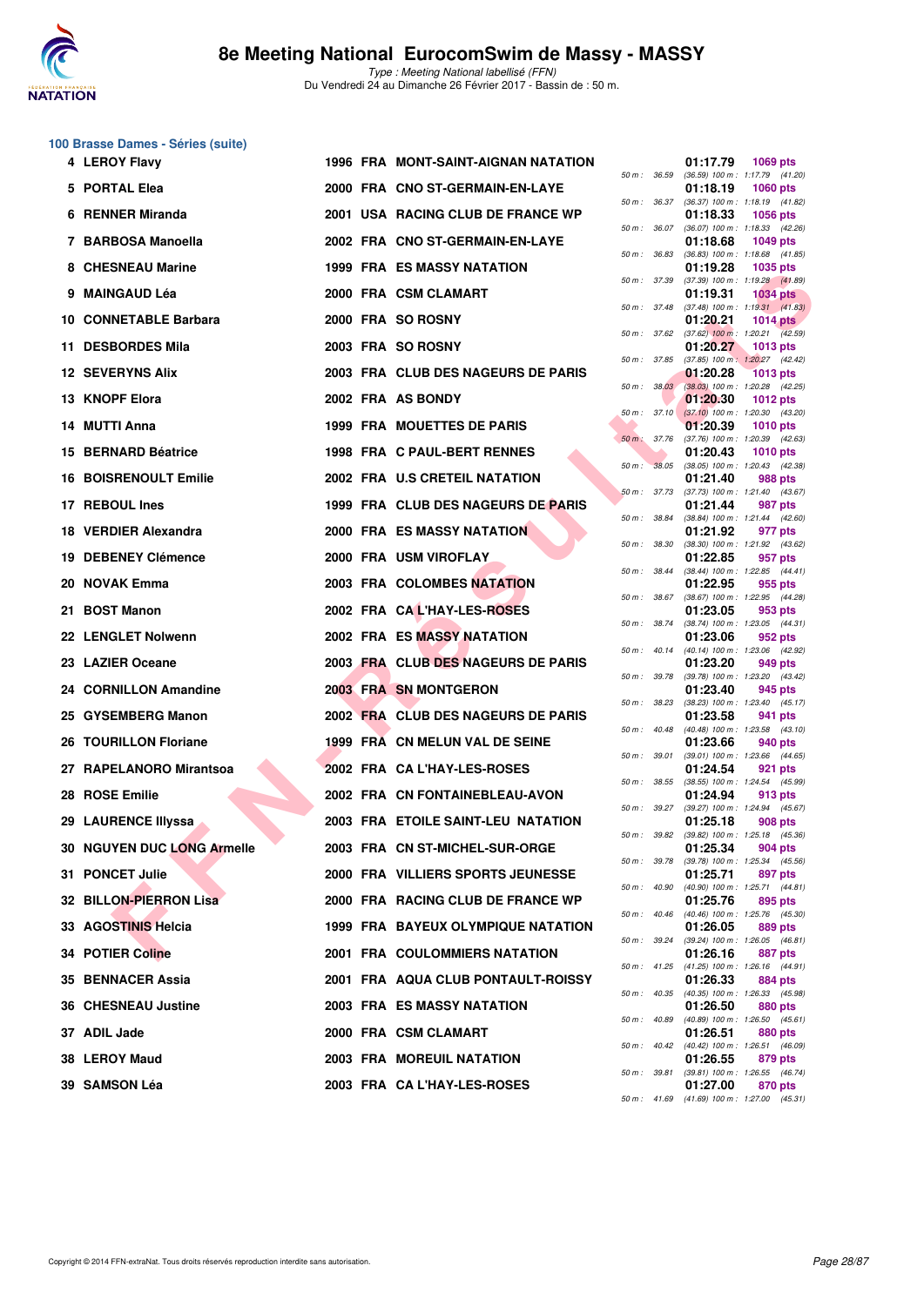# 8e Meeting National EurocomSwim de Massy - MASSY

*Type : Meeting National labellisé (FFN)*
Du Vendredi 24 au Dimanche 26 Février 2017 - Bassin de : 50 m.

## 100 Brasse Dames - Séries (suite)

| Rg | Nom | Année | Nat | Club | Temps | Points | Splits |
|---|---|---|---|---|---|---|---|
| 4 | LEROY Flavy | 1996 | FRA | MONT-SAINT-AIGNAN NATATION | 01:17.79 | 1069 pts | 50 m : 36.59 (36.59) 100 m : 1:17.79 (41.20) |
| 5 | PORTAL Elea | 2000 | FRA | CNO ST-GERMAIN-EN-LAYE | 01:18.19 | 1060 pts | 50 m : 36.37 (36.37) 100 m : 1:18.19 (41.82) |
| 6 | RENNER Miranda | 2001 | USA | RACING CLUB DE FRANCE WP | 01:18.33 | 1056 pts | 50 m : 36.07 (36.07) 100 m : 1:18.33 (42.26) |
| 7 | BARBOSA Manoella | 2002 | FRA | CNO ST-GERMAIN-EN-LAYE | 01:18.68 | 1049 pts | 50 m : 36.83 (36.83) 100 m : 1:18.68 (41.85) |
| 8 | CHESNEAU Marine | 1999 | FRA | ES MASSY NATATION | 01:19.28 | 1035 pts | 50 m : 37.39 (37.39) 100 m : 1:19.28 (41.89) |
| 9 | MAINGAUD Léa | 2000 | FRA | CSM CLAMART | 01:19.31 | 1034 pts | 50 m : 37.48 (37.48) 100 m : 1:19.31 (41.83) |
| 10 | CONNETABLE Barbara | 2000 | FRA | SO ROSNY | 01:20.21 | 1014 pts | 50 m : 37.62 (37.62) 100 m : 1:20.21 (42.59) |
| 11 | DESBORDES Mila | 2003 | FRA | SO ROSNY | 01:20.27 | 1013 pts | 50 m : 37.85 (37.85) 100 m : 1:20.27 (42.42) |
| 12 | SEVERYNS Alix | 2003 | FRA | CLUB DES NAGEURS DE PARIS | 01:20.28 | 1013 pts | 50 m : 38.03 (38.03) 100 m : 1:20.28 (42.25) |
| 13 | KNOPF Elora | 2002 | FRA | AS BONDY | 01:20.30 | 1012 pts | 50 m : 37.10 (37.10) 100 m : 1:20.30 (43.20) |
| 14 | MUTTI Anna | 1999 | FRA | MOUETTES DE PARIS | 01:20.39 | 1010 pts | 50 m : 37.76 (37.76) 100 m : 1:20.39 (42.63) |
| 15 | BERNARD Béatrice | 1998 | FRA | C PAUL-BERT RENNES | 01:20.43 | 1010 pts | 50 m : 38.05 (38.05) 100 m : 1:20.43 (42.38) |
| 16 | BOISRENOULT Emilie | 2002 | FRA | U.S CRETEIL NATATION | 01:21.40 | 988 pts | 50 m : 37.73 (37.73) 100 m : 1:21.40 (43.67) |
| 17 | REBOUL Ines | 1999 | FRA | CLUB DES NAGEURS DE PARIS | 01:21.44 | 987 pts | 50 m : 38.84 (38.84) 100 m : 1:21.44 (42.60) |
| 18 | VERDIER Alexandra | 2000 | FRA | ES MASSY NATATION | 01:21.92 | 977 pts | 50 m : 38.30 (38.30) 100 m : 1:21.92 (43.62) |
| 19 | DEBENEY Clémence | 2000 | FRA | USM VIROFLAY | 01:22.85 | 957 pts | 50 m : 38.44 (38.44) 100 m : 1:22.85 (44.41) |
| 20 | NOVAK Emma | 2003 | FRA | COLOMBES NATATION | 01:22.95 | 955 pts | 50 m : 38.67 (38.67) 100 m : 1:22.95 (44.28) |
| 21 | BOST Manon | 2002 | FRA | CA L'HAY-LES-ROSES | 01:23.05 | 953 pts | 50 m : 38.74 (38.74) 100 m : 1:23.05 (44.31) |
| 22 | LENGLET Nolwenn | 2002 | FRA | ES MASSY NATATION | 01:23.06 | 952 pts | 50 m : 40.14 (40.14) 100 m : 1:23.06 (42.92) |
| 23 | LAZIER Oceane | 2003 | FRA | CLUB DES NAGEURS DE PARIS | 01:23.20 | 949 pts | 50 m : 39.78 (39.78) 100 m : 1:23.20 (43.42) |
| 24 | CORNILLON Amandine | 2003 | FRA | SN MONTGERON | 01:23.40 | 945 pts | 50 m : 38.23 (38.23) 100 m : 1:23.40 (45.17) |
| 25 | GYSEMBERG Manon | 2002 | FRA | CLUB DES NAGEURS DE PARIS | 01:23.58 | 941 pts | 50 m : 40.48 (40.48) 100 m : 1:23.58 (43.10) |
| 26 | TOURILLON Floriane | 1999 | FRA | CN MELUN VAL DE SEINE | 01:23.66 | 940 pts | 50 m : 39.01 (39.01) 100 m : 1:23.66 (44.65) |
| 27 | RAPELANORO Mirantsoa | 2002 | FRA | CA L'HAY-LES-ROSES | 01:24.54 | 921 pts | 50 m : 38.55 (38.55) 100 m : 1:24.54 (45.99) |
| 28 | ROSE Emilie | 2002 | FRA | CN FONTAINEBLEAU-AVON | 01:24.94 | 913 pts | 50 m : 39.27 (39.27) 100 m : 1:24.94 (45.67) |
| 29 | LAURENCE Illyssa | 2003 | FRA | ETOILE SAINT-LEU NATATION | 01:25.18 | 908 pts | 50 m : 39.82 (39.82) 100 m : 1:25.18 (45.36) |
| 30 | NGUYEN DUC LONG Armelle | 2003 | FRA | CN ST-MICHEL-SUR-ORGE | 01:25.34 | 904 pts | 50 m : 39.78 (39.78) 100 m : 1:25.34 (45.56) |
| 31 | PONCET Julie | 2000 | FRA | VILLIERS SPORTS JEUNESSE | 01:25.71 | 897 pts | 50 m : 40.90 (40.90) 100 m : 1:25.71 (44.81) |
| 32 | BILLON-PIERRON Lisa | 2000 | FRA | RACING CLUB DE FRANCE WP | 01:25.76 | 895 pts | 50 m : 40.46 (40.46) 100 m : 1:25.76 (45.30) |
| 33 | AGOSTINIS Helcia | 1999 | FRA | BAYEUX OLYMPIQUE NATATION | 01:26.05 | 889 pts | 50 m : 39.24 (39.24) 100 m : 1:26.05 (46.81) |
| 34 | POTIER Coline | 2001 | FRA | COULOMMIERS NATATION | 01:26.16 | 887 pts | 50 m : 41.25 (41.25) 100 m : 1:26.16 (44.91) |
| 35 | BENNACER Assia | 2001 | FRA | AQUA CLUB PONTAULT-ROISSY | 01:26.33 | 884 pts | 50 m : 40.35 (40.35) 100 m : 1:26.33 (45.98) |
| 36 | CHESNEAU Justine | 2003 | FRA | ES MASSY NATATION | 01:26.50 | 880 pts | 50 m : 40.89 (40.89) 100 m : 1:26.50 (45.61) |
| 37 | ADIL Jade | 2000 | FRA | CSM CLAMART | 01:26.51 | 880 pts | 50 m : 40.42 (40.42) 100 m : 1:26.51 (46.09) |
| 38 | LEROY Maud | 2003 | FRA | MOREUIL NATATION | 01:26.55 | 879 pts | 50 m : 39.81 (39.81) 100 m : 1:26.55 (46.74) |
| 39 | SAMSON Léa | 2003 | FRA | CA L'HAY-LES-ROSES | 01:27.00 | 870 pts | 50 m : 41.69 (41.69) 100 m : 1:27.00 (45.31) |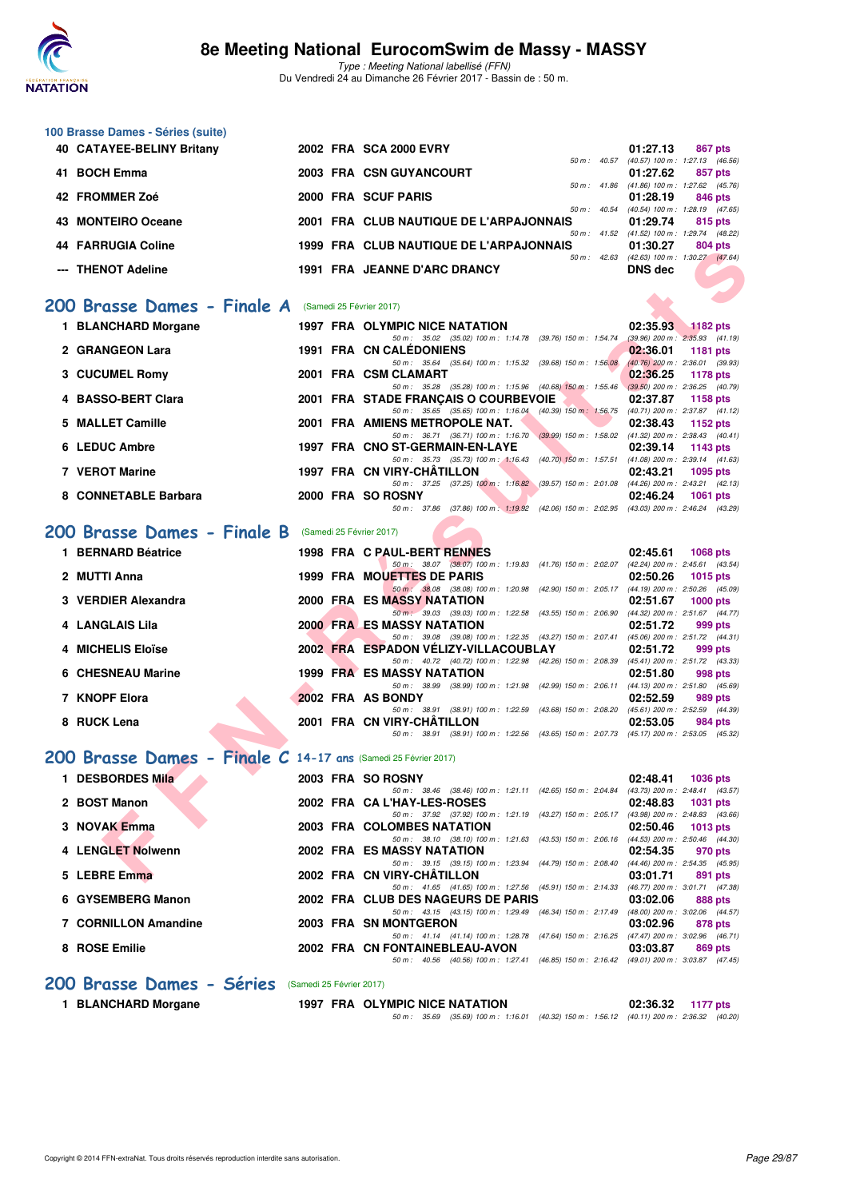## 100 Brasse Dames - Séries (suite)

| Rang | Nom | Année | Nat. | Club | Temps | Points |
|---|---|---|---|---|---|---|
| 40 | CATAYEE-BELINY Britany | 2002 | FRA | SCA 2000 EVRY | 01:27.13 | 867 pts |
| | | | | 50 m : 40.57 | (40.57) 100 m : 1:27.13 (46.56) | |
| 41 | BOCH Emma | 2003 | FRA | CSN GUYANCOURT | 01:27.62 | 857 pts |
| | | | | 50 m : 41.86 | (41.86) 100 m : 1:27.62 (45.76) | |
| 42 | FROMMER Zoé | 2000 | FRA | SCUF PARIS | 01:28.19 | 846 pts |
| | | | | 50 m : 40.54 | (40.54) 100 m : 1:28.19 (47.65) | |
| 43 | MONTEIRO Oceane | 2001 | FRA | CLUB NAUTIQUE DE L'ARPAJONNAIS | 01:29.74 | 815 pts |
| | | | | 50 m : 41.52 | (41.52) 100 m : 1:29.74 (48.22) | |
| 44 | FARRUGIA Coline | 1999 | FRA | CLUB NAUTIQUE DE L'ARPAJONNAIS | 01:30.27 | 804 pts |
| | | | | 50 m : 42.63 | (42.63) 100 m : 1:30.27 (47.64) | |
| --- | THENOT Adeline | 1991 | FRA | JEANNE D'ARC DRANCY | DNS dec | |

## 200 Brasse Dames - Finale A (Samedi 25 Février 2017)

| Rang | Nom | Année | Nat. | Club | Temps | Points |
|---|---|---|---|---|---|---|
| 1 | BLANCHARD Morgane | 1997 | FRA | OLYMPIC NICE NATATION | 02:35.93 | 1182 pts |
| | | | | 50 m : 35.02 (35.02) 100 m : 1:14.78 (39.76) 150 m : 1:54.74 | (39.96) 200 m : 2:35.93 (41.19) | |
| 2 | GRANGEON Lara | 1991 | FRA | CN CALÉDONIENS | 02:36.01 | 1181 pts |
| | | | | 50 m : 35.64 (35.64) 100 m : 1:15.32 (39.68) 150 m : 1:56.08 | (40.76) 200 m : 2:36.01 (39.93) | |
| 3 | CUCUMEL Romy | 2001 | FRA | CSM CLAMART | 02:36.25 | 1178 pts |
| | | | | 50 m : 35.28 (35.28) 100 m : 1:15.96 (40.68) 150 m : 1:55.46 | (39.50) 200 m : 2:36.25 (40.79) | |
| 4 | BASSO-BERT Clara | 2001 | FRA | STADE FRANÇAIS O COURBEVOIE | 02:37.87 | 1158 pts |
| | | | | 50 m : 35.65 (35.65) 100 m : 1:16.04 (40.39) 150 m : 1:56.75 | (40.71) 200 m : 2:37.87 (41.12) | |
| 5 | MALLET Camille | 2001 | FRA | AMIENS METROPOLE NAT. | 02:38.43 | 1152 pts |
| | | | | 50 m : 36.71 (36.71) 100 m : 1:16.70 (39.99) 150 m : 1:58.02 | (41.32) 200 m : 2:38.43 (40.41) | |
| 6 | LEDUC Ambre | 1997 | FRA | CNO ST-GERMAIN-EN-LAYE | 02:39.14 | 1143 pts |
| | | | | 50 m : 35.73 (35.73) 100 m : 1:16.43 (40.70) 150 m : 1:57.51 | (41.08) 200 m : 2:39.14 (41.63) | |
| 7 | VEROT Marine | 1997 | FRA | CN VIRY-CHÂTILLON | 02:43.21 | 1095 pts |
| | | | | 50 m : 37.25 (37.25) 100 m : 1:16.82 (39.57) 150 m : 2:01.08 | (44.26) 200 m : 2:43.21 (42.13) | |
| 8 | CONNETABLE Barbara | 2000 | FRA | SO ROSNY | 02:46.24 | 1061 pts |
| | | | | 50 m : 37.86 (37.86) 100 m : 1:19.92 (42.06) 150 m : 2:02.95 | (43.03) 200 m : 2:46.24 (43.29) | |

## 200 Brasse Dames - Finale B (Samedi 25 Février 2017)

| Rang | Nom | Année | Nat. | Club | Temps | Points |
|---|---|---|---|---|---|---|
| 1 | BERNARD Béatrice | 1998 | FRA | C PAUL-BERT RENNES | 02:45.61 | 1068 pts |
| | | | | 50 m : 38.07 (38.07) 100 m : 1:19.83 (41.76) 150 m : 2:02.07 | (42.24) 200 m : 2:45.61 (43.54) | |
| 2 | MUTTI Anna | 1999 | FRA | MOUETTES DE PARIS | 02:50.26 | 1015 pts |
| | | | | 50 m : 38.08 (38.08) 100 m : 1:20.98 (42.90) 150 m : 2:05.17 | (44.19) 200 m : 2:50.26 (45.09) | |
| 3 | VERDIER Alexandra | 2000 | FRA | ES MASSY NATATION | 02:51.67 | 1000 pts |
| | | | | 50 m : 39.03 (39.03) 100 m : 1:22.58 (43.55) 150 m : 2:06.90 | (44.32) 200 m : 2:51.67 (44.77) | |
| 4 | LANGLAIS Lila | 2000 | FRA | ES MASSY NATATION | 02:51.72 | 999 pts |
| | | | | 50 m : 39.08 (39.08) 100 m : 1:22.35 (43.27) 150 m : 2:07.41 | (45.06) 200 m : 2:51.72 (44.31) | |
| 4 | MICHELIS Eloïse | 2002 | FRA | ESPADON VÉLIZY-VILLACOUBLAY | 02:51.72 | 999 pts |
| | | | | 50 m : 40.72 (40.72) 100 m : 1:22.98 (42.26) 150 m : 2:08.39 | (45.41) 200 m : 2:51.72 (43.33) | |
| 6 | CHESNEAU Marine | 1999 | FRA | ES MASSY NATATION | 02:51.80 | 998 pts |
| | | | | 50 m : 38.99 (38.99) 100 m : 1:21.98 (42.99) 150 m : 2:06.11 | (44.13) 200 m : 2:51.80 (45.69) | |
| 7 | KNOPF Elora | 2002 | FRA | AS BONDY | 02:52.59 | 989 pts |
| | | | | 50 m : 38.91 (38.91) 100 m : 1:22.59 (43.68) 150 m : 2:08.20 | (45.61) 200 m : 2:52.59 (44.39) | |
| 8 | RUCK Lena | 2001 | FRA | CN VIRY-CHÂTILLON | 02:53.05 | 984 pts |
| | | | | 50 m : 38.91 (38.91) 100 m : 1:22.56 (43.65) 150 m : 2:07.73 | (45.17) 200 m : 2:53.05 (45.32) | |

## 200 Brasse Dames - Finale C 14-17 ans (Samedi 25 Février 2017)

| Rang | Nom | Année | Nat. | Club | Temps | Points |
|---|---|---|---|---|---|---|
| 1 | DESBORDES Mila | 2003 | FRA | SO ROSNY | 02:48.41 | 1036 pts |
| | | | | 50 m : 38.46 (38.46) 100 m : 1:21.11 (42.65) 150 m : 2:04.84 | (43.73) 200 m : 2:48.41 (43.57) | |
| 2 | BOST Manon | 2002 | FRA | CA L'HAY-LES-ROSES | 02:48.83 | 1031 pts |
| | | | | 50 m : 37.92 (37.92) 100 m : 1:21.19 (43.27) 150 m : 2:05.17 | (43.98) 200 m : 2:48.83 (43.66) | |
| 3 | NOVAK Emma | 2003 | FRA | COLOMBES NATATION | 02:50.46 | 1013 pts |
| | | | | 50 m : 38.10 (38.10) 100 m : 1:21.63 (43.53) 150 m : 2:06.16 | (44.53) 200 m : 2:50.46 (44.30) | |
| 4 | LENGLET Nolwenn | 2002 | FRA | ES MASSY NATATION | 02:54.35 | 970 pts |
| | | | | 50 m : 39.15 (39.15) 100 m : 1:23.94 (44.79) 150 m : 2:08.40 | (44.46) 200 m : 2:54.35 (45.95) | |
| 5 | LEBRE Emma | 2002 | FRA | CN VIRY-CHÂTILLON | 03:01.71 | 891 pts |
| | | | | 50 m : 41.65 (41.65) 100 m : 1:27.56 (45.91) 150 m : 2:14.33 | (46.77) 200 m : 3:01.71 (47.38) | |
| 6 | GYSEMBERG Manon | 2002 | FRA | CLUB DES NAGEURS DE PARIS | 03:02.06 | 888 pts |
| | | | | 50 m : 43.15 (43.15) 100 m : 1:29.49 (46.34) 150 m : 2:17.49 | (48.00) 200 m : 3:02.06 (44.57) | |
| 7 | CORNILLON Amandine | 2003 | FRA | SN MONTGERON | 03:02.96 | 878 pts |
| | | | | 50 m : 41.14 (41.14) 100 m : 1:28.78 (47.64) 150 m : 2:16.25 | (47.47) 200 m : 3:02.96 (46.71) | |
| 8 | ROSE Emilie | 2002 | FRA | CN FONTAINEBLEAU-AVON | 03:03.87 | 869 pts |
| | | | | 50 m : 40.56 (40.56) 100 m : 1:27.41 (46.85) 150 m : 2:16.42 | (49.01) 200 m : 3:03.87 (47.45) | |

## 200 Brasse Dames - Séries (Samedi 25 Février 2017)

| Rang | Nom | Année | Nat. | Club | Temps | Points |
|---|---|---|---|---|---|---|
| 1 | BLANCHARD Morgane | 1997 | FRA | OLYMPIC NICE NATATION | 02:36.32 | 1177 pts |
| | | | | 50 m : 35.69 (35.69) 100 m : 1:16.01 (40.32) 150 m : 1:56.12 | (40.11) 200 m : 2:36.32 (40.20) | |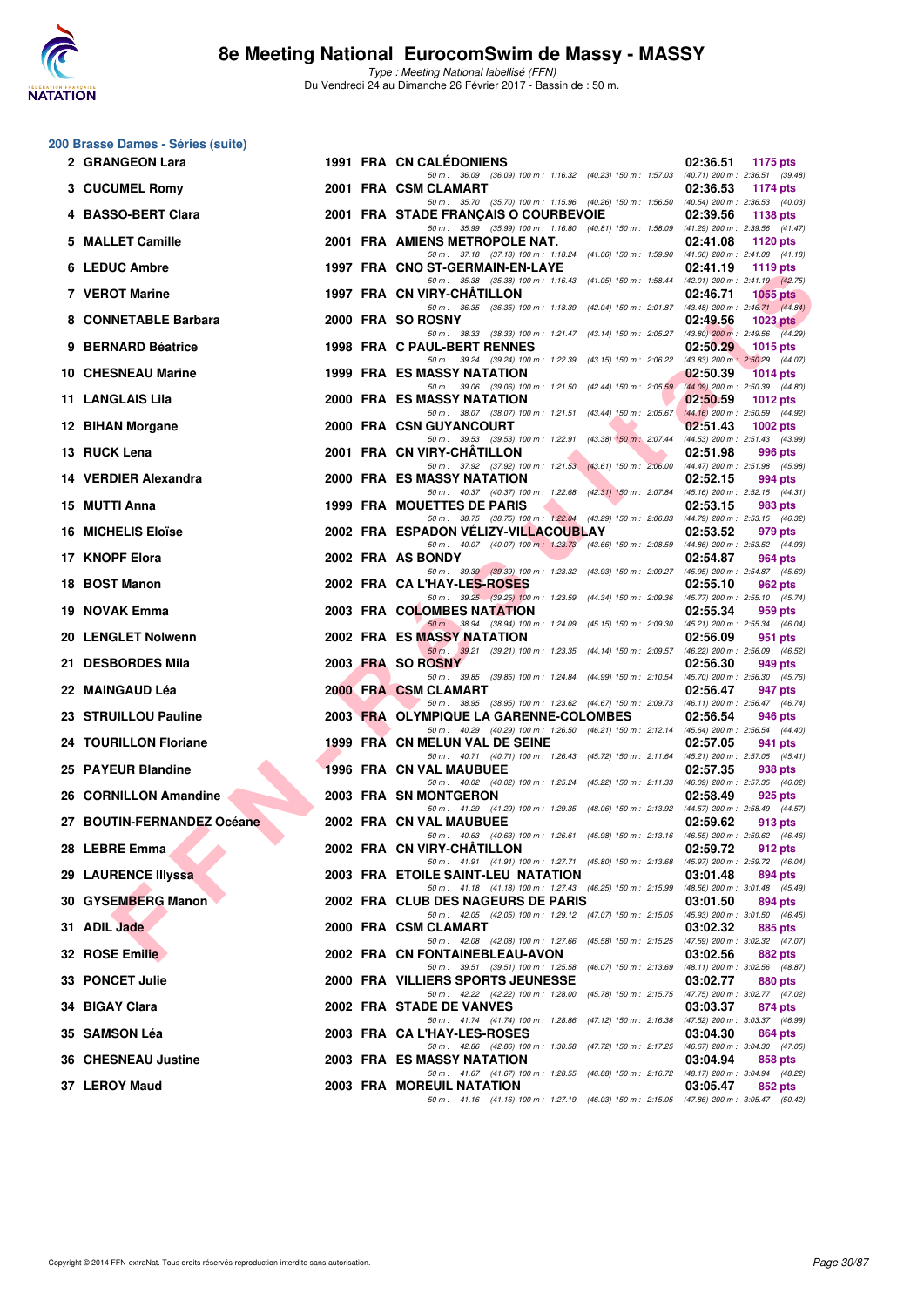## 200 Brasse Dames - Séries (suite)

| Rang | Nom | Année | Nat | Club | Temps | Points |
|---|---|---|---|---|---|---|
| 2 | GRANGEON Lara | 1991 | FRA | CN CALÉDONIENS | 02:36.51 | 1175 pts |
| | 50 m : 36.09 (36.09) 100 m : 1:16.32 (40.23) 150 m : 1:57.03 (40.71) 200 m : 2:36.51 (39.48) | | | | | |
| 3 | CUCUMEL Romy | 2001 | FRA | CSM CLAMART | 02:36.53 | 1174 pts |
| | 50 m : 35.70 (35.70) 100 m : 1:15.96 (40.26) 150 m : 1:56.50 (40.54) 200 m : 2:36.53 (40.03) | | | | | |
| 4 | BASSO-BERT Clara | 2001 | FRA | STADE FRANÇAIS O COURBEVOIE | 02:39.56 | 1138 pts |
| | 50 m : 35.99 (35.99) 100 m : 1:16.80 (40.81) 150 m : 1:58.09 (41.29) 200 m : 2:39.56 (41.47) | | | | | |
| 5 | MALLET Camille | 2001 | FRA | AMIENS METROPOLE NAT. | 02:41.08 | 1120 pts |
| | 50 m : 37.18 (37.18) 100 m : 1:18.24 (41.06) 150 m : 1:59.90 (41.66) 200 m : 2:41.08 (41.18) | | | | | |
| 6 | LEDUC Ambre | 1997 | FRA | CNO ST-GERMAIN-EN-LAYE | 02:41.19 | 1119 pts |
| | 50 m : 35.38 (35.38) 100 m : 1:16.43 (41.05) 150 m : 1:58.44 (42.01) 200 m : 2:41.19 (42.75) | | | | | |
| 7 | VEROT Marine | 1997 | FRA | CN VIRY-CHÂTILLON | 02:46.71 | 1055 pts |
| | 50 m : 36.35 (36.35) 100 m : 1:18.39 (42.04) 150 m : 2:01.87 (43.48) 200 m : 2:46.71 (44.84) | | | | | |
| 8 | CONNETABLE Barbara | 2000 | FRA | SO ROSNY | 02:49.56 | 1023 pts |
| | 50 m : 38.33 (38.33) 100 m : 1:21.47 (43.14) 150 m : 2:05.27 (43.80) 200 m : 2:49.56 (44.29) | | | | | |
| 9 | BERNARD Béatrice | 1998 | FRA | C PAUL-BERT RENNES | 02:50.29 | 1015 pts |
| | 50 m : 39.24 (39.24) 100 m : 1:22.39 (43.15) 150 m : 2:06.22 (43.83) 200 m : 2:50.29 (44.07) | | | | | |
| 10 | CHESNEAU Marine | 1999 | FRA | ES MASSY NATATION | 02:50.39 | 1014 pts |
| | 50 m : 39.06 (39.06) 100 m : 1:21.50 (42.44) 150 m : 2:05.59 (44.09) 200 m : 2:50.39 (44.80) | | | | | |
| 11 | LANGLAIS Lila | 2000 | FRA | ES MASSY NATATION | 02:50.59 | 1012 pts |
| | 50 m : 38.07 (38.07) 100 m : 1:21.51 (43.44) 150 m : 2:05.67 (44.16) 200 m : 2:50.59 (44.92) | | | | | |
| 12 | BIHAN Morgane | 2000 | FRA | CSN GUYANCOURT | 02:51.43 | 1002 pts |
| | 50 m : 39.53 (39.53) 100 m : 1:22.91 (43.38) 150 m : 2:07.44 (44.53) 200 m : 2:51.43 (43.99) | | | | | |
| 13 | RUCK Lena | 2001 | FRA | CN VIRY-CHÂTILLON | 02:51.98 | 996 pts |
| | 50 m : 37.92 (37.92) 100 m : 1:21.53 (43.61) 150 m : 2:06.00 (44.47) 200 m : 2:51.98 (45.98) | | | | | |
| 14 | VERDIER Alexandra | 2000 | FRA | ES MASSY NATATION | 02:52.15 | 994 pts |
| | 50 m : 40.37 (40.37) 100 m : 1:22.68 (42.31) 150 m : 2:07.84 (45.16) 200 m : 2:52.15 (44.31) | | | | | |
| 15 | MUTTI Anna | 1999 | FRA | MOUETTES DE PARIS | 02:53.15 | 983 pts |
| | 50 m : 38.75 (38.75) 100 m : 1:22.04 (43.29) 150 m : 2:06.83 (44.79) 200 m : 2:53.15 (46.32) | | | | | |
| 16 | MICHELIS Eloïse | 2002 | FRA | ESPADON VÉLIZY-VILLACOUBLAY | 02:53.52 | 979 pts |
| | 50 m : 40.07 (40.07) 100 m : 1:23.73 (43.66) 150 m : 2:08.59 (44.86) 200 m : 2:53.52 (44.93) | | | | | |
| 17 | KNOPF Elora | 2002 | FRA | AS BONDY | 02:54.87 | 964 pts |
| | 50 m : 39.39 (39.39) 100 m : 1:23.32 (43.93) 150 m : 2:09.27 (45.95) 200 m : 2:54.87 (45.60) | | | | | |
| 18 | BOST Manon | 2002 | FRA | CA L'HAY-LES-ROSES | 02:55.10 | 962 pts |
| | 50 m : 39.25 (39.25) 100 m : 1:23.59 (44.34) 150 m : 2:09.36 (45.77) 200 m : 2:55.10 (45.74) | | | | | |
| 19 | NOVAK Emma | 2003 | FRA | COLOMBES NATATION | 02:55.34 | 959 pts |
| | 50 m : 38.94 (38.94) 100 m : 1:24.09 (45.15) 150 m : 2:09.30 (45.21) 200 m : 2:55.34 (46.04) | | | | | |
| 20 | LENGLET Nolwenn | 2002 | FRA | ES MASSY NATATION | 02:56.09 | 951 pts |
| | 50 m : 39.21 (39.21) 100 m : 1:23.35 (44.14) 150 m : 2:09.57 (46.22) 200 m : 2:56.09 (46.52) | | | | | |
| 21 | DESBORDES Mila | 2003 | FRA | SO ROSNY | 02:56.30 | 949 pts |
| | 50 m : 39.85 (39.85) 100 m : 1:24.84 (44.99) 150 m : 2:10.54 (45.70) 200 m : 2:56.30 (45.76) | | | | | |
| 22 | MAINGAUD Léa | 2000 | FRA | CSM CLAMART | 02:56.47 | 947 pts |
| | 50 m : 38.95 (38.95) 100 m : 1:23.62 (44.67) 150 m : 2:09.73 (46.11) 200 m : 2:56.47 (46.74) | | | | | |
| 23 | STRUILLOU Pauline | 2003 | FRA | OLYMPIQUE LA GARENNE-COLOMBES | 02:56.54 | 946 pts |
| | 50 m : 40.29 (40.29) 100 m : 1:26.50 (46.21) 150 m : 2:12.14 (45.64) 200 m : 2:56.54 (44.40) | | | | | |
| 24 | TOURILLON Floriane | 1999 | FRA | CN MELUN VAL DE SEINE | 02:57.05 | 941 pts |
| | 50 m : 40.71 (40.71) 100 m : 1:26.43 (45.72) 150 m : 2:11.64 (45.21) 200 m : 2:57.05 (45.41) | | | | | |
| 25 | PAYEUR Blandine | 1996 | FRA | CN VAL MAUBUEE | 02:57.35 | 938 pts |
| | 50 m : 40.02 (40.02) 100 m : 1:25.24 (45.22) 150 m : 2:11.33 (46.09) 200 m : 2:57.35 (46.02) | | | | | |
| 26 | CORNILLON Amandine | 2003 | FRA | SN MONTGERON | 02:58.49 | 925 pts |
| | 50 m : 41.29 (41.29) 100 m : 1:29.35 (48.06) 150 m : 2:13.92 (44.57) 200 m : 2:58.49 (44.57) | | | | | |
| 27 | BOUTIN-FERNANDEZ Océane | 2002 | FRA | CN VAL MAUBUEE | 02:59.62 | 913 pts |
| | 50 m : 40.63 (40.63) 100 m : 1:26.61 (45.98) 150 m : 2:13.16 (46.55) 200 m : 2:59.62 (46.46) | | | | | |
| 28 | LEBRE Emma | 2002 | FRA | CN VIRY-CHÂTILLON | 02:59.72 | 912 pts |
| | 50 m : 41.91 (41.91) 100 m : 1:27.71 (45.80) 150 m : 2:13.68 (45.97) 200 m : 2:59.72 (46.04) | | | | | |
| 29 | LAURENCE Illyssa | 2003 | FRA | ETOILE SAINT-LEU NATATION | 03:01.48 | 894 pts |
| | 50 m : 41.18 (41.18) 100 m : 1:27.43 (46.25) 150 m : 2:15.99 (48.56) 200 m : 3:01.48 (45.49) | | | | | |
| 30 | GYSEMBERG Manon | 2002 | FRA | CLUB DES NAGEURS DE PARIS | 03:01.50 | 894 pts |
| | 50 m : 42.05 (42.05) 100 m : 1:29.12 (47.07) 150 m : 2:15.05 (45.93) 200 m : 3:01.50 (46.45) | | | | | |
| 31 | ADIL Jade | 2000 | FRA | CSM CLAMART | 03:02.32 | 885 pts |
| | 50 m : 42.08 (42.08) 100 m : 1:27.66 (45.58) 150 m : 2:15.25 (47.59) 200 m : 3:02.32 (47.07) | | | | | |
| 32 | ROSE Emilie | 2002 | FRA | CN FONTAINEBLEAU-AVON | 03:02.56 | 882 pts |
| | 50 m : 39.51 (39.51) 100 m : 1:25.58 (46.07) 150 m : 2:13.69 (48.11) 200 m : 3:02.56 (48.87) | | | | | |
| 33 | PONCET Julie | 2000 | FRA | VILLIERS SPORTS JEUNESSE | 03:02.77 | 880 pts |
| | 50 m : 42.22 (42.22) 100 m : 1:28.00 (45.78) 150 m : 2:15.75 (47.75) 200 m : 3:02.77 (47.02) | | | | | |
| 34 | BIGAY Clara | 2002 | FRA | STADE DE VANVES | 03:03.37 | 874 pts |
| | 50 m : 41.74 (41.74) 100 m : 1:28.86 (47.12) 150 m : 2:16.38 (47.52) 200 m : 3:03.37 (46.99) | | | | | |
| 35 | SAMSON Léa | 2003 | FRA | CA L'HAY-LES-ROSES | 03:04.30 | 864 pts |
| | 50 m : 42.86 (42.86) 100 m : 1:30.58 (47.72) 150 m : 2:17.25 (46.67) 200 m : 3:04.30 (47.05) | | | | | |
| 36 | CHESNEAU Justine | 2003 | FRA | ES MASSY NATATION | 03:04.94 | 858 pts |
| | 50 m : 41.67 (41.67) 100 m : 1:28.55 (46.88) 150 m : 2:16.72 (48.17) 200 m : 3:04.94 (48.22) | | | | | |
| 37 | LEROY Maud | 2003 | FRA | MOREUIL NATATION | 03:05.47 | 852 pts |
| | 50 m : 41.16 (41.16) 100 m : 1:27.19 (46.03) 150 m : 2:15.05 (47.86) 200 m : 3:05.47 (50.42) | | | | | |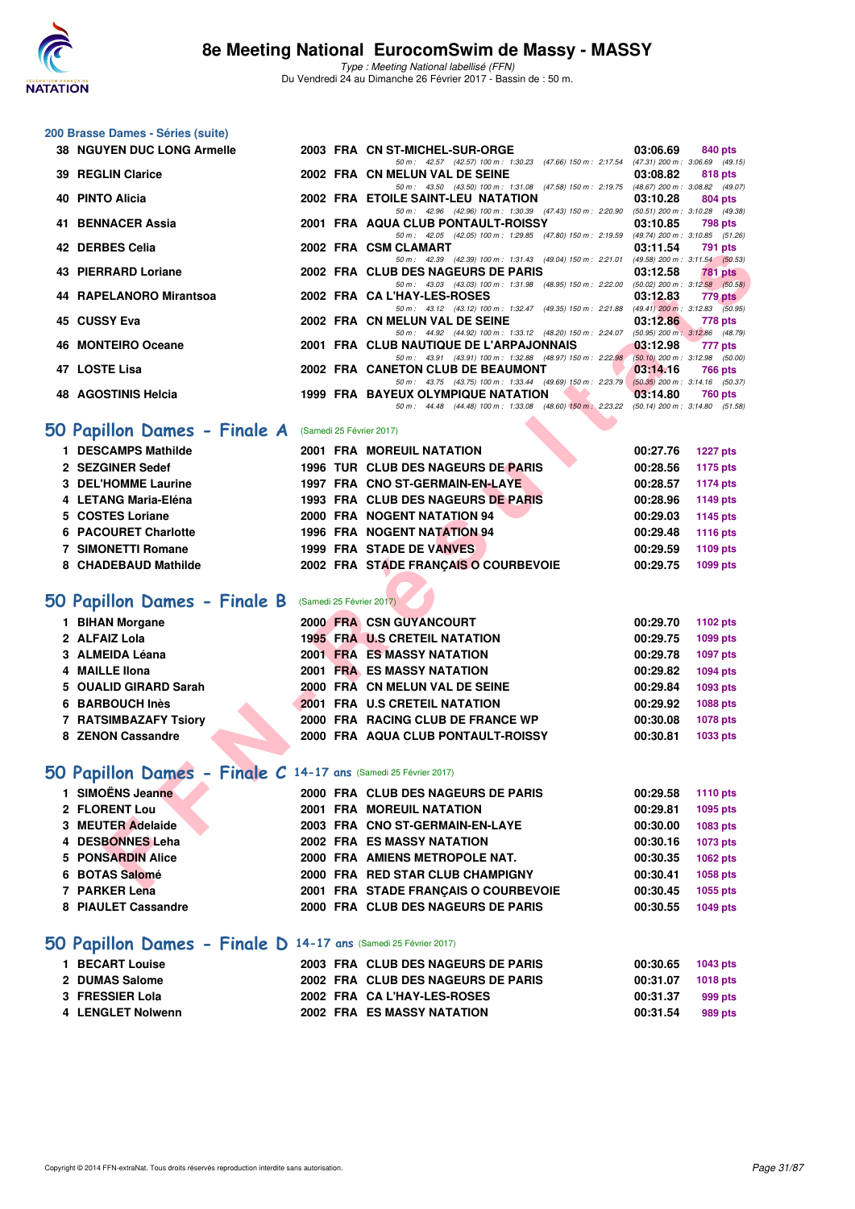# 8e Meeting National EurocomSwim de Massy - MASSY

*Type : Meeting National labellisé (FFN)*
Du Vendredi 24 au Dimanche 26 Février 2017 - Bassin de : 50 m.

## 200 Brasse Dames - Séries (suite)

| Rg | Nom | Année | Nat | Club | Temps | Points |
|---|---|---|---|---|---|---|
| 38 | NGUYEN DUC LONG Armelle | 2003 | FRA | CN ST-MICHEL-SUR-ORGE | 03:06.69 | 840 pts |
| | 50 m : 42.57 (42.57) 100 m : 1:30.23 (47.66) 150 m : 2:17.54 (47.31) 200 m : 3:06.69 (49.15) | | | | | |
| 39 | REGLIN Clarice | 2002 | FRA | CN MELUN VAL DE SEINE | 03:08.82 | 818 pts |
| | 50 m : 43.50 (43.50) 100 m : 1:31.08 (47.58) 150 m : 2:19.75 (48.67) 200 m : 3:08.82 (49.07) | | | | | |
| 40 | PINTO Alicia | 2002 | FRA | ETOILE SAINT-LEU NATATION | 03:10.28 | 804 pts |
| | 50 m : 42.96 (42.96) 100 m : 1:30.39 (47.43) 150 m : 2:20.90 (50.51) 200 m : 3:10.28 (49.38) | | | | | |
| 41 | BENNACER Assia | 2001 | FRA | AQUA CLUB PONTAULT-ROISSY | 03:10.85 | 798 pts |
| | 50 m : 42.05 (42.05) 100 m : 1:29.85 (47.80) 150 m : 2:19.59 (49.74) 200 m : 3:10.85 (51.26) | | | | | |
| 42 | DERBES Celia | 2002 | FRA | CSM CLAMART | 03:11.54 | 791 pts |
| | 50 m : 42.39 (42.39) 100 m : 1:31.43 (49.04) 150 m : 2:21.01 (49.58) 200 m : 3:11.54 (50.53) | | | | | |
| 43 | PIERRARD Loriane | 2002 | FRA | CLUB DES NAGEURS DE PARIS | 03:12.58 | 781 pts |
| | 50 m : 43.03 (43.03) 100 m : 1:31.98 (48.95) 150 m : 2:22.00 (50.02) 200 m : 3:12.58 (50.58) | | | | | |
| 44 | RAPELANORO Mirantsoa | 2002 | FRA | CA L'HAY-LES-ROSES | 03:12.83 | 779 pts |
| | 50 m : 43.12 (43.12) 100 m : 1:32.47 (49.35) 150 m : 2:21.88 (49.41) 200 m : 3:12.83 (50.95) | | | | | |
| 45 | CUSSY Eva | 2002 | FRA | CN MELUN VAL DE SEINE | 03:12.86 | 778 pts |
| | 50 m : 44.92 (44.92) 100 m : 1:33.12 (48.20) 150 m : 2:24.07 (50.95) 200 m : 3:12.86 (48.79) | | | | | |
| 46 | MONTEIRO Oceane | 2001 | FRA | CLUB NAUTIQUE DE L'ARPAJONNAIS | 03:12.98 | 777 pts |
| | 50 m : 43.91 (43.91) 100 m : 1:32.88 (48.97) 150 m : 2:22.98 (50.10) 200 m : 3:12.98 (50.00) | | | | | |
| 47 | LOSTE Lisa | 2002 | FRA | CANETON CLUB DE BEAUMONT | 03:14.16 | 766 pts |
| | 50 m : 43.75 (43.75) 100 m : 1:33.44 (49.69) 150 m : 2:23.79 (50.35) 200 m : 3:14.16 (50.37) | | | | | |
| 48 | AGOSTINIS Helcia | 1999 | FRA | BAYEUX OLYMPIQUE NATATION | 03:14.80 | 760 pts |
| | 50 m : 44.48 (44.48) 100 m : 1:33.08 (48.60) 150 m : 2:23.22 (50.14) 200 m : 3:14.80 (51.58) | | | | | |

## 50 Papillon Dames - Finale A (Samedi 25 Février 2017)

| Rg | Nom | Année | Nat | Club | Temps | Points |
|---|---|---|---|---|---|---|
| 1 | DESCAMPS Mathilde | 2001 | FRA | MOREUIL NATATION | 00:27.76 | 1227 pts |
| 2 | SEZGINER Sedef | 1996 | TUR | CLUB DES NAGEURS DE PARIS | 00:28.56 | 1175 pts |
| 3 | DEL'HOMME Laurine | 1997 | FRA | CNO ST-GERMAIN-EN-LAYE | 00:28.57 | 1174 pts |
| 4 | LETANG Maria-Eléna | 1993 | FRA | CLUB DES NAGEURS DE PARIS | 00:28.96 | 1149 pts |
| 5 | COSTES Loriane | 2000 | FRA | NOGENT NATATION 94 | 00:29.03 | 1145 pts |
| 6 | PACOURET Charlotte | 1996 | FRA | NOGENT NATATION 94 | 00:29.48 | 1116 pts |
| 7 | SIMONETTI Romane | 1999 | FRA | STADE DE VANVES | 00:29.59 | 1109 pts |
| 8 | CHADEBAUD Mathilde | 2002 | FRA | STADE FRANÇAIS O COURBEVOIE | 00:29.75 | 1099 pts |

## 50 Papillon Dames - Finale B (Samedi 25 Février 2017)

| Rg | Nom | Année | Nat | Club | Temps | Points |
|---|---|---|---|---|---|---|
| 1 | BIHAN Morgane | 2000 | FRA | CSN GUYANCOURT | 00:29.70 | 1102 pts |
| 2 | ALFAIZ Lola | 1995 | FRA | U.S CRETEIL NATATION | 00:29.75 | 1099 pts |
| 3 | ALMEIDA Léana | 2001 | FRA | ES MASSY NATATION | 00:29.78 | 1097 pts |
| 4 | MAILLE Ilona | 2001 | FRA | ES MASSY NATATION | 00:29.82 | 1094 pts |
| 5 | OUALID GIRARD Sarah | 2000 | FRA | CN MELUN VAL DE SEINE | 00:29.84 | 1093 pts |
| 6 | BARBOUCH Inès | 2001 | FRA | U.S CRETEIL NATATION | 00:29.92 | 1088 pts |
| 7 | RATSIMBAZAFY Tsiory | 2000 | FRA | RACING CLUB DE FRANCE WP | 00:30.08 | 1078 pts |
| 8 | ZENON Cassandre | 2000 | FRA | AQUA CLUB PONTAULT-ROISSY | 00:30.81 | 1033 pts |

## 50 Papillon Dames - Finale C 14-17 ans (Samedi 25 Février 2017)

| Rg | Nom | Année | Nat | Club | Temps | Points |
|---|---|---|---|---|---|---|
| 1 | SIMOËNS Jeanne | 2000 | FRA | CLUB DES NAGEURS DE PARIS | 00:29.58 | 1110 pts |
| 2 | FLORENT Lou | 2001 | FRA | MOREUIL NATATION | 00:29.81 | 1095 pts |
| 3 | MEUTER Adelaide | 2003 | FRA | CNO ST-GERMAIN-EN-LAYE | 00:30.00 | 1083 pts |
| 4 | DESBONNES Leha | 2002 | FRA | ES MASSY NATATION | 00:30.16 | 1073 pts |
| 5 | PONSARDIN Alice | 2000 | FRA | AMIENS METROPOLE NAT. | 00:30.35 | 1062 pts |
| 6 | BOTAS Salomé | 2000 | FRA | RED STAR CLUB CHAMPIGNY | 00:30.41 | 1058 pts |
| 7 | PARKER Lena | 2001 | FRA | STADE FRANÇAIS O COURBEVOIE | 00:30.45 | 1055 pts |
| 8 | PIAULET Cassandre | 2000 | FRA | CLUB DES NAGEURS DE PARIS | 00:30.55 | 1049 pts |

## 50 Papillon Dames - Finale D 14-17 ans (Samedi 25 Février 2017)

| Rg | Nom | Année | Nat | Club | Temps | Points |
|---|---|---|---|---|---|---|
| 1 | BECART Louise | 2003 | FRA | CLUB DES NAGEURS DE PARIS | 00:30.65 | 1043 pts |
| 2 | DUMAS Salome | 2002 | FRA | CLUB DES NAGEURS DE PARIS | 00:31.07 | 1018 pts |
| 3 | FRESSIER Lola | 2002 | FRA | CA L'HAY-LES-ROSES | 00:31.37 | 999 pts |
| 4 | LENGLET Nolwenn | 2002 | FRA | ES MASSY NATATION | 00:31.54 | 989 pts |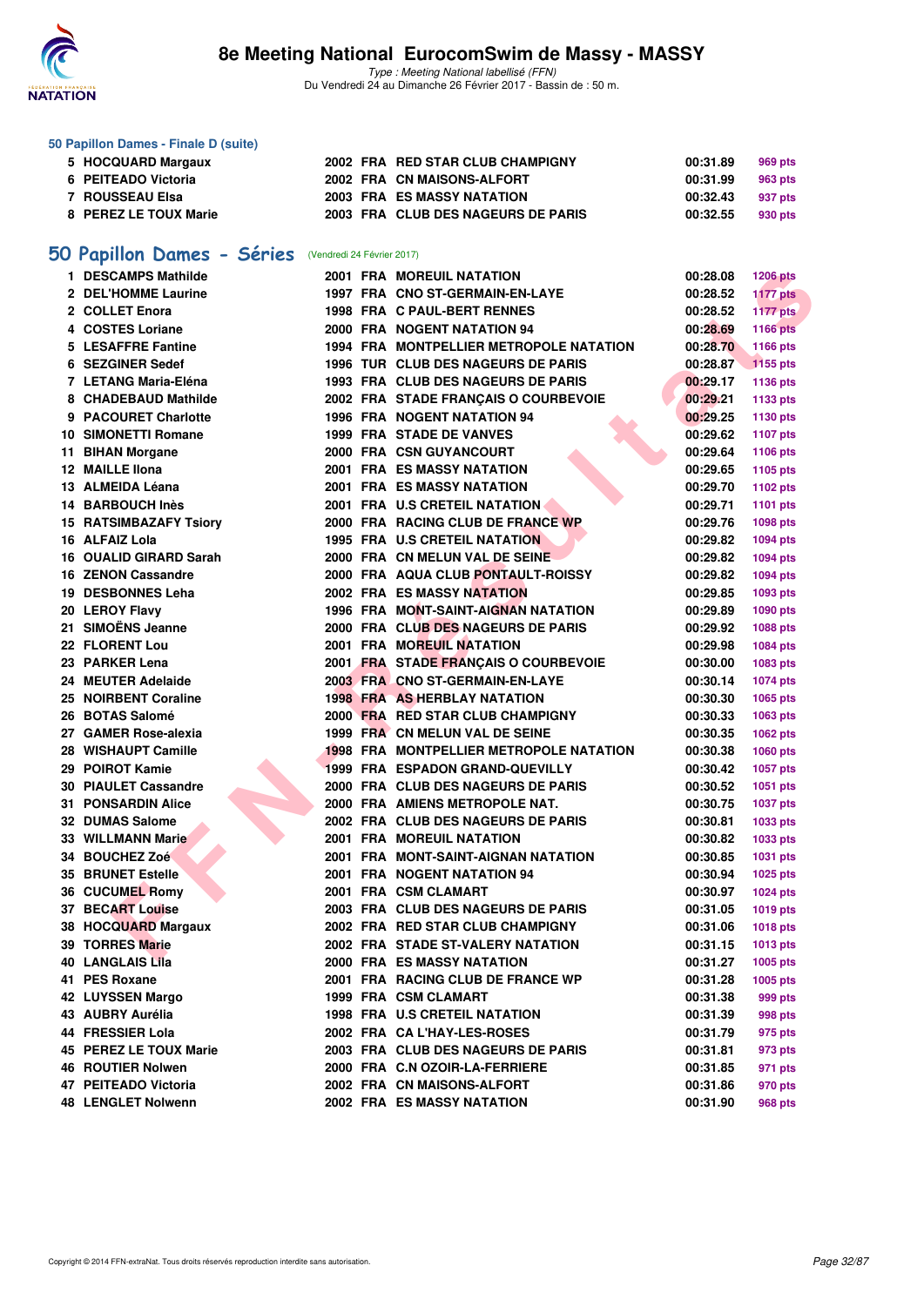## 50 Papillon Dames - Finale D (suite)

| | | | | | | |
|---|---|---|---|---|---|---|
| 5 | HOCQUARD Margaux | 2002 | FRA | RED STAR CLUB CHAMPIGNY | 00:31.89 | 969 pts |
| 6 | PEITEADO Victoria | 2002 | FRA | CN MAISONS-ALFORT | 00:31.99 | 963 pts |
| 7 | ROUSSEAU Elsa | 2003 | FRA | ES MASSY NATATION | 00:32.43 | 937 pts |
| 8 | PEREZ LE TOUX Marie | 2003 | FRA | CLUB DES NAGEURS DE PARIS | 00:32.55 | 930 pts |

## 50 Papillon Dames - Séries (Vendredi 24 Février 2017)

| | | | | | | |
|---|---|---|---|---|---|---|
| 1 | DESCAMPS Mathilde | 2001 | FRA | MOREUIL NATATION | 00:28.08 | 1206 pts |
| 2 | DEL'HOMME Laurine | 1997 | FRA | CNO ST-GERMAIN-EN-LAYE | 00:28.52 | 1177 pts |
| 2 | COLLET Enora | 1998 | FRA | C PAUL-BERT RENNES | 00:28.52 | 1177 pts |
| 4 | COSTES Loriane | 2000 | FRA | NOGENT NATATION 94 | 00:28.69 | 1166 pts |
| 5 | LESAFFRE Fantine | 1994 | FRA | MONTPELLIER METROPOLE NATATION | 00:28.70 | 1166 pts |
| 6 | SEZGINER Sedef | 1996 | TUR | CLUB DES NAGEURS DE PARIS | 00:28.87 | 1155 pts |
| 7 | LETANG Maria-Eléna | 1993 | FRA | CLUB DES NAGEURS DE PARIS | 00:29.17 | 1136 pts |
| 8 | CHADEBAUD Mathilde | 2002 | FRA | STADE FRANÇAIS O COURBEVOIE | 00:29.21 | 1133 pts |
| 9 | PACOURET Charlotte | 1996 | FRA | NOGENT NATATION 94 | 00:29.25 | 1130 pts |
| 10 | SIMONETTI Romane | 1999 | FRA | STADE DE VANVES | 00:29.62 | 1107 pts |
| 11 | BIHAN Morgane | 2000 | FRA | CSN GUYANCOURT | 00:29.64 | 1106 pts |
| 12 | MAILLE Ilona | 2001 | FRA | ES MASSY NATATION | 00:29.65 | 1105 pts |
| 13 | ALMEIDA Léana | 2001 | FRA | ES MASSY NATATION | 00:29.70 | 1102 pts |
| 14 | BARBOUCH Inès | 2001 | FRA | U.S CRETEIL NATATION | 00:29.71 | 1101 pts |
| 15 | RATSIMBAZAFY Tsiory | 2000 | FRA | RACING CLUB DE FRANCE WP | 00:29.76 | 1098 pts |
| 16 | ALFAIZ Lola | 1995 | FRA | U.S CRETEIL NATATION | 00:29.82 | 1094 pts |
| 16 | OUALID GIRARD Sarah | 2000 | FRA | CN MELUN VAL DE SEINE | 00:29.82 | 1094 pts |
| 16 | ZENON Cassandre | 2000 | FRA | AQUA CLUB PONTAULT-ROISSY | 00:29.82 | 1094 pts |
| 19 | DESBONNES Leha | 2002 | FRA | ES MASSY NATATION | 00:29.85 | 1093 pts |
| 20 | LEROY Flavy | 1996 | FRA | MONT-SAINT-AIGNAN NATATION | 00:29.89 | 1090 pts |
| 21 | SIMOËNS Jeanne | 2000 | FRA | CLUB DES NAGEURS DE PARIS | 00:29.92 | 1088 pts |
| 22 | FLORENT Lou | 2001 | FRA | MOREUIL NATATION | 00:29.98 | 1084 pts |
| 23 | PARKER Lena | 2001 | FRA | STADE FRANÇAIS O COURBEVOIE | 00:30.00 | 1083 pts |
| 24 | MEUTER Adelaide | 2003 | FRA | CNO ST-GERMAIN-EN-LAYE | 00:30.14 | 1074 pts |
| 25 | NOIRBENT Coraline | 1998 | FRA | AS HERBLAY NATATION | 00:30.30 | 1065 pts |
| 26 | BOTAS Salomé | 2000 | FRA | RED STAR CLUB CHAMPIGNY | 00:30.33 | 1063 pts |
| 27 | GAMER Rose-alexia | 1999 | FRA | CN MELUN VAL DE SEINE | 00:30.35 | 1062 pts |
| 28 | WISHAUPT Camille | 1998 | FRA | MONTPELLIER METROPOLE NATATION | 00:30.38 | 1060 pts |
| 29 | POIROT Kamie | 1999 | FRA | ESPADON GRAND-QUEVILLY | 00:30.42 | 1057 pts |
| 30 | PIAULET Cassandre | 2000 | FRA | CLUB DES NAGEURS DE PARIS | 00:30.52 | 1051 pts |
| 31 | PONSARDIN Alice | 2000 | FRA | AMIENS METROPOLE NAT. | 00:30.75 | 1037 pts |
| 32 | DUMAS Salome | 2002 | FRA | CLUB DES NAGEURS DE PARIS | 00:30.81 | 1033 pts |
| 33 | WILLMANN Marie | 2001 | FRA | MOREUIL NATATION | 00:30.82 | 1033 pts |
| 34 | BOUCHEZ Zoé | 2001 | FRA | MONT-SAINT-AIGNAN NATATION | 00:30.85 | 1031 pts |
| 35 | BRUNET Estelle | 2001 | FRA | NOGENT NATATION 94 | 00:30.94 | 1025 pts |
| 36 | CUCUMEL Romy | 2001 | FRA | CSM CLAMART | 00:30.97 | 1024 pts |
| 37 | BECART Louise | 2003 | FRA | CLUB DES NAGEURS DE PARIS | 00:31.05 | 1019 pts |
| 38 | HOCQUARD Margaux | 2002 | FRA | RED STAR CLUB CHAMPIGNY | 00:31.06 | 1018 pts |
| 39 | TORRES Marie | 2002 | FRA | STADE ST-VALERY NATATION | 00:31.15 | 1013 pts |
| 40 | LANGLAIS Lila | 2000 | FRA | ES MASSY NATATION | 00:31.27 | 1005 pts |
| 41 | PES Roxane | 2001 | FRA | RACING CLUB DE FRANCE WP | 00:31.28 | 1005 pts |
| 42 | LUYSSEN Margo | 1999 | FRA | CSM CLAMART | 00:31.38 | 999 pts |
| 43 | AUBRY Aurélia | 1998 | FRA | U.S CRETEIL NATATION | 00:31.39 | 998 pts |
| 44 | FRESSIER Lola | 2002 | FRA | CA L'HAY-LES-ROSES | 00:31.79 | 975 pts |
| 45 | PEREZ LE TOUX Marie | 2003 | FRA | CLUB DES NAGEURS DE PARIS | 00:31.81 | 973 pts |
| 46 | ROUTIER Nolwen | 2000 | FRA | C.N OZOIR-LA-FERRIERE | 00:31.85 | 971 pts |
| 47 | PEITEADO Victoria | 2002 | FRA | CN MAISONS-ALFORT | 00:31.86 | 970 pts |
| 48 | LENGLET Nolwenn | 2002 | FRA | ES MASSY NATATION | 00:31.90 | 968 pts |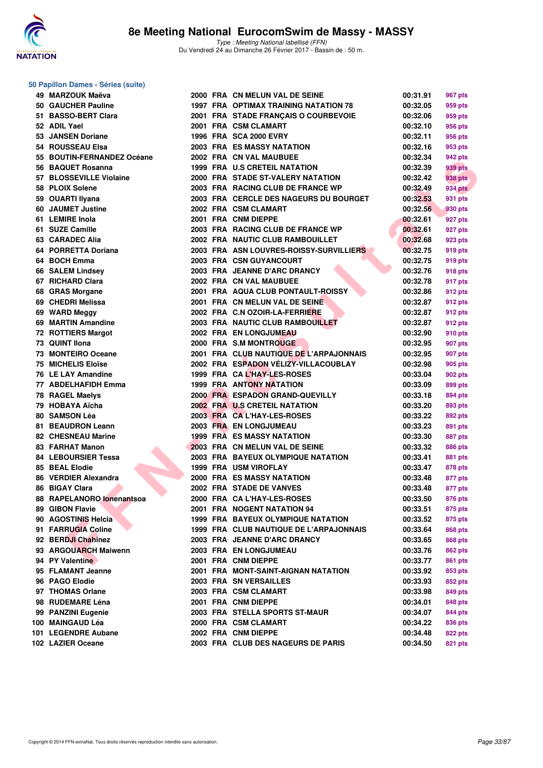# 8e Meeting National EurocomSwim de Massy - MASSY

*Type : Meeting National labellisé (FFN)*
Du Vendredi 24 au Dimanche 26 Février 2017 - Bassin de : 50 m.

## 50 Papillon Dames - Séries (suite)

| Rang | Nom | Année | Nat. | Club | Temps | Points |
|---|---|---|---|---|---|---|
| 49 | MARZOUK Maëva | 2000 | FRA | CN MELUN VAL DE SEINE | 00:31.91 | 967 pts |
| 50 | GAUCHER Pauline | 1997 | FRA | OPTIMAX TRAINING NATATION 78 | 00:32.05 | 959 pts |
| 51 | BASSO-BERT Clara | 2001 | FRA | STADE FRANÇAIS O COURBEVOIE | 00:32.06 | 959 pts |
| 52 | ADIL Yael | 2001 | FRA | CSM CLAMART | 00:32.10 | 956 pts |
| 53 | JANSEN Doriane | 1996 | FRA | SCA 2000 EVRY | 00:32.11 | 956 pts |
| 54 | ROUSSEAU Elsa | 2003 | FRA | ES MASSY NATATION | 00:32.16 | 953 pts |
| 55 | BOUTIN-FERNANDEZ Océane | 2002 | FRA | CN VAL MAUBUEE | 00:32.34 | 942 pts |
| 56 | BAQUET Rosanna | 1999 | FRA | U.S CRETEIL NATATION | 00:32.39 | 939 pts |
| 57 | BLOSSEVILLE Violaine | 2000 | FRA | STADE ST-VALERY NATATION | 00:32.42 | 938 pts |
| 58 | PLOIX Solene | 2003 | FRA | RACING CLUB DE FRANCE WP | 00:32.49 | 934 pts |
| 59 | OUARTI Ilyana | 2003 | FRA | CERCLE DES NAGEURS DU BOURGET | 00:32.53 | 931 pts |
| 60 | JAUMET Justine | 2002 | FRA | CSM CLAMART | 00:32.56 | 930 pts |
| 61 | LEMIRE Inola | 2001 | FRA | CNM DIEPPE | 00:32.61 | 927 pts |
| 61 | SUZE Camille | 2003 | FRA | RACING CLUB DE FRANCE WP | 00:32.61 | 927 pts |
| 63 | CARADEC Alia | 2002 | FRA | NAUTIC CLUB RAMBOUILLET | 00:32.68 | 923 pts |
| 64 | PORRETTA Doriana | 2003 | FRA | ASN LOUVRES-ROISSY-SURVILLIERS | 00:32.75 | 919 pts |
| 64 | BOCH Emma | 2003 | FRA | CSN GUYANCOURT | 00:32.75 | 919 pts |
| 66 | SALEM Lindsey | 2003 | FRA | JEANNE D'ARC DRANCY | 00:32.76 | 918 pts |
| 67 | RICHARD Clara | 2002 | FRA | CN VAL MAUBUEE | 00:32.78 | 917 pts |
| 68 | GRAS Morgane | 2001 | FRA | AQUA CLUB PONTAULT-ROISSY | 00:32.86 | 912 pts |
| 69 | CHEDRI Melissa | 2001 | FRA | CN MELUN VAL DE SEINE | 00:32.87 | 912 pts |
| 69 | WARD Meggy | 2002 | FRA | C.N OZOIR-LA-FERRIERE | 00:32.87 | 912 pts |
| 69 | MARTIN Amandine | 2003 | FRA | NAUTIC CLUB RAMBOUILLET | 00:32.87 | 912 pts |
| 72 | ROTTIERS Margot | 2002 | FRA | EN LONGJUMEAU | 00:32.90 | 910 pts |
| 73 | QUINT Ilona | 2000 | FRA | S.M MONTROUGE | 00:32.95 | 907 pts |
| 73 | MONTEIRO Oceane | 2001 | FRA | CLUB NAUTIQUE DE L'ARPAJONNAIS | 00:32.95 | 907 pts |
| 75 | MICHELIS Eloïse | 2002 | FRA | ESPADON VÉLIZY-VILLACOUBLAY | 00:32.98 | 905 pts |
| 76 | LE LAY Amandine | 1999 | FRA | CA L'HAY-LES-ROSES | 00:33.04 | 902 pts |
| 77 | ABDELHAFIDH Emma | 1999 | FRA | ANTONY NATATION | 00:33.09 | 899 pts |
| 78 | RAGEL Maelys | 2000 | FRA | ESPADON GRAND-QUEVILLY | 00:33.18 | 894 pts |
| 79 | HOBAYA Aïcha | 2002 | FRA | U.S CRETEIL NATATION | 00:33.20 | 893 pts |
| 80 | SAMSON Léa | 2003 | FRA | CA L'HAY-LES-ROSES | 00:33.22 | 892 pts |
| 81 | BEAUDRON Leann | 2003 | FRA | EN LONGJUMEAU | 00:33.23 | 891 pts |
| 82 | CHESNEAU Marine | 1999 | FRA | ES MASSY NATATION | 00:33.30 | 887 pts |
| 83 | FARHAT Manon | 2003 | FRA | CN MELUN VAL DE SEINE | 00:33.32 | 886 pts |
| 84 | LEBOURSIER Tessa | 2003 | FRA | BAYEUX OLYMPIQUE NATATION | 00:33.41 | 881 pts |
| 85 | BEAL Elodie | 1999 | FRA | USM VIROFLAY | 00:33.47 | 878 pts |
| 86 | VERDIER Alexandra | 2000 | FRA | ES MASSY NATATION | 00:33.48 | 877 pts |
| 86 | BIGAY Clara | 2002 | FRA | STADE DE VANVES | 00:33.48 | 877 pts |
| 88 | RAPELANORO Ionenantsoa | 2000 | FRA | CA L'HAY-LES-ROSES | 00:33.50 | 876 pts |
| 89 | GIBON Flavie | 2001 | FRA | NOGENT NATATION 94 | 00:33.51 | 875 pts |
| 90 | AGOSTINIS Helcia | 1999 | FRA | BAYEUX OLYMPIQUE NATATION | 00:33.52 | 875 pts |
| 91 | FARRUGIA Coline | 1999 | FRA | CLUB NAUTIQUE DE L'ARPAJONNAIS | 00:33.64 | 868 pts |
| 92 | BERDJI Chahinez | 2003 | FRA | JEANNE D'ARC DRANCY | 00:33.65 | 868 pts |
| 93 | ARGOUARCH Maiwenn | 2003 | FRA | EN LONGJUMEAU | 00:33.76 | 862 pts |
| 94 | PY Valentine | 2001 | FRA | CNM DIEPPE | 00:33.77 | 861 pts |
| 95 | FLAMANT Jeanne | 2001 | FRA | MONT-SAINT-AIGNAN NATATION | 00:33.92 | 853 pts |
| 96 | PAGO Elodie | 2003 | FRA | SN VERSAILLES | 00:33.93 | 852 pts |
| 97 | THOMAS Orlane | 2003 | FRA | CSM CLAMART | 00:33.98 | 849 pts |
| 98 | RUDEMARE Léna | 2001 | FRA | CNM DIEPPE | 00:34.01 | 848 pts |
| 99 | PANZINI Eugenie | 2003 | FRA | STELLA SPORTS ST-MAUR | 00:34.07 | 844 pts |
| 100 | MAINGAUD Léa | 2000 | FRA | CSM CLAMART | 00:34.22 | 836 pts |
| 101 | LEGENDRE Aubane | 2002 | FRA | CNM DIEPPE | 00:34.48 | 822 pts |
| 102 | LAZIER Oceane | 2003 | FRA | CLUB DES NAGEURS DE PARIS | 00:34.50 | 821 pts |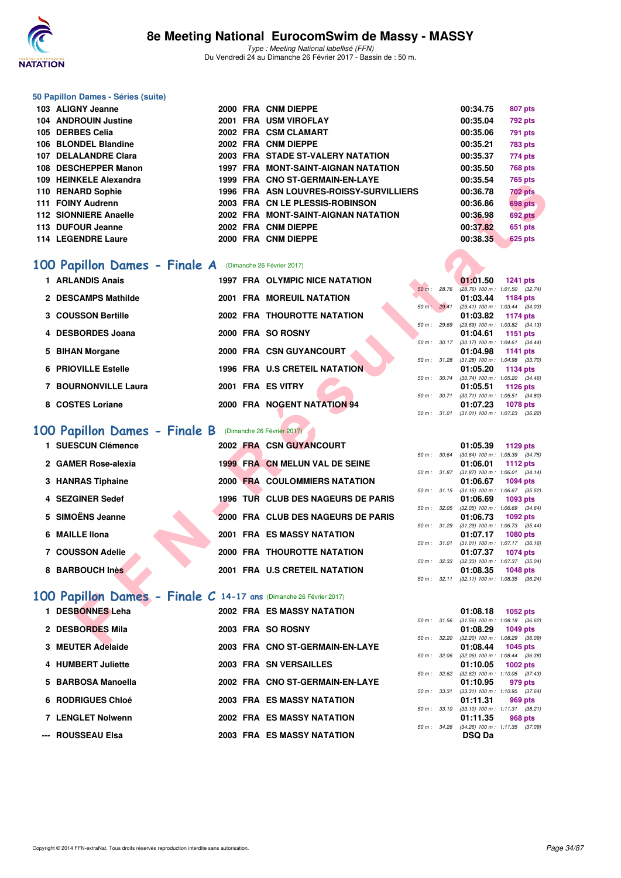# 8e Meeting National EurocomSwim de Massy - MASSY

*Type : Meeting National labellisé (FFN)*
Du Vendredi 24 au Dimanche 26 Février 2017 - Bassin de : 50 m.

### 50 Papillon Dames - Séries (suite)

| | | | | | | |
|---|---|---|---|---|---|---|
| 103 | ALIGNY Jeanne | 2000 | FRA | CNM DIEPPE | 00:34.75 | 807 pts |
| 104 | ANDROUIN Justine | 2001 | FRA | USM VIROFLAY | 00:35.04 | 792 pts |
| 105 | DERBES Celia | 2002 | FRA | CSM CLAMART | 00:35.06 | 791 pts |
| 106 | BLONDEL Blandine | 2002 | FRA | CNM DIEPPE | 00:35.21 | 783 pts |
| 107 | DELALANDRE Clara | 2003 | FRA | STADE ST-VALERY NATATION | 00:35.37 | 774 pts |
| 108 | DESCHEPPER Manon | 1997 | FRA | MONT-SAINT-AIGNAN NATATION | 00:35.50 | 768 pts |
| 109 | HEINKELE Alexandra | 1999 | FRA | CNO ST-GERMAIN-EN-LAYE | 00:35.54 | 765 pts |
| 110 | RENARD Sophie | 1996 | FRA | ASN LOUVRES-ROISSY-SURVILLIERS | 00:36.78 | 702 pts |
| 111 | FOINY Audrenn | 2003 | FRA | CN LE PLESSIS-ROBINSON | 00:36.86 | 698 pts |
| 112 | SIONNIERE Anaelle | 2002 | FRA | MONT-SAINT-AIGNAN NATATION | 00:36.98 | 692 pts |
| 113 | DUFOUR Jeanne | 2002 | FRA | CNM DIEPPE | 00:37.82 | 651 pts |
| 114 | LEGENDRE Laure | 2000 | FRA | CNM DIEPPE | 00:38.35 | 625 pts |

## 100 Papillon Dames - Finale A (Dimanche 26 Février 2017)

| | | | | | | | |
|---|---|---|---|---|---|---|---|
| 1 | ARLANDIS Anais | 1997 | FRA | OLYMPIC NICE NATATION | 01:01.50 | 1241 pts | 50 m : 28.76 (28.76) 100 m : 1:01.50 (32.74) |
| 2 | DESCAMPS Mathilde | 2001 | FRA | MOREUIL NATATION | 01:03.44 | 1184 pts | 50 m : 29.41 (29.41) 100 m : 1:03.44 (34.03) |
| 3 | COUSSON Bertille | 2002 | FRA | THOUROTTE NATATION | 01:03.82 | 1174 pts | 50 m : 29.69 (29.69) 100 m : 1:03.82 (34.13) |
| 4 | DESBORDES Joana | 2000 | FRA | SO ROSNY | 01:04.61 | 1151 pts | 50 m : 30.17 (30.17) 100 m : 1:04.61 (34.44) |
| 5 | BIHAN Morgane | 2000 | FRA | CSN GUYANCOURT | 01:04.98 | 1141 pts | 50 m : 31.28 (31.28) 100 m : 1:04.98 (33.70) |
| 6 | PRIOVILLE Estelle | 1996 | FRA | U.S CRETEIL NATATION | 01:05.20 | 1134 pts | 50 m : 30.74 (30.74) 100 m : 1:05.20 (34.46) |
| 7 | BOURNONVILLE Laura | 2001 | FRA | ES VITRY | 01:05.51 | 1126 pts | 50 m : 30.71 (30.71) 100 m : 1:05.51 (34.80) |
| 8 | COSTES Loriane | 2000 | FRA | NOGENT NATATION 94 | 01:07.23 | 1078 pts | 50 m : 31.01 (31.01) 100 m : 1:07.23 (36.22) |

## 100 Papillon Dames - Finale B (Dimanche 26 Février 2017)

| | | | | | | | |
|---|---|---|---|---|---|---|---|
| 1 | SUESCUN Clémence | 2002 | FRA | CSN GUYANCOURT | 01:05.39 | 1129 pts | 50 m : 30.64 (30.64) 100 m : 1:05.39 (34.75) |
| 2 | GAMER Rose-alexia | 1999 | FRA | CN MELUN VAL DE SEINE | 01:06.01 | 1112 pts | 50 m : 31.87 (31.87) 100 m : 1:06.01 (34.14) |
| 3 | HANRAS Tiphaine | 2000 | FRA | COULOMMIERS NATATION | 01:06.67 | 1094 pts | 50 m : 31.15 (31.15) 100 m : 1:06.67 (35.52) |
| 4 | SEZGINER Sedef | 1996 | TUR | CLUB DES NAGEURS DE PARIS | 01:06.69 | 1093 pts | 50 m : 32.05 (32.05) 100 m : 1:06.69 (34.64) |
| 5 | SIMOËNS Jeanne | 2000 | FRA | CLUB DES NAGEURS DE PARIS | 01:06.73 | 1092 pts | 50 m : 31.29 (31.29) 100 m : 1:06.73 (35.44) |
| 6 | MAILLE Ilona | 2001 | FRA | ES MASSY NATATION | 01:07.17 | 1080 pts | 50 m : 31.01 (31.01) 100 m : 1:07.17 (36.16) |
| 7 | COUSSON Adelie | 2000 | FRA | THOUROTTE NATATION | 01:07.37 | 1074 pts | 50 m : 32.33 (32.33) 100 m : 1:07.37 (35.04) |
| 8 | BARBOUCH Inès | 2001 | FRA | U.S CRETEIL NATATION | 01:08.35 | 1048 pts | 50 m : 32.11 (32.11) 100 m : 1:08.35 (36.24) |

## 100 Papillon Dames - Finale C 14-17 ans (Dimanche 26 Février 2017)

| | | | | | | | |
|---|---|---|---|---|---|---|---|
| 1 | DESBONNES Leha | 2002 | FRA | ES MASSY NATATION | 01:08.18 | 1052 pts | 50 m : 31.56 (31.56) 100 m : 1:08.18 (36.62) |
| 2 | DESBORDES Mila | 2003 | FRA | SO ROSNY | 01:08.29 | 1049 pts | 50 m : 32.20 (32.20) 100 m : 1:08.29 (36.09) |
| 3 | MEUTER Adelaide | 2003 | FRA | CNO ST-GERMAIN-EN-LAYE | 01:08.44 | 1045 pts | 50 m : 32.06 (32.06) 100 m : 1:08.44 (36.38) |
| 4 | HUMBERT Juliette | 2003 | FRA | SN VERSAILLES | 01:10.05 | 1002 pts | 50 m : 32.62 (32.62) 100 m : 1:10.05 (37.43) |
| 5 | BARBOSA Manoella | 2002 | FRA | CNO ST-GERMAIN-EN-LAYE | 01:10.95 | 979 pts | 50 m : 33.31 (33.31) 100 m : 1:10.95 (37.64) |
| 6 | RODRIGUES Chloé | 2003 | FRA | ES MASSY NATATION | 01:11.31 | 969 pts | 50 m : 33.10 (33.10) 100 m : 1:11.31 (38.21) |
| 7 | LENGLET Nolwenn | 2002 | FRA | ES MASSY NATATION | 01:11.35 | 968 pts | 50 m : 34.26 (34.26) 100 m : 1:11.35 (37.09) |
| --- | ROUSSEAU Elsa | 2003 | FRA | ES MASSY NATATION | DSQ Da | | |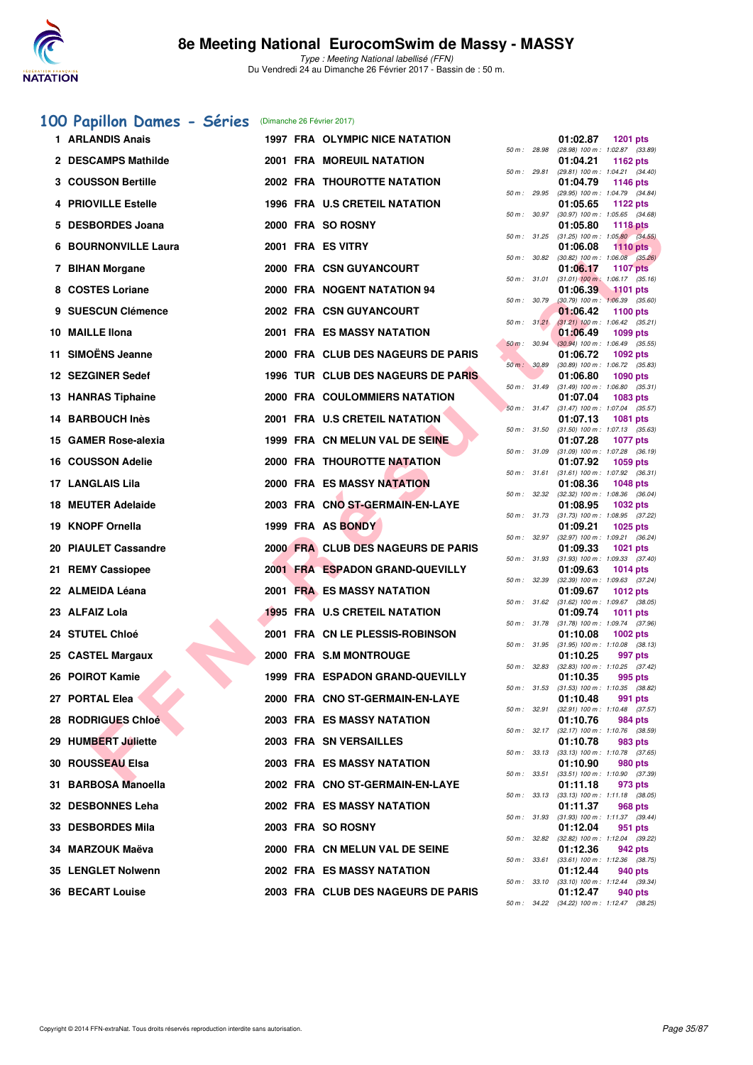## 100 Papillon Dames - Séries (Dimanche 26 Février 2017)

| Rang | Nom | Année | Nat | Club | 50 m | Temps | Points | Splits |
|---|---|---|---|---|---|---|---|---|
| 1 | ARLANDIS Anais | 1997 | FRA | OLYMPIC NICE NATATION | 28.98 | 01:02.87 | 1201 pts | (28.98) 100 m : 1:02.87 (33.89) |
| 2 | DESCAMPS Mathilde | 2001 | FRA | MOREUIL NATATION | 29.81 | 01:04.21 | 1162 pts | (29.81) 100 m : 1:04.21 (34.40) |
| 3 | COUSSON Bertille | 2002 | FRA | THOUROTTE NATATION | 29.95 | 01:04.79 | 1146 pts | (29.95) 100 m : 1:04.79 (34.84) |
| 4 | PRIOVILLE Estelle | 1996 | FRA | U.S CRETEIL NATATION | 30.97 | 01:05.65 | 1122 pts | (30.97) 100 m : 1:05.65 (34.68) |
| 5 | DESBORDES Joana | 2000 | FRA | SO ROSNY | 31.25 | 01:05.80 | 1118 pts | (31.25) 100 m : 1:05.80 (34.55) |
| 6 | BOURNONVILLE Laura | 2001 | FRA | ES VITRY | 30.82 | 01:06.08 | 1110 pts | (30.82) 100 m : 1:06.08 (35.26) |
| 7 | BIHAN Morgane | 2000 | FRA | CSN GUYANCOURT | 31.01 | 01:06.17 | 1107 pts | (31.01) 100 m : 1:06.17 (35.16) |
| 8 | COSTES Loriane | 2000 | FRA | NOGENT NATATION 94 | 30.79 | 01:06.39 | 1101 pts | (30.79) 100 m : 1:06.39 (35.60) |
| 9 | SUESCUN Clémence | 2002 | FRA | CSN GUYANCOURT | 31.21 | 01:06.42 | 1100 pts | (31.21) 100 m : 1:06.42 (35.21) |
| 10 | MAILLE Ilona | 2001 | FRA | ES MASSY NATATION | 30.94 | 01:06.49 | 1099 pts | (30.94) 100 m : 1:06.49 (35.55) |
| 11 | SIMOËNS Jeanne | 2000 | FRA | CLUB DES NAGEURS DE PARIS | 30.89 | 01:06.72 | 1092 pts | (30.89) 100 m : 1:06.72 (35.83) |
| 12 | SEZGINER Sedef | 1996 | TUR | CLUB DES NAGEURS DE PARIS | 31.49 | 01:06.80 | 1090 pts | (31.49) 100 m : 1:06.80 (35.31) |
| 13 | HANRAS Tiphaine | 2000 | FRA | COULOMMIERS NATATION | 31.47 | 01:07.04 | 1083 pts | (31.47) 100 m : 1:07.04 (35.57) |
| 14 | BARBOUCH Inès | 2001 | FRA | U.S CRETEIL NATATION | 31.50 | 01:07.13 | 1081 pts | (31.50) 100 m : 1:07.13 (35.63) |
| 15 | GAMER Rose-alexia | 1999 | FRA | CN MELUN VAL DE SEINE | 31.09 | 01:07.28 | 1077 pts | (31.09) 100 m : 1:07.28 (36.19) |
| 16 | COUSSON Adelie | 2000 | FRA | THOUROTTE NATATION | 31.61 | 01:07.92 | 1059 pts | (31.61) 100 m : 1:07.92 (36.31) |
| 17 | LANGLAIS Lila | 2000 | FRA | ES MASSY NATATION | 32.32 | 01:08.36 | 1048 pts | (32.32) 100 m : 1:08.36 (36.04) |
| 18 | MEUTER Adelaide | 2003 | FRA | CNO ST-GERMAIN-EN-LAYE | 31.73 | 01:08.95 | 1032 pts | (31.73) 100 m : 1:08.95 (37.22) |
| 19 | KNOPF Ornella | 1999 | FRA | AS BONDY | 32.97 | 01:09.21 | 1025 pts | (32.97) 100 m : 1:09.21 (36.24) |
| 20 | PIAULET Cassandre | 2000 | FRA | CLUB DES NAGEURS DE PARIS | 31.93 | 01:09.33 | 1021 pts | (31.93) 100 m : 1:09.33 (37.40) |
| 21 | REMY Cassiopee | 2001 | FRA | ESPADON GRAND-QUEVILLY | 32.39 | 01:09.63 | 1014 pts | (32.39) 100 m : 1:09.63 (37.24) |
| 22 | ALMEIDA Léana | 2001 | FRA | ES MASSY NATATION | 31.62 | 01:09.67 | 1012 pts | (31.62) 100 m : 1:09.67 (38.05) |
| 23 | ALFAIZ Lola | 1995 | FRA | U.S CRETEIL NATATION | 31.78 | 01:09.74 | 1011 pts | (31.78) 100 m : 1:09.74 (37.96) |
| 24 | STUTEL Chloé | 2001 | FRA | CN LE PLESSIS-ROBINSON | 31.95 | 01:10.08 | 1002 pts | (31.95) 100 m : 1:10.08 (38.13) |
| 25 | CASTEL Margaux | 2000 | FRA | S.M MONTROUGE | 32.83 | 01:10.25 | 997 pts | (32.83) 100 m : 1:10.25 (37.42) |
| 26 | POIROT Kamie | 1999 | FRA | ESPADON GRAND-QUEVILLY | 31.53 | 01:10.35 | 995 pts | (31.53) 100 m : 1:10.35 (38.82) |
| 27 | PORTAL Elea | 2000 | FRA | CNO ST-GERMAIN-EN-LAYE | 32.91 | 01:10.48 | 991 pts | (32.91) 100 m : 1:10.48 (37.57) |
| 28 | RODRIGUES Chloé | 2003 | FRA | ES MASSY NATATION | 32.17 | 01:10.76 | 984 pts | (32.17) 100 m : 1:10.76 (38.59) |
| 29 | HUMBERT Juliette | 2003 | FRA | SN VERSAILLES | 33.13 | 01:10.78 | 983 pts | (33.13) 100 m : 1:10.78 (37.65) |
| 30 | ROUSSEAU Elsa | 2003 | FRA | ES MASSY NATATION | 33.51 | 01:10.90 | 980 pts | (33.51) 100 m : 1:10.90 (37.39) |
| 31 | BARBOSA Manoella | 2002 | FRA | CNO ST-GERMAIN-EN-LAYE | 33.13 | 01:11.18 | 973 pts | (33.13) 100 m : 1:11.18 (38.05) |
| 32 | DESBONNES Leha | 2002 | FRA | ES MASSY NATATION | 31.93 | 01:11.37 | 968 pts | (31.93) 100 m : 1:11.37 (39.44) |
| 33 | DESBORDES Mila | 2003 | FRA | SO ROSNY | 32.82 | 01:12.04 | 951 pts | (32.82) 100 m : 1:12.04 (39.22) |
| 34 | MARZOUK Maëva | 2000 | FRA | CN MELUN VAL DE SEINE | 33.61 | 01:12.36 | 942 pts | (33.61) 100 m : 1:12.36 (38.75) |
| 35 | LENGLET Nolwenn | 2002 | FRA | ES MASSY NATATION | 33.10 | 01:12.44 | 940 pts | (33.10) 100 m : 1:12.44 (39.34) |
| 36 | BECART Louise | 2003 | FRA | CLUB DES NAGEURS DE PARIS | 34.22 | 01:12.47 | 940 pts | (34.22) 100 m : 1:12.47 (38.25) |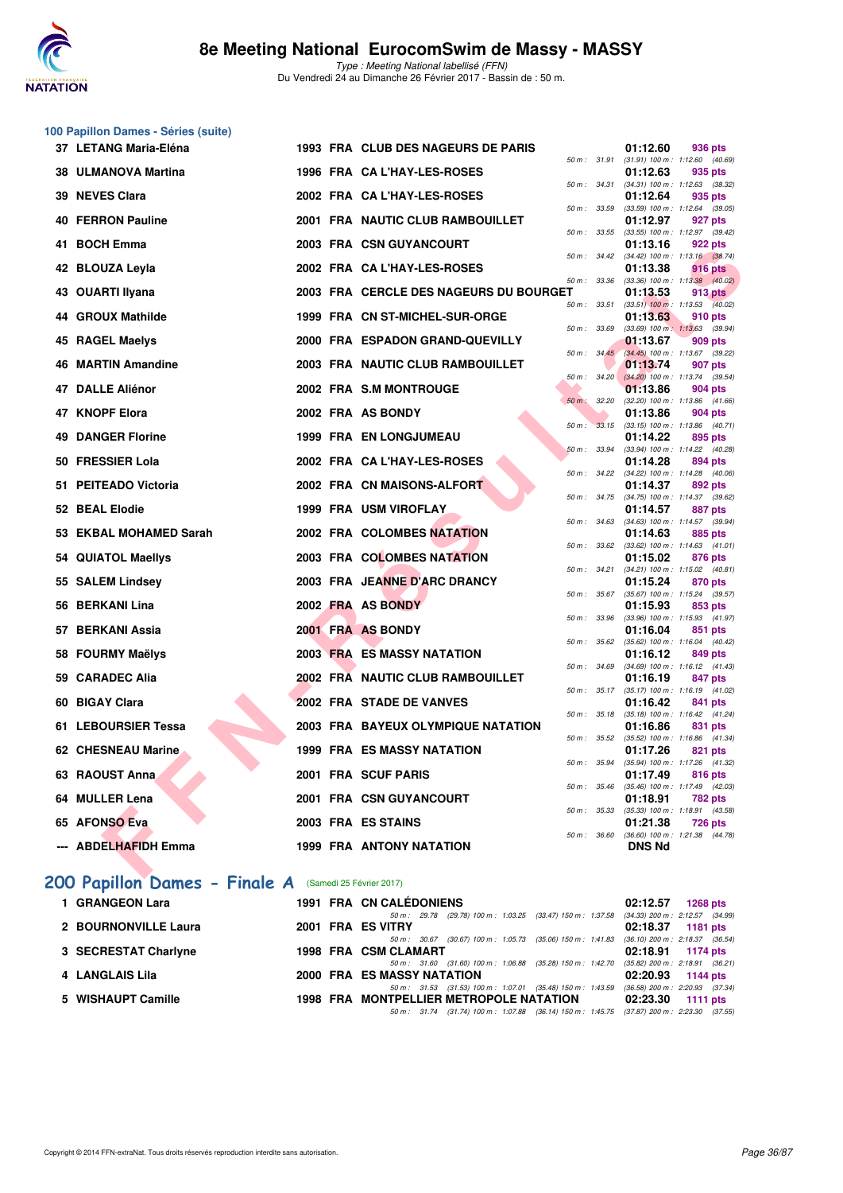## 100 Papillon Dames - Séries (suite)

| Rang | Nom | Année | Nat | Club | Temps | Points |
|---|---|---|---|---|---|---|
| 37 | LETANG Maria-Eléna | 1993 | FRA | CLUB DES NAGEURS DE PARIS | 01:12.60 | 936 pts |
| | | | | 50 m : 31.91 (31.91) 100 m : 1:12.60 (40.69) | | |
| 38 | ULMANOVA Martina | 1996 | FRA | CA L'HAY-LES-ROSES | 01:12.63 | 935 pts |
| | | | | 50 m : 34.31 (34.31) 100 m : 1:12.63 (38.32) | | |
| 39 | NEVES Clara | 2002 | FRA | CA L'HAY-LES-ROSES | 01:12.64 | 935 pts |
| | | | | 50 m : 33.59 (33.59) 100 m : 1:12.64 (39.05) | | |
| 40 | FERRON Pauline | 2001 | FRA | NAUTIC CLUB RAMBOUILLET | 01:12.97 | 927 pts |
| | | | | 50 m : 33.55 (33.55) 100 m : 1:12.97 (39.42) | | |
| 41 | BOCH Emma | 2003 | FRA | CSN GUYANCOURT | 01:13.16 | 922 pts |
| | | | | 50 m : 34.42 (34.42) 100 m : 1:13.16 (38.74) | | |
| 42 | BLOUZA Leyla | 2002 | FRA | CA L'HAY-LES-ROSES | 01:13.38 | 916 pts |
| | | | | 50 m : 33.36 (33.36) 100 m : 1:13.38 (40.02) | | |
| 43 | OUARTI Ilyana | 2003 | FRA | CERCLE DES NAGEURS DU BOURGET | 01:13.53 | 913 pts |
| | | | | 50 m : 33.51 (33.51) 100 m : 1:13.53 (40.02) | | |
| 44 | GROUX Mathilde | 1999 | FRA | CN ST-MICHEL-SUR-ORGE | 01:13.63 | 910 pts |
| | | | | 50 m : 33.69 (33.69) 100 m : 1:13.63 (39.94) | | |
| 45 | RAGEL Maelys | 2000 | FRA | ESPADON GRAND-QUEVILLY | 01:13.67 | 909 pts |
| | | | | 50 m : 34.45 (34.45) 100 m : 1:13.67 (39.22) | | |
| 46 | MARTIN Amandine | 2003 | FRA | NAUTIC CLUB RAMBOUILLET | 01:13.74 | 907 pts |
| | | | | 50 m : 34.20 (34.20) 100 m : 1:13.74 (39.54) | | |
| 47 | DALLE Aliénor | 2002 | FRA | S.M MONTROUGE | 01:13.86 | 904 pts |
| | | | | 50 m : 32.20 (32.20) 100 m : 1:13.86 (41.66) | | |
| 47 | KNOPF Elora | 2002 | FRA | AS BONDY | 01:13.86 | 904 pts |
| | | | | 50 m : 33.15 (33.15) 100 m : 1:13.86 (40.71) | | |
| 49 | DANGER Florine | 1999 | FRA | EN LONGJUMEAU | 01:14.22 | 895 pts |
| | | | | 50 m : 33.94 (33.94) 100 m : 1:14.22 (40.28) | | |
| 50 | FRESSIER Lola | 2002 | FRA | CA L'HAY-LES-ROSES | 01:14.28 | 894 pts |
| | | | | 50 m : 34.22 (34.22) 100 m : 1:14.28 (40.06) | | |
| 51 | PEITEADO Victoria | 2002 | FRA | CN MAISONS-ALFORT | 01:14.37 | 892 pts |
| | | | | 50 m : 34.75 (34.75) 100 m : 1:14.37 (39.62) | | |
| 52 | BEAL Elodie | 1999 | FRA | USM VIROFLAY | 01:14.57 | 887 pts |
| | | | | 50 m : 34.63 (34.63) 100 m : 1:14.57 (39.94) | | |
| 53 | EKBAL MOHAMED Sarah | 2002 | FRA | COLOMBES NATATION | 01:14.63 | 885 pts |
| | | | | 50 m : 33.62 (33.62) 100 m : 1:14.63 (41.01) | | |
| 54 | QUIATOL Maellys | 2003 | FRA | COLOMBES NATATION | 01:15.02 | 876 pts |
| | | | | 50 m : 34.21 (34.21) 100 m : 1:15.02 (40.81) | | |
| 55 | SALEM Lindsey | 2003 | FRA | JEANNE D'ARC DRANCY | 01:15.24 | 870 pts |
| | | | | 50 m : 35.67 (35.67) 100 m : 1:15.24 (39.57) | | |
| 56 | BERKANI Lina | 2002 | FRA | AS BONDY | 01:15.93 | 853 pts |
| | | | | 50 m : 33.96 (33.96) 100 m : 1:15.93 (41.97) | | |
| 57 | BERKANI Assia | 2001 | FRA | AS BONDY | 01:16.04 | 851 pts |
| | | | | 50 m : 35.62 (35.62) 100 m : 1:16.04 (40.42) | | |
| 58 | FOURMY Maëlys | 2003 | FRA | ES MASSY NATATION | 01:16.12 | 849 pts |
| | | | | 50 m : 34.69 (34.69) 100 m : 1:16.12 (41.43) | | |
| 59 | CARADEC Alia | 2002 | FRA | NAUTIC CLUB RAMBOUILLET | 01:16.19 | 847 pts |
| | | | | 50 m : 35.17 (35.17) 100 m : 1:16.19 (41.02) | | |
| 60 | BIGAY Clara | 2002 | FRA | STADE DE VANVES | 01:16.42 | 841 pts |
| | | | | 50 m : 35.18 (35.18) 100 m : 1:16.42 (41.24) | | |
| 61 | LEBOURSIER Tessa | 2003 | FRA | BAYEUX OLYMPIQUE NATATION | 01:16.86 | 831 pts |
| | | | | 50 m : 35.52 (35.52) 100 m : 1:16.86 (41.34) | | |
| 62 | CHESNEAU Marine | 1999 | FRA | ES MASSY NATATION | 01:17.26 | 821 pts |
| | | | | 50 m : 35.94 (35.94) 100 m : 1:17.26 (41.32) | | |
| 63 | RAOUST Anna | 2001 | FRA | SCUF PARIS | 01:17.49 | 816 pts |
| | | | | 50 m : 35.46 (35.46) 100 m : 1:17.49 (42.03) | | |
| 64 | MULLER Lena | 2001 | FRA | CSN GUYANCOURT | 01:18.91 | 782 pts |
| | | | | 50 m : 35.33 (35.33) 100 m : 1:18.91 (43.58) | | |
| 65 | AFONSO Eva | 2003 | FRA | ES STAINS | 01:21.38 | 726 pts |
| | | | | 50 m : 36.60 (36.60) 100 m : 1:21.38 (44.78) | | |
| --- | ABDELHAFIDH Emma | 1999 | FRA | ANTONY NATATION | DNS Nd | |

## 200 Papillon Dames - Finale A (Samedi 25 Février 2017)

| Rang | Nom | Année | Nat | Club | Temps | Points |
|---|---|---|---|---|---|---|
| 1 | GRANGEON Lara | 1991 | FRA | CN CALÉDONIENS | 02:12.57 | 1268 pts |
| | | | | 50 m : 29.78 (29.78) 100 m : 1:03.25 (33.47) 150 m : 1:37.58 (34.33) 200 m : 2:12.57 (34.99) | | |
| 2 | BOURNONVILLE Laura | 2001 | FRA | ES VITRY | 02:18.37 | 1181 pts |
| | | | | 50 m : 30.67 (30.67) 100 m : 1:05.73 (35.06) 150 m : 1:41.83 (36.10) 200 m : 2:18.37 (36.54) | | |
| 3 | SECRESTAT Charlyne | 1998 | FRA | CSM CLAMART | 02:18.91 | 1174 pts |
| | | | | 50 m : 31.60 (31.60) 100 m : 1:06.88 (35.28) 150 m : 1:42.70 (35.82) 200 m : 2:18.91 (36.21) | | |
| 4 | LANGLAIS Lila | 2000 | FRA | ES MASSY NATATION | 02:20.93 | 1144 pts |
| | | | | 50 m : 31.53 (31.53) 100 m : 1:07.01 (35.48) 150 m : 1:43.59 (36.58) 200 m : 2:20.93 (37.34) | | |
| 5 | WISHAUPT Camille | 1998 | FRA | MONTPELLIER METROPOLE NATATION | 02:23.30 | 1111 pts |
| | | | | 50 m : 31.74 (31.74) 100 m : 1:07.88 (36.14) 150 m : 1:45.75 (37.87) 200 m : 2:23.30 (37.55) | | |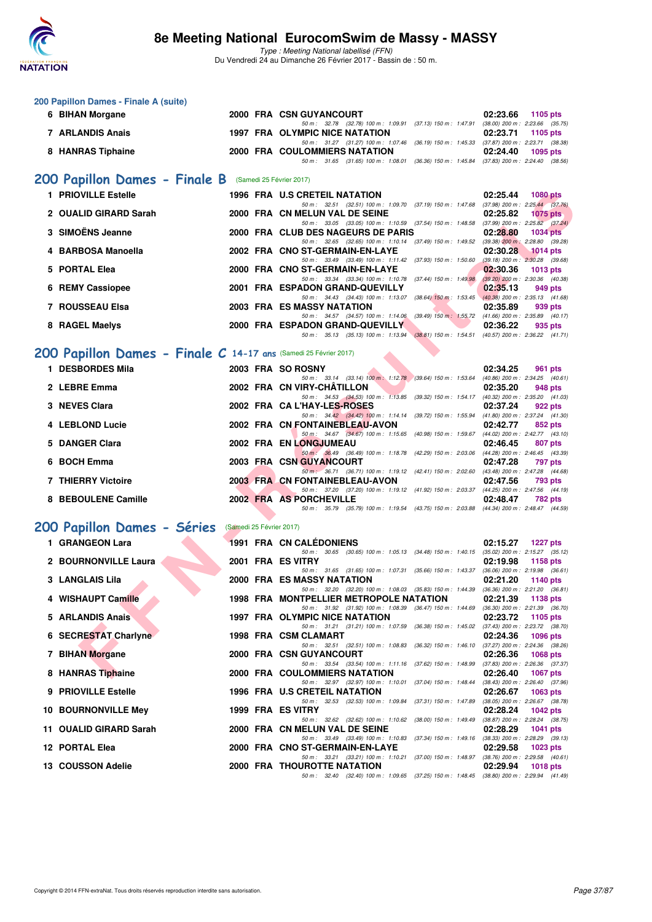### 200 Papillon Dames - Finale A (suite)

| Rang | Nom | Année | Nat | Club | Temps | Points |
|---|---|---|---|---|---|---|
| 6 | BIHAN Morgane | 2000 | FRA | CSN GUYANCOURT | 02:23.66 | 1105 pts |
| | 50 m : 32.78 (32.78) 100 m : 1:09.91 (37.13) 150 m : 1:47.91 (38.00) 200 m : 2:23.66 (35.75) | | | | | |
| 7 | ARLANDIS Anais | 1997 | FRA | OLYMPIC NICE NATATION | 02:23.71 | 1105 pts |
| | 50 m : 31.27 (31.27) 100 m : 1:07.46 (36.19) 150 m : 1:45.33 (37.87) 200 m : 2:23.71 (38.38) | | | | | |
| 8 | HANRAS Tiphaine | 2000 | FRA | COULOMMIERS NATATION | 02:24.40 | 1095 pts |
| | 50 m : 31.65 (31.65) 100 m : 1:08.01 (36.36) 150 m : 1:45.84 (37.83) 200 m : 2:24.40 (38.56) | | | | | |

## 200 Papillon Dames - Finale B (Samedi 25 Février 2017)

| Rang | Nom | Année | Nat | Club | Temps | Points |
|---|---|---|---|---|---|---|
| 1 | PRIOVILLE Estelle | 1996 | FRA | U.S CRETEIL NATATION | 02:25.44 | 1080 pts |
| | 50 m : 32.51 (32.51) 100 m : 1:09.70 (37.19) 150 m : 1:47.68 (37.98) 200 m : 2:25.44 (37.76) | | | | | |
| 2 | OUALID GIRARD Sarah | 2000 | FRA | CN MELUN VAL DE SEINE | 02:25.82 | 1075 pts |
| | 50 m : 33.05 (33.05) 100 m : 1:10.59 (37.54) 150 m : 1:48.58 (37.99) 200 m : 2:25.82 (37.24) | | | | | |
| 3 | SIMOËNS Jeanne | 2000 | FRA | CLUB DES NAGEURS DE PARIS | 02:28.80 | 1034 pts |
| | 50 m : 32.65 (32.65) 100 m : 1:10.14 (37.49) 150 m : 1:49.52 (39.38) 200 m : 2:28.80 (39.28) | | | | | |
| 4 | BARBOSA Manoella | 2002 | FRA | CNO ST-GERMAIN-EN-LAYE | 02:30.28 | 1014 pts |
| | 50 m : 33.49 (33.49) 100 m : 1:11.42 (37.93) 150 m : 1:50.60 (39.18) 200 m : 2:30.28 (39.68) | | | | | |
| 5 | PORTAL Elea | 2000 | FRA | CNO ST-GERMAIN-EN-LAYE | 02:30.36 | 1013 pts |
| | 50 m : 33.34 (33.34) 100 m : 1:10.78 (37.44) 150 m : 1:49.98 (39.20) 200 m : 2:30.36 (40.38) | | | | | |
| 6 | REMY Cassiopee | 2001 | FRA | ESPADON GRAND-QUEVILLY | 02:35.13 | 949 pts |
| | 50 m : 34.43 (34.43) 100 m : 1:13.07 (38.64) 150 m : 1:53.45 (40.38) 200 m : 2:35.13 (41.68) | | | | | |
| 7 | ROUSSEAU Elsa | 2003 | FRA | ES MASSY NATATION | 02:35.89 | 939 pts |
| | 50 m : 34.57 (34.57) 100 m : 1:14.06 (39.49) 150 m : 1:55.72 (41.66) 200 m : 2:35.89 (40.17) | | | | | |
| 8 | RAGEL Maelys | 2000 | FRA | ESPADON GRAND-QUEVILLY | 02:36.22 | 935 pts |
| | 50 m : 35.13 (35.13) 100 m : 1:13.94 (38.81) 150 m : 1:54.51 (40.57) 200 m : 2:36.22 (41.71) | | | | | |

## 200 Papillon Dames - Finale C 14-17 ans (Samedi 25 Février 2017)

| Rang | Nom | Année | Nat | Club | Temps | Points |
|---|---|---|---|---|---|---|
| 1 | DESBORDES Mila | 2003 | FRA | SO ROSNY | 02:34.25 | 961 pts |
| | 50 m : 33.14 (33.14) 100 m : 1:12.78 (39.64) 150 m : 1:53.64 (40.86) 200 m : 2:34.25 (40.61) | | | | | |
| 2 | LEBRE Emma | 2002 | FRA | CN VIRY-CHÂTILLON | 02:35.20 | 948 pts |
| | 50 m : 34.53 (34.53) 100 m : 1:13.85 (39.32) 150 m : 1:54.17 (40.32) 200 m : 2:35.20 (41.03) | | | | | |
| 3 | NEVES Clara | 2002 | FRA | CA L'HAY-LES-ROSES | 02:37.24 | 922 pts |
| | 50 m : 34.42 (34.42) 100 m : 1:14.14 (39.72) 150 m : 1:55.94 (41.80) 200 m : 2:37.24 (41.30) | | | | | |
| 4 | LEBLOND Lucie | 2002 | FRA | CN FONTAINEBLEAU-AVON | 02:42.77 | 852 pts |
| | 50 m : 34.67 (34.67) 100 m : 1:15.65 (40.98) 150 m : 1:59.67 (44.02) 200 m : 2:42.77 (43.10) | | | | | |
| 5 | DANGER Clara | 2002 | FRA | EN LONGJUMEAU | 02:46.45 | 807 pts |
| | 50 m : 36.49 (36.49) 100 m : 1:18.78 (42.29) 150 m : 2:03.06 (44.28) 200 m : 2:46.45 (43.39) | | | | | |
| 6 | BOCH Emma | 2003 | FRA | CSN GUYANCOURT | 02:47.28 | 797 pts |
| | 50 m : 36.71 (36.71) 100 m : 1:19.12 (42.41) 150 m : 2:02.60 (43.48) 200 m : 2:47.28 (44.68) | | | | | |
| 7 | THIERRY Victoire | 2003 | FRA | CN FONTAINEBLEAU-AVON | 02:47.56 | 793 pts |
| | 50 m : 37.20 (37.20) 100 m : 1:19.12 (41.92) 150 m : 2:03.37 (44.25) 200 m : 2:47.56 (44.19) | | | | | |
| 8 | BEBOULENE Camille | 2002 | FRA | AS PORCHEVILLE | 02:48.47 | 782 pts |
| | 50 m : 35.79 (35.79) 100 m : 1:19.54 (43.75) 150 m : 2:03.88 (44.34) 200 m : 2:48.47 (44.59) | | | | | |

## 200 Papillon Dames - Séries (Samedi 25 Février 2017)

| Rang | Nom | Année | Nat | Club | Temps | Points |
|---|---|---|---|---|---|---|
| 1 | GRANGEON Lara | 1991 | FRA | CN CALÉDONIENS | 02:15.27 | 1227 pts |
| | 50 m : 30.65 (30.65) 100 m : 1:05.13 (34.48) 150 m : 1:40.15 (35.02) 200 m : 2:15.27 (35.12) | | | | | |
| 2 | BOURNONVILLE Laura | 2001 | FRA | ES VITRY | 02:19.98 | 1158 pts |
| | 50 m : 31.65 (31.65) 100 m : 1:07.31 (35.66) 150 m : 1:43.37 (36.06) 200 m : 2:19.98 (36.61) | | | | | |
| 3 | LANGLAIS Lila | 2000 | FRA | ES MASSY NATATION | 02:21.20 | 1140 pts |
| | 50 m : 32.20 (32.20) 100 m : 1:08.03 (35.83) 150 m : 1:44.39 (36.36) 200 m : 2:21.20 (36.81) | | | | | |
| 4 | WISHAUPT Camille | 1998 | FRA | MONTPELLIER METROPOLE NATATION | 02:21.39 | 1138 pts |
| | 50 m : 31.92 (31.92) 100 m : 1:08.39 (36.47) 150 m : 1:44.69 (36.30) 200 m : 2:21.39 (36.70) | | | | | |
| 5 | ARLANDIS Anais | 1997 | FRA | OLYMPIC NICE NATATION | 02:23.72 | 1105 pts |
| | 50 m : 31.21 (31.21) 100 m : 1:07.59 (36.38) 150 m : 1:45.02 (37.43) 200 m : 2:23.72 (38.70) | | | | | |
| 6 | SECRESTAT Charlyne | 1998 | FRA | CSM CLAMART | 02:24.36 | 1096 pts |
| | 50 m : 32.51 (32.51) 100 m : 1:08.83 (36.32) 150 m : 1:46.10 (37.27) 200 m : 2:24.36 (38.26) | | | | | |
| 7 | BIHAN Morgane | 2000 | FRA | CSN GUYANCOURT | 02:26.36 | 1068 pts |
| | 50 m : 33.54 (33.54) 100 m : 1:11.16 (37.62) 150 m : 1:48.99 (37.83) 200 m : 2:26.36 (37.37) | | | | | |
| 8 | HANRAS Tiphaine | 2000 | FRA | COULOMMIERS NATATION | 02:26.40 | 1067 pts |
| | 50 m : 32.97 (32.97) 100 m : 1:10.01 (37.04) 150 m : 1:48.44 (38.43) 200 m : 2:26.40 (37.96) | | | | | |
| 9 | PRIOVILLE Estelle | 1996 | FRA | U.S CRETEIL NATATION | 02:26.67 | 1063 pts |
| | 50 m : 32.53 (32.53) 100 m : 1:09.84 (37.31) 150 m : 1:47.89 (38.05) 200 m : 2:26.67 (38.78) | | | | | |
| 10 | BOURNONVILLE Mey | 1999 | FRA | ES VITRY | 02:28.24 | 1042 pts |
| | 50 m : 32.62 (32.62) 100 m : 1:10.62 (38.00) 150 m : 1:49.49 (38.87) 200 m : 2:28.24 (38.75) | | | | | |
| 11 | OUALID GIRARD Sarah | 2000 | FRA | CN MELUN VAL DE SEINE | 02:28.29 | 1041 pts |
| | 50 m : 33.49 (33.49) 100 m : 1:10.83 (37.34) 150 m : 1:49.16 (38.33) 200 m : 2:28.29 (39.13) | | | | | |
| 12 | PORTAL Elea | 2000 | FRA | CNO ST-GERMAIN-EN-LAYE | 02:29.58 | 1023 pts |
| | 50 m : 33.21 (33.21) 100 m : 1:10.21 (37.00) 150 m : 1:48.97 (38.76) 200 m : 2:29.58 (40.61) | | | | | |
| 13 | COUSSON Adelie | 2000 | FRA | THOUROTTE NATATION | 02:29.94 | 1018 pts |
| | 50 m : 32.40 (32.40) 100 m : 1:09.65 (37.25) 150 m : 1:48.45 (38.80) 200 m : 2:29.94 (41.49) | | | | | |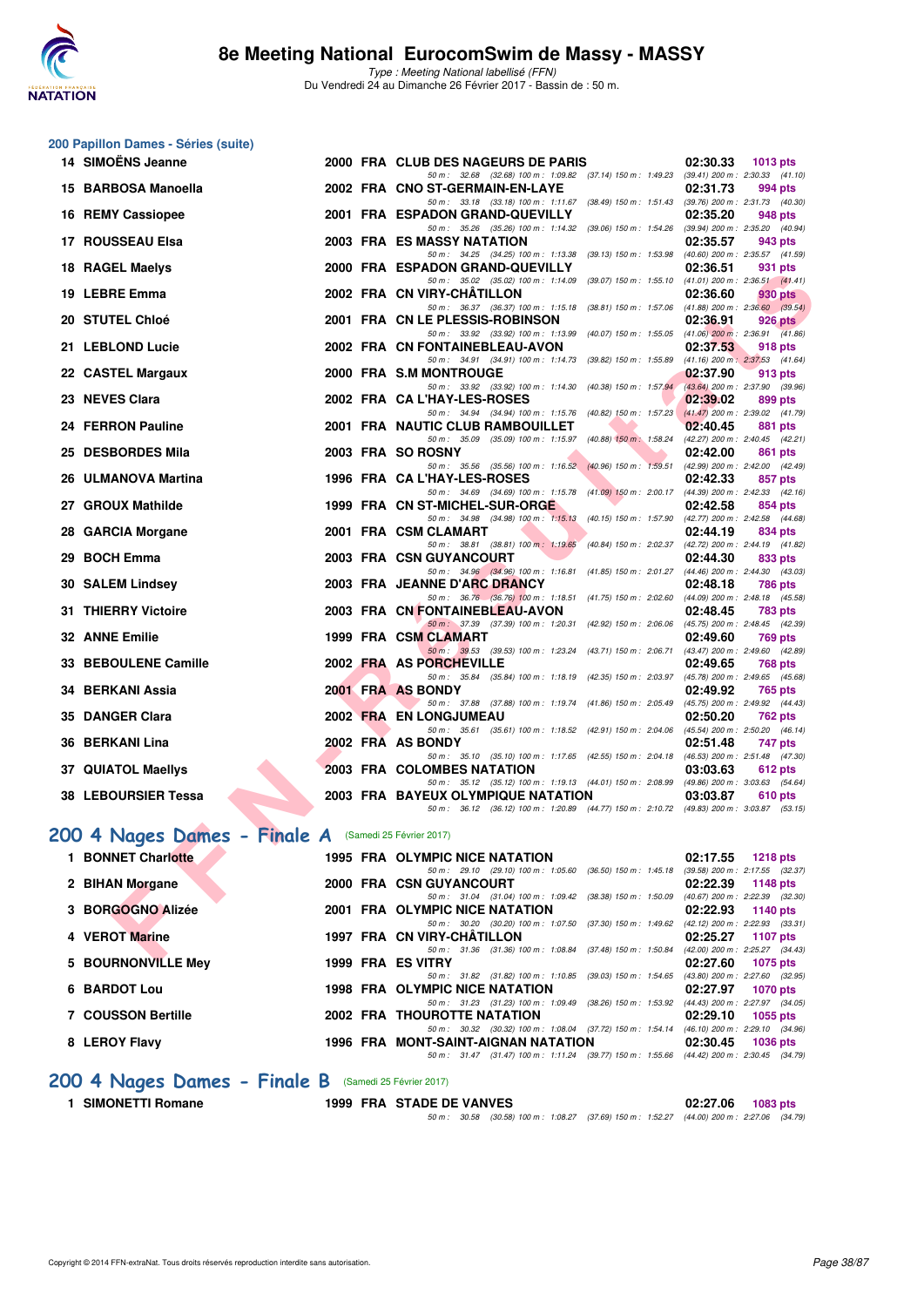## 200 Papillon Dames - Séries (suite)

| Rang | Nom | Année | Nat | Club | Temps | Points |
|---|---|---|---|---|---|---|
| 14 | SIMOËNS Jeanne | 2000 | FRA | CLUB DES NAGEURS DE PARIS | 02:30.33 | 1013 pts |
| | 50 m : 32.68 (32.68) 100 m : 1:09.82 (37.14) 150 m : 1:49.23 (39.41) 200 m : 2:30.33 (41.10) | | | | | |
| 15 | BARBOSA Manoella | 2002 | FRA | CNO ST-GERMAIN-EN-LAYE | 02:31.73 | 994 pts |
| | 50 m : 33.18 (33.18) 100 m : 1:11.67 (38.49) 150 m : 1:51.43 (39.76) 200 m : 2:31.73 (40.30) | | | | | |
| 16 | REMY Cassiopee | 2001 | FRA | ESPADON GRAND-QUEVILLY | 02:35.20 | 948 pts |
| | 50 m : 35.26 (35.26) 100 m : 1:14.32 (39.06) 150 m : 1:54.26 (39.94) 200 m : 2:35.20 (40.94) | | | | | |
| 17 | ROUSSEAU Elsa | 2003 | FRA | ES MASSY NATATION | 02:35.57 | 943 pts |
| | 50 m : 34.25 (34.25) 100 m : 1:13.38 (39.13) 150 m : 1:53.98 (40.60) 200 m : 2:35.57 (41.59) | | | | | |
| 18 | RAGEL Maelys | 2000 | FRA | ESPADON GRAND-QUEVILLY | 02:36.51 | 931 pts |
| | 50 m : 35.02 (35.02) 100 m : 1:14.09 (39.07) 150 m : 1:55.10 (41.01) 200 m : 2:36.51 (41.41) | | | | | |
| 19 | LEBRE Emma | 2002 | FRA | CN VIRY-CHÂTILLON | 02:36.60 | 930 pts |
| | 50 m : 36.37 (36.37) 100 m : 1:15.18 (38.81) 150 m : 1:57.06 (41.88) 200 m : 2:36.60 (39.54) | | | | | |
| 20 | STUTEL Chloé | 2001 | FRA | CN LE PLESSIS-ROBINSON | 02:36.91 | 926 pts |
| | 50 m : 33.92 (33.92) 100 m : 1:13.99 (40.07) 150 m : 1:55.05 (41.06) 200 m : 2:36.91 (41.86) | | | | | |
| 21 | LEBLOND Lucie | 2002 | FRA | CN FONTAINEBLEAU-AVON | 02:37.53 | 918 pts |
| | 50 m : 34.91 (34.91) 100 m : 1:14.73 (39.82) 150 m : 1:55.89 (41.16) 200 m : 2:37.53 (41.64) | | | | | |
| 22 | CASTEL Margaux | 2000 | FRA | S.M MONTROUGE | 02:37.90 | 913 pts |
| | 50 m : 33.92 (33.92) 100 m : 1:14.30 (40.38) 150 m : 1:57.94 (43.64) 200 m : 2:37.90 (39.96) | | | | | |
| 23 | NEVES Clara | 2002 | FRA | CA L'HAY-LES-ROSES | 02:39.02 | 899 pts |
| | 50 m : 34.94 (34.94) 100 m : 1:15.76 (40.82) 150 m : 1:57.23 (41.47) 200 m : 2:39.02 (41.79) | | | | | |
| 24 | FERRON Pauline | 2001 | FRA | NAUTIC CLUB RAMBOUILLET | 02:40.45 | 881 pts |
| | 50 m : 35.09 (35.09) 100 m : 1:15.97 (40.88) 150 m : 1:58.24 (42.27) 200 m : 2:40.45 (42.21) | | | | | |
| 25 | DESBORDES Mila | 2003 | FRA | SO ROSNY | 02:42.00 | 861 pts |
| | 50 m : 35.56 (35.56) 100 m : 1:16.52 (40.96) 150 m : 1:59.51 (42.99) 200 m : 2:42.00 (42.49) | | | | | |
| 26 | ULMANOVA Martina | 1996 | FRA | CA L'HAY-LES-ROSES | 02:42.33 | 857 pts |
| | 50 m : 34.69 (34.69) 100 m : 1:15.78 (41.09) 150 m : 2:00.17 (44.39) 200 m : 2:42.33 (42.16) | | | | | |
| 27 | GROUX Mathilde | 1999 | FRA | CN ST-MICHEL-SUR-ORGE | 02:42.58 | 854 pts |
| | 50 m : 34.98 (34.98) 100 m : 1:15.13 (40.15) 150 m : 1:57.90 (42.77) 200 m : 2:42.58 (44.68) | | | | | |
| 28 | GARCIA Morgane | 2001 | FRA | CSM CLAMART | 02:44.19 | 834 pts |
| | 50 m : 38.81 (38.81) 100 m : 1:19.65 (40.84) 150 m : 2:02.37 (42.72) 200 m : 2:44.19 (41.82) | | | | | |
| 29 | BOCH Emma | 2003 | FRA | CSN GUYANCOURT | 02:44.30 | 833 pts |
| | 50 m : 34.96 (34.96) 100 m : 1:16.81 (41.85) 150 m : 2:01.27 (44.46) 200 m : 2:44.30 (43.03) | | | | | |
| 30 | SALEM Lindsey | 2003 | FRA | JEANNE D'ARC DRANCY | 02:48.18 | 786 pts |
| | 50 m : 36.76 (36.76) 100 m : 1:18.51 (41.75) 150 m : 2:02.60 (44.09) 200 m : 2:48.18 (45.58) | | | | | |
| 31 | THIERRY Victoire | 2003 | FRA | CN FONTAINEBLEAU-AVON | 02:48.45 | 783 pts |
| | 50 m : 37.39 (37.39) 100 m : 1:20.31 (42.92) 150 m : 2:06.06 (45.75) 200 m : 2:48.45 (42.39) | | | | | |
| 32 | ANNE Emilie | 1999 | FRA | CSM CLAMART | 02:49.60 | 769 pts |
| | 50 m : 39.53 (39.53) 100 m : 1:23.24 (43.71) 150 m : 2:06.71 (43.47) 200 m : 2:49.60 (42.89) | | | | | |
| 33 | BEBOULENE Camille | 2002 | FRA | AS PORCHEVILLE | 02:49.65 | 768 pts |
| | 50 m : 35.84 (35.84) 100 m : 1:18.19 (42.35) 150 m : 2:03.97 (45.78) 200 m : 2:49.65 (45.68) | | | | | |
| 34 | BERKANI Assia | 2001 | FRA | AS BONDY | 02:49.92 | 765 pts |
| | 50 m : 37.88 (37.88) 100 m : 1:19.74 (41.86) 150 m : 2:05.49 (45.75) 200 m : 2:49.92 (44.43) | | | | | |
| 35 | DANGER Clara | 2002 | FRA | EN LONGJUMEAU | 02:50.20 | 762 pts |
| | 50 m : 35.61 (35.61) 100 m : 1:18.52 (42.91) 150 m : 2:04.06 (45.54) 200 m : 2:50.20 (46.14) | | | | | |
| 36 | BERKANI Lina | 2002 | FRA | AS BONDY | 02:51.48 | 747 pts |
| | 50 m : 35.10 (35.10) 100 m : 1:17.65 (42.55) 150 m : 2:04.18 (46.53) 200 m : 2:51.48 (47.30) | | | | | |
| 37 | QUIATOL Maellys | 2003 | FRA | COLOMBES NATATION | 03:03.63 | 612 pts |
| | 50 m : 35.12 (35.12) 100 m : 1:19.13 (44.01) 150 m : 2:08.99 (49.86) 200 m : 3:03.63 (54.64) | | | | | |
| 38 | LEBOURSIER Tessa | 2003 | FRA | BAYEUX OLYMPIQUE NATATION | 03:03.87 | 610 pts |
| | 50 m : 36.12 (36.12) 100 m : 1:20.89 (44.77) 150 m : 2:10.72 (49.83) 200 m : 3:03.87 (53.15) | | | | | |

## 200 4 Nages Dames - Finale A (Samedi 25 Février 2017)

| Rang | Nom | Année | Nat | Club | Temps | Points |
|---|---|---|---|---|---|---|
| 1 | BONNET Charlotte | 1995 | FRA | OLYMPIC NICE NATATION | 02:17.55 | 1218 pts |
| | 50 m : 29.10 (29.10) 100 m : 1:05.60 (36.50) 150 m : 1:45.18 (39.58) 200 m : 2:17.55 (32.37) | | | | | |
| 2 | BIHAN Morgane | 2000 | FRA | CSN GUYANCOURT | 02:22.39 | 1148 pts |
| | 50 m : 31.04 (31.04) 100 m : 1:09.42 (38.38) 150 m : 1:50.09 (40.67) 200 m : 2:22.39 (32.30) | | | | | |
| 3 | BORGOGNO Alizée | 2001 | FRA | OLYMPIC NICE NATATION | 02:22.93 | 1140 pts |
| | 50 m : 30.20 (30.20) 100 m : 1:07.50 (37.30) 150 m : 1:49.62 (42.12) 200 m : 2:22.93 (33.31) | | | | | |
| 4 | VEROT Marine | 1997 | FRA | CN VIRY-CHÂTILLON | 02:25.27 | 1107 pts |
| | 50 m : 31.36 (31.36) 100 m : 1:08.84 (37.48) 150 m : 1:50.84 (42.00) 200 m : 2:25.27 (34.43) | | | | | |
| 5 | BOURNONVILLE Mey | 1999 | FRA | ES VITRY | 02:27.60 | 1075 pts |
| | 50 m : 31.82 (31.82) 100 m : 1:10.85 (39.03) 150 m : 1:54.65 (43.80) 200 m : 2:27.60 (32.95) | | | | | |
| 6 | BARDOT Lou | 1998 | FRA | OLYMPIC NICE NATATION | 02:27.97 | 1070 pts |
| | 50 m : 31.23 (31.23) 100 m : 1:09.49 (38.26) 150 m : 1:53.92 (44.43) 200 m : 2:27.97 (34.05) | | | | | |
| 7 | COUSSON Bertille | 2002 | FRA | THOUROTTE NATATION | 02:29.10 | 1055 pts |
| | 50 m : 30.32 (30.32) 100 m : 1:08.04 (37.72) 150 m : 1:54.14 (46.10) 200 m : 2:29.10 (34.96) | | | | | |
| 8 | LEROY Flavy | 1996 | FRA | MONT-SAINT-AIGNAN NATATION | 02:30.45 | 1036 pts |
| | 50 m : 31.47 (31.47) 100 m : 1:11.24 (39.77) 150 m : 1:55.66 (44.42) 200 m : 2:30.45 (34.79) | | | | | |

## 200 4 Nages Dames - Finale B (Samedi 25 Février 2017)

| Rang | Nom | Année | Nat | Club | Temps | Points |
|---|---|---|---|---|---|---|
| 1 | SIMONETTI Romane | 1999 | FRA | STADE DE VANVES | 02:27.06 | 1083 pts |
| | 50 m : 30.58 (30.58) 100 m : 1:08.27 (37.69) 150 m : 1:52.27 (44.00) 200 m : 2:27.06 (34.79) | | | | | |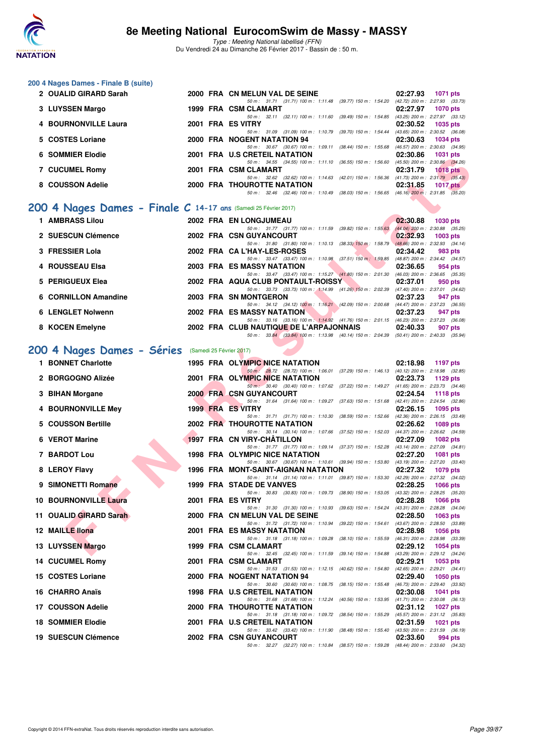# 8e Meeting National EurocomSwim de Massy - MASSY

*Type : Meeting National labellisé (FFN)*

Du Vendredi 24 au Dimanche 26 Février 2017 - Bassin de : 50 m.

### 200 4 Nages Dames - Finale B (suite)

| Rg | Nom | Année | Nat | Club | Temps | Points |
|---|---|---|---|---|---|---|
| 2 | OUALID GIRARD Sarah | 2000 | FRA | CN MELUN VAL DE SEINE | 02:27.93 | 1071 pts |
| | 50 m : 31.71 (31.71) 100 m : 1:11.48 (39.77) 150 m : 1:54.20 (42.72) 200 m : 2:27.93 (33.73) | | | | | |
| 3 | LUYSSEN Margo | 1999 | FRA | CSM CLAMART | 02:27.97 | 1070 pts |
| | 50 m : 32.11 (32.11) 100 m : 1:11.60 (39.49) 150 m : 1:54.85 (43.25) 200 m : 2:27.97 (33.12) | | | | | |
| 4 | BOURNONVILLE Laura | 2001 | FRA | ES VITRY | 02:30.52 | 1035 pts |
| | 50 m : 31.09 (31.09) 100 m : 1:10.79 (39.70) 150 m : 1:54.44 (43.65) 200 m : 2:30.52 (36.08) | | | | | |
| 5 | COSTES Loriane | 2000 | FRA | NOGENT NATATION 94 | 02:30.63 | 1034 pts |
| | 50 m : 30.67 (30.67) 100 m : 1:09.11 (38.44) 150 m : 1:55.68 (46.57) 200 m : 2:30.63 (34.95) | | | | | |
| 6 | SOMMIER Elodie | 2001 | FRA | U.S CRETEIL NATATION | 02:30.86 | 1031 pts |
| | 50 m : 34.55 (34.55) 100 m : 1:11.10 (36.55) 150 m : 1:56.60 (45.50) 200 m : 2:30.86 (34.26) | | | | | |
| 7 | CUCUMEL Romy | 2001 | FRA | CSM CLAMART | 02:31.79 | 1018 pts |
| | 50 m : 32.62 (32.62) 100 m : 1:14.63 (42.01) 150 m : 1:56.36 (41.73) 200 m : 2:31.79 (35.43) | | | | | |
| 8 | COUSSON Adelie | 2000 | FRA | THOUROTTE NATATION | 02:31.85 | 1017 pts |
| | 50 m : 32.46 (32.46) 100 m : 1:10.49 (38.03) 150 m : 1:56.65 (46.16) 200 m : 2:31.85 (35.20) | | | | | |

## 200 4 Nages Dames - Finale C 14-17 ans (Samedi 25 Février 2017)

| Rg | Nom | Année | Nat | Club | Temps | Points |
|---|---|---|---|---|---|---|
| 1 | AMBRASS Lilou | 2002 | FRA | EN LONGJUMEAU | 02:30.88 | 1030 pts |
| | 50 m : 31.77 (31.77) 100 m : 1:11.59 (39.82) 150 m : 1:55.63 (44.04) 200 m : 2:30.88 (35.25) | | | | | |
| 2 | SUESCUN Clémence | 2002 | FRA | CSN GUYANCOURT | 02:32.93 | 1003 pts |
| | 50 m : 31.80 (31.80) 100 m : 1:10.13 (38.33) 150 m : 1:58.79 (48.66) 200 m : 2:32.93 (34.14) | | | | | |
| 3 | FRESSIER Lola | 2002 | FRA | CA L'HAY-LES-ROSES | 02:34.42 | 983 pts |
| | 50 m : 33.47 (33.47) 100 m : 1:10.98 (37.51) 150 m : 1:59.85 (48.87) 200 m : 2:34.42 (34.57) | | | | | |
| 4 | ROUSSEAU Elsa | 2003 | FRA | ES MASSY NATATION | 02:36.65 | 954 pts |
| | 50 m : 33.47 (33.47) 100 m : 1:15.27 (41.80) 150 m : 2:01.30 (46.03) 200 m : 2:36.65 (35.35) | | | | | |
| 5 | PERIGUEUX Elea | 2002 | FRA | AQUA CLUB PONTAULT-ROISSY | 02:37.01 | 950 pts |
| | 50 m : 33.73 (33.73) 100 m : 1:14.99 (41.26) 150 m : 2:02.39 (47.40) 200 m : 2:37.01 (34.62) | | | | | |
| 6 | CORNILLON Amandine | 2003 | FRA | SN MONTGERON | 02:37.23 | 947 pts |
| | 50 m : 34.12 (34.12) 100 m : 1:16.21 (42.09) 150 m : 2:00.68 (44.47) 200 m : 2:37.23 (36.55) | | | | | |
| 6 | LENGLET Nolwenn | 2002 | FRA | ES MASSY NATATION | 02:37.23 | 947 pts |
| | 50 m : 33.16 (33.16) 100 m : 1:14.92 (41.76) 150 m : 2:01.15 (46.23) 200 m : 2:37.23 (36.08) | | | | | |
| 8 | KOCEN Emelyne | 2002 | FRA | CLUB NAUTIQUE DE L'ARPAJONNAIS | 02:40.33 | 907 pts |
| | 50 m : 33.84 (33.84) 100 m : 1:13.98 (40.14) 150 m : 2:04.39 (50.41) 200 m : 2:40.33 (35.94) | | | | | |

## 200 4 Nages Dames - Séries (Samedi 25 Février 2017)

| Rg | Nom | Année | Nat | Club | Temps | Points |
|---|---|---|---|---|---|---|
| 1 | BONNET Charlotte | 1995 | FRA | OLYMPIC NICE NATATION | 02:18.98 | 1197 pts |
| | 50 m : 28.72 (28.72) 100 m : 1:06.01 (37.29) 150 m : 1:46.13 (40.12) 200 m : 2:18.98 (32.85) | | | | | |
| 2 | BORGOGNO Alizée | 2001 | FRA | OLYMPIC NICE NATATION | 02:23.73 | 1129 pts |
| | 50 m : 30.40 (30.40) 100 m : 1:07.62 (37.22) 150 m : 1:49.27 (41.65) 200 m : 2:23.73 (34.46) | | | | | |
| 3 | BIHAN Morgane | 2000 | FRA | CSN GUYANCOURT | 02:24.54 | 1118 pts |
| | 50 m : 31.64 (31.64) 100 m : 1:09.27 (37.63) 150 m : 1:51.68 (42.41) 200 m : 2:24.54 (32.86) | | | | | |
| 4 | BOURNONVILLE Mey | 1999 | FRA | ES VITRY | 02:26.15 | 1095 pts |
| | 50 m : 31.71 (31.71) 100 m : 1:10.30 (38.59) 150 m : 1:52.66 (42.36) 200 m : 2:26.15 (33.49) | | | | | |
| 5 | COUSSON Bertille | 2002 | FRA | THOUROTTE NATATION | 02:26.62 | 1089 pts |
| | 50 m : 30.14 (30.14) 100 m : 1:07.66 (37.52) 150 m : 1:52.03 (44.37) 200 m : 2:26.62 (34.59) | | | | | |
| 6 | VEROT Marine | 1997 | FRA | CN VIRY-CHÂTILLON | 02:27.09 | 1082 pts |
| | 50 m : 31.77 (31.77) 100 m : 1:09.14 (37.37) 150 m : 1:52.28 (43.14) 200 m : 2:27.09 (34.81) | | | | | |
| 7 | BARDOT Lou | 1998 | FRA | OLYMPIC NICE NATATION | 02:27.20 | 1081 pts |
| | 50 m : 30.67 (30.67) 100 m : 1:10.61 (39.94) 150 m : 1:53.80 (43.19) 200 m : 2:27.20 (33.40) | | | | | |
| 8 | LEROY Flavy | 1996 | FRA | MONT-SAINT-AIGNAN NATATION | 02:27.32 | 1079 pts |
| | 50 m : 31.14 (31.14) 100 m : 1:11.01 (39.87) 150 m : 1:53.30 (42.29) 200 m : 2:27.32 (34.02) | | | | | |
| 9 | SIMONETTI Romane | 1999 | FRA | STADE DE VANVES | 02:28.25 | 1066 pts |
| | 50 m : 30.83 (30.83) 100 m : 1:09.73 (38.90) 150 m : 1:53.05 (43.32) 200 m : 2:28.25 (35.20) | | | | | |
| 10 | BOURNONVILLE Laura | 2001 | FRA | ES VITRY | 02:28.28 | 1066 pts |
| | 50 m : 31.30 (31.30) 100 m : 1:10.93 (39.63) 150 m : 1:54.24 (43.31) 200 m : 2:28.28 (34.04) | | | | | |
| 11 | OUALID GIRARD Sarah | 2000 | FRA | CN MELUN VAL DE SEINE | 02:28.50 | 1063 pts |
| | 50 m : 31.72 (31.72) 100 m : 1:10.94 (39.22) 150 m : 1:54.61 (43.67) 200 m : 2:28.50 (33.89) | | | | | |
| 12 | MAILLE Ilona | 2001 | FRA | ES MASSY NATATION | 02:28.98 | 1056 pts |
| | 50 m : 31.18 (31.18) 100 m : 1:09.28 (38.10) 150 m : 1:55.59 (46.31) 200 m : 2:28.98 (33.39) | | | | | |
| 13 | LUYSSEN Margo | 1999 | FRA | CSM CLAMART | 02:29.12 | 1054 pts |
| | 50 m : 32.45 (32.45) 100 m : 1:11.59 (39.14) 150 m : 1:54.88 (43.29) 200 m : 2:29.12 (34.24) | | | | | |
| 14 | CUCUMEL Romy | 2001 | FRA | CSM CLAMART | 02:29.21 | 1053 pts |
| | 50 m : 31.53 (31.53) 100 m : 1:12.15 (40.62) 150 m : 1:54.80 (42.65) 200 m : 2:29.21 (34.41) | | | | | |
| 15 | COSTES Loriane | 2000 | FRA | NOGENT NATATION 94 | 02:29.40 | 1050 pts |
| | 50 m : 30.60 (30.60) 100 m : 1:08.75 (38.15) 150 m : 1:55.48 (46.73) 200 m : 2:29.40 (33.92) | | | | | |
| 16 | CHARRO Anaïs | 1998 | FRA | U.S CRETEIL NATATION | 02:30.08 | 1041 pts |
| | 50 m : 31.68 (31.68) 100 m : 1:12.24 (40.56) 150 m : 1:53.95 (41.71) 200 m : 2:30.08 (36.13) | | | | | |
| 17 | COUSSON Adelie | 2000 | FRA | THOUROTTE NATATION | 02:31.12 | 1027 pts |
| | 50 m : 31.18 (31.18) 100 m : 1:09.72 (38.54) 150 m : 1:55.29 (45.57) 200 m : 2:31.12 (35.83) | | | | | |
| 18 | SOMMIER Elodie | 2001 | FRA | U.S CRETEIL NATATION | 02:31.59 | 1021 pts |
| | 50 m : 33.42 (33.42) 100 m : 1:11.90 (38.48) 150 m : 1:55.40 (43.50) 200 m : 2:31.59 (36.19) | | | | | |
| 19 | SUESCUN Clémence | 2002 | FRA | CSN GUYANCOURT | 02:33.60 | 994 pts |
| | 50 m : 32.27 (32.27) 100 m : 1:10.84 (38.57) 150 m : 1:59.28 (48.44) 200 m : 2:33.60 (34.32) | | | | | |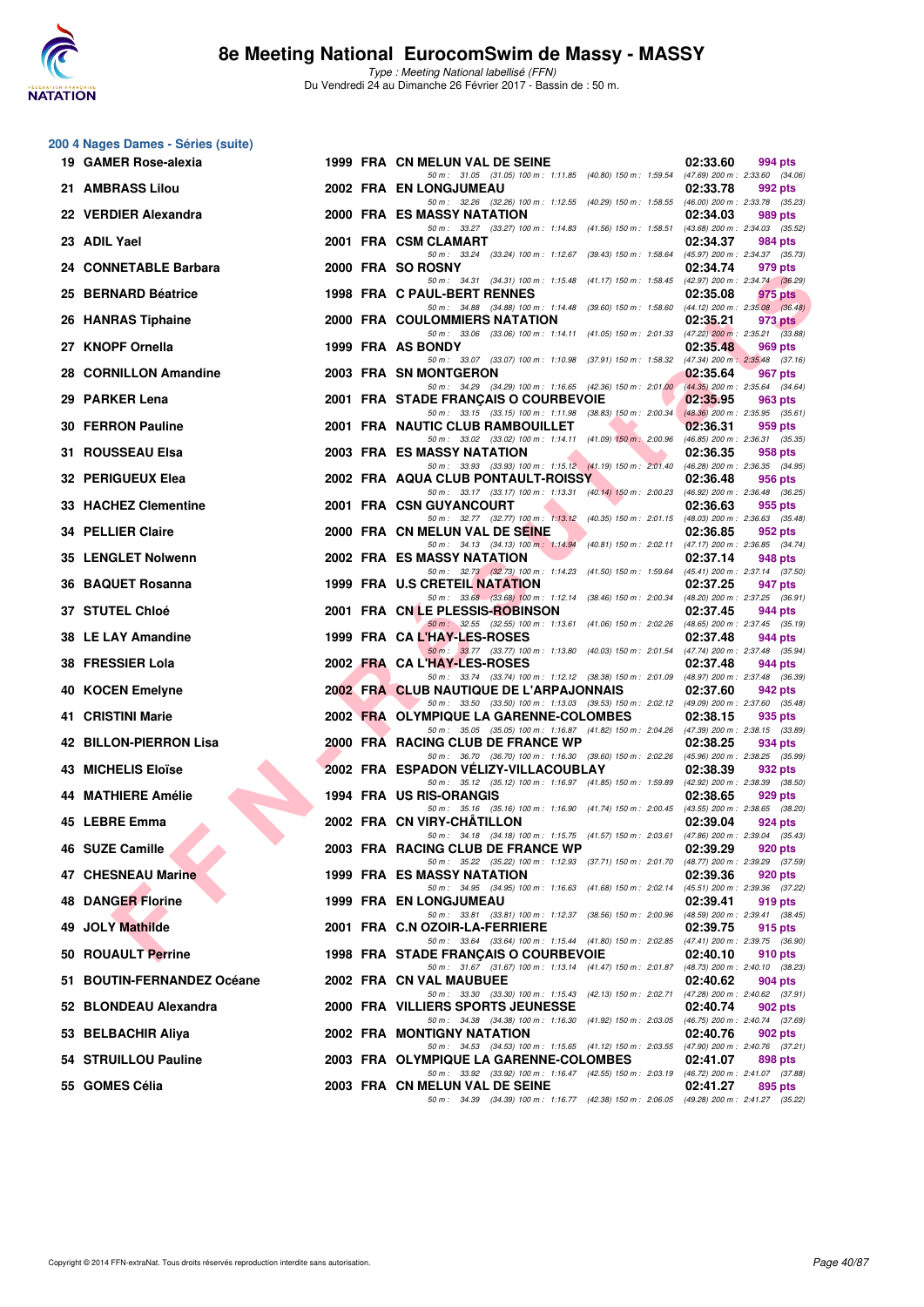## 200 4 Nages Dames - Séries (suite)

| Rang | Nom | Année | Nat. | Club | Temps | Points |
|---|---|---|---|---|---|---|
| 19 | GAMER Rose-alexia | 1999 | FRA | CN MELUN VAL DE SEINE | 02:33.60 | 994 pts |
| | 50 m : 31.05 (31.05) 100 m : 1:11.85 (40.80) 150 m : 1:59.54 (47.69) 200 m : 2:33.60 (34.06) | | | | | |
| 21 | AMBRASS Lilou | 2002 | FRA | EN LONGJUMEAU | 02:33.78 | 992 pts |
| | 50 m : 32.26 (32.26) 100 m : 1:12.55 (40.29) 150 m : 1:58.55 (46.00) 200 m : 2:33.78 (35.23) | | | | | |
| 22 | VERDIER Alexandra | 2000 | FRA | ES MASSY NATATION | 02:34.03 | 989 pts |
| | 50 m : 33.27 (33.27) 100 m : 1:14.83 (41.56) 150 m : 1:58.51 (43.68) 200 m : 2:34.03 (35.52) | | | | | |
| 23 | ADIL Yael | 2001 | FRA | CSM CLAMART | 02:34.37 | 984 pts |
| | 50 m : 33.24 (33.24) 100 m : 1:12.67 (39.43) 150 m : 1:58.64 (45.97) 200 m : 2:34.37 (35.73) | | | | | |
| 24 | CONNETABLE Barbara | 2000 | FRA | SO ROSNY | 02:34.74 | 979 pts |
| | 50 m : 34.31 (34.31) 100 m : 1:15.48 (41.17) 150 m : 1:58.45 (42.97) 200 m : 2:34.74 (36.29) | | | | | |
| 25 | BERNARD Béatrice | 1998 | FRA | C PAUL-BERT RENNES | 02:35.08 | 975 pts |
| | 50 m : 34.88 (34.88) 100 m : 1:14.48 (39.60) 150 m : 1:58.60 (44.12) 200 m : 2:35.08 (36.48) | | | | | |
| 26 | HANRAS Tiphaine | 2000 | FRA | COULOMMIERS NATATION | 02:35.21 | 973 pts |
| | 50 m : 33.06 (33.06) 100 m : 1:14.11 (41.05) 150 m : 2:01.33 (47.22) 200 m : 2:35.21 (33.88) | | | | | |
| 27 | KNOPF Ornella | 1999 | FRA | AS BONDY | 02:35.48 | 969 pts |
| | 50 m : 33.07 (33.07) 100 m : 1:10.98 (37.91) 150 m : 1:58.32 (47.34) 200 m : 2:35.48 (37.16) | | | | | |
| 28 | CORNILLON Amandine | 2003 | FRA | SN MONTGERON | 02:35.64 | 967 pts |
| | 50 m : 34.29 (34.29) 100 m : 1:16.65 (42.36) 150 m : 2:01.00 (44.35) 200 m : 2:35.64 (34.64) | | | | | |
| 29 | PARKER Lena | 2001 | FRA | STADE FRANÇAIS O COURBEVOIE | 02:35.95 | 963 pts |
| | 50 m : 33.15 (33.15) 100 m : 1:11.98 (38.83) 150 m : 2:00.34 (48.36) 200 m : 2:35.95 (35.61) | | | | | |
| 30 | FERRON Pauline | 2001 | FRA | NAUTIC CLUB RAMBOUILLET | 02:36.31 | 959 pts |
| | 50 m : 33.02 (33.02) 100 m : 1:14.11 (41.09) 150 m : 2:00.96 (46.85) 200 m : 2:36.31 (35.35) | | | | | |
| 31 | ROUSSEAU Elsa | 2003 | FRA | ES MASSY NATATION | 02:36.35 | 958 pts |
| | 50 m : 33.93 (33.93) 100 m : 1:15.12 (41.19) 150 m : 2:01.40 (46.28) 200 m : 2:36.35 (34.95) | | | | | |
| 32 | PERIGUEUX Elea | 2002 | FRA | AQUA CLUB PONTAULT-ROISSY | 02:36.48 | 956 pts |
| | 50 m : 33.17 (33.17) 100 m : 1:13.31 (40.14) 150 m : 2:00.23 (46.92) 200 m : 2:36.48 (36.25) | | | | | |
| 33 | HACHEZ Clementine | 2001 | FRA | CSN GUYANCOURT | 02:36.63 | 955 pts |
| | 50 m : 32.77 (32.77) 100 m : 1:13.12 (40.35) 150 m : 2:01.15 (48.03) 200 m : 2:36.63 (35.48) | | | | | |
| 34 | PELLIER Claire | 2000 | FRA | CN MELUN VAL DE SEINE | 02:36.85 | 952 pts |
| | 50 m : 34.13 (34.13) 100 m : 1:14.94 (40.81) 150 m : 2:02.11 (47.17) 200 m : 2:36.85 (34.74) | | | | | |
| 35 | LENGLET Nolwenn | 2002 | FRA | ES MASSY NATATION | 02:37.14 | 948 pts |
| | 50 m : 32.73 (32.73) 100 m : 1:14.23 (41.50) 150 m : 1:59.64 (45.41) 200 m : 2:37.14 (37.50) | | | | | |
| 36 | BAQUET Rosanna | 1999 | FRA | U.S CRETEIL NATATION | 02:37.25 | 947 pts |
| | 50 m : 33.68 (33.68) 100 m : 1:12.14 (38.46) 150 m : 2:00.34 (48.20) 200 m : 2:37.25 (36.91) | | | | | |
| 37 | STUTEL Chloé | 2001 | FRA | CN LE PLESSIS-ROBINSON | 02:37.45 | 944 pts |
| | 50 m : 32.55 (32.55) 100 m : 1:13.61 (41.06) 150 m : 2:02.26 (48.65) 200 m : 2:37.45 (35.19) | | | | | |
| 38 | LE LAY Amandine | 1999 | FRA | CA L'HAY-LES-ROSES | 02:37.48 | 944 pts |
| | 50 m : 33.77 (33.77) 100 m : 1:13.80 (40.03) 150 m : 2:01.54 (47.74) 200 m : 2:37.48 (35.94) | | | | | |
| 38 | FRESSIER Lola | 2002 | FRA | CA L'HAY-LES-ROSES | 02:37.48 | 944 pts |
| | 50 m : 33.74 (33.74) 100 m : 1:12.12 (38.38) 150 m : 2:01.09 (48.97) 200 m : 2:37.48 (36.39) | | | | | |
| 40 | KOCEN Emelyne | 2002 | FRA | CLUB NAUTIQUE DE L'ARPAJONNAIS | 02:37.60 | 942 pts |
| | 50 m : 33.50 (33.50) 100 m : 1:13.03 (39.53) 150 m : 2:02.12 (49.09) 200 m : 2:37.60 (35.48) | | | | | |
| 41 | CRISTINI Marie | 2002 | FRA | OLYMPIQUE LA GARENNE-COLOMBES | 02:38.15 | 935 pts |
| | 50 m : 35.05 (35.05) 100 m : 1:16.87 (41.82) 150 m : 2:04.26 (47.39) 200 m : 2:38.15 (33.89) | | | | | |
| 42 | BILLON-PIERRON Lisa | 2000 | FRA | RACING CLUB DE FRANCE WP | 02:38.25 | 934 pts |
| | 50 m : 36.70 (36.70) 100 m : 1:16.30 (39.60) 150 m : 2:02.26 (45.96) 200 m : 2:38.25 (35.99) | | | | | |
| 43 | MICHELIS Eloïse | 2002 | FRA | ESPADON VÉLIZY-VILLACOUBLAY | 02:38.39 | 932 pts |
| | 50 m : 35.12 (35.12) 100 m : 1:16.97 (41.85) 150 m : 1:59.89 (42.92) 200 m : 2:38.39 (38.50) | | | | | |
| 44 | MATHIERE Amélie | 1994 | FRA | US RIS-ORANGIS | 02:38.65 | 929 pts |
| | 50 m : 35.16 (35.16) 100 m : 1:16.90 (41.74) 150 m : 2:00.45 (43.55) 200 m : 2:38.65 (38.20) | | | | | |
| 45 | LEBRE Emma | 2002 | FRA | CN VIRY-CHÂTILLON | 02:39.04 | 924 pts |
| | 50 m : 34.18 (34.18) 100 m : 1:15.75 (41.57) 150 m : 2:03.61 (47.86) 200 m : 2:39.04 (35.43) | | | | | |
| 46 | SUZE Camille | 2003 | FRA | RACING CLUB DE FRANCE WP | 02:39.29 | 920 pts |
| | 50 m : 35.22 (35.22) 100 m : 1:12.93 (37.71) 150 m : 2:01.70 (48.77) 200 m : 2:39.29 (37.59) | | | | | |
| 47 | CHESNEAU Marine | 1999 | FRA | ES MASSY NATATION | 02:39.36 | 920 pts |
| | 50 m : 34.95 (34.95) 100 m : 1:16.63 (41.68) 150 m : 2:02.14 (45.51) 200 m : 2:39.36 (37.22) | | | | | |
| 48 | DANGER Florine | 1999 | FRA | EN LONGJUMEAU | 02:39.41 | 919 pts |
| | 50 m : 33.81 (33.81) 100 m : 1:12.37 (38.56) 150 m : 2:00.96 (48.59) 200 m : 2:39.41 (38.45) | | | | | |
| 49 | JOLY Mathilde | 2001 | FRA | C.N OZOIR-LA-FERRIERE | 02:39.75 | 915 pts |
| | 50 m : 33.64 (33.64) 100 m : 1:15.44 (41.80) 150 m : 2:02.85 (47.41) 200 m : 2:39.75 (36.90) | | | | | |
| 50 | ROUAULT Perrine | 1998 | FRA | STADE FRANÇAIS O COURBEVOIE | 02:40.10 | 910 pts |
| | 50 m : 31.67 (31.67) 100 m : 1:13.14 (41.47) 150 m : 2:01.87 (48.73) 200 m : 2:40.10 (38.23) | | | | | |
| 51 | BOUTIN-FERNANDEZ Océane | 2002 | FRA | CN VAL MAUBUEE | 02:40.62 | 904 pts |
| | 50 m : 33.30 (33.30) 100 m : 1:15.43 (42.13) 150 m : 2:02.71 (47.28) 200 m : 2:40.62 (37.91) | | | | | |
| 52 | BLONDEAU Alexandra | 2000 | FRA | VILLIERS SPORTS JEUNESSE | 02:40.74 | 902 pts |
| | 50 m : 34.38 (34.38) 100 m : 1:16.30 (41.92) 150 m : 2:03.05 (46.75) 200 m : 2:40.74 (37.69) | | | | | |
| 53 | BELBACHIR Aliya | 2002 | FRA | MONTIGNY NATATION | 02:40.76 | 902 pts |
| | 50 m : 34.53 (34.53) 100 m : 1:15.65 (41.12) 150 m : 2:03.55 (47.90) 200 m : 2:40.76 (37.21) | | | | | |
| 54 | STRUILLOU Pauline | 2003 | FRA | OLYMPIQUE LA GARENNE-COLOMBES | 02:41.07 | 898 pts |
| | 50 m : 33.92 (33.92) 100 m : 1:16.47 (42.55) 150 m : 2:03.19 (46.72) 200 m : 2:41.07 (37.88) | | | | | |
| 55 | GOMES Célia | 2003 | FRA | CN MELUN VAL DE SEINE | 02:41.27 | 895 pts |
| | 50 m : 34.39 (34.39) 100 m : 1:16.77 (42.38) 150 m : 2:06.05 (49.28) 200 m : 2:41.27 (35.22) | | | | | |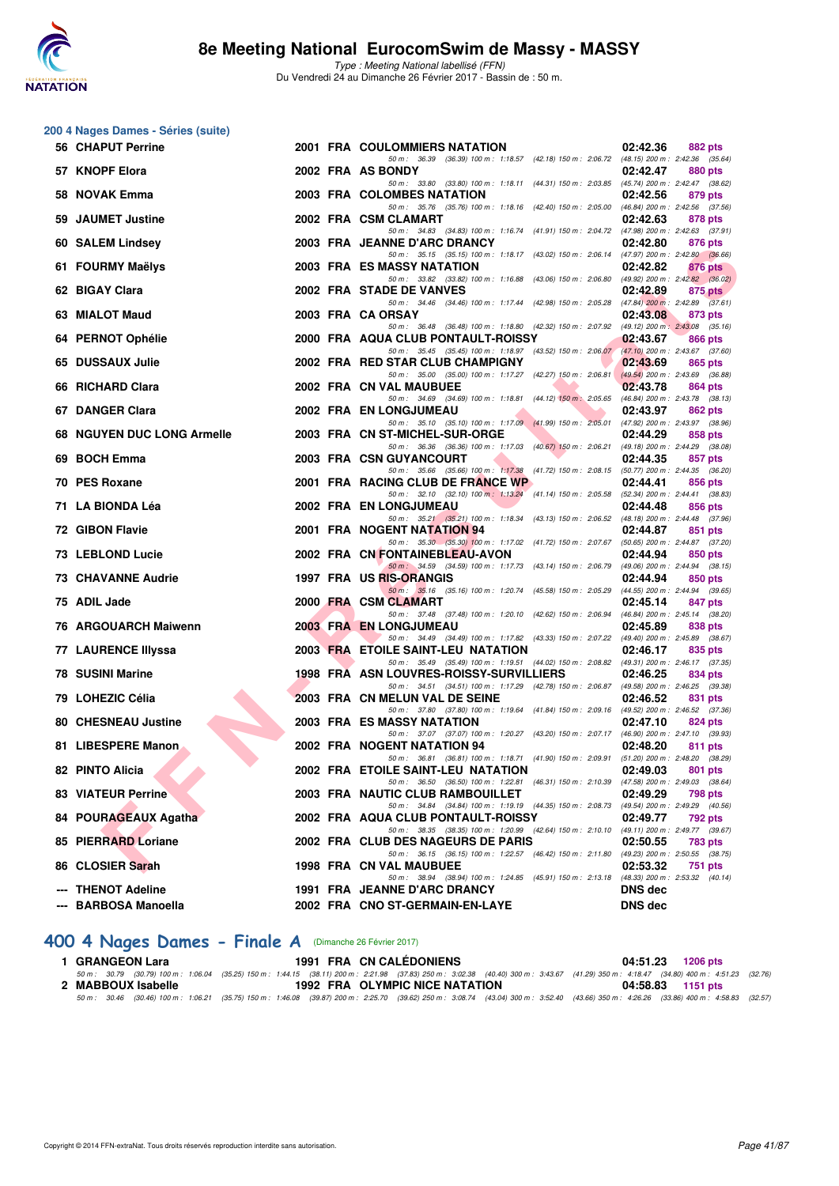## 200 4 Nages Dames - Séries (suite)

| Rang | Nom | Année | Nat | Club | Temps | Points |
|---|---|---|---|---|---|---|
| 56 | CHAPUT Perrine | 2001 | FRA | COULOMMIERS NATATION | 02:42.36 | 882 pts |
| | 50 m : 36.39 (36.39) 100 m : 1:18.57 (42.18) 150 m : 2:06.72 (48.15) 200 m : 2:42.36 (35.64) | | | | | |
| 57 | KNOPF Elora | 2002 | FRA | AS BONDY | 02:42.47 | 880 pts |
| | 50 m : 33.80 (33.80) 100 m : 1:18.11 (44.31) 150 m : 2:03.85 (45.74) 200 m : 2:42.47 (38.62) | | | | | |
| 58 | NOVAK Emma | 2003 | FRA | COLOMBES NATATION | 02:42.56 | 879 pts |
| | 50 m : 35.76 (35.76) 100 m : 1:18.16 (42.40) 150 m : 2:05.00 (46.84) 200 m : 2:42.56 (37.56) | | | | | |
| 59 | JAUMET Justine | 2002 | FRA | CSM CLAMART | 02:42.63 | 878 pts |
| | 50 m : 34.83 (34.83) 100 m : 1:16.74 (41.91) 150 m : 2:04.72 (47.98) 200 m : 2:42.63 (37.91) | | | | | |
| 60 | SALEM Lindsey | 2003 | FRA | JEANNE D'ARC DRANCY | 02:42.80 | 876 pts |
| | 50 m : 35.15 (35.15) 100 m : 1:18.17 (43.02) 150 m : 2:06.14 (47.97) 200 m : 2:42.80 (36.66) | | | | | |
| 61 | FOURMY Maëlys | 2003 | FRA | ES MASSY NATATION | 02:42.82 | 876 pts |
| | 50 m : 33.82 (33.82) 100 m : 1:16.88 (43.06) 150 m : 2:06.80 (49.92) 200 m : 2:42.82 (36.02) | | | | | |
| 62 | BIGAY Clara | 2002 | FRA | STADE DE VANVES | 02:42.89 | 875 pts |
| | 50 m : 34.46 (34.46) 100 m : 1:17.44 (42.98) 150 m : 2:05.28 (47.84) 200 m : 2:42.89 (37.61) | | | | | |
| 63 | MIALOT Maud | 2003 | FRA | CA ORSAY | 02:43.08 | 873 pts |
| | 50 m : 36.48 (36.48) 100 m : 1:18.80 (42.32) 150 m : 2:07.92 (49.12) 200 m : 2:43.08 (35.16) | | | | | |
| 64 | PERNOT Ophélie | 2000 | FRA | AQUA CLUB PONTAULT-ROISSY | 02:43.67 | 866 pts |
| | 50 m : 35.45 (35.45) 100 m : 1:18.97 (43.52) 150 m : 2:06.07 (47.10) 200 m : 2:43.67 (37.60) | | | | | |
| 65 | DUSSAUX Julie | 2002 | FRA | RED STAR CLUB CHAMPIGNY | 02:43.69 | 865 pts |
| | 50 m : 35.00 (35.00) 100 m : 1:17.27 (42.27) 150 m : 2:06.81 (49.54) 200 m : 2:43.69 (36.88) | | | | | |
| 66 | RICHARD Clara | 2002 | FRA | CN VAL MAUBUEE | 02:43.78 | 864 pts |
| | 50 m : 34.69 (34.69) 100 m : 1:18.81 (44.12) 150 m : 2:05.65 (46.84) 200 m : 2:43.78 (38.13) | | | | | |
| 67 | DANGER Clara | 2002 | FRA | EN LONGJUMEAU | 02:43.97 | 862 pts |
| | 50 m : 35.10 (35.10) 100 m : 1:17.09 (41.99) 150 m : 2:05.01 (47.92) 200 m : 2:43.97 (38.96) | | | | | |
| 68 | NGUYEN DUC LONG Armelle | 2003 | FRA | CN ST-MICHEL-SUR-ORGE | 02:44.29 | 858 pts |
| | 50 m : 36.36 (36.36) 100 m : 1:17.03 (40.67) 150 m : 2:06.21 (49.18) 200 m : 2:44.29 (38.08) | | | | | |
| 69 | BOCH Emma | 2003 | FRA | CSN GUYANCOURT | 02:44.35 | 857 pts |
| | 50 m : 35.66 (35.66) 100 m : 1:17.38 (41.72) 150 m : 2:08.15 (50.77) 200 m : 2:44.35 (36.20) | | | | | |
| 70 | PES Roxane | 2001 | FRA | RACING CLUB DE FRANCE WP | 02:44.41 | 856 pts |
| | 50 m : 32.10 (32.10) 100 m : 1:13.24 (41.14) 150 m : 2:05.58 (52.34) 200 m : 2:44.41 (38.83) | | | | | |
| 71 | LA BIONDA Léa | 2002 | FRA | EN LONGJUMEAU | 02:44.48 | 856 pts |
| | 50 m : 35.21 (35.21) 100 m : 1:18.34 (43.13) 150 m : 2:06.52 (48.18) 200 m : 2:44.48 (37.96) | | | | | |
| 72 | GIBON Flavie | 2001 | FRA | NOGENT NATATION 94 | 02:44.87 | 851 pts |
| | 50 m : 35.30 (35.30) 100 m : 1:17.02 (41.72) 150 m : 2:07.67 (50.65) 200 m : 2:44.87 (37.20) | | | | | |
| 73 | LEBLOND Lucie | 2002 | FRA | CN FONTAINEBLEAU-AVON | 02:44.94 | 850 pts |
| | 50 m : 34.59 (34.59) 100 m : 1:17.73 (43.14) 150 m : 2:06.79 (49.06) 200 m : 2:44.94 (38.15) | | | | | |
| 73 | CHAVANNE Audrie | 1997 | FRA | US RIS-ORANGIS | 02:44.94 | 850 pts |
| | 50 m : 35.16 (35.16) 100 m : 1:20.74 (45.58) 150 m : 2:05.29 (44.55) 200 m : 2:44.94 (39.65) | | | | | |
| 75 | ADIL Jade | 2000 | FRA | CSM CLAMART | 02:45.14 | 847 pts |
| | 50 m : 37.48 (37.48) 100 m : 1:20.10 (42.62) 150 m : 2:06.94 (46.84) 200 m : 2:45.14 (38.20) | | | | | |
| 76 | ARGOUARCH Maiwenn | 2003 | FRA | EN LONGJUMEAU | 02:45.89 | 838 pts |
| | 50 m : 34.49 (34.49) 100 m : 1:17.82 (43.33) 150 m : 2:07.22 (49.40) 200 m : 2:45.89 (38.67) | | | | | |
| 77 | LAURENCE Illyssa | 2003 | FRA | ETOILE SAINT-LEU NATATION | 02:46.17 | 835 pts |
| | 50 m : 35.49 (35.49) 100 m : 1:19.51 (44.02) 150 m : 2:08.82 (49.31) 200 m : 2:46.17 (37.35) | | | | | |
| 78 | SUSINI Marine | 1998 | FRA | ASN LOUVRES-ROISSY-SURVILLIERS | 02:46.25 | 834 pts |
| | 50 m : 34.51 (34.51) 100 m : 1:17.29 (42.78) 150 m : 2:06.87 (49.58) 200 m : 2:46.25 (39.38) | | | | | |
| 79 | LOHEZIC Célia | 2003 | FRA | CN MELUN VAL DE SEINE | 02:46.52 | 831 pts |
| | 50 m : 37.80 (37.80) 100 m : 1:19.64 (41.84) 150 m : 2:09.16 (49.52) 200 m : 2:46.52 (37.36) | | | | | |
| 80 | CHESNEAU Justine | 2003 | FRA | ES MASSY NATATION | 02:47.10 | 824 pts |
| | 50 m : 37.07 (37.07) 100 m : 1:20.27 (43.20) 150 m : 2:07.17 (46.90) 200 m : 2:47.10 (39.93) | | | | | |
| 81 | LIBESPERE Manon | 2002 | FRA | NOGENT NATATION 94 | 02:48.20 | 811 pts |
| | 50 m : 36.81 (36.81) 100 m : 1:18.71 (41.90) 150 m : 2:09.91 (51.20) 200 m : 2:48.20 (38.29) | | | | | |
| 82 | PINTO Alicia | 2002 | FRA | ETOILE SAINT-LEU NATATION | 02:49.03 | 801 pts |
| | 50 m : 36.50 (36.50) 100 m : 1:22.81 (46.31) 150 m : 2:10.39 (47.58) 200 m : 2:49.03 (38.64) | | | | | |
| 83 | VIATEUR Perrine | 2003 | FRA | NAUTIC CLUB RAMBOUILLET | 02:49.29 | 798 pts |
| | 50 m : 34.84 (34.84) 100 m : 1:19.19 (44.35) 150 m : 2:08.73 (49.54) 200 m : 2:49.29 (40.56) | | | | | |
| 84 | POURAGEAUX Agatha | 2002 | FRA | AQUA CLUB PONTAULT-ROISSY | 02:49.77 | 792 pts |
| | 50 m : 38.35 (38.35) 100 m : 1:20.99 (42.64) 150 m : 2:10.10 (49.11) 200 m : 2:49.77 (39.67) | | | | | |
| 85 | PIERRARD Loriane | 2002 | FRA | CLUB DES NAGEURS DE PARIS | 02:50.55 | 783 pts |
| | 50 m : 36.15 (36.15) 100 m : 1:22.57 (46.42) 150 m : 2:11.80 (49.23) 200 m : 2:50.55 (38.75) | | | | | |
| 86 | CLOSIER Sarah | 1998 | FRA | CN VAL MAUBUEE | 02:53.32 | 751 pts |
| | 50 m : 38.94 (38.94) 100 m : 1:24.85 (45.91) 150 m : 2:13.18 (48.33) 200 m : 2:53.32 (40.14) | | | | | |
| --- | THENOT Adeline | 1991 | FRA | JEANNE D'ARC DRANCY | DNS dec | |
| --- | BARBOSA Manoella | 2002 | FRA | CNO ST-GERMAIN-EN-LAYE | DNS dec | |

## 400 4 Nages Dames - Finale A (Dimanche 26 Février 2017)

| Rang | Nom | Année | Nat | Club | Temps | Points |
|---|---|---|---|---|---|---|
| 1 | GRANGEON Lara | 1991 | FRA | CN CALÉDONIENS | 04:51.23 | 1206 pts |
| | 50 m : 30.79 (30.79) 100 m : 1:06.04 (35.25) 150 m : 1:44.15 (38.11) 200 m : 2:21.98 (37.83) 250 m : 3:02.38 (40.40) 300 m : 3:43.67 (41.29) 350 m : 4:18.47 (34.80) 400 m : 4:51.23 (32.76) | | | | | |
| 2 | MABBOUX Isabelle | 1992 | FRA | OLYMPIC NICE NATATION | 04:58.83 | 1151 pts |
| | 50 m : 30.46 (30.46) 100 m : 1:06.21 (35.75) 150 m : 1:46.08 (39.87) 200 m : 2:25.70 (39.62) 250 m : 3:08.74 (43.04) 300 m : 3:52.40 (43.66) 350 m : 4:26.26 (33.86) 400 m : 4:58.83 (32.57) | | | | | |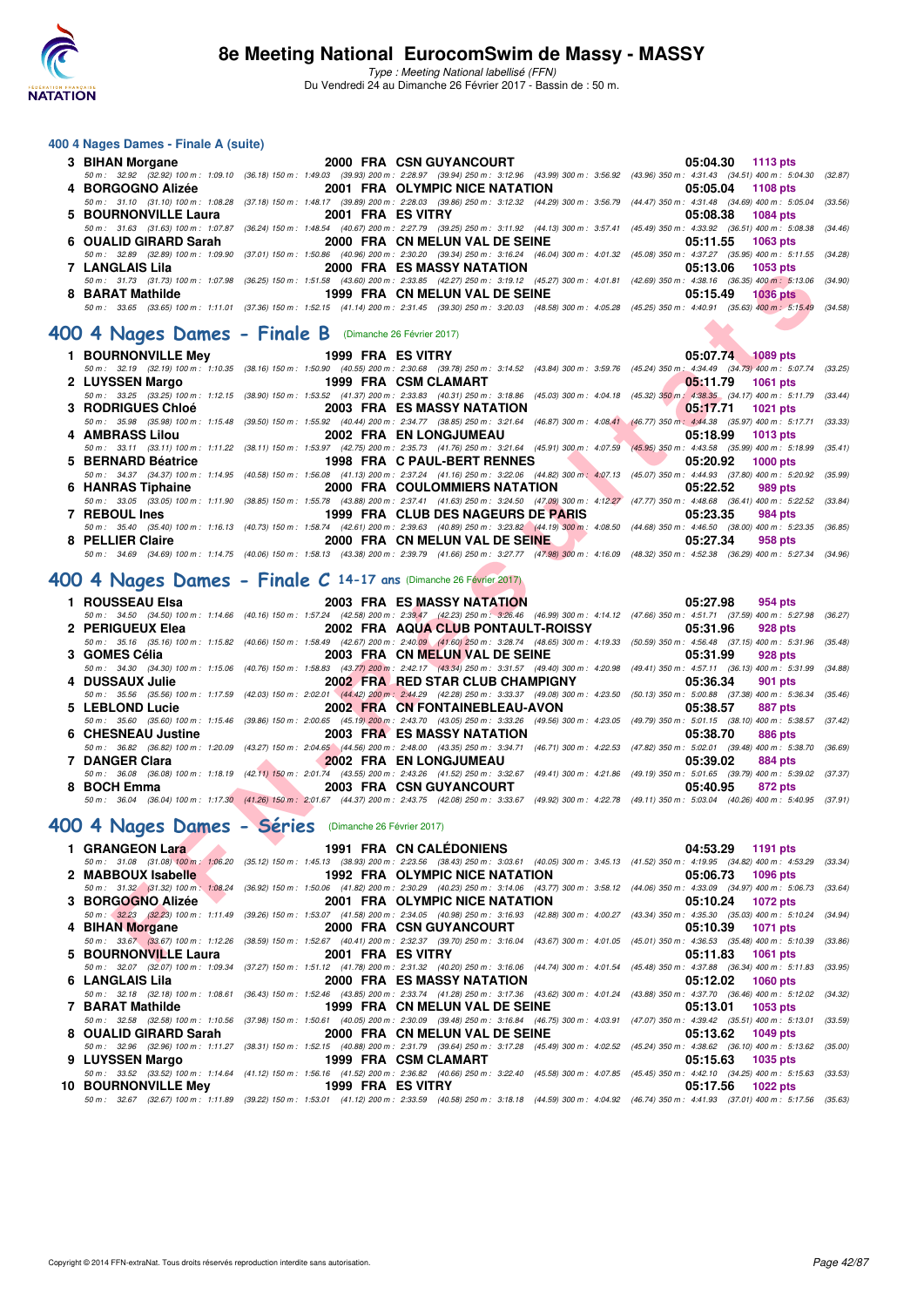# 8e Meeting National EurocomSwim de Massy - MASSY

*Type : Meeting National labellisé (FFN)*
Du Vendredi 24 au Dimanche 26 Février 2017 - Bassin de : 50 m.

### 400 4 Nages Dames - Finale A (suite)

| Rang | Nom | Année | Nat | Club | Temps | Points |
|---|---|---|---|---|---|---|
| 3 | BIHAN Morgane | 2000 | FRA | CSN GUYANCOURT | 05:04.30 | 1113 pts |
| | 50 m : 32.92 (32.92) 100 m : 1:09.10 (36.18) 150 m : 1:49.03 (39.93) 200 m : 2:28.97 (39.94) 250 m : 3:12.96 (43.99) 300 m : 3:56.92 (43.96) 350 m : 4:31.43 (34.51) 400 m : 5:04.30 (32.87) | | | | | |
| 4 | BORGOGNO Alizée | 2001 | FRA | OLYMPIC NICE NATATION | 05:05.04 | 1108 pts |
| | 50 m : 31.10 (31.10) 100 m : 1:08.28 (37.18) 150 m : 1:48.17 (39.89) 200 m : 2:28.03 (39.86) 250 m : 3:12.32 (44.29) 300 m : 3:56.79 (44.47) 350 m : 4:31.48 (34.69) 400 m : 5:05.04 (33.56) | | | | | |
| 5 | BOURNONVILLE Laura | 2001 | FRA | ES VITRY | 05:08.38 | 1084 pts |
| | 50 m : 31.63 (31.63) 100 m : 1:07.87 (36.24) 150 m : 1:48.54 (40.67) 200 m : 2:27.79 (39.25) 250 m : 3:11.92 (44.13) 300 m : 3:57.41 (45.49) 350 m : 4:33.92 (36.51) 400 m : 5:08.38 (34.46) | | | | | |
| 6 | OUALID GIRARD Sarah | 2000 | FRA | CN MELUN VAL DE SEINE | 05:11.55 | 1063 pts |
| | 50 m : 32.89 (32.89) 100 m : 1:09.90 (37.01) 150 m : 1:50.86 (40.96) 200 m : 2:30.20 (39.34) 250 m : 3:16.24 (46.04) 300 m : 4:01.32 (45.08) 350 m : 4:37.27 (35.95) 400 m : 5:11.55 (34.28) | | | | | |
| 7 | LANGLAIS Lila | 2000 | FRA | ES MASSY NATATION | 05:13.06 | 1053 pts |
| | 50 m : 31.73 (31.73) 100 m : 1:07.98 (36.25) 150 m : 1:51.58 (43.60) 200 m : 2:33.85 (42.27) 250 m : 3:19.12 (45.27) 300 m : 4:01.81 (42.69) 350 m : 4:38.16 (36.35) 400 m : 5:13.06 (34.90) | | | | | |
| 8 | BARAT Mathilde | 1999 | FRA | CN MELUN VAL DE SEINE | 05:15.49 | 1036 pts |
| | 50 m : 33.65 (33.65) 100 m : 1:11.01 (37.36) 150 m : 1:52.15 (41.14) 200 m : 2:31.45 (39.30) 250 m : 3:20.03 (48.58) 300 m : 4:05.28 (45.25) 350 m : 4:40.91 (35.63) 400 m : 5:15.49 (34.58) | | | | | |

## 400 4 Nages Dames - Finale B (Dimanche 26 Février 2017)

| Rang | Nom | Année | Nat | Club | Temps | Points |
|---|---|---|---|---|---|---|
| 1 | BOURNONVILLE Mey | 1999 | FRA | ES VITRY | 05:07.74 | 1089 pts |
| | 50 m : 32.19 (32.19) 100 m : 1:10.35 (38.16) 150 m : 1:50.90 (40.55) 200 m : 2:30.68 (39.78) 250 m : 3:14.52 (43.84) 300 m : 3:59.76 (45.24) 350 m : 4:34.49 (34.73) 400 m : 5:07.74 (33.25) | | | | | |
| 2 | LUYSSEN Margo | 1999 | FRA | CSM CLAMART | 05:11.79 | 1061 pts |
| | 50 m : 33.25 (33.25) 100 m : 1:12.15 (38.90) 150 m : 1:53.52 (41.37) 200 m : 2:33.83 (40.31) 250 m : 3:18.86 (45.03) 300 m : 4:04.18 (45.32) 350 m : 4:38.35 (34.17) 400 m : 5:11.79 (33.44) | | | | | |
| 3 | RODRIGUES Chloé | 2003 | FRA | ES MASSY NATATION | 05:17.71 | 1021 pts |
| | 50 m : 35.98 (35.98) 100 m : 1:15.48 (39.50) 150 m : 1:55.92 (40.44) 200 m : 2:34.77 (38.85) 250 m : 3:21.64 (46.87) 300 m : 4:08.41 (46.77) 350 m : 4:44.38 (35.97) 400 m : 5:17.71 (33.33) | | | | | |
| 4 | AMBRASS Lilou | 2002 | FRA | EN LONGJUMEAU | 05:18.99 | 1013 pts |
| | 50 m : 33.11 (33.11) 100 m : 1:11.22 (38.11) 150 m : 1:53.97 (42.75) 200 m : 2:35.73 (41.76) 250 m : 3:21.64 (45.91) 300 m : 4:07.59 (45.95) 350 m : 4:43.58 (35.99) 400 m : 5:18.99 (35.41) | | | | | |
| 5 | BERNARD Béatrice | 1998 | FRA | C PAUL-BERT RENNES | 05:20.92 | 1000 pts |
| | 50 m : 34.37 (34.37) 100 m : 1:14.95 (40.58) 150 m : 1:56.08 (41.13) 200 m : 2:37.24 (41.16) 250 m : 3:22.06 (44.82) 300 m : 4:07.13 (45.07) 350 m : 4:44.93 (37.80) 400 m : 5:20.92 (35.99) | | | | | |
| 6 | HANRAS Tiphaine | 2000 | FRA | COULOMMIERS NATATION | 05:22.52 | 989 pts |
| | 50 m : 33.05 (33.05) 100 m : 1:11.90 (38.85) 150 m : 1:55.78 (43.88) 200 m : 2:37.41 (41.63) 250 m : 3:24.50 (47.09) 300 m : 4:12.27 (47.77) 350 m : 4:48.68 (36.41) 400 m : 5:22.52 (33.84) | | | | | |
| 7 | REBOUL Ines | 1999 | FRA | CLUB DES NAGEURS DE PARIS | 05:23.35 | 984 pts |
| | 50 m : 35.40 (35.40) 100 m : 1:16.13 (40.73) 150 m : 1:58.74 (42.61) 200 m : 2:39.63 (40.89) 250 m : 3:23.82 (44.19) 300 m : 4:08.50 (44.68) 350 m : 4:46.50 (38.00) 400 m : 5:23.35 (36.85) | | | | | |
| 8 | PELLIER Claire | 2000 | FRA | CN MELUN VAL DE SEINE | 05:27.34 | 958 pts |
| | 50 m : 34.69 (34.69) 100 m : 1:14.75 (40.06) 150 m : 1:58.13 (43.38) 200 m : 2:39.79 (41.66) 250 m : 3:27.77 (47.98) 300 m : 4:16.09 (48.32) 350 m : 4:52.38 (36.29) 400 m : 5:27.34 (34.96) | | | | | |

## 400 4 Nages Dames - Finale C 14-17 ans (Dimanche 26 Février 2017)

| Rang | Nom | Année | Nat | Club | Temps | Points |
|---|---|---|---|---|---|---|
| 1 | ROUSSEAU Elsa | 2003 | FRA | ES MASSY NATATION | 05:27.98 | 954 pts |
| | 50 m : 34.50 (34.50) 100 m : 1:14.66 (40.16) 150 m : 1:57.24 (42.58) 200 m : 2:39.47 (42.23) 250 m : 3:26.46 (46.99) 300 m : 4:14.12 (47.66) 350 m : 4:51.71 (37.59) 400 m : 5:27.98 (36.27) | | | | | |
| 2 | PERIGUEUX Elea | 2002 | FRA | AQUA CLUB PONTAULT-ROISSY | 05:31.96 | 928 pts |
| | 50 m : 35.16 (35.16) 100 m : 1:15.82 (40.66) 150 m : 1:58.49 (42.67) 200 m : 2:40.09 (41.60) 250 m : 3:28.74 (48.65) 300 m : 4:19.33 (50.59) 350 m : 4:56.48 (37.15) 400 m : 5:31.96 (35.48) | | | | | |
| 3 | GOMES Célia | 2003 | FRA | CN MELUN VAL DE SEINE | 05:31.99 | 928 pts |
| | 50 m : 34.30 (34.30) 100 m : 1:15.06 (40.76) 150 m : 1:58.83 (43.77) 200 m : 2:42.17 (43.34) 250 m : 3:31.57 (49.40) 300 m : 4:20.98 (49.41) 350 m : 4:57.11 (36.13) 400 m : 5:31.99 (34.88) | | | | | |
| 4 | DUSSAUX Julie | 2002 | FRA | RED STAR CLUB CHAMPIGNY | 05:36.34 | 901 pts |
| | 50 m : 35.56 (35.56) 100 m : 1:17.59 (42.03) 150 m : 2:02.01 (44.42) 200 m : 2:44.29 (42.28) 250 m : 3:33.37 (49.08) 300 m : 4:23.50 (50.13) 350 m : 5:00.88 (37.38) 400 m : 5:36.34 (35.46) | | | | | |
| 5 | LEBLOND Lucie | 2002 | FRA | CN FONTAINEBLEAU-AVON | 05:38.57 | 887 pts |
| | 50 m : 35.60 (35.60) 100 m : 1:15.46 (39.86) 150 m : 2:00.65 (45.19) 200 m : 2:43.70 (43.05) 250 m : 3:33.26 (49.56) 300 m : 4:23.05 (49.79) 350 m : 5:01.15 (38.10) 400 m : 5:38.57 (37.42) | | | | | |
| 6 | CHESNEAU Justine | 2003 | FRA | ES MASSY NATATION | 05:38.70 | 886 pts |
| | 50 m : 36.82 (36.82) 100 m : 1:20.09 (43.27) 150 m : 2:04.65 (44.56) 200 m : 2:48.00 (43.35) 250 m : 3:34.71 (46.71) 300 m : 4:22.53 (47.82) 350 m : 5:02.01 (39.48) 400 m : 5:38.70 (36.69) | | | | | |
| 7 | DANGER Clara | 2002 | FRA | EN LONGJUMEAU | 05:39.02 | 884 pts |
| | 50 m : 36.08 (36.08) 100 m : 1:18.19 (42.11) 150 m : 2:01.74 (43.55) 200 m : 2:43.26 (41.52) 250 m : 3:32.67 (49.41) 300 m : 4:21.86 (49.19) 350 m : 5:01.65 (39.79) 400 m : 5:39.02 (37.37) | | | | | |
| 8 | BOCH Emma | 2003 | FRA | CSN GUYANCOURT | 05:40.95 | 872 pts |
| | 50 m : 36.04 (36.04) 100 m : 1:17.30 (41.26) 150 m : 2:01.67 (44.37) 200 m : 2:43.75 (42.08) 250 m : 3:33.67 (49.92) 300 m : 4:22.78 (49.11) 350 m : 5:03.04 (40.26) 400 m : 5:40.95 (37.91) | | | | | |

## 400 4 Nages Dames - Séries (Dimanche 26 Février 2017)

| Rang | Nom | Année | Nat | Club | Temps | Points |
|---|---|---|---|---|---|---|
| 1 | GRANGEON Lara | 1991 | FRA | CN CALÉDONIENS | 04:53.29 | 1191 pts |
| | 50 m : 31.08 (31.08) 100 m : 1:06.20 (35.12) 150 m : 1:45.13 (38.93) 200 m : 2:23.56 (38.43) 250 m : 3:03.61 (40.05) 300 m : 3:45.13 (41.52) 350 m : 4:19.95 (34.82) 400 m : 4:53.29 (33.34) | | | | | |
| 2 | MABBOUX Isabelle | 1992 | FRA | OLYMPIC NICE NATATION | 05:06.73 | 1096 pts |
| | 50 m : 31.32 (31.32) 100 m : 1:08.24 (36.92) 150 m : 1:50.06 (41.82) 200 m : 2:30.29 (40.23) 250 m : 3:14.06 (43.77) 300 m : 3:58.12 (44.06) 350 m : 4:33.09 (34.97) 400 m : 5:06.73 (33.64) | | | | | |
| 3 | BORGOGNO Alizée | 2001 | FRA | OLYMPIC NICE NATATION | 05:10.24 | 1072 pts |
| | 50 m : 32.23 (32.23) 100 m : 1:11.49 (39.26) 150 m : 1:53.07 (41.58) 200 m : 2:34.05 (40.98) 250 m : 3:16.93 (42.88) 300 m : 4:00.27 (43.34) 350 m : 4:35.30 (35.03) 400 m : 5:10.24 (34.94) | | | | | |
| 4 | BIHAN Morgane | 2000 | FRA | CSN GUYANCOURT | 05:10.39 | 1071 pts |
| | 50 m : 33.67 (33.67) 100 m : 1:12.26 (38.59) 150 m : 1:52.67 (40.41) 200 m : 2:32.37 (39.70) 250 m : 3:16.04 (43.67) 300 m : 4:01.05 (45.01) 350 m : 4:36.53 (35.48) 400 m : 5:10.39 (33.86) | | | | | |
| 5 | BOURNONVILLE Laura | 2001 | FRA | ES VITRY | 05:11.83 | 1061 pts |
| | 50 m : 32.07 (32.07) 100 m : 1:09.34 (37.27) 150 m : 1:51.12 (41.78) 200 m : 2:31.32 (40.20) 250 m : 3:16.06 (44.74) 300 m : 4:01.54 (45.48) 350 m : 4:37.88 (36.34) 400 m : 5:11.83 (33.95) | | | | | |
| 6 | LANGLAIS Lila | 2000 | FRA | ES MASSY NATATION | 05:12.02 | 1060 pts |
| | 50 m : 32.18 (32.18) 100 m : 1:08.61 (36.43) 150 m : 1:52.46 (43.85) 200 m : 2:33.74 (41.28) 250 m : 3:17.36 (43.62) 300 m : 4:01.24 (43.88) 350 m : 4:37.70 (36.46) 400 m : 5:12.02 (34.32) | | | | | |
| 7 | BARAT Mathilde | 1999 | FRA | CN MELUN VAL DE SEINE | 05:13.01 | 1053 pts |
| | 50 m : 32.58 (32.58) 100 m : 1:10.56 (37.98) 150 m : 1:50.61 (40.05) 200 m : 2:30.09 (39.48) 250 m : 3:16.84 (46.75) 300 m : 4:03.91 (47.07) 350 m : 4:39.42 (35.51) 400 m : 5:13.01 (33.59) | | | | | |
| 8 | OUALID GIRARD Sarah | 2000 | FRA | CN MELUN VAL DE SEINE | 05:13.62 | 1049 pts |
| | 50 m : 32.96 (32.96) 100 m : 1:11.27 (38.31) 150 m : 1:52.15 (40.88) 200 m : 2:31.79 (39.64) 250 m : 3:17.28 (45.49) 300 m : 4:02.52 (45.24) 350 m : 4:38.62 (36.10) 400 m : 5:13.62 (35.00) | | | | | |
| 9 | LUYSSEN Margo | 1999 | FRA | CSM CLAMART | 05:15.63 | 1035 pts |
| | 50 m : 33.52 (33.52) 100 m : 1:14.64 (41.12) 150 m : 1:56.16 (41.52) 200 m : 2:36.82 (40.66) 250 m : 3:22.40 (45.58) 300 m : 4:07.85 (45.45) 350 m : 4:42.10 (34.25) 400 m : 5:15.63 (33.53) | | | | | |
| 10 | BOURNONVILLE Mey | 1999 | FRA | ES VITRY | 05:17.56 | 1022 pts |
| | 50 m : 32.67 (32.67) 100 m : 1:11.89 (39.22) 150 m : 1:53.01 (41.12) 200 m : 2:33.59 (40.58) 250 m : 3:18.18 (44.59) 300 m : 4:04.92 (46.74) 350 m : 4:41.93 (37.01) 400 m : 5:17.56 (35.63) | | | | | |

Copyright © 2014 FFN-extraNat. Tous droits réservés reproduction interdite sans autorisation.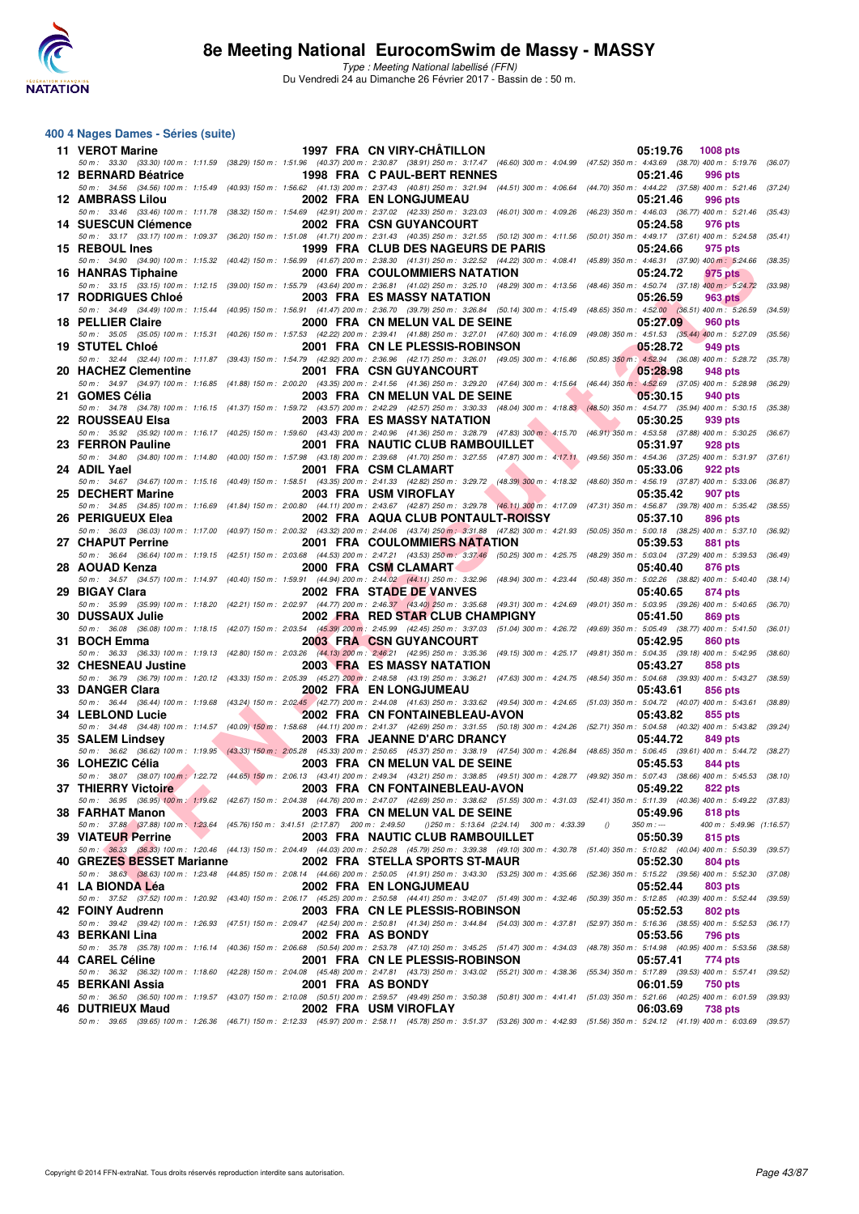# 8e Meeting National EurocomSwim de Massy - MASSY

*Type : Meeting National labellisé (FFN)*

Du Vendredi 24 au Dimanche 26 Février 2017 - Bassin de : 50 m.

## 400 4 Nages Dames - Séries (suite)

| Rang | Nom | Année | Nat | Club | Temps | Points |
|---|---|---|---|---|---|---|
| 11 | VEROT Marine | 1997 | FRA | CN VIRY-CHÂTILLON | 05:19.76 | 1008 pts |
| | *50 m : 33.30 (33.30) 100 m : 1:11.59 (38.29) 150 m : 1:51.96 (40.37) 200 m : 2:30.87 (38.91) 250 m : 3:17.47 (46.60) 300 m : 4:04.99 (47.52) 350 m : 4:43.69 (38.70) 400 m : 5:19.76 (36.07)* | | | | | |
| 12 | BERNARD Béatrice | 1998 | FRA | C PAUL-BERT RENNES | 05:21.46 | 996 pts |
| | *50 m : 34.56 (34.56) 100 m : 1:15.49 (40.93) 150 m : 1:56.62 (41.13) 200 m : 2:37.43 (40.81) 250 m : 3:21.94 (44.51) 300 m : 4:06.64 (44.70) 350 m : 4:44.22 (37.58) 400 m : 5:21.46 (37.24)* | | | | | |
| 12 | AMBRASS Lilou | 2002 | FRA | EN LONGJUMEAU | 05:21.46 | 996 pts |
| | *50 m : 33.46 (33.46) 100 m : 1:11.78 (38.32) 150 m : 1:54.69 (42.91) 200 m : 2:37.02 (42.33) 250 m : 3:23.03 (46.01) 300 m : 4:09.26 (46.23) 350 m : 4:46.03 (36.77) 400 m : 5:21.46 (35.43)* | | | | | |
| 14 | SUESCUN Clémence | 2002 | FRA | CSN GUYANCOURT | 05:24.58 | 976 pts |
| | *50 m : 33.17 (33.17) 100 m : 1:09.37 (36.20) 150 m : 1:51.08 (41.71) 200 m : 2:31.43 (40.35) 250 m : 3:21.55 (50.12) 300 m : 4:11.56 (50.01) 350 m : 4:49.17 (37.61) 400 m : 5:24.58 (35.41)* | | | | | |
| 15 | REBOUL Ines | 1999 | FRA | CLUB DES NAGEURS DE PARIS | 05:24.66 | 975 pts |
| | *50 m : 34.90 (34.90) 100 m : 1:15.32 (40.42) 150 m : 1:56.99 (41.67) 200 m : 2:38.30 (41.31) 250 m : 3:22.52 (44.22) 300 m : 4:08.41 (45.89) 350 m : 4:46.31 (37.90) 400 m : 5:24.66 (38.35)* | | | | | |
| 16 | HANRAS Tiphaine | 2000 | FRA | COULOMMIERS NATATION | 05:24.72 | 975 pts |
| | *50 m : 33.15 (33.15) 100 m : 1:12.15 (39.00) 150 m : 1:55.79 (43.64) 200 m : 2:36.81 (41.02) 250 m : 3:25.10 (48.29) 300 m : 4:13.56 (48.46) 350 m : 4:50.74 (37.18) 400 m : 5:24.72 (33.98)* | | | | | |
| 17 | RODRIGUES Chloé | 2003 | FRA | ES MASSY NATATION | 05:26.59 | 963 pts |
| | *50 m : 34.49 (34.49) 100 m : 1:15.44 (40.95) 150 m : 1:56.91 (41.47) 200 m : 2:36.70 (39.79) 250 m : 3:26.84 (50.14) 300 m : 4:15.49 (48.65) 350 m : 4:52.00 (36.51) 400 m : 5:26.59 (34.59)* | | | | | |
| 18 | PELLIER Claire | 2000 | FRA | CN MELUN VAL DE SEINE | 05:27.09 | 960 pts |
| | *50 m : 35.05 (35.05) 100 m : 1:15.31 (40.26) 150 m : 1:57.53 (42.22) 200 m : 2:39.41 (41.88) 250 m : 3:27.01 (47.60) 300 m : 4:16.09 (49.08) 350 m : 4:51.53 (35.44) 400 m : 5:27.09 (35.56)* | | | | | |
| 19 | STUTEL Chloé | 2001 | FRA | CN LE PLESSIS-ROBINSON | 05:28.72 | 949 pts |
| | *50 m : 32.44 (32.44) 100 m : 1:11.87 (39.43) 150 m : 1:54.79 (42.92) 200 m : 2:36.96 (42.17) 250 m : 3:26.01 (49.05) 300 m : 4:16.86 (50.85) 350 m : 4:52.94 (36.08) 400 m : 5:28.72 (35.78)* | | | | | |
| 20 | HACHEZ Clementine | 2001 | FRA | CSN GUYANCOURT | 05:28.98 | 948 pts |
| | *50 m : 34.97 (34.97) 100 m : 1:16.85 (41.88) 150 m : 2:00.20 (43.35) 200 m : 2:41.56 (41.36) 250 m : 3:29.20 (47.64) 300 m : 4:15.64 (46.44) 350 m : 4:52.69 (37.05) 400 m : 5:28.98 (36.29)* | | | | | |
| 21 | GOMES Célia | 2003 | FRA | CN MELUN VAL DE SEINE | 05:30.15 | 940 pts |
| | *50 m : 34.78 (34.78) 100 m : 1:16.15 (41.37) 150 m : 1:59.72 (43.57) 200 m : 2:42.29 (42.57) 250 m : 3:30.33 (48.04) 300 m : 4:18.83 (48.50) 350 m : 4:54.77 (35.94) 400 m : 5:30.15 (35.38)* | | | | | |
| 22 | ROUSSEAU Elsa | 2003 | FRA | ES MASSY NATATION | 05:30.25 | 939 pts |
| | *50 m : 35.92 (35.92) 100 m : 1:16.17 (40.25) 150 m : 1:59.60 (43.43) 200 m : 2:40.96 (41.36) 250 m : 3:28.79 (47.83) 300 m : 4:15.70 (46.91) 350 m : 4:53.58 (37.88) 400 m : 5:30.25 (36.67)* | | | | | |
| 23 | FERRON Pauline | 2001 | FRA | NAUTIC CLUB RAMBOUILLET | 05:31.97 | 928 pts |
| | *50 m : 34.80 (34.80) 100 m : 1:14.80 (40.00) 150 m : 1:57.98 (43.18) 200 m : 2:39.68 (41.70) 250 m : 3:27.55 (47.87) 300 m : 4:17.11 (49.56) 350 m : 4:54.36 (37.25) 400 m : 5:31.97 (37.61)* | | | | | |
| 24 | ADIL Yael | 2001 | FRA | CSM CLAMART | 05:33.06 | 922 pts |
| | *50 m : 34.67 (34.67) 100 m : 1:15.16 (40.49) 150 m : 1:58.51 (43.35) 200 m : 2:41.33 (42.82) 250 m : 3:29.72 (48.39) 300 m : 4:18.32 (48.60) 350 m : 4:56.19 (37.87) 400 m : 5:33.06 (36.87)* | | | | | |
| 25 | DECHERT Marine | 2003 | FRA | USM VIROFLAY | 05:35.42 | 907 pts |
| | *50 m : 34.85 (34.85) 100 m : 1:16.69 (41.84) 150 m : 2:00.80 (44.11) 200 m : 2:43.67 (42.87) 250 m : 3:29.78 (46.11) 300 m : 4:17.09 (47.31) 350 m : 4:56.87 (39.78) 400 m : 5:35.42 (38.55)* | | | | | |
| 26 | PERIGUEUX Elea | 2002 | FRA | AQUA CLUB PONTAULT-ROISSY | 05:37.10 | 896 pts |
| | *50 m : 36.03 (36.03) 100 m : 1:17.00 (40.97) 150 m : 2:00.32 (43.32) 200 m : 2:44.06 (43.74) 250 m : 3:31.88 (47.82) 300 m : 4:21.93 (50.05) 350 m : 5:00.18 (38.25) 400 m : 5:37.10 (36.92)* | | | | | |
| 27 | CHAPUT Perrine | 2001 | FRA | COULOMMIERS NATATION | 05:39.53 | 881 pts |
| | *50 m : 36.64 (36.64) 100 m : 1:19.15 (42.51) 150 m : 2:03.68 (44.53) 200 m : 2:47.21 (43.53) 250 m : 3:37.46 (50.25) 300 m : 4:25.75 (48.29) 350 m : 5:03.04 (37.29) 400 m : 5:39.53 (36.49)* | | | | | |
| 28 | AOUAD Kenza | 2000 | FRA | CSM CLAMART | 05:40.40 | 876 pts |
| | *50 m : 34.57 (34.57) 100 m : 1:14.97 (40.40) 150 m : 1:59.91 (44.94) 200 m : 2:44.02 (44.11) 250 m : 3:32.96 (48.94) 300 m : 4:23.44 (50.48) 350 m : 5:02.26 (38.82) 400 m : 5:40.40 (38.14)* | | | | | |
| 29 | BIGAY Clara | 2002 | FRA | STADE DE VANVES | 05:40.65 | 874 pts |
| | *50 m : 35.99 (35.99) 100 m : 1:18.20 (42.21) 150 m : 2:02.97 (44.77) 200 m : 2:46.37 (43.40) 250 m : 3:35.68 (49.31) 300 m : 4:24.69 (49.01) 350 m : 5:03.95 (39.26) 400 m : 5:40.65 (36.70)* | | | | | |
| 30 | DUSSAUX Julie | 2002 | FRA | RED STAR CLUB CHAMPIGNY | 05:41.50 | 869 pts |
| | *50 m : 36.08 (36.08) 100 m : 1:18.15 (42.07) 150 m : 2:03.54 (45.39) 200 m : 2:45.99 (42.45) 250 m : 3:37.03 (51.04) 300 m : 4:26.72 (49.69) 350 m : 5:05.49 (38.77) 400 m : 5:41.50 (36.01)* | | | | | |
| 31 | BOCH Emma | 2003 | FRA | CSN GUYANCOURT | 05:42.95 | 860 pts |
| | *50 m : 36.33 (36.33) 100 m : 1:19.13 (42.80) 150 m : 2:03.26 (44.13) 200 m : 2:46.21 (42.95) 250 m : 3:35.36 (49.15) 300 m : 4:25.17 (49.81) 350 m : 5:04.35 (39.18) 400 m : 5:42.95 (38.60)* | | | | | |
| 32 | CHESNEAU Justine | 2003 | FRA | ES MASSY NATATION | 05:43.27 | 858 pts |
| | *50 m : 36.79 (36.79) 100 m : 1:20.12 (43.33) 150 m : 2:05.39 (45.27) 200 m : 2:48.58 (43.19) 250 m : 3:36.21 (47.63) 300 m : 4:24.75 (48.54) 350 m : 5:04.68 (39.93) 400 m : 5:43.27 (38.59)* | | | | | |
| 33 | DANGER Clara | 2002 | FRA | EN LONGJUMEAU | 05:43.61 | 856 pts |
| | *50 m : 36.44 (36.44) 100 m : 1:19.68 (43.24) 150 m : 2:02.45 (42.77) 200 m : 2:44.08 (41.63) 250 m : 3:33.62 (49.54) 300 m : 4:24.65 (51.03) 350 m : 5:04.72 (40.07) 400 m : 5:43.61 (38.89)* | | | | | |
| 34 | LEBLOND Lucie | 2002 | FRA | CN FONTAINEBLEAU-AVON | 05:43.82 | 855 pts |
| | *50 m : 34.48 (34.48) 100 m : 1:14.57 (40.09) 150 m : 1:58.68 (44.11) 200 m : 2:41.37 (42.69) 250 m : 3:31.55 (50.18) 300 m : 4:24.26 (52.71) 350 m : 5:04.58 (40.32) 400 m : 5:43.82 (39.24)* | | | | | |
| 35 | SALEM Lindsey | 2003 | FRA | JEANNE D'ARC DRANCY | 05:44.72 | 849 pts |
| | *50 m : 36.62 (36.62) 100 m : 1:19.95 (43.33) 150 m : 2:05.28 (45.33) 200 m : 2:50.65 (45.37) 250 m : 3:38.19 (47.54) 300 m : 4:26.84 (48.65) 350 m : 5:06.45 (39.61) 400 m : 5:44.72 (38.27)* | | | | | |
| 36 | LOHEZIC Célia | 2003 | FRA | CN MELUN VAL DE SEINE | 05:45.53 | 844 pts |
| | *50 m : 38.07 (38.07) 100 m : 1:22.72 (44.65) 150 m : 2:06.13 (43.41) 200 m : 2:49.34 (43.21) 250 m : 3:38.85 (49.51) 300 m : 4:28.77 (49.92) 350 m : 5:07.43 (38.66) 400 m : 5:45.53 (38.10)* | | | | | |
| 37 | THIERRY Victoire | 2003 | FRA | CN FONTAINEBLEAU-AVON | 05:49.22 | 822 pts |
| | *50 m : 36.95 (36.95) 100 m : 1:19.62 (42.67) 150 m : 2:04.38 (44.76) 200 m : 2:47.07 (42.69) 250 m : 3:38.62 (51.55) 300 m : 4:31.03 (52.41) 350 m : 5:11.39 (40.36) 400 m : 5:49.22 (37.83)* | | | | | |
| 38 | FARHAT Manon | 2003 | FRA | CN MELUN VAL DE SEINE | 05:49.96 | 818 pts |
| | *50 m : 37.88 (37.88) 100 m : 1:23.64 (45.76) 150 m : 3:41.51 (2:17.87) 200 m : 2:49.50 () 250 m : 5:13.64 (2:24.14) 300 m : 4:33.39 () 350 m : --- 400 m : 5:49.96 (1:16.57)* | | | | | |
| 39 | VIATEUR Perrine | 2003 | FRA | NAUTIC CLUB RAMBOUILLET | 05:50.39 | 815 pts |
| | *50 m : 36.33 (36.33) 100 m : 1:20.46 (44.13) 150 m : 2:04.49 (44.03) 200 m : 2:50.28 (45.79) 250 m : 3:39.38 (49.10) 300 m : 4:30.78 (51.40) 350 m : 5:10.82 (40.04) 400 m : 5:50.39 (39.57)* | | | | | |
| 40 | GREZES BESSET Marianne | 2002 | FRA | STELLA SPORTS ST-MAUR | 05:52.30 | 804 pts |
| | *50 m : 38.63 (38.63) 100 m : 1:23.48 (44.85) 150 m : 2:08.14 (44.66) 200 m : 2:50.05 (41.91) 250 m : 3:43.30 (53.25) 300 m : 4:35.66 (52.36) 350 m : 5:15.22 (39.56) 400 m : 5:52.30 (37.08)* | | | | | |
| 41 | LA BIONDA Léa | 2002 | FRA | EN LONGJUMEAU | 05:52.44 | 803 pts |
| | *50 m : 37.52 (37.52) 100 m : 1:20.92 (43.40) 150 m : 2:06.17 (45.25) 200 m : 2:50.58 (44.41) 250 m : 3:42.07 (51.49) 300 m : 4:32.46 (50.39) 350 m : 5:12.85 (40.39) 400 m : 5:52.44 (39.59)* | | | | | |
| 42 | FOINY Audrenn | 2003 | FRA | CN LE PLESSIS-ROBINSON | 05:52.53 | 802 pts |
| | *50 m : 39.42 (39.42) 100 m : 1:26.93 (47.51) 150 m : 2:09.47 (42.54) 200 m : 2:50.81 (41.34) 250 m : 3:44.84 (54.03) 300 m : 4:37.81 (52.97) 350 m : 5:16.36 (38.55) 400 m : 5:52.53 (36.17)* | | | | | |
| 43 | BERKANI Lina | 2002 | FRA | AS BONDY | 05:53.56 | 796 pts |
| | *50 m : 35.78 (35.78) 100 m : 1:16.14 (40.36) 150 m : 2:06.68 (50.54) 200 m : 2:53.78 (47.10) 250 m : 3:45.25 (51.47) 300 m : 4:34.03 (48.78) 350 m : 5:14.98 (40.95) 400 m : 5:53.56 (38.58)* | | | | | |
| 44 | CAREL Céline | 2001 | FRA | CN LE PLESSIS-ROBINSON | 05:57.41 | 774 pts |
| | *50 m : 36.32 (36.32) 100 m : 1:18.60 (42.28) 150 m : 2:04.08 (45.48) 200 m : 2:47.81 (43.73) 250 m : 3:43.02 (55.21) 300 m : 4:38.36 (55.34) 350 m : 5:17.89 (39.53) 400 m : 5:57.41 (39.52)* | | | | | |
| 45 | BERKANI Assia | 2001 | FRA | AS BONDY | 06:01.59 | 750 pts |
| | *50 m : 36.50 (36.50) 100 m : 1:19.57 (43.07) 150 m : 2:10.08 (50.51) 200 m : 2:59.57 (49.49) 250 m : 3:50.38 (50.81) 300 m : 4:41.41 (51.03) 350 m : 5:21.66 (40.25) 400 m : 6:01.59 (39.93)* | | | | | |
| 46 | DUTRIEUX Maud | 2002 | FRA | USM VIROFLAY | 06:03.69 | 738 pts |
| | *50 m : 39.65 (39.65) 100 m : 1:26.36 (46.71) 150 m : 2:12.33 (45.97) 200 m : 2:58.11 (45.78) 250 m : 3:51.37 (53.26) 300 m : 4:42.93 (51.56) 350 m : 5:24.12 (41.19) 400 m : 6:03.69 (39.57)* | | | | | |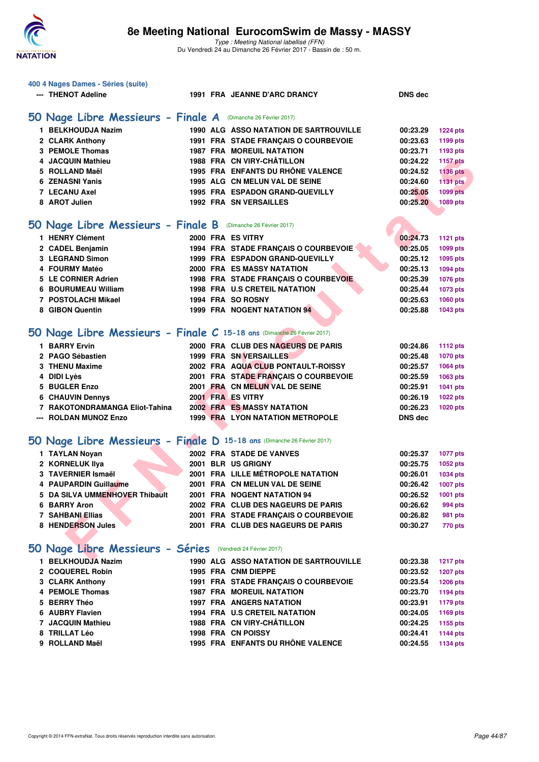### 400 4 Nages Dames - Séries (suite)

| | | | | | |
|---|---|---|---|---|---|
| --- | THENOT Adeline | 1991 FRA | JEANNE D'ARC DRANCY | DNS dec | |

## 50 Nage Libre Messieurs - Finale A (Dimanche 26 Février 2017)

| | | | | | |
|---|---|---|---|---|---|
| 1 | BELKHOUDJA Nazim | 1990 ALG | ASSO NATATION DE SARTROUVILLE | 00:23.29 | 1224 pts |
| 2 | CLARK Anthony | 1991 FRA | STADE FRANÇAIS O COURBEVOIE | 00:23.63 | 1199 pts |
| 3 | PEMOLE Thomas | 1987 FRA | MOREUIL NATATION | 00:23.71 | 1193 pts |
| 4 | JACQUIN Mathieu | 1988 FRA | CN VIRY-CHÂTILLON | 00:24.22 | 1157 pts |
| 5 | ROLLAND Maël | 1995 FRA | ENFANTS DU RHÔNE VALENCE | 00:24.52 | 1136 pts |
| 6 | ZENASNI Yanis | 1995 ALG | CN MELUN VAL DE SEINE | 00:24.60 | 1131 pts |
| 7 | LECANU Axel | 1995 FRA | ESPADON GRAND-QUEVILLY | 00:25.05 | 1099 pts |
| 8 | AROT Julien | 1992 FRA | SN VERSAILLES | 00:25.20 | 1089 pts |

## 50 Nage Libre Messieurs - Finale B (Dimanche 26 Février 2017)

| | | | | | |
|---|---|---|---|---|---|
| 1 | HENRY Clément | 2000 FRA | ES VITRY | 00:24.73 | 1121 pts |
| 2 | CADEL Benjamin | 1994 FRA | STADE FRANÇAIS O COURBEVOIE | 00:25.05 | 1099 pts |
| 3 | LEGRAND Simon | 1999 FRA | ESPADON GRAND-QUEVILLY | 00:25.12 | 1095 pts |
| 4 | FOURMY Matéo | 2000 FRA | ES MASSY NATATION | 00:25.13 | 1094 pts |
| 5 | LE CORNIER Adrien | 1998 FRA | STADE FRANÇAIS O COURBEVOIE | 00:25.39 | 1076 pts |
| 6 | BOURUMEAU William | 1998 FRA | U.S CRETEIL NATATION | 00:25.44 | 1073 pts |
| 7 | POSTOLACHI Mikael | 1994 FRA | SO ROSNY | 00:25.63 | 1060 pts |
| 8 | GIBON Quentin | 1999 FRA | NOGENT NATATION 94 | 00:25.88 | 1043 pts |

## 50 Nage Libre Messieurs - Finale C 15-18 ans (Dimanche 26 Février 2017)

| | | | | | |
|---|---|---|---|---|---|
| 1 | BARRY Ervin | 2000 FRA | CLUB DES NAGEURS DE PARIS | 00:24.86 | 1112 pts |
| 2 | PAGO Sébastien | 1999 FRA | SN VERSAILLES | 00:25.48 | 1070 pts |
| 3 | THENU Maxime | 2002 FRA | AQUA CLUB PONTAULT-ROISSY | 00:25.57 | 1064 pts |
| 4 | DIDI Lyès | 2001 FRA | STADE FRANÇAIS O COURBEVOIE | 00:25.59 | 1063 pts |
| 5 | BUGLER Enzo | 2001 FRA | CN MELUN VAL DE SEINE | 00:25.91 | 1041 pts |
| 6 | CHAUVIN Dennys | 2001 FRA | ES VITRY | 00:26.19 | 1022 pts |
| 7 | RAKOTONDRAMANGA Eliot-Tahina | 2002 FRA | ES MASSY NATATION | 00:26.23 | 1020 pts |
| --- | ROLDAN MUNOZ Enzo | 1999 FRA | LYON NATATION METROPOLE | DNS dec | |

## 50 Nage Libre Messieurs - Finale D 15-18 ans (Dimanche 26 Février 2017)

| | | | | | |
|---|---|---|---|---|---|
| 1 | TAYLAN Noyan | 2002 FRA | STADE DE VANVES | 00:25.37 | 1077 pts |
| 2 | KORNELUK Ilya | 2001 BLR | US GRIGNY | 00:25.75 | 1052 pts |
| 3 | TAVERNIER Ismaël | 2001 FRA | LILLE MÉTROPOLE NATATION | 00:26.01 | 1034 pts |
| 4 | PAUPARDIN Guillaume | 2001 FRA | CN MELUN VAL DE SEINE | 00:26.42 | 1007 pts |
| 5 | DA SILVA UMMENHOVER Thibault | 2001 FRA | NOGENT NATATION 94 | 00:26.52 | 1001 pts |
| 6 | BARRY Aron | 2002 FRA | CLUB DES NAGEURS DE PARIS | 00:26.62 | 994 pts |
| 7 | SAHBANI Ellias | 2001 FRA | STADE FRANÇAIS O COURBEVOIE | 00:26.82 | 981 pts |
| 8 | HENDERSON Jules | 2001 FRA | CLUB DES NAGEURS DE PARIS | 00:30.27 | 770 pts |

## 50 Nage Libre Messieurs - Séries (Vendredi 24 Février 2017)

| | | | | | |
|---|---|---|---|---|---|
| 1 | BELKHOUDJA Nazim | 1990 ALG | ASSO NATATION DE SARTROUVILLE | 00:23.38 | 1217 pts |
| 2 | COQUEREL Robin | 1995 FRA | CNM DIEPPE | 00:23.52 | 1207 pts |
| 3 | CLARK Anthony | 1991 FRA | STADE FRANÇAIS O COURBEVOIE | 00:23.54 | 1206 pts |
| 4 | PEMOLE Thomas | 1987 FRA | MOREUIL NATATION | 00:23.70 | 1194 pts |
| 5 | BERRY Théo | 1997 FRA | ANGERS NATATION | 00:23.91 | 1179 pts |
| 6 | AUBRY Flavien | 1994 FRA | U.S CRETEIL NATATION | 00:24.05 | 1169 pts |
| 7 | JACQUIN Mathieu | 1988 FRA | CN VIRY-CHÂTILLON | 00:24.25 | 1155 pts |
| 8 | TRILLAT Léo | 1998 FRA | CN POISSY | 00:24.41 | 1144 pts |
| 9 | ROLLAND Maël | 1995 FRA | ENFANTS DU RHÔNE VALENCE | 00:24.55 | 1134 pts |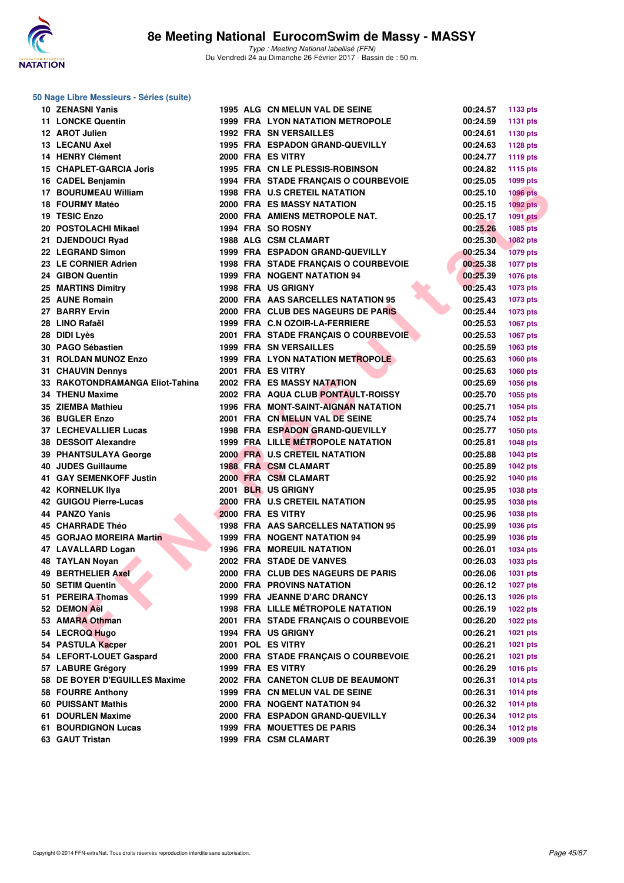# 8e Meeting National EurocomSwim de Massy - MASSY

*Type : Meeting National labellisé (FFN)*

Du Vendredi 24 au Dimanche 26 Février 2017 - Bassin de : 50 m.

## 50 Nage Libre Messieurs - Séries (suite)

| Rang | Nom | Année | Nat. | Club | Temps | Points |
|---|---|---|---|---|---|---|
| 10 | ZENASNI Yanis | 1995 | ALG | CN MELUN VAL DE SEINE | 00:24.57 | 1133 pts |
| 11 | LONCKE Quentin | 1999 | FRA | LYON NATATION METROPOLE | 00:24.59 | 1131 pts |
| 12 | AROT Julien | 1992 | FRA | SN VERSAILLES | 00:24.61 | 1130 pts |
| 13 | LECANU Axel | 1995 | FRA | ESPADON GRAND-QUEVILLY | 00:24.63 | 1128 pts |
| 14 | HENRY Clément | 2000 | FRA | ES VITRY | 00:24.77 | 1119 pts |
| 15 | CHAPLET-GARCIA Joris | 1995 | FRA | CN LE PLESSIS-ROBINSON | 00:24.82 | 1115 pts |
| 16 | CADEL Benjamin | 1994 | FRA | STADE FRANÇAIS O COURBEVOIE | 00:25.05 | 1099 pts |
| 17 | BOURUMEAU William | 1998 | FRA | U.S CRETEIL NATATION | 00:25.10 | 1096 pts |
| 18 | FOURMY Matéo | 2000 | FRA | ES MASSY NATATION | 00:25.15 | 1092 pts |
| 19 | TESIC Enzo | 2000 | FRA | AMIENS METROPOLE NAT. | 00:25.17 | 1091 pts |
| 20 | POSTOLACHI Mikael | 1994 | FRA | SO ROSNY | 00:25.26 | 1085 pts |
| 21 | DJENDOUCI Ryad | 1988 | ALG | CSM CLAMART | 00:25.30 | 1082 pts |
| 22 | LEGRAND Simon | 1999 | FRA | ESPADON GRAND-QUEVILLY | 00:25.34 | 1079 pts |
| 23 | LE CORNIER Adrien | 1998 | FRA | STADE FRANÇAIS O COURBEVOIE | 00:25.38 | 1077 pts |
| 24 | GIBON Quentin | 1999 | FRA | NOGENT NATATION 94 | 00:25.39 | 1076 pts |
| 25 | MARTINS Dimitry | 1998 | FRA | US GRIGNY | 00:25.43 | 1073 pts |
| 25 | AUNE Romain | 2000 | FRA | AAS SARCELLES NATATION 95 | 00:25.43 | 1073 pts |
| 27 | BARRY Ervin | 2000 | FRA | CLUB DES NAGEURS DE PARIS | 00:25.44 | 1073 pts |
| 28 | LINO Rafaël | 1999 | FRA | C.N OZOIR-LA-FERRIERE | 00:25.53 | 1067 pts |
| 28 | DIDI Lyès | 2001 | FRA | STADE FRANÇAIS O COURBEVOIE | 00:25.53 | 1067 pts |
| 30 | PAGO Sébastien | 1999 | FRA | SN VERSAILLES | 00:25.59 | 1063 pts |
| 31 | ROLDAN MUNOZ Enzo | 1999 | FRA | LYON NATATION METROPOLE | 00:25.63 | 1060 pts |
| 31 | CHAUVIN Dennys | 2001 | FRA | ES VITRY | 00:25.63 | 1060 pts |
| 33 | RAKOTONDRAMANGA Eliot-Tahina | 2002 | FRA | ES MASSY NATATION | 00:25.69 | 1056 pts |
| 34 | THENU Maxime | 2002 | FRA | AQUA CLUB PONTAULT-ROISSY | 00:25.70 | 1055 pts |
| 35 | ZIEMBA Mathieu | 1996 | FRA | MONT-SAINT-AIGNAN NATATION | 00:25.71 | 1054 pts |
| 36 | BUGLER Enzo | 2001 | FRA | CN MELUN VAL DE SEINE | 00:25.74 | 1052 pts |
| 37 | LECHEVALLIER Lucas | 1998 | FRA | ESPADON GRAND-QUEVILLY | 00:25.77 | 1050 pts |
| 38 | DESSOIT Alexandre | 1999 | FRA | LILLE MÉTROPOLE NATATION | 00:25.81 | 1048 pts |
| 39 | PHANTSULAYA George | 2000 | FRA | U.S CRETEIL NATATION | 00:25.88 | 1043 pts |
| 40 | JUDES Guillaume | 1988 | FRA | CSM CLAMART | 00:25.89 | 1042 pts |
| 41 | GAY SEMENKOFF Justin | 2000 | FRA | CSM CLAMART | 00:25.92 | 1040 pts |
| 42 | KORNELUK Ilya | 2001 | BLR | US GRIGNY | 00:25.95 | 1038 pts |
| 42 | GUIGOU Pierre-Lucas | 2000 | FRA | U.S CRETEIL NATATION | 00:25.95 | 1038 pts |
| 44 | PANZO Yanis | 2000 | FRA | ES VITRY | 00:25.96 | 1038 pts |
| 45 | CHARRADE Théo | 1998 | FRA | AAS SARCELLES NATATION 95 | 00:25.99 | 1036 pts |
| 45 | GORJAO MOREIRA Martin | 1999 | FRA | NOGENT NATATION 94 | 00:25.99 | 1036 pts |
| 47 | LAVALLARD Logan | 1996 | FRA | MOREUIL NATATION | 00:26.01 | 1034 pts |
| 48 | TAYLAN Noyan | 2002 | FRA | STADE DE VANVES | 00:26.03 | 1033 pts |
| 49 | BERTHELIER Axel | 2000 | FRA | CLUB DES NAGEURS DE PARIS | 00:26.06 | 1031 pts |
| 50 | SETIM Quentin | 2000 | FRA | PROVINS NATATION | 00:26.12 | 1027 pts |
| 51 | PEREIRA Thomas | 1999 | FRA | JEANNE D'ARC DRANCY | 00:26.13 | 1026 pts |
| 52 | DEMON Aël | 1998 | FRA | LILLE MÉTROPOLE NATATION | 00:26.19 | 1022 pts |
| 53 | AMARA Othman | 2001 | FRA | STADE FRANÇAIS O COURBEVOIE | 00:26.20 | 1022 pts |
| 54 | LECROQ Hugo | 1994 | FRA | US GRIGNY | 00:26.21 | 1021 pts |
| 54 | PASTULA Kacper | 2001 | POL | ES VITRY | 00:26.21 | 1021 pts |
| 54 | LEFORT-LOUET Gaspard | 2000 | FRA | STADE FRANÇAIS O COURBEVOIE | 00:26.21 | 1021 pts |
| 57 | LABURE Grégory | 1999 | FRA | ES VITRY | 00:26.29 | 1016 pts |
| 58 | DE BOYER D'EGUILLES Maxime | 2002 | FRA | CANETON CLUB DE BEAUMONT | 00:26.31 | 1014 pts |
| 58 | FOURRE Anthony | 1999 | FRA | CN MELUN VAL DE SEINE | 00:26.31 | 1014 pts |
| 60 | PUISSANT Mathis | 2000 | FRA | NOGENT NATATION 94 | 00:26.32 | 1014 pts |
| 61 | DOURLEN Maxime | 2000 | FRA | ESPADON GRAND-QUEVILLY | 00:26.34 | 1012 pts |
| 61 | BOURDIGNON Lucas | 1999 | FRA | MOUETTES DE PARIS | 00:26.34 | 1012 pts |
| 63 | GAUT Tristan | 1999 | FRA | CSM CLAMART | 00:26.39 | 1009 pts |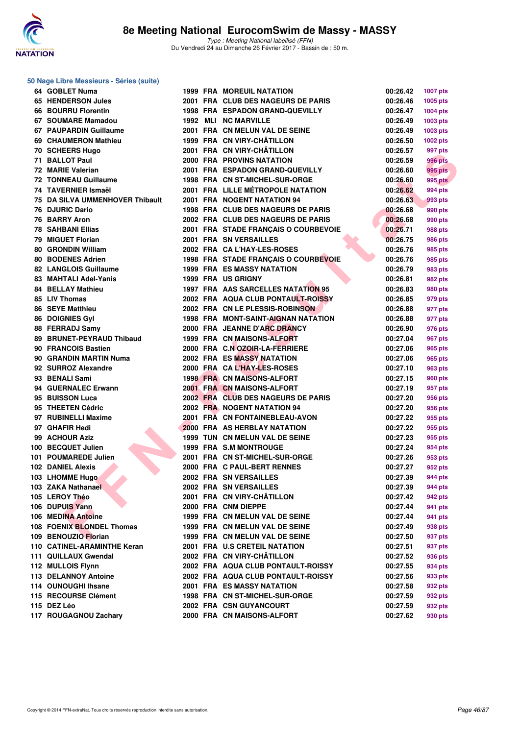# 8e Meeting National EurocomSwim de Massy - MASSY

*Type : Meeting National labellisé (FFN)*
Du Vendredi 24 au Dimanche 26 Février 2017 - Bassin de : 50 m.

## 50 Nage Libre Messieurs - Séries (suite)

| Rang | Nom | Année | Nat. | Club | Temps | Points |
|---|---|---|---|---|---|---|
| 64 | GOBLET Numa | 1999 | FRA | MOREUIL NATATION | 00:26.42 | 1007 pts |
| 65 | HENDERSON Jules | 2001 | FRA | CLUB DES NAGEURS DE PARIS | 00:26.46 | 1005 pts |
| 66 | BOURRU Florentin | 1998 | FRA | ESPADON GRAND-QUEVILLY | 00:26.47 | 1004 pts |
| 67 | SOUMARE Mamadou | 1992 | MLI | NC MARVILLE | 00:26.49 | 1003 pts |
| 67 | PAUPARDIN Guillaume | 2001 | FRA | CN MELUN VAL DE SEINE | 00:26.49 | 1003 pts |
| 69 | CHAUMERON Mathieu | 1999 | FRA | CN VIRY-CHÂTILLON | 00:26.50 | 1002 pts |
| 70 | SCHEERS Hugo | 2001 | FRA | CN VIRY-CHÂTILLON | 00:26.57 | 997 pts |
| 71 | BALLOT Paul | 2000 | FRA | PROVINS NATATION | 00:26.59 | 996 pts |
| 72 | MARIE Valerian | 2001 | FRA | ESPADON GRAND-QUEVILLY | 00:26.60 | 995 pts |
| 72 | TONNEAU Guillaume | 1998 | FRA | CN ST-MICHEL-SUR-ORGE | 00:26.60 | 995 pts |
| 74 | TAVERNIER Ismaël | 2001 | FRA | LILLE MÉTROPOLE NATATION | 00:26.62 | 994 pts |
| 75 | DA SILVA UMMENHOVER Thibault | 2001 | FRA | NOGENT NATATION 94 | 00:26.63 | 993 pts |
| 76 | DJURIC Dario | 1998 | FRA | CLUB DES NAGEURS DE PARIS | 00:26.68 | 990 pts |
| 76 | BARRY Aron | 2002 | FRA | CLUB DES NAGEURS DE PARIS | 00:26.68 | 990 pts |
| 78 | SAHBANI Ellias | 2001 | FRA | STADE FRANÇAIS O COURBEVOIE | 00:26.71 | 988 pts |
| 79 | MIGUET Florian | 2001 | FRA | SN VERSAILLES | 00:26.75 | 986 pts |
| 80 | GRONDIN William | 2002 | FRA | CA L'HAY-LES-ROSES | 00:26.76 | 985 pts |
| 80 | BODENES Adrien | 1998 | FRA | STADE FRANÇAIS O COURBEVOIE | 00:26.76 | 985 pts |
| 82 | LANGLOIS Guillaume | 1999 | FRA | ES MASSY NATATION | 00:26.79 | 983 pts |
| 83 | MAHTALI Adel-Yanis | 1999 | FRA | US GRIGNY | 00:26.81 | 982 pts |
| 84 | BELLAY Mathieu | 1997 | FRA | AAS SARCELLES NATATION 95 | 00:26.83 | 980 pts |
| 85 | LIV Thomas | 2002 | FRA | AQUA CLUB PONTAULT-ROISSY | 00:26.85 | 979 pts |
| 86 | SEYE Matthieu | 2002 | FRA | CN LE PLESSIS-ROBINSON | 00:26.88 | 977 pts |
| 86 | DOIGNIES Gyl | 1998 | FRA | MONT-SAINT-AIGNAN NATATION | 00:26.88 | 977 pts |
| 88 | FERRADJ Samy | 2000 | FRA | JEANNE D'ARC DRANCY | 00:26.90 | 976 pts |
| 89 | BRUNET-PEYRAUD Thibaud | 1999 | FRA | CN MAISONS-ALFORT | 00:27.04 | 967 pts |
| 90 | FRANCOIS Bastien | 2000 | FRA | C.N OZOIR-LA-FERRIERE | 00:27.06 | 965 pts |
| 90 | GRANDIN MARTIN Numa | 2002 | FRA | ES MASSY NATATION | 00:27.06 | 965 pts |
| 92 | SURROZ Alexandre | 2000 | FRA | CA L'HAY-LES-ROSES | 00:27.10 | 963 pts |
| 93 | BENALI Sami | 1998 | FRA | CN MAISONS-ALFORT | 00:27.15 | 960 pts |
| 94 | GUERNALEC Erwann | 2001 | FRA | CN MAISONS-ALFORT | 00:27.19 | 957 pts |
| 95 | BUISSON Luca | 2002 | FRA | CLUB DES NAGEURS DE PARIS | 00:27.20 | 956 pts |
| 95 | THEETEN Cédric | 2002 | FRA | NOGENT NATATION 94 | 00:27.20 | 956 pts |
| 97 | RUBINELLI Maxime | 2001 | FRA | CN FONTAINEBLEAU-AVON | 00:27.22 | 955 pts |
| 97 | GHAFIR Hedi | 2000 | FRA | AS HERBLAY NATATION | 00:27.22 | 955 pts |
| 99 | ACHOUR Aziz | 1999 | TUN | CN MELUN VAL DE SEINE | 00:27.23 | 955 pts |
| 100 | BECQUET Julien | 1999 | FRA | S.M MONTROUGE | 00:27.24 | 954 pts |
| 101 | POUMAREDE Julien | 2001 | FRA | CN ST-MICHEL-SUR-ORGE | 00:27.26 | 953 pts |
| 102 | DANIEL Alexis | 2000 | FRA | C PAUL-BERT RENNES | 00:27.27 | 952 pts |
| 103 | LHOMME Hugo | 2002 | FRA | SN VERSAILLES | 00:27.39 | 944 pts |
| 103 | ZAKA Nathanael | 2002 | FRA | SN VERSAILLES | 00:27.39 | 944 pts |
| 105 | LEROY Théo | 2001 | FRA | CN VIRY-CHÂTILLON | 00:27.42 | 942 pts |
| 106 | DUPUIS Yann | 2000 | FRA | CNM DIEPPE | 00:27.44 | 941 pts |
| 106 | MEDINA Antoine | 1999 | FRA | CN MELUN VAL DE SEINE | 00:27.44 | 941 pts |
| 108 | FOENIX BLONDEL Thomas | 1999 | FRA | CN MELUN VAL DE SEINE | 00:27.49 | 938 pts |
| 109 | BENOUZIO Florian | 1999 | FRA | CN MELUN VAL DE SEINE | 00:27.50 | 937 pts |
| 110 | CATINEL-ARAMINTHE Keran | 2001 | FRA | U.S CRETEIL NATATION | 00:27.51 | 937 pts |
| 111 | QUILLAUX Gwendal | 2002 | FRA | CN VIRY-CHÂTILLON | 00:27.52 | 936 pts |
| 112 | MULLOIS Flynn | 2002 | FRA | AQUA CLUB PONTAULT-ROISSY | 00:27.55 | 934 pts |
| 113 | DELANNOY Antoine | 2002 | FRA | AQUA CLUB PONTAULT-ROISSY | 00:27.56 | 933 pts |
| 114 | OUNOUGHI Ihsane | 2001 | FRA | ES MASSY NATATION | 00:27.58 | 932 pts |
| 115 | RECOURSE Clément | 1998 | FRA | CN ST-MICHEL-SUR-ORGE | 00:27.59 | 932 pts |
| 115 | DEZ Léo | 2002 | FRA | CSN GUYANCOURT | 00:27.59 | 932 pts |
| 117 | ROUGAGNOU Zachary | 2000 | FRA | CN MAISONS-ALFORT | 00:27.62 | 930 pts |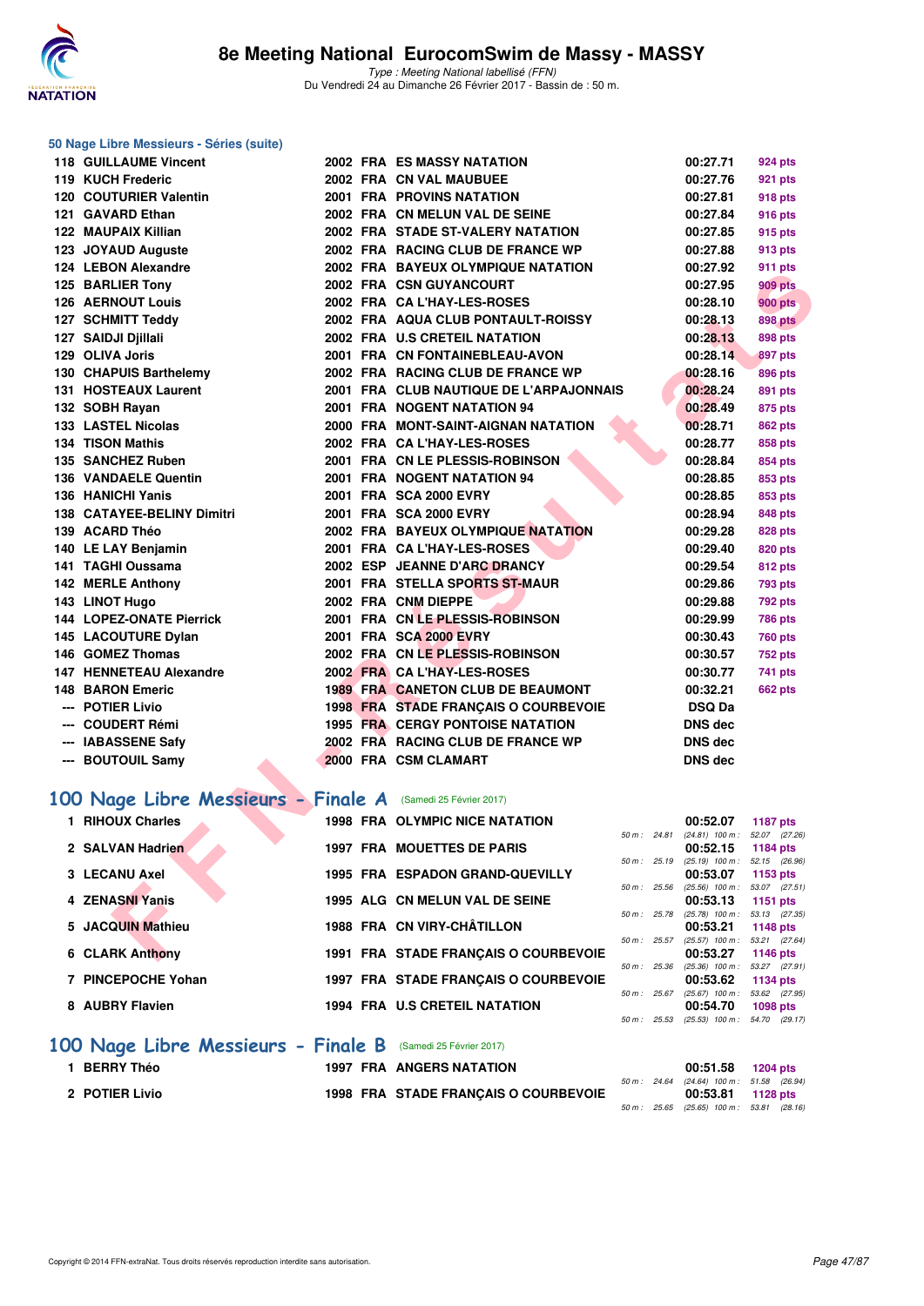### 50 Nage Libre Messieurs - Séries (suite)

| Rang | Nom | Année | Nat. | Club | Temps | Points |
|---|---|---|---|---|---|---|
| 118 | GUILLAUME Vincent | 2002 | FRA | ES MASSY NATATION | 00:27.71 | 924 pts |
| 119 | KUCH Frederic | 2002 | FRA | CN VAL MAUBUEE | 00:27.76 | 921 pts |
| 120 | COUTURIER Valentin | 2001 | FRA | PROVINS NATATION | 00:27.81 | 918 pts |
| 121 | GAVARD Ethan | 2002 | FRA | CN MELUN VAL DE SEINE | 00:27.84 | 916 pts |
| 122 | MAUPAIX Killian | 2002 | FRA | STADE ST-VALERY NATATION | 00:27.85 | 915 pts |
| 123 | JOYAUD Auguste | 2002 | FRA | RACING CLUB DE FRANCE WP | 00:27.88 | 913 pts |
| 124 | LEBON Alexandre | 2002 | FRA | BAYEUX OLYMPIQUE NATATION | 00:27.92 | 911 pts |
| 125 | BARLIER Tony | 2002 | FRA | CSN GUYANCOURT | 00:27.95 | 909 pts |
| 126 | AERNOUT Louis | 2002 | FRA | CA L'HAY-LES-ROSES | 00:28.10 | 900 pts |
| 127 | SCHMITT Teddy | 2002 | FRA | AQUA CLUB PONTAULT-ROISSY | 00:28.13 | 898 pts |
| 127 | SAIDJI Djillali | 2002 | FRA | U.S CRETEIL NATATION | 00:28.13 | 898 pts |
| 129 | OLIVA Joris | 2001 | FRA | CN FONTAINEBLEAU-AVON | 00:28.14 | 897 pts |
| 130 | CHAPUIS Barthelemy | 2002 | FRA | RACING CLUB DE FRANCE WP | 00:28.16 | 896 pts |
| 131 | HOSTEAUX Laurent | 2001 | FRA | CLUB NAUTIQUE DE L'ARPAJONNAIS | 00:28.24 | 891 pts |
| 132 | SOBH Rayan | 2001 | FRA | NOGENT NATATION 94 | 00:28.49 | 875 pts |
| 133 | LASTEL Nicolas | 2000 | FRA | MONT-SAINT-AIGNAN NATATION | 00:28.71 | 862 pts |
| 134 | TISON Mathis | 2002 | FRA | CA L'HAY-LES-ROSES | 00:28.77 | 858 pts |
| 135 | SANCHEZ Ruben | 2001 | FRA | CN LE PLESSIS-ROBINSON | 00:28.84 | 854 pts |
| 136 | VANDAELE Quentin | 2001 | FRA | NOGENT NATATION 94 | 00:28.85 | 853 pts |
| 136 | HANICHI Yanis | 2001 | FRA | SCA 2000 EVRY | 00:28.85 | 853 pts |
| 138 | CATAYEE-BELINY Dimitri | 2001 | FRA | SCA 2000 EVRY | 00:28.94 | 848 pts |
| 139 | ACARD Théo | 2002 | FRA | BAYEUX OLYMPIQUE NATATION | 00:29.28 | 828 pts |
| 140 | LE LAY Benjamin | 2001 | FRA | CA L'HAY-LES-ROSES | 00:29.40 | 820 pts |
| 141 | TAGHI Oussama | 2002 | ESP | JEANNE D'ARC DRANCY | 00:29.54 | 812 pts |
| 142 | MERLE Anthony | 2001 | FRA | STELLA SPORTS ST-MAUR | 00:29.86 | 793 pts |
| 143 | LINOT Hugo | 2002 | FRA | CNM DIEPPE | 00:29.88 | 792 pts |
| 144 | LOPEZ-ONATE Pierrick | 2001 | FRA | CN LE PLESSIS-ROBINSON | 00:29.99 | 786 pts |
| 145 | LACOUTURE Dylan | 2001 | FRA | SCA 2000 EVRY | 00:30.43 | 760 pts |
| 146 | GOMEZ Thomas | 2002 | FRA | CN LE PLESSIS-ROBINSON | 00:30.57 | 752 pts |
| 147 | HENNETEAU Alexandre | 2002 | FRA | CA L'HAY-LES-ROSES | 00:30.77 | 741 pts |
| 148 | BARON Emeric | 1989 | FRA | CANETON CLUB DE BEAUMONT | 00:32.21 | 662 pts |
| --- | POTIER Livio | 1998 | FRA | STADE FRANÇAIS O COURBEVOIE | DSQ Da | |
| --- | COUDERT Rémi | 1995 | FRA | CERGY PONTOISE NATATION | DNS dec | |
| --- | IABASSENE Safy | 2002 | FRA | RACING CLUB DE FRANCE WP | DNS dec | |
| --- | BOUTOUIL Samy | 2000 | FRA | CSM CLAMART | DNS dec | |

## 100 Nage Libre Messieurs - Finale A (Samedi 25 Février 2017)

| Rang | Nom | Année | Nat. | Club | Temps | Points | Splits |
|---|---|---|---|---|---|---|---|
| 1 | RIHOUX Charles | 1998 | FRA | OLYMPIC NICE NATATION | 00:52.07 | 1187 pts | 50 m : 24.81 (24.81) 100 m : 52.07 (27.26) |
| 2 | SALVAN Hadrien | 1997 | FRA | MOUETTES DE PARIS | 00:52.15 | 1184 pts | 50 m : 25.19 (25.19) 100 m : 52.15 (26.96) |
| 3 | LECANU Axel | 1995 | FRA | ESPADON GRAND-QUEVILLY | 00:53.07 | 1153 pts | 50 m : 25.56 (25.56) 100 m : 53.07 (27.51) |
| 4 | ZENASNI Yanis | 1995 | ALG | CN MELUN VAL DE SEINE | 00:53.13 | 1151 pts | 50 m : 25.78 (25.78) 100 m : 53.13 (27.35) |
| 5 | JACQUIN Mathieu | 1988 | FRA | CN VIRY-CHÂTILLON | 00:53.21 | 1148 pts | 50 m : 25.57 (25.57) 100 m : 53.21 (27.64) |
| 6 | CLARK Anthony | 1991 | FRA | STADE FRANÇAIS O COURBEVOIE | 00:53.27 | 1146 pts | 50 m : 25.36 (25.36) 100 m : 53.27 (27.91) |
| 7 | PINCEPOCHE Yohan | 1997 | FRA | STADE FRANÇAIS O COURBEVOIE | 00:53.62 | 1134 pts | 50 m : 25.67 (25.67) 100 m : 53.62 (27.95) |
| 8 | AUBRY Flavien | 1994 | FRA | U.S CRETEIL NATATION | 00:54.70 | 1098 pts | 50 m : 25.53 (25.53) 100 m : 54.70 (29.17) |

## 100 Nage Libre Messieurs - Finale B (Samedi 25 Février 2017)

| Rang | Nom | Année | Nat. | Club | Temps | Points | Splits |
|---|---|---|---|---|---|---|---|
| 1 | BERRY Théo | 1997 | FRA | ANGERS NATATION | 00:51.58 | 1204 pts | 50 m : 24.64 (24.64) 100 m : 51.58 (26.94) |
| 2 | POTIER Livio | 1998 | FRA | STADE FRANÇAIS O COURBEVOIE | 00:53.81 | 1128 pts | 50 m : 25.65 (25.65) 100 m : 53.81 (28.16) |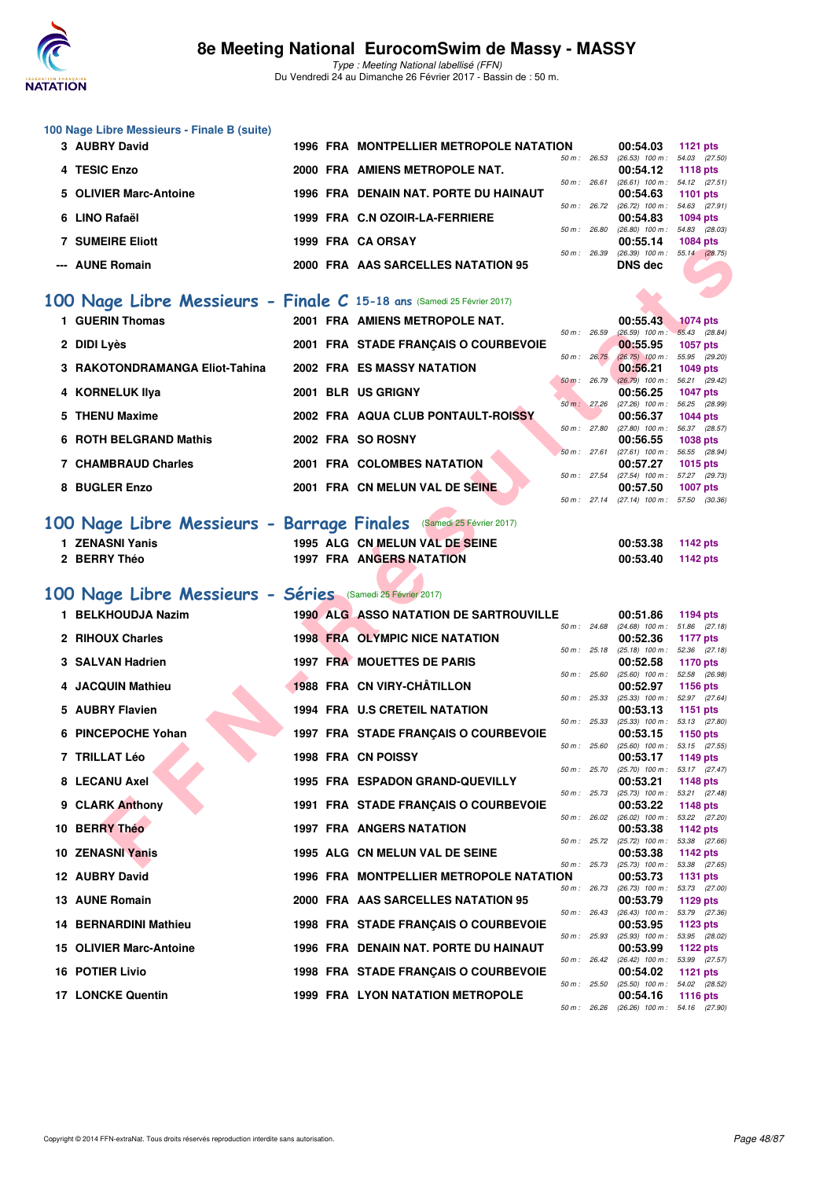# 8e Meeting National EurocomSwim de Massy - MASSY

*Type : Meeting National labellisé (FFN)*
Du Vendredi 24 au Dimanche 26 Février 2017 - Bassin de : 50 m.

### 100 Nage Libre Messieurs - Finale B (suite)

| Rang | Nom | Année | Nat. | Club | Temps | Points | Intermédiaires |
|---|---|---|---|---|---|---|---|
| 3 | AUBRY David | 1996 | FRA | MONTPELLIER METROPOLE NATATION | 00:54.03 | 1121 pts | 50 m : 26.53 (26.53) 100 m : 54.03 (27.50) |
| 4 | TESIC Enzo | 2000 | FRA | AMIENS METROPOLE NAT. | 00:54.12 | 1118 pts | 50 m : 26.61 (26.61) 100 m : 54.12 (27.51) |
| 5 | OLIVIER Marc-Antoine | 1996 | FRA | DENAIN NAT. PORTE DU HAINAUT | 00:54.63 | 1101 pts | 50 m : 26.72 (26.72) 100 m : 54.63 (27.91) |
| 6 | LINO Rafaël | 1999 | FRA | C.N OZOIR-LA-FERRIERE | 00:54.83 | 1094 pts | 50 m : 26.80 (26.80) 100 m : 54.83 (28.03) |
| 7 | SUMEIRE Eliott | 1999 | FRA | CA ORSAY | 00:55.14 | 1084 pts | 50 m : 26.39 (26.39) 100 m : 55.14 (28.75) |
| --- | AUNE Romain | 2000 | FRA | AAS SARCELLES NATATION 95 | DNS dec | | |

## 100 Nage Libre Messieurs - Finale C 15-18 ans (Samedi 25 Février 2017)

| Rang | Nom | Année | Nat. | Club | Temps | Points | Intermédiaires |
|---|---|---|---|---|---|---|---|
| 1 | GUERIN Thomas | 2001 | FRA | AMIENS METROPOLE NAT. | 00:55.43 | 1074 pts | 50 m : 26.59 (26.59) 100 m : 55.43 (28.84) |
| 2 | DIDI Lyès | 2001 | FRA | STADE FRANÇAIS O COURBEVOIE | 00:55.95 | 1057 pts | 50 m : 26.75 (26.75) 100 m : 55.95 (29.20) |
| 3 | RAKOTONDRAMANGA Eliot-Tahina | 2002 | FRA | ES MASSY NATATION | 00:56.21 | 1049 pts | 50 m : 26.79 (26.79) 100 m : 56.21 (29.42) |
| 4 | KORNELUK Ilya | 2001 | BLR | US GRIGNY | 00:56.25 | 1047 pts | 50 m : 27.26 (27.26) 100 m : 56.25 (28.99) |
| 5 | THENU Maxime | 2002 | FRA | AQUA CLUB PONTAULT-ROISSY | 00:56.37 | 1044 pts | 50 m : 27.80 (27.80) 100 m : 56.37 (28.57) |
| 6 | ROTH BELGRAND Mathis | 2002 | FRA | SO ROSNY | 00:56.55 | 1038 pts | 50 m : 27.61 (27.61) 100 m : 56.55 (28.94) |
| 7 | CHAMBRAUD Charles | 2001 | FRA | COLOMBES NATATION | 00:57.27 | 1015 pts | 50 m : 27.54 (27.54) 100 m : 57.27 (29.73) |
| 8 | BUGLER Enzo | 2001 | FRA | CN MELUN VAL DE SEINE | 00:57.50 | 1007 pts | 50 m : 27.14 (27.14) 100 m : 57.50 (30.36) |

## 100 Nage Libre Messieurs - Barrage Finales (Samedi 25 Février 2017)

| Rang | Nom | Année | Nat. | Club | Temps | Points |
|---|---|---|---|---|---|---|
| 1 | ZENASNI Yanis | 1995 | ALG | CN MELUN VAL DE SEINE | 00:53.38 | 1142 pts |
| 2 | BERRY Théo | 1997 | FRA | ANGERS NATATION | 00:53.40 | 1142 pts |

## 100 Nage Libre Messieurs - Séries (Samedi 25 Février 2017)

| Rang | Nom | Année | Nat. | Club | Temps | Points | Intermédiaires |
|---|---|---|---|---|---|---|---|
| 1 | BELKHOUDJA Nazim | 1990 | ALG | ASSO NATATION DE SARTROUVILLE | 00:51.86 | 1194 pts | 50 m : 24.68 (24.68) 100 m : 51.86 (27.18) |
| 2 | RIHOUX Charles | 1998 | FRA | OLYMPIC NICE NATATION | 00:52.36 | 1177 pts | 50 m : 25.18 (25.18) 100 m : 52.36 (27.18) |
| 3 | SALVAN Hadrien | 1997 | FRA | MOUETTES DE PARIS | 00:52.58 | 1170 pts | 50 m : 25.60 (25.60) 100 m : 52.58 (26.98) |
| 4 | JACQUIN Mathieu | 1988 | FRA | CN VIRY-CHÂTILLON | 00:52.97 | 1156 pts | 50 m : 25.33 (25.33) 100 m : 52.97 (27.64) |
| 5 | AUBRY Flavien | 1994 | FRA | U.S CRETEIL NATATION | 00:53.13 | 1151 pts | 50 m : 25.33 (25.33) 100 m : 53.13 (27.80) |
| 6 | PINCEPOCHE Yohan | 1997 | FRA | STADE FRANÇAIS O COURBEVOIE | 00:53.15 | 1150 pts | 50 m : 25.60 (25.60) 100 m : 53.15 (27.55) |
| 7 | TRILLAT Léo | 1998 | FRA | CN POISSY | 00:53.17 | 1149 pts | 50 m : 25.70 (25.70) 100 m : 53.17 (27.47) |
| 8 | LECANU Axel | 1995 | FRA | ESPADON GRAND-QUEVILLY | 00:53.21 | 1148 pts | 50 m : 25.73 (25.73) 100 m : 53.21 (27.48) |
| 9 | CLARK Anthony | 1991 | FRA | STADE FRANÇAIS O COURBEVOIE | 00:53.22 | 1148 pts | 50 m : 26.02 (26.02) 100 m : 53.22 (27.20) |
| 10 | BERRY Théo | 1997 | FRA | ANGERS NATATION | 00:53.38 | 1142 pts | 50 m : 25.72 (25.72) 100 m : 53.38 (27.66) |
| 10 | ZENASNI Yanis | 1995 | ALG | CN MELUN VAL DE SEINE | 00:53.38 | 1142 pts | 50 m : 25.73 (25.73) 100 m : 53.38 (27.65) |
| 12 | AUBRY David | 1996 | FRA | MONTPELLIER METROPOLE NATATION | 00:53.73 | 1131 pts | 50 m : 26.73 (26.73) 100 m : 53.73 (27.00) |
| 13 | AUNE Romain | 2000 | FRA | AAS SARCELLES NATATION 95 | 00:53.79 | 1129 pts | 50 m : 26.43 (26.43) 100 m : 53.79 (27.36) |
| 14 | BERNARDINI Mathieu | 1998 | FRA | STADE FRANÇAIS O COURBEVOIE | 00:53.95 | 1123 pts | 50 m : 25.93 (25.93) 100 m : 53.95 (28.02) |
| 15 | OLIVIER Marc-Antoine | 1996 | FRA | DENAIN NAT. PORTE DU HAINAUT | 00:53.99 | 1122 pts | 50 m : 26.42 (26.42) 100 m : 53.99 (27.57) |
| 16 | POTIER Livio | 1998 | FRA | STADE FRANÇAIS O COURBEVOIE | 00:54.02 | 1121 pts | 50 m : 25.50 (25.50) 100 m : 54.02 (28.52) |
| 17 | LONCKE Quentin | 1999 | FRA | LYON NATATION METROPOLE | 00:54.16 | 1116 pts | 50 m : 26.26 (26.26) 100 m : 54.16 (27.90) |

Copyright © 2014 FFN-extraNat. Tous droits réservés reproduction interdite sans autorisation.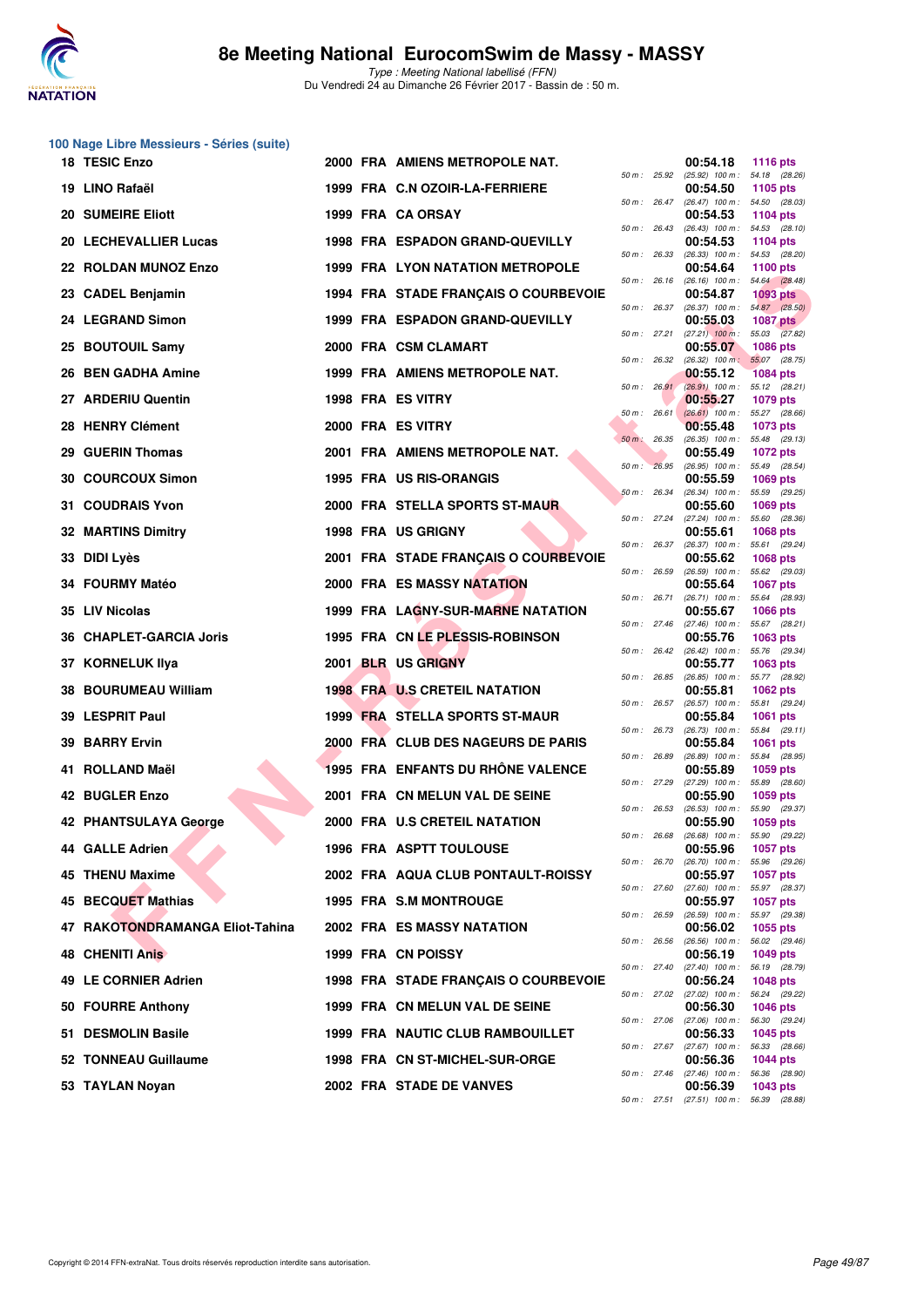## 100 Nage Libre Messieurs - Séries (suite)

| Rang | Nom | Année | Nat. | Club | Temps | Points | 50 m | 100 m |
|---|---|---|---|---|---|---|---|---|
| 18 | TESIC Enzo | 2000 | FRA | AMIENS METROPOLE NAT. | 00:54.18 | 1116 pts | 25.92 (25.92) | 54.18 (28.26) |
| 19 | LINO Rafaël | 1999 | FRA | C.N OZOIR-LA-FERRIERE | 00:54.50 | 1105 pts | 26.47 (26.47) | 54.50 (28.03) |
| 20 | SUMEIRE Eliott | 1999 | FRA | CA ORSAY | 00:54.53 | 1104 pts | 26.43 (26.43) | 54.53 (28.10) |
| 20 | LECHEVALLIER Lucas | 1998 | FRA | ESPADON GRAND-QUEVILLY | 00:54.53 | 1104 pts | 26.33 (26.33) | 54.53 (28.20) |
| 22 | ROLDAN MUNOZ Enzo | 1999 | FRA | LYON NATATION METROPOLE | 00:54.64 | 1100 pts | 26.16 (26.16) | 54.64 (28.48) |
| 23 | CADEL Benjamin | 1994 | FRA | STADE FRANÇAIS O COURBEVOIE | 00:54.87 | 1093 pts | 26.37 (26.37) | 54.87 (28.50) |
| 24 | LEGRAND Simon | 1999 | FRA | ESPADON GRAND-QUEVILLY | 00:55.03 | 1087 pts | 27.21 (27.21) | 55.03 (27.82) |
| 25 | BOUTOUIL Samy | 2000 | FRA | CSM CLAMART | 00:55.07 | 1086 pts | 26.32 (26.32) | 55.07 (28.75) |
| 26 | BEN GADHA Amine | 1999 | FRA | AMIENS METROPOLE NAT. | 00:55.12 | 1084 pts | 26.91 (26.91) | 55.12 (28.21) |
| 27 | ARDERIU Quentin | 1998 | FRA | ES VITRY | 00:55.27 | 1079 pts | 26.61 (26.61) | 55.27 (28.66) |
| 28 | HENRY Clément | 2000 | FRA | ES VITRY | 00:55.48 | 1073 pts | 26.35 (26.35) | 55.48 (29.13) |
| 29 | GUERIN Thomas | 2001 | FRA | AMIENS METROPOLE NAT. | 00:55.49 | 1072 pts | 26.95 (26.95) | 55.49 (28.54) |
| 30 | COURCOUX Simon | 1995 | FRA | US RIS-ORANGIS | 00:55.59 | 1069 pts | 26.34 (26.34) | 55.59 (29.25) |
| 31 | COUDRAIS Yvon | 2000 | FRA | STELLA SPORTS ST-MAUR | 00:55.60 | 1069 pts | 27.24 (27.24) | 55.60 (28.36) |
| 32 | MARTINS Dimitry | 1998 | FRA | US GRIGNY | 00:55.61 | 1068 pts | 26.37 (26.37) | 55.61 (29.24) |
| 33 | DIDI Lyès | 2001 | FRA | STADE FRANÇAIS O COURBEVOIE | 00:55.62 | 1068 pts | 26.59 (26.59) | 55.62 (29.03) |
| 34 | FOURMY Matéo | 2000 | FRA | ES MASSY NATATION | 00:55.64 | 1067 pts | 26.71 (26.71) | 55.64 (28.93) |
| 35 | LIV Nicolas | 1999 | FRA | LAGNY-SUR-MARNE NATATION | 00:55.67 | 1066 pts | 27.46 (27.46) | 55.67 (28.21) |
| 36 | CHAPLET-GARCIA Joris | 1995 | FRA | CN LE PLESSIS-ROBINSON | 00:55.76 | 1063 pts | 26.42 (26.42) | 55.76 (29.34) |
| 37 | KORNELUK Ilya | 2001 | BLR | US GRIGNY | 00:55.77 | 1063 pts | 26.85 (26.85) | 55.77 (28.92) |
| 38 | BOURUMEAU William | 1998 | FRA | U.S CRETEIL NATATION | 00:55.81 | 1062 pts | 26.57 (26.57) | 55.81 (29.24) |
| 39 | LESPRIT Paul | 1999 | FRA | STELLA SPORTS ST-MAUR | 00:55.84 | 1061 pts | 26.73 (26.73) | 55.84 (29.11) |
| 39 | BARRY Ervin | 2000 | FRA | CLUB DES NAGEURS DE PARIS | 00:55.84 | 1061 pts | 26.89 (26.89) | 55.84 (28.95) |
| 41 | ROLLAND Maël | 1995 | FRA | ENFANTS DU RHÔNE VALENCE | 00:55.89 | 1059 pts | 27.29 (27.29) | 55.89 (28.60) |
| 42 | BUGLER Enzo | 2001 | FRA | CN MELUN VAL DE SEINE | 00:55.90 | 1059 pts | 26.53 (26.53) | 55.90 (29.37) |
| 42 | PHANTSULAYA George | 2000 | FRA | U.S CRETEIL NATATION | 00:55.90 | 1059 pts | 26.68 (26.68) | 55.90 (29.22) |
| 44 | GALLE Adrien | 1996 | FRA | ASPTT TOULOUSE | 00:55.96 | 1057 pts | 26.70 (26.70) | 55.96 (29.26) |
| 45 | THENU Maxime | 2002 | FRA | AQUA CLUB PONTAULT-ROISSY | 00:55.97 | 1057 pts | 27.60 (27.60) | 55.97 (28.37) |
| 45 | BECQUET Mathias | 1995 | FRA | S.M MONTROUGE | 00:55.97 | 1057 pts | 26.59 (26.59) | 55.97 (29.38) |
| 47 | RAKOTONDRAMANGA Eliot-Tahina | 2002 | FRA | ES MASSY NATATION | 00:56.02 | 1055 pts | 26.56 (26.56) | 56.02 (29.46) |
| 48 | CHENITI Anis | 1999 | FRA | CN POISSY | 00:56.19 | 1049 pts | 27.40 (27.40) | 56.19 (28.79) |
| 49 | LE CORNIER Adrien | 1998 | FRA | STADE FRANÇAIS O COURBEVOIE | 00:56.24 | 1048 pts | 27.02 (27.02) | 56.24 (29.22) |
| 50 | FOURRE Anthony | 1999 | FRA | CN MELUN VAL DE SEINE | 00:56.30 | 1046 pts | 27.06 (27.06) | 56.30 (29.24) |
| 51 | DESMOLIN Basile | 1999 | FRA | NAUTIC CLUB RAMBOUILLET | 00:56.33 | 1045 pts | 27.67 (27.67) | 56.33 (28.66) |
| 52 | TONNEAU Guillaume | 1998 | FRA | CN ST-MICHEL-SUR-ORGE | 00:56.36 | 1044 pts | 27.46 (27.46) | 56.36 (28.90) |
| 53 | TAYLAN Noyan | 2002 | FRA | STADE DE VANVES | 00:56.39 | 1043 pts | 27.51 (27.51) | 56.39 (28.88) |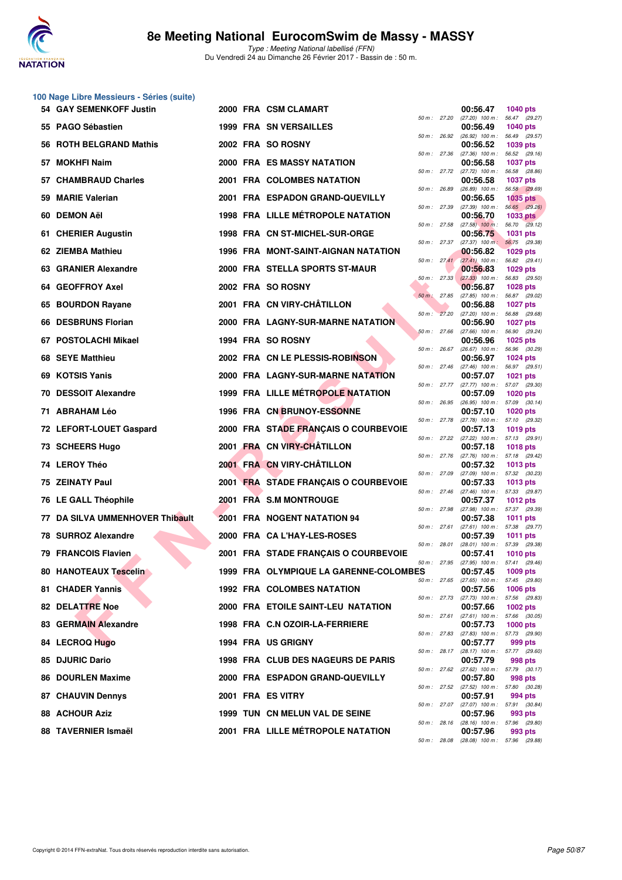# 8e Meeting National EurocomSwim de Massy - MASSY

*Type : Meeting National labellisé (FFN)*
Du Vendredi 24 au Dimanche 26 Février 2017 - Bassin de : 50 m.

## 100 Nage Libre Messieurs - Séries (suite)

| Rang | Nom | Année | Nat | Club | Temps | Points | 50 m | 100 m |
|---|---|---|---|---|---|---|---|---|
| 54 | GAY SEMENKOFF Justin | 2000 | FRA | CSM CLAMART | 00:56.47 | 1040 pts | 27.20 | (27.20) 56.47 (29.27) |
| 55 | PAGO Sébastien | 1999 | FRA | SN VERSAILLES | 00:56.49 | 1040 pts | 26.92 | (26.92) 56.49 (29.57) |
| 56 | ROTH BELGRAND Mathis | 2002 | FRA | SO ROSNY | 00:56.52 | 1039 pts | 27.36 | (27.36) 56.52 (29.16) |
| 57 | MOKHFI Naim | 2000 | FRA | ES MASSY NATATION | 00:56.58 | 1037 pts | 27.72 | (27.72) 56.58 (28.86) |
| 57 | CHAMBRAUD Charles | 2001 | FRA | COLOMBES NATATION | 00:56.58 | 1037 pts | 26.89 | (26.89) 56.58 (29.69) |
| 59 | MARIE Valerian | 2001 | FRA | ESPADON GRAND-QUEVILLY | 00:56.65 | 1035 pts | 27.39 | (27.39) 56.65 (29.26) |
| 60 | DEMON Aël | 1998 | FRA | LILLE MÉTROPOLE NATATION | 00:56.70 | 1033 pts | 27.58 | (27.58) 56.70 (29.12) |
| 61 | CHERIER Augustin | 1998 | FRA | CN ST-MICHEL-SUR-ORGE | 00:56.75 | 1031 pts | 27.37 | (27.37) 56.75 (29.38) |
| 62 | ZIEMBA Mathieu | 1996 | FRA | MONT-SAINT-AIGNAN NATATION | 00:56.82 | 1029 pts | 27.41 | (27.41) 56.82 (29.41) |
| 63 | GRANIER Alexandre | 2000 | FRA | STELLA SPORTS ST-MAUR | 00:56.83 | 1029 pts | 27.33 | (27.33) 56.83 (29.50) |
| 64 | GEOFFROY Axel | 2002 | FRA | SO ROSNY | 00:56.87 | 1028 pts | 27.85 | (27.85) 56.87 (29.02) |
| 65 | BOURDON Rayane | 2001 | FRA | CN VIRY-CHÂTILLON | 00:56.88 | 1027 pts | 27.20 | (27.20) 56.88 (29.68) |
| 66 | DESBRUNS Florian | 2000 | FRA | LAGNY-SUR-MARNE NATATION | 00:56.90 | 1027 pts | 27.66 | (27.66) 56.90 (29.24) |
| 67 | POSTOLACHI Mikael | 1994 | FRA | SO ROSNY | 00:56.96 | 1025 pts | 26.67 | (26.67) 56.96 (30.29) |
| 68 | SEYE Matthieu | 2002 | FRA | CN LE PLESSIS-ROBINSON | 00:56.97 | 1024 pts | 27.46 | (27.46) 56.97 (29.51) |
| 69 | KOTSIS Yanis | 2000 | FRA | LAGNY-SUR-MARNE NATATION | 00:57.07 | 1021 pts | 27.77 | (27.77) 57.07 (29.30) |
| 70 | DESSOIT Alexandre | 1999 | FRA | LILLE MÉTROPOLE NATATION | 00:57.09 | 1020 pts | 26.95 | (26.95) 57.09 (30.14) |
| 71 | ABRAHAM Léo | 1996 | FRA | CN BRUNOY-ESSONNE | 00:57.10 | 1020 pts | 27.78 | (27.78) 57.10 (29.32) |
| 72 | LEFORT-LOUET Gaspard | 2000 | FRA | STADE FRANÇAIS O COURBEVOIE | 00:57.13 | 1019 pts | 27.22 | (27.22) 57.13 (29.91) |
| 73 | SCHEERS Hugo | 2001 | FRA | CN VIRY-CHÂTILLON | 00:57.18 | 1018 pts | 27.76 | (27.76) 57.18 (29.42) |
| 74 | LEROY Théo | 2001 | FRA | CN VIRY-CHÂTILLON | 00:57.32 | 1013 pts | 27.09 | (27.09) 57.32 (30.23) |
| 75 | ZEINATY Paul | 2001 | FRA | STADE FRANÇAIS O COURBEVOIE | 00:57.33 | 1013 pts | 27.46 | (27.46) 57.33 (29.87) |
| 76 | LE GALL Théophile | 2001 | FRA | S.M MONTROUGE | 00:57.37 | 1012 pts | 27.98 | (27.98) 57.37 (29.39) |
| 77 | DA SILVA UMMENHOVER Thibault | 2001 | FRA | NOGENT NATATION 94 | 00:57.38 | 1011 pts | 27.61 | (27.61) 57.38 (29.77) |
| 78 | SURROZ Alexandre | 2000 | FRA | CA L'HAY-LES-ROSES | 00:57.39 | 1011 pts | 28.01 | (28.01) 57.39 (29.38) |
| 79 | FRANCOIS Flavien | 2001 | FRA | STADE FRANÇAIS O COURBEVOIE | 00:57.41 | 1010 pts | 27.95 | (27.95) 57.41 (29.46) |
| 80 | HANOTEAUX Tescelin | 1999 | FRA | OLYMPIQUE LA GARENNE-COLOMBES | 00:57.45 | 1009 pts | 27.65 | (27.65) 57.45 (29.80) |
| 81 | CHADER Yannis | 1992 | FRA | COLOMBES NATATION | 00:57.56 | 1006 pts | 27.73 | (27.73) 57.56 (29.83) |
| 82 | DELATTRE Noe | 2000 | FRA | ETOILE SAINT-LEU NATATION | 00:57.66 | 1002 pts | 27.61 | (27.61) 57.66 (30.05) |
| 83 | GERMAIN Alexandre | 1998 | FRA | C.N OZOIR-LA-FERRIERE | 00:57.73 | 1000 pts | 27.83 | (27.83) 57.73 (29.90) |
| 84 | LECROQ Hugo | 1994 | FRA | US GRIGNY | 00:57.77 | 999 pts | 28.17 | (28.17) 57.77 (29.60) |
| 85 | DJURIC Dario | 1998 | FRA | CLUB DES NAGEURS DE PARIS | 00:57.79 | 998 pts | 27.62 | (27.62) 57.79 (30.17) |
| 86 | DOURLEN Maxime | 2000 | FRA | ESPADON GRAND-QUEVILLY | 00:57.80 | 998 pts | 27.52 | (27.52) 57.80 (30.28) |
| 87 | CHAUVIN Dennys | 2001 | FRA | ES VITRY | 00:57.91 | 994 pts | 27.07 | (27.07) 57.91 (30.84) |
| 88 | ACHOUR Aziz | 1999 | TUN | CN MELUN VAL DE SEINE | 00:57.96 | 993 pts | 28.16 | (28.16) 57.96 (29.80) |
| 88 | TAVERNIER Ismaël | 2001 | FRA | LILLE MÉTROPOLE NATATION | 00:57.96 | 993 pts | 28.08 | (28.08) 57.96 (29.88) |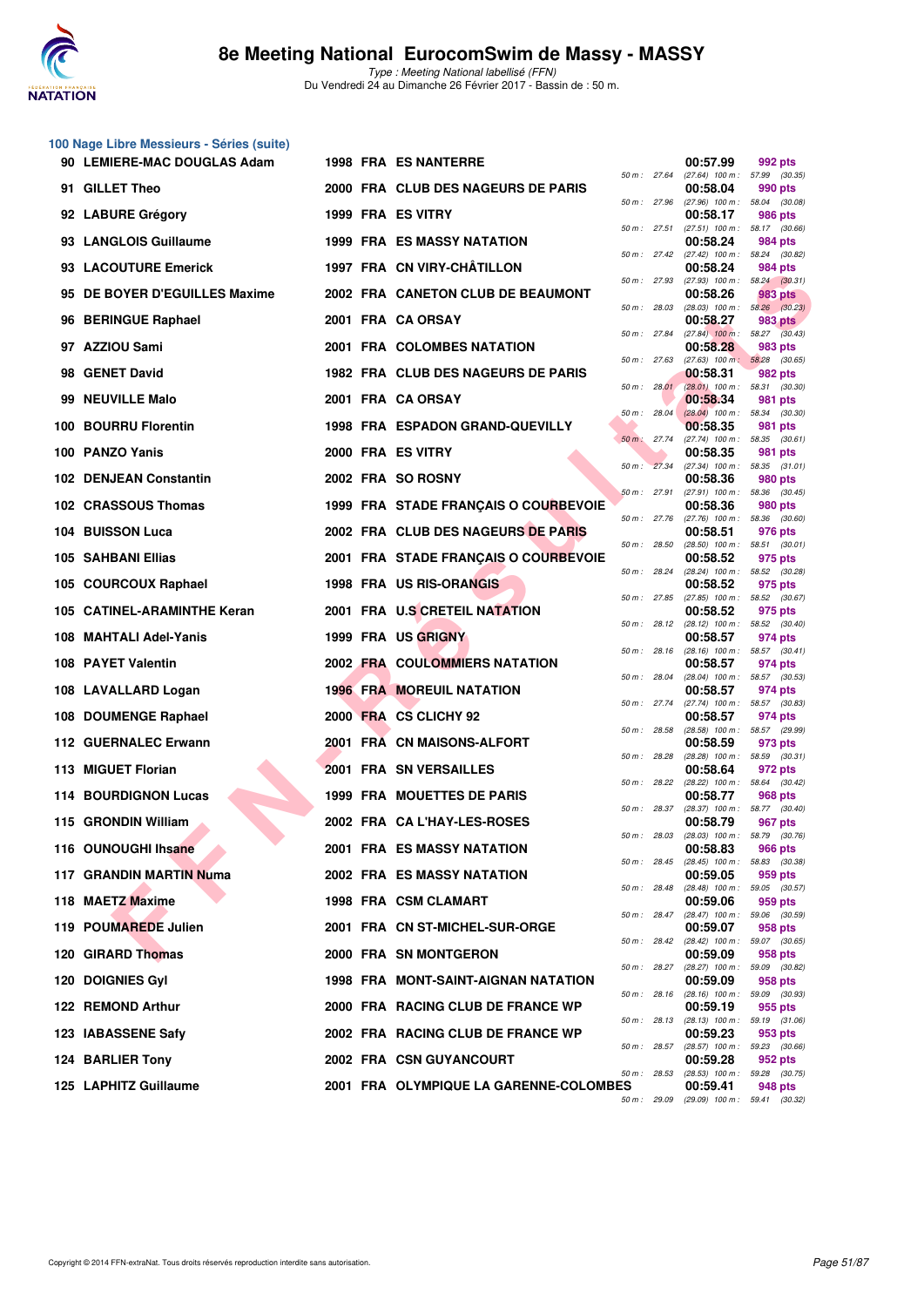# 8e Meeting National EurocomSwim de Massy - MASSY

*Type : Meeting National labellisé (FFN)*
Du Vendredi 24 au Dimanche 26 Février 2017 - Bassin de : 50 m.

## 100 Nage Libre Messieurs - Séries (suite)

| Rang | Nom | Année | Nat | Club | 50 m | 100 m | Temps | Points |
|---|---|---|---|---|---|---|---|---|
| 90 | LEMIERE-MAC DOUGLAS Adam | 1998 | FRA | ES NANTERRE | 27.64 | 57.99 (30.35) | 00:57.99 | 992 pts |
| 91 | GILLET Theo | 2000 | FRA | CLUB DES NAGEURS DE PARIS | 27.96 | 58.04 (30.08) | 00:58.04 | 990 pts |
| 92 | LABURE Grégory | 1999 | FRA | ES VITRY | 27.51 | 58.17 (30.66) | 00:58.17 | 986 pts |
| 93 | LANGLOIS Guillaume | 1999 | FRA | ES MASSY NATATION | 27.42 | 58.24 (30.82) | 00:58.24 | 984 pts |
| 93 | LACOUTURE Emerick | 1997 | FRA | CN VIRY-CHÂTILLON | 27.93 | 58.24 (30.31) | 00:58.24 | 984 pts |
| 95 | DE BOYER D'EGUILLES Maxime | 2002 | FRA | CANETON CLUB DE BEAUMONT | 28.03 | 58.26 (30.23) | 00:58.26 | 983 pts |
| 96 | BERINGUE Raphael | 2001 | FRA | CA ORSAY | 27.84 | 58.27 (30.43) | 00:58.27 | 983 pts |
| 97 | AZZIOU Sami | 2001 | FRA | COLOMBES NATATION | 27.63 | 58.28 (30.65) | 00:58.28 | 983 pts |
| 98 | GENET David | 1982 | FRA | CLUB DES NAGEURS DE PARIS | 28.01 | 58.31 (30.30) | 00:58.31 | 982 pts |
| 99 | NEUVILLE Malo | 2001 | FRA | CA ORSAY | 28.04 | 58.34 (30.30) | 00:58.34 | 981 pts |
| 100 | BOURRU Florentin | 1998 | FRA | ESPADON GRAND-QUEVILLY | 27.74 | 58.35 (30.61) | 00:58.35 | 981 pts |
| 100 | PANZO Yanis | 2000 | FRA | ES VITRY | 27.34 | 58.35 (31.01) | 00:58.35 | 981 pts |
| 102 | DENJEAN Constantin | 2002 | FRA | SO ROSNY | 27.91 | 58.36 (30.45) | 00:58.36 | 980 pts |
| 102 | CRASSOUS Thomas | 1999 | FRA | STADE FRANÇAIS O COURBEVOIE | 27.76 | 58.36 (30.60) | 00:58.36 | 980 pts |
| 104 | BUISSON Luca | 2002 | FRA | CLUB DES NAGEURS DE PARIS | 28.50 | 58.51 (30.01) | 00:58.51 | 976 pts |
| 105 | SAHBANI Ellias | 2001 | FRA | STADE FRANÇAIS O COURBEVOIE | 28.24 | 58.52 (30.28) | 00:58.52 | 975 pts |
| 105 | COURCOUX Raphael | 1998 | FRA | US RIS-ORANGIS | 27.85 | 58.52 (30.67) | 00:58.52 | 975 pts |
| 105 | CATINEL-ARAMINTHE Keran | 2001 | FRA | U.S CRETEIL NATATION | 28.12 | 58.52 (30.40) | 00:58.52 | 975 pts |
| 108 | MAHTALI Adel-Yanis | 1999 | FRA | US GRIGNY | 28.16 | 58.57 (30.41) | 00:58.57 | 974 pts |
| 108 | PAYET Valentin | 2002 | FRA | COULOMMIERS NATATION | 28.04 | 58.57 (30.53) | 00:58.57 | 974 pts |
| 108 | LAVALLARD Logan | 1996 | FRA | MOREUIL NATATION | 27.74 | 58.57 (30.83) | 00:58.57 | 974 pts |
| 108 | DOUMENGE Raphael | 2000 | FRA | CS CLICHY 92 | 28.58 | 58.57 (29.99) | 00:58.57 | 974 pts |
| 112 | GUERNALEC Erwann | 2001 | FRA | CN MAISONS-ALFORT | 28.28 | 58.59 (30.31) | 00:58.59 | 973 pts |
| 113 | MIGUET Florian | 2001 | FRA | SN VERSAILLES | 28.22 | 58.64 (30.42) | 00:58.64 | 972 pts |
| 114 | BOURDIGNON Lucas | 1999 | FRA | MOUETTES DE PARIS | 28.37 | 58.77 (30.40) | 00:58.77 | 968 pts |
| 115 | GRONDIN William | 2002 | FRA | CA L'HAY-LES-ROSES | 28.03 | 58.79 (30.76) | 00:58.79 | 967 pts |
| 116 | OUNOUGHI Ihsane | 2001 | FRA | ES MASSY NATATION | 28.45 | 58.83 (30.38) | 00:58.83 | 966 pts |
| 117 | GRANDIN MARTIN Numa | 2002 | FRA | ES MASSY NATATION | 28.48 | 59.05 (30.57) | 00:59.05 | 959 pts |
| 118 | MAETZ Maxime | 1998 | FRA | CSM CLAMART | 28.47 | 59.06 (30.59) | 00:59.06 | 959 pts |
| 119 | POUMAREDE Julien | 2001 | FRA | CN ST-MICHEL-SUR-ORGE | 28.42 | 59.07 (30.65) | 00:59.07 | 958 pts |
| 120 | GIRARD Thomas | 2000 | FRA | SN MONTGERON | 28.27 | 59.09 (30.82) | 00:59.09 | 958 pts |
| 120 | DOIGNIES Gyl | 1998 | FRA | MONT-SAINT-AIGNAN NATATION | 28.16 | 59.09 (30.93) | 00:59.09 | 958 pts |
| 122 | REMOND Arthur | 2000 | FRA | RACING CLUB DE FRANCE WP | 28.13 | 59.19 (31.06) | 00:59.19 | 955 pts |
| 123 | IABASSENE Safy | 2002 | FRA | RACING CLUB DE FRANCE WP | 28.57 | 59.23 (30.66) | 00:59.23 | 953 pts |
| 124 | BARLIER Tony | 2002 | FRA | CSN GUYANCOURT | 28.53 | 59.28 (30.75) | 00:59.28 | 952 pts |
| 125 | LAPHITZ Guillaume | 2001 | FRA | OLYMPIQUE LA GARENNE-COLOMBES | 29.09 | 59.41 (30.32) | 00:59.41 | 948 pts |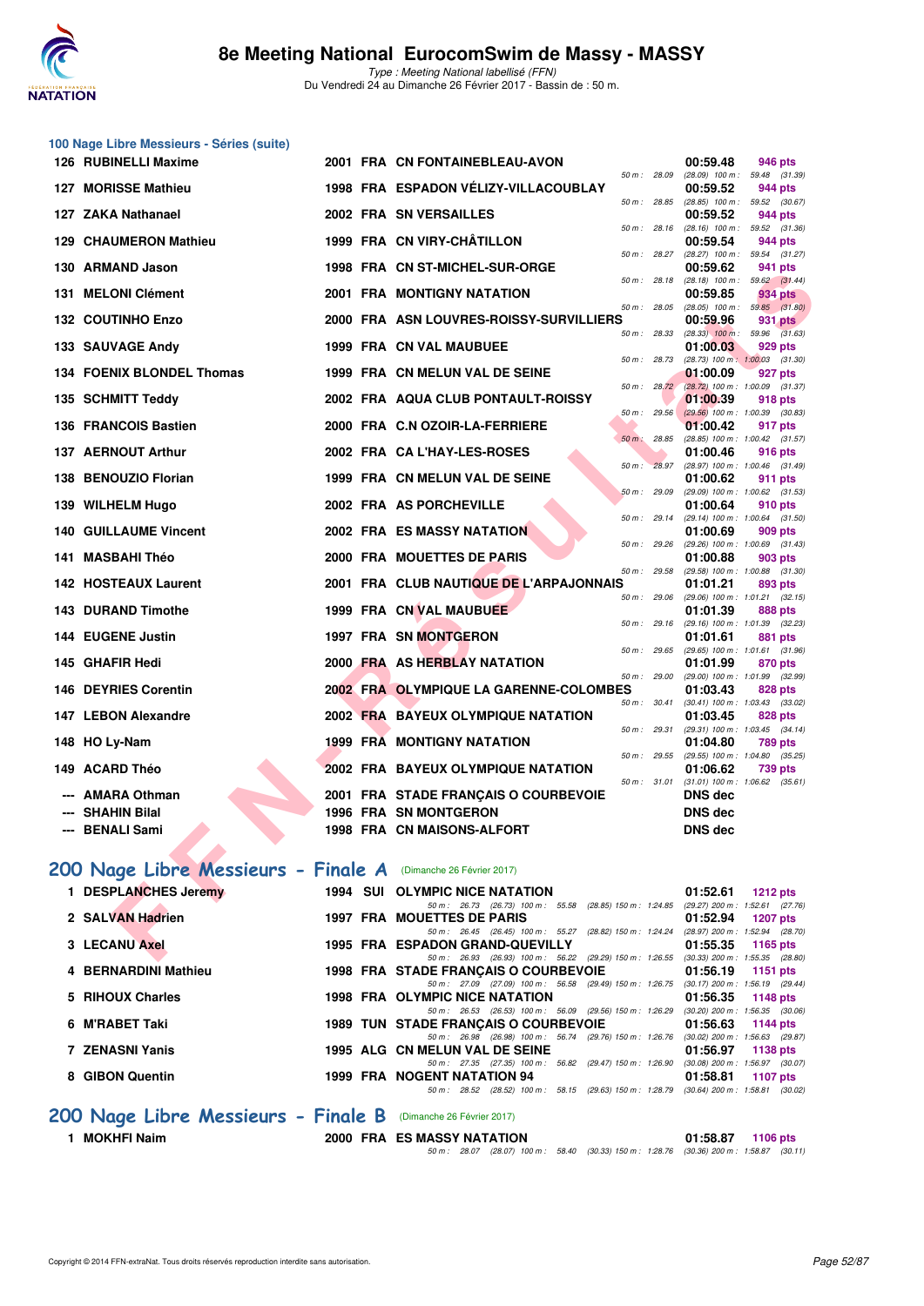### 100 Nage Libre Messieurs - Séries (suite)

| Rang | Nom | Année | Nat. | Club | Temps | Points | Splits |
|---|---|---|---|---|---|---|---|
| 126 | RUBINELLI Maxime | 2001 | FRA | CN FONTAINEBLEAU-AVON | 00:59.48 | 946 pts | 50 m : 28.09 (28.09) 100 m : 59.48 (31.39) |
| 127 | MORISSE Mathieu | 1998 | FRA | ESPADON VÉLIZY-VILLACOUBLAY | 00:59.52 | 944 pts | 50 m : 28.85 (28.85) 100 m : 59.52 (30.67) |
| 127 | ZAKA Nathanael | 2002 | FRA | SN VERSAILLES | 00:59.52 | 944 pts | 50 m : 28.16 (28.16) 100 m : 59.52 (31.36) |
| 129 | CHAUMERON Mathieu | 1999 | FRA | CN VIRY-CHÂTILLON | 00:59.54 | 944 pts | 50 m : 28.27 (28.27) 100 m : 59.54 (31.27) |
| 130 | ARMAND Jason | 1998 | FRA | CN ST-MICHEL-SUR-ORGE | 00:59.62 | 941 pts | 50 m : 28.18 (28.18) 100 m : 59.62 (31.44) |
| 131 | MELONI Clément | 2001 | FRA | MONTIGNY NATATION | 00:59.85 | 934 pts | 50 m : 28.05 (28.05) 100 m : 59.85 (31.80) |
| 132 | COUTINHO Enzo | 2000 | FRA | ASN LOUVRES-ROISSY-SURVILLIERS | 00:59.96 | 931 pts | 50 m : 28.33 (28.33) 100 m : 59.96 (31.63) |
| 133 | SAUVAGE Andy | 1999 | FRA | CN VAL MAUBUEE | 01:00.03 | 929 pts | 50 m : 28.73 (28.73) 100 m : 1:00.03 (31.30) |
| 134 | FOENIX BLONDEL Thomas | 1999 | FRA | CN MELUN VAL DE SEINE | 01:00.09 | 927 pts | 50 m : 28.72 (28.72) 100 m : 1:00.09 (31.37) |
| 135 | SCHMITT Teddy | 2002 | FRA | AQUA CLUB PONTAULT-ROISSY | 01:00.39 | 918 pts | 50 m : 29.56 (29.56) 100 m : 1:00.39 (30.83) |
| 136 | FRANCOIS Bastien | 2000 | FRA | C.N OZOIR-LA-FERRIERE | 01:00.42 | 917 pts | 50 m : 28.85 (28.85) 100 m : 1:00.42 (31.57) |
| 137 | AERNOUT Arthur | 2002 | FRA | CA L'HAY-LES-ROSES | 01:00.46 | 916 pts | 50 m : 28.97 (28.97) 100 m : 1:00.46 (31.49) |
| 138 | BENOUZIO Florian | 1999 | FRA | CN MELUN VAL DE SEINE | 01:00.62 | 911 pts | 50 m : 29.09 (29.09) 100 m : 1:00.62 (31.53) |
| 139 | WILHELM Hugo | 2002 | FRA | AS PORCHEVILLE | 01:00.64 | 910 pts | 50 m : 29.14 (29.14) 100 m : 1:00.64 (31.50) |
| 140 | GUILLAUME Vincent | 2002 | FRA | ES MASSY NATATION | 01:00.69 | 909 pts | 50 m : 29.26 (29.26) 100 m : 1:00.69 (31.43) |
| 141 | MASBAHI Théo | 2000 | FRA | MOUETTES DE PARIS | 01:00.88 | 903 pts | 50 m : 29.58 (29.58) 100 m : 1:00.88 (31.30) |
| 142 | HOSTEAUX Laurent | 2001 | FRA | CLUB NAUTIQUE DE L'ARPAJONNAIS | 01:01.21 | 893 pts | 50 m : 29.06 (29.06) 100 m : 1:01.21 (32.15) |
| 143 | DURAND Timothe | 1999 | FRA | CN VAL MAUBUEE | 01:01.39 | 888 pts | 50 m : 29.16 (29.16) 100 m : 1:01.39 (32.23) |
| 144 | EUGENE Justin | 1997 | FRA | SN MONTGERON | 01:01.61 | 881 pts | 50 m : 29.65 (29.65) 100 m : 1:01.61 (31.96) |
| 145 | GHAFIR Hedi | 2000 | FRA | AS HERBLAY NATATION | 01:01.99 | 870 pts | 50 m : 29.00 (29.00) 100 m : 1:01.99 (32.99) |
| 146 | DEYRIES Corentin | 2002 | FRA | OLYMPIQUE LA GARENNE-COLOMBES | 01:03.43 | 828 pts | 50 m : 30.41 (30.41) 100 m : 1:03.43 (33.02) |
| 147 | LEBON Alexandre | 2002 | FRA | BAYEUX OLYMPIQUE NATATION | 01:03.45 | 828 pts | 50 m : 29.31 (29.31) 100 m : 1:03.45 (34.14) |
| 148 | HO Ly-Nam | 1999 | FRA | MONTIGNY NATATION | 01:04.80 | 789 pts | 50 m : 29.55 (29.55) 100 m : 1:04.80 (35.25) |
| 149 | ACARD Théo | 2002 | FRA | BAYEUX OLYMPIQUE NATATION | 01:06.62 | 739 pts | 50 m : 31.01 (31.01) 100 m : 1:06.62 (35.61) |
| --- | AMARA Othman | 2001 | FRA | STADE FRANÇAIS O COURBEVOIE | DNS dec | | |
| --- | SHAHIN Bilal | 1996 | FRA | SN MONTGERON | DNS dec | | |
| --- | BENALI Sami | 1998 | FRA | CN MAISONS-ALFORT | DNS dec | | |

## 200 Nage Libre Messieurs - Finale A (Dimanche 26 Février 2017)

| Rang | Nom | Année | Nat. | Club | Temps | Points | Splits |
|---|---|---|---|---|---|---|---|
| 1 | DESPLANCHES Jeremy | 1994 | SUI | OLYMPIC NICE NATATION | 01:52.61 | 1212 pts | 50 m : 26.73 (26.73) 100 m : 55.58 (28.85) 150 m : 1:24.85 (29.27) 200 m : 1:52.61 (27.76) |
| 2 | SALVAN Hadrien | 1997 | FRA | MOUETTES DE PARIS | 01:52.94 | 1207 pts | 50 m : 26.45 (26.45) 100 m : 55.27 (28.82) 150 m : 1:24.24 (28.97) 200 m : 1:52.94 (28.70) |
| 3 | LECANU Axel | 1995 | FRA | ESPADON GRAND-QUEVILLY | 01:55.35 | 1165 pts | 50 m : 26.93 (26.93) 100 m : 56.22 (29.29) 150 m : 1:26.55 (30.33) 200 m : 1:55.35 (28.80) |
| 4 | BERNARDINI Mathieu | 1998 | FRA | STADE FRANÇAIS O COURBEVOIE | 01:56.19 | 1151 pts | 50 m : 27.09 (27.09) 100 m : 56.58 (29.49) 150 m : 1:26.75 (30.17) 200 m : 1:56.19 (29.44) |
| 5 | RIHOUX Charles | 1998 | FRA | OLYMPIC NICE NATATION | 01:56.35 | 1148 pts | 50 m : 26.53 (26.53) 100 m : 56.09 (29.56) 150 m : 1:26.29 (30.20) 200 m : 1:56.35 (30.06) |
| 6 | M'RABET Taki | 1989 | TUN | STADE FRANÇAIS O COURBEVOIE | 01:56.63 | 1144 pts | 50 m : 26.98 (26.98) 100 m : 56.74 (29.76) 150 m : 1:26.76 (30.02) 200 m : 1:56.63 (29.87) |
| 7 | ZENASNI Yanis | 1995 | ALG | CN MELUN VAL DE SEINE | 01:56.97 | 1138 pts | 50 m : 27.35 (27.35) 100 m : 56.82 (29.47) 150 m : 1:26.90 (30.08) 200 m : 1:56.97 (30.07) |
| 8 | GIBON Quentin | 1999 | FRA | NOGENT NATATION 94 | 01:58.81 | 1107 pts | 50 m : 28.52 (28.52) 100 m : 58.15 (29.63) 150 m : 1:28.79 (30.64) 200 m : 1:58.81 (30.02) |

## 200 Nage Libre Messieurs - Finale B (Dimanche 26 Février 2017)

| Rang | Nom | Année | Nat. | Club | Temps | Points | Splits |
|---|---|---|---|---|---|---|---|
| 1 | MOKHFI Naim | 2000 | FRA | ES MASSY NATATION | 01:58.87 | 1106 pts | 50 m : 28.07 (28.07) 100 m : 58.40 (30.33) 150 m : 1:28.76 (30.36) 200 m : 1:58.87 (30.11) |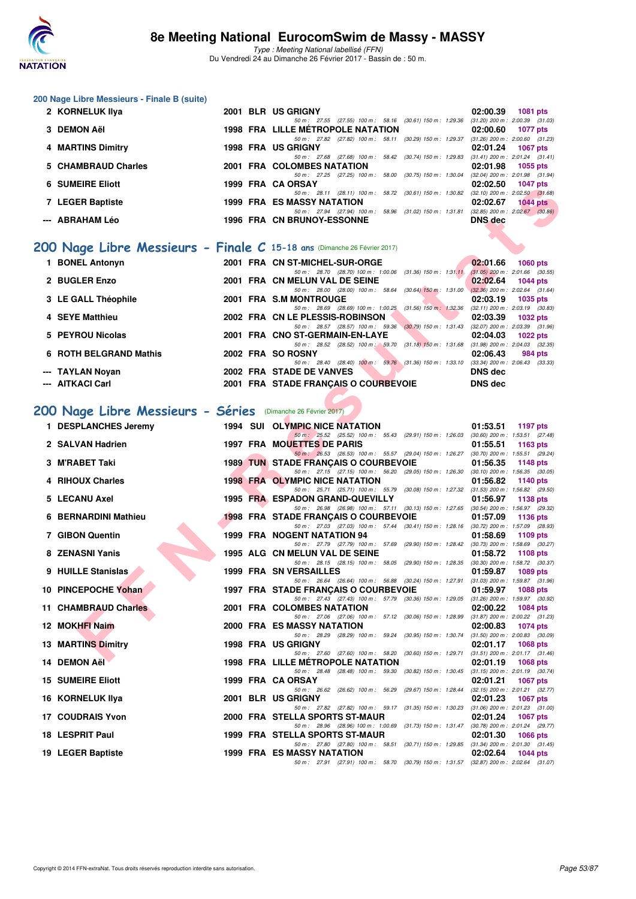### 200 Nage Libre Messieurs - Finale B (suite)

| Rang | Nom | Année | Nat | Club | Temps | Points |
|---|---|---|---|---|---|---|
| 2 | KORNELUK Ilya | 2001 | BLR | US GRIGNY | 02:00.39 | 1081 pts |
| | 50 m : 27.55 (27.55) 100 m : 58.16 (30.61) 150 m : 1:29.36 (31.20) 200 m : 2:00.39 (31.03) | | | | | |
| 3 | DEMON Aël | 1998 | FRA | LILLE MÉTROPOLE NATATION | 02:00.60 | 1077 pts |
| | 50 m : 27.82 (27.82) 100 m : 58.11 (30.29) 150 m : 1:29.37 (31.26) 200 m : 2:00.60 (31.23) | | | | | |
| 4 | MARTINS Dimitry | 1998 | FRA | US GRIGNY | 02:01.24 | 1067 pts |
| | 50 m : 27.68 (27.68) 100 m : 58.42 (30.74) 150 m : 1:29.83 (31.41) 200 m : 2:01.24 (31.41) | | | | | |
| 5 | CHAMBRAUD Charles | 2001 | FRA | COLOMBES NATATION | 02:01.98 | 1055 pts |
| | 50 m : 27.25 (27.25) 100 m : 58.00 (30.75) 150 m : 1:30.04 (32.04) 200 m : 2:01.98 (31.94) | | | | | |
| 6 | SUMEIRE Eliott | 1999 | FRA | CA ORSAY | 02:02.50 | 1047 pts |
| | 50 m : 28.11 (28.11) 100 m : 58.72 (30.61) 150 m : 1:30.82 (32.10) 200 m : 2:02.50 (31.68) | | | | | |
| 7 | LEGER Baptiste | 1999 | FRA | ES MASSY NATATION | 02:02.67 | 1044 pts |
| | 50 m : 27.94 (27.94) 100 m : 58.96 (31.02) 150 m : 1:31.81 (32.85) 200 m : 2:02.67 (30.86) | | | | | |
| --- | ABRAHAM Léo | 1996 | FRA | CN BRUNOY-ESSONNE | DNS dec | |

## 200 Nage Libre Messieurs - Finale C 15-18 ans (Dimanche 26 Février 2017)

| Rang | Nom | Année | Nat | Club | Temps | Points |
|---|---|---|---|---|---|---|
| 1 | BONEL Antonyn | 2001 | FRA | CN ST-MICHEL-SUR-ORGE | 02:01.66 | 1060 pts |
| | 50 m : 28.70 (28.70) 100 m : 1:00.06 (31.36) 150 m : 1:31.11 (31.05) 200 m : 2:01.66 (30.55) | | | | | |
| 2 | BUGLER Enzo | 2001 | FRA | CN MELUN VAL DE SEINE | 02:02.64 | 1044 pts |
| | 50 m : 28.00 (28.00) 100 m : 58.64 (30.64) 150 m : 1:31.00 (32.36) 200 m : 2:02.64 (31.64) | | | | | |
| 3 | LE GALL Théophile | 2001 | FRA | S.M MONTROUGE | 02:03.19 | 1035 pts |
| | 50 m : 28.69 (28.69) 100 m : 1:00.25 (31.56) 150 m : 1:32.36 (32.11) 200 m : 2:03.19 (30.83) | | | | | |
| 4 | SEYE Matthieu | 2002 | FRA | CN LE PLESSIS-ROBINSON | 02:03.39 | 1032 pts |
| | 50 m : 28.57 (28.57) 100 m : 59.36 (30.79) 150 m : 1:31.43 (32.07) 200 m : 2:03.39 (31.96) | | | | | |
| 5 | PEYROU Nicolas | 2001 | FRA | CNO ST-GERMAIN-EN-LAYE | 02:04.03 | 1022 pts |
| | 50 m : 28.52 (28.52) 100 m : 59.70 (31.18) 150 m : 1:31.68 (31.98) 200 m : 2:04.03 (32.35) | | | | | |
| 6 | ROTH BELGRAND Mathis | 2002 | FRA | SO ROSNY | 02:06.43 | 984 pts |
| | 50 m : 28.40 (28.40) 100 m : 59.76 (31.36) 150 m : 1:33.10 (33.34) 200 m : 2:06.43 (33.33) | | | | | |
| --- | TAYLAN Noyan | 2002 | FRA | STADE DE VANVES | DNS dec | |
| --- | AITKACI Carl | 2001 | FRA | STADE FRANÇAIS O COURBEVOIE | DNS dec | |

## 200 Nage Libre Messieurs - Séries (Dimanche 26 Février 2017)

| Rang | Nom | Année | Nat | Club | Temps | Points |
|---|---|---|---|---|---|---|
| 1 | DESPLANCHES Jeremy | 1994 | SUI | OLYMPIC NICE NATATION | 01:53.51 | 1197 pts |
| | 50 m : 25.52 (25.52) 100 m : 55.43 (29.91) 150 m : 1:26.03 (30.60) 200 m : 1:53.51 (27.48) | | | | | |
| 2 | SALVAN Hadrien | 1997 | FRA | MOUETTES DE PARIS | 01:55.51 | 1163 pts |
| | 50 m : 26.53 (26.53) 100 m : 55.57 (29.04) 150 m : 1:26.27 (30.70) 200 m : 1:55.51 (29.24) | | | | | |
| 3 | M'RABET Taki | 1989 | TUN | STADE FRANÇAIS O COURBEVOIE | 01:56.35 | 1148 pts |
| | 50 m : 27.15 (27.15) 100 m : 56.20 (29.05) 150 m : 1:26.30 (30.10) 200 m : 1:56.35 (30.05) | | | | | |
| 4 | RIHOUX Charles | 1998 | FRA | OLYMPIC NICE NATATION | 01:56.82 | 1140 pts |
| | 50 m : 25.71 (25.71) 100 m : 55.79 (30.08) 150 m : 1:27.32 (31.53) 200 m : 1:56.82 (29.50) | | | | | |
| 5 | LECANU Axel | 1995 | FRA | ESPADON GRAND-QUEVILLY | 01:56.97 | 1138 pts |
| | 50 m : 26.98 (26.98) 100 m : 57.11 (30.13) 150 m : 1:27.65 (30.54) 200 m : 1:56.97 (29.32) | | | | | |
| 6 | BERNARDINI Mathieu | 1998 | FRA | STADE FRANÇAIS O COURBEVOIE | 01:57.09 | 1136 pts |
| | 50 m : 27.03 (27.03) 100 m : 57.44 (30.41) 150 m : 1:28.16 (30.72) 200 m : 1:57.09 (28.93) | | | | | |
| 7 | GIBON Quentin | 1999 | FRA | NOGENT NATATION 94 | 01:58.69 | 1109 pts |
| | 50 m : 27.79 (27.79) 100 m : 57.69 (29.90) 150 m : 1:28.42 (30.73) 200 m : 1:58.69 (30.27) | | | | | |
| 8 | ZENASNI Yanis | 1995 | ALG | CN MELUN VAL DE SEINE | 01:58.72 | 1108 pts |
| | 50 m : 28.15 (28.15) 100 m : 58.05 (29.90) 150 m : 1:28.35 (30.30) 200 m : 1:58.72 (30.37) | | | | | |
| 9 | HUILLE Stanislas | 1999 | FRA | SN VERSAILLES | 01:59.87 | 1089 pts |
| | 50 m : 26.64 (26.64) 100 m : 56.88 (30.24) 150 m : 1:27.91 (31.03) 200 m : 1:59.87 (31.96) | | | | | |
| 10 | PINCEPOCHE Yohan | 1997 | FRA | STADE FRANÇAIS O COURBEVOIE | 01:59.97 | 1088 pts |
| | 50 m : 27.43 (27.43) 100 m : 57.79 (30.36) 150 m : 1:29.05 (31.26) 200 m : 1:59.97 (30.92) | | | | | |
| 11 | CHAMBRAUD Charles | 2001 | FRA | COLOMBES NATATION | 02:00.22 | 1084 pts |
| | 50 m : 27.06 (27.06) 100 m : 57.12 (30.06) 150 m : 1:28.99 (31.87) 200 m : 2:00.22 (31.23) | | | | | |
| 12 | MOKHFI Naim | 2000 | FRA | ES MASSY NATATION | 02:00.83 | 1074 pts |
| | 50 m : 28.29 (28.29) 100 m : 59.24 (30.95) 150 m : 1:30.74 (31.50) 200 m : 2:00.83 (30.09) | | | | | |
| 13 | MARTINS Dimitry | 1998 | FRA | US GRIGNY | 02:01.17 | 1068 pts |
| | 50 m : 27.60 (27.60) 100 m : 58.20 (30.60) 150 m : 1:29.71 (31.51) 200 m : 2:01.17 (31.46) | | | | | |
| 14 | DEMON Aël | 1998 | FRA | LILLE MÉTROPOLE NATATION | 02:01.19 | 1068 pts |
| | 50 m : 28.48 (28.48) 100 m : 59.30 (30.82) 150 m : 1:30.45 (31.15) 200 m : 2:01.19 (30.74) | | | | | |
| 15 | SUMEIRE Eliott | 1999 | FRA | CA ORSAY | 02:01.21 | 1067 pts |
| | 50 m : 26.62 (26.62) 100 m : 56.29 (29.67) 150 m : 1:28.44 (32.15) 200 m : 2:01.21 (32.77) | | | | | |
| 16 | KORNELUK Ilya | 2001 | BLR | US GRIGNY | 02:01.23 | 1067 pts |
| | 50 m : 27.82 (27.82) 100 m : 59.17 (31.35) 150 m : 1:30.23 (31.06) 200 m : 2:01.23 (31.00) | | | | | |
| 17 | COUDRAIS Yvon | 2000 | FRA | STELLA SPORTS ST-MAUR | 02:01.24 | 1067 pts |
| | 50 m : 28.96 (28.96) 100 m : 1:00.69 (31.73) 150 m : 1:31.47 (30.78) 200 m : 2:01.24 (29.77) | | | | | |
| 18 | LESPRIT Paul | 1999 | FRA | STELLA SPORTS ST-MAUR | 02:01.30 | 1066 pts |
| | 50 m : 27.80 (27.80) 100 m : 58.51 (30.71) 150 m : 1:29.85 (31.34) 200 m : 2:01.30 (31.45) | | | | | |
| 19 | LEGER Baptiste | 1999 | FRA | ES MASSY NATATION | 02:02.64 | 1044 pts |
| | 50 m : 27.91 (27.91) 100 m : 58.70 (30.79) 150 m : 1:31.57 (32.87) 200 m : 2:02.64 (31.07) | | | | | |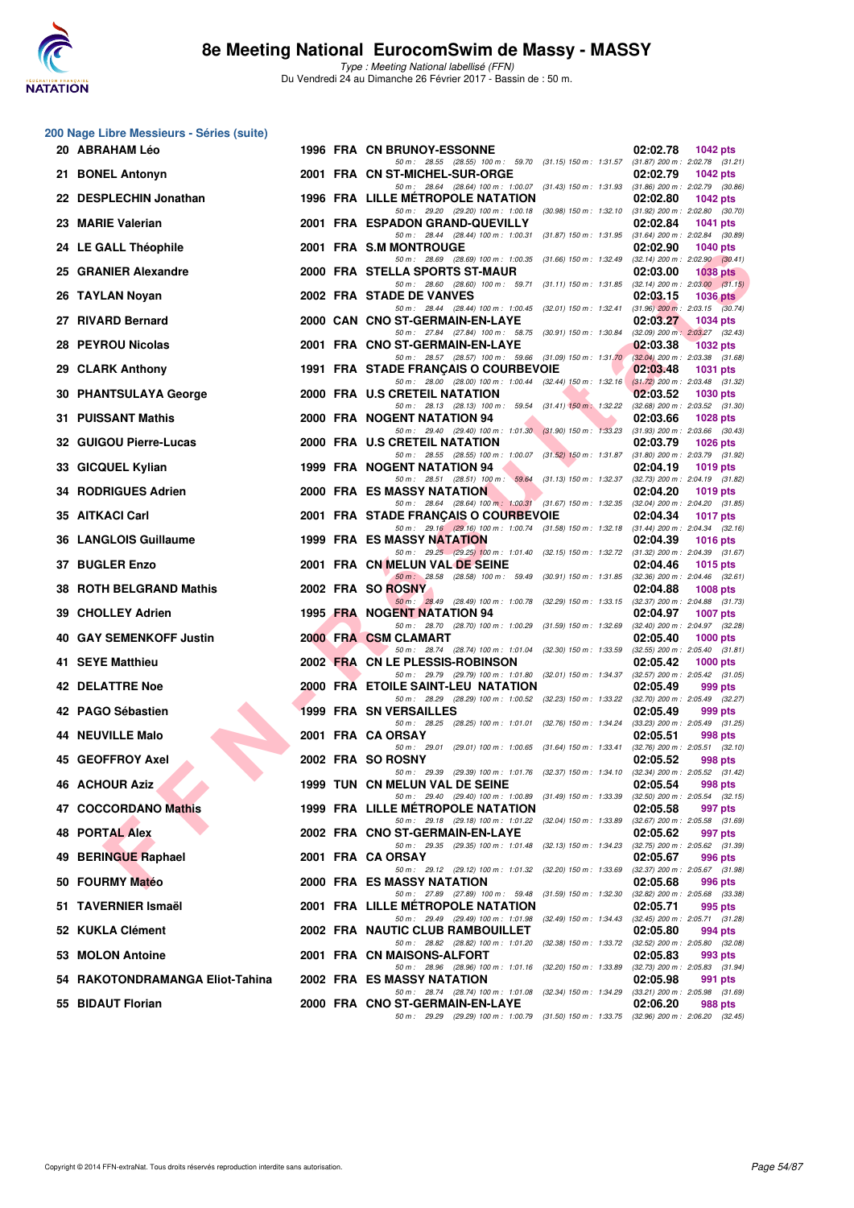# 8e Meeting National EurocomSwim de Massy - MASSY

*Type : Meeting National labellisé (FFN)*
Du Vendredi 24 au Dimanche 26 Février 2017 - Bassin de : 50 m.

## 200 Nage Libre Messieurs - Séries (suite)

| Rang | Nom | Année | Nat. | Club | Temps | Points |
|---|---|---|---|---|---|---|
| 20 | ABRAHAM Léo | 1996 | FRA | CN BRUNOY-ESSONNE | 02:02.78 | 1042 pts |
| | 50 m : 28.55 (28.55) 100 m : 59.70 (31.15) 150 m : 1:31.57 (31.87) 200 m : 2:02.78 (31.21) | | | | | |
| 21 | BONEL Antonyn | 2001 | FRA | CN ST-MICHEL-SUR-ORGE | 02:02.79 | 1042 pts |
| | 50 m : 28.64 (28.64) 100 m : 1:00.07 (31.43) 150 m : 1:31.93 (31.86) 200 m : 2:02.79 (30.86) | | | | | |
| 22 | DESPLECHIN Jonathan | 1996 | FRA | LILLE MÉTROPOLE NATATION | 02:02.80 | 1042 pts |
| | 50 m : 29.20 (29.20) 100 m : 1:00.18 (30.98) 150 m : 1:32.10 (31.92) 200 m : 2:02.80 (30.70) | | | | | |
| 23 | MARIE Valerian | 2001 | FRA | ESPADON GRAND-QUEVILLY | 02:02.84 | 1041 pts |
| | 50 m : 28.44 (28.44) 100 m : 1:00.31 (31.87) 150 m : 1:31.95 (31.64) 200 m : 2:02.84 (30.89) | | | | | |
| 24 | LE GALL Théophile | 2001 | FRA | S.M MONTROUGE | 02:02.90 | 1040 pts |
| | 50 m : 28.69 (28.69) 100 m : 1:00.35 (31.66) 150 m : 1:32.49 (32.14) 200 m : 2:02.90 (30.41) | | | | | |
| 25 | GRANIER Alexandre | 2000 | FRA | STELLA SPORTS ST-MAUR | 02:03.00 | 1038 pts |
| | 50 m : 28.60 (28.60) 100 m : 59.71 (31.11) 150 m : 1:31.85 (32.14) 200 m : 2:03.00 (31.15) | | | | | |
| 26 | TAYLAN Noyan | 2002 | FRA | STADE DE VANVES | 02:03.15 | 1036 pts |
| | 50 m : 28.44 (28.44) 100 m : 1:00.45 (32.01) 150 m : 1:32.41 (31.96) 200 m : 2:03.15 (30.74) | | | | | |
| 27 | RIVARD Bernard | 2000 | CAN | CNO ST-GERMAIN-EN-LAYE | 02:03.27 | 1034 pts |
| | 50 m : 27.84 (27.84) 100 m : 58.75 (30.91) 150 m : 1:30.84 (32.09) 200 m : 2:03.27 (32.43) | | | | | |
| 28 | PEYROU Nicolas | 2001 | FRA | CNO ST-GERMAIN-EN-LAYE | 02:03.38 | 1032 pts |
| | 50 m : 28.57 (28.57) 100 m : 59.66 (31.09) 150 m : 1:31.70 (32.04) 200 m : 2:03.38 (31.68) | | | | | |
| 29 | CLARK Anthony | 1991 | FRA | STADE FRANÇAIS O COURBEVOIE | 02:03.48 | 1031 pts |
| | 50 m : 28.00 (28.00) 100 m : 1:00.44 (32.44) 150 m : 1:32.16 (31.72) 200 m : 2:03.48 (31.32) | | | | | |
| 30 | PHANTSULAYA George | 2000 | FRA | U.S CRETEIL NATATION | 02:03.52 | 1030 pts |
| | 50 m : 28.13 (28.13) 100 m : 59.54 (31.41) 150 m : 1:32.22 (32.68) 200 m : 2:03.52 (31.30) | | | | | |
| 31 | PUISSANT Mathis | 2000 | FRA | NOGENT NATATION 94 | 02:03.66 | 1028 pts |
| | 50 m : 29.40 (29.40) 100 m : 1:01.30 (31.90) 150 m : 1:33.23 (31.93) 200 m : 2:03.66 (30.43) | | | | | |
| 32 | GUIGOU Pierre-Lucas | 2000 | FRA | U.S CRETEIL NATATION | 02:03.79 | 1026 pts |
| | 50 m : 28.55 (28.55) 100 m : 1:00.07 (31.52) 150 m : 1:31.87 (31.80) 200 m : 2:03.79 (31.92) | | | | | |
| 33 | GICQUEL Kylian | 1999 | FRA | NOGENT NATATION 94 | 02:04.19 | 1019 pts |
| | 50 m : 28.51 (28.51) 100 m : 59.64 (31.13) 150 m : 1:32.37 (32.73) 200 m : 2:04.19 (31.82) | | | | | |
| 34 | RODRIGUES Adrien | 2000 | FRA | ES MASSY NATATION | 02:04.20 | 1019 pts |
| | 50 m : 28.64 (28.64) 100 m : 1:00.31 (31.67) 150 m : 1:32.35 (32.04) 200 m : 2:04.20 (31.85) | | | | | |
| 35 | AITKACI Carl | 2001 | FRA | STADE FRANÇAIS O COURBEVOIE | 02:04.34 | 1017 pts |
| | 50 m : 29.16 (29.16) 100 m : 1:00.74 (31.58) 150 m : 1:32.18 (31.44) 200 m : 2:04.34 (32.16) | | | | | |
| 36 | LANGLOIS Guillaume | 1999 | FRA | ES MASSY NATATION | 02:04.39 | 1016 pts |
| | 50 m : 29.25 (29.25) 100 m : 1:01.40 (32.15) 150 m : 1:32.72 (31.32) 200 m : 2:04.39 (31.67) | | | | | |
| 37 | BUGLER Enzo | 2001 | FRA | CN MELUN VAL DE SEINE | 02:04.46 | 1015 pts |
| | 50 m : 28.58 (28.58) 100 m : 59.49 (30.91) 150 m : 1:31.85 (32.36) 200 m : 2:04.46 (32.61) | | | | | |
| 38 | ROTH BELGRAND Mathis | 2002 | FRA | SO ROSNY | 02:04.88 | 1008 pts |
| | 50 m : 28.49 (28.49) 100 m : 1:00.78 (32.29) 150 m : 1:33.15 (32.37) 200 m : 2:04.88 (31.73) | | | | | |
| 39 | CHOLLEY Adrien | 1995 | FRA | NOGENT NATATION 94 | 02:04.97 | 1007 pts |
| | 50 m : 28.70 (28.70) 100 m : 1:00.29 (31.59) 150 m : 1:32.69 (32.40) 200 m : 2:04.97 (32.28) | | | | | |
| 40 | GAY SEMENKOFF Justin | 2000 | FRA | CSM CLAMART | 02:05.40 | 1000 pts |
| | 50 m : 28.74 (28.74) 100 m : 1:01.04 (32.30) 150 m : 1:33.59 (32.55) 200 m : 2:05.40 (31.81) | | | | | |
| 41 | SEYE Matthieu | 2002 | FRA | CN LE PLESSIS-ROBINSON | 02:05.42 | 1000 pts |
| | 50 m : 29.79 (29.79) 100 m : 1:01.80 (32.01) 150 m : 1:34.37 (32.57) 200 m : 2:05.42 (31.05) | | | | | |
| 42 | DELATTRE Noe | 2000 | FRA | ETOILE SAINT-LEU NATATION | 02:05.49 | 999 pts |
| | 50 m : 28.29 (28.29) 100 m : 1:00.52 (32.23) 150 m : 1:33.22 (32.70) 200 m : 2:05.49 (32.27) | | | | | |
| 42 | PAGO Sébastien | 1999 | FRA | SN VERSAILLES | 02:05.49 | 999 pts |
| | 50 m : 28.25 (28.25) 100 m : 1:01.01 (32.76) 150 m : 1:34.24 (33.23) 200 m : 2:05.49 (31.25) | | | | | |
| 44 | NEUVILLE Malo | 2001 | FRA | CA ORSAY | 02:05.51 | 998 pts |
| | 50 m : 29.01 (29.01) 100 m : 1:00.65 (31.64) 150 m : 1:33.41 (32.76) 200 m : 2:05.51 (32.10) | | | | | |
| 45 | GEOFFROY Axel | 2002 | FRA | SO ROSNY | 02:05.52 | 998 pts |
| | 50 m : 29.39 (29.39) 100 m : 1:01.76 (32.37) 150 m : 1:34.10 (32.34) 200 m : 2:05.52 (31.42) | | | | | |
| 46 | ACHOUR Aziz | 1999 | TUN | CN MELUN VAL DE SEINE | 02:05.54 | 998 pts |
| | 50 m : 29.40 (29.40) 100 m : 1:00.89 (31.49) 150 m : 1:33.39 (32.50) 200 m : 2:05.54 (32.15) | | | | | |
| 47 | COCCORDANO Mathis | 1999 | FRA | LILLE MÉTROPOLE NATATION | 02:05.58 | 997 pts |
| | 50 m : 29.18 (29.18) 100 m : 1:01.22 (32.04) 150 m : 1:33.89 (32.67) 200 m : 2:05.58 (31.69) | | | | | |
| 48 | PORTAL Alex | 2002 | FRA | CNO ST-GERMAIN-EN-LAYE | 02:05.62 | 997 pts |
| | 50 m : 29.35 (29.35) 100 m : 1:01.48 (32.13) 150 m : 1:34.23 (32.75) 200 m : 2:05.62 (31.39) | | | | | |
| 49 | BERINGUE Raphael | 2001 | FRA | CA ORSAY | 02:05.67 | 996 pts |
| | 50 m : 29.12 (29.12) 100 m : 1:01.32 (32.20) 150 m : 1:33.69 (32.37) 200 m : 2:05.67 (31.98) | | | | | |
| 50 | FOURMY Matéo | 2000 | FRA | ES MASSY NATATION | 02:05.68 | 996 pts |
| | 50 m : 27.89 (27.89) 100 m : 59.48 (31.59) 150 m : 1:32.30 (32.82) 200 m : 2:05.68 (33.38) | | | | | |
| 51 | TAVERNIER Ismaël | 2001 | FRA | LILLE MÉTROPOLE NATATION | 02:05.71 | 995 pts |
| | 50 m : 29.49 (29.49) 100 m : 1:01.98 (32.49) 150 m : 1:34.43 (32.45) 200 m : 2:05.71 (31.28) | | | | | |
| 52 | KUKLA Clément | 2002 | FRA | NAUTIC CLUB RAMBOUILLET | 02:05.80 | 994 pts |
| | 50 m : 28.82 (28.82) 100 m : 1:01.20 (32.38) 150 m : 1:33.72 (32.52) 200 m : 2:05.80 (32.08) | | | | | |
| 53 | MOLON Antoine | 2001 | FRA | CN MAISONS-ALFORT | 02:05.83 | 993 pts |
| | 50 m : 28.96 (28.96) 100 m : 1:01.16 (32.20) 150 m : 1:33.89 (32.73) 200 m : 2:05.83 (31.94) | | | | | |
| 54 | RAKOTONDRAMANGA Eliot-Tahina | 2002 | FRA | ES MASSY NATATION | 02:05.98 | 991 pts |
| | 50 m : 28.74 (28.74) 100 m : 1:01.08 (32.34) 150 m : 1:34.29 (33.21) 200 m : 2:05.98 (31.69) | | | | | |
| 55 | BIDAUT Florian | 2000 | FRA | CNO ST-GERMAIN-EN-LAYE | 02:06.20 | 988 pts |
| | 50 m : 29.29 (29.29) 100 m : 1:00.79 (31.50) 150 m : 1:33.75 (32.96) 200 m : 2:06.20 (32.45) | | | | | |

Copyright © 2014 FFN-extraNat. Tous droits réservés reproduction interdite sans autorisation.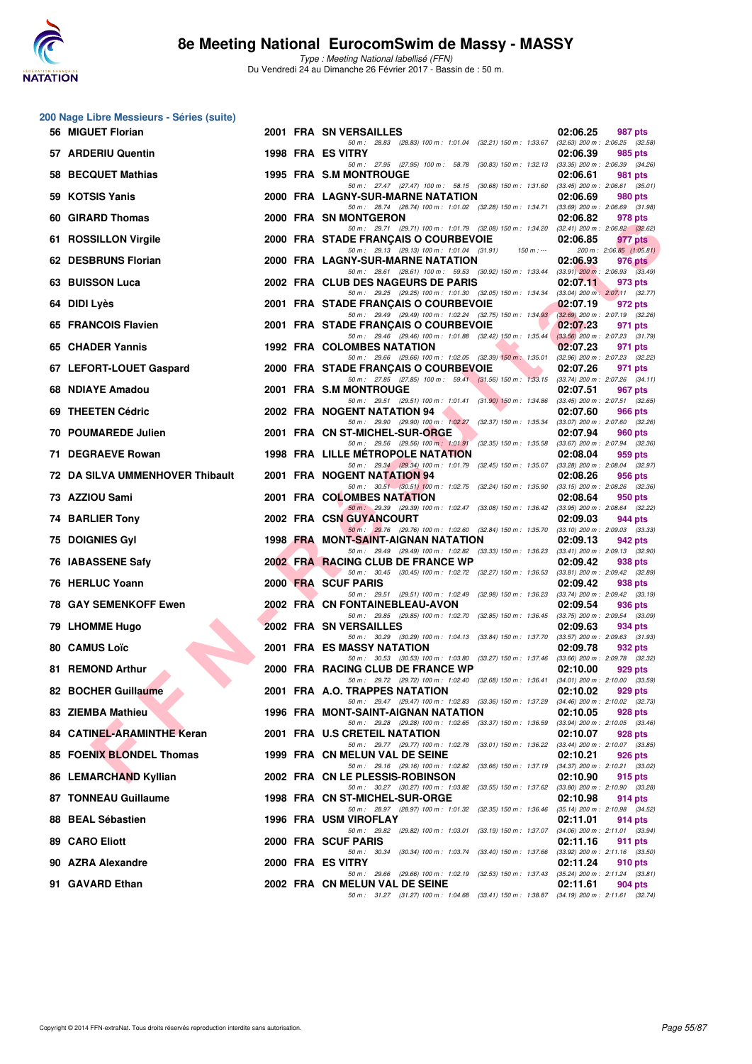## 200 Nage Libre Messieurs - Séries (suite)

| Rang | Nom | Année | Nat | Club | Temps | Points |
|---|---|---|---|---|---|---|
| 56 | MIGUET Florian | 2001 | FRA | SN VERSAILLES | 02:06.25 | 987 pts |
| | 50 m : 28.83 (28.83) 100 m : 1:01.04 (32.21) 150 m : 1:33.67 (32.63) 200 m : 2:06.25 (32.58) | | | | | |
| 57 | ARDERIU Quentin | 1998 | FRA | ES VITRY | 02:06.39 | 985 pts |
| | 50 m : 27.95 (27.95) 100 m : 58.78 (30.83) 150 m : 1:32.13 (33.35) 200 m : 2:06.39 (34.26) | | | | | |
| 58 | BECQUET Mathias | 1995 | FRA | S.M MONTROUGE | 02:06.61 | 981 pts |
| | 50 m : 27.47 (27.47) 100 m : 58.15 (30.68) 150 m : 1:31.60 (33.45) 200 m : 2:06.61 (35.01) | | | | | |
| 59 | KOTSIS Yanis | 2000 | FRA | LAGNY-SUR-MARNE NATATION | 02:06.69 | 980 pts |
| | 50 m : 28.74 (28.74) 100 m : 1:01.02 (32.28) 150 m : 1:34.71 (33.69) 200 m : 2:06.69 (31.98) | | | | | |
| 60 | GIRARD Thomas | 2000 | FRA | SN MONTGERON | 02:06.82 | 978 pts |
| | 50 m : 29.71 (29.71) 100 m : 1:01.79 (32.08) 150 m : 1:34.20 (32.41) 200 m : 2:06.82 (32.62) | | | | | |
| 61 | ROSSILLON Virgile | 2000 | FRA | STADE FRANÇAIS O COURBEVOIE | 02:06.85 | 977 pts |
| | 50 m : 29.13 (29.13) 100 m : 1:01.04 (31.91) 150 m : --- 200 m : 2:06.85 (1:05.81) | | | | | |
| 62 | DESBRUNS Florian | 2000 | FRA | LAGNY-SUR-MARNE NATATION | 02:06.93 | 976 pts |
| | 50 m : 28.61 (28.61) 100 m : 59.53 (30.92) 150 m : 1:33.44 (33.91) 200 m : 2:06.93 (33.49) | | | | | |
| 63 | BUISSON Luca | 2002 | FRA | CLUB DES NAGEURS DE PARIS | 02:07.11 | 973 pts |
| | 50 m : 29.25 (29.25) 100 m : 1:01.30 (32.05) 150 m : 1:34.34 (33.04) 200 m : 2:07.11 (32.77) | | | | | |
| 64 | DIDI Lyès | 2001 | FRA | STADE FRANÇAIS O COURBEVOIE | 02:07.19 | 972 pts |
| | 50 m : 29.49 (29.49) 100 m : 1:02.24 (32.75) 150 m : 1:34.93 (32.69) 200 m : 2:07.19 (32.26) | | | | | |
| 65 | FRANCOIS Flavien | 2001 | FRA | STADE FRANÇAIS O COURBEVOIE | 02:07.23 | 971 pts |
| | 50 m : 29.46 (29.46) 100 m : 1:01.88 (32.42) 150 m : 1:35.44 (33.56) 200 m : 2:07.23 (31.79) | | | | | |
| 65 | CHADER Yannis | 1992 | FRA | COLOMBES NATATION | 02:07.23 | 971 pts |
| | 50 m : 29.66 (29.66) 100 m : 1:02.05 (32.39) 150 m : 1:35.01 (32.96) 200 m : 2:07.23 (32.22) | | | | | |
| 67 | LEFORT-LOUET Gaspard | 2000 | FRA | STADE FRANÇAIS O COURBEVOIE | 02:07.26 | 971 pts |
| | 50 m : 27.85 (27.85) 100 m : 59.41 (31.56) 150 m : 1:33.15 (33.74) 200 m : 2:07.26 (34.11) | | | | | |
| 68 | NDIAYE Amadou | 2001 | FRA | S.M MONTROUGE | 02:07.51 | 967 pts |
| | 50 m : 29.51 (29.51) 100 m : 1:01.41 (31.90) 150 m : 1:34.86 (33.45) 200 m : 2:07.51 (32.65) | | | | | |
| 69 | THEETEN Cédric | 2002 | FRA | NOGENT NATATION 94 | 02:07.60 | 966 pts |
| | 50 m : 29.90 (29.90) 100 m : 1:02.27 (32.37) 150 m : 1:35.34 (33.07) 200 m : 2:07.60 (32.26) | | | | | |
| 70 | POUMAREDE Julien | 2001 | FRA | CN ST-MICHEL-SUR-ORGE | 02:07.94 | 960 pts |
| | 50 m : 29.56 (29.56) 100 m : 1:01.91 (32.35) 150 m : 1:35.58 (33.67) 200 m : 2:07.94 (32.36) | | | | | |
| 71 | DEGRAEVE Rowan | 1998 | FRA | LILLE MÉTROPOLE NATATION | 02:08.04 | 959 pts |
| | 50 m : 29.34 (29.34) 100 m : 1:01.79 (32.45) 150 m : 1:35.07 (33.28) 200 m : 2:08.04 (32.97) | | | | | |
| 72 | DA SILVA UMMENHOVER Thibault | 2001 | FRA | NOGENT NATATION 94 | 02:08.26 | 956 pts |
| | 50 m : 30.51 (30.51) 100 m : 1:02.75 (32.24) 150 m : 1:35.90 (33.15) 200 m : 2:08.26 (32.36) | | | | | |
| 73 | AZZIOU Sami | 2001 | FRA | COLOMBES NATATION | 02:08.64 | 950 pts |
| | 50 m : 29.39 (29.39) 100 m : 1:02.47 (33.08) 150 m : 1:36.42 (33.95) 200 m : 2:08.64 (32.22) | | | | | |
| 74 | BARLIER Tony | 2002 | FRA | CSN GUYANCOURT | 02:09.03 | 944 pts |
| | 50 m : 29.76 (29.76) 100 m : 1:02.60 (32.84) 150 m : 1:35.70 (33.10) 200 m : 2:09.03 (33.33) | | | | | |
| 75 | DOIGNIES Gyl | 1998 | FRA | MONT-SAINT-AIGNAN NATATION | 02:09.13 | 942 pts |
| | 50 m : 29.49 (29.49) 100 m : 1:02.82 (33.33) 150 m : 1:36.23 (33.41) 200 m : 2:09.13 (32.90) | | | | | |
| 76 | IABASSENE Safy | 2002 | FRA | RACING CLUB DE FRANCE WP | 02:09.42 | 938 pts |
| | 50 m : 30.45 (30.45) 100 m : 1:02.72 (32.27) 150 m : 1:36.53 (33.81) 200 m : 2:09.42 (32.89) | | | | | |
| 76 | HERLUC Yoann | 2000 | FRA | SCUF PARIS | 02:09.42 | 938 pts |
| | 50 m : 29.51 (29.51) 100 m : 1:02.49 (32.98) 150 m : 1:36.23 (33.74) 200 m : 2:09.42 (33.19) | | | | | |
| 78 | GAY SEMENKOFF Ewen | 2002 | FRA | CN FONTAINEBLEAU-AVON | 02:09.54 | 936 pts |
| | 50 m : 29.85 (29.85) 100 m : 1:02.70 (32.85) 150 m : 1:36.45 (33.75) 200 m : 2:09.54 (33.09) | | | | | |
| 79 | LHOMME Hugo | 2002 | FRA | SN VERSAILLES | 02:09.63 | 934 pts |
| | 50 m : 30.29 (30.29) 100 m : 1:04.13 (33.84) 150 m : 1:37.70 (33.57) 200 m : 2:09.63 (31.93) | | | | | |
| 80 | CAMUS Loïc | 2001 | FRA | ES MASSY NATATION | 02:09.78 | 932 pts |
| | 50 m : 30.53 (30.53) 100 m : 1:03.80 (33.27) 150 m : 1:37.46 (33.66) 200 m : 2:09.78 (32.32) | | | | | |
| 81 | REMOND Arthur | 2000 | FRA | RACING CLUB DE FRANCE WP | 02:10.00 | 929 pts |
| | 50 m : 29.72 (29.72) 100 m : 1:02.40 (32.68) 150 m : 1:36.41 (34.01) 200 m : 2:10.00 (33.59) | | | | | |
| 82 | BOCHER Guillaume | 2001 | FRA | A.O. TRAPPES NATATION | 02:10.02 | 929 pts |
| | 50 m : 29.47 (29.47) 100 m : 1:02.83 (33.36) 150 m : 1:37.29 (34.46) 200 m : 2:10.02 (32.73) | | | | | |
| 83 | ZIEMBA Mathieu | 1996 | FRA | MONT-SAINT-AIGNAN NATATION | 02:10.05 | 928 pts |
| | 50 m : 29.28 (29.28) 100 m : 1:02.65 (33.37) 150 m : 1:36.59 (33.94) 200 m : 2:10.05 (33.46) | | | | | |
| 84 | CATINEL-ARAMINTHE Keran | 2001 | FRA | U.S CRETEIL NATATION | 02:10.07 | 928 pts |
| | 50 m : 29.77 (29.77) 100 m : 1:02.78 (33.01) 150 m : 1:36.22 (33.44) 200 m : 2:10.07 (33.85) | | | | | |
| 85 | FOENIX BLONDEL Thomas | 1999 | FRA | CN MELUN VAL DE SEINE | 02:10.21 | 926 pts |
| | 50 m : 29.16 (29.16) 100 m : 1:02.82 (33.66) 150 m : 1:37.19 (34.37) 200 m : 2:10.21 (33.02) | | | | | |
| 86 | LEMARCHAND Kyllian | 2002 | FRA | CN LE PLESSIS-ROBINSON | 02:10.90 | 915 pts |
| | 50 m : 30.27 (30.27) 100 m : 1:03.82 (33.55) 150 m : 1:37.62 (33.80) 200 m : 2:10.90 (33.28) | | | | | |
| 87 | TONNEAU Guillaume | 1998 | FRA | CN ST-MICHEL-SUR-ORGE | 02:10.98 | 914 pts |
| | 50 m : 28.97 (28.97) 100 m : 1:01.32 (32.35) 150 m : 1:36.46 (35.14) 200 m : 2:10.98 (34.52) | | | | | |
| 88 | BEAL Sébastien | 1996 | FRA | USM VIROFLAY | 02:11.01 | 914 pts |
| | 50 m : 29.82 (29.82) 100 m : 1:03.01 (33.19) 150 m : 1:37.07 (34.06) 200 m : 2:11.01 (33.94) | | | | | |
| 89 | CARO Eliott | 2000 | FRA | SCUF PARIS | 02:11.16 | 911 pts |
| | 50 m : 30.34 (30.34) 100 m : 1:03.74 (33.40) 150 m : 1:37.66 (33.92) 200 m : 2:11.16 (33.50) | | | | | |
| 90 | AZRA Alexandre | 2000 | FRA | ES VITRY | 02:11.24 | 910 pts |
| | 50 m : 29.66 (29.66) 100 m : 1:02.19 (32.53) 150 m : 1:37.43 (35.24) 200 m : 2:11.24 (33.81) | | | | | |
| 91 | GAVARD Ethan | 2002 | FRA | CN MELUN VAL DE SEINE | 02:11.61 | 904 pts |
| | 50 m : 31.27 (31.27) 100 m : 1:04.68 (33.41) 150 m : 1:38.87 (34.19) 200 m : 2:11.61 (32.74) | | | | | |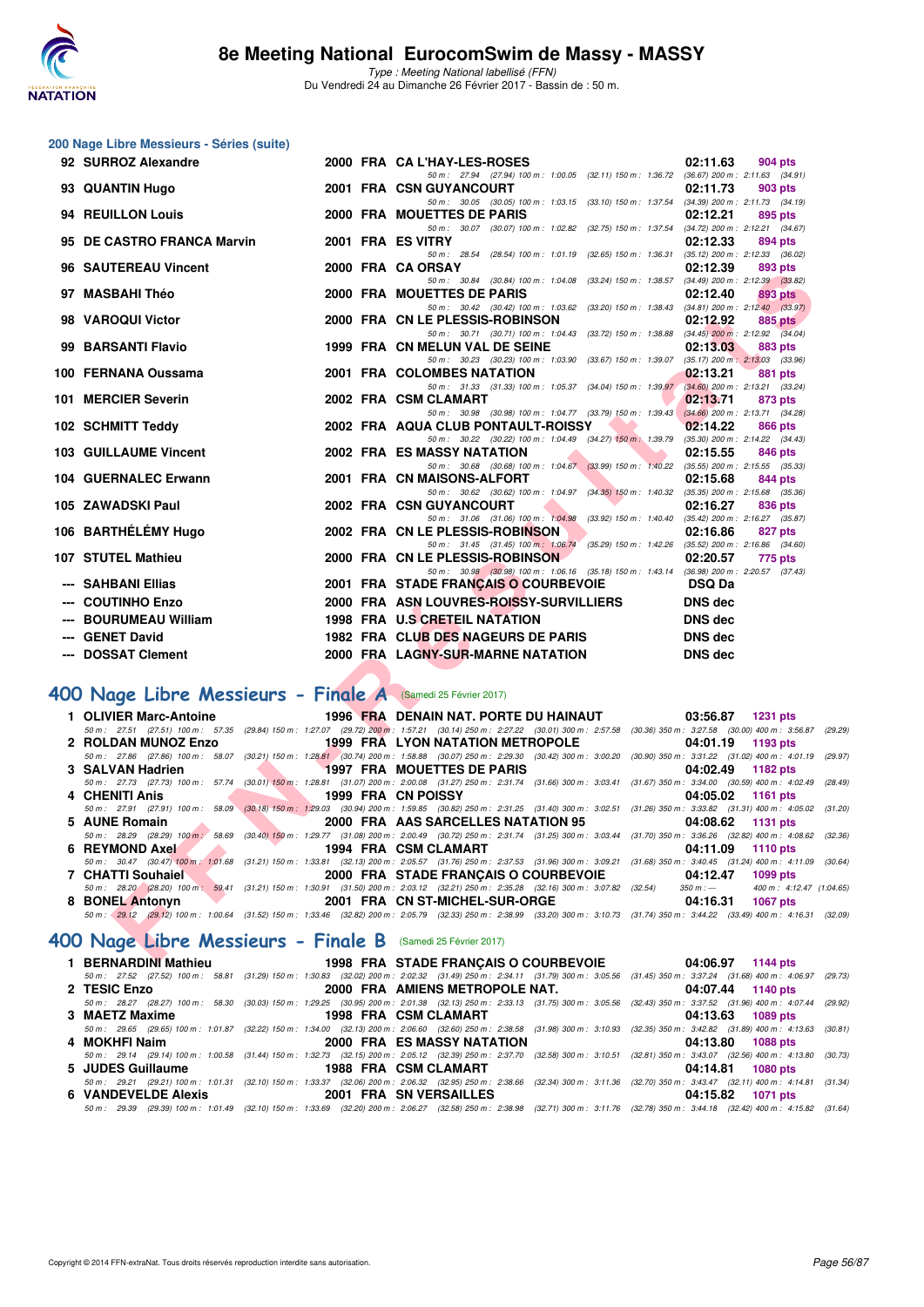## 200 Nage Libre Messieurs - Séries (suite)

| Rang | Nom | Année | Nat | Club | Temps | Points |
|---|---|---|---|---|---|---|
| 92 | SURROZ Alexandre | 2000 | FRA | CA L'HAY-LES-ROSES | 02:11.63 | 904 pts |
| | 50 m : 27.94 (27.94) 100 m : 1:00.05 (32.11) 150 m : 1:36.72 (36.67) 200 m : 2:11.63 (34.91) | | | | | |
| 93 | QUANTIN Hugo | 2001 | FRA | CSN GUYANCOURT | 02:11.73 | 903 pts |
| | 50 m : 30.05 (30.05) 100 m : 1:03.15 (33.10) 150 m : 1:37.54 (34.39) 200 m : 2:11.73 (34.19) | | | | | |
| 94 | REUILLON Louis | 2000 | FRA | MOUETTES DE PARIS | 02:12.21 | 895 pts |
| | 50 m : 30.07 (30.07) 100 m : 1:02.82 (32.75) 150 m : 1:37.54 (34.72) 200 m : 2:12.21 (34.67) | | | | | |
| 95 | DE CASTRO FRANCA Marvin | 2001 | FRA | ES VITRY | 02:12.33 | 894 pts |
| | 50 m : 28.54 (28.54) 100 m : 1:01.19 (32.65) 150 m : 1:36.31 (35.12) 200 m : 2:12.33 (36.02) | | | | | |
| 96 | SAUTEREAU Vincent | 2000 | FRA | CA ORSAY | 02:12.39 | 893 pts |
| | 50 m : 30.84 (30.84) 100 m : 1:04.08 (33.24) 150 m : 1:38.57 (34.49) 200 m : 2:12.39 (33.82) | | | | | |
| 97 | MASBAHI Théo | 2000 | FRA | MOUETTES DE PARIS | 02:12.40 | 893 pts |
| | 50 m : 30.42 (30.42) 100 m : 1:03.62 (33.20) 150 m : 1:38.43 (34.81) 200 m : 2:12.40 (33.97) | | | | | |
| 98 | VAROQUI Victor | 2000 | FRA | CN LE PLESSIS-ROBINSON | 02:12.92 | 885 pts |
| | 50 m : 30.71 (30.71) 100 m : 1:04.43 (33.72) 150 m : 1:38.88 (34.45) 200 m : 2:12.92 (34.04) | | | | | |
| 99 | BARSANTI Flavio | 1999 | FRA | CN MELUN VAL DE SEINE | 02:13.03 | 883 pts |
| | 50 m : 30.23 (30.23) 100 m : 1:03.90 (33.67) 150 m : 1:39.07 (35.17) 200 m : 2:13.03 (33.96) | | | | | |
| 100 | FERNANA Oussama | 2001 | FRA | COLOMBES NATATION | 02:13.21 | 881 pts |
| | 50 m : 31.33 (31.33) 100 m : 1:05.37 (34.04) 150 m : 1:39.97 (34.60) 200 m : 2:13.21 (33.24) | | | | | |
| 101 | MERCIER Severin | 2002 | FRA | CSM CLAMART | 02:13.71 | 873 pts |
| | 50 m : 30.98 (30.98) 100 m : 1:04.77 (33.79) 150 m : 1:39.43 (34.66) 200 m : 2:13.71 (34.28) | | | | | |
| 102 | SCHMITT Teddy | 2002 | FRA | AQUA CLUB PONTAULT-ROISSY | 02:14.22 | 866 pts |
| | 50 m : 30.22 (30.22) 100 m : 1:04.49 (34.27) 150 m : 1:39.79 (35.30) 200 m : 2:14.22 (34.43) | | | | | |
| 103 | GUILLAUME Vincent | 2002 | FRA | ES MASSY NATATION | 02:15.55 | 846 pts |
| | 50 m : 30.68 (30.68) 100 m : 1:04.67 (33.99) 150 m : 1:40.22 (35.55) 200 m : 2:15.55 (35.33) | | | | | |
| 104 | GUERNALEC Erwann | 2001 | FRA | CN MAISONS-ALFORT | 02:15.68 | 844 pts |
| | 50 m : 30.62 (30.62) 100 m : 1:04.97 (34.35) 150 m : 1:40.32 (35.35) 200 m : 2:15.68 (35.36) | | | | | |
| 105 | ZAWADSKI Paul | 2002 | FRA | CSN GUYANCOURT | 02:16.27 | 836 pts |
| | 50 m : 31.06 (31.06) 100 m : 1:04.98 (33.92) 150 m : 1:40.40 (35.42) 200 m : 2:16.27 (35.87) | | | | | |
| 106 | BARTHÉLÉMY Hugo | 2002 | FRA | CN LE PLESSIS-ROBINSON | 02:16.86 | 827 pts |
| | 50 m : 31.45 (31.45) 100 m : 1:06.74 (35.29) 150 m : 1:42.26 (35.52) 200 m : 2:16.86 (34.60) | | | | | |
| 107 | STUTEL Mathieu | 2000 | FRA | CN LE PLESSIS-ROBINSON | 02:20.57 | 775 pts |
| | 50 m : 30.98 (30.98) 100 m : 1:06.16 (35.18) 150 m : 1:43.14 (36.98) 200 m : 2:20.57 (37.43) | | | | | |
| --- | SAHBANI Ellias | 2001 | FRA | STADE FRANÇAIS O COURBEVOIE | DSQ Da | |
| --- | COUTINHO Enzo | 2000 | FRA | ASN LOUVRES-ROISSY-SURVILLIERS | DNS dec | |
| --- | BOURUMEAU William | 1998 | FRA | U.S CRETEIL NATATION | DNS dec | |
| --- | GENET David | 1982 | FRA | CLUB DES NAGEURS DE PARIS | DNS dec | |
| --- | DOSSAT Clement | 2000 | FRA | LAGNY-SUR-MARNE NATATION | DNS dec | |

## 400 Nage Libre Messieurs - Finale A (Samedi 25 Février 2017)

| Rang | Nom | Année | Nat | Club | Temps | Points |
|---|---|---|---|---|---|---|
| 1 | OLIVIER Marc-Antoine | 1996 | FRA | DENAIN NAT. PORTE DU HAINAUT | 03:56.87 | 1231 pts |
| | 50 m : 27.51 (27.51) 100 m : 57.35 (29.84) 150 m : 1:27.07 (29.72) 200 m : 1:57.21 (30.14) 250 m : 2:27.22 (30.01) 300 m : 2:57.58 (30.36) 350 m : 3:27.58 (30.00) 400 m : 3:56.87 (29.29) | | | | | |
| 2 | ROLDAN MUNOZ Enzo | 1999 | FRA | LYON NATATION METROPOLE | 04:01.19 | 1193 pts |
| | 50 m : 27.86 (27.86) 100 m : 58.07 (30.21) 150 m : 1:28.81 (30.74) 200 m : 1:58.88 (30.07) 250 m : 2:29.30 (30.42) 300 m : 3:00.20 (30.90) 350 m : 3:31.22 (31.02) 400 m : 4:01.19 (29.97) | | | | | |
| 3 | SALVAN Hadrien | 1997 | FRA | MOUETTES DE PARIS | 04:02.49 | 1182 pts |
| | 50 m : 27.73 (27.73) 100 m : 57.74 (30.01) 150 m : 1:28.81 (31.07) 200 m : 2:00.08 (31.27) 250 m : 2:31.74 (31.66) 300 m : 3:03.41 (31.67) 350 m : 3:34.00 (30.59) 400 m : 4:02.49 (28.49) | | | | | |
| 4 | CHENITI Anis | 1999 | FRA | CN POISSY | 04:05.02 | 1161 pts |
| | 50 m : 27.91 (27.91) 100 m : 58.09 (30.18) 150 m : 1:29.03 (30.94) 200 m : 1:59.85 (30.82) 250 m : 2:31.25 (31.40) 300 m : 3:02.51 (31.26) 350 m : 3:33.82 (31.31) 400 m : 4:05.02 (31.20) | | | | | |
| 5 | AUNE Romain | 2000 | FRA | AAS SARCELLES NATATION 95 | 04:08.62 | 1131 pts |
| | 50 m : 28.29 (28.29) 100 m : 58.69 (30.40) 150 m : 1:29.77 (31.08) 200 m : 2:00.49 (30.72) 250 m : 2:31.74 (31.25) 300 m : 3:03.44 (31.70) 350 m : 3:36.26 (32.82) 400 m : 4:08.62 (32.36) | | | | | |
| 6 | REYMOND Axel | 1994 | FRA | CSM CLAMART | 04:11.09 | 1110 pts |
| | 50 m : 30.47 (30.47) 100 m : 1:01.68 (31.21) 150 m : 1:33.81 (32.13) 200 m : 2:05.57 (31.76) 250 m : 2:37.53 (31.96) 300 m : 3:09.21 (31.68) 350 m : 3:40.45 (31.24) 400 m : 4:11.09 (30.64) | | | | | |
| 7 | CHATTI Souhaiel | 2000 | FRA | STADE FRANÇAIS O COURBEVOIE | 04:12.47 | 1099 pts |
| | 50 m : 28.20 (28.20) 100 m : 59.41 (31.21) 150 m : 1:30.91 (31.50) 200 m : 2:03.12 (32.21) 250 m : 2:35.28 (32.16) 300 m : 3:07.82 (32.54) 350 m : --- 400 m : 4:12.47 (1:04.65) | | | | | |
| 8 | BONEL Antonyn | 2001 | FRA | CN ST-MICHEL-SUR-ORGE | 04:16.31 | 1067 pts |
| | 50 m : 29.12 (29.12) 100 m : 1:00.64 (31.52) 150 m : 1:33.46 (32.82) 200 m : 2:05.79 (32.33) 250 m : 2:38.99 (33.20) 300 m : 3:10.73 (31.74) 350 m : 3:44.22 (33.49) 400 m : 4:16.31 (32.09) | | | | | |

## 400 Nage Libre Messieurs - Finale B (Samedi 25 Février 2017)

| Rang | Nom | Année | Nat | Club | Temps | Points |
|---|---|---|---|---|---|---|
| 1 | BERNARDINI Mathieu | 1998 | FRA | STADE FRANÇAIS O COURBEVOIE | 04:06.97 | 1144 pts |
| | 50 m : 27.52 (27.52) 100 m : 58.81 (31.29) 150 m : 1:30.83 (32.02) 200 m : 2:02.32 (31.49) 250 m : 2:34.11 (31.79) 300 m : 3:05.56 (31.45) 350 m : 3:37.24 (31.68) 400 m : 4:06.97 (29.73) | | | | | |
| 2 | TESIC Enzo | 2000 | FRA | AMIENS METROPOLE NAT. | 04:07.44 | 1140 pts |
| | 50 m : 28.27 (28.27) 100 m : 58.30 (30.03) 150 m : 1:29.25 (30.95) 200 m : 2:01.38 (32.13) 250 m : 2:33.13 (31.75) 300 m : 3:05.56 (32.43) 350 m : 3:37.52 (31.96) 400 m : 4:07.44 (29.92) | | | | | |
| 3 | MAETZ Maxime | 1998 | FRA | CSM CLAMART | 04:13.63 | 1089 pts |
| | 50 m : 29.65 (29.65) 100 m : 1:01.87 (32.22) 150 m : 1:34.00 (32.13) 200 m : 2:06.60 (32.60) 250 m : 2:38.58 (31.98) 300 m : 3:10.93 (32.35) 350 m : 3:42.82 (31.89) 400 m : 4:13.63 (30.81) | | | | | |
| 4 | MOKHFI Naim | 2000 | FRA | ES MASSY NATATION | 04:13.80 | 1088 pts |
| | 50 m : 29.14 (29.14) 100 m : 1:00.58 (31.44) 150 m : 1:32.73 (32.15) 200 m : 2:05.12 (32.39) 250 m : 2:37.70 (32.58) 300 m : 3:10.51 (32.81) 350 m : 3:43.07 (32.56) 400 m : 4:13.80 (30.73) | | | | | |
| 5 | JUDES Guillaume | 1988 | FRA | CSM CLAMART | 04:14.81 | 1080 pts |
| | 50 m : 29.21 (29.21) 100 m : 1:01.31 (32.10) 150 m : 1:33.37 (32.06) 200 m : 2:06.32 (32.95) 250 m : 2:38.66 (32.34) 300 m : 3:11.36 (32.70) 350 m : 3:43.47 (32.11) 400 m : 4:14.81 (31.34) | | | | | |
| 6 | VANDEVELDE Alexis | 2001 | FRA | SN VERSAILLES | 04:15.82 | 1071 pts |
| | 50 m : 29.39 (29.39) 100 m : 1:01.49 (32.10) 150 m : 1:33.69 (32.20) 200 m : 2:06.27 (32.58) 250 m : 2:38.98 (32.71) 300 m : 3:11.76 (32.78) 350 m : 3:44.18 (32.42) 400 m : 4:15.82 (31.64) | | | | | |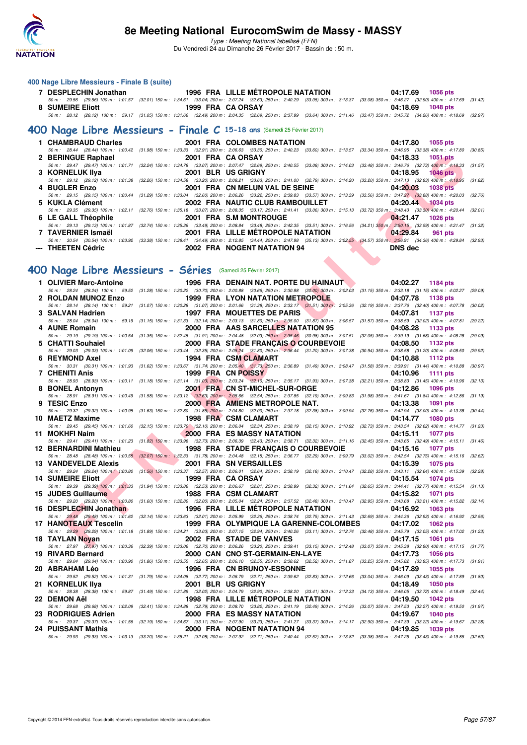### 400 Nage Libre Messieurs - Finale B (suite)

| Rang | Nom | Année | Nat | Club | Temps | Points |
|---|---|---|---|---|---|---|
| 7 | DESPLECHIN Jonathan | 1996 | FRA | LILLE MÉTROPOLE NATATION | 04:17.69 | 1056 pts |
| | 50 m : 29.56 (29.56) 100 m : 1:01.57 (32.01) 150 m : 1:34.61 (33.04) 200 m : 2:07.24 (32.63) 250 m : 2:40.29 (33.05) 300 m : 3:13.37 (33.08) 350 m : 3:46.27 (32.90) 400 m : 4:17.69 (31.42) | | | | | |
| 8 | SUMEIRE Eliott | 1999 | FRA | CA ORSAY | 04:18.69 | 1048 pts |
| | 50 m : 28.12 (28.12) 100 m : 59.17 (31.05) 150 m : 1:31.66 (32.49) 200 m : 2:04.35 (32.69) 250 m : 2:37.99 (33.64) 300 m : 3:11.46 (33.47) 350 m : 3:45.72 (34.26) 400 m : 4:18.69 (32.97) | | | | | |

## 400 Nage Libre Messieurs - Finale C 15-18 ans (Samedi 25 Février 2017)

| Rang | Nom | Année | Nat | Club | Temps | Points |
|---|---|---|---|---|---|---|
| 1 | CHAMBRAUD Charles | 2001 | FRA | COLOMBES NATATION | 04:17.80 | 1055 pts |
| | 50 m : 28.44 (28.44) 100 m : 1:00.42 (31.98) 150 m : 1:33.33 (32.91) 200 m : 2:06.63 (33.30) 250 m : 2:40.23 (33.60) 300 m : 3:13.57 (33.34) 350 m : 3:46.95 (33.38) 400 m : 4:17.80 (30.85) | | | | | |
| 2 | BERINGUE Raphael | 2001 | FRA | CA ORSAY | 04:18.33 | 1051 pts |
| | 50 m : 29.47 (29.47) 100 m : 1:01.71 (32.24) 150 m : 1:34.78 (33.07) 200 m : 2:07.47 (32.69) 250 m : 2:40.55 (33.08) 300 m : 3:14.03 (33.48) 350 m : 3:46.76 (32.73) 400 m : 4:18.33 (31.57) | | | | | |
| 3 | KORNELUK Ilya | 2001 | BLR | US GRIGNY | 04:18.95 | 1046 pts |
| | 50 m : 29.12 (29.12) 100 m : 1:01.38 (32.26) 150 m : 1:34.58 (33.20) 200 m : 2:08.21 (33.63) 250 m : 2:41.00 (32.79) 300 m : 3:14.20 (33.20) 350 m : 3:47.13 (32.93) 400 m : 4:18.95 (31.82) | | | | | |
| 4 | BUGLER Enzo | 2001 | FRA | CN MELUN VAL DE SEINE | 04:20.03 | 1038 pts |
| | 50 m : 29.15 (29.15) 100 m : 1:00.44 (31.29) 150 m : 1:33.04 (32.60) 200 m : 2:06.26 (33.22) 250 m : 2:39.83 (33.57) 300 m : 3:13.39 (33.56) 350 m : 3:47.27 (33.88) 400 m : 4:20.03 (32.76) | | | | | |
| 5 | KUKLA Clément | 2002 | FRA | NAUTIC CLUB RAMBOUILLET | 04:20.44 | 1034 pts |
| | 50 m : 29.35 (29.35) 100 m : 1:02.11 (32.76) 150 m : 1:35.18 (33.07) 200 m : 2:08.35 (33.17) 250 m : 2:41.41 (33.06) 300 m : 3:15.13 (33.72) 350 m : 3:48.43 (33.30) 400 m : 4:20.44 (32.01) | | | | | |
| 6 | LE GALL Théophile | 2001 | FRA | S.M MONTROUGE | 04:21.47 | 1026 pts |
| | 50 m : 29.13 (29.13) 100 m : 1:01.87 (32.74) 150 m : 1:35.36 (33.49) 200 m : 2:08.84 (33.48) 250 m : 2:42.35 (33.51) 300 m : 3:16.56 (34.21) 350 m : 3:50.15 (33.59) 400 m : 4:21.47 (31.32) | | | | | |
| 7 | TAVERNIER Ismaël | 2001 | FRA | LILLE MÉTROPOLE NATATION | 04:29.84 | 961 pts |
| | 50 m : 30.54 (30.54) 100 m : 1:03.92 (33.38) 150 m : 1:38.41 (34.49) 200 m : 2:12.85 (34.44) 250 m : 2:47.98 (35.13) 300 m : 3:22.55 (34.57) 350 m : 3:56.91 (34.36) 400 m : 4:29.84 (32.93) | | | | | |
| --- | THEETEN Cédric | 2002 | FRA | NOGENT NATATION 94 | DNS dec | |

## 400 Nage Libre Messieurs - Séries (Samedi 25 Février 2017)

| Rang | Nom | Année | Nat | Club | Temps | Points |
|---|---|---|---|---|---|---|
| 1 | OLIVIER Marc-Antoine | 1996 | FRA | DENAIN NAT. PORTE DU HAINAUT | 04:02.27 | 1184 pts |
| | 50 m : 28.24 (28.24) 100 m : 59.52 (31.28) 150 m : 1:30.22 (30.70) 200 m : 2:00.88 (30.66) 250 m : 2:30.88 (30.00) 300 m : 3:02.03 (31.15) 350 m : 3:33.18 (31.15) 400 m : 4:02.27 (29.09) | | | | | |
| 2 | ROLDAN MUNOZ Enzo | 1999 | FRA | LYON NATATION METROPOLE | 04:07.78 | 1138 pts |
| | 50 m : 28.14 (28.14) 100 m : 59.21 (31.07) 150 m : 1:30.28 (31.07) 200 m : 2:01.66 (31.38) 250 m : 2:33.17 (31.51) 300 m : 3:05.36 (32.19) 350 m : 3:37.76 (32.40) 400 m : 4:07.78 (30.02) | | | | | |
| 3 | SALVAN Hadrien | 1997 | FRA | MOUETTES DE PARIS | 04:07.81 | 1137 pts |
| | 50 m : 28.04 (28.04) 100 m : 59.19 (31.15) 150 m : 1:31.33 (32.14) 200 m : 2:03.13 (31.80) 250 m : 2:35.00 (31.87) 300 m : 3:06.57 (31.57) 350 m : 3:38.59 (32.02) 400 m : 4:07.81 (29.22) | | | | | |
| 4 | AUNE Romain | 2000 | FRA | AAS SARCELLES NATATION 95 | 04:08.28 | 1133 pts |
| | 50 m : 29.19 (29.19) 100 m : 1:00.54 (31.35) 150 m : 1:32.45 (31.91) 200 m : 2:04.48 (32.03) 250 m : 2:35.46 (30.98) 300 m : 3:07.51 (32.05) 350 m : 3:39.19 (31.68) 400 m : 4:08.28 (29.09) | | | | | |
| 5 | CHATTI Souhaiel | 2000 | FRA | STADE FRANÇAIS O COURBEVOIE | 04:08.50 | 1132 pts |
| | 50 m : 29.03 (29.03) 100 m : 1:01.09 (32.06) 150 m : 1:33.44 (32.35) 200 m : 2:05.24 (31.80) 250 m : 2:36.44 (31.20) 300 m : 3:07.38 (30.94) 350 m : 3:38.58 (31.20) 400 m : 4:08.50 (29.92) | | | | | |
| 6 | REYMOND Axel | 1994 | FRA | CSM CLAMART | 04:10.88 | 1112 pts |
| | 50 m : 30.31 (30.31) 100 m : 1:01.93 (31.62) 150 m : 1:33.67 (31.74) 200 m : 2:05.40 (31.73) 250 m : 2:36.89 (31.49) 300 m : 3:08.47 (31.58) 350 m : 3:39.91 (31.44) 400 m : 4:10.88 (30.97) | | | | | |
| 7 | CHENITI Anis | 1999 | FRA | CN POISSY | 04:10.96 | 1111 pts |
| | 50 m : 28.93 (28.93) 100 m : 1:00.11 (31.18) 150 m : 1:31.14 (31.03) 200 m : 2:03.24 (32.10) 250 m : 2:35.17 (31.93) 300 m : 3:07.38 (32.21) 350 m : 3:38.83 (31.45) 400 m : 4:10.96 (32.13) | | | | | |
| 8 | BONEL Antonyn | 2001 | FRA | CN ST-MICHEL-SUR-ORGE | 04:12.86 | 1096 pts |
| | 50 m : 28.91 (28.91) 100 m : 1:00.49 (31.58) 150 m : 1:33.12 (32.63) 200 m : 2:05.66 (32.54) 250 m : 2:37.85 (32.19) 300 m : 3:09.83 (31.98) 350 m : 3:41.67 (31.84) 400 m : 4:12.86 (31.19) | | | | | |
| 9 | TESIC Enzo | 2000 | FRA | AMIENS METROPOLE NAT. | 04:13.38 | 1091 pts |
| | 50 m : 29.32 (29.32) 100 m : 1:00.95 (31.63) 150 m : 1:32.80 (31.85) 200 m : 2:04.80 (32.00) 250 m : 2:37.18 (32.38) 300 m : 3:09.94 (32.76) 350 m : 3:42.94 (33.00) 400 m : 4:13.38 (30.44) | | | | | |
| 10 | MAETZ Maxime | 1998 | FRA | CSM CLAMART | 04:14.77 | 1080 pts |
| | 50 m : 29.45 (29.45) 100 m : 1:01.60 (32.15) 150 m : 1:33.70 (32.10) 200 m : 2:06.04 (32.34) 250 m : 2:38.19 (32.15) 300 m : 3:10.92 (32.73) 350 m : 3:43.54 (32.62) 400 m : 4:14.77 (31.23) | | | | | |
| 11 | MOKHFI Naim | 2000 | FRA | ES MASSY NATATION | 04:15.11 | 1077 pts |
| | 50 m : 29.41 (29.41) 100 m : 1:01.23 (31.82) 150 m : 1:33.96 (32.73) 200 m : 2:06.39 (32.43) 250 m : 2:38.71 (32.32) 300 m : 3:11.16 (32.45) 350 m : 3:43.65 (32.49) 400 m : 4:15.11 (31.46) | | | | | |
| 12 | BERNARDINI Mathieu | 1998 | FRA | STADE FRANÇAIS O COURBEVOIE | 04:15.16 | 1077 pts |
| | 50 m : 28.48 (28.48) 100 m : 1:00.55 (32.07) 150 m : 1:32.33 (31.78) 200 m : 2:04.48 (32.15) 250 m : 2:36.77 (32.29) 300 m : 3:09.79 (33.02) 350 m : 3:42.54 (32.75) 400 m : 4:15.16 (32.62) | | | | | |
| 13 | VANDEVELDE Alexis | 2001 | FRA | SN VERSAILLES | 04:15.39 | 1075 pts |
| | 50 m : 29.24 (29.24) 100 m : 1:00.80 (31.56) 150 m : 1:33.37 (32.57) 200 m : 2:06.01 (32.64) 250 m : 2:38.19 (32.18) 300 m : 3:10.47 (32.28) 350 m : 3:43.11 (32.64) 400 m : 4:15.39 (32.28) | | | | | |
| 14 | SUMEIRE Eliott | 1999 | FRA | CA ORSAY | 04:15.54 | 1074 pts |
| | 50 m : 29.39 (29.39) 100 m : 1:01.33 (31.94) 150 m : 1:33.86 (32.53) 200 m : 2:06.67 (32.81) 250 m : 2:38.99 (32.32) 300 m : 3:11.64 (32.65) 350 m : 3:44.41 (32.77) 400 m : 4:15.54 (31.13) | | | | | |
| 15 | JUDES Guillaume | 1988 | FRA | CSM CLAMART | 04:15.82 | 1071 pts |
| | 50 m : 29.20 (29.20) 100 m : 1:00.80 (31.60) 150 m : 1:32.80 (32.00) 200 m : 2:05.04 (32.24) 250 m : 2:37.52 (32.48) 300 m : 3:10.47 (32.95) 350 m : 3:43.68 (33.21) 400 m : 4:15.82 (32.14) | | | | | |
| 16 | DESPLECHIN Jonathan | 1996 | FRA | LILLE MÉTROPOLE NATATION | 04:16.92 | 1063 pts |
| | 50 m : 29.48 (29.48) 100 m : 1:01.62 (32.14) 150 m : 1:33.63 (32.01) 200 m : 2:05.99 (32.36) 250 m : 2:38.74 (32.75) 300 m : 3:11.43 (32.69) 350 m : 3:44.36 (32.93) 400 m : 4:16.92 (32.56) | | | | | |
| 17 | HANOTEAUX Tescelin | 1999 | FRA | OLYMPIQUE LA GARENNE-COLOMBES | 04:17.02 | 1062 pts |
| | 50 m : 29.29 (29.29) 100 m : 1:01.18 (31.89) 150 m : 1:34.21 (33.03) 200 m : 2:07.15 (32.94) 250 m : 2:40.26 (33.11) 300 m : 3:12.74 (32.48) 350 m : 3:45.79 (33.05) 400 m : 4:17.02 (31.23) | | | | | |
| 18 | TAYLAN Noyan | 2002 | FRA | STADE DE VANVES | 04:17.15 | 1061 pts |
| | 50 m : 27.97 (27.97) 100 m : 1:00.36 (32.39) 150 m : 1:33.06 (32.70) 200 m : 2:06.26 (33.20) 250 m : 2:39.41 (33.15) 300 m : 3:12.48 (33.07) 350 m : 3:45.38 (32.90) 400 m : 4:17.15 (31.77) | | | | | |
| 19 | RIVARD Bernard | 2000 | CAN | CNO ST-GERMAIN-EN-LAYE | 04:17.73 | 1056 pts |
| | 50 m : 29.04 (29.04) 100 m : 1:00.90 (31.86) 150 m : 1:33.55 (32.65) 200 m : 2:06.10 (32.55) 250 m : 2:38.62 (32.52) 300 m : 3:11.87 (33.25) 350 m : 3:45.82 (33.95) 400 m : 4:17.73 (31.91) | | | | | |
| 20 | ABRAHAM Léo | 1996 | FRA | CN BRUNOY-ESSONNE | 04:17.89 | 1055 pts |
| | 50 m : 29.52 (29.52) 100 m : 1:01.31 (31.79) 150 m : 1:34.08 (32.77) 200 m : 2:06.79 (32.71) 250 m : 2:39.62 (32.83) 300 m : 3:12.66 (33.04) 350 m : 3:46.09 (33.43) 400 m : 4:17.89 (31.80) | | | | | |
| 21 | KORNELUK Ilya | 2001 | BLR | US GRIGNY | 04:18.49 | 1050 pts |
| | 50 m : 28.38 (28.38) 100 m : 59.87 (31.49) 150 m : 1:31.89 (32.02) 200 m : 2:04.79 (32.90) 250 m : 2:38.20 (33.41) 300 m : 3:12.33 (34.13) 350 m : 3:46.05 (33.72) 400 m : 4:18.49 (32.44) | | | | | |
| 22 | DEMON Aël | 1998 | FRA | LILLE MÉTROPOLE NATATION | 04:19.50 | 1042 pts |
| | 50 m : 29.68 (29.68) 100 m : 1:02.09 (32.41) 150 m : 1:34.88 (32.79) 200 m : 2:08.70 (33.82) 250 m : 2:41.19 (32.49) 300 m : 3:14.26 (33.07) 350 m : 3:47.53 (33.27) 400 m : 4:19.50 (31.97) | | | | | |
| 23 | RODRIGUES Adrien | 2000 | FRA | ES MASSY NATATION | 04:19.67 | 1040 pts |
| | 50 m : 29.37 (29.37) 100 m : 1:01.56 (32.19) 150 m : 1:34.67 (33.11) 200 m : 2:07.90 (33.23) 250 m : 2:41.27 (33.37) 300 m : 3:14.17 (32.90) 350 m : 3:47.39 (33.22) 400 m : 4:19.67 (32.28) | | | | | |
| 24 | PUISSANT Mathis | 2000 | FRA | NOGENT NATATION 94 | 04:19.85 | 1039 pts |
| | 50 m : 29.93 (29.93) 100 m : 1:03.13 (33.20) 150 m : 1:35.21 (32.08) 200 m : 2:07.92 (32.71) 250 m : 2:40.44 (32.52) 300 m : 3:13.82 (33.38) 350 m : 3:47.25 (33.43) 400 m : 4:19.85 (32.60) | | | | | |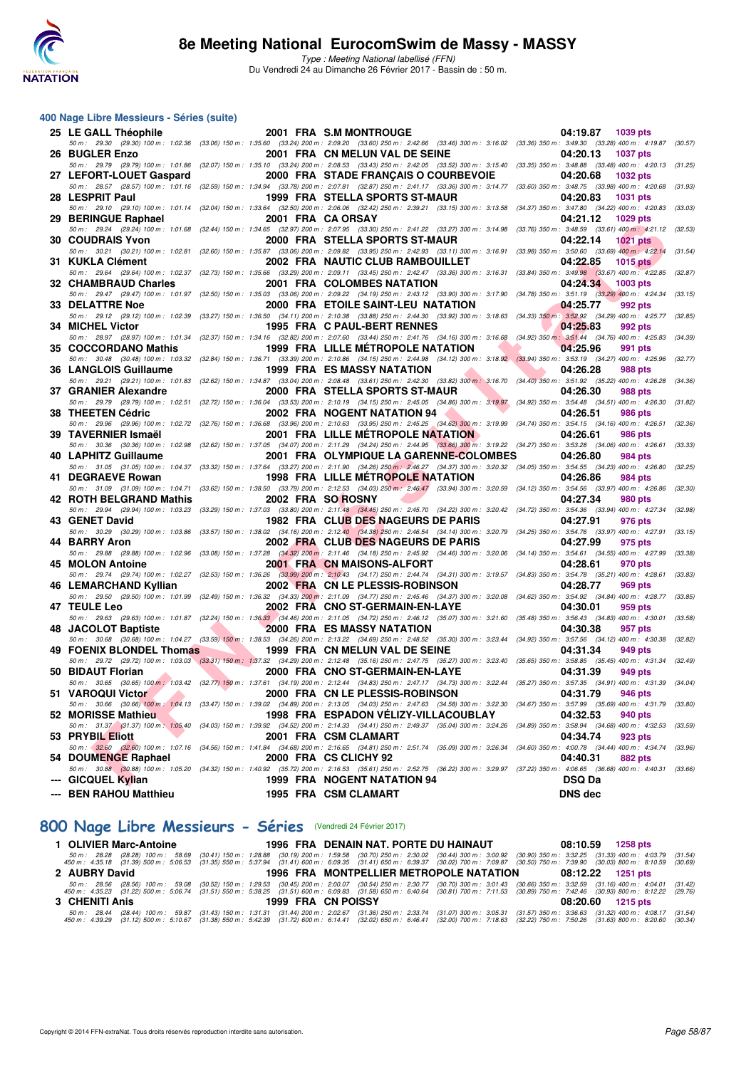## 400 Nage Libre Messieurs - Séries (suite)

| Rang | Nom | Année | Nat | Club | Temps | Points |
|---|---|---|---|---|---|---|
| 25 | LE GALL Théophile | 2001 | FRA | S.M MONTROUGE | 04:19.87 | 1039 pts |
| | 50 m : 29.30 (29.30) 100 m : 1:02.36 (33.06) 150 m : 1:35.60 (33.24) 200 m : 2:09.20 (33.60) 250 m : 2:42.66 (33.46) 300 m : 3:16.02 (33.36) 350 m : 3:49.30 (33.28) 400 m : 4:19.87 (30.57) | | | | | |
| 26 | BUGLER Enzo | 2001 | FRA | CN MELUN VAL DE SEINE | 04:20.13 | 1037 pts |
| | 50 m : 29.79 (29.79) 100 m : 1:01.86 (32.07) 150 m : 1:35.10 (33.24) 200 m : 2:08.53 (33.43) 250 m : 2:42.05 (33.52) 300 m : 3:15.40 (33.35) 350 m : 3:48.88 (33.48) 400 m : 4:20.13 (31.25) | | | | | |
| 27 | LEFORT-LOUET Gaspard | 2000 | FRA | STADE FRANÇAIS O COURBEVOIE | 04:20.68 | 1032 pts |
| | 50 m : 28.57 (28.57) 100 m : 1:01.16 (32.59) 150 m : 1:34.94 (33.78) 200 m : 2:07.81 (32.87) 250 m : 2:41.17 (33.36) 300 m : 3:14.77 (33.60) 350 m : 3:48.75 (33.98) 400 m : 4:20.68 (31.93) | | | | | |
| 28 | LESPRIT Paul | 1999 | FRA | STELLA SPORTS ST-MAUR | 04:20.83 | 1031 pts |
| | 50 m : 29.10 (29.10) 100 m : 1:01.14 (32.04) 150 m : 1:33.64 (32.50) 200 m : 2:06.06 (32.42) 250 m : 2:39.21 (33.15) 300 m : 3:13.58 (34.37) 350 m : 3:47.80 (34.22) 400 m : 4:20.83 (33.03) | | | | | |
| 29 | BERINGUE Raphael | 2001 | FRA | CA ORSAY | 04:21.12 | 1029 pts |
| | 50 m : 29.24 (29.24) 100 m : 1:01.68 (32.44) 150 m : 1:34.65 (32.97) 200 m : 2:07.95 (33.30) 250 m : 2:41.22 (33.27) 300 m : 3:14.98 (33.76) 350 m : 3:48.59 (33.61) 400 m : 4:21.12 (32.53) | | | | | |
| 30 | COUDRAIS Yvon | 2000 | FRA | STELLA SPORTS ST-MAUR | 04:22.14 | 1021 pts |
| | 50 m : 30.21 (30.21) 100 m : 1:02.81 (32.60) 150 m : 1:35.87 (33.06) 200 m : 2:09.82 (33.95) 250 m : 2:42.93 (33.11) 300 m : 3:16.91 (33.98) 350 m : 3:50.60 (33.69) 400 m : 4:22.14 (31.54) | | | | | |
| 31 | KUKLA Clément | 2002 | FRA | NAUTIC CLUB RAMBOUILLET | 04:22.85 | 1015 pts |
| | 50 m : 29.64 (29.64) 100 m : 1:02.37 (32.73) 150 m : 1:35.66 (33.29) 200 m : 2:09.11 (33.45) 250 m : 2:42.47 (33.36) 300 m : 3:16.31 (33.84) 350 m : 3:49.98 (33.67) 400 m : 4:22.85 (32.87) | | | | | |
| 32 | CHAMBRAUD Charles | 2001 | FRA | COLOMBES NATATION | 04:24.34 | 1003 pts |
| | 50 m : 29.47 (29.47) 100 m : 1:01.97 (32.50) 150 m : 1:35.03 (33.06) 200 m : 2:09.22 (34.19) 250 m : 2:43.12 (33.90) 300 m : 3:17.90 (34.78) 350 m : 3:51.19 (33.29) 400 m : 4:24.34 (33.15) | | | | | |
| 33 | DELATTRE Noe | 2000 | FRA | ETOILE SAINT-LEU NATATION | 04:25.77 | 992 pts |
| | 50 m : 29.12 (29.12) 100 m : 1:02.39 (33.27) 150 m : 1:36.50 (34.11) 200 m : 2:10.38 (33.88) 250 m : 2:44.30 (33.92) 300 m : 3:18.63 (34.33) 350 m : 3:52.92 (34.29) 400 m : 4:25.77 (32.85) | | | | | |
| 34 | MICHEL Victor | 1995 | FRA | C PAUL-BERT RENNES | 04:25.83 | 992 pts |
| | 50 m : 28.97 (28.97) 100 m : 1:01.34 (32.37) 150 m : 1:34.16 (32.82) 200 m : 2:07.60 (33.44) 250 m : 2:41.76 (34.16) 300 m : 3:16.68 (34.92) 350 m : 3:51.44 (34.76) 400 m : 4:25.83 (34.39) | | | | | |
| 35 | COCCORDANO Mathis | 1999 | FRA | LILLE MÉTROPOLE NATATION | 04:25.96 | 991 pts |
| | 50 m : 30.48 (30.48) 100 m : 1:03.32 (32.84) 150 m : 1:36.71 (33.39) 200 m : 2:10.86 (34.15) 250 m : 2:44.98 (34.12) 300 m : 3:18.92 (33.94) 350 m : 3:53.19 (34.27) 400 m : 4:25.96 (32.77) | | | | | |
| 36 | LANGLOIS Guillaume | 1999 | FRA | ES MASSY NATATION | 04:26.28 | 988 pts |
| | 50 m : 29.21 (29.21) 100 m : 1:01.83 (32.62) 150 m : 1:34.87 (33.04) 200 m : 2:08.48 (33.61) 250 m : 2:42.30 (33.82) 300 m : 3:16.70 (34.40) 350 m : 3:51.92 (35.22) 400 m : 4:26.28 (34.36) | | | | | |
| 37 | GRANIER Alexandre | 2000 | FRA | STELLA SPORTS ST-MAUR | 04:26.30 | 988 pts |
| | 50 m : 29.79 (29.79) 100 m : 1:02.51 (32.72) 150 m : 1:36.04 (33.53) 200 m : 2:10.19 (34.15) 250 m : 2:45.05 (34.86) 300 m : 3:19.97 (34.92) 350 m : 3:54.48 (34.51) 400 m : 4:26.30 (31.82) | | | | | |
| 38 | THEETEN Cédric | 2002 | FRA | NOGENT NATATION 94 | 04:26.51 | 986 pts |
| | 50 m : 29.96 (29.96) 100 m : 1:02.72 (32.76) 150 m : 1:36.68 (33.96) 200 m : 2:10.63 (33.95) 250 m : 2:45.25 (34.62) 300 m : 3:19.99 (34.74) 350 m : 3:54.15 (34.16) 400 m : 4:26.51 (32.36) | | | | | |
| 39 | TAVERNIER Ismaël | 2001 | FRA | LILLE MÉTROPOLE NATATION | 04:26.61 | 986 pts |
| | 50 m : 30.36 (30.36) 100 m : 1:02.98 (32.62) 150 m : 1:37.05 (34.07) 200 m : 2:11.29 (34.24) 250 m : 2:44.95 (33.66) 300 m : 3:19.22 (34.27) 350 m : 3:53.28 (34.06) 400 m : 4:26.61 (33.33) | | | | | |
| 40 | LAPHITZ Guillaume | 2001 | FRA | OLYMPIQUE LA GARENNE-COLOMBES | 04:26.80 | 984 pts |
| | 50 m : 31.05 (31.05) 100 m : 1:04.37 (33.32) 150 m : 1:37.64 (33.27) 200 m : 2:11.90 (34.26) 250 m : 2:46.27 (34.37) 300 m : 3:20.32 (34.05) 350 m : 3:54.55 (34.23) 400 m : 4:26.80 (32.25) | | | | | |
| 41 | DEGRAEVE Rowan | 1998 | FRA | LILLE MÉTROPOLE NATATION | 04:26.86 | 984 pts |
| | 50 m : 31.09 (31.09) 100 m : 1:04.71 (33.62) 150 m : 1:38.50 (33.79) 200 m : 2:12.53 (34.03) 250 m : 2:46.47 (33.94) 300 m : 3:20.59 (34.12) 350 m : 3:54.56 (33.97) 400 m : 4:26.86 (32.30) | | | | | |
| 42 | ROTH BELGRAND Mathis | 2002 | FRA | SO ROSNY | 04:27.34 | 980 pts |
| | 50 m : 29.94 (29.94) 100 m : 1:03.23 (33.29) 150 m : 1:37.03 (33.80) 200 m : 2:11.48 (34.45) 250 m : 2:45.70 (34.22) 300 m : 3:20.42 (34.72) 350 m : 3:54.36 (33.94) 400 m : 4:27.34 (32.98) | | | | | |
| 43 | GENET David | 1982 | FRA | CLUB DES NAGEURS DE PARIS | 04:27.91 | 976 pts |
| | 50 m : 30.29 (30.29) 100 m : 1:03.86 (33.57) 150 m : 1:38.02 (34.16) 200 m : 2:12.40 (34.38) 250 m : 2:46.54 (34.14) 300 m : 3:20.79 (34.25) 350 m : 3:54.76 (33.97) 400 m : 4:27.91 (33.15) | | | | | |
| 44 | BARRY Aron | 2002 | FRA | CLUB DES NAGEURS DE PARIS | 04:27.99 | 975 pts |
| | 50 m : 29.88 (29.88) 100 m : 1:02.96 (33.08) 150 m : 1:37.28 (34.32) 200 m : 2:11.46 (34.18) 250 m : 2:45.92 (34.46) 300 m : 3:20.06 (34.14) 350 m : 3:54.61 (34.55) 400 m : 4:27.99 (33.38) | | | | | |
| 45 | MOLON Antoine | 2001 | FRA | CN MAISONS-ALFORT | 04:28.61 | 970 pts |
| | 50 m : 29.74 (29.74) 100 m : 1:02.27 (32.53) 150 m : 1:36.26 (33.99) 200 m : 2:10.43 (34.17) 250 m : 2:44.74 (34.31) 300 m : 3:19.57 (34.83) 350 m : 3:54.78 (35.21) 400 m : 4:28.61 (33.83) | | | | | |
| 46 | LEMARCHAND Kyllian | 2002 | FRA | CN LE PLESSIS-ROBINSON | 04:28.77 | 969 pts |
| | 50 m : 29.50 (29.50) 100 m : 1:01.99 (32.49) 150 m : 1:36.32 (34.33) 200 m : 2:11.09 (34.77) 250 m : 2:45.46 (34.37) 300 m : 3:20.08 (34.62) 350 m : 3:54.92 (34.84) 400 m : 4:28.77 (33.85) | | | | | |
| 47 | TEULE Leo | 2002 | FRA | CNO ST-GERMAIN-EN-LAYE | 04:30.01 | 959 pts |
| | 50 m : 29.63 (29.63) 100 m : 1:01.87 (32.24) 150 m : 1:36.33 (34.46) 200 m : 2:11.05 (34.72) 250 m : 2:46.12 (35.07) 300 m : 3:21.60 (35.48) 350 m : 3:56.43 (34.83) 400 m : 4:30.01 (33.58) | | | | | |
| 48 | JACOLOT Baptiste | 2000 | FRA | ES MASSY NATATION | 04:30.38 | 957 pts |
| | 50 m : 30.68 (30.68) 100 m : 1:04.27 (33.59) 150 m : 1:38.53 (34.26) 200 m : 2:13.22 (34.69) 250 m : 2:48.52 (35.30) 300 m : 3:23.44 (34.92) 350 m : 3:57.56 (34.12) 400 m : 4:30.38 (32.82) | | | | | |
| 49 | FOENIX BLONDEL Thomas | 1999 | FRA | CN MELUN VAL DE SEINE | 04:31.34 | 949 pts |
| | 50 m : 29.72 (29.72) 100 m : 1:03.03 (33.31) 150 m : 1:37.32 (34.29) 200 m : 2:12.48 (35.16) 250 m : 2:47.75 (35.27) 300 m : 3:23.40 (35.65) 350 m : 3:58.85 (35.45) 400 m : 4:31.34 (32.49) | | | | | |
| 50 | BIDAUT Florian | 2000 | FRA | CNO ST-GERMAIN-EN-LAYE | 04:31.39 | 949 pts |
| | 50 m : 30.65 (30.65) 100 m : 1:03.42 (32.77) 150 m : 1:37.61 (34.19) 200 m : 2:12.44 (34.83) 250 m : 2:47.17 (34.73) 300 m : 3:22.44 (35.27) 350 m : 3:57.35 (34.91) 400 m : 4:31.39 (34.04) | | | | | |
| 51 | VAROQUI Victor | 2000 | FRA | CN LE PLESSIS-ROBINSON | 04:31.79 | 946 pts |
| | 50 m : 30.66 (30.66) 100 m : 1:04.13 (33.47) 150 m : 1:39.02 (34.89) 200 m : 2:13.05 (34.03) 250 m : 2:47.63 (34.58) 300 m : 3:22.30 (34.67) 350 m : 3:57.99 (35.69) 400 m : 4:31.79 (33.80) | | | | | |
| 52 | MORISSE Mathieu | 1998 | FRA | ESPADON VÉLIZY-VILLACOUBLAY | 04:32.53 | 940 pts |
| | 50 m : 31.37 (31.37) 100 m : 1:05.40 (34.03) 150 m : 1:39.92 (34.52) 200 m : 2:14.33 (34.41) 250 m : 2:49.37 (35.04) 300 m : 3:24.26 (34.89) 350 m : 3:58.94 (34.68) 400 m : 4:32.53 (33.59) | | | | | |
| 53 | PRYBIL Eliott | 2001 | FRA | CSM CLAMART | 04:34.74 | 923 pts |
| | 50 m : 32.60 (32.60) 100 m : 1:07.16 (34.56) 150 m : 1:41.84 (34.68) 200 m : 2:16.65 (34.81) 250 m : 2:51.74 (35.09) 300 m : 3:26.34 (34.60) 350 m : 4:00.78 (34.44) 400 m : 4:34.74 (33.96) | | | | | |
| 54 | DOUMENGE Raphael | 2000 | FRA | CS CLICHY 92 | 04:40.31 | 882 pts |
| | 50 m : 30.88 (30.88) 100 m : 1:05.20 (34.32) 150 m : 1:40.92 (35.72) 200 m : 2:16.53 (35.61) 250 m : 2:52.75 (36.22) 300 m : 3:29.97 (37.22) 350 m : 4:06.65 (36.68) 400 m : 4:40.31 (33.66) | | | | | |
| --- | GICQUEL Kylian | 1999 | FRA | NOGENT NATATION 94 | DSQ Da | |
| --- | BEN RAHOU Matthieu | 1995 | FRA | CSM CLAMART | DNS dec | |

## 800 Nage Libre Messieurs - Séries (Vendredi 24 Février 2017)

| Rang | Nom | Année | Nat | Club | Temps | Points |
|---|---|---|---|---|---|---|
| 1 | OLIVIER Marc-Antoine | 1996 | FRA | DENAIN NAT. PORTE DU HAINAUT | 08:10.59 | 1258 pts |
| | 50 m : 28.28 (28.28) 100 m : 58.69 (30.41) 150 m : 1:28.88 (30.19) 200 m : 1:59.58 (30.70) 250 m : 2:30.02 (30.44) 300 m : 3:00.92 (30.90) 350 m : 3:32.25 (31.33) 400 m : 4:03.79 (31.54) 450 m : 4:35.18 (31.39) 500 m : 5:06.53 (31.35) 550 m : 5:37.94 (31.41) 600 m : 6:09.35 (31.41) 650 m : 6:39.37 (30.02) 700 m : 7:09.87 (30.50) 750 m : 7:39.90 (30.03) 800 m : 8:10.59 (30.69) | | | | | |
| 2 | AUBRY David | 1996 | FRA | MONTPELLIER METROPOLE NATATION | 08:12.22 | 1251 pts |
| | 50 m : 28.56 (28.56) 100 m : 59.08 (30.52) 150 m : 1:29.53 (30.45) 200 m : 2:00.07 (30.54) 250 m : 2:30.77 (30.70) 300 m : 3:01.43 (30.66) 350 m : 3:32.59 (31.16) 400 m : 4:04.01 (31.42) 450 m : 4:35.23 (31.22) 500 m : 5:06.74 (31.51) 550 m : 5:38.25 (31.51) 600 m : 6:09.83 (31.58) 650 m : 6:40.64 (30.81) 700 m : 7:11.53 (30.89) 750 m : 7:42.46 (30.93) 800 m : 8:12.22 (29.76) | | | | | |
| 3 | CHENITI Anis | 1999 | FRA | CN POISSY | 08:20.60 | 1215 pts |
| | 50 m : 28.44 (28.44) 100 m : 59.87 (31.43) 150 m : 1:31.31 (31.44) 200 m : 2:02.67 (31.36) 250 m : 2:33.74 (31.07) 300 m : 3:05.31 (31.57) 350 m : 3:36.63 (31.32) 400 m : 4:08.17 (31.54) 450 m : 4:39.29 (31.12) 500 m : 5:10.67 (31.38) 550 m : 5:42.39 (31.72) 600 m : 6:14.41 (32.02) 650 m : 6:46.41 (32.00) 700 m : 7:18.63 (32.22) 750 m : 7:50.26 (31.63) 800 m : 8:20.60 (30.34) | | | | | |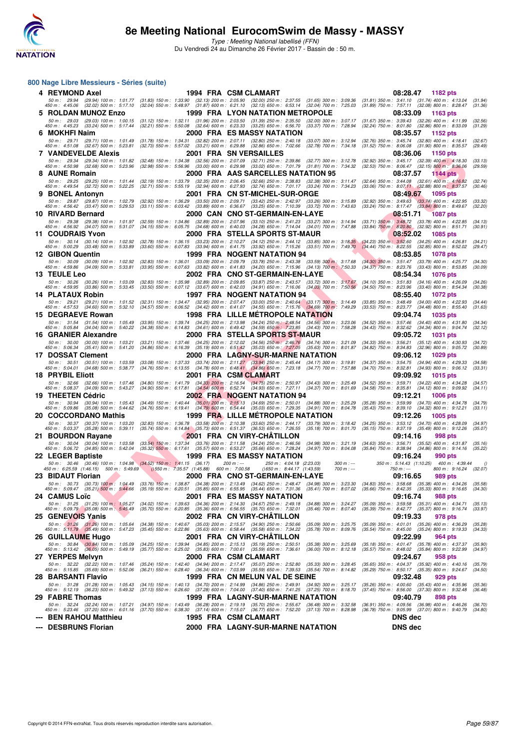# 8e Meeting National EurocomSwim de Massy - MASSY

*Type : Meeting National labellisé (FFN)*

Du Vendredi 24 au Dimanche 26 Février 2017 - Bassin de : 50 m.

## 800 Nage Libre Messieurs - Séries (suite)

| Rang | Nom | Année | Nat | Club | Temps | Points |
|---|---|---|---|---|---|---|
| 4 | REYMOND Axel | 1994 | FRA | CSM CLAMART | 08:28.47 | 1182 pts |
| 5 | ROLDAN MUNOZ Enzo | 1999 | FRA | LYON NATATION METROPOLE | 08:33.09 | 1163 pts |
| 6 | MOKHFI Naim | 2000 | FRA | ES MASSY NATATION | 08:35.57 | 1152 pts |
| 7 | VANDEVELDE Alexis | 2001 | FRA | SN VERSAILLES | 08:36.06 | 1150 pts |
| 8 | AUNE Romain | 2000 | FRA | AAS SARCELLES NATATION 95 | 08:37.57 | 1144 pts |
| 9 | BONEL Antonyn | 2001 | FRA | CN ST-MICHEL-SUR-ORGE | 08:49.67 | 1095 pts |
| 10 | RIVARD Bernard | 2000 | CAN | CNO ST-GERMAIN-EN-LAYE | 08:51.71 | 1087 pts |
| 11 | COUDRAIS Yvon | 2000 | FRA | STELLA SPORTS ST-MAUR | 08:52.02 | 1085 pts |
| 12 | GIBON Quentin | 1999 | FRA | NOGENT NATATION 94 | 08:53.85 | 1078 pts |
| 13 | TEULE Leo | 2002 | FRA | CNO ST-GERMAIN-EN-LAYE | 08:54.34 | 1076 pts |
| 14 | PLATAUX Robin | 1997 | FRA | NOGENT NATATION 94 | 08:55.40 | 1072 pts |
| 15 | DEGRAEVE Rowan | 1998 | FRA | LILLE MÉTROPOLE NATATION | 09:04.74 | 1035 pts |
| 16 | GRANIER Alexandre | 2000 | FRA | STELLA SPORTS ST-MAUR | 09:05.72 | 1031 pts |
| 17 | DOSSAT Clement | 2000 | FRA | LAGNY-SUR-MARNE NATATION | 09:06.12 | 1029 pts |
| 18 | PRYBIL Eliott | 2001 | FRA | CSM CLAMART | 09:09.92 | 1015 pts |
| 19 | THEETEN Cédric | 2002 | FRA | NOGENT NATATION 94 | 09:12.21 | 1006 pts |
| 20 | COCCORDANO Mathis | 1999 | FRA | LILLE MÉTROPOLE NATATION | 09:12.26 | 1005 pts |
| 21 | BOURDON Rayane | 2001 | FRA | CN VIRY-CHÂTILLON | 09:14.16 | 998 pts |
| 22 | LEGER Baptiste | 1999 | FRA | ES MASSY NATATION | 09:16.24 | 990 pts |
| 23 | BIDAUT Florian | 2000 | FRA | CNO ST-GERMAIN-EN-LAYE | 09:16.65 | 989 pts |
| 24 | CAMUS Loïc | 2001 | FRA | ES MASSY NATATION | 09:16.74 | 988 pts |
| 25 | GENEVOIS Yanis | 2002 | FRA | CN VIRY-CHÂTILLON | 09:19.33 | 978 pts |
| 26 | GUILLAUME Hugo | 2001 | FRA | CN VIRY-CHÂTILLON | 09:22.99 | 964 pts |
| 27 | YERPES Melvyn | 2000 | FRA | CSM CLAMART | 09:24.67 | 958 pts |
| 28 | BARSANTI Flavio | 1999 | FRA | CN MELUN VAL DE SEINE | 09:32.48 | 929 pts |
| 29 | FABRE Thomas | 1999 | FRA | LAGNY-SUR-MARNE NATATION | 09:40.79 | 898 pts |
| --- | BEN RAHOU Matthieu | 1995 | FRA | CSM CLAMART | DNS dec | |
| --- | DESBRUNS Florian | 2000 | FRA | LAGNY-SUR-MARNE NATATION | DNS dec | |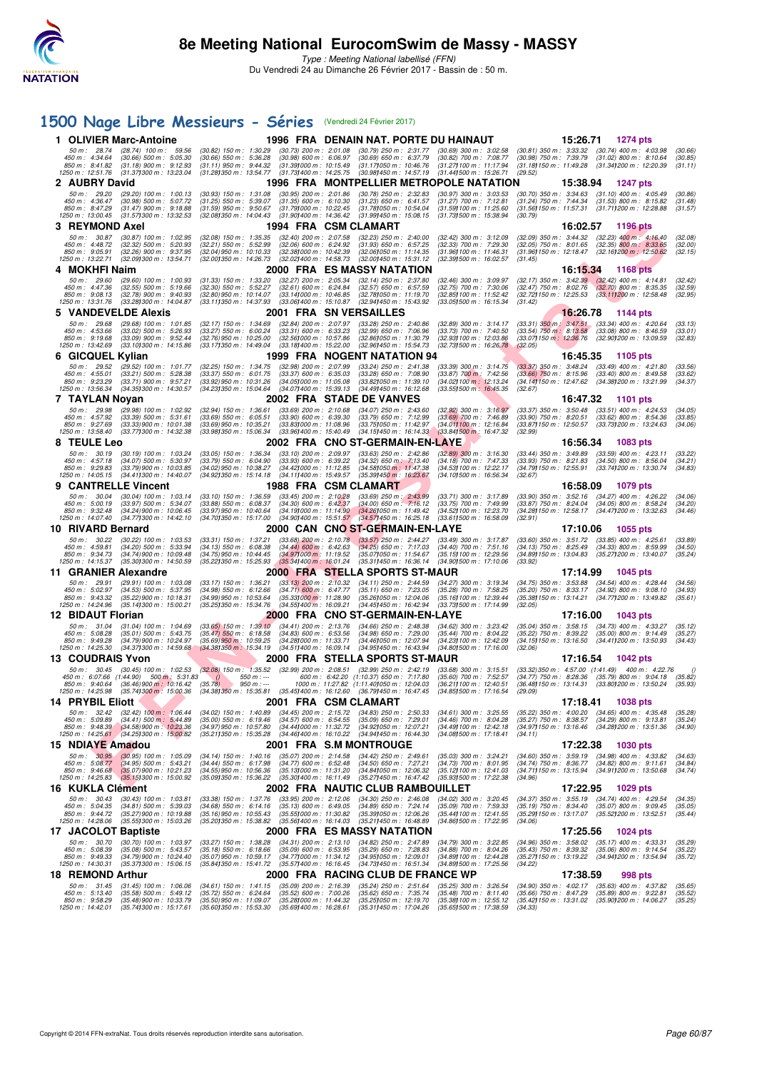# 8e Meeting National EurocomSwim de Massy - MASSY

*Type : Meeting National labellisé (FFN)*

Du Vendredi 24 au Dimanche 26 Février 2017 - Bassin de : 50 m.

## 1500 Nage Libre Messieurs - Séries (Vendredi 24 Février 2017)

**1 OLIVIER Marc-Antoine** 1996 FRA DENAIN NAT. PORTE DU HAINAUT 15:26.71 1274 pts

50 m : 28.74 (28.74) 100 m : 59.56 (30.82) 150 m : 1:30.29 (30.73) 200 m : 2:01.08 (30.79) 250 m : 2:31.77 (30.69) 300 m : 3:02.58 (30.81) 350 m : 3:33.32 (30.74) 400 m : 4:03.98 (30.66)
450 m : 4:34.64 (30.66) 500 m : 5:05.30 (30.66) 550 m : 5:36.28 (30.98) 600 m : 6:06.97 (30.69) 650 m : 6:37.79 (30.82) 700 m : 7:08.77 (30.98) 750 m : 7:39.79 (31.02) 800 m : 8:10.64 (30.85)
850 m : 8:41.82 (31.18) 900 m : 9:12.93 (31.11) 950 m : 9:44.32 (31.39) 1000 m : 10:15.49 (31.17) 1050 m : 10:46.76 (31.27) 1100 m : 11:17.94 (31.18) 1150 m : 11:49.28 (31.34) 1200 m : 12:20.39 (31.11)
1250 m : 12:51.76 (31.37) 1300 m : 13:23.04 (31.28) 1350 m : 13:54.77 (31.73) 1400 m : 14:25.75 (30.98) 1450 m : 14:57.19 (31.44) 1500 m : 15:26.71 (29.52)

**2 AUBRY David** 1996 FRA MONTPELLIER METROPOLE NATATION 15:38.94 1247 pts

50 m : 29.20 (29.20) 100 m : 1:00.13 (30.93) 150 m : 1:31.08 (30.95) 200 m : 2:01.86 (30.78) 250 m : 2:32.83 (30.97) 300 m : 3:03.53 (30.70) 350 m : 3:34.63 (31.10) 400 m : 4:05.49 (30.86)
450 m : 4:36.47 (30.98) 500 m : 5:07.72 (31.25) 550 m : 5:39.07 (31.35) 600 m : 6:10.30 (31.23) 650 m : 6:41.57 (31.27) 700 m : 7:12.81 (31.24) 750 m : 7:44.34 (31.53) 800 m : 8:15.82 (31.48)
850 m : 8:47.29 (31.47) 900 m : 9:18.88 (31.59) 950 m : 9:50.67 (31.79) 1000 m : 10:22.45 (31.78) 1050 m : 10:54.04 (31.59) 1100 m : 11:25.60 (31.56) 1150 m : 11:57.31 (31.71) 1200 m : 12:28.88 (31.57)
1250 m : 13:00.45 (31.57) 1300 m : 13:32.53 (32.08) 1350 m : 14:04.43 (31.90) 1400 m : 14:36.42 (31.99) 1450 m : 15:08.15 (31.73) 1500 m : 15:38.94 (30.79)

**3 REYMOND Axel** 1994 FRA CSM CLAMART 16:02.57 1196 pts

50 m : 30.87 (30.87) 100 m : 1:02.95 (32.08) 150 m : 1:35.35 (32.40) 200 m : 2:07.58 (32.23) 250 m : 2:40.00 (32.42) 300 m : 3:12.09 (32.09) 350 m : 3:44.32 (32.23) 400 m : 4:16.40 (32.08)
450 m : 4:48.72 (32.32) 500 m : 5:20.93 (32.21) 550 m : 5:52.99 (32.06) 600 m : 6:24.92 (31.93) 650 m : 6:57.25 (32.33) 700 m : 7:29.30 (32.05) 750 m : 8:01.65 (32.35) 800 m : 8:33.65 (32.00)
850 m : 9:05.91 (32.26) 900 m : 9:37.95 (32.04) 950 m : 10:10.33 (32.38) 1000 m : 10:42.39 (32.06) 1050 m : 11:14.35 (31.96) 1100 m : 11:46.31 (31.96) 1150 m : 12:18.47 (32.16) 1200 m : 12:50.62 (32.15)
1250 m : 13:22.71 (32.09) 1300 m : 13:54.71 (32.00) 1350 m : 14:26.73 (32.02) 1400 m : 14:58.73 (32.00) 1450 m : 15:31.12 (32.39) 1500 m : 16:02.57 (31.45)

**4 MOKHFI Naim** 2000 FRA ES MASSY NATATION 16:15.34 1168 pts

50 m : 29.60 (29.60) 100 m : 1:00.93 (31.33) 150 m : 1:33.20 (32.27) 200 m : 2:05.34 (32.14) 250 m : 2:37.80 (32.46) 300 m : 3:09.97 (32.17) 350 m : 3:42.39 (32.42) 400 m : 4:14.81 (32.42)
450 m : 4:47.36 (32.55) 500 m : 5:19.66 (32.30) 550 m : 5:52.27 (32.61) 600 m : 6:24.84 (32.57) 650 m : 6:57.59 (32.75) 700 m : 7:30.06 (32.47) 750 m : 8:02.76 (32.70) 800 m : 8:35.35 (32.59)
850 m : 9:08.13 (32.78) 900 m : 9:40.93 (32.80) 950 m : 10:14.07 (33.14) 1000 m : 10:46.85 (32.78) 1050 m : 11:19.70 (32.85) 1100 m : 11:52.42 (32.72) 1150 m : 12:25.53 (33.11) 1200 m : 12:58.48 (32.95)
1250 m : 13:31.76 (33.28) 1300 m : 14:04.87 (33.11) 1350 m : 14:37.93 (33.06) 1400 m : 15:10.87 (32.94) 1450 m : 15:43.92 (33.05) 1500 m : 16:15.34 (31.42)

**5 VANDEVELDE Alexis** 2001 FRA SN VERSAILLES 16:26.78 1144 pts

50 m : 29.68 (29.68) 100 m : 1:01.85 (32.17) 150 m : 1:34.69 (32.84) 200 m : 2:07.97 (33.28) 250 m : 2:40.86 (32.89) 300 m : 3:14.17 (33.31) 350 m : 3:47.51 (33.34) 400 m : 4:20.64 (33.13)
450 m : 4:53.66 (33.02) 500 m : 5:26.93 (33.27) 550 m : 6:00.24 (33.31) 600 m : 6:33.23 (32.99) 650 m : 7:06.96 (33.73) 700 m : 7:40.50 (33.54) 750 m : 8:13.58 (33.08) 800 m : 8:46.59 (33.01)
850 m : 9:19.68 (33.09) 900 m : 9:52.44 (32.76) 950 m : 10:25.00 (32.56) 1000 m : 10:57.86 (32.86) 1050 m : 11:30.79 (32.93) 1100 m : 12:03.86 (33.07) 1150 m : 12:36.76 (32.90) 1200 m : 13:09.59 (32.83)
1250 m : 13:42.69 (33.10) 1300 m : 14:15.86 (33.17) 1350 m : 14:49.04 (33.18) 1400 m : 15:22.00 (32.96) 1450 m : 15:54.73 (32.73) 1500 m : 16:26.78 (32.05)

**6 GICQUEL Kylian** 1999 FRA NOGENT NATATION 94 16:45.35 1105 pts

50 m : 29.52 (29.52) 100 m : 1:01.77 (32.25) 150 m : 1:34.75 (32.98) 200 m : 2:07.99 (33.24) 250 m : 2:41.38 (33.39) 300 m : 3:14.75 (33.37) 350 m : 3:48.24 (33.49) 400 m : 4:21.80 (33.56)
450 m : 4:55.01 (33.21) 500 m : 5:28.38 (33.37) 550 m : 6:01.75 (33.37) 600 m : 6:35.03 (33.28) 650 m : 7:08.90 (33.87) 700 m : 7:42.56 (33.66) 750 m : 8:15.96 (33.40) 800 m : 8:49.58 (33.62)
850 m : 9:23.29 (33.71) 900 m : 9:57.21 (33.92) 950 m : 10:31.26 (34.05) 1000 m : 11:05.08 (33.82) 1050 m : 11:39.10 (34.02) 1100 m : 12:13.24 (34.14) 1150 m : 12:47.62 (34.38) 1200 m : 13:21.99 (34.37)
1250 m : 13:56.34 (34.35) 1300 m : 14:30.57 (34.23) 1350 m : 15:04.64 (34.07) 1400 m : 15:39.13 (34.49) 1450 m : 16:12.68 (33.55) 1500 m : 16:45.35 (32.67)

**7 TAYLAN Noyan** 2002 FRA STADE DE VANVES 16:47.32 1101 pts

50 m : 29.98 (29.98) 100 m : 1:02.92 (32.94) 150 m : 1:36.61 (33.69) 200 m : 2:10.68 (34.07) 250 m : 2:43.60 (32.92) 300 m : 3:16.97 (33.37) 350 m : 3:50.48 (33.51) 400 m : 4:24.53 (34.05)
450 m : 4:57.92 (33.39) 500 m : 5:31.61 (33.69) 550 m : 6:05.51 (33.90) 600 m : 6:39.30 (33.79) 650 m : 7:12.99 (33.69) 700 m : 7:46.89 (33.90) 750 m : 8:20.51 (33.62) 800 m : 8:54.36 (33.85)
850 m : 9:27.69 (33.33) 900 m : 10:01.38 (33.69) 950 m : 10:35.21 (33.83) 1000 m : 11:08.96 (33.75) 1050 m : 11:42.97 (34.01) 1100 m : 12:16.84 (33.87) 1150 m : 12:50.57 (33.73) 1200 m : 13:24.63 (34.06)
1250 m : 13:58.40 (33.77) 1300 m : 14:32.38 (33.98) 1350 m : 15:06.34 (33.96) 1400 m : 15:40.49 (34.15) 1450 m : 16:14.33 (33.84) 1500 m : 16:47.32 (32.99)

**8 TEULE Leo** 2002 FRA CNO ST-GERMAIN-EN-LAYE 16:56.34 1083 pts

50 m : 30.19 (30.19) 100 m : 1:03.24 (33.05) 150 m : 1:36.34 (33.10) 200 m : 2:09.97 (33.63) 250 m : 2:42.86 (32.89) 300 m : 3:16.30 (33.44) 350 m : 3:49.89 (33.59) 400 m : 4:23.11 (33.22)
450 m : 4:57.18 (34.07) 500 m : 5:30.97 (33.79) 550 m : 6:04.90 (33.93) 600 m : 6:39.22 (34.32) 650 m : 7:13.40 (34.18) 700 m : 7:47.33 (33.93) 750 m : 8:21.83 (34.50) 800 m : 8:56.04 (34.21)
850 m : 9:29.83 (33.79) 900 m : 10:03.85 (34.02) 950 m : 10:38.27 (34.42) 1000 m : 11:12.85 (34.58) 1050 m : 11:47.38 (34.53) 1100 m : 12:22.17 (34.79) 1150 m : 12:55.91 (33.74) 1200 m : 13:30.74 (34.83)
1250 m : 14:05.15 (34.41) 1300 m : 14:40.07 (34.92) 1350 m : 15:14.18 (34.11) 1400 m : 15:49.57 (35.39) 1450 m : 16:23.67 (34.10) 1500 m : 16:56.34 (32.67)

**9 CANTRELLE Vincent** 1988 FRA CSM CLAMART 16:58.09 1079 pts

50 m : 30.04 (30.04) 100 m : 1:03.14 (33.10) 150 m : 1:36.59 (33.45) 200 m : 2:10.28 (33.69) 250 m : 2:43.99 (33.71) 300 m : 3:17.89 (33.90) 350 m : 3:52.16 (34.27) 400 m : 4:26.22 (34.06)
450 m : 5:00.19 (33.97) 500 m : 5:34.07 (33.88) 550 m : 6:08.37 (34.30) 600 m : 6:42.37 (34.00) 650 m : 7:16.12 (33.75) 700 m : 7:49.99 (33.87) 750 m : 8:24.04 (34.05) 800 m : 8:58.24 (34.20)
850 m : 9:32.48 (34.24) 900 m : 10:06.45 (33.97) 950 m : 10:40.64 (34.19) 1000 m : 11:14.90 (34.26) 1050 m : 11:49.42 (34.52) 1100 m : 12:23.70 (34.28) 1150 m : 12:58.17 (34.47) 1200 m : 13:32.63 (34.46)
1250 m : 14:07.40 (34.77) 1300 m : 14:42.10 (34.70) 1350 m : 15:17.00 (34.90) 1400 m : 15:51.57 (34.57) 1450 m : 16:25.18 (33.61) 1500 m : 16:58.09 (32.91)

**10 RIVARD Bernard** 2000 CAN CNO ST-GERMAIN-EN-LAYE 17:10.06 1055 pts

50 m : 30.22 (30.22) 100 m : 1:03.53 (33.31) 150 m : 1:37.21 (33.68) 200 m : 2:10.78 (33.57) 250 m : 2:44.27 (33.49) 300 m : 3:17.87 (33.60) 350 m : 3:51.72 (33.85) 400 m : 4:25.61 (33.89)
450 m : 4:59.81 (34.20) 500 m : 5:33.94 (34.13) 550 m : 6:08.38 (34.44) 600 m : 6:42.63 (34.25) 650 m : 7:17.03 (34.40) 700 m : 7:51.16 (34.13) 750 m : 8:25.49 (34.33) 800 m : 8:59.99 (34.50)
850 m : 9:34.73 (34.74) 900 m : 10:09.48 (34.75) 950 m : 10:44.45 (34.97) 1000 m : 11:19.52 (35.07) 1050 m : 11:54.67 (35.15) 1100 m : 12:29.56 (34.89) 1150 m : 13:04.83 (35.27) 1200 m : 13:40.07 (35.24)
1250 m : 14:15.37 (35.30) 1300 m : 14:50.59 (35.22) 1350 m : 15:25.93 (35.34) 1400 m : 16:01.24 (35.31) 1450 m : 16:36.14 (34.90) 1500 m : 17:10.06 (33.92)

**11 GRANIER Alexandre** 2000 FRA STELLA SPORTS ST-MAUR 17:14.99 1045 pts

50 m : 29.91 (29.91) 100 m : 1:03.08 (33.17) 150 m : 1:36.21 (33.13) 200 m : 2:10.32 (34.11) 250 m : 2:44.59 (34.27) 300 m : 3:19.34 (34.75) 350 m : 3:53.88 (34.54) 400 m : 4:28.44 (34.56)
450 m : 5:02.97 (34.53) 500 m : 5:37.95 (34.98) 550 m : 6:12.66 (34.71) 600 m : 6:47.77 (35.11) 650 m : 7:23.05 (35.28) 700 m : 7:58.25 (35.20) 750 m : 8:33.17 (34.92) 800 m : 9:08.10 (34.93)
850 m : 9:43.32 (35.22) 900 m : 10:18.31 (34.99) 950 m : 10:53.64 (35.33) 1000 m : 11:28.90 (35.26) 1050 m : 12:04.06 (35.16) 1100 m : 12:39.44 (35.38) 1150 m : 13:14.21 (34.77) 1200 m : 13:49.82 (35.61)
1250 m : 14:24.96 (35.14) 1300 m : 15:00.21 (35.25) 1350 m : 15:34.76 (34.55) 1400 m : 16:09.21 (34.45) 1450 m : 16:42.94 (33.73) 1500 m : 17:14.99 (32.05)

**12 BIDAUT Florian** 2000 FRA CNO ST-GERMAIN-EN-LAYE 17:16.00 1043 pts

50 m : 31.04 (31.04) 100 m : 1:04.69 (33.65) 150 m : 1:39.10 (34.41) 200 m : 2:13.76 (34.66) 250 m : 2:48.38 (34.62) 300 m : 3:23.42 (35.04) 350 m : 3:58.15 (34.73) 400 m : 4:33.27 (35.12)
450 m : 5:08.28 (35.01) 500 m : 5:43.75 (35.47) 550 m : 6:18.58 (34.83) 600 m : 6:53.56 (34.98) 650 m : 7:29.00 (35.44) 700 m : 8:04.22 (35.22) 750 m : 8:39.22 (35.00) 800 m : 9:14.49 (35.27)
850 m : 9:49.28 (34.79) 900 m : 10:24.97 (35.69) 950 m : 10:59.25 (34.28) 1000 m : 11:33.71 (34.46) 1050 m : 12:07.94 (34.23) 1100 m : 12:42.09 (34.15) 1150 m : 13:16.50 (34.41) 1200 m : 13:50.93 (34.43)
1250 m : 14:25.30 (34.37) 1300 m : 14:59.68 (34.38) 1350 m : 15:34.19 (34.51) 1400 m : 16:09.14 (34.95) 1450 m : 16:43.94 (34.80) 1500 m : 17:16.00 (32.06)

**13 COUDRAIS Yvon** 2000 FRA STELLA SPORTS ST-MAUR 17:16.54 1042 pts

50 m : 30.45 (30.45) 100 m : 1:02.53 (32.08) 150 m : 1:35.52 (32.99) 200 m : 2:08.51 (32.99) 250 m : 2:42.19 (33.68) 300 m : 3:15.51 (33.32) 350 m : 4:57.00 (1:41.49) 400 m : 4:22.76 ()
450 m : 6:07.66 (1:44.90) 500 m : 5:31.83 () 550 m : --- 600 m : 6:42.20 (1:10.37) 650 m : 7:17.80 (35.60) 700 m : 7:52.57 (34.77) 750 m : 8:28.36 (35.79) 800 m : 9:04.18 (35.82)
850 m : 9:40.64 (36.46) 900 m : 10:16.42 (35.78) 950 m : --- 1000 m : 11:27.82 (1:11.40) 1050 m : 12:04.03 (36.21) 1100 m : 12:40.51 (36.48) 1150 m : 13:14.31 (33.80) 1200 m : 13:50.24 (35.93)
1250 m : 14:25.98 (35.74) 1300 m : 15:00.36 (34.38) 1350 m : 15:35.81 (35.45) 1400 m : 16:12.60 (36.79) 1450 m : 16:47.45 (34.85) 1500 m : 17:16.54 (29.09)

**14 PRYBIL Eliott** 2001 FRA CSM CLAMART 17:18.41 1038 pts

50 m : 32.42 (32.42) 100 m : 1:06.44 (34.02) 150 m : 1:40.89 (34.45) 200 m : 2:15.72 (34.83) 250 m : 2:50.33 (34.61) 300 m : 3:25.55 (35.22) 350 m : 4:00.20 (34.65) 400 m : 4:35.48 (35.28)
450 m : 5:09.89 (34.41) 500 m : 5:44.89 (35.00) 550 m : 6:19.46 (34.57) 600 m : 6:54.55 (35.09) 650 m : 7:29.01 (34.46) 700 m : 8:04.28 (35.27) 750 m : 8:38.57 (34.29) 800 m : 9:13.81 (35.24)
850 m : 9:48.39 (34.58) 900 m : 10:23.36 (34.97) 950 m : 10:57.80 (34.44) 1000 m : 11:32.72 (34.92) 1050 m : 12:07.21 (34.49) 1100 m : 12:42.18 (34.97) 1150 m : 13:16.46 (34.28) 1200 m : 13:51.36 (34.90)
1250 m : 14:25.61 (34.25) 1300 m : 15:00.82 (35.21) 1350 m : 15:35.28 (34.46) 1400 m : 16:10.22 (34.94) 1450 m : 16:44.30 (34.08) 1500 m : 17:18.41 (34.11)

**15 NDIAYE Amadou** 2001 FRA S.M MONTROUGE 17:22.38 1030 pts

50 m : 30.95 (30.95) 100 m : 1:05.09 (34.14) 150 m : 1:40.16 (35.07) 200 m : 2:14.58 (34.42) 250 m : 2:49.61 (35.03) 300 m : 3:24.21 (34.60) 350 m : 3:59.19 (34.98) 400 m : 4:33.82 (34.63)
450 m : 5:08.77 (34.95) 500 m : 5:43.21 (34.44) 550 m : 6:17.98 (34.77) 600 m : 6:52.48 (34.50) 650 m : 7:27.21 (34.73) 700 m : 8:01.95 (34.74) 750 m : 8:36.77 (34.82) 800 m : 9:11.61 (34.84)
850 m : 9:46.68 (35.07) 900 m : 10:21.23 (34.55) 950 m : 10:56.36 (35.13) 1000 m : 11:31.20 (34.84) 1050 m : 12:06.32 (35.12) 1100 m : 12:41.03 (34.71) 1150 m : 13:15.94 (34.91) 1200 m : 13:50.68 (34.74)
1250 m : 14:25.82 (35.14) 1300 m : 15:00.92 (35.10) 1350 m : 15:36.22 (35.30) 1400 m : 16:11.49 (35.27) 1450 m : 16:47.42 (35.93) 1500 m : 17:22.38 (34.96)

**16 KUKLA Clément** 2002 FRA NAUTIC CLUB RAMBOUILLET 17:22.95 1029 pts

50 m : 30.43 (30.43) 100 m : 1:03.81 (33.38) 150 m : 1:37.76 (33.95) 200 m : 2:12.06 (34.30) 250 m : 2:46.08 (34.02) 300 m : 3:20.45 (34.37) 350 m : 3:55.19 (34.74) 400 m : 4:29.54 (34.35)
450 m : 5:04.35 (34.81) 500 m : 5:39.03 (34.68) 550 m : 6:14.16 (35.13) 600 m : 6:49.05 (34.89) 650 m : 7:24.14 (35.09) 700 m : 7:59.33 (35.19) 750 m : 8:34.40 (35.07) 800 m : 9:09.45 (35.05)
850 m : 9:44.72 (35.27) 900 m : 10:19.88 (35.16) 950 m : 10:55.43 (35.55) 1000 m : 11:30.82 (35.39) 1050 m : 12:06.26 (35.44) 1100 m : 12:41.55 (35.29) 1150 m : 13:17.07 (35.52) 1200 m : 13:52.51 (35.44)
1250 m : 14:28.06 (35.55) 1300 m : 15:03.26 (35.20) 1350 m : 15:38.82 (35.56) 1400 m : 16:14.03 (35.21) 1450 m : 16:48.89 (34.86) 1500 m : 17:22.95 (34.06)

**17 JACOLOT Baptiste** 2000 FRA ES MASSY NATATION 17:25.56 1024 pts

50 m : 30.70 (30.70) 100 m : 1:03.97 (33.27) 150 m : 1:38.28 (34.31) 200 m : 2:13.10 (34.82) 250 m : 2:47.89 (34.79) 300 m : 3:22.85 (34.96) 350 m : 3:58.02 (35.17) 400 m : 4:33.31 (35.29)
450 m : 5:08.39 (35.08) 500 m : 5:43.57 (35.18) 550 m : 6:18.66 (35.09) 600 m : 6:53.95 (35.29) 650 m : 7:28.83 (34.88) 700 m : 8:04.26 (35.43) 750 m : 8:39.32 (35.06) 800 m : 9:14.54 (35.22)
850 m : 9:49.33 (34.79) 900 m : 10:24.40 (35.07) 950 m : 10:59.17 (34.77) 1000 m : 11:34.12 (34.95) 1050 m : 12:09.01 (34.89) 1100 m : 12:44.28 (35.27) 1150 m : 13:19.22 (34.94) 1200 m : 13:54.94 (35.72)
1250 m : 14:30.31 (35.37) 1300 m : 15:06.15 (35.84) 1350 m : 15:41.72 (35.57) 1400 m : 16:16.45 (34.73) 1450 m : 16:51.34 (34.89) 1500 m : 17:25.56 (34.22)

**18 REMOND Arthur** 2000 FRA RACING CLUB DE FRANCE WP 17:38.59 998 pts

50 m : 31.45 (31.45) 100 m : 1:06.06 (34.61) 150 m : 1:41.15 (35.09) 200 m : 2:16.39 (35.24) 250 m : 2:51.64 (35.25) 300 m : 3:26.54 (34.90) 350 m : 4:02.17 (35.63) 400 m : 4:37.82 (35.65)
450 m : 5:13.40 (35.58) 500 m : 5:49.12 (35.72) 550 m : 6:24.64 (35.52) 600 m : 7:00.26 (35.62) 650 m : 7:35.74 (35.48) 700 m : 8:11.40 (35.66) 750 m : 8:47.29 (35.89) 800 m : 9:22.81 (35.52)
850 m : 9:58.29 (35.48) 900 m : 10:33.79 (35.50) 950 m : 11:09.07 (35.28) 1000 m : 11:44.32 (35.25) 1050 m : 12:19.70 (35.38) 1100 m : 12:55.12 (35.42) 1150 m : 13:31.02 (35.90) 1200 m : 14:06.27 (35.25)
1250 m : 14:42.01 (35.74) 1300 m : 15:17.61 (35.60) 1350 m : 15:53.30 (35.69) 1400 m : 16:28.61 (35.31) 1450 m : 17:04.26 (35.65) 1500 m : 17:38.59 (34.33)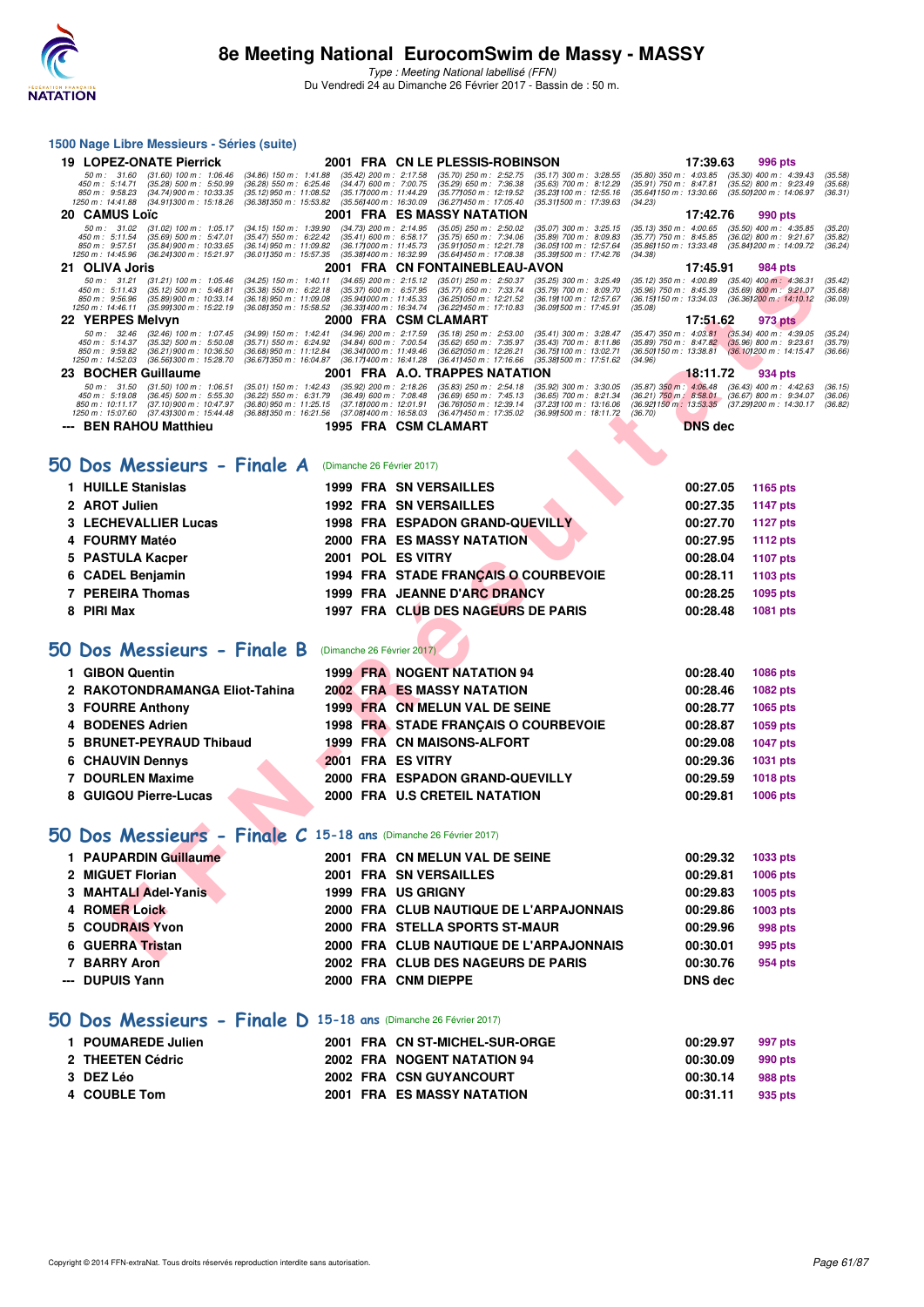# 8e Meeting National EurocomSwim de Massy - MASSY

*Type : Meeting National labellisé (FFN)*

Du Vendredi 24 au Dimanche 26 Février 2017 - Bassin de : 50 m.

## 1500 Nage Libre Messieurs - Séries (suite)

| | Nom | Année | Nat | Club | Temps | Points |
|---|---|---|---|---|---|---|
| 19 | LOPEZ-ONATE Pierrick | 2001 | FRA | CN LE PLESSIS-ROBINSON | 17:39.63 | 996 pts |

50 m : 31.60 (31.60) 100 m : 1:06.46 (34.86) 150 m : 1:41.88 (35.42) 200 m : 2:17.58 (35.70) 250 m : 2:52.75 (35.17) 300 m : 3:28.55 (35.80) 350 m : 4:03.85 (35.30) 400 m : 4:39.43 (35.58)
450 m : 5:14.71 (35.28) 500 m : 5:50.99 (36.28) 550 m : 6:25.46 (34.47) 600 m : 7:00.75 (35.29) 650 m : 7:36.38 (35.63) 700 m : 8:12.29 (35.91) 750 m : 8:47.81 (35.52) 800 m : 9:23.49 (35.68)
850 m : 9:58.23 (34.74) 900 m : 10:33.35 (35.12) 950 m : 11:08.52 (35.17) 1000 m : 11:44.29 (35.77) 1050 m : 12:19.52 (35.23) 1100 m : 12:55.16 (35.64) 1150 m : 13:30.66 (35.50) 1200 m : 14:06.97 (36.31)
1250 m : 14:41.88 (34.91) 1300 m : 15:18.26 (36.38) 1350 m : 15:53.82 (35.56) 1400 m : 16:30.09 (36.27) 1450 m : 17:05.40 (35.31) 1500 m : 17:39.63 (34.23)

| | Nom | Année | Nat | Club | Temps | Points |
|---|---|---|---|---|---|---|
| 20 | CAMUS Loïc | 2001 | FRA | ES MASSY NATATION | 17:42.76 | 990 pts |

50 m : 31.02 (31.02) 100 m : 1:05.17 (34.15) 150 m : 1:39.90 (34.73) 200 m : 2:14.95 (35.05) 250 m : 2:50.02 (35.07) 300 m : 3:25.15 (35.13) 350 m : 4:00.65 (35.50) 400 m : 4:35.85 (35.20)
450 m : 5:11.54 (35.69) 500 m : 5:47.01 (35.47) 550 m : 6:22.42 (35.41) 600 m : 6:58.17 (35.75) 650 m : 7:34.06 (35.89) 700 m : 8:09.83 (35.77) 750 m : 8:45.85 (36.02) 800 m : 9:21.67 (35.82)
850 m : 9:57.51 (35.84) 900 m : 10:33.65 (36.14) 950 m : 11:09.82 (36.17) 1000 m : 11:45.73 (35.91) 1050 m : 12:21.78 (36.05) 1100 m : 12:57.64 (35.86) 1150 m : 13:33.48 (35.84) 1200 m : 14:09.72 (36.24)
1250 m : 14:45.96 (36.24) 1300 m : 15:21.97 (36.01) 1350 m : 15:57.35 (35.38) 1400 m : 16:32.99 (35.64) 1450 m : 17:08.38 (35.39) 1500 m : 17:42.76 (34.38)

| | Nom | Année | Nat | Club | Temps | Points |
|---|---|---|---|---|---|---|
| 21 | OLIVA Joris | 2001 | FRA | CN FONTAINEBLEAU-AVON | 17:45.91 | 984 pts |

50 m : 31.21 (31.21) 100 m : 1:05.46 (34.25) 150 m : 1:40.11 (34.65) 200 m : 2:15.12 (35.01) 250 m : 2:50.37 (35.25) 300 m : 3:25.49 (35.12) 350 m : 4:00.89 (35.40) 400 m : 4:36.31 (35.42)
450 m : 5:11.43 (35.12) 500 m : 5:46.81 (35.38) 550 m : 6:22.18 (35.37) 600 m : 6:57.95 (35.77) 650 m : 7:33.74 (35.79) 700 m : 8:09.70 (35.96) 750 m : 8:45.39 (35.69) 800 m : 9:21.07 (35.68)
850 m : 9:56.96 (35.89) 900 m : 10:33.14 (36.18) 950 m : 11:09.08 (35.94) 1000 m : 11:45.33 (36.25) 1050 m : 12:21.52 (36.19) 1100 m : 12:57.67 (36.15) 1150 m : 13:34.03 (36.36) 1200 m : 14:10.12 (36.09)
1250 m : 14:46.11 (35.99) 1300 m : 15:22.19 (36.08) 1350 m : 15:58.52 (36.33) 1400 m : 16:34.74 (36.22) 1450 m : 17:10.83 (36.09) 1500 m : 17:45.91 (35.08)

| | Nom | Année | Nat | Club | Temps | Points |
|---|---|---|---|---|---|---|
| 22 | YERPES Melvyn | 2000 | FRA | CSM CLAMART | 17:51.62 | 973 pts |

50 m : 32.46 (32.46) 100 m : 1:07.45 (34.99) 150 m : 1:42.41 (34.96) 200 m : 2:17.59 (35.18) 250 m : 2:53.00 (35.41) 300 m : 3:28.47 (35.47) 350 m : 4:03.81 (35.34) 400 m : 4:39.05 (35.24)
450 m : 5:14.37 (35.32) 500 m : 5:50.08 (35.71) 550 m : 6:24.92 (34.84) 600 m : 7:00.54 (35.62) 650 m : 7:35.97 (35.43) 700 m : 8:11.86 (35.89) 750 m : 8:47.82 (35.96) 800 m : 9:23.61 (35.79)
850 m : 9:59.82 (36.21) 900 m : 10:36.50 (36.68) 950 m : 11:12.84 (36.34) 1000 m : 11:49.46 (36.62) 1050 m : 12:26.21 (36.75) 1100 m : 13:02.71 (36.50) 1150 m : 13:38.81 (36.10) 1200 m : 14:15.47 (36.66)
1250 m : 14:52.03 (36.56) 1300 m : 15:28.70 (36.67) 1350 m : 16:04.87 (36.17) 1400 m : 16:41.28 (36.41) 1450 m : 17:16.66 (35.38) 1500 m : 17:51.62 (34.96)

| | Nom | Année | Nat | Club | Temps | Points |
|---|---|---|---|---|---|---|
| 23 | BOCHER Guillaume | 2001 | FRA | A.O. TRAPPES NATATION | 18:11.72 | 934 pts |

50 m : 31.50 (31.50) 100 m : 1:06.51 (35.01) 150 m : 1:42.43 (35.92) 200 m : 2:18.26 (35.83) 250 m : 2:54.18 (35.92) 300 m : 3:30.05 (35.87) 350 m : 4:06.48 (36.43) 400 m : 4:42.63 (36.15)
450 m : 5:19.08 (36.45) 500 m : 5:55.30 (36.22) 550 m : 6:31.79 (36.49) 600 m : 7:08.48 (36.69) 650 m : 7:45.13 (36.65) 700 m : 8:21.34 (36.21) 750 m : 8:58.01 (36.67) 800 m : 9:34.07 (36.06)
850 m : 10:11.17 (37.10) 900 m : 10:47.97 (36.80) 950 m : 11:25.15 (37.18) 1000 m : 12:01.91 (36.76) 1050 m : 12:39.14 (37.23) 1100 m : 13:16.06 (36.92) 1150 m : 13:53.35 (37.29) 1200 m : 14:30.17 (36.82)
1250 m : 15:07.60 (37.43) 1300 m : 15:44.48 (36.88) 1350 m : 16:21.56 (37.08) 1400 m : 16:58.03 (36.47) 1450 m : 17:35.02 (36.99) 1500 m : 18:11.72 (36.70)

| | Nom | Année | Nat | Club | Temps | Points |
|---|---|---|---|---|---|---|
| --- | BEN RAHOU Matthieu | 1995 | FRA | CSM CLAMART | DNS dec | |

## 50 Dos Messieurs - Finale A (Dimanche 26 Février 2017)

| | Nom | Année | Nat | Club | Temps | Points |
|---|---|---|---|---|---|---|
| 1 | HUILLE Stanislas | 1999 | FRA | SN VERSAILLES | 00:27.05 | 1165 pts |
| 2 | AROT Julien | 1992 | FRA | SN VERSAILLES | 00:27.35 | 1147 pts |
| 3 | LECHEVALLIER Lucas | 1998 | FRA | ESPADON GRAND-QUEVILLY | 00:27.70 | 1127 pts |
| 4 | FOURMY Matéo | 2000 | FRA | ES MASSY NATATION | 00:27.95 | 1112 pts |
| 5 | PASTULA Kacper | 2001 | POL | ES VITRY | 00:28.04 | 1107 pts |
| 6 | CADEL Benjamin | 1994 | FRA | STADE FRANÇAIS O COURBEVOIE | 00:28.11 | 1103 pts |
| 7 | PEREIRA Thomas | 1999 | FRA | JEANNE D'ARC DRANCY | 00:28.25 | 1095 pts |
| 8 | PIRI Max | 1997 | FRA | CLUB DES NAGEURS DE PARIS | 00:28.48 | 1081 pts |

## 50 Dos Messieurs - Finale B (Dimanche 26 Février 2017)

| | Nom | Année | Nat | Club | Temps | Points |
|---|---|---|---|---|---|---|
| 1 | GIBON Quentin | 1999 | FRA | NOGENT NATATION 94 | 00:28.40 | 1086 pts |
| 2 | RAKOTONDRAMANGA Eliot-Tahina | 2002 | FRA | ES MASSY NATATION | 00:28.46 | 1082 pts |
| 3 | FOURRE Anthony | 1999 | FRA | CN MELUN VAL DE SEINE | 00:28.77 | 1065 pts |
| 4 | BODENES Adrien | 1998 | FRA | STADE FRANÇAIS O COURBEVOIE | 00:28.87 | 1059 pts |
| 5 | BRUNET-PEYRAUD Thibaud | 1999 | FRA | CN MAISONS-ALFORT | 00:29.08 | 1047 pts |
| 6 | CHAUVIN Dennys | 2001 | FRA | ES VITRY | 00:29.36 | 1031 pts |
| 7 | DOURLEN Maxime | 2000 | FRA | ESPADON GRAND-QUEVILLY | 00:29.59 | 1018 pts |
| 8 | GUIGOU Pierre-Lucas | 2000 | FRA | U.S CRETEIL NATATION | 00:29.81 | 1006 pts |

## 50 Dos Messieurs - Finale C 15-18 ans (Dimanche 26 Février 2017)

| | Nom | Année | Nat | Club | Temps | Points |
|---|---|---|---|---|---|---|
| 1 | PAUPARDIN Guillaume | 2001 | FRA | CN MELUN VAL DE SEINE | 00:29.32 | 1033 pts |
| 2 | MIGUET Florian | 2001 | FRA | SN VERSAILLES | 00:29.81 | 1006 pts |
| 3 | MAHTALI Adel-Yanis | 1999 | FRA | US GRIGNY | 00:29.83 | 1005 pts |
| 4 | ROMER Loick | 2000 | FRA | CLUB NAUTIQUE DE L'ARPAJONNAIS | 00:29.86 | 1003 pts |
| 5 | COUDRAIS Yvon | 2000 | FRA | STELLA SPORTS ST-MAUR | 00:29.96 | 998 pts |
| 6 | GUERRA Tristan | 2000 | FRA | CLUB NAUTIQUE DE L'ARPAJONNAIS | 00:30.01 | 995 pts |
| 7 | BARRY Aron | 2002 | FRA | CLUB DES NAGEURS DE PARIS | 00:30.76 | 954 pts |
| --- | DUPUIS Yann | 2000 | FRA | CNM DIEPPE | DNS dec | |

## 50 Dos Messieurs - Finale D 15-18 ans (Dimanche 26 Février 2017)

| | Nom | Année | Nat | Club | Temps | Points |
|---|---|---|---|---|---|---|
| 1 | POUMAREDE Julien | 2001 | FRA | CN ST-MICHEL-SUR-ORGE | 00:29.97 | 997 pts |
| 2 | THEETEN Cédric | 2002 | FRA | NOGENT NATATION 94 | 00:30.09 | 990 pts |
| 3 | DEZ Léo | 2002 | FRA | CSN GUYANCOURT | 00:30.14 | 988 pts |
| 4 | COUBLE Tom | 2001 | FRA | ES MASSY NATATION | 00:31.11 | 935 pts |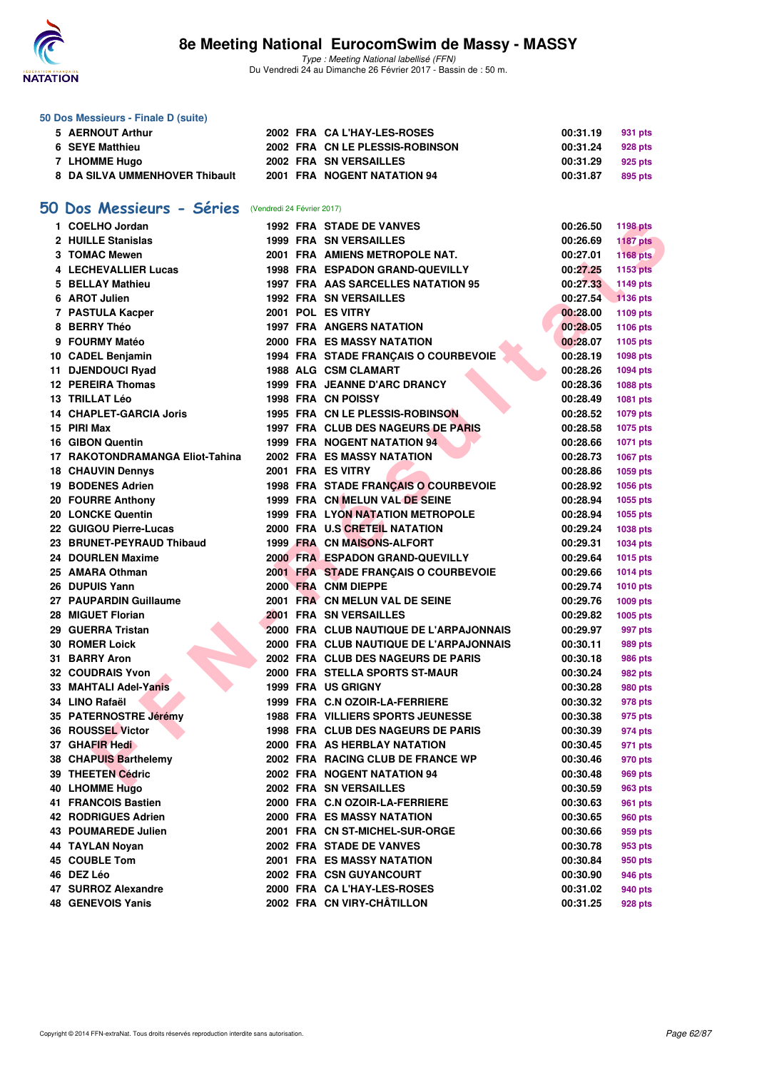### 50 Dos Messieurs - Finale D (suite)

| | | | | | | |
|---|---|---|---|---|---|---|
| 5 | AERNOUT Arthur | 2002 | FRA | CA L'HAY-LES-ROSES | 00:31.19 | 931 pts |
| 6 | SEYE Matthieu | 2002 | FRA | CN LE PLESSIS-ROBINSON | 00:31.24 | 928 pts |
| 7 | LHOMME Hugo | 2002 | FRA | SN VERSAILLES | 00:31.29 | 925 pts |
| 8 | DA SILVA UMMENHOVER Thibault | 2001 | FRA | NOGENT NATATION 94 | 00:31.87 | 895 pts |

## 50 Dos Messieurs - Séries (Vendredi 24 Février 2017)

| | | | | | | |
|---|---|---|---|---|---|---|
| 1 | COELHO Jordan | 1992 | FRA | STADE DE VANVES | 00:26.50 | 1198 pts |
| 2 | HUILLE Stanislas | 1999 | FRA | SN VERSAILLES | 00:26.69 | 1187 pts |
| 3 | TOMAC Mewen | 2001 | FRA | AMIENS METROPOLE NAT. | 00:27.01 | 1168 pts |
| 4 | LECHEVALLIER Lucas | 1998 | FRA | ESPADON GRAND-QUEVILLY | 00:27.25 | 1153 pts |
| 5 | BELLAY Mathieu | 1997 | FRA | AAS SARCELLES NATATION 95 | 00:27.33 | 1149 pts |
| 6 | AROT Julien | 1992 | FRA | SN VERSAILLES | 00:27.54 | 1136 pts |
| 7 | PASTULA Kacper | 2001 | POL | ES VITRY | 00:28.00 | 1109 pts |
| 8 | BERRY Théo | 1997 | FRA | ANGERS NATATION | 00:28.05 | 1106 pts |
| 9 | FOURMY Matéo | 2000 | FRA | ES MASSY NATATION | 00:28.07 | 1105 pts |
| 10 | CADEL Benjamin | 1994 | FRA | STADE FRANÇAIS O COURBEVOIE | 00:28.19 | 1098 pts |
| 11 | DJENDOUCI Ryad | 1988 | ALG | CSM CLAMART | 00:28.26 | 1094 pts |
| 12 | PEREIRA Thomas | 1999 | FRA | JEANNE D'ARC DRANCY | 00:28.36 | 1088 pts |
| 13 | TRILLAT Léo | 1998 | FRA | CN POISSY | 00:28.49 | 1081 pts |
| 14 | CHAPLET-GARCIA Joris | 1995 | FRA | CN LE PLESSIS-ROBINSON | 00:28.52 | 1079 pts |
| 15 | PIRI Max | 1997 | FRA | CLUB DES NAGEURS DE PARIS | 00:28.58 | 1075 pts |
| 16 | GIBON Quentin | 1999 | FRA | NOGENT NATATION 94 | 00:28.66 | 1071 pts |
| 17 | RAKOTONDRAMANGA Eliot-Tahina | 2002 | FRA | ES MASSY NATATION | 00:28.73 | 1067 pts |
| 18 | CHAUVIN Dennys | 2001 | FRA | ES VITRY | 00:28.86 | 1059 pts |
| 19 | BODENES Adrien | 1998 | FRA | STADE FRANÇAIS O COURBEVOIE | 00:28.92 | 1056 pts |
| 20 | FOURRE Anthony | 1999 | FRA | CN MELUN VAL DE SEINE | 00:28.94 | 1055 pts |
| 20 | LONCKE Quentin | 1999 | FRA | LYON NATATION METROPOLE | 00:28.94 | 1055 pts |
| 22 | GUIGOU Pierre-Lucas | 2000 | FRA | U.S CRETEIL NATATION | 00:29.24 | 1038 pts |
| 23 | BRUNET-PEYRAUD Thibaud | 1999 | FRA | CN MAISONS-ALFORT | 00:29.31 | 1034 pts |
| 24 | DOURLEN Maxime | 2000 | FRA | ESPADON GRAND-QUEVILLY | 00:29.64 | 1015 pts |
| 25 | AMARA Othman | 2001 | FRA | STADE FRANÇAIS O COURBEVOIE | 00:29.66 | 1014 pts |
| 26 | DUPUIS Yann | 2000 | FRA | CNM DIEPPE | 00:29.74 | 1010 pts |
| 27 | PAUPARDIN Guillaume | 2001 | FRA | CN MELUN VAL DE SEINE | 00:29.76 | 1009 pts |
| 28 | MIGUET Florian | 2001 | FRA | SN VERSAILLES | 00:29.82 | 1005 pts |
| 29 | GUERRA Tristan | 2000 | FRA | CLUB NAUTIQUE DE L'ARPAJONNAIS | 00:29.97 | 997 pts |
| 30 | ROMER Loick | 2000 | FRA | CLUB NAUTIQUE DE L'ARPAJONNAIS | 00:30.11 | 989 pts |
| 31 | BARRY Aron | 2002 | FRA | CLUB DES NAGEURS DE PARIS | 00:30.18 | 986 pts |
| 32 | COUDRAIS Yvon | 2000 | FRA | STELLA SPORTS ST-MAUR | 00:30.24 | 982 pts |
| 33 | MAHTALI Adel-Yanis | 1999 | FRA | US GRIGNY | 00:30.28 | 980 pts |
| 34 | LINO Rafaël | 1999 | FRA | C.N OZOIR-LA-FERRIERE | 00:30.32 | 978 pts |
| 35 | PATERNOSTRE Jérémy | 1988 | FRA | VILLIERS SPORTS JEUNESSE | 00:30.38 | 975 pts |
| 36 | ROUSSEL Victor | 1998 | FRA | CLUB DES NAGEURS DE PARIS | 00:30.39 | 974 pts |
| 37 | GHAFIR Hedi | 2000 | FRA | AS HERBLAY NATATION | 00:30.45 | 971 pts |
| 38 | CHAPUIS Barthelemy | 2002 | FRA | RACING CLUB DE FRANCE WP | 00:30.46 | 970 pts |
| 39 | THEETEN Cédric | 2002 | FRA | NOGENT NATATION 94 | 00:30.48 | 969 pts |
| 40 | LHOMME Hugo | 2002 | FRA | SN VERSAILLES | 00:30.59 | 963 pts |
| 41 | FRANCOIS Bastien | 2000 | FRA | C.N OZOIR-LA-FERRIERE | 00:30.63 | 961 pts |
| 42 | RODRIGUES Adrien | 2000 | FRA | ES MASSY NATATION | 00:30.65 | 960 pts |
| 43 | POUMAREDE Julien | 2001 | FRA | CN ST-MICHEL-SUR-ORGE | 00:30.66 | 959 pts |
| 44 | TAYLAN Noyan | 2002 | FRA | STADE DE VANVES | 00:30.78 | 953 pts |
| 45 | COUBLE Tom | 2001 | FRA | ES MASSY NATATION | 00:30.84 | 950 pts |
| 46 | DEZ Léo | 2002 | FRA | CSN GUYANCOURT | 00:30.90 | 946 pts |
| 47 | SURROZ Alexandre | 2000 | FRA | CA L'HAY-LES-ROSES | 00:31.02 | 940 pts |
| 48 | GENEVOIS Yanis | 2002 | FRA | CN VIRY-CHÂTILLON | 00:31.25 | 928 pts |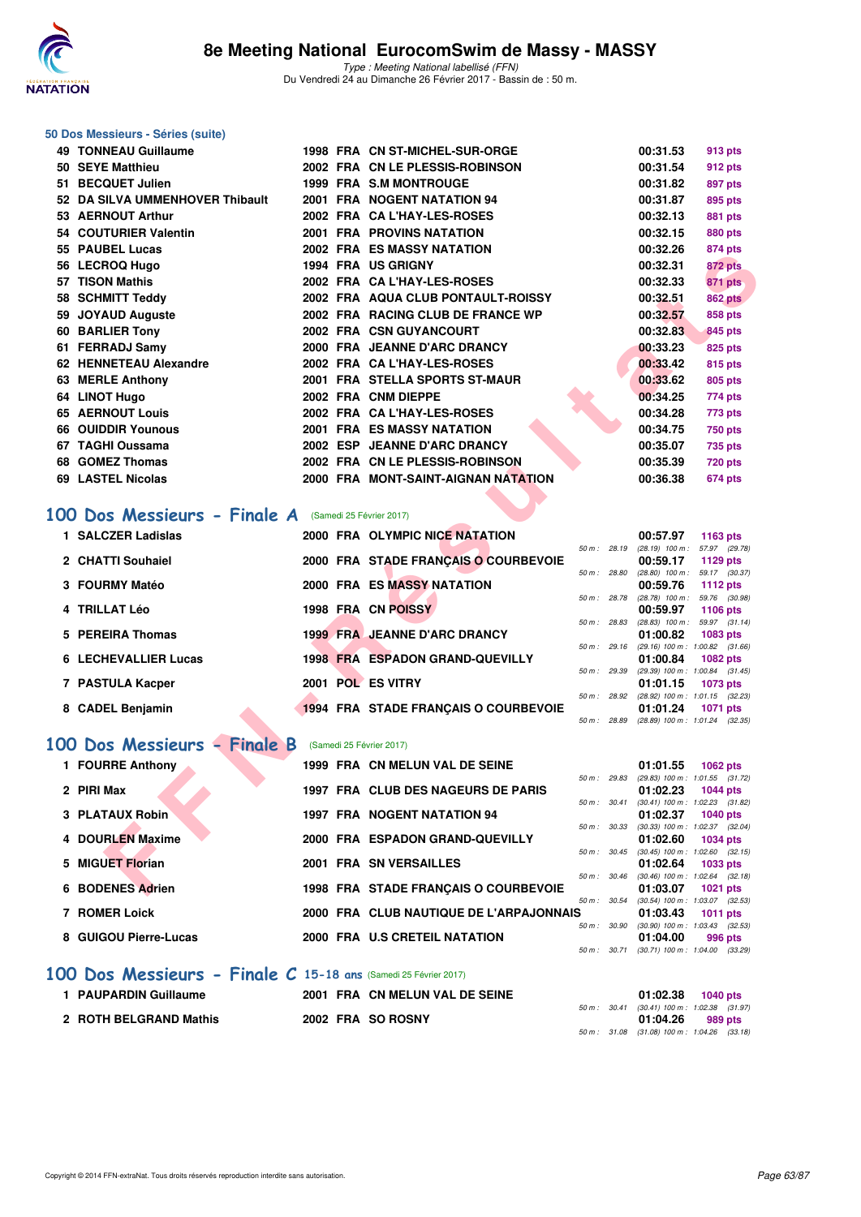# 8e Meeting National EurocomSwim de Massy - MASSY

*Type : Meeting National labellisé (FFN)*
Du Vendredi 24 au Dimanche 26 Février 2017 - Bassin de : 50 m.

### 50 Dos Messieurs - Séries (suite)

| Rang | Nom | Année | Nat. | Club | Temps | Points |
|---|---|---|---|---|---|---|
| 49 | TONNEAU Guillaume | 1998 | FRA | CN ST-MICHEL-SUR-ORGE | 00:31.53 | 913 pts |
| 50 | SEYE Matthieu | 2002 | FRA | CN LE PLESSIS-ROBINSON | 00:31.54 | 912 pts |
| 51 | BECQUET Julien | 1999 | FRA | S.M MONTROUGE | 00:31.82 | 897 pts |
| 52 | DA SILVA UMMENHOVER Thibault | 2001 | FRA | NOGENT NATATION 94 | 00:31.87 | 895 pts |
| 53 | AERNOUT Arthur | 2002 | FRA | CA L'HAY-LES-ROSES | 00:32.13 | 881 pts |
| 54 | COUTURIER Valentin | 2001 | FRA | PROVINS NATATION | 00:32.15 | 880 pts |
| 55 | PAUBEL Lucas | 2002 | FRA | ES MASSY NATATION | 00:32.26 | 874 pts |
| 56 | LECROQ Hugo | 1994 | FRA | US GRIGNY | 00:32.31 | 872 pts |
| 57 | TISON Mathis | 2002 | FRA | CA L'HAY-LES-ROSES | 00:32.33 | 871 pts |
| 58 | SCHMITT Teddy | 2002 | FRA | AQUA CLUB PONTAULT-ROISSY | 00:32.51 | 862 pts |
| 59 | JOYAUD Auguste | 2002 | FRA | RACING CLUB DE FRANCE WP | 00:32.57 | 858 pts |
| 60 | BARLIER Tony | 2002 | FRA | CSN GUYANCOURT | 00:32.83 | 845 pts |
| 61 | FERRADJ Samy | 2000 | FRA | JEANNE D'ARC DRANCY | 00:33.23 | 825 pts |
| 62 | HENNETEAU Alexandre | 2002 | FRA | CA L'HAY-LES-ROSES | 00:33.42 | 815 pts |
| 63 | MERLE Anthony | 2001 | FRA | STELLA SPORTS ST-MAUR | 00:33.62 | 805 pts |
| 64 | LINOT Hugo | 2002 | FRA | CNM DIEPPE | 00:34.25 | 774 pts |
| 65 | AERNOUT Louis | 2002 | FRA | CA L'HAY-LES-ROSES | 00:34.28 | 773 pts |
| 66 | OUIDDIR Younous | 2001 | FRA | ES MASSY NATATION | 00:34.75 | 750 pts |
| 67 | TAGHI Oussama | 2002 | ESP | JEANNE D'ARC DRANCY | 00:35.07 | 735 pts |
| 68 | GOMEZ Thomas | 2002 | FRA | CN LE PLESSIS-ROBINSON | 00:35.39 | 720 pts |
| 69 | LASTEL Nicolas | 2000 | FRA | MONT-SAINT-AIGNAN NATATION | 00:36.38 | 674 pts |

## 100 Dos Messieurs - Finale A (Samedi 25 Février 2017)

| Rang | Nom | Année | Nat. | Club | Temps | Points | Splits |
|---|---|---|---|---|---|---|---|
| 1 | SALCZER Ladislas | 2000 | FRA | OLYMPIC NICE NATATION | 00:57.97 | 1163 pts | 50 m : 28.19 (28.19) 100 m : 57.97 (29.78) |
| 2 | CHATTI Souhaiel | 2000 | FRA | STADE FRANÇAIS O COURBEVOIE | 00:59.17 | 1129 pts | 50 m : 28.80 (28.80) 100 m : 59.17 (30.37) |
| 3 | FOURMY Matéo | 2000 | FRA | ES MASSY NATATION | 00:59.76 | 1112 pts | 50 m : 28.78 (28.78) 100 m : 59.76 (30.98) |
| 4 | TRILLAT Léo | 1998 | FRA | CN POISSY | 00:59.97 | 1106 pts | 50 m : 28.83 (28.83) 100 m : 59.97 (31.14) |
| 5 | PEREIRA Thomas | 1999 | FRA | JEANNE D'ARC DRANCY | 01:00.82 | 1083 pts | 50 m : 29.16 (29.16) 100 m : 1:00.82 (31.66) |
| 6 | LECHEVALLIER Lucas | 1998 | FRA | ESPADON GRAND-QUEVILLY | 01:00.84 | 1082 pts | 50 m : 29.39 (29.39) 100 m : 1:00.84 (31.45) |
| 7 | PASTULA Kacper | 2001 | POL | ES VITRY | 01:01.15 | 1073 pts | 50 m : 28.92 (28.92) 100 m : 1:01.15 (32.23) |
| 8 | CADEL Benjamin | 1994 | FRA | STADE FRANÇAIS O COURBEVOIE | 01:01.24 | 1071 pts | 50 m : 28.89 (28.89) 100 m : 1:01.24 (32.35) |

## 100 Dos Messieurs - Finale B (Samedi 25 Février 2017)

| Rang | Nom | Année | Nat. | Club | Temps | Points | Splits |
|---|---|---|---|---|---|---|---|
| 1 | FOURRE Anthony | 1999 | FRA | CN MELUN VAL DE SEINE | 01:01.55 | 1062 pts | 50 m : 29.83 (29.83) 100 m : 1:01.55 (31.72) |
| 2 | PIRI Max | 1997 | FRA | CLUB DES NAGEURS DE PARIS | 01:02.23 | 1044 pts | 50 m : 30.41 (30.41) 100 m : 1:02.23 (31.82) |
| 3 | PLATAUX Robin | 1997 | FRA | NOGENT NATATION 94 | 01:02.37 | 1040 pts | 50 m : 30.33 (30.33) 100 m : 1:02.37 (32.04) |
| 4 | DOURLEN Maxime | 2000 | FRA | ESPADON GRAND-QUEVILLY | 01:02.60 | 1034 pts | 50 m : 30.45 (30.45) 100 m : 1:02.60 (32.15) |
| 5 | MIGUET Florian | 2001 | FRA | SN VERSAILLES | 01:02.64 | 1033 pts | 50 m : 30.46 (30.46) 100 m : 1:02.64 (32.18) |
| 6 | BODENES Adrien | 1998 | FRA | STADE FRANÇAIS O COURBEVOIE | 01:03.07 | 1021 pts | 50 m : 30.54 (30.54) 100 m : 1:03.07 (32.53) |
| 7 | ROMER Loick | 2000 | FRA | CLUB NAUTIQUE DE L'ARPAJONNAIS | 01:03.43 | 1011 pts | 50 m : 30.90 (30.90) 100 m : 1:03.43 (32.53) |
| 8 | GUIGOU Pierre-Lucas | 2000 | FRA | U.S CRETEIL NATATION | 01:04.00 | 996 pts | 50 m : 30.71 (30.71) 100 m : 1:04.00 (33.29) |

## 100 Dos Messieurs - Finale C 15-18 ans (Samedi 25 Février 2017)

| Rang | Nom | Année | Nat. | Club | Temps | Points | Splits |
|---|---|---|---|---|---|---|---|
| 1 | PAUPARDIN Guillaume | 2001 | FRA | CN MELUN VAL DE SEINE | 01:02.38 | 1040 pts | 50 m : 30.41 (30.41) 100 m : 1:02.38 (31.97) |
| 2 | ROTH BELGRAND Mathis | 2002 | FRA | SO ROSNY | 01:04.26 | 989 pts | 50 m : 31.08 (31.08) 100 m : 1:04.26 (33.18) |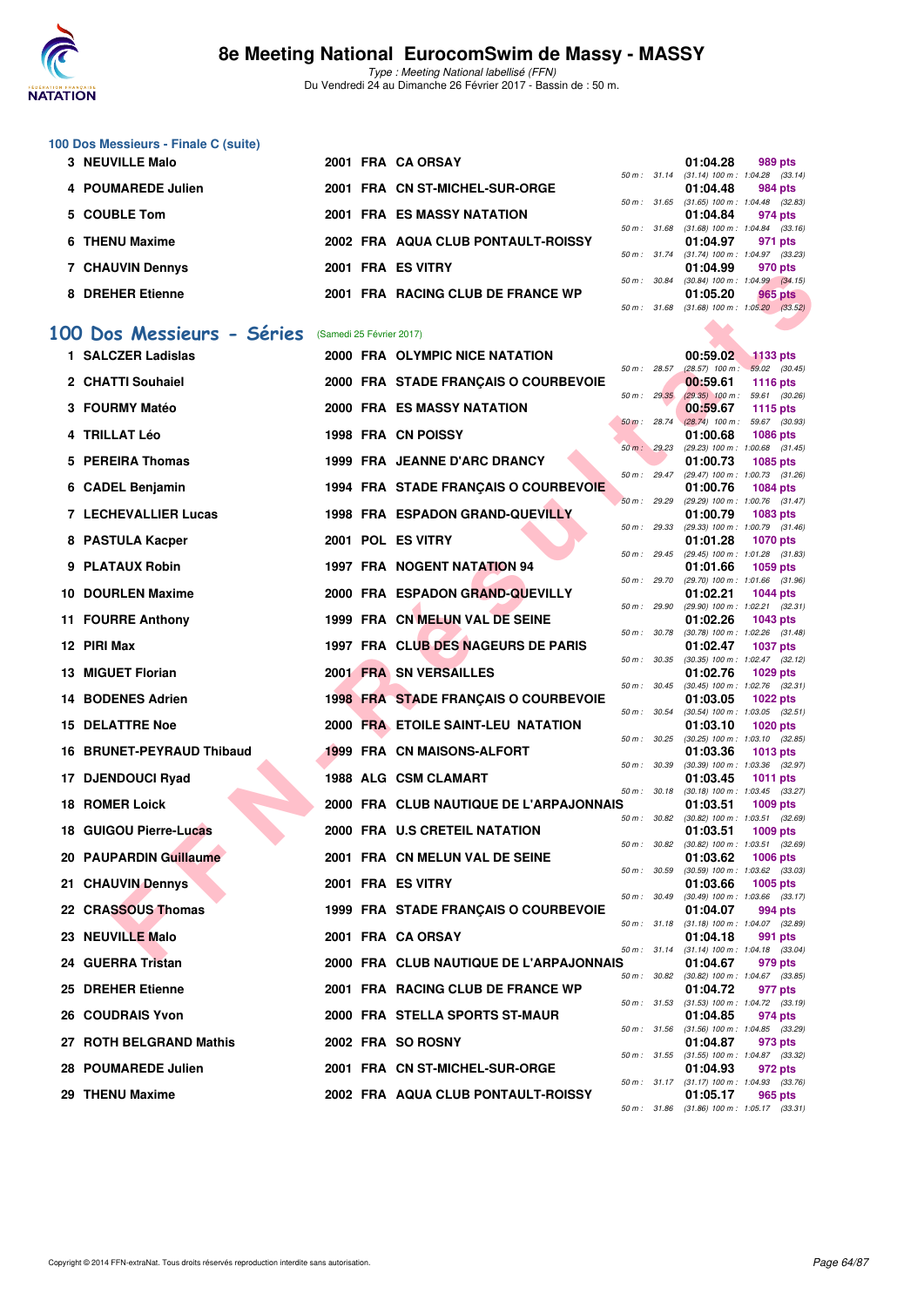### 100 Dos Messieurs - Finale C (suite)

| Pl. | Nom | Année | Nat. | Club | Temps | Points | Splits |
|---|---|---|---|---|---|---|---|
| 3 | NEUVILLE Malo | 2001 | FRA | CA ORSAY | 01:04.28 | 989 pts | 50 m : 31.14 (31.14) 100 m : 1:04.28 (33.14) |
| 4 | POUMAREDE Julien | 2001 | FRA | CN ST-MICHEL-SUR-ORGE | 01:04.48 | 984 pts | 50 m : 31.65 (31.65) 100 m : 1:04.48 (32.83) |
| 5 | COUBLE Tom | 2001 | FRA | ES MASSY NATATION | 01:04.84 | 974 pts | 50 m : 31.68 (31.68) 100 m : 1:04.84 (33.16) |
| 6 | THENU Maxime | 2002 | FRA | AQUA CLUB PONTAULT-ROISSY | 01:04.97 | 971 pts | 50 m : 31.74 (31.74) 100 m : 1:04.97 (33.23) |
| 7 | CHAUVIN Dennys | 2001 | FRA | ES VITRY | 01:04.99 | 970 pts | 50 m : 30.84 (30.84) 100 m : 1:04.99 (34.15) |
| 8 | DREHER Etienne | 2001 | FRA | RACING CLUB DE FRANCE WP | 01:05.20 | 965 pts | 50 m : 31.68 (31.68) 100 m : 1:05.20 (33.52) |

## 100 Dos Messieurs - Séries (Samedi 25 Février 2017)

| Pl. | Nom | Année | Nat. | Club | Temps | Points | Splits |
|---|---|---|---|---|---|---|---|
| 1 | SALCZER Ladislas | 2000 | FRA | OLYMPIC NICE NATATION | 00:59.02 | 1133 pts | 50 m : 28.57 (28.57) 100 m : 59.02 (30.45) |
| 2 | CHATTI Souhaiel | 2000 | FRA | STADE FRANÇAIS O COURBEVOIE | 00:59.61 | 1116 pts | 50 m : 29.35 (29.35) 100 m : 59.61 (30.26) |
| 3 | FOURMY Matéo | 2000 | FRA | ES MASSY NATATION | 00:59.67 | 1115 pts | 50 m : 28.74 (28.74) 100 m : 59.67 (30.93) |
| 4 | TRILLAT Léo | 1998 | FRA | CN POISSY | 01:00.68 | 1086 pts | 50 m : 29.23 (29.23) 100 m : 1:00.68 (31.45) |
| 5 | PEREIRA Thomas | 1999 | FRA | JEANNE D'ARC DRANCY | 01:00.73 | 1085 pts | 50 m : 29.47 (29.47) 100 m : 1:00.73 (31.26) |
| 6 | CADEL Benjamin | 1994 | FRA | STADE FRANÇAIS O COURBEVOIE | 01:00.76 | 1084 pts | 50 m : 29.29 (29.29) 100 m : 1:00.76 (31.47) |
| 7 | LECHEVALLIER Lucas | 1998 | FRA | ESPADON GRAND-QUEVILLY | 01:00.79 | 1083 pts | 50 m : 29.33 (29.33) 100 m : 1:00.79 (31.46) |
| 8 | PASTULA Kacper | 2001 | POL | ES VITRY | 01:01.28 | 1070 pts | 50 m : 29.45 (29.45) 100 m : 1:01.28 (31.83) |
| 9 | PLATAUX Robin | 1997 | FRA | NOGENT NATATION 94 | 01:01.66 | 1059 pts | 50 m : 29.70 (29.70) 100 m : 1:01.66 (31.96) |
| 10 | DOURLEN Maxime | 2000 | FRA | ESPADON GRAND-QUEVILLY | 01:02.21 | 1044 pts | 50 m : 29.90 (29.90) 100 m : 1:02.21 (32.31) |
| 11 | FOURRE Anthony | 1999 | FRA | CN MELUN VAL DE SEINE | 01:02.26 | 1043 pts | 50 m : 30.78 (30.78) 100 m : 1:02.26 (31.48) |
| 12 | PIRI Max | 1997 | FRA | CLUB DES NAGEURS DE PARIS | 01:02.47 | 1037 pts | 50 m : 30.35 (30.35) 100 m : 1:02.47 (32.12) |
| 13 | MIGUET Florian | 2001 | FRA | SN VERSAILLES | 01:02.76 | 1029 pts | 50 m : 30.45 (30.45) 100 m : 1:02.76 (32.31) |
| 14 | BODENES Adrien | 1998 | FRA | STADE FRANÇAIS O COURBEVOIE | 01:03.05 | 1022 pts | 50 m : 30.54 (30.54) 100 m : 1:03.05 (32.51) |
| 15 | DELATTRE Noe | 2000 | FRA | ETOILE SAINT-LEU NATATION | 01:03.10 | 1020 pts | 50 m : 30.25 (30.25) 100 m : 1:03.10 (32.85) |
| 16 | BRUNET-PEYRAUD Thibaud | 1999 | FRA | CN MAISONS-ALFORT | 01:03.36 | 1013 pts | 50 m : 30.39 (30.39) 100 m : 1:03.36 (32.97) |
| 17 | DJENDOUCI Ryad | 1988 | ALG | CSM CLAMART | 01:03.45 | 1011 pts | 50 m : 30.18 (30.18) 100 m : 1:03.45 (33.27) |
| 18 | ROMER Loick | 2000 | FRA | CLUB NAUTIQUE DE L'ARPAJONNAIS | 01:03.51 | 1009 pts | 50 m : 30.82 (30.82) 100 m : 1:03.51 (32.69) |
| 18 | GUIGOU Pierre-Lucas | 2000 | FRA | U.S CRETEIL NATATION | 01:03.51 | 1009 pts | 50 m : 30.82 (30.82) 100 m : 1:03.51 (32.69) |
| 20 | PAUPARDIN Guillaume | 2001 | FRA | CN MELUN VAL DE SEINE | 01:03.62 | 1006 pts | 50 m : 30.59 (30.59) 100 m : 1:03.62 (33.03) |
| 21 | CHAUVIN Dennys | 2001 | FRA | ES VITRY | 01:03.66 | 1005 pts | 50 m : 30.49 (30.49) 100 m : 1:03.66 (33.17) |
| 22 | CRASSOUS Thomas | 1999 | FRA | STADE FRANÇAIS O COURBEVOIE | 01:04.07 | 994 pts | 50 m : 31.18 (31.18) 100 m : 1:04.07 (32.89) |
| 23 | NEUVILLE Malo | 2001 | FRA | CA ORSAY | 01:04.18 | 991 pts | 50 m : 31.14 (31.14) 100 m : 1:04.18 (33.04) |
| 24 | GUERRA Tristan | 2000 | FRA | CLUB NAUTIQUE DE L'ARPAJONNAIS | 01:04.67 | 979 pts | 50 m : 30.82 (30.82) 100 m : 1:04.67 (33.85) |
| 25 | DREHER Etienne | 2001 | FRA | RACING CLUB DE FRANCE WP | 01:04.72 | 977 pts | 50 m : 31.53 (31.53) 100 m : 1:04.72 (33.19) |
| 26 | COUDRAIS Yvon | 2000 | FRA | STELLA SPORTS ST-MAUR | 01:04.85 | 974 pts | 50 m : 31.56 (31.56) 100 m : 1:04.85 (33.29) |
| 27 | ROTH BELGRAND Mathis | 2002 | FRA | SO ROSNY | 01:04.87 | 973 pts | 50 m : 31.55 (31.55) 100 m : 1:04.87 (33.32) |
| 28 | POUMAREDE Julien | 2001 | FRA | CN ST-MICHEL-SUR-ORGE | 01:04.93 | 972 pts | 50 m : 31.17 (31.17) 100 m : 1:04.93 (33.76) |
| 29 | THENU Maxime | 2002 | FRA | AQUA CLUB PONTAULT-ROISSY | 01:05.17 | 965 pts | 50 m : 31.86 (31.86) 100 m : 1:05.17 (33.31) |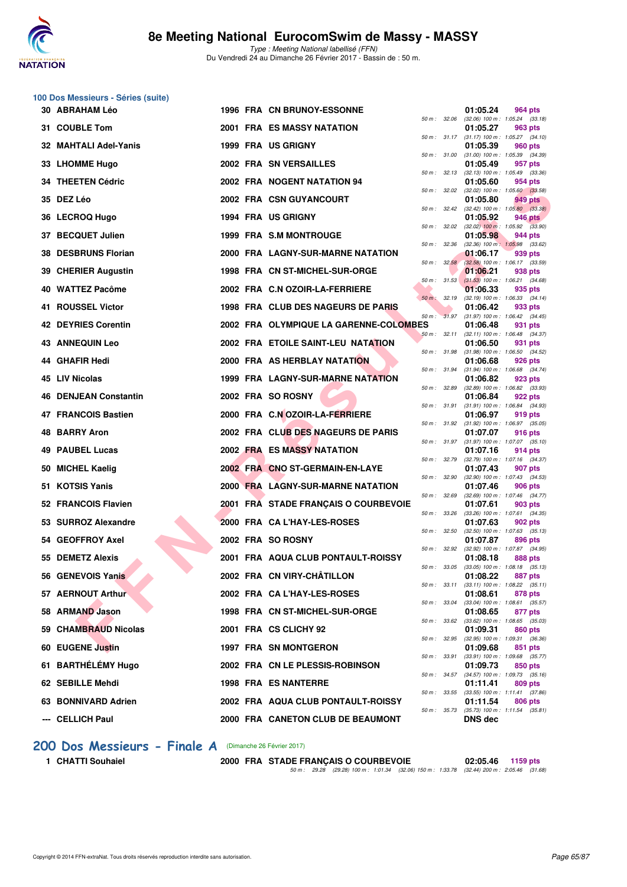# 8e Meeting National EurocomSwim de Massy - MASSY

*Type : Meeting National labellisé (FFN)*
Du Vendredi 24 au Dimanche 26 Février 2017 - Bassin de : 50 m.

## 100 Dos Messieurs - Séries (suite)

| Rang | Nom | Année | Nat | Club | Temps | Points | Splits |
|---|---|---|---|---|---|---|---|
| 30 | ABRAHAM Léo | 1996 | FRA | CN BRUNOY-ESSONNE | 01:05.24 | 964 pts | 50 m : 32.06 (32.06) 100 m : 1:05.24 (33.18) |
| 31 | COUBLE Tom | 2001 | FRA | ES MASSY NATATION | 01:05.27 | 963 pts | 50 m : 31.17 (31.17) 100 m : 1:05.27 (34.10) |
| 32 | MAHTALI Adel-Yanis | 1999 | FRA | US GRIGNY | 01:05.39 | 960 pts | 50 m : 31.00 (31.00) 100 m : 1:05.39 (34.39) |
| 33 | LHOMME Hugo | 2002 | FRA | SN VERSAILLES | 01:05.49 | 957 pts | 50 m : 32.13 (32.13) 100 m : 1:05.49 (33.36) |
| 34 | THEETEN Cédric | 2002 | FRA | NOGENT NATATION 94 | 01:05.60 | 954 pts | 50 m : 32.02 (32.02) 100 m : 1:05.60 (33.58) |
| 35 | DEZ Léo | 2002 | FRA | CSN GUYANCOURT | 01:05.80 | 949 pts | 50 m : 32.42 (32.42) 100 m : 1:05.80 (33.38) |
| 36 | LECROQ Hugo | 1994 | FRA | US GRIGNY | 01:05.92 | 946 pts | 50 m : 32.02 (32.02) 100 m : 1:05.92 (33.90) |
| 37 | BECQUET Julien | 1999 | FRA | S.M MONTROUGE | 01:05.98 | 944 pts | 50 m : 32.36 (32.36) 100 m : 1:05.98 (33.62) |
| 38 | DESBRUNS Florian | 2000 | FRA | LAGNY-SUR-MARNE NATATION | 01:06.17 | 939 pts | 50 m : 32.58 (32.58) 100 m : 1:06.17 (33.59) |
| 39 | CHERIER Augustin | 1998 | FRA | CN ST-MICHEL-SUR-ORGE | 01:06.21 | 938 pts | 50 m : 31.53 (31.53) 100 m : 1:06.21 (34.68) |
| 40 | WATTEZ Pacôme | 2002 | FRA | C.N OZOIR-LA-FERRIERE | 01:06.33 | 935 pts | 50 m : 32.19 (32.19) 100 m : 1:06.33 (34.14) |
| 41 | ROUSSEL Victor | 1998 | FRA | CLUB DES NAGEURS DE PARIS | 01:06.42 | 933 pts | 50 m : 31.97 (31.97) 100 m : 1:06.42 (34.45) |
| 42 | DEYRIES Corentin | 2002 | FRA | OLYMPIQUE LA GARENNE-COLOMBES | 01:06.48 | 931 pts | 50 m : 32.11 (32.11) 100 m : 1:06.48 (34.37) |
| 43 | ANNEQUIN Leo | 2002 | FRA | ETOILE SAINT-LEU NATATION | 01:06.50 | 931 pts | 50 m : 31.98 (31.98) 100 m : 1:06.50 (34.52) |
| 44 | GHAFIR Hedi | 2000 | FRA | AS HERBLAY NATATION | 01:06.68 | 926 pts | 50 m : 31.94 (31.94) 100 m : 1:06.68 (34.74) |
| 45 | LIV Nicolas | 1999 | FRA | LAGNY-SUR-MARNE NATATION | 01:06.82 | 923 pts | 50 m : 32.89 (32.89) 100 m : 1:06.82 (33.93) |
| 46 | DENJEAN Constantin | 2002 | FRA | SO ROSNY | 01:06.84 | 922 pts | 50 m : 31.91 (31.91) 100 m : 1:06.84 (34.93) |
| 47 | FRANCOIS Bastien | 2000 | FRA | C.N OZOIR-LA-FERRIERE | 01:06.97 | 919 pts | 50 m : 31.92 (31.92) 100 m : 1:06.97 (35.05) |
| 48 | BARRY Aron | 2002 | FRA | CLUB DES NAGEURS DE PARIS | 01:07.07 | 916 pts | 50 m : 31.97 (31.97) 100 m : 1:07.07 (35.10) |
| 49 | PAUBEL Lucas | 2002 | FRA | ES MASSY NATATION | 01:07.16 | 914 pts | 50 m : 32.79 (32.79) 100 m : 1:07.16 (34.37) |
| 50 | MICHEL Kaelig | 2002 | FRA | CNO ST-GERMAIN-EN-LAYE | 01:07.43 | 907 pts | 50 m : 32.90 (32.90) 100 m : 1:07.43 (34.53) |
| 51 | KOTSIS Yanis | 2000 | FRA | LAGNY-SUR-MARNE NATATION | 01:07.46 | 906 pts | 50 m : 32.69 (32.69) 100 m : 1:07.46 (34.77) |
| 52 | FRANCOIS Flavien | 2001 | FRA | STADE FRANÇAIS O COURBEVOIE | 01:07.61 | 903 pts | 50 m : 33.26 (33.26) 100 m : 1:07.61 (34.35) |
| 53 | SURROZ Alexandre | 2000 | FRA | CA L'HAY-LES-ROSES | 01:07.63 | 902 pts | 50 m : 32.50 (32.50) 100 m : 1:07.63 (35.13) |
| 54 | GEOFFROY Axel | 2002 | FRA | SO ROSNY | 01:07.87 | 896 pts | 50 m : 32.92 (32.92) 100 m : 1:07.87 (34.95) |
| 55 | DEMETZ Alexis | 2001 | FRA | AQUA CLUB PONTAULT-ROISSY | 01:08.18 | 888 pts | 50 m : 33.05 (33.05) 100 m : 1:08.18 (35.13) |
| 56 | GENEVOIS Yanis | 2002 | FRA | CN VIRY-CHÂTILLON | 01:08.22 | 887 pts | 50 m : 33.11 (33.11) 100 m : 1:08.22 (35.11) |
| 57 | AERNOUT Arthur | 2002 | FRA | CA L'HAY-LES-ROSES | 01:08.61 | 878 pts | 50 m : 33.04 (33.04) 100 m : 1:08.61 (35.57) |
| 58 | ARMAND Jason | 1998 | FRA | CN ST-MICHEL-SUR-ORGE | 01:08.65 | 877 pts | 50 m : 33.62 (33.62) 100 m : 1:08.65 (35.03) |
| 59 | CHAMBRAUD Nicolas | 2001 | FRA | CS CLICHY 92 | 01:09.31 | 860 pts | 50 m : 32.95 (32.95) 100 m : 1:09.31 (36.36) |
| 60 | EUGENE Justin | 1997 | FRA | SN MONTGERON | 01:09.68 | 851 pts | 50 m : 33.91 (33.91) 100 m : 1:09.68 (35.77) |
| 61 | BARTHÉLÉMY Hugo | 2002 | FRA | CN LE PLESSIS-ROBINSON | 01:09.73 | 850 pts | 50 m : 34.57 (34.57) 100 m : 1:09.73 (35.16) |
| 62 | SEBILLE Mehdi | 1998 | FRA | ES NANTERRE | 01:11.41 | 809 pts | 50 m : 33.55 (33.55) 100 m : 1:11.41 (37.86) |
| 63 | BONNIVARD Adrien | 2002 | FRA | AQUA CLUB PONTAULT-ROISSY | 01:11.54 | 806 pts | 50 m : 35.73 (35.73) 100 m : 1:11.54 (35.81) |
| --- | CELLICH Paul | 2000 | FRA | CANETON CLUB DE BEAUMONT | DNS dec | | |

## 200 Dos Messieurs - Finale A (Dimanche 26 Février 2017)

| Rang | Nom | Année | Nat | Club | Temps | Points | Splits |
|---|---|---|---|---|---|---|---|
| 1 | CHATTI Souhaiel | 2000 | FRA | STADE FRANÇAIS O COURBEVOIE | 02:05.46 | 1159 pts | 50 m : 29.28 (29.28) 100 m : 1:01.34 (32.06) 150 m : 1:33.78 (32.44) 200 m : 2:05.46 (31.68) |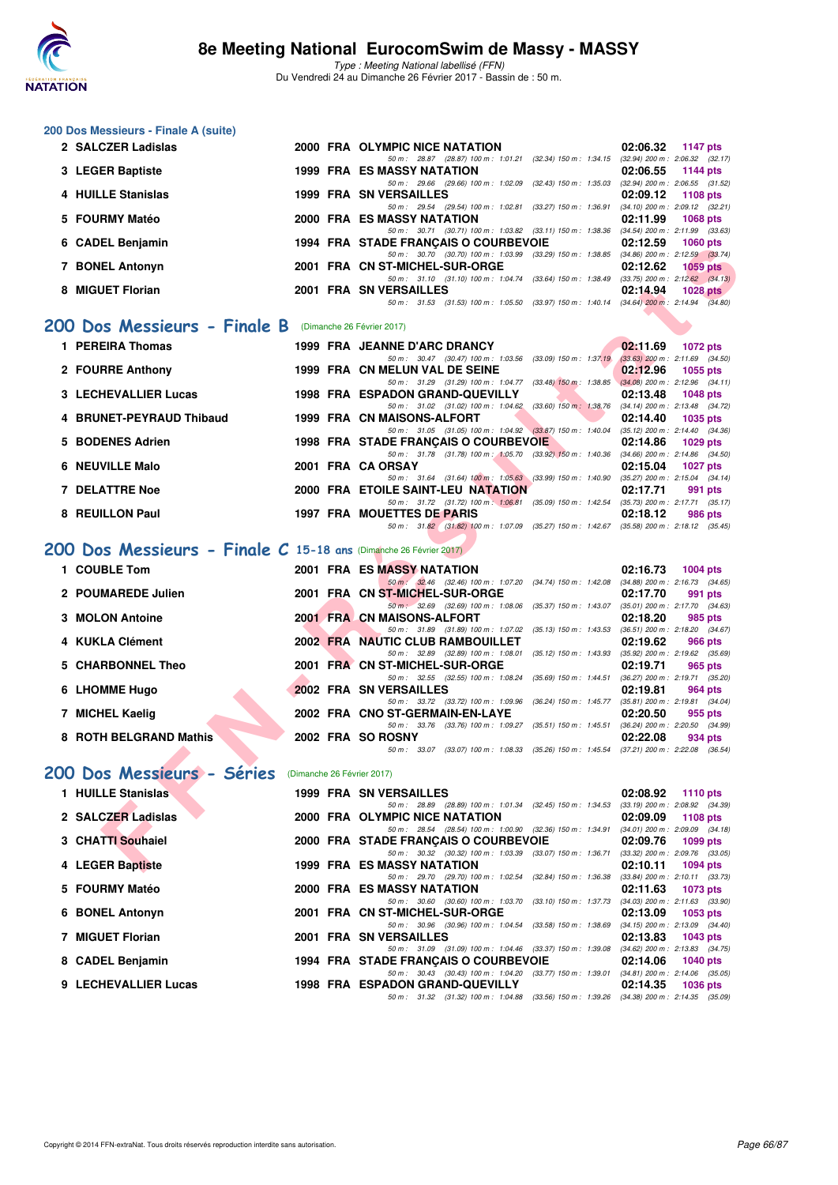## 200 Dos Messieurs - Finale A (suite)

| Pl. | Nom | Année | Nat. | Club | Temps | Points |
|---|---|---|---|---|---|---|
| 2 | SALCZER Ladislas | 2000 | FRA | OLYMPIC NICE NATATION | 02:06.32 | 1147 pts |
| | 50 m : 28.87 (28.87) 100 m : 1:01.21 (32.34) 150 m : 1:34.15 (32.94) 200 m : 2:06.32 (32.17) | | | | | |
| 3 | LEGER Baptiste | 1999 | FRA | ES MASSY NATATION | 02:06.55 | 1144 pts |
| | 50 m : 29.66 (29.66) 100 m : 1:02.09 (32.43) 150 m : 1:35.03 (32.94) 200 m : 2:06.55 (31.52) | | | | | |
| 4 | HUILLE Stanislas | 1999 | FRA | SN VERSAILLES | 02:09.12 | 1108 pts |
| | 50 m : 29.54 (29.54) 100 m : 1:02.81 (33.27) 150 m : 1:36.91 (34.10) 200 m : 2:09.12 (32.21) | | | | | |
| 5 | FOURMY Matéo | 2000 | FRA | ES MASSY NATATION | 02:11.99 | 1068 pts |
| | 50 m : 30.71 (30.71) 100 m : 1:03.82 (33.11) 150 m : 1:38.36 (34.54) 200 m : 2:11.99 (33.63) | | | | | |
| 6 | CADEL Benjamin | 1994 | FRA | STADE FRANÇAIS O COURBEVOIE | 02:12.59 | 1060 pts |
| | 50 m : 30.70 (30.70) 100 m : 1:03.99 (33.29) 150 m : 1:38.85 (34.86) 200 m : 2:12.59 (33.74) | | | | | |
| 7 | BONEL Antonyn | 2001 | FRA | CN ST-MICHEL-SUR-ORGE | 02:12.62 | 1059 pts |
| | 50 m : 31.10 (31.10) 100 m : 1:04.74 (33.64) 150 m : 1:38.49 (33.75) 200 m : 2:12.62 (34.13) | | | | | |
| 8 | MIGUET Florian | 2001 | FRA | SN VERSAILLES | 02:14.94 | 1028 pts |
| | 50 m : 31.53 (31.53) 100 m : 1:05.50 (33.97) 150 m : 1:40.14 (34.64) 200 m : 2:14.94 (34.80) | | | | | |

## 200 Dos Messieurs - Finale B (Dimanche 26 Février 2017)

| Pl. | Nom | Année | Nat. | Club | Temps | Points |
|---|---|---|---|---|---|---|
| 1 | PEREIRA Thomas | 1999 | FRA | JEANNE D'ARC DRANCY | 02:11.69 | 1072 pts |
| | 50 m : 30.47 (30.47) 100 m : 1:03.56 (33.09) 150 m : 1:37.19 (33.63) 200 m : 2:11.69 (34.50) | | | | | |
| 2 | FOURRE Anthony | 1999 | FRA | CN MELUN VAL DE SEINE | 02:12.96 | 1055 pts |
| | 50 m : 31.29 (31.29) 100 m : 1:04.77 (33.48) 150 m : 1:38.85 (34.08) 200 m : 2:12.96 (34.11) | | | | | |
| 3 | LECHEVALLIER Lucas | 1998 | FRA | ESPADON GRAND-QUEVILLY | 02:13.48 | 1048 pts |
| | 50 m : 31.02 (31.02) 100 m : 1:04.62 (33.60) 150 m : 1:38.76 (34.14) 200 m : 2:13.48 (34.72) | | | | | |
| 4 | BRUNET-PEYRAUD Thibaud | 1999 | FRA | CN MAISONS-ALFORT | 02:14.40 | 1035 pts |
| | 50 m : 31.05 (31.05) 100 m : 1:04.92 (33.87) 150 m : 1:40.04 (35.12) 200 m : 2:14.40 (34.36) | | | | | |
| 5 | BODENES Adrien | 1998 | FRA | STADE FRANÇAIS O COURBEVOIE | 02:14.86 | 1029 pts |
| | 50 m : 31.78 (31.78) 100 m : 1:05.70 (33.92) 150 m : 1:40.36 (34.66) 200 m : 2:14.86 (34.50) | | | | | |
| 6 | NEUVILLE Malo | 2001 | FRA | CA ORSAY | 02:15.04 | 1027 pts |
| | 50 m : 31.64 (31.64) 100 m : 1:05.63 (33.99) 150 m : 1:40.90 (35.27) 200 m : 2:15.04 (34.14) | | | | | |
| 7 | DELATTRE Noe | 2000 | FRA | ETOILE SAINT-LEU NATATION | 02:17.71 | 991 pts |
| | 50 m : 31.72 (31.72) 100 m : 1:06.81 (35.09) 150 m : 1:42.54 (35.73) 200 m : 2:17.71 (35.17) | | | | | |
| 8 | REUILLON Paul | 1997 | FRA | MOUETTES DE PARIS | 02:18.12 | 986 pts |
| | 50 m : 31.82 (31.82) 100 m : 1:07.09 (35.27) 150 m : 1:42.67 (35.58) 200 m : 2:18.12 (35.45) | | | | | |

## 200 Dos Messieurs - Finale C 15-18 ans (Dimanche 26 Février 2017)

| Pl. | Nom | Année | Nat. | Club | Temps | Points |
|---|---|---|---|---|---|---|
| 1 | COUBLE Tom | 2001 | FRA | ES MASSY NATATION | 02:16.73 | 1004 pts |
| | 50 m : 32.46 (32.46) 100 m : 1:07.20 (34.74) 150 m : 1:42.08 (34.88) 200 m : 2:16.73 (34.65) | | | | | |
| 2 | POUMAREDE Julien | 2001 | FRA | CN ST-MICHEL-SUR-ORGE | 02:17.70 | 991 pts |
| | 50 m : 32.69 (32.69) 100 m : 1:08.06 (35.37) 150 m : 1:43.07 (35.01) 200 m : 2:17.70 (34.63) | | | | | |
| 3 | MOLON Antoine | 2001 | FRA | CN MAISONS-ALFORT | 02:18.20 | 985 pts |
| | 50 m : 31.89 (31.89) 100 m : 1:07.02 (35.13) 150 m : 1:43.53 (36.51) 200 m : 2:18.20 (34.67) | | | | | |
| 4 | KUKLA Clément | 2002 | FRA | NAUTIC CLUB RAMBOUILLET | 02:19.62 | 966 pts |
| | 50 m : 32.89 (32.89) 100 m : 1:08.01 (35.12) 150 m : 1:43.93 (35.92) 200 m : 2:19.62 (35.69) | | | | | |
| 5 | CHARBONNEL Theo | 2001 | FRA | CN ST-MICHEL-SUR-ORGE | 02:19.71 | 965 pts |
| | 50 m : 32.55 (32.55) 100 m : 1:08.24 (35.69) 150 m : 1:44.51 (36.27) 200 m : 2:19.71 (35.20) | | | | | |
| 6 | LHOMME Hugo | 2002 | FRA | SN VERSAILLES | 02:19.81 | 964 pts |
| | 50 m : 33.72 (33.72) 100 m : 1:09.96 (36.24) 150 m : 1:45.77 (35.81) 200 m : 2:19.81 (34.04) | | | | | |
| 7 | MICHEL Kaelig | 2002 | FRA | CNO ST-GERMAIN-EN-LAYE | 02:20.50 | 955 pts |
| | 50 m : 33.76 (33.76) 100 m : 1:09.27 (35.51) 150 m : 1:45.51 (36.24) 200 m : 2:20.50 (34.99) | | | | | |
| 8 | ROTH BELGRAND Mathis | 2002 | FRA | SO ROSNY | 02:22.08 | 934 pts |
| | 50 m : 33.07 (33.07) 100 m : 1:08.33 (35.26) 150 m : 1:45.54 (37.21) 200 m : 2:22.08 (36.54) | | | | | |

## 200 Dos Messieurs - Séries (Dimanche 26 Février 2017)

| Pl. | Nom | Année | Nat. | Club | Temps | Points |
|---|---|---|---|---|---|---|
| 1 | HUILLE Stanislas | 1999 | FRA | SN VERSAILLES | 02:08.92 | 1110 pts |
| | 50 m : 28.89 (28.89) 100 m : 1:01.34 (32.45) 150 m : 1:34.53 (33.19) 200 m : 2:08.92 (34.39) | | | | | |
| 2 | SALCZER Ladislas | 2000 | FRA | OLYMPIC NICE NATATION | 02:09.09 | 1108 pts |
| | 50 m : 28.54 (28.54) 100 m : 1:00.90 (32.36) 150 m : 1:34.91 (34.01) 200 m : 2:09.09 (34.18) | | | | | |
| 3 | CHATTI Souhaiel | 2000 | FRA | STADE FRANÇAIS O COURBEVOIE | 02:09.76 | 1099 pts |
| | 50 m : 30.32 (30.32) 100 m : 1:03.39 (33.07) 150 m : 1:36.71 (33.32) 200 m : 2:09.76 (33.05) | | | | | |
| 4 | LEGER Baptiste | 1999 | FRA | ES MASSY NATATION | 02:10.11 | 1094 pts |
| | 50 m : 29.70 (29.70) 100 m : 1:02.54 (32.84) 150 m : 1:36.38 (33.84) 200 m : 2:10.11 (33.73) | | | | | |
| 5 | FOURMY Matéo | 2000 | FRA | ES MASSY NATATION | 02:11.63 | 1073 pts |
| | 50 m : 30.60 (30.60) 100 m : 1:03.70 (33.10) 150 m : 1:37.73 (34.03) 200 m : 2:11.63 (33.90) | | | | | |
| 6 | BONEL Antonyn | 2001 | FRA | CN ST-MICHEL-SUR-ORGE | 02:13.09 | 1053 pts |
| | 50 m : 30.96 (30.96) 100 m : 1:04.54 (33.58) 150 m : 1:38.69 (34.15) 200 m : 2:13.09 (34.40) | | | | | |
| 7 | MIGUET Florian | 2001 | FRA | SN VERSAILLES | 02:13.83 | 1043 pts |
| | 50 m : 31.09 (31.09) 100 m : 1:04.46 (33.37) 150 m : 1:39.08 (34.62) 200 m : 2:13.83 (34.75) | | | | | |
| 8 | CADEL Benjamin | 1994 | FRA | STADE FRANÇAIS O COURBEVOIE | 02:14.06 | 1040 pts |
| | 50 m : 30.43 (30.43) 100 m : 1:04.20 (33.77) 150 m : 1:39.01 (34.81) 200 m : 2:14.06 (35.05) | | | | | |
| 9 | LECHEVALLIER Lucas | 1998 | FRA | ESPADON GRAND-QUEVILLY | 02:14.35 | 1036 pts |
| | 50 m : 31.32 (31.32) 100 m : 1:04.88 (33.56) 150 m : 1:39.26 (34.38) 200 m : 2:14.35 (35.09) | | | | | |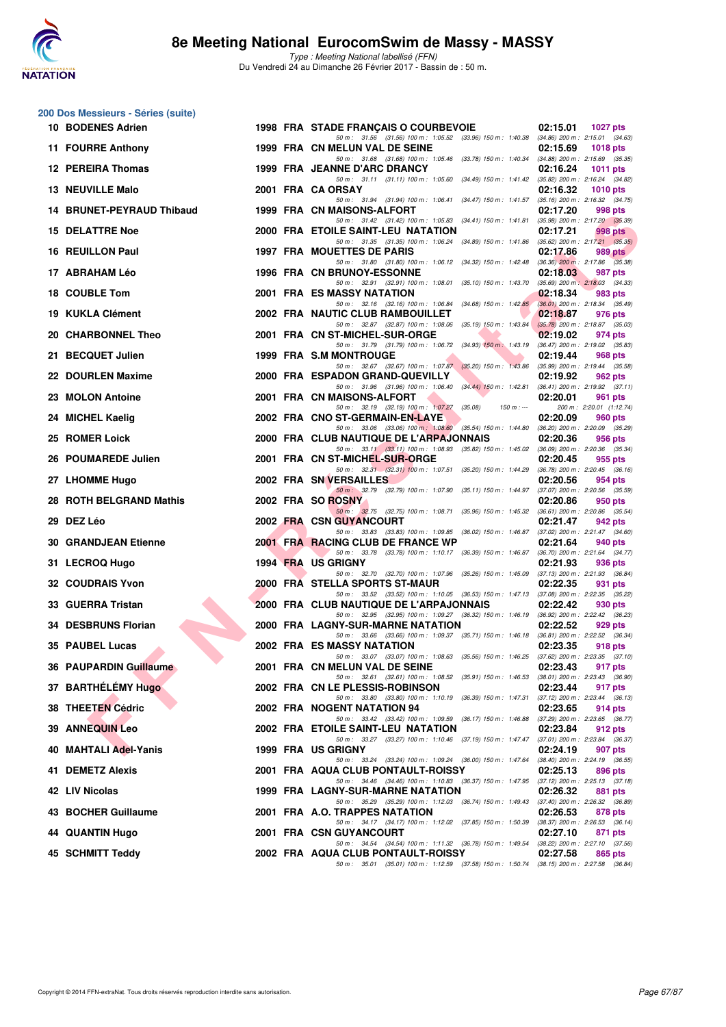# 8e Meeting National EurocomSwim de Massy - MASSY

*Type : Meeting National labellisé (FFN)*
Du Vendredi 24 au Dimanche 26 Février 2017 - Bassin de : 50 m.

## 200 Dos Messieurs - Séries (suite)

| Rg | Nom | Année | Nat | Club | Temps | Points |
|---|---|---|---|---|---|---|
| 10 | BODENES Adrien | 1998 | FRA | STADE FRANÇAIS O COURBEVOIE | 02:15.01 | 1027 pts |
| | 50 m : 31.56 (31.56) 100 m : 1:05.52 (33.96) 150 m : 1:40.38 (34.86) 200 m : 2:15.01 (34.63) | | | | | |
| 11 | FOURRE Anthony | 1999 | FRA | CN MELUN VAL DE SEINE | 02:15.69 | 1018 pts |
| | 50 m : 31.68 (31.68) 100 m : 1:05.46 (33.78) 150 m : 1:40.34 (34.88) 200 m : 2:15.69 (35.35) | | | | | |
| 12 | PEREIRA Thomas | 1999 | FRA | JEANNE D'ARC DRANCY | 02:16.24 | 1011 pts |
| | 50 m : 31.11 (31.11) 100 m : 1:05.60 (34.49) 150 m : 1:41.42 (35.82) 200 m : 2:16.24 (34.82) | | | | | |
| 13 | NEUVILLE Malo | 2001 | FRA | CA ORSAY | 02:16.32 | 1010 pts |
| | 50 m : 31.94 (31.94) 100 m : 1:06.41 (34.47) 150 m : 1:41.57 (35.16) 200 m : 2:16.32 (34.75) | | | | | |
| 14 | BRUNET-PEYRAUD Thibaud | 1999 | FRA | CN MAISONS-ALFORT | 02:17.20 | 998 pts |
| | 50 m : 31.42 (31.42) 100 m : 1:05.83 (34.41) 150 m : 1:41.81 (35.98) 200 m : 2:17.20 (35.39) | | | | | |
| 15 | DELATTRE Noe | 2000 | FRA | ETOILE SAINT-LEU NATATION | 02:17.21 | 998 pts |
| | 50 m : 31.35 (31.35) 100 m : 1:06.24 (34.89) 150 m : 1:41.86 (35.62) 200 m : 2:17.21 (35.35) | | | | | |
| 16 | REUILLON Paul | 1997 | FRA | MOUETTES DE PARIS | 02:17.86 | 989 pts |
| | 50 m : 31.80 (31.80) 100 m : 1:06.12 (34.32) 150 m : 1:42.48 (36.36) 200 m : 2:17.86 (35.38) | | | | | |
| 17 | ABRAHAM Léo | 1996 | FRA | CN BRUNOY-ESSONNE | 02:18.03 | 987 pts |
| | 50 m : 32.91 (32.91) 100 m : 1:08.01 (35.10) 150 m : 1:43.70 (35.69) 200 m : 2:18.03 (34.33) | | | | | |
| 18 | COUBLE Tom | 2001 | FRA | ES MASSY NATATION | 02:18.34 | 983 pts |
| | 50 m : 32.16 (32.16) 100 m : 1:06.84 (34.68) 150 m : 1:42.85 (36.01) 200 m : 2:18.34 (35.49) | | | | | |
| 19 | KUKLA Clément | 2002 | FRA | NAUTIC CLUB RAMBOUILLET | 02:18.87 | 976 pts |
| | 50 m : 32.87 (32.87) 100 m : 1:08.06 (35.19) 150 m : 1:43.84 (35.78) 200 m : 2:18.87 (35.03) | | | | | |
| 20 | CHARBONNEL Theo | 2001 | FRA | CN ST-MICHEL-SUR-ORGE | 02:19.02 | 974 pts |
| | 50 m : 31.79 (31.79) 100 m : 1:06.72 (34.93) 150 m : 1:43.19 (36.47) 200 m : 2:19.02 (35.83) | | | | | |
| 21 | BECQUET Julien | 1999 | FRA | S.M MONTROUGE | 02:19.44 | 968 pts |
| | 50 m : 32.67 (32.67) 100 m : 1:07.87 (35.20) 150 m : 1:43.86 (35.99) 200 m : 2:19.44 (35.58) | | | | | |
| 22 | DOURLEN Maxime | 2000 | FRA | ESPADON GRAND-QUEVILLY | 02:19.92 | 962 pts |
| | 50 m : 31.96 (31.96) 100 m : 1:06.40 (34.44) 150 m : 1:42.81 (36.41) 200 m : 2:19.92 (37.11) | | | | | |
| 23 | MOLON Antoine | 2001 | FRA | CN MAISONS-ALFORT | 02:20.01 | 961 pts |
| | 50 m : 32.19 (32.19) 100 m : 1:07.27 (35.08) 150 m : --- 200 m : 2:20.01 (1:12.74) | | | | | |
| 24 | MICHEL Kaelig | 2002 | FRA | CNO ST-GERMAIN-EN-LAYE | 02:20.09 | 960 pts |
| | 50 m : 33.06 (33.06) 100 m : 1:08.60 (35.54) 150 m : 1:44.80 (36.20) 200 m : 2:20.09 (35.29) | | | | | |
| 25 | ROMER Loick | 2000 | FRA | CLUB NAUTIQUE DE L'ARPAJONNAIS | 02:20.36 | 956 pts |
| | 50 m : 33.11 (33.11) 100 m : 1:08.93 (35.82) 150 m : 1:45.02 (36.09) 200 m : 2:20.36 (35.34) | | | | | |
| 26 | POUMAREDE Julien | 2001 | FRA | CN ST-MICHEL-SUR-ORGE | 02:20.45 | 955 pts |
| | 50 m : 32.31 (32.31) 100 m : 1:07.51 (35.20) 150 m : 1:44.29 (36.78) 200 m : 2:20.45 (36.16) | | | | | |
| 27 | LHOMME Hugo | 2002 | FRA | SN VERSAILLES | 02:20.56 | 954 pts |
| | 50 m : 32.79 (32.79) 100 m : 1:07.90 (35.11) 150 m : 1:44.97 (37.07) 200 m : 2:20.56 (35.59) | | | | | |
| 28 | ROTH BELGRAND Mathis | 2002 | FRA | SO ROSNY | 02:20.86 | 950 pts |
| | 50 m : 32.75 (32.75) 100 m : 1:08.71 (35.96) 150 m : 1:45.32 (36.61) 200 m : 2:20.86 (35.54) | | | | | |
| 29 | DEZ Léo | 2002 | FRA | CSN GUYANCOURT | 02:21.47 | 942 pts |
| | 50 m : 33.83 (33.83) 100 m : 1:09.85 (36.02) 150 m : 1:46.87 (37.02) 200 m : 2:21.47 (34.60) | | | | | |
| 30 | GRANDJEAN Etienne | 2001 | FRA | RACING CLUB DE FRANCE WP | 02:21.64 | 940 pts |
| | 50 m : 33.78 (33.78) 100 m : 1:10.17 (36.39) 150 m : 1:46.87 (36.70) 200 m : 2:21.64 (34.77) | | | | | |
| 31 | LECROQ Hugo | 1994 | FRA | US GRIGNY | 02:21.93 | 936 pts |
| | 50 m : 32.70 (32.70) 100 m : 1:07.96 (35.26) 150 m : 1:45.09 (37.13) 200 m : 2:21.93 (36.84) | | | | | |
| 32 | COUDRAIS Yvon | 2000 | FRA | STELLA SPORTS ST-MAUR | 02:22.35 | 931 pts |
| | 50 m : 33.52 (33.52) 100 m : 1:10.05 (36.53) 150 m : 1:47.13 (37.08) 200 m : 2:22.35 (35.22) | | | | | |
| 33 | GUERRA Tristan | 2000 | FRA | CLUB NAUTIQUE DE L'ARPAJONNAIS | 02:22.42 | 930 pts |
| | 50 m : 32.95 (32.95) 100 m : 1:09.27 (36.32) 150 m : 1:46.19 (36.92) 200 m : 2:22.42 (36.23) | | | | | |
| 34 | DESBRUNS Florian | 2000 | FRA | LAGNY-SUR-MARNE NATATION | 02:22.52 | 929 pts |
| | 50 m : 33.66 (33.66) 100 m : 1:09.37 (35.71) 150 m : 1:46.18 (36.81) 200 m : 2:22.52 (36.34) | | | | | |
| 35 | PAUBEL Lucas | 2002 | FRA | ES MASSY NATATION | 02:23.35 | 918 pts |
| | 50 m : 33.07 (33.07) 100 m : 1:08.63 (35.56) 150 m : 1:46.25 (37.62) 200 m : 2:23.35 (37.10) | | | | | |
| 36 | PAUPARDIN Guillaume | 2001 | FRA | CN MELUN VAL DE SEINE | 02:23.43 | 917 pts |
| | 50 m : 32.61 (32.61) 100 m : 1:08.52 (35.91) 150 m : 1:46.53 (38.01) 200 m : 2:23.43 (36.90) | | | | | |
| 37 | BARTHÉLÉMY Hugo | 2002 | FRA | CN LE PLESSIS-ROBINSON | 02:23.44 | 917 pts |
| | 50 m : 33.80 (33.80) 100 m : 1:10.19 (36.39) 150 m : 1:47.31 (37.12) 200 m : 2:23.44 (36.13) | | | | | |
| 38 | THEETEN Cédric | 2002 | FRA | NOGENT NATATION 94 | 02:23.65 | 914 pts |
| | 50 m : 33.42 (33.42) 100 m : 1:09.59 (36.17) 150 m : 1:46.88 (37.29) 200 m : 2:23.65 (36.77) | | | | | |
| 39 | ANNEQUIN Leo | 2002 | FRA | ETOILE SAINT-LEU NATATION | 02:23.84 | 912 pts |
| | 50 m : 33.27 (33.27) 100 m : 1:10.46 (37.19) 150 m : 1:47.47 (37.01) 200 m : 2:23.84 (36.37) | | | | | |
| 40 | MAHTALI Adel-Yanis | 1999 | FRA | US GRIGNY | 02:24.19 | 907 pts |
| | 50 m : 33.24 (33.24) 100 m : 1:09.24 (36.00) 150 m : 1:47.64 (38.40) 200 m : 2:24.19 (36.55) | | | | | |
| 41 | DEMETZ Alexis | 2001 | FRA | AQUA CLUB PONTAULT-ROISSY | 02:25.13 | 896 pts |
| | 50 m : 34.46 (34.46) 100 m : 1:10.83 (36.37) 150 m : 1:47.95 (37.12) 200 m : 2:25.13 (37.18) | | | | | |
| 42 | LIV Nicolas | 1999 | FRA | LAGNY-SUR-MARNE NATATION | 02:26.32 | 881 pts |
| | 50 m : 35.29 (35.29) 100 m : 1:12.03 (36.74) 150 m : 1:49.43 (37.40) 200 m : 2:26.32 (36.89) | | | | | |
| 43 | BOCHER Guillaume | 2001 | FRA | A.O. TRAPPES NATATION | 02:26.53 | 878 pts |
| | 50 m : 34.17 (34.17) 100 m : 1:12.02 (37.85) 150 m : 1:50.39 (38.37) 200 m : 2:26.53 (36.14) | | | | | |
| 44 | QUANTIN Hugo | 2001 | FRA | CSN GUYANCOURT | 02:27.10 | 871 pts |
| | 50 m : 34.54 (34.54) 100 m : 1:11.32 (36.78) 150 m : 1:49.54 (38.22) 200 m : 2:27.10 (37.56) | | | | | |
| 45 | SCHMITT Teddy | 2002 | FRA | AQUA CLUB PONTAULT-ROISSY | 02:27.58 | 865 pts |
| | 50 m : 35.01 (35.01) 100 m : 1:12.59 (37.58) 150 m : 1:50.74 (38.15) 200 m : 2:27.58 (36.84) | | | | | |

Copyright © 2014 FFN-extraNat. Tous droits réservés reproduction interdite sans autorisation.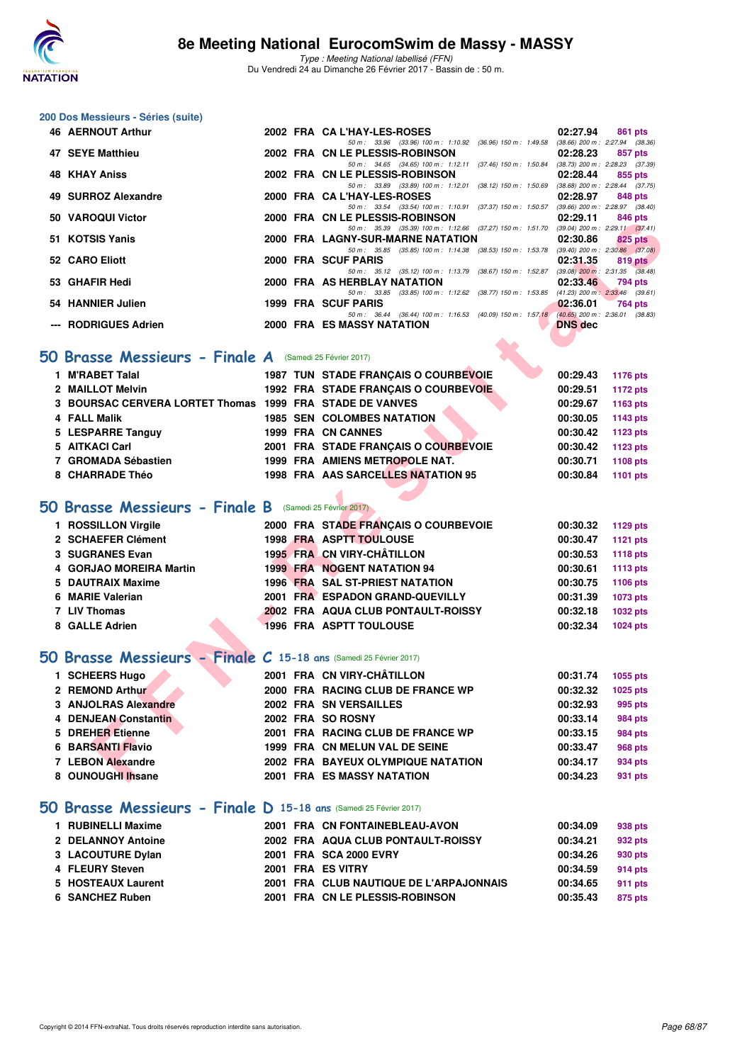## 200 Dos Messieurs - Séries (suite)

| Rang | Nom | Année | Nat | Club | Temps | Points |
|---|---|---|---|---|---|---|
| 46 | AERNOUT Arthur | 2002 | FRA | CA L'HAY-LES-ROSES | 02:27.94 | 861 pts |
| | 50 m : 33.96 (33.96) 100 m : 1:10.92 (36.96) 150 m : 1:49.58 (38.66) 200 m : 2:27.94 (38.36) | | | | | |
| 47 | SEYE Matthieu | 2002 | FRA | CN LE PLESSIS-ROBINSON | 02:28.23 | 857 pts |
| | 50 m : 34.65 (34.65) 100 m : 1:12.11 (37.46) 150 m : 1:50.84 (38.73) 200 m : 2:28.23 (37.39) | | | | | |
| 48 | KHAY Aniss | 2002 | FRA | CN LE PLESSIS-ROBINSON | 02:28.44 | 855 pts |
| | 50 m : 33.89 (33.89) 100 m : 1:12.01 (38.12) 150 m : 1:50.69 (38.68) 200 m : 2:28.44 (37.75) | | | | | |
| 49 | SURROZ Alexandre | 2000 | FRA | CA L'HAY-LES-ROSES | 02:28.97 | 848 pts |
| | 50 m : 33.54 (33.54) 100 m : 1:10.91 (37.37) 150 m : 1:50.57 (39.66) 200 m : 2:28.97 (38.40) | | | | | |
| 50 | VAROQUI Victor | 2000 | FRA | CN LE PLESSIS-ROBINSON | 02:29.11 | 846 pts |
| | 50 m : 35.39 (35.39) 100 m : 1:12.66 (37.27) 150 m : 1:51.70 (39.04) 200 m : 2:29.11 (37.41) | | | | | |
| 51 | KOTSIS Yanis | 2000 | FRA | LAGNY-SUR-MARNE NATATION | 02:30.86 | 825 pts |
| | 50 m : 35.85 (35.85) 100 m : 1:14.38 (38.53) 150 m : 1:53.78 (39.40) 200 m : 2:30.86 (37.08) | | | | | |
| 52 | CARO Eliott | 2000 | FRA | SCUF PARIS | 02:31.35 | 819 pts |
| | 50 m : 35.12 (35.12) 100 m : 1:13.79 (38.67) 150 m : 1:52.87 (39.08) 200 m : 2:31.35 (38.48) | | | | | |
| 53 | GHAFIR Hedi | 2000 | FRA | AS HERBLAY NATATION | 02:33.46 | 794 pts |
| | 50 m : 33.85 (33.85) 100 m : 1:12.62 (38.77) 150 m : 1:53.85 (41.23) 200 m : 2:33.46 (39.61) | | | | | |
| 54 | HANNIER Julien | 1999 | FRA | SCUF PARIS | 02:36.01 | 764 pts |
| | 50 m : 36.44 (36.44) 100 m : 1:16.53 (40.09) 150 m : 1:57.18 (40.65) 200 m : 2:36.01 (38.83) | | | | | |
| --- | RODRIGUES Adrien | 2000 | FRA | ES MASSY NATATION | DNS dec | |

## 50 Brasse Messieurs - Finale A (Samedi 25 Février 2017)

| Rang | Nom | Année | Nat | Club | Temps | Points |
|---|---|---|---|---|---|---|
| 1 | M'RABET Talal | 1987 | TUN | STADE FRANÇAIS O COURBEVOIE | 00:29.43 | 1176 pts |
| 2 | MAILLOT Melvin | 1992 | FRA | STADE FRANÇAIS O COURBEVOIE | 00:29.51 | 1172 pts |
| 3 | BOURSAC CERVERA LORTET Thomas | 1999 | FRA | STADE DE VANVES | 00:29.67 | 1163 pts |
| 4 | FALL Malik | 1985 | SEN | COLOMBES NATATION | 00:30.05 | 1143 pts |
| 5 | LESPARRE Tanguy | 1999 | FRA | CN CANNES | 00:30.42 | 1123 pts |
| 5 | AITKACI Carl | 2001 | FRA | STADE FRANÇAIS O COURBEVOIE | 00:30.42 | 1123 pts |
| 7 | GROMADA Sébastien | 1999 | FRA | AMIENS METROPOLE NAT. | 00:30.71 | 1108 pts |
| 8 | CHARRADE Théo | 1998 | FRA | AAS SARCELLES NATATION 95 | 00:30.84 | 1101 pts |

## 50 Brasse Messieurs - Finale B (Samedi 25 Février 2017)

| Rang | Nom | Année | Nat | Club | Temps | Points |
|---|---|---|---|---|---|---|
| 1 | ROSSILLON Virgile | 2000 | FRA | STADE FRANÇAIS O COURBEVOIE | 00:30.32 | 1129 pts |
| 2 | SCHAEFER Clément | 1998 | FRA | ASPTT TOULOUSE | 00:30.47 | 1121 pts |
| 3 | SUGRANES Evan | 1995 | FRA | CN VIRY-CHÂTILLON | 00:30.53 | 1118 pts |
| 4 | GORJAO MOREIRA Martin | 1999 | FRA | NOGENT NATATION 94 | 00:30.61 | 1113 pts |
| 5 | DAUTRAIX Maxime | 1996 | FRA | SAL ST-PRIEST NATATION | 00:30.75 | 1106 pts |
| 6 | MARIE Valerian | 2001 | FRA | ESPADON GRAND-QUEVILLY | 00:31.39 | 1073 pts |
| 7 | LIV Thomas | 2002 | FRA | AQUA CLUB PONTAULT-ROISSY | 00:32.18 | 1032 pts |
| 8 | GALLE Adrien | 1996 | FRA | ASPTT TOULOUSE | 00:32.34 | 1024 pts |

## 50 Brasse Messieurs - Finale C 15-18 ans (Samedi 25 Février 2017)

| Rang | Nom | Année | Nat | Club | Temps | Points |
|---|---|---|---|---|---|---|
| 1 | SCHEERS Hugo | 2001 | FRA | CN VIRY-CHÂTILLON | 00:31.74 | 1055 pts |
| 2 | REMOND Arthur | 2000 | FRA | RACING CLUB DE FRANCE WP | 00:32.32 | 1025 pts |
| 3 | ANJOLRAS Alexandre | 2002 | FRA | SN VERSAILLES | 00:32.93 | 995 pts |
| 4 | DENJEAN Constantin | 2002 | FRA | SO ROSNY | 00:33.14 | 984 pts |
| 5 | DREHER Etienne | 2001 | FRA | RACING CLUB DE FRANCE WP | 00:33.15 | 984 pts |
| 6 | BARSANTI Flavio | 1999 | FRA | CN MELUN VAL DE SEINE | 00:33.47 | 968 pts |
| 7 | LEBON Alexandre | 2002 | FRA | BAYEUX OLYMPIQUE NATATION | 00:34.17 | 934 pts |
| 8 | OUNOUGHI Ihsane | 2001 | FRA | ES MASSY NATATION | 00:34.23 | 931 pts |

## 50 Brasse Messieurs - Finale D 15-18 ans (Samedi 25 Février 2017)

| Rang | Nom | Année | Nat | Club | Temps | Points |
|---|---|---|---|---|---|---|
| 1 | RUBINELLI Maxime | 2001 | FRA | CN FONTAINEBLEAU-AVON | 00:34.09 | 938 pts |
| 2 | DELANNOY Antoine | 2002 | FRA | AQUA CLUB PONTAULT-ROISSY | 00:34.21 | 932 pts |
| 3 | LACOUTURE Dylan | 2001 | FRA | SCA 2000 EVRY | 00:34.26 | 930 pts |
| 4 | FLEURY Steven | 2001 | FRA | ES VITRY | 00:34.59 | 914 pts |
| 5 | HOSTEAUX Laurent | 2001 | FRA | CLUB NAUTIQUE DE L'ARPAJONNAIS | 00:34.65 | 911 pts |
| 6 | SANCHEZ Ruben | 2001 | FRA | CN LE PLESSIS-ROBINSON | 00:35.43 | 875 pts |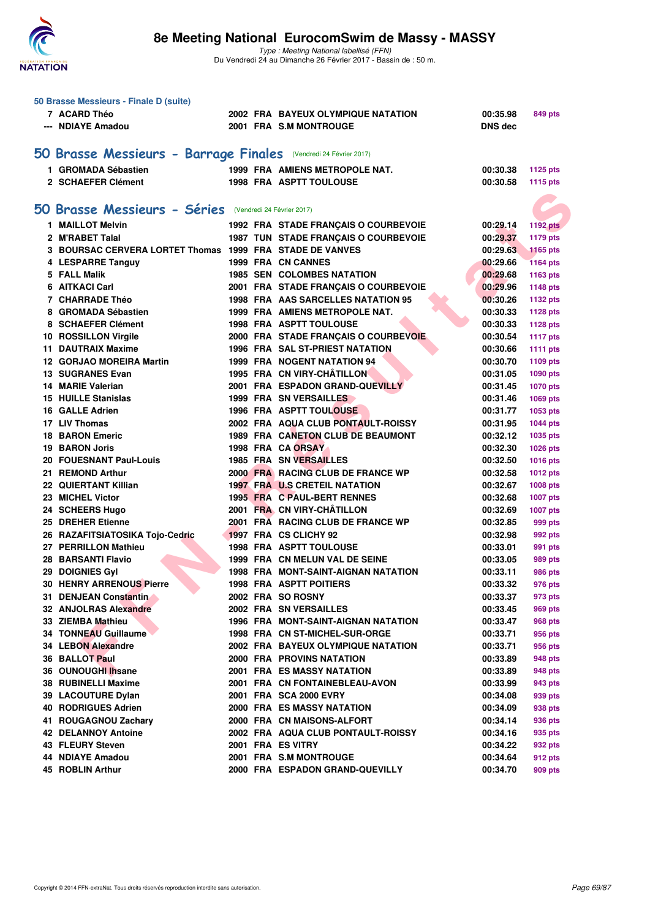### 50 Brasse Messieurs - Finale D (suite)

| | | | | | | |
|---|---|---|---|---|---|---|
| 7 | ACARD Théo | 2002 | FRA | BAYEUX OLYMPIQUE NATATION | 00:35.98 | 849 pts |
| --- | NDIAYE Amadou | 2001 | FRA | S.M MONTROUGE | DNS dec | |

## 50 Brasse Messieurs - Barrage Finales (Vendredi 24 Février 2017)

| | | | | | | |
|---|---|---|---|---|---|---|
| 1 | GROMADA Sébastien | 1999 | FRA | AMIENS METROPOLE NAT. | 00:30.38 | 1125 pts |
| 2 | SCHAEFER Clément | 1998 | FRA | ASPTT TOULOUSE | 00:30.58 | 1115 pts |

## 50 Brasse Messieurs - Séries (Vendredi 24 Février 2017)

| | | | | | | |
|---|---|---|---|---|---|---|
| 1 | MAILLOT Melvin | 1992 | FRA | STADE FRANÇAIS O COURBEVOIE | 00:29.14 | 1192 pts |
| 2 | M'RABET Talal | 1987 | TUN | STADE FRANÇAIS O COURBEVOIE | 00:29.37 | 1179 pts |
| 3 | BOURSAC CERVERA LORTET Thomas | 1999 | FRA | STADE DE VANVES | 00:29.63 | 1165 pts |
| 4 | LESPARRE Tanguy | 1999 | FRA | CN CANNES | 00:29.66 | 1164 pts |
| 5 | FALL Malik | 1985 | SEN | COLOMBES NATATION | 00:29.68 | 1163 pts |
| 6 | AITKACI Carl | 2001 | FRA | STADE FRANÇAIS O COURBEVOIE | 00:29.96 | 1148 pts |
| 7 | CHARRADE Théo | 1998 | FRA | AAS SARCELLES NATATION 95 | 00:30.26 | 1132 pts |
| 8 | GROMADA Sébastien | 1999 | FRA | AMIENS METROPOLE NAT. | 00:30.33 | 1128 pts |
| 8 | SCHAEFER Clément | 1998 | FRA | ASPTT TOULOUSE | 00:30.33 | 1128 pts |
| 10 | ROSSILLON Virgile | 2000 | FRA | STADE FRANÇAIS O COURBEVOIE | 00:30.54 | 1117 pts |
| 11 | DAUTRAIX Maxime | 1996 | FRA | SAL ST-PRIEST NATATION | 00:30.66 | 1111 pts |
| 12 | GORJAO MOREIRA Martin | 1999 | FRA | NOGENT NATATION 94 | 00:30.70 | 1109 pts |
| 13 | SUGRANES Evan | 1995 | FRA | CN VIRY-CHÂTILLON | 00:31.05 | 1090 pts |
| 14 | MARIE Valerian | 2001 | FRA | ESPADON GRAND-QUEVILLY | 00:31.45 | 1070 pts |
| 15 | HUILLE Stanislas | 1999 | FRA | SN VERSAILLES | 00:31.46 | 1069 pts |
| 16 | GALLE Adrien | 1996 | FRA | ASPTT TOULOUSE | 00:31.77 | 1053 pts |
| 17 | LIV Thomas | 2002 | FRA | AQUA CLUB PONTAULT-ROISSY | 00:31.95 | 1044 pts |
| 18 | BARON Emeric | 1989 | FRA | CANETON CLUB DE BEAUMONT | 00:32.12 | 1035 pts |
| 19 | BARON Joris | 1998 | FRA | CA ORSAY | 00:32.30 | 1026 pts |
| 20 | FOUESNANT Paul-Louis | 1985 | FRA | SN VERSAILLES | 00:32.50 | 1016 pts |
| 21 | REMOND Arthur | 2000 | FRA | RACING CLUB DE FRANCE WP | 00:32.58 | 1012 pts |
| 22 | QUIERTANT Killian | 1997 | FRA | U.S CRETEIL NATATION | 00:32.67 | 1008 pts |
| 23 | MICHEL Victor | 1995 | FRA | C PAUL-BERT RENNES | 00:32.68 | 1007 pts |
| 24 | SCHEERS Hugo | 2001 | FRA | CN VIRY-CHÂTILLON | 00:32.69 | 1007 pts |
| 25 | DREHER Etienne | 2001 | FRA | RACING CLUB DE FRANCE WP | 00:32.85 | 999 pts |
| 26 | RAZAFITSIATOSIKA Tojo-Cedric | 1997 | FRA | CS CLICHY 92 | 00:32.98 | 992 pts |
| 27 | PERRILLON Mathieu | 1998 | FRA | ASPTT TOULOUSE | 00:33.01 | 991 pts |
| 28 | BARSANTI Flavio | 1999 | FRA | CN MELUN VAL DE SEINE | 00:33.05 | 989 pts |
| 29 | DOIGNIES Gyl | 1998 | FRA | MONT-SAINT-AIGNAN NATATION | 00:33.11 | 986 pts |
| 30 | HENRY ARRENOUS Pierre | 1998 | FRA | ASPTT POITIERS | 00:33.32 | 976 pts |
| 31 | DENJEAN Constantin | 2002 | FRA | SO ROSNY | 00:33.37 | 973 pts |
| 32 | ANJOLRAS Alexandre | 2002 | FRA | SN VERSAILLES | 00:33.45 | 969 pts |
| 33 | ZIEMBA Mathieu | 1996 | FRA | MONT-SAINT-AIGNAN NATATION | 00:33.47 | 968 pts |
| 34 | TONNEAU Guillaume | 1998 | FRA | CN ST-MICHEL-SUR-ORGE | 00:33.71 | 956 pts |
| 34 | LEBON Alexandre | 2002 | FRA | BAYEUX OLYMPIQUE NATATION | 00:33.71 | 956 pts |
| 36 | BALLOT Paul | 2000 | FRA | PROVINS NATATION | 00:33.89 | 948 pts |
| 36 | OUNOUGHI Ihsane | 2001 | FRA | ES MASSY NATATION | 00:33.89 | 948 pts |
| 38 | RUBINELLI Maxime | 2001 | FRA | CN FONTAINEBLEAU-AVON | 00:33.99 | 943 pts |
| 39 | LACOUTURE Dylan | 2001 | FRA | SCA 2000 EVRY | 00:34.08 | 939 pts |
| 40 | RODRIGUES Adrien | 2000 | FRA | ES MASSY NATATION | 00:34.09 | 938 pts |
| 41 | ROUGAGNOU Zachary | 2000 | FRA | CN MAISONS-ALFORT | 00:34.14 | 936 pts |
| 42 | DELANNOY Antoine | 2002 | FRA | AQUA CLUB PONTAULT-ROISSY | 00:34.16 | 935 pts |
| 43 | FLEURY Steven | 2001 | FRA | ES VITRY | 00:34.22 | 932 pts |
| 44 | NDIAYE Amadou | 2001 | FRA | S.M MONTROUGE | 00:34.64 | 912 pts |
| 45 | ROBLIN Arthur | 2000 | FRA | ESPADON GRAND-QUEVILLY | 00:34.70 | 909 pts |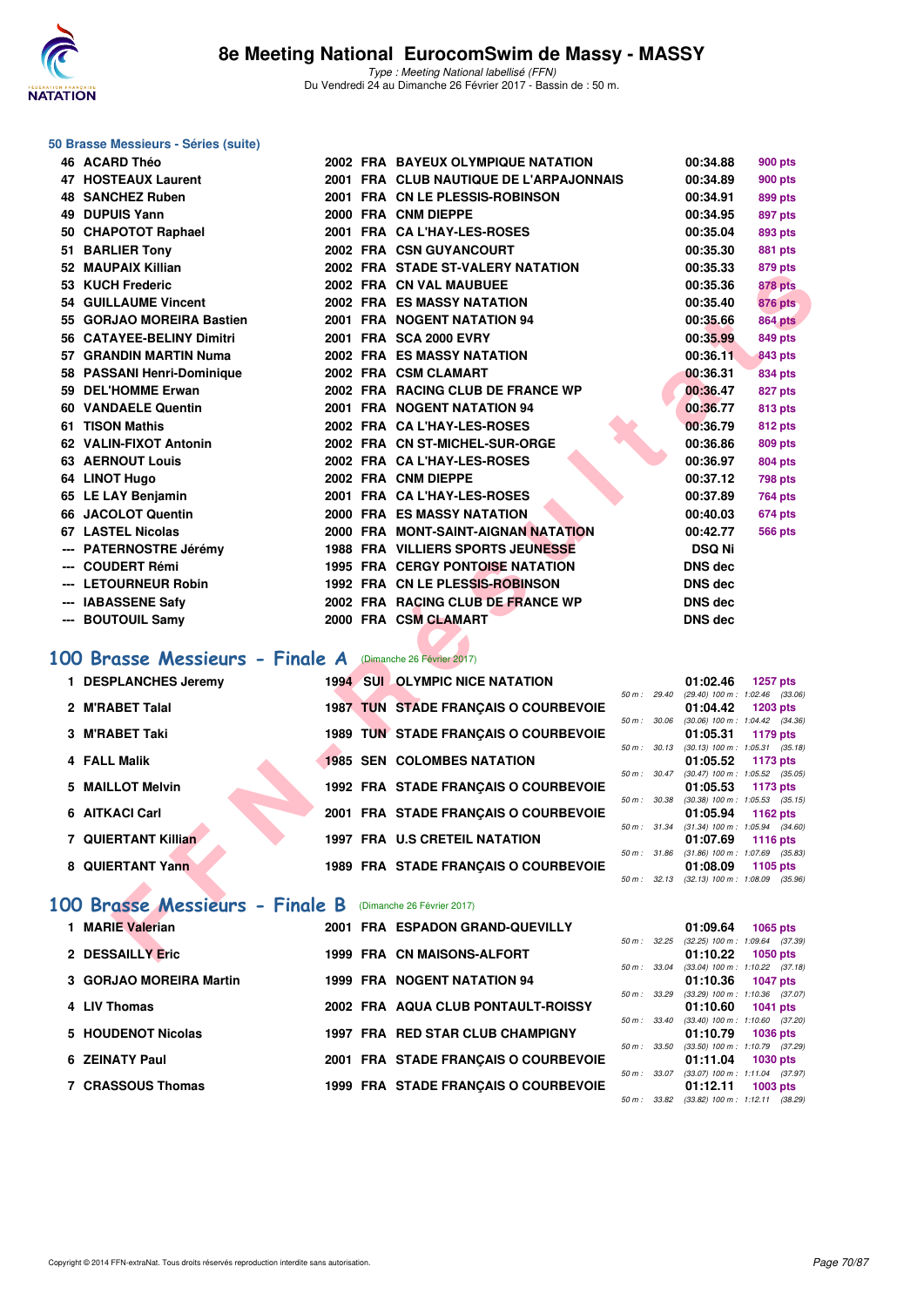# 8e Meeting National EurocomSwim de Massy - MASSY

*Type : Meeting National labellisé (FFN)*
Du Vendredi 24 au Dimanche 26 Février 2017 - Bassin de : 50 m.

### 50 Brasse Messieurs - Séries (suite)

| Rang | Nom | Année | Nat | Club | Temps | Points |
|---|---|---|---|---|---|---|
| 46 | ACARD Théo | 2002 | FRA | BAYEUX OLYMPIQUE NATATION | 00:34.88 | 900 pts |
| 47 | HOSTEAUX Laurent | 2001 | FRA | CLUB NAUTIQUE DE L'ARPAJONNAIS | 00:34.89 | 900 pts |
| 48 | SANCHEZ Ruben | 2001 | FRA | CN LE PLESSIS-ROBINSON | 00:34.91 | 899 pts |
| 49 | DUPUIS Yann | 2000 | FRA | CNM DIEPPE | 00:34.95 | 897 pts |
| 50 | CHAPOTOT Raphael | 2001 | FRA | CA L'HAY-LES-ROSES | 00:35.04 | 893 pts |
| 51 | BARLIER Tony | 2002 | FRA | CSN GUYANCOURT | 00:35.30 | 881 pts |
| 52 | MAUPAIX Killian | 2002 | FRA | STADE ST-VALERY NATATION | 00:35.33 | 879 pts |
| 53 | KUCH Frederic | 2002 | FRA | CN VAL MAUBUEE | 00:35.36 | 878 pts |
| 54 | GUILLAUME Vincent | 2002 | FRA | ES MASSY NATATION | 00:35.40 | 876 pts |
| 55 | GORJAO MOREIRA Bastien | 2001 | FRA | NOGENT NATATION 94 | 00:35.66 | 864 pts |
| 56 | CATAYEE-BELINY Dimitri | 2001 | FRA | SCA 2000 EVRY | 00:35.99 | 849 pts |
| 57 | GRANDIN MARTIN Numa | 2002 | FRA | ES MASSY NATATION | 00:36.11 | 843 pts |
| 58 | PASSANI Henri-Dominique | 2002 | FRA | CSM CLAMART | 00:36.31 | 834 pts |
| 59 | DEL'HOMME Erwan | 2002 | FRA | RACING CLUB DE FRANCE WP | 00:36.47 | 827 pts |
| 60 | VANDAELE Quentin | 2001 | FRA | NOGENT NATATION 94 | 00:36.77 | 813 pts |
| 61 | TISON Mathis | 2002 | FRA | CA L'HAY-LES-ROSES | 00:36.79 | 812 pts |
| 62 | VALIN-FIXOT Antonin | 2002 | FRA | CN ST-MICHEL-SUR-ORGE | 00:36.86 | 809 pts |
| 63 | AERNOUT Louis | 2002 | FRA | CA L'HAY-LES-ROSES | 00:36.97 | 804 pts |
| 64 | LINOT Hugo | 2002 | FRA | CNM DIEPPE | 00:37.12 | 798 pts |
| 65 | LE LAY Benjamin | 2001 | FRA | CA L'HAY-LES-ROSES | 00:37.89 | 764 pts |
| 66 | JACOLOT Quentin | 2000 | FRA | ES MASSY NATATION | 00:40.03 | 674 pts |
| 67 | LASTEL Nicolas | 2000 | FRA | MONT-SAINT-AIGNAN NATATION | 00:42.77 | 566 pts |
| --- | PATERNOSTRE Jérémy | 1988 | FRA | VILLIERS SPORTS JEUNESSE | DSQ Ni | |
| --- | COUDERT Rémi | 1995 | FRA | CERGY PONTOISE NATATION | DNS dec | |
| --- | LETOURNEUR Robin | 1992 | FRA | CN LE PLESSIS-ROBINSON | DNS dec | |
| --- | IABASSENE Safy | 2002 | FRA | RACING CLUB DE FRANCE WP | DNS dec | |
| --- | BOUTOUIL Samy | 2000 | FRA | CSM CLAMART | DNS dec | |

## 100 Brasse Messieurs - Finale A (Dimanche 26 Février 2017)

| Rang | Nom | Année | Nat | Club | Temps | Points | Splits |
|---|---|---|---|---|---|---|---|
| 1 | DESPLANCHES Jeremy | 1994 | SUI | OLYMPIC NICE NATATION | 01:02.46 | 1257 pts | 50 m : 29.40 (29.40) 100 m : 1:02.46 (33.06) |
| 2 | M'RABET Talal | 1987 | TUN | STADE FRANÇAIS O COURBEVOIE | 01:04.42 | 1203 pts | 50 m : 30.06 (30.06) 100 m : 1:04.42 (34.36) |
| 3 | M'RABET Taki | 1989 | TUN | STADE FRANÇAIS O COURBEVOIE | 01:05.31 | 1179 pts | 50 m : 30.13 (30.13) 100 m : 1:05.31 (35.18) |
| 4 | FALL Malik | 1985 | SEN | COLOMBES NATATION | 01:05.52 | 1173 pts | 50 m : 30.47 (30.47) 100 m : 1:05.52 (35.05) |
| 5 | MAILLOT Melvin | 1992 | FRA | STADE FRANÇAIS O COURBEVOIE | 01:05.53 | 1173 pts | 50 m : 30.38 (30.38) 100 m : 1:05.53 (35.15) |
| 6 | AITKACI Carl | 2001 | FRA | STADE FRANÇAIS O COURBEVOIE | 01:05.94 | 1162 pts | 50 m : 31.34 (31.34) 100 m : 1:05.94 (34.60) |
| 7 | QUIERTANT Killian | 1997 | FRA | U.S CRETEIL NATATION | 01:07.69 | 1116 pts | 50 m : 31.86 (31.86) 100 m : 1:07.69 (35.83) |
| 8 | QUIERTANT Yann | 1989 | FRA | STADE FRANÇAIS O COURBEVOIE | 01:08.09 | 1105 pts | 50 m : 32.13 (32.13) 100 m : 1:08.09 (35.96) |

## 100 Brasse Messieurs - Finale B (Dimanche 26 Février 2017)

| Rang | Nom | Année | Nat | Club | Temps | Points | Splits |
|---|---|---|---|---|---|---|---|
| 1 | MARIE Valerian | 2001 | FRA | ESPADON GRAND-QUEVILLY | 01:09.64 | 1065 pts | 50 m : 32.25 (32.25) 100 m : 1:09.64 (37.39) |
| 2 | DESSAILLY Eric | 1999 | FRA | CN MAISONS-ALFORT | 01:10.22 | 1050 pts | 50 m : 33.04 (33.04) 100 m : 1:10.22 (37.18) |
| 3 | GORJAO MOREIRA Martin | 1999 | FRA | NOGENT NATATION 94 | 01:10.36 | 1047 pts | 50 m : 33.29 (33.29) 100 m : 1:10.36 (37.07) |
| 4 | LIV Thomas | 2002 | FRA | AQUA CLUB PONTAULT-ROISSY | 01:10.60 | 1041 pts | 50 m : 33.40 (33.40) 100 m : 1:10.60 (37.20) |
| 5 | HOUDENOT Nicolas | 1997 | FRA | RED STAR CLUB CHAMPIGNY | 01:10.79 | 1036 pts | 50 m : 33.50 (33.50) 100 m : 1:10.79 (37.29) |
| 6 | ZEINATY Paul | 2001 | FRA | STADE FRANÇAIS O COURBEVOIE | 01:11.04 | 1030 pts | 50 m : 33.07 (33.07) 100 m : 1:11.04 (37.97) |
| 7 | CRASSOUS Thomas | 1999 | FRA | STADE FRANÇAIS O COURBEVOIE | 01:12.11 | 1003 pts | 50 m : 33.82 (33.82) 100 m : 1:12.11 (38.29) |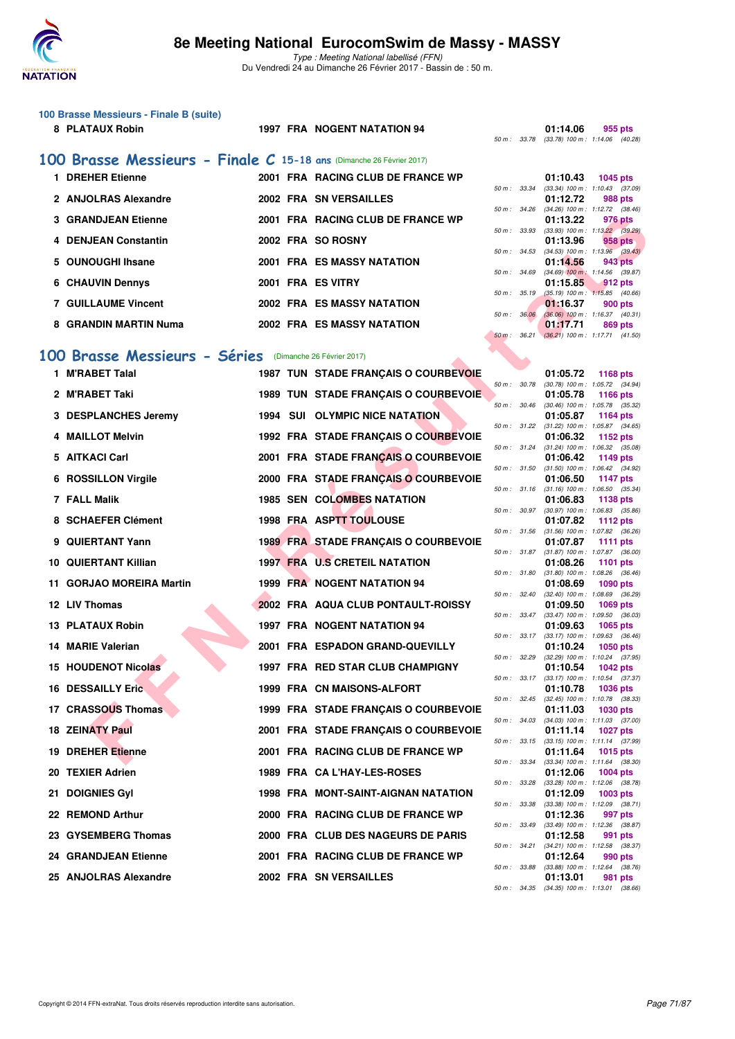### 100 Brasse Messieurs - Finale B (suite)

| | Nom | Année | Nat | Club | Temps | Points | Splits |
|---|---|---|---|---|---|---|---|
| 8 | PLATAUX Robin | 1997 | FRA | NOGENT NATATION 94 | 01:14.06 | 955 pts | 50 m : 33.78 (33.78) 100 m : 1:14.06 (40.28) |

## 100 Brasse Messieurs - Finale C 15-18 ans (Dimanche 26 Février 2017)

| | Nom | Année | Nat | Club | Temps | Points | Splits |
|---|---|---|---|---|---|---|---|
| 1 | DREHER Etienne | 2001 | FRA | RACING CLUB DE FRANCE WP | 01:10.43 | 1045 pts | 50 m : 33.34 (33.34) 100 m : 1:10.43 (37.09) |
| 2 | ANJOLRAS Alexandre | 2002 | FRA | SN VERSAILLES | 01:12.72 | 988 pts | 50 m : 34.26 (34.26) 100 m : 1:12.72 (38.46) |
| 3 | GRANDJEAN Etienne | 2001 | FRA | RACING CLUB DE FRANCE WP | 01:13.22 | 976 pts | 50 m : 33.93 (33.93) 100 m : 1:13.22 (39.29) |
| 4 | DENJEAN Constantin | 2002 | FRA | SO ROSNY | 01:13.96 | 958 pts | 50 m : 34.53 (34.53) 100 m : 1:13.96 (39.43) |
| 5 | OUNOUGHI Ihsane | 2001 | FRA | ES MASSY NATATION | 01:14.56 | 943 pts | 50 m : 34.69 (34.69) 100 m : 1:14.56 (39.87) |
| 6 | CHAUVIN Dennys | 2001 | FRA | ES VITRY | 01:15.85 | 912 pts | 50 m : 35.19 (35.19) 100 m : 1:15.85 (40.66) |
| 7 | GUILLAUME Vincent | 2002 | FRA | ES MASSY NATATION | 01:16.37 | 900 pts | 50 m : 36.06 (36.06) 100 m : 1:16.37 (40.31) |
| 8 | GRANDIN MARTIN Numa | 2002 | FRA | ES MASSY NATATION | 01:17.71 | 869 pts | 50 m : 36.21 (36.21) 100 m : 1:17.71 (41.50) |

## 100 Brasse Messieurs - Séries (Dimanche 26 Février 2017)

| | Nom | Année | Nat | Club | Temps | Points | Splits |
|---|---|---|---|---|---|---|---|
| 1 | M'RABET Talal | 1987 | TUN | STADE FRANÇAIS O COURBEVOIE | 01:05.72 | 1168 pts | 50 m : 30.78 (30.78) 100 m : 1:05.72 (34.94) |
| 2 | M'RABET Taki | 1989 | TUN | STADE FRANÇAIS O COURBEVOIE | 01:05.78 | 1166 pts | 50 m : 30.46 (30.46) 100 m : 1:05.78 (35.32) |
| 3 | DESPLANCHES Jeremy | 1994 | SUI | OLYMPIC NICE NATATION | 01:05.87 | 1164 pts | 50 m : 31.22 (31.22) 100 m : 1:05.87 (34.65) |
| 4 | MAILLOT Melvin | 1992 | FRA | STADE FRANÇAIS O COURBEVOIE | 01:06.32 | 1152 pts | 50 m : 31.24 (31.24) 100 m : 1:06.32 (35.08) |
| 5 | AITKACI Carl | 2001 | FRA | STADE FRANÇAIS O COURBEVOIE | 01:06.42 | 1149 pts | 50 m : 31.50 (31.50) 100 m : 1:06.42 (34.92) |
| 6 | ROSSILLON Virgile | 2000 | FRA | STADE FRANÇAIS O COURBEVOIE | 01:06.50 | 1147 pts | 50 m : 31.16 (31.16) 100 m : 1:06.50 (35.34) |
| 7 | FALL Malik | 1985 | SEN | COLOMBES NATATION | 01:06.83 | 1138 pts | 50 m : 30.97 (30.97) 100 m : 1:06.83 (35.86) |
| 8 | SCHAEFER Clément | 1998 | FRA | ASPTT TOULOUSE | 01:07.82 | 1112 pts | 50 m : 31.56 (31.56) 100 m : 1:07.82 (36.26) |
| 9 | QUIERTANT Yann | 1989 | FRA | STADE FRANÇAIS O COURBEVOIE | 01:07.87 | 1111 pts | 50 m : 31.87 (31.87) 100 m : 1:07.87 (36.00) |
| 10 | QUIERTANT Killian | 1997 | FRA | U.S CRETEIL NATATION | 01:08.26 | 1101 pts | 50 m : 31.80 (31.80) 100 m : 1:08.26 (36.46) |
| 11 | GORJAO MOREIRA Martin | 1999 | FRA | NOGENT NATATION 94 | 01:08.69 | 1090 pts | 50 m : 32.40 (32.40) 100 m : 1:08.69 (36.29) |
| 12 | LIV Thomas | 2002 | FRA | AQUA CLUB PONTAULT-ROISSY | 01:09.50 | 1069 pts | 50 m : 33.47 (33.47) 100 m : 1:09.50 (36.03) |
| 13 | PLATAUX Robin | 1997 | FRA | NOGENT NATATION 94 | 01:09.63 | 1065 pts | 50 m : 33.17 (33.17) 100 m : 1:09.63 (36.46) |
| 14 | MARIE Valerian | 2001 | FRA | ESPADON GRAND-QUEVILLY | 01:10.24 | 1050 pts | 50 m : 32.29 (32.29) 100 m : 1:10.24 (37.95) |
| 15 | HOUDENOT Nicolas | 1997 | FRA | RED STAR CLUB CHAMPIGNY | 01:10.54 | 1042 pts | 50 m : 33.17 (33.17) 100 m : 1:10.54 (37.37) |
| 16 | DESSAILLY Eric | 1999 | FRA | CN MAISONS-ALFORT | 01:10.78 | 1036 pts | 50 m : 32.45 (32.45) 100 m : 1:10.78 (38.33) |
| 17 | CRASSOUS Thomas | 1999 | FRA | STADE FRANÇAIS O COURBEVOIE | 01:11.03 | 1030 pts | 50 m : 34.03 (34.03) 100 m : 1:11.03 (37.00) |
| 18 | ZEINATY Paul | 2001 | FRA | STADE FRANÇAIS O COURBEVOIE | 01:11.14 | 1027 pts | 50 m : 33.15 (33.15) 100 m : 1:11.14 (37.99) |
| 19 | DREHER Etienne | 2001 | FRA | RACING CLUB DE FRANCE WP | 01:11.64 | 1015 pts | 50 m : 33.34 (33.34) 100 m : 1:11.64 (38.30) |
| 20 | TEXIER Adrien | 1989 | FRA | CA L'HAY-LES-ROSES | 01:12.06 | 1004 pts | 50 m : 33.28 (33.28) 100 m : 1:12.06 (38.78) |
| 21 | DOIGNIES Gyl | 1998 | FRA | MONT-SAINT-AIGNAN NATATION | 01:12.09 | 1003 pts | 50 m : 33.38 (33.38) 100 m : 1:12.09 (38.71) |
| 22 | REMOND Arthur | 2000 | FRA | RACING CLUB DE FRANCE WP | 01:12.36 | 997 pts | 50 m : 33.49 (33.49) 100 m : 1:12.36 (38.87) |
| 23 | GYSEMBERG Thomas | 2000 | FRA | CLUB DES NAGEURS DE PARIS | 01:12.58 | 991 pts | 50 m : 34.21 (34.21) 100 m : 1:12.58 (38.37) |
| 24 | GRANDJEAN Etienne | 2001 | FRA | RACING CLUB DE FRANCE WP | 01:12.64 | 990 pts | 50 m : 33.88 (33.88) 100 m : 1:12.64 (38.76) |
| 25 | ANJOLRAS Alexandre | 2002 | FRA | SN VERSAILLES | 01:13.01 | 981 pts | 50 m : 34.35 (34.35) 100 m : 1:13.01 (38.66) |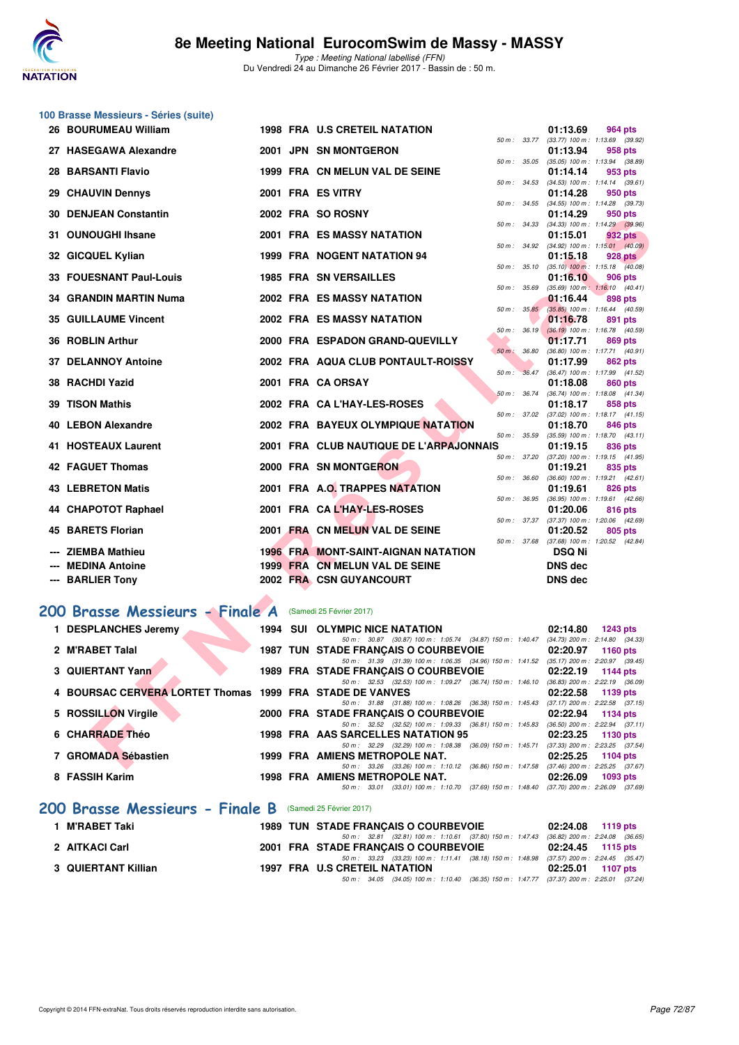# 8e Meeting National EurocomSwim de Massy - MASSY

*Type : Meeting National labellisé (FFN)*
Du Vendredi 24 au Dimanche 26 Février 2017 - Bassin de : 50 m.

## 100 Brasse Messieurs - Séries (suite)

| Rang | Nom | Année | Nat. | Club | Temps | Points | Splits |
|---|---|---|---|---|---|---|---|
| 26 | BOURUMEAU William | 1998 | FRA | U.S CRETEIL NATATION | 01:13.69 | 964 pts | 50 m : 33.77 (33.77) 100 m : 1:13.69 (39.92) |
| 27 | HASEGAWA Alexandre | 2001 | JPN | SN MONTGERON | 01:13.94 | 958 pts | 50 m : 35.05 (35.05) 100 m : 1:13.94 (38.89) |
| 28 | BARSANTI Flavio | 1999 | FRA | CN MELUN VAL DE SEINE | 01:14.14 | 953 pts | 50 m : 34.53 (34.53) 100 m : 1:14.14 (39.61) |
| 29 | CHAUVIN Dennys | 2001 | FRA | ES VITRY | 01:14.28 | 950 pts | 50 m : 34.55 (34.55) 100 m : 1:14.28 (39.73) |
| 30 | DENJEAN Constantin | 2002 | FRA | SO ROSNY | 01:14.29 | 950 pts | 50 m : 34.33 (34.33) 100 m : 1:14.29 (39.96) |
| 31 | OUNOUGHI Ihsane | 2001 | FRA | ES MASSY NATATION | 01:15.01 | 932 pts | 50 m : 34.92 (34.92) 100 m : 1:15.01 (40.09) |
| 32 | GICQUEL Kylian | 1999 | FRA | NOGENT NATATION 94 | 01:15.18 | 928 pts | 50 m : 35.10 (35.10) 100 m : 1:15.18 (40.08) |
| 33 | FOUESNANT Paul-Louis | 1985 | FRA | SN VERSAILLES | 01:16.10 | 906 pts | 50 m : 35.69 (35.69) 100 m : 1:16.10 (40.41) |
| 34 | GRANDIN MARTIN Numa | 2002 | FRA | ES MASSY NATATION | 01:16.44 | 898 pts | 50 m : 35.85 (35.85) 100 m : 1:16.44 (40.59) |
| 35 | GUILLAUME Vincent | 2002 | FRA | ES MASSY NATATION | 01:16.78 | 891 pts | 50 m : 36.19 (36.19) 100 m : 1:16.78 (40.59) |
| 36 | ROBLIN Arthur | 2000 | FRA | ESPADON GRAND-QUEVILLY | 01:17.71 | 869 pts | 50 m : 36.80 (36.80) 100 m : 1:17.71 (40.91) |
| 37 | DELANNOY Antoine | 2002 | FRA | AQUA CLUB PONTAULT-ROISSY | 01:17.99 | 862 pts | 50 m : 36.47 (36.47) 100 m : 1:17.99 (41.52) |
| 38 | RACHDI Yazid | 2001 | FRA | CA ORSAY | 01:18.08 | 860 pts | 50 m : 36.74 (36.74) 100 m : 1:18.08 (41.34) |
| 39 | TISON Mathis | 2002 | FRA | CA L'HAY-LES-ROSES | 01:18.17 | 858 pts | 50 m : 37.02 (37.02) 100 m : 1:18.17 (41.15) |
| 40 | LEBON Alexandre | 2002 | FRA | BAYEUX OLYMPIQUE NATATION | 01:18.70 | 846 pts | 50 m : 35.59 (35.59) 100 m : 1:18.70 (43.11) |
| 41 | HOSTEAUX Laurent | 2001 | FRA | CLUB NAUTIQUE DE L'ARPAJONNAIS | 01:19.15 | 836 pts | 50 m : 37.20 (37.20) 100 m : 1:19.15 (41.95) |
| 42 | FAGUET Thomas | 2000 | FRA | SN MONTGERON | 01:19.21 | 835 pts | 50 m : 36.60 (36.60) 100 m : 1:19.21 (42.61) |
| 43 | LEBRETON Matis | 2001 | FRA | A.O. TRAPPES NATATION | 01:19.61 | 826 pts | 50 m : 36.95 (36.95) 100 m : 1:19.61 (42.66) |
| 44 | CHAPOTOT Raphael | 2001 | FRA | CA L'HAY-LES-ROSES | 01:20.06 | 816 pts | 50 m : 37.37 (37.37) 100 m : 1:20.06 (42.69) |
| 45 | BARETS Florian | 2001 | FRA | CN MELUN VAL DE SEINE | 01:20.52 | 805 pts | 50 m : 37.68 (37.68) 100 m : 1:20.52 (42.84) |
| --- | ZIEMBA Mathieu | 1996 | FRA | MONT-SAINT-AIGNAN NATATION | DSQ Ni | | |
| --- | MEDINA Antoine | 1999 | FRA | CN MELUN VAL DE SEINE | DNS dec | | |
| --- | BARLIER Tony | 2002 | FRA | CSN GUYANCOURT | DNS dec | | |

## 200 Brasse Messieurs - Finale A (Samedi 25 Février 2017)

| Rang | Nom | Année | Nat. | Club | Temps | Points | Splits |
|---|---|---|---|---|---|---|---|
| 1 | DESPLANCHES Jeremy | 1994 | SUI | OLYMPIC NICE NATATION | 02:14.80 | 1243 pts | 50 m : 30.87 (30.87) 100 m : 1:05.74 (34.87) 150 m : 1:40.47 (34.73) 200 m : 2:14.80 (34.33) |
| 2 | M'RABET Talal | 1987 | TUN | STADE FRANÇAIS O COURBEVOIE | 02:20.97 | 1160 pts | 50 m : 31.39 (31.39) 100 m : 1:06.35 (34.96) 150 m : 1:41.52 (35.17) 200 m : 2:20.97 (39.45) |
| 3 | QUIERTANT Yann | 1989 | FRA | STADE FRANÇAIS O COURBEVOIE | 02:22.19 | 1144 pts | 50 m : 32.53 (32.53) 100 m : 1:09.27 (36.74) 150 m : 1:46.10 (36.83) 200 m : 2:22.19 (36.09) |
| 4 | BOURSAC CERVERA LORTET Thomas | 1999 | FRA | STADE DE VANVES | 02:22.58 | 1139 pts | 50 m : 31.88 (31.88) 100 m : 1:08.26 (36.38) 150 m : 1:45.43 (37.17) 200 m : 2:22.58 (37.15) |
| 5 | ROSSILLON Virgile | 2000 | FRA | STADE FRANÇAIS O COURBEVOIE | 02:22.94 | 1134 pts | 50 m : 32.52 (32.52) 100 m : 1:09.33 (36.81) 150 m : 1:45.83 (36.50) 200 m : 2:22.94 (37.11) |
| 6 | CHARRADE Théo | 1998 | FRA | AAS SARCELLES NATATION 95 | 02:23.25 | 1130 pts | 50 m : 32.29 (32.29) 100 m : 1:08.38 (36.09) 150 m : 1:45.71 (37.33) 200 m : 2:23.25 (37.54) |
| 7 | GROMADA Sébastien | 1999 | FRA | AMIENS METROPOLE NAT. | 02:25.25 | 1104 pts | 50 m : 33.26 (33.26) 100 m : 1:10.12 (36.86) 150 m : 1:47.58 (37.46) 200 m : 2:25.25 (37.67) |
| 8 | FASSIH Karim | 1998 | FRA | AMIENS METROPOLE NAT. | 02:26.09 | 1093 pts | 50 m : 33.01 (33.01) 100 m : 1:10.70 (37.69) 150 m : 1:48.40 (37.70) 200 m : 2:26.09 (37.69) |

## 200 Brasse Messieurs - Finale B (Samedi 25 Février 2017)

| Rang | Nom | Année | Nat. | Club | Temps | Points | Splits |
|---|---|---|---|---|---|---|---|
| 1 | M'RABET Taki | 1989 | TUN | STADE FRANÇAIS O COURBEVOIE | 02:24.08 | 1119 pts | 50 m : 32.81 (32.81) 100 m : 1:10.61 (37.80) 150 m : 1:47.43 (36.82) 200 m : 2:24.08 (36.65) |
| 2 | AITKACI Carl | 2001 | FRA | STADE FRANÇAIS O COURBEVOIE | 02:24.45 | 1115 pts | 50 m : 33.23 (33.23) 100 m : 1:11.41 (38.18) 150 m : 1:48.98 (37.57) 200 m : 2:24.45 (35.47) |
| 3 | QUIERTANT Killian | 1997 | FRA | U.S CRETEIL NATATION | 02:25.01 | 1107 pts | 50 m : 34.05 (34.05) 100 m : 1:10.40 (36.35) 150 m : 1:47.77 (37.37) 200 m : 2:25.01 (37.24) |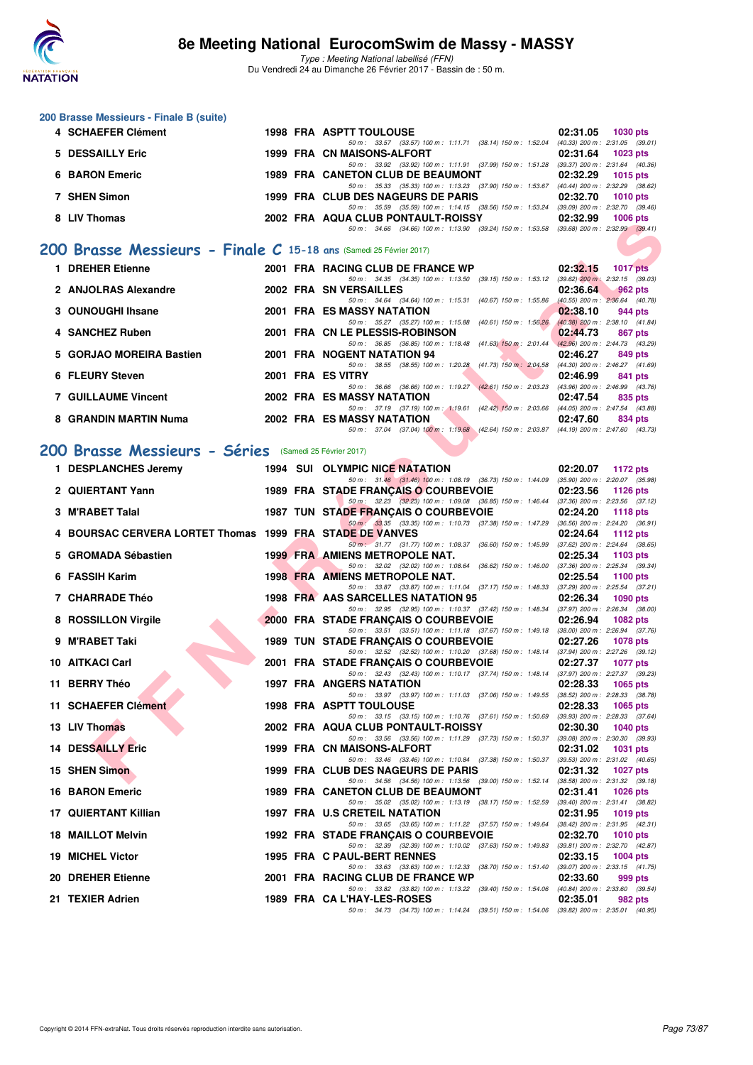### 200 Brasse Messieurs - Finale B (suite)

| Rang | Nom | Année | Nat | Club | Temps | Points |
|---|---|---|---|---|---|---|
| 4 | SCHAEFER Clément | 1998 | FRA | ASPTT TOULOUSE | 02:31.05 | 1030 pts |
| | | | | 50 m : 33.57 (33.57) 100 m : 1:11.71 (38.14) 150 m : 1:52.04 (40.33) 200 m : 2:31.05 (39.01) | | |
| 5 | DESSAILLY Eric | 1999 | FRA | CN MAISONS-ALFORT | 02:31.64 | 1023 pts |
| | | | | 50 m : 33.92 (33.92) 100 m : 1:11.91 (37.99) 150 m : 1:51.28 (39.37) 200 m : 2:31.64 (40.36) | | |
| 6 | BARON Emeric | 1989 | FRA | CANETON CLUB DE BEAUMONT | 02:32.29 | 1015 pts |
| | | | | 50 m : 35.33 (35.33) 100 m : 1:13.23 (37.90) 150 m : 1:53.67 (40.44) 200 m : 2:32.29 (38.62) | | |
| 7 | SHEN Simon | 1999 | FRA | CLUB DES NAGEURS DE PARIS | 02:32.70 | 1010 pts |
| | | | | 50 m : 35.59 (35.59) 100 m : 1:14.15 (38.56) 150 m : 1:53.24 (39.09) 200 m : 2:32.70 (39.46) | | |
| 8 | LIV Thomas | 2002 | FRA | AQUA CLUB PONTAULT-ROISSY | 02:32.99 | 1006 pts |
| | | | | 50 m : 34.66 (34.66) 100 m : 1:13.90 (39.24) 150 m : 1:53.58 (39.68) 200 m : 2:32.99 (39.41) | | |

## 200 Brasse Messieurs - Finale C 15-18 ans (Samedi 25 Février 2017)

| Rang | Nom | Année | Nat | Club | Temps | Points |
|---|---|---|---|---|---|---|
| 1 | DREHER Etienne | 2001 | FRA | RACING CLUB DE FRANCE WP | 02:32.15 | 1017 pts |
| | | | | 50 m : 34.35 (34.35) 100 m : 1:13.50 (39.15) 150 m : 1:53.12 (39.62) 200 m : 2:32.15 (39.03) | | |
| 2 | ANJOLRAS Alexandre | 2002 | FRA | SN VERSAILLES | 02:36.64 | 962 pts |
| | | | | 50 m : 34.64 (34.64) 100 m : 1:15.31 (40.67) 150 m : 1:55.86 (40.55) 200 m : 2:36.64 (40.78) | | |
| 3 | OUNOUGHI Ihsane | 2001 | FRA | ES MASSY NATATION | 02:38.10 | 944 pts |
| | | | | 50 m : 35.27 (35.27) 100 m : 1:15.88 (40.61) 150 m : 1:56.26 (40.38) 200 m : 2:38.10 (41.84) | | |
| 4 | SANCHEZ Ruben | 2001 | FRA | CN LE PLESSIS-ROBINSON | 02:44.73 | 867 pts |
| | | | | 50 m : 36.85 (36.85) 100 m : 1:18.48 (41.63) 150 m : 2:01.44 (42.96) 200 m : 2:44.73 (43.29) | | |
| 5 | GORJAO MOREIRA Bastien | 2001 | FRA | NOGENT NATATION 94 | 02:46.27 | 849 pts |
| | | | | 50 m : 38.55 (38.55) 100 m : 1:20.28 (41.73) 150 m : 2:04.58 (44.30) 200 m : 2:46.27 (41.69) | | |
| 6 | FLEURY Steven | 2001 | FRA | ES VITRY | 02:46.99 | 841 pts |
| | | | | 50 m : 36.66 (36.66) 100 m : 1:19.27 (42.61) 150 m : 2:03.23 (43.96) 200 m : 2:46.99 (43.76) | | |
| 7 | GUILLAUME Vincent | 2002 | FRA | ES MASSY NATATION | 02:47.54 | 835 pts |
| | | | | 50 m : 37.19 (37.19) 100 m : 1:19.61 (42.42) 150 m : 2:03.66 (44.05) 200 m : 2:47.54 (43.88) | | |
| 8 | GRANDIN MARTIN Numa | 2002 | FRA | ES MASSY NATATION | 02:47.60 | 834 pts |
| | | | | 50 m : 37.04 (37.04) 100 m : 1:19.68 (42.64) 150 m : 2:03.87 (44.19) 200 m : 2:47.60 (43.73) | | |

## 200 Brasse Messieurs - Séries (Samedi 25 Février 2017)

| Rang | Nom | Année | Nat | Club | Temps | Points |
|---|---|---|---|---|---|---|
| 1 | DESPLANCHES Jeremy | 1994 | SUI | OLYMPIC NICE NATATION | 02:20.07 | 1172 pts |
| | | | | 50 m : 31.46 (31.46) 100 m : 1:08.19 (36.73) 150 m : 1:44.09 (35.90) 200 m : 2:20.07 (35.98) | | |
| 2 | QUIERTANT Yann | 1989 | FRA | STADE FRANÇAIS O COURBEVOIE | 02:23.56 | 1126 pts |
| | | | | 50 m : 32.23 (32.23) 100 m : 1:09.08 (36.85) 150 m : 1:46.44 (37.36) 200 m : 2:23.56 (37.12) | | |
| 3 | M'RABET Talal | 1987 | TUN | STADE FRANÇAIS O COURBEVOIE | 02:24.20 | 1118 pts |
| | | | | 50 m : 33.35 (33.35) 100 m : 1:10.73 (37.38) 150 m : 1:47.29 (36.56) 200 m : 2:24.20 (36.91) | | |
| 4 | BOURSAC CERVERA LORTET Thomas | 1999 | FRA | STADE DE VANVES | 02:24.64 | 1112 pts |
| | | | | 50 m : 31.77 (31.77) 100 m : 1:08.37 (36.60) 150 m : 1:45.99 (37.62) 200 m : 2:24.64 (38.65) | | |
| 5 | GROMADA Sébastien | 1999 | FRA | AMIENS METROPOLE NAT. | 02:25.34 | 1103 pts |
| | | | | 50 m : 32.02 (32.02) 100 m : 1:08.64 (36.62) 150 m : 1:46.00 (37.36) 200 m : 2:25.34 (39.34) | | |
| 6 | FASSIH Karim | 1998 | FRA | AMIENS METROPOLE NAT. | 02:25.54 | 1100 pts |
| | | | | 50 m : 33.87 (33.87) 100 m : 1:11.04 (37.17) 150 m : 1:48.33 (37.29) 200 m : 2:25.54 (37.21) | | |
| 7 | CHARRADE Théo | 1998 | FRA | AAS SARCELLES NATATION 95 | 02:26.34 | 1090 pts |
| | | | | 50 m : 32.95 (32.95) 100 m : 1:10.37 (37.42) 150 m : 1:48.34 (37.97) 200 m : 2:26.34 (38.00) | | |
| 8 | ROSSILLON Virgile | 2000 | FRA | STADE FRANÇAIS O COURBEVOIE | 02:26.94 | 1082 pts |
| | | | | 50 m : 33.51 (33.51) 100 m : 1:11.18 (37.67) 150 m : 1:49.18 (38.00) 200 m : 2:26.94 (37.76) | | |
| 9 | M'RABET Taki | 1989 | TUN | STADE FRANÇAIS O COURBEVOIE | 02:27.26 | 1078 pts |
| | | | | 50 m : 32.52 (32.52) 100 m : 1:10.20 (37.68) 150 m : 1:48.14 (37.94) 200 m : 2:27.26 (39.12) | | |
| 10 | AITKACI Carl | 2001 | FRA | STADE FRANÇAIS O COURBEVOIE | 02:27.37 | 1077 pts |
| | | | | 50 m : 32.43 (32.43) 100 m : 1:10.17 (37.74) 150 m : 1:48.14 (37.97) 200 m : 2:27.37 (39.23) | | |
| 11 | BERRY Théo | 1997 | FRA | ANGERS NATATION | 02:28.33 | 1065 pts |
| | | | | 50 m : 33.97 (33.97) 100 m : 1:11.03 (37.06) 150 m : 1:49.55 (38.52) 200 m : 2:28.33 (38.78) | | |
| 11 | SCHAEFER Clément | 1998 | FRA | ASPTT TOULOUSE | 02:28.33 | 1065 pts |
| | | | | 50 m : 33.15 (33.15) 100 m : 1:10.76 (37.61) 150 m : 1:50.69 (39.93) 200 m : 2:28.33 (37.64) | | |
| 13 | LIV Thomas | 2002 | FRA | AQUA CLUB PONTAULT-ROISSY | 02:30.30 | 1040 pts |
| | | | | 50 m : 33.56 (33.56) 100 m : 1:11.29 (37.73) 150 m : 1:50.37 (39.08) 200 m : 2:30.30 (39.93) | | |
| 14 | DESSAILLY Eric | 1999 | FRA | CN MAISONS-ALFORT | 02:31.02 | 1031 pts |
| | | | | 50 m : 33.46 (33.46) 100 m : 1:10.84 (37.38) 150 m : 1:50.37 (39.53) 200 m : 2:31.02 (40.65) | | |
| 15 | SHEN Simon | 1999 | FRA | CLUB DES NAGEURS DE PARIS | 02:31.32 | 1027 pts |
| | | | | 50 m : 34.56 (34.56) 100 m : 1:13.56 (39.00) 150 m : 1:52.14 (38.58) 200 m : 2:31.32 (39.18) | | |
| 16 | BARON Emeric | 1989 | FRA | CANETON CLUB DE BEAUMONT | 02:31.41 | 1026 pts |
| | | | | 50 m : 35.02 (35.02) 100 m : 1:13.19 (38.17) 150 m : 1:52.59 (39.40) 200 m : 2:31.41 (38.82) | | |
| 17 | QUIERTANT Killian | 1997 | FRA | U.S CRETEIL NATATION | 02:31.95 | 1019 pts |
| | | | | 50 m : 33.65 (33.65) 100 m : 1:11.22 (37.57) 150 m : 1:49.64 (38.42) 200 m : 2:31.95 (42.31) | | |
| 18 | MAILLOT Melvin | 1992 | FRA | STADE FRANÇAIS O COURBEVOIE | 02:32.70 | 1010 pts |
| | | | | 50 m : 32.39 (32.39) 100 m : 1:10.02 (37.63) 150 m : 1:49.83 (39.81) 200 m : 2:32.70 (42.87) | | |
| 19 | MICHEL Victor | 1995 | FRA | C PAUL-BERT RENNES | 02:33.15 | 1004 pts |
| | | | | 50 m : 33.63 (33.63) 100 m : 1:12.33 (38.70) 150 m : 1:51.40 (39.07) 200 m : 2:33.15 (41.75) | | |
| 20 | DREHER Etienne | 2001 | FRA | RACING CLUB DE FRANCE WP | 02:33.60 | 999 pts |
| | | | | 50 m : 33.82 (33.82) 100 m : 1:13.22 (39.40) 150 m : 1:54.06 (40.84) 200 m : 2:33.60 (39.54) | | |
| 21 | TEXIER Adrien | 1989 | FRA | CA L'HAY-LES-ROSES | 02:35.01 | 982 pts |
| | | | | 50 m : 34.73 (34.73) 100 m : 1:14.24 (39.51) 150 m : 1:54.06 (39.82) 200 m : 2:35.01 (40.95) | | |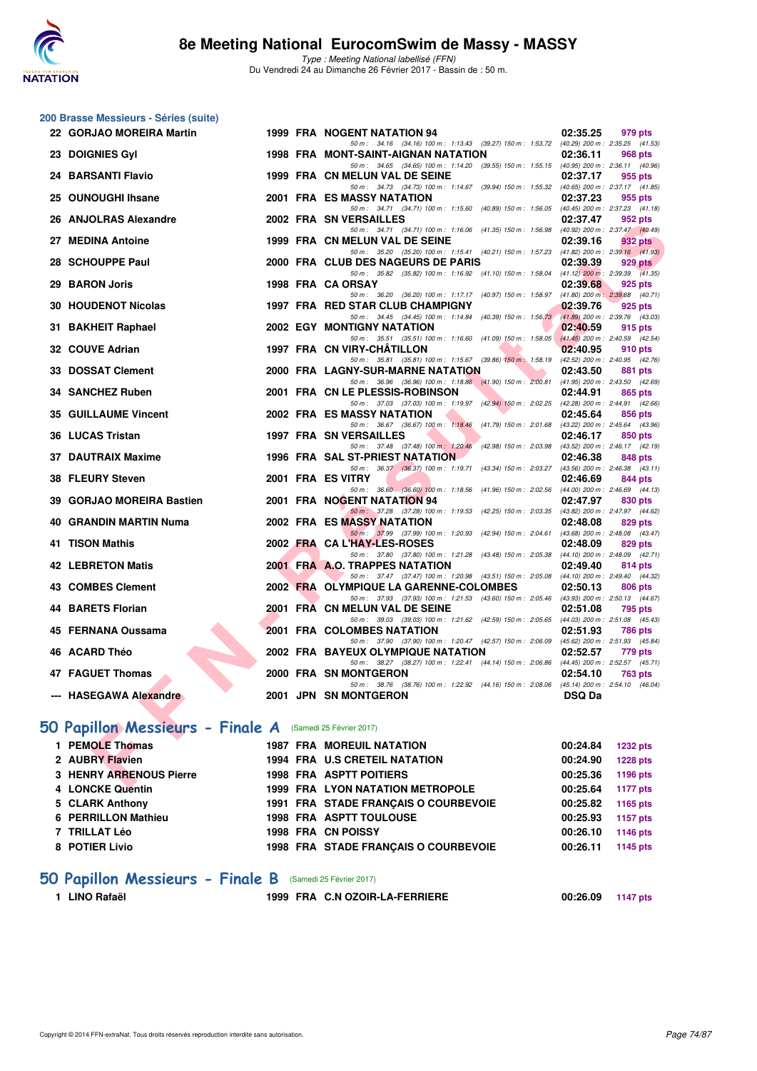## 200 Brasse Messieurs - Séries (suite)

| Rang | Nom | Année | Nat | Club | Temps | Points |
|---|---|---|---|---|---|---|
| 22 | GORJAO MOREIRA Martin | 1999 | FRA | NOGENT NATATION 94 | 02:35.25 | 979 pts |
| | 50 m : 34.16 (34.16) 100 m : 1:13.43 (39.27) 150 m : 1:53.72 (40.29) 200 m : 2:35.25 (41.53) | | | | | |
| 23 | DOIGNIES Gyl | 1998 | FRA | MONT-SAINT-AIGNAN NATATION | 02:36.11 | 968 pts |
| | 50 m : 34.65 (34.65) 100 m : 1:14.20 (39.55) 150 m : 1:55.15 (40.95) 200 m : 2:36.11 (40.96) | | | | | |
| 24 | BARSANTI Flavio | 1999 | FRA | CN MELUN VAL DE SEINE | 02:37.17 | 955 pts |
| | 50 m : 34.73 (34.73) 100 m : 1:14.67 (39.94) 150 m : 1:55.32 (40.65) 200 m : 2:37.17 (41.85) | | | | | |
| 25 | OUNOUGHI Ihsane | 2001 | FRA | ES MASSY NATATION | 02:37.23 | 955 pts |
| | 50 m : 34.71 (34.71) 100 m : 1:15.60 (40.89) 150 m : 1:56.05 (40.45) 200 m : 2:37.23 (41.18) | | | | | |
| 26 | ANJOLRAS Alexandre | 2002 | FRA | SN VERSAILLES | 02:37.47 | 952 pts |
| | 50 m : 34.71 (34.71) 100 m : 1:16.06 (41.35) 150 m : 1:56.98 (40.92) 200 m : 2:37.47 (40.49) | | | | | |
| 27 | MEDINA Antoine | 1999 | FRA | CN MELUN VAL DE SEINE | 02:39.16 | 932 pts |
| | 50 m : 35.20 (35.20) 100 m : 1:15.41 (40.21) 150 m : 1:57.23 (41.82) 200 m : 2:39.16 (41.93) | | | | | |
| 28 | SCHOUPPE Paul | 2000 | FRA | CLUB DES NAGEURS DE PARIS | 02:39.39 | 929 pts |
| | 50 m : 35.82 (35.82) 100 m : 1:16.92 (41.10) 150 m : 1:58.04 (41.12) 200 m : 2:39.39 (41.35) | | | | | |
| 29 | BARON Joris | 1998 | FRA | CA ORSAY | 02:39.68 | 925 pts |
| | 50 m : 36.20 (36.20) 100 m : 1:17.17 (40.97) 150 m : 1:58.97 (41.80) 200 m : 2:39.68 (40.71) | | | | | |
| 30 | HOUDENOT Nicolas | 1997 | FRA | RED STAR CLUB CHAMPIGNY | 02:39.76 | 925 pts |
| | 50 m : 34.45 (34.45) 100 m : 1:14.84 (40.39) 150 m : 1:56.73 (41.89) 200 m : 2:39.76 (43.03) | | | | | |
| 31 | BAKHEIT Raphael | 2002 | EGY | MONTIGNY NATATION | 02:40.59 | 915 pts |
| | 50 m : 35.51 (35.51) 100 m : 1:16.60 (41.09) 150 m : 1:58.05 (41.45) 200 m : 2:40.59 (42.54) | | | | | |
| 32 | COUVE Adrian | 1997 | FRA | CN VIRY-CHÂTILLON | 02:40.95 | 910 pts |
| | 50 m : 35.81 (35.81) 100 m : 1:15.67 (39.86) 150 m : 1:58.19 (42.52) 200 m : 2:40.95 (42.76) | | | | | |
| 33 | DOSSAT Clement | 2000 | FRA | LAGNY-SUR-MARNE NATATION | 02:43.50 | 881 pts |
| | 50 m : 36.96 (36.96) 100 m : 1:18.86 (41.90) 150 m : 2:00.81 (41.95) 200 m : 2:43.50 (42.69) | | | | | |
| 34 | SANCHEZ Ruben | 2001 | FRA | CN LE PLESSIS-ROBINSON | 02:44.91 | 865 pts |
| | 50 m : 37.03 (37.03) 100 m : 1:19.97 (42.94) 150 m : 2:02.25 (42.28) 200 m : 2:44.91 (42.66) | | | | | |
| 35 | GUILLAUME Vincent | 2002 | FRA | ES MASSY NATATION | 02:45.64 | 856 pts |
| | 50 m : 36.67 (36.67) 100 m : 1:18.46 (41.79) 150 m : 2:01.68 (43.22) 200 m : 2:45.64 (43.96) | | | | | |
| 36 | LUCAS Tristan | 1997 | FRA | SN VERSAILLES | 02:46.17 | 850 pts |
| | 50 m : 37.48 (37.48) 100 m : 1:20.46 (42.98) 150 m : 2:03.98 (43.52) 200 m : 2:46.17 (42.19) | | | | | |
| 37 | DAUTRAIX Maxime | 1996 | FRA | SAL ST-PRIEST NATATION | 02:46.38 | 848 pts |
| | 50 m : 36.37 (36.37) 100 m : 1:19.71 (43.34) 150 m : 2:03.27 (43.56) 200 m : 2:46.38 (43.11) | | | | | |
| 38 | FLEURY Steven | 2001 | FRA | ES VITRY | 02:46.69 | 844 pts |
| | 50 m : 36.60 (36.60) 100 m : 1:18.56 (41.96) 150 m : 2:02.56 (44.00) 200 m : 2:46.69 (44.13) | | | | | |
| 39 | GORJAO MOREIRA Bastien | 2001 | FRA | NOGENT NATATION 94 | 02:47.97 | 830 pts |
| | 50 m : 37.28 (37.28) 100 m : 1:19.53 (42.25) 150 m : 2:03.35 (43.82) 200 m : 2:47.97 (44.62) | | | | | |
| 40 | GRANDIN MARTIN Numa | 2002 | FRA | ES MASSY NATATION | 02:48.08 | 829 pts |
| | 50 m : 37.99 (37.99) 100 m : 1:20.93 (42.94) 150 m : 2:04.61 (43.68) 200 m : 2:48.08 (43.47) | | | | | |
| 41 | TISON Mathis | 2002 | FRA | CA L'HAY-LES-ROSES | 02:48.09 | 829 pts |
| | 50 m : 37.80 (37.80) 100 m : 1:21.28 (43.48) 150 m : 2:05.38 (44.10) 200 m : 2:48.09 (42.71) | | | | | |
| 42 | LEBRETON Matis | 2001 | FRA | A.O. TRAPPES NATATION | 02:49.40 | 814 pts |
| | 50 m : 37.47 (37.47) 100 m : 1:20.98 (43.51) 150 m : 2:05.08 (44.10) 200 m : 2:49.40 (44.32) | | | | | |
| 43 | COMBES Clement | 2002 | FRA | OLYMPIQUE LA GARENNE-COLOMBES | 02:50.13 | 806 pts |
| | 50 m : 37.93 (37.93) 100 m : 1:21.53 (43.60) 150 m : 2:05.46 (43.93) 200 m : 2:50.13 (44.67) | | | | | |
| 44 | BARETS Florian | 2001 | FRA | CN MELUN VAL DE SEINE | 02:51.08 | 795 pts |
| | 50 m : 39.03 (39.03) 100 m : 1:21.62 (42.59) 150 m : 2:05.65 (44.03) 200 m : 2:51.08 (45.43) | | | | | |
| 45 | FERNANA Oussama | 2001 | FRA | COLOMBES NATATION | 02:51.93 | 786 pts |
| | 50 m : 37.90 (37.90) 100 m : 1:20.47 (42.57) 150 m : 2:06.09 (45.62) 200 m : 2:51.93 (45.84) | | | | | |
| 46 | ACARD Théo | 2002 | FRA | BAYEUX OLYMPIQUE NATATION | 02:52.57 | 779 pts |
| | 50 m : 38.27 (38.27) 100 m : 1:22.41 (44.14) 150 m : 2:06.86 (44.45) 200 m : 2:52.57 (45.71) | | | | | |
| 47 | FAGUET Thomas | 2000 | FRA | SN MONTGERON | 02:54.10 | 763 pts |
| | 50 m : 38.76 (38.76) 100 m : 1:22.92 (44.16) 150 m : 2:08.06 (45.14) 200 m : 2:54.10 (46.04) | | | | | |
| --- | HASEGAWA Alexandre | 2001 | JPN | SN MONTGERON | DSQ Da | |

## 50 Papillon Messieurs - Finale A (Samedi 25 Février 2017)

| Rang | Nom | Année | Nat | Club | Temps | Points |
|---|---|---|---|---|---|---|
| 1 | PEMOLE Thomas | 1987 | FRA | MOREUIL NATATION | 00:24.84 | 1232 pts |
| 2 | AUBRY Flavien | 1994 | FRA | U.S CRETEIL NATATION | 00:24.90 | 1228 pts |
| 3 | HENRY ARRENOUS Pierre | 1998 | FRA | ASPTT POITIERS | 00:25.36 | 1196 pts |
| 4 | LONCKE Quentin | 1999 | FRA | LYON NATATION METROPOLE | 00:25.64 | 1177 pts |
| 5 | CLARK Anthony | 1991 | FRA | STADE FRANÇAIS O COURBEVOIE | 00:25.82 | 1165 pts |
| 6 | PERRILLON Mathieu | 1998 | FRA | ASPTT TOULOUSE | 00:25.93 | 1157 pts |
| 7 | TRILLAT Léo | 1998 | FRA | CN POISSY | 00:26.10 | 1146 pts |
| 8 | POTIER Livio | 1998 | FRA | STADE FRANÇAIS O COURBEVOIE | 00:26.11 | 1145 pts |

## 50 Papillon Messieurs - Finale B (Samedi 25 Février 2017)

| Rang | Nom | Année | Nat | Club | Temps | Points |
|---|---|---|---|---|---|---|
| 1 | LINO Rafaël | 1999 | FRA | C.N OZOIR-LA-FERRIERE | 00:26.09 | 1147 pts |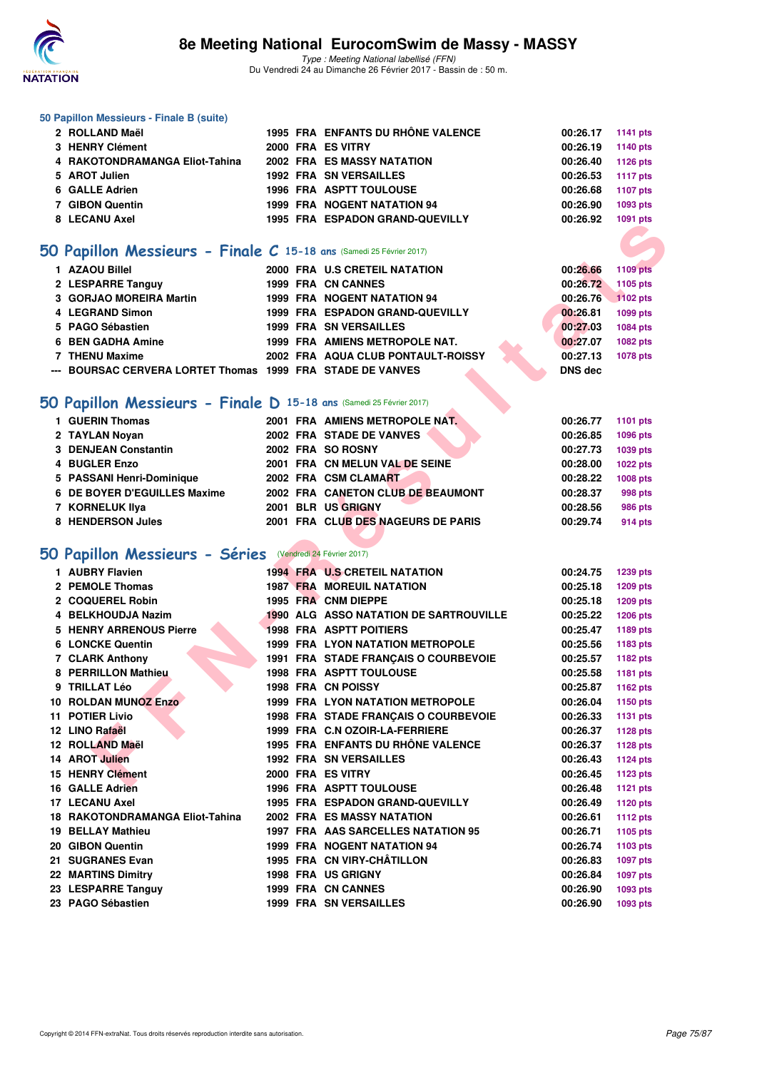# 8e Meeting National EurocomSwim de Massy - MASSY

*Type : Meeting National labellisé (FFN)*
Du Vendredi 24 au Dimanche 26 Février 2017 - Bassin de : 50 m.

### 50 Papillon Messieurs - Finale B (suite)

| | | | | | | |
|---|---|---|---|---|---|---|
| 2 | ROLLAND Maël | 1995 | FRA | ENFANTS DU RHÔNE VALENCE | 00:26.17 | 1141 pts |
| 3 | HENRY Clément | 2000 | FRA | ES VITRY | 00:26.19 | 1140 pts |
| 4 | RAKOTONDRAMANGA Eliot-Tahina | 2002 | FRA | ES MASSY NATATION | 00:26.40 | 1126 pts |
| 5 | AROT Julien | 1992 | FRA | SN VERSAILLES | 00:26.53 | 1117 pts |
| 6 | GALLE Adrien | 1996 | FRA | ASPTT TOULOUSE | 00:26.68 | 1107 pts |
| 7 | GIBON Quentin | 1999 | FRA | NOGENT NATATION 94 | 00:26.90 | 1093 pts |
| 8 | LECANU Axel | 1995 | FRA | ESPADON GRAND-QUEVILLY | 00:26.92 | 1091 pts |

## 50 Papillon Messieurs - Finale C 15-18 ans (Samedi 25 Février 2017)

| | | | | | | |
|---|---|---|---|---|---|---|
| 1 | AZAOU Billel | 2000 | FRA | U.S CRETEIL NATATION | 00:26.66 | 1109 pts |
| 2 | LESPARRE Tanguy | 1999 | FRA | CN CANNES | 00:26.72 | 1105 pts |
| 3 | GORJAO MOREIRA Martin | 1999 | FRA | NOGENT NATATION 94 | 00:26.76 | 1102 pts |
| 4 | LEGRAND Simon | 1999 | FRA | ESPADON GRAND-QUEVILLY | 00:26.81 | 1099 pts |
| 5 | PAGO Sébastien | 1999 | FRA | SN VERSAILLES | 00:27.03 | 1084 pts |
| 6 | BEN GADHA Amine | 1999 | FRA | AMIENS METROPOLE NAT. | 00:27.07 | 1082 pts |
| 7 | THENU Maxime | 2002 | FRA | AQUA CLUB PONTAULT-ROISSY | 00:27.13 | 1078 pts |
| --- | BOURSAC CERVERA LORTET Thomas | 1999 | FRA | STADE DE VANVES | DNS dec | |

## 50 Papillon Messieurs - Finale D 15-18 ans (Samedi 25 Février 2017)

| | | | | | | |
|---|---|---|---|---|---|---|
| 1 | GUERIN Thomas | 2001 | FRA | AMIENS METROPOLE NAT. | 00:26.77 | 1101 pts |
| 2 | TAYLAN Noyan | 2002 | FRA | STADE DE VANVES | 00:26.85 | 1096 pts |
| 3 | DENJEAN Constantin | 2002 | FRA | SO ROSNY | 00:27.73 | 1039 pts |
| 4 | BUGLER Enzo | 2001 | FRA | CN MELUN VAL DE SEINE | 00:28.00 | 1022 pts |
| 5 | PASSANI Henri-Dominique | 2002 | FRA | CSM CLAMART | 00:28.22 | 1008 pts |
| 6 | DE BOYER D'EGUILLES Maxime | 2002 | FRA | CANETON CLUB DE BEAUMONT | 00:28.37 | 998 pts |
| 7 | KORNELUK Ilya | 2001 | BLR | US GRIGNY | 00:28.56 | 986 pts |
| 8 | HENDERSON Jules | 2001 | FRA | CLUB DES NAGEURS DE PARIS | 00:29.74 | 914 pts |

## 50 Papillon Messieurs - Séries (Vendredi 24 Février 2017)

| | | | | | | |
|---|---|---|---|---|---|---|
| 1 | AUBRY Flavien | 1994 | FRA | U.S CRETEIL NATATION | 00:24.75 | 1239 pts |
| 2 | PEMOLE Thomas | 1987 | FRA | MOREUIL NATATION | 00:25.18 | 1209 pts |
| 2 | COQUEREL Robin | 1995 | FRA | CNM DIEPPE | 00:25.18 | 1209 pts |
| 4 | BELKHOUDJA Nazim | 1990 | ALG | ASSO NATATION DE SARTROUVILLE | 00:25.22 | 1206 pts |
| 5 | HENRY ARRENOUS Pierre | 1998 | FRA | ASPTT POITIERS | 00:25.47 | 1189 pts |
| 6 | LONCKE Quentin | 1999 | FRA | LYON NATATION METROPOLE | 00:25.56 | 1183 pts |
| 7 | CLARK Anthony | 1991 | FRA | STADE FRANÇAIS O COURBEVOIE | 00:25.57 | 1182 pts |
| 8 | PERRILLON Mathieu | 1998 | FRA | ASPTT TOULOUSE | 00:25.58 | 1181 pts |
| 9 | TRILLAT Léo | 1998 | FRA | CN POISSY | 00:25.87 | 1162 pts |
| 10 | ROLDAN MUNOZ Enzo | 1999 | FRA | LYON NATATION METROPOLE | 00:26.04 | 1150 pts |
| 11 | POTIER Livio | 1998 | FRA | STADE FRANÇAIS O COURBEVOIE | 00:26.33 | 1131 pts |
| 12 | LINO Rafaël | 1999 | FRA | C.N OZOIR-LA-FERRIERE | 00:26.37 | 1128 pts |
| 12 | ROLLAND Maël | 1995 | FRA | ENFANTS DU RHÔNE VALENCE | 00:26.37 | 1128 pts |
| 14 | AROT Julien | 1992 | FRA | SN VERSAILLES | 00:26.43 | 1124 pts |
| 15 | HENRY Clément | 2000 | FRA | ES VITRY | 00:26.45 | 1123 pts |
| 16 | GALLE Adrien | 1996 | FRA | ASPTT TOULOUSE | 00:26.48 | 1121 pts |
| 17 | LECANU Axel | 1995 | FRA | ESPADON GRAND-QUEVILLY | 00:26.49 | 1120 pts |
| 18 | RAKOTONDRAMANGA Eliot-Tahina | 2002 | FRA | ES MASSY NATATION | 00:26.61 | 1112 pts |
| 19 | BELLAY Mathieu | 1997 | FRA | AAS SARCELLES NATATION 95 | 00:26.71 | 1105 pts |
| 20 | GIBON Quentin | 1999 | FRA | NOGENT NATATION 94 | 00:26.74 | 1103 pts |
| 21 | SUGRANES Evan | 1995 | FRA | CN VIRY-CHÂTILLON | 00:26.83 | 1097 pts |
| 22 | MARTINS Dimitry | 1998 | FRA | US GRIGNY | 00:26.84 | 1097 pts |
| 23 | LESPARRE Tanguy | 1999 | FRA | CN CANNES | 00:26.90 | 1093 pts |
| 23 | PAGO Sébastien | 1999 | FRA | SN VERSAILLES | 00:26.90 | 1093 pts |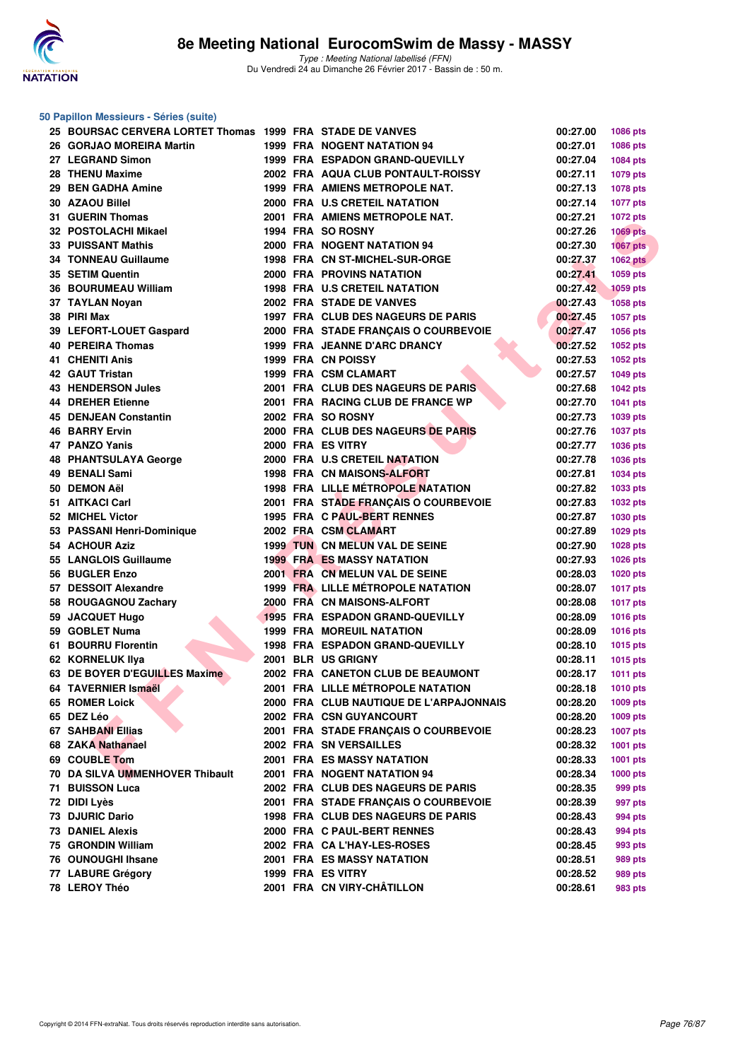## 50 Papillon Messieurs - Séries (suite)

| | | | | | | |
|---|---|---|---|---|---|---|
| 25 | BOURSAC CERVERA LORTET Thomas | 1999 | FRA | STADE DE VANVES | 00:27.00 | 1086 pts |
| 26 | GORJAO MOREIRA Martin | 1999 | FRA | NOGENT NATATION 94 | 00:27.01 | 1086 pts |
| 27 | LEGRAND Simon | 1999 | FRA | ESPADON GRAND-QUEVILLY | 00:27.04 | 1084 pts |
| 28 | THENU Maxime | 2002 | FRA | AQUA CLUB PONTAULT-ROISSY | 00:27.11 | 1079 pts |
| 29 | BEN GADHA Amine | 1999 | FRA | AMIENS METROPOLE NAT. | 00:27.13 | 1078 pts |
| 30 | AZAOU Billel | 2000 | FRA | U.S CRETEIL NATATION | 00:27.14 | 1077 pts |
| 31 | GUERIN Thomas | 2001 | FRA | AMIENS METROPOLE NAT. | 00:27.21 | 1072 pts |
| 32 | POSTOLACHI Mikael | 1994 | FRA | SO ROSNY | 00:27.26 | 1069 pts |
| 33 | PUISSANT Mathis | 2000 | FRA | NOGENT NATATION 94 | 00:27.30 | 1067 pts |
| 34 | TONNEAU Guillaume | 1998 | FRA | CN ST-MICHEL-SUR-ORGE | 00:27.37 | 1062 pts |
| 35 | SETIM Quentin | 2000 | FRA | PROVINS NATATION | 00:27.41 | 1059 pts |
| 36 | BOURUMEAU William | 1998 | FRA | U.S CRETEIL NATATION | 00:27.42 | 1059 pts |
| 37 | TAYLAN Noyan | 2002 | FRA | STADE DE VANVES | 00:27.43 | 1058 pts |
| 38 | PIRI Max | 1997 | FRA | CLUB DES NAGEURS DE PARIS | 00:27.45 | 1057 pts |
| 39 | LEFORT-LOUET Gaspard | 2000 | FRA | STADE FRANÇAIS O COURBEVOIE | 00:27.47 | 1056 pts |
| 40 | PEREIRA Thomas | 1999 | FRA | JEANNE D'ARC DRANCY | 00:27.52 | 1052 pts |
| 41 | CHENITI Anis | 1999 | FRA | CN POISSY | 00:27.53 | 1052 pts |
| 42 | GAUT Tristan | 1999 | FRA | CSM CLAMART | 00:27.57 | 1049 pts |
| 43 | HENDERSON Jules | 2001 | FRA | CLUB DES NAGEURS DE PARIS | 00:27.68 | 1042 pts |
| 44 | DREHER Etienne | 2001 | FRA | RACING CLUB DE FRANCE WP | 00:27.70 | 1041 pts |
| 45 | DENJEAN Constantin | 2002 | FRA | SO ROSNY | 00:27.73 | 1039 pts |
| 46 | BARRY Ervin | 2000 | FRA | CLUB DES NAGEURS DE PARIS | 00:27.76 | 1037 pts |
| 47 | PANZO Yanis | 2000 | FRA | ES VITRY | 00:27.77 | 1036 pts |
| 48 | PHANTSULAYA George | 2000 | FRA | U.S CRETEIL NATATION | 00:27.78 | 1036 pts |
| 49 | BENALI Sami | 1998 | FRA | CN MAISONS-ALFORT | 00:27.81 | 1034 pts |
| 50 | DEMON Aël | 1998 | FRA | LILLE MÉTROPOLE NATATION | 00:27.82 | 1033 pts |
| 51 | AITKACI Carl | 2001 | FRA | STADE FRANÇAIS O COURBEVOIE | 00:27.83 | 1032 pts |
| 52 | MICHEL Victor | 1995 | FRA | C PAUL-BERT RENNES | 00:27.87 | 1030 pts |
| 53 | PASSANI Henri-Dominique | 2002 | FRA | CSM CLAMART | 00:27.89 | 1029 pts |
| 54 | ACHOUR Aziz | 1999 | TUN | CN MELUN VAL DE SEINE | 00:27.90 | 1028 pts |
| 55 | LANGLOIS Guillaume | 1999 | FRA | ES MASSY NATATION | 00:27.93 | 1026 pts |
| 56 | BUGLER Enzo | 2001 | FRA | CN MELUN VAL DE SEINE | 00:28.03 | 1020 pts |
| 57 | DESSOIT Alexandre | 1999 | FRA | LILLE MÉTROPOLE NATATION | 00:28.07 | 1017 pts |
| 58 | ROUGAGNOU Zachary | 2000 | FRA | CN MAISONS-ALFORT | 00:28.08 | 1017 pts |
| 59 | JACQUET Hugo | 1995 | FRA | ESPADON GRAND-QUEVILLY | 00:28.09 | 1016 pts |
| 59 | GOBLET Numa | 1999 | FRA | MOREUIL NATATION | 00:28.09 | 1016 pts |
| 61 | BOURRU Florentin | 1998 | FRA | ESPADON GRAND-QUEVILLY | 00:28.10 | 1015 pts |
| 62 | KORNELUK Ilya | 2001 | BLR | US GRIGNY | 00:28.11 | 1015 pts |
| 63 | DE BOYER D'EGUILLES Maxime | 2002 | FRA | CANETON CLUB DE BEAUMONT | 00:28.17 | 1011 pts |
| 64 | TAVERNIER Ismaël | 2001 | FRA | LILLE MÉTROPOLE NATATION | 00:28.18 | 1010 pts |
| 65 | ROMER Loick | 2000 | FRA | CLUB NAUTIQUE DE L'ARPAJONNAIS | 00:28.20 | 1009 pts |
| 65 | DEZ Léo | 2002 | FRA | CSN GUYANCOURT | 00:28.20 | 1009 pts |
| 67 | SAHBANI Ellias | 2001 | FRA | STADE FRANÇAIS O COURBEVOIE | 00:28.23 | 1007 pts |
| 68 | ZAKA Nathanael | 2002 | FRA | SN VERSAILLES | 00:28.32 | 1001 pts |
| 69 | COUBLE Tom | 2001 | FRA | ES MASSY NATATION | 00:28.33 | 1001 pts |
| 70 | DA SILVA UMMENHOVER Thibault | 2001 | FRA | NOGENT NATATION 94 | 00:28.34 | 1000 pts |
| 71 | BUISSON Luca | 2002 | FRA | CLUB DES NAGEURS DE PARIS | 00:28.35 | 999 pts |
| 72 | DIDI Lyès | 2001 | FRA | STADE FRANÇAIS O COURBEVOIE | 00:28.39 | 997 pts |
| 73 | DJURIC Dario | 1998 | FRA | CLUB DES NAGEURS DE PARIS | 00:28.43 | 994 pts |
| 73 | DANIEL Alexis | 2000 | FRA | C PAUL-BERT RENNES | 00:28.43 | 994 pts |
| 75 | GRONDIN William | 2002 | FRA | CA L'HAY-LES-ROSES | 00:28.45 | 993 pts |
| 76 | OUNOUGHI Ihsane | 2001 | FRA | ES MASSY NATATION | 00:28.51 | 989 pts |
| 77 | LABURE Grégory | 1999 | FRA | ES VITRY | 00:28.52 | 989 pts |
| 78 | LEROY Théo | 2001 | FRA | CN VIRY-CHÂTILLON | 00:28.61 | 983 pts |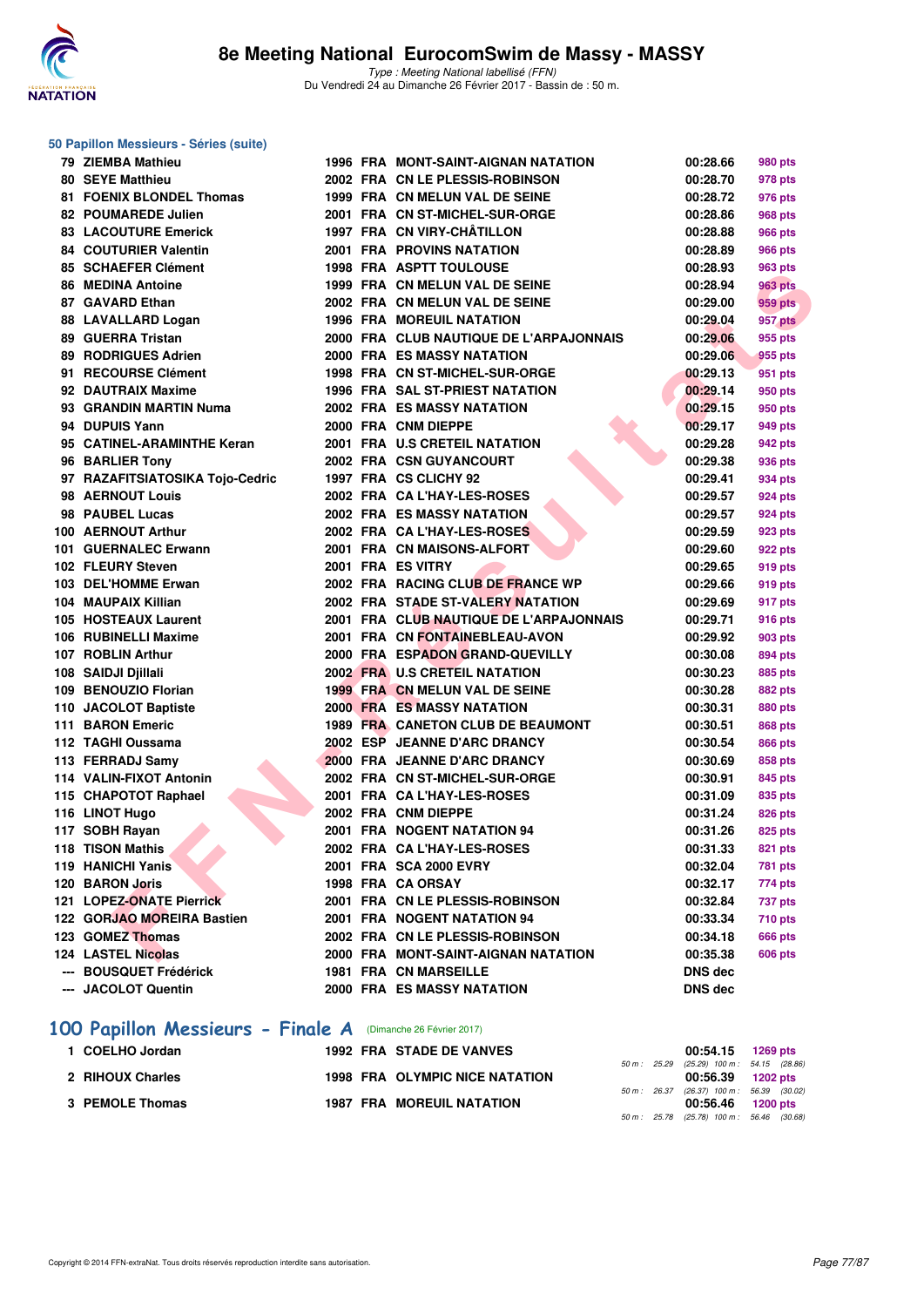## 50 Papillon Messieurs - Séries (suite)

| | | | | | | |
|---|---|---|---|---|---|---|
| 79 | ZIEMBA Mathieu | 1996 | FRA | MONT-SAINT-AIGNAN NATATION | 00:28.66 | 980 pts |
| 80 | SEYE Matthieu | 2002 | FRA | CN LE PLESSIS-ROBINSON | 00:28.70 | 978 pts |
| 81 | FOENIX BLONDEL Thomas | 1999 | FRA | CN MELUN VAL DE SEINE | 00:28.72 | 976 pts |
| 82 | POUMAREDE Julien | 2001 | FRA | CN ST-MICHEL-SUR-ORGE | 00:28.86 | 968 pts |
| 83 | LACOUTURE Emerick | 1997 | FRA | CN VIRY-CHÂTILLON | 00:28.88 | 966 pts |
| 84 | COUTURIER Valentin | 2001 | FRA | PROVINS NATATION | 00:28.89 | 966 pts |
| 85 | SCHAEFER Clément | 1998 | FRA | ASPTT TOULOUSE | 00:28.93 | 963 pts |
| 86 | MEDINA Antoine | 1999 | FRA | CN MELUN VAL DE SEINE | 00:28.94 | 963 pts |
| 87 | GAVARD Ethan | 2002 | FRA | CN MELUN VAL DE SEINE | 00:29.00 | 959 pts |
| 88 | LAVALLARD Logan | 1996 | FRA | MOREUIL NATATION | 00:29.04 | 957 pts |
| 89 | GUERRA Tristan | 2000 | FRA | CLUB NAUTIQUE DE L'ARPAJONNAIS | 00:29.06 | 955 pts |
| 89 | RODRIGUES Adrien | 2000 | FRA | ES MASSY NATATION | 00:29.06 | 955 pts |
| 91 | RECOURSE Clément | 1998 | FRA | CN ST-MICHEL-SUR-ORGE | 00:29.13 | 951 pts |
| 92 | DAUTRAIX Maxime | 1996 | FRA | SAL ST-PRIEST NATATION | 00:29.14 | 950 pts |
| 93 | GRANDIN MARTIN Numa | 2002 | FRA | ES MASSY NATATION | 00:29.15 | 950 pts |
| 94 | DUPUIS Yann | 2000 | FRA | CNM DIEPPE | 00:29.17 | 949 pts |
| 95 | CATINEL-ARAMINTHE Keran | 2001 | FRA | U.S CRETEIL NATATION | 00:29.28 | 942 pts |
| 96 | BARLIER Tony | 2002 | FRA | CSN GUYANCOURT | 00:29.38 | 936 pts |
| 97 | RAZAFITSIATOSIKA Tojo-Cedric | 1997 | FRA | CS CLICHY 92 | 00:29.41 | 934 pts |
| 98 | AERNOUT Louis | 2002 | FRA | CA L'HAY-LES-ROSES | 00:29.57 | 924 pts |
| 98 | PAUBEL Lucas | 2002 | FRA | ES MASSY NATATION | 00:29.57 | 924 pts |
| 100 | AERNOUT Arthur | 2002 | FRA | CA L'HAY-LES-ROSES | 00:29.59 | 923 pts |
| 101 | GUERNALEC Erwann | 2001 | FRA | CN MAISONS-ALFORT | 00:29.60 | 922 pts |
| 102 | FLEURY Steven | 2001 | FRA | ES VITRY | 00:29.65 | 919 pts |
| 103 | DEL'HOMME Erwan | 2002 | FRA | RACING CLUB DE FRANCE WP | 00:29.66 | 919 pts |
| 104 | MAUPAIX Killian | 2002 | FRA | STADE ST-VALERY NATATION | 00:29.69 | 917 pts |
| 105 | HOSTEAUX Laurent | 2001 | FRA | CLUB NAUTIQUE DE L'ARPAJONNAIS | 00:29.71 | 916 pts |
| 106 | RUBINELLI Maxime | 2001 | FRA | CN FONTAINEBLEAU-AVON | 00:29.92 | 903 pts |
| 107 | ROBLIN Arthur | 2000 | FRA | ESPADON GRAND-QUEVILLY | 00:30.08 | 894 pts |
| 108 | SAIDJI Djillali | 2002 | FRA | U.S CRETEIL NATATION | 00:30.23 | 885 pts |
| 109 | BENOUZIO Florian | 1999 | FRA | CN MELUN VAL DE SEINE | 00:30.28 | 882 pts |
| 110 | JACOLOT Baptiste | 2000 | FRA | ES MASSY NATATION | 00:30.31 | 880 pts |
| 111 | BARON Emeric | 1989 | FRA | CANETON CLUB DE BEAUMONT | 00:30.51 | 868 pts |
| 112 | TAGHI Oussama | 2002 | ESP | JEANNE D'ARC DRANCY | 00:30.54 | 866 pts |
| 113 | FERRADJ Samy | 2000 | FRA | JEANNE D'ARC DRANCY | 00:30.69 | 858 pts |
| 114 | VALIN-FIXOT Antonin | 2002 | FRA | CN ST-MICHEL-SUR-ORGE | 00:30.91 | 845 pts |
| 115 | CHAPOTOT Raphael | 2001 | FRA | CA L'HAY-LES-ROSES | 00:31.09 | 835 pts |
| 116 | LINOT Hugo | 2002 | FRA | CNM DIEPPE | 00:31.24 | 826 pts |
| 117 | SOBH Rayan | 2001 | FRA | NOGENT NATATION 94 | 00:31.26 | 825 pts |
| 118 | TISON Mathis | 2002 | FRA | CA L'HAY-LES-ROSES | 00:31.33 | 821 pts |
| 119 | HANICHI Yanis | 2001 | FRA | SCA 2000 EVRY | 00:32.04 | 781 pts |
| 120 | BARON Joris | 1998 | FRA | CA ORSAY | 00:32.17 | 774 pts |
| 121 | LOPEZ-ONATE Pierrick | 2001 | FRA | CN LE PLESSIS-ROBINSON | 00:32.84 | 737 pts |
| 122 | GORJAO MOREIRA Bastien | 2001 | FRA | NOGENT NATATION 94 | 00:33.34 | 710 pts |
| 123 | GOMEZ Thomas | 2002 | FRA | CN LE PLESSIS-ROBINSON | 00:34.18 | 666 pts |
| 124 | LASTEL Nicolas | 2000 | FRA | MONT-SAINT-AIGNAN NATATION | 00:35.38 | 606 pts |
| --- | BOUSQUET Frédérick | 1981 | FRA | CN MARSEILLE | DNS dec | |
| --- | JACOLOT Quentin | 2000 | FRA | ES MASSY NATATION | DNS dec | |

## 100 Papillon Messieurs - Finale A (Dimanche 26 Février 2017)

| | | | | | | |
|---|---|---|---|---|---|---|
| 1 | COELHO Jordan | 1992 | FRA | STADE DE VANVES | 00:54.15 | 1269 pts |
| | | | | 50 m : 25.29 (25.29) 100 m : 54.15 (28.86) | | |
| 2 | RIHOUX Charles | 1998 | FRA | OLYMPIC NICE NATATION | 00:56.39 | 1202 pts |
| | | | | 50 m : 26.37 (26.37) 100 m : 56.39 (30.02) | | |
| 3 | PEMOLE Thomas | 1987 | FRA | MOREUIL NATATION | 00:56.46 | 1200 pts |
| | | | | 50 m : 25.78 (25.78) 100 m : 56.46 (30.68) | | |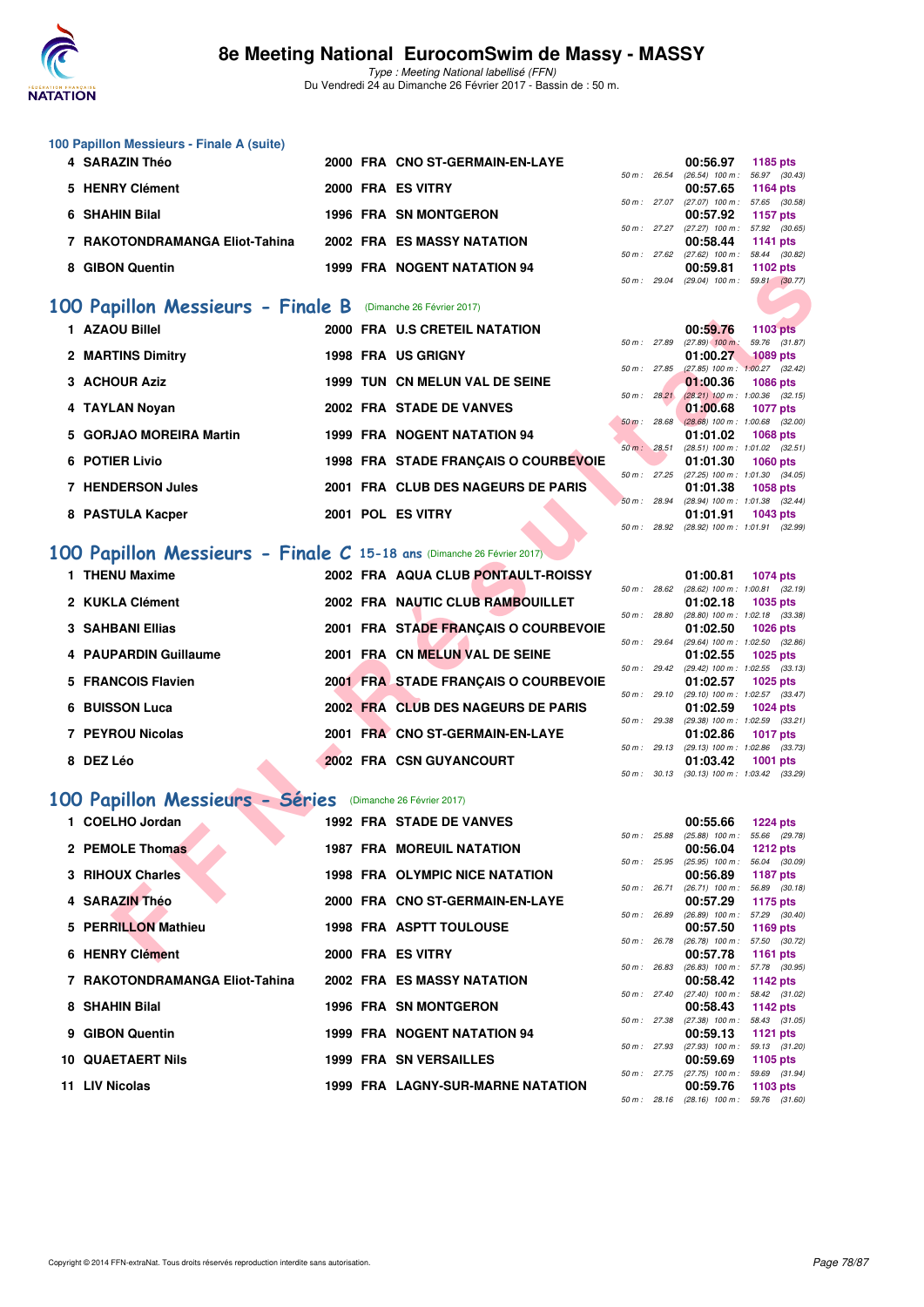## 100 Papillon Messieurs - Finale A (suite)

| Rang | Nom | Année | Nat | Club | Temps | Points | Splits |
|---|---|---|---|---|---|---|---|
| 4 | SARAZIN Théo | 2000 | FRA | CNO ST-GERMAIN-EN-LAYE | 00:56.97 | 1185 pts | 50 m : 26.54 (26.54) 100 m : 56.97 (30.43) |
| 5 | HENRY Clément | 2000 | FRA | ES VITRY | 00:57.65 | 1164 pts | 50 m : 27.07 (27.07) 100 m : 57.65 (30.58) |
| 6 | SHAHIN Bilal | 1996 | FRA | SN MONTGERON | 00:57.92 | 1157 pts | 50 m : 27.27 (27.27) 100 m : 57.92 (30.65) |
| 7 | RAKOTONDRAMANGA Eliot-Tahina | 2002 | FRA | ES MASSY NATATION | 00:58.44 | 1141 pts | 50 m : 27.62 (27.62) 100 m : 58.44 (30.82) |
| 8 | GIBON Quentin | 1999 | FRA | NOGENT NATATION 94 | 00:59.81 | 1102 pts | 50 m : 29.04 (29.04) 100 m : 59.81 (30.77) |

## 100 Papillon Messieurs - Finale B (Dimanche 26 Février 2017)

| Rang | Nom | Année | Nat | Club | Temps | Points | Splits |
|---|---|---|---|---|---|---|---|
| 1 | AZAOU Billel | 2000 | FRA | U.S CRETEIL NATATION | 00:59.76 | 1103 pts | 50 m : 27.89 (27.89) 100 m : 59.76 (31.87) |
| 2 | MARTINS Dimitry | 1998 | FRA | US GRIGNY | 01:00.27 | 1089 pts | 50 m : 27.85 (27.85) 100 m : 1:00.27 (32.42) |
| 3 | ACHOUR Aziz | 1999 | TUN | CN MELUN VAL DE SEINE | 01:00.36 | 1086 pts | 50 m : 28.21 (28.21) 100 m : 1:00.36 (32.15) |
| 4 | TAYLAN Noyan | 2002 | FRA | STADE DE VANVES | 01:00.68 | 1077 pts | 50 m : 28.68 (28.68) 100 m : 1:00.68 (32.00) |
| 5 | GORJAO MOREIRA Martin | 1999 | FRA | NOGENT NATATION 94 | 01:01.02 | 1068 pts | 50 m : 28.51 (28.51) 100 m : 1:01.02 (32.51) |
| 6 | POTIER Livio | 1998 | FRA | STADE FRANÇAIS O COURBEVOIE | 01:01.30 | 1060 pts | 50 m : 27.25 (27.25) 100 m : 1:01.30 (34.05) |
| 7 | HENDERSON Jules | 2001 | FRA | CLUB DES NAGEURS DE PARIS | 01:01.38 | 1058 pts | 50 m : 28.94 (28.94) 100 m : 1:01.38 (32.44) |
| 8 | PASTULA Kacper | 2001 | POL | ES VITRY | 01:01.91 | 1043 pts | 50 m : 28.92 (28.92) 100 m : 1:01.91 (32.99) |

## 100 Papillon Messieurs - Finale C 15-18 ans (Dimanche 26 Février 2017)

| Rang | Nom | Année | Nat | Club | Temps | Points | Splits |
|---|---|---|---|---|---|---|---|
| 1 | THENU Maxime | 2002 | FRA | AQUA CLUB PONTAULT-ROISSY | 01:00.81 | 1074 pts | 50 m : 28.62 (28.62) 100 m : 1:00.81 (32.19) |
| 2 | KUKLA Clément | 2002 | FRA | NAUTIC CLUB RAMBOUILLET | 01:02.18 | 1035 pts | 50 m : 28.80 (28.80) 100 m : 1:02.18 (33.38) |
| 3 | SAHBANI Ellias | 2001 | FRA | STADE FRANÇAIS O COURBEVOIE | 01:02.50 | 1026 pts | 50 m : 29.64 (29.64) 100 m : 1:02.50 (32.86) |
| 4 | PAUPARDIN Guillaume | 2001 | FRA | CN MELUN VAL DE SEINE | 01:02.55 | 1025 pts | 50 m : 29.42 (29.42) 100 m : 1:02.55 (33.13) |
| 5 | FRANCOIS Flavien | 2001 | FRA | STADE FRANÇAIS O COURBEVOIE | 01:02.57 | 1025 pts | 50 m : 29.10 (29.10) 100 m : 1:02.57 (33.47) |
| 6 | BUISSON Luca | 2002 | FRA | CLUB DES NAGEURS DE PARIS | 01:02.59 | 1024 pts | 50 m : 29.38 (29.38) 100 m : 1:02.59 (33.21) |
| 7 | PEYROU Nicolas | 2001 | FRA | CNO ST-GERMAIN-EN-LAYE | 01:02.86 | 1017 pts | 50 m : 29.13 (29.13) 100 m : 1:02.86 (33.73) |
| 8 | DEZ Léo | 2002 | FRA | CSN GUYANCOURT | 01:03.42 | 1001 pts | 50 m : 30.13 (30.13) 100 m : 1:03.42 (33.29) |

## 100 Papillon Messieurs - Séries (Dimanche 26 Février 2017)

| Rang | Nom | Année | Nat | Club | Temps | Points | Splits |
|---|---|---|---|---|---|---|---|
| 1 | COELHO Jordan | 1992 | FRA | STADE DE VANVES | 00:55.66 | 1224 pts | 50 m : 25.88 (25.88) 100 m : 55.66 (29.78) |
| 2 | PEMOLE Thomas | 1987 | FRA | MOREUIL NATATION | 00:56.04 | 1212 pts | 50 m : 25.95 (25.95) 100 m : 56.04 (30.09) |
| 3 | RIHOUX Charles | 1998 | FRA | OLYMPIC NICE NATATION | 00:56.89 | 1187 pts | 50 m : 26.71 (26.71) 100 m : 56.89 (30.18) |
| 4 | SARAZIN Théo | 2000 | FRA | CNO ST-GERMAIN-EN-LAYE | 00:57.29 | 1175 pts | 50 m : 26.89 (26.89) 100 m : 57.29 (30.40) |
| 5 | PERRILLON Mathieu | 1998 | FRA | ASPTT TOULOUSE | 00:57.50 | 1169 pts | 50 m : 26.78 (26.78) 100 m : 57.50 (30.72) |
| 6 | HENRY Clément | 2000 | FRA | ES VITRY | 00:57.78 | 1161 pts | 50 m : 26.83 (26.83) 100 m : 57.78 (30.95) |
| 7 | RAKOTONDRAMANGA Eliot-Tahina | 2002 | FRA | ES MASSY NATATION | 00:58.42 | 1142 pts | 50 m : 27.40 (27.40) 100 m : 58.42 (31.02) |
| 8 | SHAHIN Bilal | 1996 | FRA | SN MONTGERON | 00:58.43 | 1142 pts | 50 m : 27.38 (27.38) 100 m : 58.43 (31.05) |
| 9 | GIBON Quentin | 1999 | FRA | NOGENT NATATION 94 | 00:59.13 | 1121 pts | 50 m : 27.93 (27.93) 100 m : 59.13 (31.20) |
| 10 | QUAETAERT Nils | 1999 | FRA | SN VERSAILLES | 00:59.69 | 1105 pts | 50 m : 27.75 (27.75) 100 m : 59.69 (31.94) |
| 11 | LIV Nicolas | 1999 | FRA | LAGNY-SUR-MARNE NATATION | 00:59.76 | 1103 pts | 50 m : 28.16 (28.16) 100 m : 59.76 (31.60) |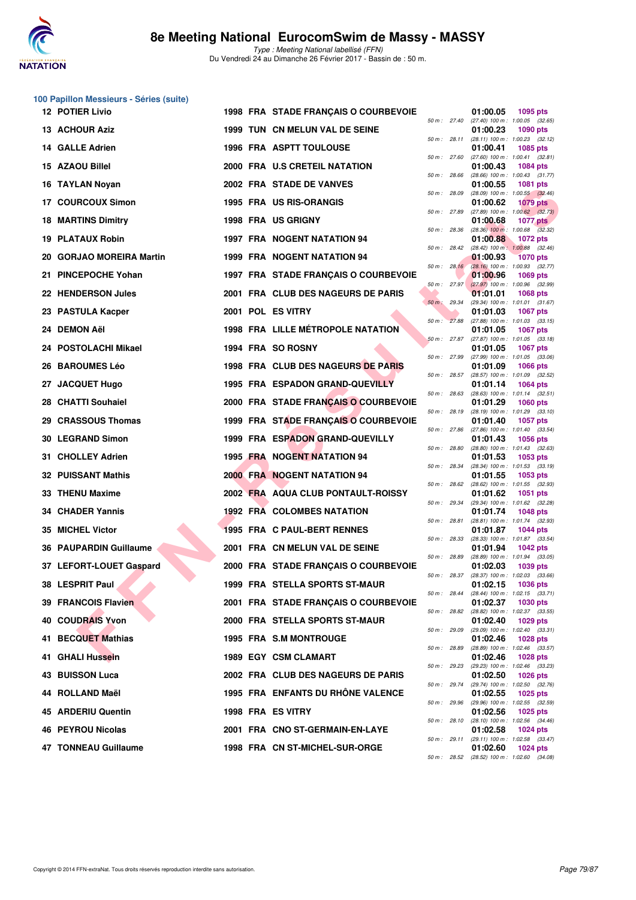## 100 Papillon Messieurs - Séries (suite)

| Rang | Nom | Année | Nat. | Club | Temps | Points | Split 50 m | Split 100 m |
|---|---|---|---|---|---|---|---|---|
| 12 | POTIER Livio | 1998 | FRA | STADE FRANÇAIS O COURBEVOIE | 01:00.05 | 1095 pts | 27.40 | (27.40) 1:00.05 (32.65) |
| 13 | ACHOUR Aziz | 1999 | TUN | CN MELUN VAL DE SEINE | 01:00.23 | 1090 pts | 28.11 | (28.11) 1:00.23 (32.12) |
| 14 | GALLE Adrien | 1996 | FRA | ASPTT TOULOUSE | 01:00.41 | 1085 pts | 27.60 | (27.60) 1:00.41 (32.81) |
| 15 | AZAOU Billel | 2000 | FRA | U.S CRETEIL NATATION | 01:00.43 | 1084 pts | 28.66 | (28.66) 1:00.43 (31.77) |
| 16 | TAYLAN Noyan | 2002 | FRA | STADE DE VANVES | 01:00.55 | 1081 pts | 28.09 | (28.09) 1:00.55 (32.46) |
| 17 | COURCOUX Simon | 1995 | FRA | US RIS-ORANGIS | 01:00.62 | 1079 pts | 27.89 | (27.89) 1:00.62 (32.73) |
| 18 | MARTINS Dimitry | 1998 | FRA | US GRIGNY | 01:00.68 | 1077 pts | 28.36 | (28.36) 1:00.68 (32.32) |
| 19 | PLATAUX Robin | 1997 | FRA | NOGENT NATATION 94 | 01:00.88 | 1072 pts | 28.42 | (28.42) 1:00.88 (32.46) |
| 20 | GORJAO MOREIRA Martin | 1999 | FRA | NOGENT NATATION 94 | 01:00.93 | 1070 pts | 28.16 | (28.16) 1:00.93 (32.77) |
| 21 | PINCEPOCHE Yohan | 1997 | FRA | STADE FRANÇAIS O COURBEVOIE | 01:00.96 | 1069 pts | 27.97 | (27.97) 1:00.96 (32.99) |
| 22 | HENDERSON Jules | 2001 | FRA | CLUB DES NAGEURS DE PARIS | 01:01.01 | 1068 pts | 29.34 | (29.34) 1:01.01 (31.67) |
| 23 | PASTULA Kacper | 2001 | POL | ES VITRY | 01:01.03 | 1067 pts | 27.88 | (27.88) 1:01.03 (33.15) |
| 24 | DEMON Aël | 1998 | FRA | LILLE MÉTROPOLE NATATION | 01:01.05 | 1067 pts | 27.87 | (27.87) 1:01.05 (33.18) |
| 24 | POSTOLACHI Mikael | 1994 | FRA | SO ROSNY | 01:01.05 | 1067 pts | 27.99 | (27.99) 1:01.05 (33.06) |
| 26 | BAROUMES Léo | 1998 | FRA | CLUB DES NAGEURS DE PARIS | 01:01.09 | 1066 pts | 28.57 | (28.57) 1:01.09 (32.52) |
| 27 | JACQUET Hugo | 1995 | FRA | ESPADON GRAND-QUEVILLY | 01:01.14 | 1064 pts | 28.63 | (28.63) 1:01.14 (32.51) |
| 28 | CHATTI Souhaiel | 2000 | FRA | STADE FRANÇAIS O COURBEVOIE | 01:01.29 | 1060 pts | 28.19 | (28.19) 1:01.29 (33.10) |
| 29 | CRASSOUS Thomas | 1999 | FRA | STADE FRANÇAIS O COURBEVOIE | 01:01.40 | 1057 pts | 27.86 | (27.86) 1:01.40 (33.54) |
| 30 | LEGRAND Simon | 1999 | FRA | ESPADON GRAND-QUEVILLY | 01:01.43 | 1056 pts | 28.80 | (28.80) 1:01.43 (32.63) |
| 31 | CHOLLEY Adrien | 1995 | FRA | NOGENT NATATION 94 | 01:01.53 | 1053 pts | 28.34 | (28.34) 1:01.53 (33.19) |
| 32 | PUISSANT Mathis | 2000 | FRA | NOGENT NATATION 94 | 01:01.55 | 1053 pts | 28.62 | (28.62) 1:01.55 (32.93) |
| 33 | THENU Maxime | 2002 | FRA | AQUA CLUB PONTAULT-ROISSY | 01:01.62 | 1051 pts | 29.34 | (29.34) 1:01.62 (32.28) |
| 34 | CHADER Yannis | 1992 | FRA | COLOMBES NATATION | 01:01.74 | 1048 pts | 28.81 | (28.81) 1:01.74 (32.93) |
| 35 | MICHEL Victor | 1995 | FRA | C PAUL-BERT RENNES | 01:01.87 | 1044 pts | 28.33 | (28.33) 1:01.87 (33.54) |
| 36 | PAUPARDIN Guillaume | 2001 | FRA | CN MELUN VAL DE SEINE | 01:01.94 | 1042 pts | 28.89 | (28.89) 1:01.94 (33.05) |
| 37 | LEFORT-LOUET Gaspard | 2000 | FRA | STADE FRANÇAIS O COURBEVOIE | 01:02.03 | 1039 pts | 28.37 | (28.37) 1:02.03 (33.66) |
| 38 | LESPRIT Paul | 1999 | FRA | STELLA SPORTS ST-MAUR | 01:02.15 | 1036 pts | 28.44 | (28.44) 1:02.15 (33.71) |
| 39 | FRANCOIS Flavien | 2001 | FRA | STADE FRANÇAIS O COURBEVOIE | 01:02.37 | 1030 pts | 28.82 | (28.82) 1:02.37 (33.55) |
| 40 | COUDRAIS Yvon | 2000 | FRA | STELLA SPORTS ST-MAUR | 01:02.40 | 1029 pts | 29.09 | (29.09) 1:02.40 (33.31) |
| 41 | BECQUET Mathias | 1995 | FRA | S.M MONTROUGE | 01:02.46 | 1028 pts | 28.89 | (28.89) 1:02.46 (33.57) |
| 41 | GHALI Hussein | 1989 | EGY | CSM CLAMART | 01:02.46 | 1028 pts | 29.23 | (29.23) 1:02.46 (33.23) |
| 43 | BUISSON Luca | 2002 | FRA | CLUB DES NAGEURS DE PARIS | 01:02.50 | 1026 pts | 29.74 | (29.74) 1:02.50 (32.76) |
| 44 | ROLLAND Maël | 1995 | FRA | ENFANTS DU RHÔNE VALENCE | 01:02.55 | 1025 pts | 29.96 | (29.96) 1:02.55 (32.59) |
| 45 | ARDERIU Quentin | 1998 | FRA | ES VITRY | 01:02.56 | 1025 pts | 28.10 | (28.10) 1:02.56 (34.46) |
| 46 | PEYROU Nicolas | 2001 | FRA | CNO ST-GERMAIN-EN-LAYE | 01:02.58 | 1024 pts | 29.11 | (29.11) 1:02.58 (33.47) |
| 47 | TONNEAU Guillaume | 1998 | FRA | CN ST-MICHEL-SUR-ORGE | 01:02.60 | 1024 pts | 28.52 | (28.52) 1:02.60 (34.08) |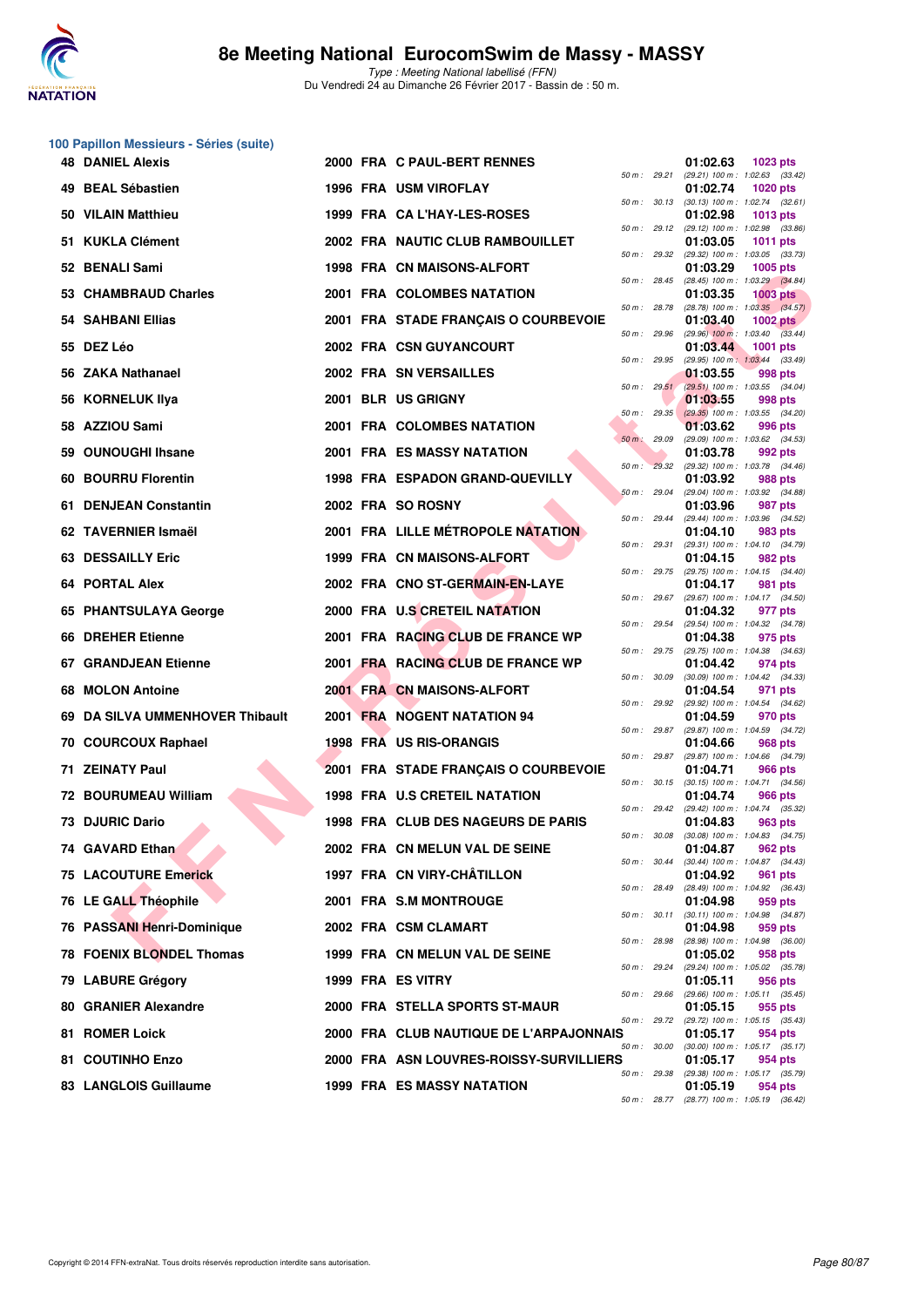# 8e Meeting National EurocomSwim de Massy - MASSY

*Type : Meeting National labellisé (FFN)*
Du Vendredi 24 au Dimanche 26 Février 2017 - Bassin de : 50 m.

## 100 Papillon Messieurs - Séries (suite)

| Rang | Nom | Année | Nat. | Club | 50 m | Temps | Points | Détail |
|---|---|---|---|---|---|---|---|---|
| 48 | DANIEL Alexis | 2000 | FRA | C PAUL-BERT RENNES | 29.21 | 01:02.63 | 1023 pts | (29.21) 100 m : 1:02.63 (33.42) |
| 49 | BEAL Sébastien | 1996 | FRA | USM VIROFLAY | 30.13 | 01:02.74 | 1020 pts | (30.13) 100 m : 1:02.74 (32.61) |
| 50 | VILAIN Matthieu | 1999 | FRA | CA L'HAY-LES-ROSES | 29.12 | 01:02.98 | 1013 pts | (29.12) 100 m : 1:02.98 (33.86) |
| 51 | KUKLA Clément | 2002 | FRA | NAUTIC CLUB RAMBOUILLET | 29.32 | 01:03.05 | 1011 pts | (29.32) 100 m : 1:03.05 (33.73) |
| 52 | BENALI Sami | 1998 | FRA | CN MAISONS-ALFORT | 28.45 | 01:03.29 | 1005 pts | (28.45) 100 m : 1:03.29 (34.84) |
| 53 | CHAMBRAUD Charles | 2001 | FRA | COLOMBES NATATION | 28.78 | 01:03.35 | 1003 pts | (28.78) 100 m : 1:03.35 (34.57) |
| 54 | SAHBANI Ellias | 2001 | FRA | STADE FRANÇAIS O COURBEVOIE | 29.96 | 01:03.40 | 1002 pts | (29.96) 100 m : 1:03.40 (33.44) |
| 55 | DEZ Léo | 2002 | FRA | CSN GUYANCOURT | 29.95 | 01:03.44 | 1001 pts | (29.95) 100 m : 1:03.44 (33.49) |
| 56 | ZAKA Nathanael | 2002 | FRA | SN VERSAILLES | 29.51 | 01:03.55 | 998 pts | (29.51) 100 m : 1:03.55 (34.04) |
| 56 | KORNELUK Ilya | 2001 | BLR | US GRIGNY | 29.35 | 01:03.55 | 998 pts | (29.35) 100 m : 1:03.55 (34.20) |
| 58 | AZZIOU Sami | 2001 | FRA | COLOMBES NATATION | 29.09 | 01:03.62 | 996 pts | (29.09) 100 m : 1:03.62 (34.53) |
| 59 | OUNOUGHI Ihsane | 2001 | FRA | ES MASSY NATATION | 29.32 | 01:03.78 | 992 pts | (29.32) 100 m : 1:03.78 (34.46) |
| 60 | BOURRU Florentin | 1998 | FRA | ESPADON GRAND-QUEVILLY | 29.04 | 01:03.92 | 988 pts | (29.04) 100 m : 1:03.92 (34.88) |
| 61 | DENJEAN Constantin | 2002 | FRA | SO ROSNY | 29.44 | 01:03.96 | 987 pts | (29.44) 100 m : 1:03.96 (34.52) |
| 62 | TAVERNIER Ismaël | 2001 | FRA | LILLE MÉTROPOLE NATATION | 29.31 | 01:04.10 | 983 pts | (29.31) 100 m : 1:04.10 (34.79) |
| 63 | DESSAILLY Eric | 1999 | FRA | CN MAISONS-ALFORT | 29.75 | 01:04.15 | 982 pts | (29.75) 100 m : 1:04.15 (34.40) |
| 64 | PORTAL Alex | 2002 | FRA | CNO ST-GERMAIN-EN-LAYE | 29.67 | 01:04.17 | 981 pts | (29.67) 100 m : 1:04.17 (34.50) |
| 65 | PHANTSULAYA George | 2000 | FRA | U.S CRETEIL NATATION | 29.54 | 01:04.32 | 977 pts | (29.54) 100 m : 1:04.32 (34.78) |
| 66 | DREHER Etienne | 2001 | FRA | RACING CLUB DE FRANCE WP | 29.75 | 01:04.38 | 975 pts | (29.75) 100 m : 1:04.38 (34.63) |
| 67 | GRANDJEAN Etienne | 2001 | FRA | RACING CLUB DE FRANCE WP | 30.09 | 01:04.42 | 974 pts | (30.09) 100 m : 1:04.42 (34.33) |
| 68 | MOLON Antoine | 2001 | FRA | CN MAISONS-ALFORT | 29.92 | 01:04.54 | 971 pts | (29.92) 100 m : 1:04.54 (34.62) |
| 69 | DA SILVA UMMENHOVER Thibault | 2001 | FRA | NOGENT NATATION 94 | 29.87 | 01:04.59 | 970 pts | (29.87) 100 m : 1:04.59 (34.72) |
| 70 | COURCOUX Raphael | 1998 | FRA | US RIS-ORANGIS | 29.87 | 01:04.66 | 968 pts | (29.87) 100 m : 1:04.66 (34.79) |
| 71 | ZEINATY Paul | 2001 | FRA | STADE FRANÇAIS O COURBEVOIE | 30.15 | 01:04.71 | 966 pts | (30.15) 100 m : 1:04.71 (34.56) |
| 72 | BOURUMEAU William | 1998 | FRA | U.S CRETEIL NATATION | 29.42 | 01:04.74 | 966 pts | (29.42) 100 m : 1:04.74 (35.32) |
| 73 | DJURIC Dario | 1998 | FRA | CLUB DES NAGEURS DE PARIS | 30.08 | 01:04.83 | 963 pts | (30.08) 100 m : 1:04.83 (34.75) |
| 74 | GAVARD Ethan | 2002 | FRA | CN MELUN VAL DE SEINE | 30.44 | 01:04.87 | 962 pts | (30.44) 100 m : 1:04.87 (34.43) |
| 75 | LACOUTURE Emerick | 1997 | FRA | CN VIRY-CHÂTILLON | 28.49 | 01:04.92 | 961 pts | (28.49) 100 m : 1:04.92 (36.43) |
| 76 | LE GALL Théophile | 2001 | FRA | S.M MONTROUGE | 30.11 | 01:04.98 | 959 pts | (30.11) 100 m : 1:04.98 (34.87) |
| 76 | PASSANI Henri-Dominique | 2002 | FRA | CSM CLAMART | 28.98 | 01:04.98 | 959 pts | (28.98) 100 m : 1:04.98 (36.00) |
| 78 | FOENIX BLONDEL Thomas | 1999 | FRA | CN MELUN VAL DE SEINE | 29.24 | 01:05.02 | 958 pts | (29.24) 100 m : 1:05.02 (35.78) |
| 79 | LABURE Grégory | 1999 | FRA | ES VITRY | 29.66 | 01:05.11 | 956 pts | (29.66) 100 m : 1:05.11 (35.45) |
| 80 | GRANIER Alexandre | 2000 | FRA | STELLA SPORTS ST-MAUR | 29.72 | 01:05.15 | 955 pts | (29.72) 100 m : 1:05.15 (35.43) |
| 81 | ROMER Loick | 2000 | FRA | CLUB NAUTIQUE DE L'ARPAJONNAIS | 30.00 | 01:05.17 | 954 pts | (30.00) 100 m : 1:05.17 (35.17) |
| 81 | COUTINHO Enzo | 2000 | FRA | ASN LOUVRES-ROISSY-SURVILLIERS | 29.38 | 01:05.17 | 954 pts | (29.38) 100 m : 1:05.17 (35.79) |
| 83 | LANGLOIS Guillaume | 1999 | FRA | ES MASSY NATATION | 28.77 | 01:05.19 | 954 pts | (28.77) 100 m : 1:05.19 (36.42) |

Copyright © 2014 FFN-extraNat. Tous droits réservés reproduction interdite sans autorisation.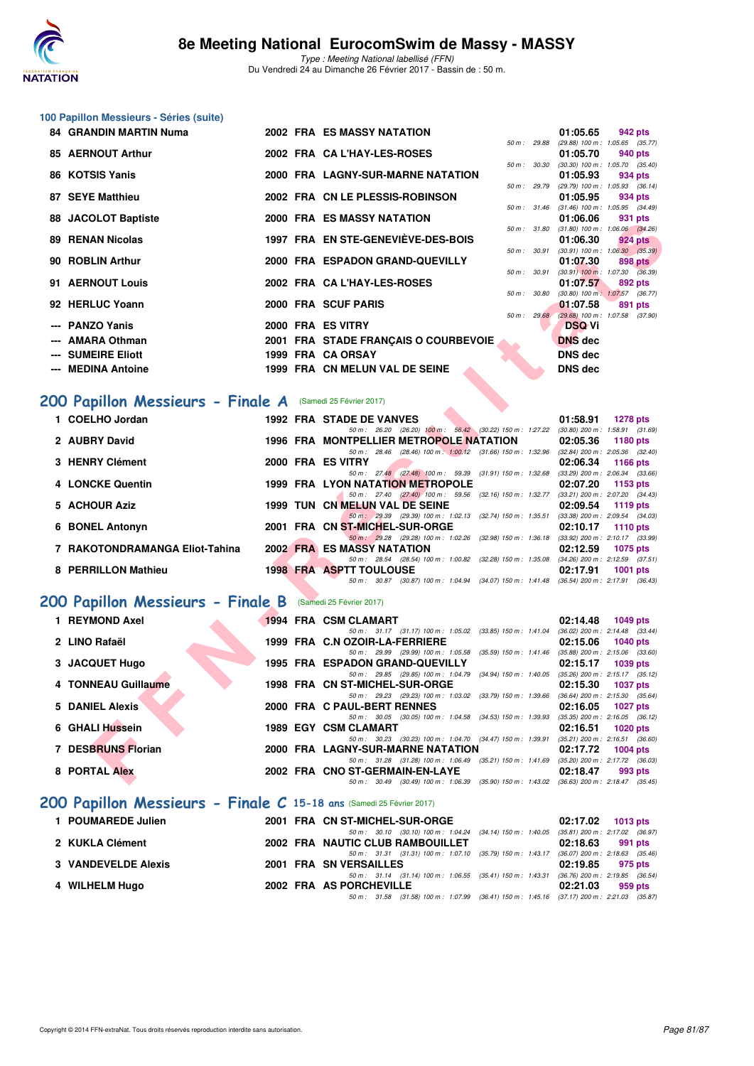# 8e Meeting National EurocomSwim de Massy - MASSY

*Type : Meeting National labellisé (FFN)*
Du Vendredi 24 au Dimanche 26 Février 2017 - Bassin de : 50 m.

### 100 Papillon Messieurs - Séries (suite)

| Rg | Nom | Année | Nat | Club | Temps | Pts | Splits |
|---|---|---|---|---|---|---|---|
| 84 | GRANDIN MARTIN Numa | 2002 | FRA | ES MASSY NATATION | 01:05.65 | 942 pts | 50 m : 29.88 (29.88) 100 m : 1:05.65 (35.77) |
| 85 | AERNOUT Arthur | 2002 | FRA | CA L'HAY-LES-ROSES | 01:05.70 | 940 pts | 50 m : 30.30 (30.30) 100 m : 1:05.70 (35.40) |
| 86 | KOTSIS Yanis | 2000 | FRA | LAGNY-SUR-MARNE NATATION | 01:05.93 | 934 pts | 50 m : 29.79 (29.79) 100 m : 1:05.93 (36.14) |
| 87 | SEYE Matthieu | 2002 | FRA | CN LE PLESSIS-ROBINSON | 01:05.95 | 934 pts | 50 m : 31.46 (31.46) 100 m : 1:05.95 (34.49) |
| 88 | JACOLOT Baptiste | 2000 | FRA | ES MASSY NATATION | 01:06.06 | 931 pts | 50 m : 31.80 (31.80) 100 m : 1:06.06 (34.26) |
| 89 | RENAN Nicolas | 1997 | FRA | EN STE-GENEVIÈVE-DES-BOIS | 01:06.30 | 924 pts | 50 m : 30.91 (30.91) 100 m : 1:06.30 (35.39) |
| 90 | ROBLIN Arthur | 2000 | FRA | ESPADON GRAND-QUEVILLY | 01:07.30 | 898 pts | 50 m : 30.91 (30.91) 100 m : 1:07.30 (36.39) |
| 91 | AERNOUT Louis | 2002 | FRA | CA L'HAY-LES-ROSES | 01:07.57 | 892 pts | 50 m : 30.80 (30.80) 100 m : 1:07.57 (36.77) |
| 92 | HERLUC Yoann | 2000 | FRA | SCUF PARIS | 01:07.58 | 891 pts | 50 m : 29.68 (29.68) 100 m : 1:07.58 (37.90) |
| --- | PANZO Yanis | 2000 | FRA | ES VITRY | DSQ Vi | | |
| --- | AMARA Othman | 2001 | FRA | STADE FRANÇAIS O COURBEVOIE | DNS dec | | |
| --- | SUMEIRE Eliott | 1999 | FRA | CA ORSAY | DNS dec | | |
| --- | MEDINA Antoine | 1999 | FRA | CN MELUN VAL DE SEINE | DNS dec | | |

## 200 Papillon Messieurs - Finale A (Samedi 25 Février 2017)

| Rg | Nom | Année | Nat | Club | Temps | Pts | Splits |
|---|---|---|---|---|---|---|---|
| 1 | COELHO Jordan | 1992 | FRA | STADE DE VANVES | 01:58.91 | 1278 pts | 50 m : 26.20 (26.20) 100 m : 56.42 (30.22) 150 m : 1:27.22 (30.80) 200 m : 1:58.91 (31.69) |
| 2 | AUBRY David | 1996 | FRA | MONTPELLIER METROPOLE NATATION | 02:05.36 | 1180 pts | 50 m : 28.46 (28.46) 100 m : 1:00.12 (31.66) 150 m : 1:32.96 (32.84) 200 m : 2:05.36 (32.40) |
| 3 | HENRY Clément | 2000 | FRA | ES VITRY | 02:06.34 | 1166 pts | 50 m : 27.48 (27.48) 100 m : 59.39 (31.91) 150 m : 1:32.68 (33.29) 200 m : 2:06.34 (33.66) |
| 4 | LONCKE Quentin | 1999 | FRA | LYON NATATION METROPOLE | 02:07.20 | 1153 pts | 50 m : 27.40 (27.40) 100 m : 59.56 (32.16) 150 m : 1:32.77 (33.21) 200 m : 2:07.20 (34.43) |
| 5 | ACHOUR Aziz | 1999 | TUN | CN MELUN VAL DE SEINE | 02:09.54 | 1119 pts | 50 m : 29.39 (29.39) 100 m : 1:02.13 (32.74) 150 m : 1:35.51 (33.38) 200 m : 2:09.54 (34.03) |
| 6 | BONEL Antonyn | 2001 | FRA | CN ST-MICHEL-SUR-ORGE | 02:10.17 | 1110 pts | 50 m : 29.28 (29.28) 100 m : 1:02.26 (32.98) 150 m : 1:36.18 (33.92) 200 m : 2:10.17 (33.99) |
| 7 | RAKOTONDRAMANGA Eliot-Tahina | 2002 | FRA | ES MASSY NATATION | 02:12.59 | 1075 pts | 50 m : 28.54 (28.54) 100 m : 1:00.82 (32.28) 150 m : 1:35.08 (34.26) 200 m : 2:12.59 (37.51) |
| 8 | PERRILLON Mathieu | 1998 | FRA | ASPTT TOULOUSE | 02:17.91 | 1001 pts | 50 m : 30.87 (30.87) 100 m : 1:04.94 (34.07) 150 m : 1:41.48 (36.54) 200 m : 2:17.91 (36.43) |

## 200 Papillon Messieurs - Finale B (Samedi 25 Février 2017)

| Rg | Nom | Année | Nat | Club | Temps | Pts | Splits |
|---|---|---|---|---|---|---|---|
| 1 | REYMOND Axel | 1994 | FRA | CSM CLAMART | 02:14.48 | 1049 pts | 50 m : 31.17 (31.17) 100 m : 1:05.02 (33.85) 150 m : 1:41.04 (36.02) 200 m : 2:14.48 (33.44) |
| 2 | LINO Rafaël | 1999 | FRA | C.N OZOIR-LA-FERRIERE | 02:15.06 | 1040 pts | 50 m : 29.99 (29.99) 100 m : 1:05.58 (35.59) 150 m : 1:41.46 (35.88) 200 m : 2:15.06 (33.60) |
| 3 | JACQUET Hugo | 1995 | FRA | ESPADON GRAND-QUEVILLY | 02:15.17 | 1039 pts | 50 m : 29.85 (29.85) 100 m : 1:04.79 (34.94) 150 m : 1:40.05 (35.26) 200 m : 2:15.17 (35.12) |
| 4 | TONNEAU Guillaume | 1998 | FRA | CN ST-MICHEL-SUR-ORGE | 02:15.30 | 1037 pts | 50 m : 29.23 (29.23) 100 m : 1:03.02 (33.79) 150 m : 1:39.66 (36.64) 200 m : 2:15.30 (35.64) |
| 5 | DANIEL Alexis | 2000 | FRA | C PAUL-BERT RENNES | 02:16.05 | 1027 pts | 50 m : 30.05 (30.05) 100 m : 1:04.58 (34.53) 150 m : 1:39.93 (35.35) 200 m : 2:16.05 (36.12) |
| 6 | GHALI Hussein | 1989 | EGY | CSM CLAMART | 02:16.51 | 1020 pts | 50 m : 30.23 (30.23) 100 m : 1:04.70 (34.47) 150 m : 1:39.91 (35.21) 200 m : 2:16.51 (36.60) |
| 7 | DESBRUNS Florian | 2000 | FRA | LAGNY-SUR-MARNE NATATION | 02:17.72 | 1004 pts | 50 m : 31.28 (31.28) 100 m : 1:06.49 (35.21) 150 m : 1:41.69 (35.20) 200 m : 2:17.72 (36.03) |
| 8 | PORTAL Alex | 2002 | FRA | CNO ST-GERMAIN-EN-LAYE | 02:18.47 | 993 pts | 50 m : 30.49 (30.49) 100 m : 1:06.39 (35.90) 150 m : 1:43.02 (36.63) 200 m : 2:18.47 (35.45) |

## 200 Papillon Messieurs - Finale C 15-18 ans (Samedi 25 Février 2017)

| Rg | Nom | Année | Nat | Club | Temps | Pts | Splits |
|---|---|---|---|---|---|---|---|
| 1 | POUMAREDE Julien | 2001 | FRA | CN ST-MICHEL-SUR-ORGE | 02:17.02 | 1013 pts | 50 m : 30.10 (30.10) 100 m : 1:04.24 (34.14) 150 m : 1:40.05 (35.81) 200 m : 2:17.02 (36.97) |
| 2 | KUKLA Clément | 2002 | FRA | NAUTIC CLUB RAMBOUILLET | 02:18.63 | 991 pts | 50 m : 31.31 (31.31) 100 m : 1:07.10 (35.79) 150 m : 1:43.17 (36.07) 200 m : 2:18.63 (35.46) |
| 3 | VANDEVELDE Alexis | 2001 | FRA | SN VERSAILLES | 02:19.85 | 975 pts | 50 m : 31.14 (31.14) 100 m : 1:06.55 (35.41) 150 m : 1:43.31 (36.76) 200 m : 2:19.85 (36.54) |
| 4 | WILHELM Hugo | 2002 | FRA | AS PORCHEVILLE | 02:21.03 | 959 pts | 50 m : 31.58 (31.58) 100 m : 1:07.99 (36.41) 150 m : 1:45.16 (37.17) 200 m : 2:21.03 (35.87) |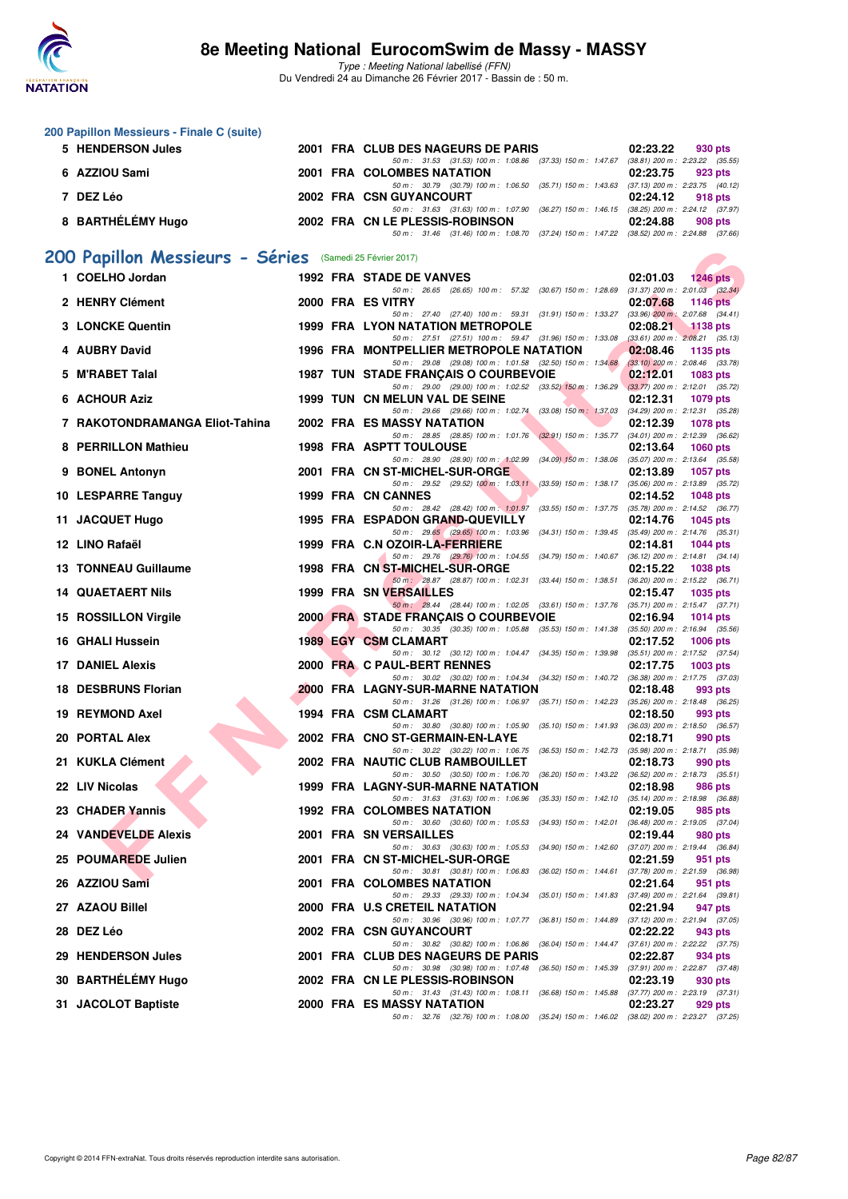## 200 Papillon Messieurs - Finale C (suite)

| Rg | Nom | Année | Nat | Club | Temps | Points |
|---|---|---|---|---|---|---|
| 5 | HENDERSON Jules | 2001 | FRA | CLUB DES NAGEURS DE PARIS | 02:23.22 | 930 pts |
| | 50 m : 31.53 (31.53) 100 m : 1:08.86 (37.33) 150 m : 1:47.67 (38.81) 200 m : 2:23.22 (35.55) | | | | | |
| 6 | AZZIOU Sami | 2001 | FRA | COLOMBES NATATION | 02:23.75 | 923 pts |
| | 50 m : 30.79 (30.79) 100 m : 1:06.50 (35.71) 150 m : 1:43.63 (37.13) 200 m : 2:23.75 (40.12) | | | | | |
| 7 | DEZ Léo | 2002 | FRA | CSN GUYANCOURT | 02:24.12 | 918 pts |
| | 50 m : 31.63 (31.63) 100 m : 1:07.90 (36.27) 150 m : 1:46.15 (38.25) 200 m : 2:24.12 (37.97) | | | | | |
| 8 | BARTHÉLÉMY Hugo | 2002 | FRA | CN LE PLESSIS-ROBINSON | 02:24.88 | 908 pts |
| | 50 m : 31.46 (31.46) 100 m : 1:08.70 (37.24) 150 m : 1:47.22 (38.52) 200 m : 2:24.88 (37.66) | | | | | |

## 200 Papillon Messieurs - Séries (Samedi 25 Février 2017)

| Rg | Nom | Année | Nat | Club | Temps | Points |
|---|---|---|---|---|---|---|
| 1 | COELHO Jordan | 1992 | FRA | STADE DE VANVES | 02:01.03 | 1246 pts |
| | 50 m : 26.65 (26.65) 100 m : 57.32 (30.67) 150 m : 1:28.69 (31.37) 200 m : 2:01.03 (32.34) | | | | | |
| 2 | HENRY Clément | 2000 | FRA | ES VITRY | 02:07.68 | 1146 pts |
| | 50 m : 27.40 (27.40) 100 m : 59.31 (31.91) 150 m : 1:33.27 (33.96) 200 m : 2:07.68 (34.41) | | | | | |
| 3 | LONCKE Quentin | 1999 | FRA | LYON NATATION METROPOLE | 02:08.21 | 1138 pts |
| | 50 m : 27.51 (27.51) 100 m : 59.47 (31.96) 150 m : 1:33.08 (33.61) 200 m : 2:08.21 (35.13) | | | | | |
| 4 | AUBRY David | 1996 | FRA | MONTPELLIER METROPOLE NATATION | 02:08.46 | 1135 pts |
| | 50 m : 29.08 (29.08) 100 m : 1:01.58 (32.50) 150 m : 1:34.68 (33.10) 200 m : 2:08.46 (33.78) | | | | | |
| 5 | M'RABET Talal | 1987 | TUN | STADE FRANÇAIS O COURBEVOIE | 02:12.01 | 1083 pts |
| | 50 m : 29.00 (29.00) 100 m : 1:02.52 (33.52) 150 m : 1:36.29 (33.77) 200 m : 2:12.01 (35.72) | | | | | |
| 6 | ACHOUR Aziz | 1999 | TUN | CN MELUN VAL DE SEINE | 02:12.31 | 1079 pts |
| | 50 m : 29.66 (29.66) 100 m : 1:02.74 (33.08) 150 m : 1:37.03 (34.29) 200 m : 2:12.31 (35.28) | | | | | |
| 7 | RAKOTONDRAMANGA Eliot-Tahina | 2002 | FRA | ES MASSY NATATION | 02:12.39 | 1078 pts |
| | 50 m : 28.85 (28.85) 100 m : 1:01.76 (32.91) 150 m : 1:35.77 (34.01) 200 m : 2:12.39 (36.62) | | | | | |
| 8 | PERRILLON Mathieu | 1998 | FRA | ASPTT TOULOUSE | 02:13.64 | 1060 pts |
| | 50 m : 28.90 (28.90) 100 m : 1:02.99 (34.09) 150 m : 1:38.06 (35.07) 200 m : 2:13.64 (35.58) | | | | | |
| 9 | BONEL Antonyn | 2001 | FRA | CN ST-MICHEL-SUR-ORGE | 02:13.89 | 1057 pts |
| | 50 m : 29.52 (29.52) 100 m : 1:03.11 (33.59) 150 m : 1:38.17 (35.06) 200 m : 2:13.89 (35.72) | | | | | |
| 10 | LESPARRE Tanguy | 1999 | FRA | CN CANNES | 02:14.52 | 1048 pts |
| | 50 m : 28.42 (28.42) 100 m : 1:01.97 (33.55) 150 m : 1:37.75 (35.78) 200 m : 2:14.52 (36.77) | | | | | |
| 11 | JACQUET Hugo | 1995 | FRA | ESPADON GRAND-QUEVILLY | 02:14.76 | 1045 pts |
| | 50 m : 29.65 (29.65) 100 m : 1:03.96 (34.31) 150 m : 1:39.45 (35.49) 200 m : 2:14.76 (35.31) | | | | | |
| 12 | LINO Rafaël | 1999 | FRA | C.N OZOIR-LA-FERRIERE | 02:14.81 | 1044 pts |
| | 50 m : 29.76 (29.76) 100 m : 1:04.55 (34.79) 150 m : 1:40.67 (36.12) 200 m : 2:14.81 (34.14) | | | | | |
| 13 | TONNEAU Guillaume | 1998 | FRA | CN ST-MICHEL-SUR-ORGE | 02:15.22 | 1038 pts |
| | 50 m : 28.87 (28.87) 100 m : 1:02.31 (33.44) 150 m : 1:38.51 (36.20) 200 m : 2:15.22 (36.71) | | | | | |
| 14 | QUAETAERT Nils | 1999 | FRA | SN VERSAILLES | 02:15.47 | 1035 pts |
| | 50 m : 28.44 (28.44) 100 m : 1:02.05 (33.61) 150 m : 1:37.76 (35.71) 200 m : 2:15.47 (37.71) | | | | | |
| 15 | ROSSILLON Virgile | 2000 | FRA | STADE FRANÇAIS O COURBEVOIE | 02:16.94 | 1014 pts |
| | 50 m : 30.35 (30.35) 100 m : 1:05.88 (35.53) 150 m : 1:41.38 (35.50) 200 m : 2:16.94 (35.56) | | | | | |
| 16 | GHALI Hussein | 1989 | EGY | CSM CLAMART | 02:17.52 | 1006 pts |
| | 50 m : 30.12 (30.12) 100 m : 1:04.47 (34.35) 150 m : 1:39.98 (35.51) 200 m : 2:17.52 (37.54) | | | | | |
| 17 | DANIEL Alexis | 2000 | FRA | C PAUL-BERT RENNES | 02:17.75 | 1003 pts |
| | 50 m : 30.02 (30.02) 100 m : 1:04.34 (34.32) 150 m : 1:40.72 (36.38) 200 m : 2:17.75 (37.03) | | | | | |
| 18 | DESBRUNS Florian | 2000 | FRA | LAGNY-SUR-MARNE NATATION | 02:18.48 | 993 pts |
| | 50 m : 31.26 (31.26) 100 m : 1:06.97 (35.71) 150 m : 1:42.23 (35.26) 200 m : 2:18.48 (36.25) | | | | | |
| 19 | REYMOND Axel | 1994 | FRA | CSM CLAMART | 02:18.50 | 993 pts |
| | 50 m : 30.80 (30.80) 100 m : 1:05.90 (35.10) 150 m : 1:41.93 (36.03) 200 m : 2:18.50 (36.57) | | | | | |
| 20 | PORTAL Alex | 2002 | FRA | CNO ST-GERMAIN-EN-LAYE | 02:18.71 | 990 pts |
| | 50 m : 30.22 (30.22) 100 m : 1:06.75 (36.53) 150 m : 1:42.73 (35.98) 200 m : 2:18.71 (35.98) | | | | | |
| 21 | KUKLA Clément | 2002 | FRA | NAUTIC CLUB RAMBOUILLET | 02:18.73 | 990 pts |
| | 50 m : 30.50 (30.50) 100 m : 1:06.70 (36.20) 150 m : 1:43.22 (36.52) 200 m : 2:18.73 (35.51) | | | | | |
| 22 | LIV Nicolas | 1999 | FRA | LAGNY-SUR-MARNE NATATION | 02:18.98 | 986 pts |
| | 50 m : 31.63 (31.63) 100 m : 1:06.96 (35.33) 150 m : 1:42.10 (35.14) 200 m : 2:18.98 (36.88) | | | | | |
| 23 | CHADER Yannis | 1992 | FRA | COLOMBES NATATION | 02:19.05 | 985 pts |
| | 50 m : 30.60 (30.60) 100 m : 1:05.53 (34.93) 150 m : 1:42.01 (36.48) 200 m : 2:19.05 (37.04) | | | | | |
| 24 | VANDEVELDE Alexis | 2001 | FRA | SN VERSAILLES | 02:19.44 | 980 pts |
| | 50 m : 30.63 (30.63) 100 m : 1:05.53 (34.90) 150 m : 1:42.60 (37.07) 200 m : 2:19.44 (36.84) | | | | | |
| 25 | POUMAREDE Julien | 2001 | FRA | CN ST-MICHEL-SUR-ORGE | 02:21.59 | 951 pts |
| | 50 m : 30.81 (30.81) 100 m : 1:06.83 (36.02) 150 m : 1:44.61 (37.78) 200 m : 2:21.59 (36.98) | | | | | |
| 26 | AZZIOU Sami | 2001 | FRA | COLOMBES NATATION | 02:21.64 | 951 pts |
| | 50 m : 29.33 (29.33) 100 m : 1:04.34 (35.01) 150 m : 1:41.83 (37.49) 200 m : 2:21.64 (39.81) | | | | | |
| 27 | AZAOU Billel | 2000 | FRA | U.S CRETEIL NATATION | 02:21.94 | 947 pts |
| | 50 m : 30.96 (30.96) 100 m : 1:07.77 (36.81) 150 m : 1:44.89 (37.12) 200 m : 2:21.94 (37.05) | | | | | |
| 28 | DEZ Léo | 2002 | FRA | CSN GUYANCOURT | 02:22.22 | 943 pts |
| | 50 m : 30.82 (30.82) 100 m : 1:06.86 (36.04) 150 m : 1:44.47 (37.61) 200 m : 2:22.22 (37.75) | | | | | |
| 29 | HENDERSON Jules | 2001 | FRA | CLUB DES NAGEURS DE PARIS | 02:22.87 | 934 pts |
| | 50 m : 30.98 (30.98) 100 m : 1:07.48 (36.50) 150 m : 1:45.39 (37.91) 200 m : 2:22.87 (37.48) | | | | | |
| 30 | BARTHÉLÉMY Hugo | 2002 | FRA | CN LE PLESSIS-ROBINSON | 02:23.19 | 930 pts |
| | 50 m : 31.43 (31.43) 100 m : 1:08.11 (36.68) 150 m : 1:45.88 (37.77) 200 m : 2:23.19 (37.31) | | | | | |
| 31 | JACOLOT Baptiste | 2000 | FRA | ES MASSY NATATION | 02:23.27 | 929 pts |
| | 50 m : 32.76 (32.76) 100 m : 1:08.00 (35.24) 150 m : 1:46.02 (38.02) 200 m : 2:23.27 (37.25) | | | | | |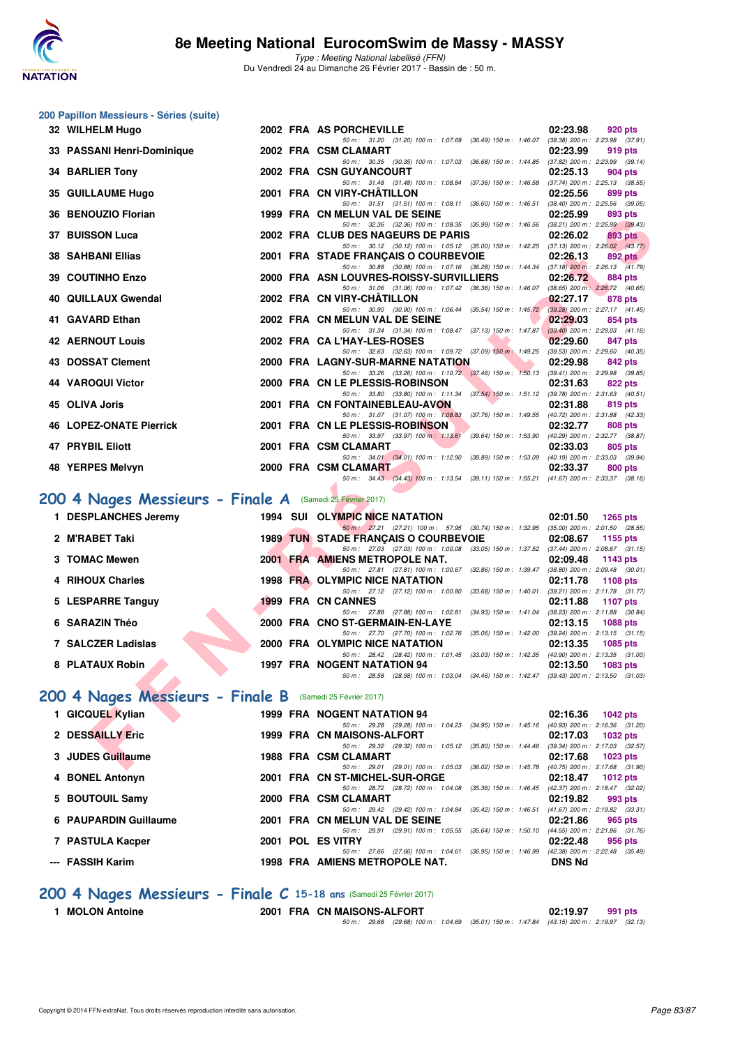### 200 Papillon Messieurs - Séries (suite)

| Rang | Nom | Année | Nat | Club | Temps | Points |
|---|---|---|---|---|---|---|
| 32 | WILHELM Hugo | 2002 | FRA | AS PORCHEVILLE | 02:23.98 | 920 pts |
| | 50 m : 31.20 (31.20) 100 m : 1:07.69 (36.49) 150 m : 1:46.07 (38.38) 200 m : 2:23.98 (37.91) | | | | | |
| 33 | PASSANI Henri-Dominique | 2002 | FRA | CSM CLAMART | 02:23.99 | 919 pts |
| | 50 m : 30.35 (30.35) 100 m : 1:07.03 (36.68) 150 m : 1:44.85 (37.82) 200 m : 2:23.99 (39.14) | | | | | |
| 34 | BARLIER Tony | 2002 | FRA | CSN GUYANCOURT | 02:25.13 | 904 pts |
| | 50 m : 31.48 (31.48) 100 m : 1:08.84 (37.36) 150 m : 1:46.58 (37.74) 200 m : 2:25.13 (38.55) | | | | | |
| 35 | GUILLAUME Hugo | 2001 | FRA | CN VIRY-CHÂTILLON | 02:25.56 | 899 pts |
| | 50 m : 31.51 (31.51) 100 m : 1:08.11 (36.60) 150 m : 1:46.51 (38.40) 200 m : 2:25.56 (39.05) | | | | | |
| 36 | BENOUZIO Florian | 1999 | FRA | CN MELUN VAL DE SEINE | 02:25.99 | 893 pts |
| | 50 m : 32.36 (32.36) 100 m : 1:08.35 (35.99) 150 m : 1:46.56 (38.21) 200 m : 2:25.99 (39.43) | | | | | |
| 37 | BUISSON Luca | 2002 | FRA | CLUB DES NAGEURS DE PARIS | 02:26.02 | 893 pts |
| | 50 m : 30.12 (30.12) 100 m : 1:05.12 (35.00) 150 m : 1:42.25 (37.13) 200 m : 2:26.02 (43.77) | | | | | |
| 38 | SAHBANI Ellias | 2001 | FRA | STADE FRANÇAIS O COURBEVOIE | 02:26.13 | 892 pts |
| | 50 m : 30.88 (30.88) 100 m : 1:07.16 (36.28) 150 m : 1:44.34 (37.18) 200 m : 2:26.13 (41.79) | | | | | |
| 39 | COUTINHO Enzo | 2000 | FRA | ASN LOUVRES-ROISSY-SURVILLIERS | 02:26.72 | 884 pts |
| | 50 m : 31.06 (31.06) 100 m : 1:07.42 (36.36) 150 m : 1:46.07 (38.65) 200 m : 2:26.72 (40.65) | | | | | |
| 40 | QUILLAUX Gwendal | 2002 | FRA | CN VIRY-CHÂTILLON | 02:27.17 | 878 pts |
| | 50 m : 30.90 (30.90) 100 m : 1:06.44 (35.54) 150 m : 1:45.72 (39.28) 200 m : 2:27.17 (41.45) | | | | | |
| 41 | GAVARD Ethan | 2002 | FRA | CN MELUN VAL DE SEINE | 02:29.03 | 854 pts |
| | 50 m : 31.34 (31.34) 100 m : 1:08.47 (37.13) 150 m : 1:47.87 (39.40) 200 m : 2:29.03 (41.16) | | | | | |
| 42 | AERNOUT Louis | 2002 | FRA | CA L'HAY-LES-ROSES | 02:29.60 | 847 pts |
| | 50 m : 32.63 (32.63) 100 m : 1:09.72 (37.09) 150 m : 1:49.25 (39.53) 200 m : 2:29.60 (40.35) | | | | | |
| 43 | DOSSAT Clement | 2000 | FRA | LAGNY-SUR-MARNE NATATION | 02:29.98 | 842 pts |
| | 50 m : 33.26 (33.26) 100 m : 1:10.72 (37.46) 150 m : 1:50.13 (39.41) 200 m : 2:29.98 (39.85) | | | | | |
| 44 | VAROQUI Victor | 2000 | FRA | CN LE PLESSIS-ROBINSON | 02:31.63 | 822 pts |
| | 50 m : 33.80 (33.80) 100 m : 1:11.34 (37.54) 150 m : 1:51.12 (39.78) 200 m : 2:31.63 (40.51) | | | | | |
| 45 | OLIVA Joris | 2001 | FRA | CN FONTAINEBLEAU-AVON | 02:31.88 | 819 pts |
| | 50 m : 31.07 (31.07) 100 m : 1:08.83 (37.76) 150 m : 1:49.55 (40.72) 200 m : 2:31.88 (42.33) | | | | | |
| 46 | LOPEZ-ONATE Pierrick | 2001 | FRA | CN LE PLESSIS-ROBINSON | 02:32.77 | 808 pts |
| | 50 m : 33.97 (33.97) 100 m : 1:13.61 (39.64) 150 m : 1:53.90 (40.29) 200 m : 2:32.77 (38.87) | | | | | |
| 47 | PRYBIL Eliott | 2001 | FRA | CSM CLAMART | 02:33.03 | 805 pts |
| | 50 m : 34.01 (34.01) 100 m : 1:12.90 (38.89) 150 m : 1:53.09 (40.19) 200 m : 2:33.03 (39.94) | | | | | |
| 48 | YERPES Melvyn | 2000 | FRA | CSM CLAMART | 02:33.37 | 800 pts |
| | 50 m : 34.43 (34.43) 100 m : 1:13.54 (39.11) 150 m : 1:55.21 (41.67) 200 m : 2:33.37 (38.16) | | | | | |

## 200 4 Nages Messieurs - Finale A (Samedi 25 Février 2017)

| Rang | Nom | Année | Nat | Club | Temps | Points |
|---|---|---|---|---|---|---|
| 1 | DESPLANCHES Jeremy | 1994 | SUI | OLYMPIC NICE NATATION | 02:01.50 | 1265 pts |
| | 50 m : 27.21 (27.21) 100 m : 57.95 (30.74) 150 m : 1:32.95 (35.00) 200 m : 2:01.50 (28.55) | | | | | |
| 2 | M'RABET Taki | 1989 | TUN | STADE FRANÇAIS O COURBEVOIE | 02:08.67 | 1155 pts |
| | 50 m : 27.03 (27.03) 100 m : 1:00.08 (33.05) 150 m : 1:37.52 (37.44) 200 m : 2:08.67 (31.15) | | | | | |
| 3 | TOMAC Mewen | 2001 | FRA | AMIENS METROPOLE NAT. | 02:09.48 | 1143 pts |
| | 50 m : 27.81 (27.81) 100 m : 1:00.67 (32.86) 150 m : 1:39.47 (38.80) 200 m : 2:09.48 (30.01) | | | | | |
| 4 | RIHOUX Charles | 1998 | FRA | OLYMPIC NICE NATATION | 02:11.78 | 1108 pts |
| | 50 m : 27.12 (27.12) 100 m : 1:00.80 (33.68) 150 m : 1:40.01 (39.21) 200 m : 2:11.78 (31.77) | | | | | |
| 5 | LESPARRE Tanguy | 1999 | FRA | CN CANNES | 02:11.88 | 1107 pts |
| | 50 m : 27.88 (27.88) 100 m : 1:02.81 (34.93) 150 m : 1:41.04 (38.23) 200 m : 2:11.88 (30.84) | | | | | |
| 6 | SARAZIN Théo | 2000 | FRA | CNO ST-GERMAIN-EN-LAYE | 02:13.15 | 1088 pts |
| | 50 m : 27.70 (27.70) 100 m : 1:02.76 (35.06) 150 m : 1:42.00 (39.24) 200 m : 2:13.15 (31.15) | | | | | |
| 7 | SALCZER Ladislas | 2000 | FRA | OLYMPIC NICE NATATION | 02:13.35 | 1085 pts |
| | 50 m : 28.42 (28.42) 100 m : 1:01.45 (33.03) 150 m : 1:42.35 (40.90) 200 m : 2:13.35 (31.00) | | | | | |
| 8 | PLATAUX Robin | 1997 | FRA | NOGENT NATATION 94 | 02:13.50 | 1083 pts |
| | 50 m : 28.58 (28.58) 100 m : 1:03.04 (34.46) 150 m : 1:42.47 (39.43) 200 m : 2:13.50 (31.03) | | | | | |

## 200 4 Nages Messieurs - Finale B (Samedi 25 Février 2017)

| Rang | Nom | Année | Nat | Club | Temps | Points |
|---|---|---|---|---|---|---|
| 1 | GICQUEL Kylian | 1999 | FRA | NOGENT NATATION 94 | 02:16.36 | 1042 pts |
| | 50 m : 29.28 (29.28) 100 m : 1:04.23 (34.95) 150 m : 1:45.16 (40.93) 200 m : 2:16.36 (31.20) | | | | | |
| 2 | DESSAILLY Eric | 1999 | FRA | CN MAISONS-ALFORT | 02:17.03 | 1032 pts |
| | 50 m : 29.32 (29.32) 100 m : 1:05.12 (35.80) 150 m : 1:44.46 (39.34) 200 m : 2:17.03 (32.57) | | | | | |
| 3 | JUDES Guillaume | 1988 | FRA | CSM CLAMART | 02:17.68 | 1023 pts |
| | 50 m : 29.01 (29.01) 100 m : 1:05.03 (36.02) 150 m : 1:45.78 (40.75) 200 m : 2:17.68 (31.90) | | | | | |
| 4 | BONEL Antonyn | 2001 | FRA | CN ST-MICHEL-SUR-ORGE | 02:18.47 | 1012 pts |
| | 50 m : 28.72 (28.72) 100 m : 1:04.08 (35.36) 150 m : 1:46.45 (42.37) 200 m : 2:18.47 (32.02) | | | | | |
| 5 | BOUTOUIL Samy | 2000 | FRA | CSM CLAMART | 02:19.82 | 993 pts |
| | 50 m : 29.42 (29.42) 100 m : 1:04.84 (35.42) 150 m : 1:46.51 (41.67) 200 m : 2:19.82 (33.31) | | | | | |
| 6 | PAUPARDIN Guillaume | 2001 | FRA | CN MELUN VAL DE SEINE | 02:21.86 | 965 pts |
| | 50 m : 29.91 (29.91) 100 m : 1:05.55 (35.64) 150 m : 1:50.10 (44.55) 200 m : 2:21.86 (31.76) | | | | | |
| 7 | PASTULA Kacper | 2001 | POL | ES VITRY | 02:22.48 | 956 pts |
| | 50 m : 27.66 (27.66) 100 m : 1:04.61 (36.95) 150 m : 1:46.99 (42.38) 200 m : 2:22.48 (35.49) | | | | | |
| --- | FASSIH Karim | 1998 | FRA | AMIENS METROPOLE NAT. | DNS Nd | |

## 200 4 Nages Messieurs - Finale C 15-18 ans (Samedi 25 Février 2017)

| Rang | Nom | Année | Nat | Club | Temps | Points |
|---|---|---|---|---|---|---|
| 1 | MOLON Antoine | 2001 | FRA | CN MAISONS-ALFORT | 02:19.97 | 991 pts |
| | 50 m : 29.68 (29.68) 100 m : 1:04.69 (35.01) 150 m : 1:47.84 (43.15) 200 m : 2:19.97 (32.13) | | | | | |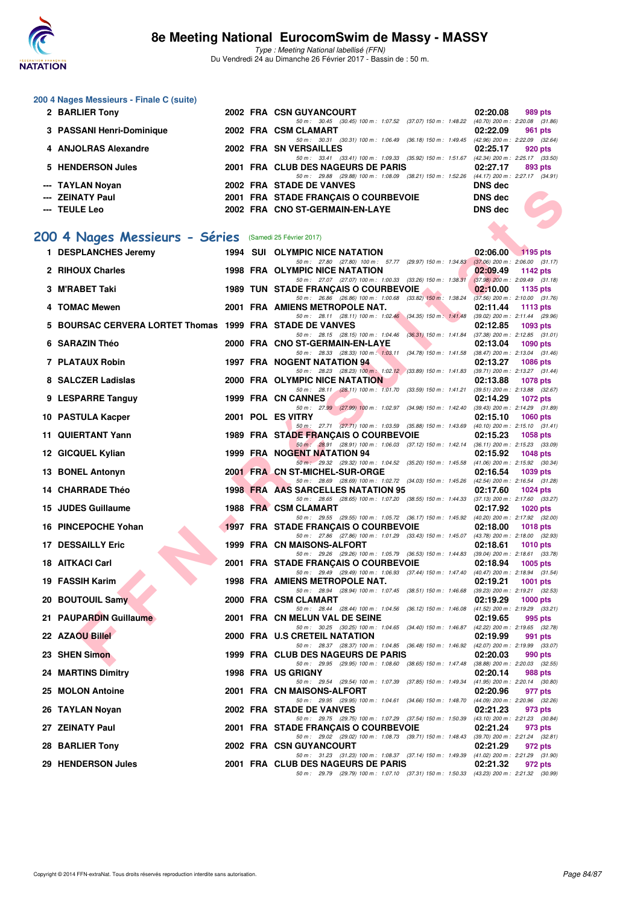## 200 4 Nages Messieurs - Finale C (suite)

| Pl. | Nom | Année | Nat. | Club | Temps | Points |
|---|---|---|---|---|---|---|
| 2 | BARLIER Tony | 2002 | FRA | CSN GUYANCOURT | 02:20.08 | 989 pts |
| | 50 m : 30.45 (30.45) 100 m : 1:07.52 (37.07) 150 m : 1:48.22 (40.70) 200 m : 2:20.08 (31.86) | | | | | |
| 3 | PASSANI Henri-Dominique | 2002 | FRA | CSM CLAMART | 02:22.09 | 961 pts |
| | 50 m : 30.31 (30.31) 100 m : 1:06.49 (36.18) 150 m : 1:49.45 (42.96) 200 m : 2:22.09 (32.64) | | | | | |
| 4 | ANJOLRAS Alexandre | 2002 | FRA | SN VERSAILLES | 02:25.17 | 920 pts |
| | 50 m : 33.41 (33.41) 100 m : 1:09.33 (35.92) 150 m : 1:51.67 (42.34) 200 m : 2:25.17 (33.50) | | | | | |
| 5 | HENDERSON Jules | 2001 | FRA | CLUB DES NAGEURS DE PARIS | 02:27.17 | 893 pts |
| | 50 m : 29.88 (29.88) 100 m : 1:08.09 (38.21) 150 m : 1:52.26 (44.17) 200 m : 2:27.17 (34.91) | | | | | |
| --- | TAYLAN Noyan | 2002 | FRA | STADE DE VANVES | DNS dec | |
| --- | ZEINATY Paul | 2001 | FRA | STADE FRANÇAIS O COURBEVOIE | DNS dec | |
| --- | TEULE Leo | 2002 | FRA | CNO ST-GERMAIN-EN-LAYE | DNS dec | |

## 200 4 Nages Messieurs - Séries (Samedi 25 Février 2017)

| Pl. | Nom | Année | Nat. | Club | Temps | Points |
|---|---|---|---|---|---|---|
| 1 | DESPLANCHES Jeremy | 1994 | SUI | OLYMPIC NICE NATATION | 02:06.00 | 1195 pts |
| | 50 m : 27.80 (27.80) 100 m : 57.77 (29.97) 150 m : 1:34.83 (37.06) 200 m : 2:06.00 (31.17) | | | | | |
| 2 | RIHOUX Charles | 1998 | FRA | OLYMPIC NICE NATATION | 02:09.49 | 1142 pts |
| | 50 m : 27.07 (27.07) 100 m : 1:00.33 (33.26) 150 m : 1:38.31 (37.98) 200 m : 2:09.49 (31.18) | | | | | |
| 3 | M'RABET Taki | 1989 | TUN | STADE FRANÇAIS O COURBEVOIE | 02:10.00 | 1135 pts |
| | 50 m : 26.86 (26.86) 100 m : 1:00.68 (33.82) 150 m : 1:38.24 (37.56) 200 m : 2:10.00 (31.76) | | | | | |
| 4 | TOMAC Mewen | 2001 | FRA | AMIENS METROPOLE NAT. | 02:11.44 | 1113 pts |
| | 50 m : 28.11 (28.11) 100 m : 1:02.46 (34.35) 150 m : 1:41.48 (39.02) 200 m : 2:11.44 (29.96) | | | | | |
| 5 | BOURSAC CERVERA LORTET Thomas | 1999 | FRA | STADE DE VANVES | 02:12.85 | 1093 pts |
| | 50 m : 28.15 (28.15) 100 m : 1:04.46 (36.31) 150 m : 1:41.84 (37.38) 200 m : 2:12.85 (31.01) | | | | | |
| 6 | SARAZIN Théo | 2000 | FRA | CNO ST-GERMAIN-EN-LAYE | 02:13.04 | 1090 pts |
| | 50 m : 28.33 (28.33) 100 m : 1:03.11 (34.78) 150 m : 1:41.58 (38.47) 200 m : 2:13.04 (31.46) | | | | | |
| 7 | PLATAUX Robin | 1997 | FRA | NOGENT NATATION 94 | 02:13.27 | 1086 pts |
| | 50 m : 28.23 (28.23) 100 m : 1:02.12 (33.89) 150 m : 1:41.83 (39.71) 200 m : 2:13.27 (31.44) | | | | | |
| 8 | SALCZER Ladislas | 2000 | FRA | OLYMPIC NICE NATATION | 02:13.88 | 1078 pts |
| | 50 m : 28.11 (28.11) 100 m : 1:01.70 (33.59) 150 m : 1:41.21 (39.51) 200 m : 2:13.88 (32.67) | | | | | |
| 9 | LESPARRE Tanguy | 1999 | FRA | CN CANNES | 02:14.29 | 1072 pts |
| | 50 m : 27.99 (27.99) 100 m : 1:02.97 (34.98) 150 m : 1:42.40 (39.43) 200 m : 2:14.29 (31.89) | | | | | |
| 10 | PASTULA Kacper | 2001 | POL | ES VITRY | 02:15.10 | 1060 pts |
| | 50 m : 27.71 (27.71) 100 m : 1:03.59 (35.88) 150 m : 1:43.69 (40.10) 200 m : 2:15.10 (31.41) | | | | | |
| 11 | QUIERTANT Yann | 1989 | FRA | STADE FRANÇAIS O COURBEVOIE | 02:15.23 | 1058 pts |
| | 50 m : 28.91 (28.91) 100 m : 1:06.03 (37.12) 150 m : 1:42.14 (36.11) 200 m : 2:15.23 (33.09) | | | | | |
| 12 | GICQUEL Kylian | 1999 | FRA | NOGENT NATATION 94 | 02:15.92 | 1048 pts |
| | 50 m : 29.32 (29.32) 100 m : 1:04.52 (35.20) 150 m : 1:45.58 (41.06) 200 m : 2:15.92 (30.34) | | | | | |
| 13 | BONEL Antonyn | 2001 | FRA | CN ST-MICHEL-SUR-ORGE | 02:16.54 | 1039 pts |
| | 50 m : 28.69 (28.69) 100 m : 1:02.72 (34.03) 150 m : 1:45.26 (42.54) 200 m : 2:16.54 (31.28) | | | | | |
| 14 | CHARRADE Théo | 1998 | FRA | AAS SARCELLES NATATION 95 | 02:17.60 | 1024 pts |
| | 50 m : 28.65 (28.65) 100 m : 1:07.20 (38.55) 150 m : 1:44.33 (37.13) 200 m : 2:17.60 (33.27) | | | | | |
| 15 | JUDES Guillaume | 1988 | FRA | CSM CLAMART | 02:17.92 | 1020 pts |
| | 50 m : 29.55 (29.55) 100 m : 1:05.72 (36.17) 150 m : 1:45.92 (40.20) 200 m : 2:17.92 (32.00) | | | | | |
| 16 | PINCEPOCHE Yohan | 1997 | FRA | STADE FRANÇAIS O COURBEVOIE | 02:18.00 | 1018 pts |
| | 50 m : 27.86 (27.86) 100 m : 1:01.29 (33.43) 150 m : 1:45.07 (43.78) 200 m : 2:18.00 (32.93) | | | | | |
| 17 | DESSAILLY Eric | 1999 | FRA | CN MAISONS-ALFORT | 02:18.61 | 1010 pts |
| | 50 m : 29.26 (29.26) 100 m : 1:05.79 (36.53) 150 m : 1:44.83 (39.04) 200 m : 2:18.61 (33.78) | | | | | |
| 18 | AITKACI Carl | 2001 | FRA | STADE FRANÇAIS O COURBEVOIE | 02:18.94 | 1005 pts |
| | 50 m : 29.49 (29.49) 100 m : 1:06.93 (37.44) 150 m : 1:47.40 (40.47) 200 m : 2:18.94 (31.54) | | | | | |
| 19 | FASSIH Karim | 1998 | FRA | AMIENS METROPOLE NAT. | 02:19.21 | 1001 pts |
| | 50 m : 28.94 (28.94) 100 m : 1:07.45 (38.51) 150 m : 1:46.68 (39.23) 200 m : 2:19.21 (32.53) | | | | | |
| 20 | BOUTOUIL Samy | 2000 | FRA | CSM CLAMART | 02:19.29 | 1000 pts |
| | 50 m : 28.44 (28.44) 100 m : 1:04.56 (36.12) 150 m : 1:46.08 (41.52) 200 m : 2:19.29 (33.21) | | | | | |
| 21 | PAUPARDIN Guillaume | 2001 | FRA | CN MELUN VAL DE SEINE | 02:19.65 | 995 pts |
| | 50 m : 30.25 (30.25) 100 m : 1:04.65 (34.40) 150 m : 1:46.87 (42.22) 200 m : 2:19.65 (32.78) | | | | | |
| 22 | AZAOU Billel | 2000 | FRA | U.S CRETEIL NATATION | 02:19.99 | 991 pts |
| | 50 m : 28.37 (28.37) 100 m : 1:04.85 (36.48) 150 m : 1:46.92 (42.07) 200 m : 2:19.99 (33.07) | | | | | |
| 23 | SHEN Simon | 1999 | FRA | CLUB DES NAGEURS DE PARIS | 02:20.03 | 990 pts |
| | 50 m : 29.95 (29.95) 100 m : 1:08.60 (38.65) 150 m : 1:47.48 (38.88) 200 m : 2:20.03 (32.55) | | | | | |
| 24 | MARTINS Dimitry | 1998 | FRA | US GRIGNY | 02:20.14 | 988 pts |
| | 50 m : 29.54 (29.54) 100 m : 1:07.39 (37.85) 150 m : 1:49.34 (41.95) 200 m : 2:20.14 (30.80) | | | | | |
| 25 | MOLON Antoine | 2001 | FRA | CN MAISONS-ALFORT | 02:20.96 | 977 pts |
| | 50 m : 29.95 (29.95) 100 m : 1:04.61 (34.66) 150 m : 1:48.70 (44.09) 200 m : 2:20.96 (32.26) | | | | | |
| 26 | TAYLAN Noyan | 2002 | FRA | STADE DE VANVES | 02:21.23 | 973 pts |
| | 50 m : 29.75 (29.75) 100 m : 1:07.29 (37.54) 150 m : 1:50.39 (43.10) 200 m : 2:21.23 (30.84) | | | | | |
| 27 | ZEINATY Paul | 2001 | FRA | STADE FRANÇAIS O COURBEVOIE | 02:21.24 | 973 pts |
| | 50 m : 29.02 (29.02) 100 m : 1:08.73 (39.71) 150 m : 1:48.43 (39.70) 200 m : 2:21.24 (32.81) | | | | | |
| 28 | BARLIER Tony | 2002 | FRA | CSN GUYANCOURT | 02:21.29 | 972 pts |
| | 50 m : 31.23 (31.23) 100 m : 1:08.37 (37.14) 150 m : 1:49.39 (41.02) 200 m : 2:21.29 (31.90) | | | | | |
| 29 | HENDERSON Jules | 2001 | FRA | CLUB DES NAGEURS DE PARIS | 02:21.32 | 972 pts |
| | 50 m : 29.79 (29.79) 100 m : 1:07.10 (37.31) 150 m : 1:50.33 (43.23) 200 m : 2:21.32 (30.99) | | | | | |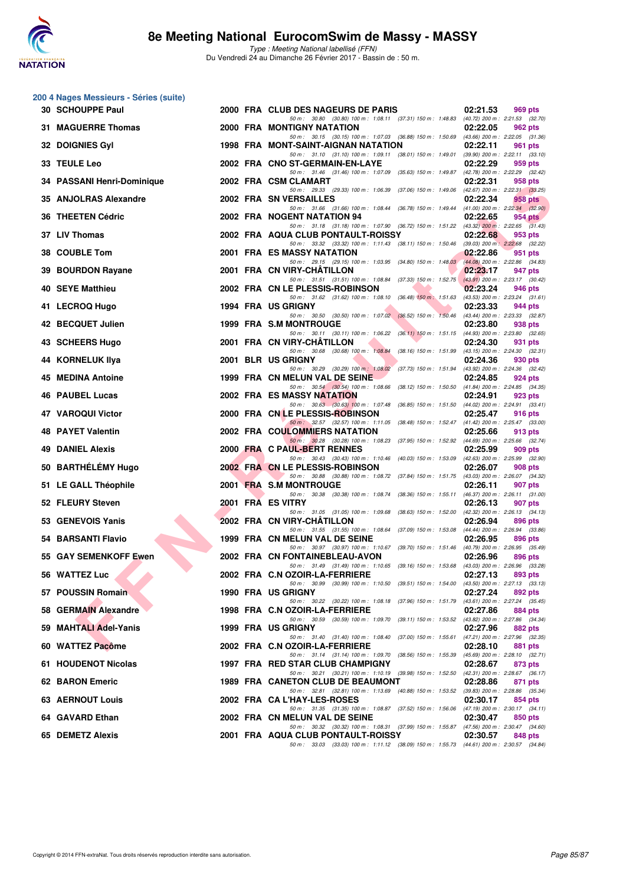# 8e Meeting National EurocomSwim de Massy - MASSY

*Type : Meeting National labellisé (FFN)*
Du Vendredi 24 au Dimanche 26 Février 2017 - Bassin de : 50 m.

## 200 4 Nages Messieurs - Séries (suite)

| Rang | Nom | Année | Nat | Club | Temps | Points |
|---|---|---|---|---|---|---|
| 30 | SCHOUPPE Paul | 2000 | FRA | CLUB DES NAGEURS DE PARIS | 02:21.53 | 969 pts |
| | 50 m : 30.80 (30.80) 100 m : 1:08.11 (37.31) 150 m : 1:48.83 (40.72) 200 m : 2:21.53 (32.70) | | | | | |
| 31 | MAGUERRE Thomas | 2000 | FRA | MONTIGNY NATATION | 02:22.05 | 962 pts |
| | 50 m : 30.15 (30.15) 100 m : 1:07.03 (36.88) 150 m : 1:50.69 (43.66) 200 m : 2:22.05 (31.36) | | | | | |
| 32 | DOIGNIES Gyl | 1998 | FRA | MONT-SAINT-AIGNAN NATATION | 02:22.11 | 961 pts |
| | 50 m : 31.10 (31.10) 100 m : 1:09.11 (38.01) 150 m : 1:49.01 (39.90) 200 m : 2:22.11 (33.10) | | | | | |
| 33 | TEULE Leo | 2002 | FRA | CNO ST-GERMAIN-EN-LAYE | 02:22.29 | 959 pts |
| | 50 m : 31.46 (31.46) 100 m : 1:07.09 (35.63) 150 m : 1:49.87 (42.78) 200 m : 2:22.29 (32.42) | | | | | |
| 34 | PASSANI Henri-Dominique | 2002 | FRA | CSM CLAMART | 02:22.31 | 958 pts |
| | 50 m : 29.33 (29.33) 100 m : 1:06.39 (37.06) 150 m : 1:49.06 (42.67) 200 m : 2:22.31 (33.25) | | | | | |
| 35 | ANJOLRAS Alexandre | 2002 | FRA | SN VERSAILLES | 02:22.34 | 958 pts |
| | 50 m : 31.66 (31.66) 100 m : 1:08.44 (36.78) 150 m : 1:49.44 (41.00) 200 m : 2:22.34 (32.90) | | | | | |
| 36 | THEETEN Cédric | 2002 | FRA | NOGENT NATATION 94 | 02:22.65 | 954 pts |
| | 50 m : 31.18 (31.18) 100 m : 1:07.90 (36.72) 150 m : 1:51.22 (43.32) 200 m : 2:22.65 (31.43) | | | | | |
| 37 | LIV Thomas | 2002 | FRA | AQUA CLUB PONTAULT-ROISSY | 02:22.68 | 953 pts |
| | 50 m : 33.32 (33.32) 100 m : 1:11.43 (38.11) 150 m : 1:50.46 (39.03) 200 m : 2:22.68 (32.22) | | | | | |
| 38 | COUBLE Tom | 2001 | FRA | ES MASSY NATATION | 02:22.86 | 951 pts |
| | 50 m : 29.15 (29.15) 100 m : 1:03.95 (34.80) 150 m : 1:48.03 (44.08) 200 m : 2:22.86 (34.83) | | | | | |
| 39 | BOURDON Rayane | 2001 | FRA | CN VIRY-CHÂTILLON | 02:23.17 | 947 pts |
| | 50 m : 31.51 (31.51) 100 m : 1:08.84 (37.33) 150 m : 1:52.75 (43.91) 200 m : 2:23.17 (30.42) | | | | | |
| 40 | SEYE Matthieu | 2002 | FRA | CN LE PLESSIS-ROBINSON | 02:23.24 | 946 pts |
| | 50 m : 31.62 (31.62) 100 m : 1:08.10 (36.48) 150 m : 1:51.63 (43.53) 200 m : 2:23.24 (31.61) | | | | | |
| 41 | LECROQ Hugo | 1994 | FRA | US GRIGNY | 02:23.33 | 944 pts |
| | 50 m : 30.50 (30.50) 100 m : 1:07.02 (36.52) 150 m : 1:50.46 (43.44) 200 m : 2:23.33 (32.87) | | | | | |
| 42 | BECQUET Julien | 1999 | FRA | S.M MONTROUGE | 02:23.80 | 938 pts |
| | 50 m : 30.11 (30.11) 100 m : 1:06.22 (36.11) 150 m : 1:51.15 (44.93) 200 m : 2:23.80 (32.65) | | | | | |
| 43 | SCHEERS Hugo | 2001 | FRA | CN VIRY-CHÂTILLON | 02:24.30 | 931 pts |
| | 50 m : 30.68 (30.68) 100 m : 1:08.84 (38.16) 150 m : 1:51.99 (43.15) 200 m : 2:24.30 (32.31) | | | | | |
| 44 | KORNELUK Ilya | 2001 | BLR | US GRIGNY | 02:24.36 | 930 pts |
| | 50 m : 30.29 (30.29) 100 m : 1:08.02 (37.73) 150 m : 1:51.94 (43.92) 200 m : 2:24.36 (32.42) | | | | | |
| 45 | MEDINA Antoine | 1999 | FRA | CN MELUN VAL DE SEINE | 02:24.85 | 924 pts |
| | 50 m : 30.54 (30.54) 100 m : 1:08.66 (38.12) 150 m : 1:50.50 (41.84) 200 m : 2:24.85 (34.35) | | | | | |
| 46 | PAUBEL Lucas | 2002 | FRA | ES MASSY NATATION | 02:24.91 | 923 pts |
| | 50 m : 30.63 (30.63) 100 m : 1:07.48 (36.85) 150 m : 1:51.50 (44.02) 200 m : 2:24.91 (33.41) | | | | | |
| 47 | VAROQUI Victor | 2000 | FRA | CN LE PLESSIS-ROBINSON | 02:25.47 | 916 pts |
| | 50 m : 32.57 (32.57) 100 m : 1:11.05 (38.48) 150 m : 1:52.47 (41.42) 200 m : 2:25.47 (33.00) | | | | | |
| 48 | PAYET Valentin | 2002 | FRA | COULOMMIERS NATATION | 02:25.66 | 913 pts |
| | 50 m : 30.28 (30.28) 100 m : 1:08.23 (37.95) 150 m : 1:52.92 (44.69) 200 m : 2:25.66 (32.74) | | | | | |
| 49 | DANIEL Alexis | 2000 | FRA | C PAUL-BERT RENNES | 02:25.99 | 909 pts |
| | 50 m : 30.43 (30.43) 100 m : 1:10.46 (40.03) 150 m : 1:53.09 (42.63) 200 m : 2:25.99 (32.90) | | | | | |
| 50 | BARTHÉLÉMY Hugo | 2002 | FRA | CN LE PLESSIS-ROBINSON | 02:26.07 | 908 pts |
| | 50 m : 30.88 (30.88) 100 m : 1:08.72 (37.84) 150 m : 1:51.75 (43.03) 200 m : 2:26.07 (34.32) | | | | | |
| 51 | LE GALL Théophile | 2001 | FRA | S.M MONTROUGE | 02:26.11 | 907 pts |
| | 50 m : 30.38 (30.38) 100 m : 1:08.74 (38.36) 150 m : 1:55.11 (46.37) 200 m : 2:26.11 (31.00) | | | | | |
| 52 | FLEURY Steven | 2001 | FRA | ES VITRY | 02:26.13 | 907 pts |
| | 50 m : 31.05 (31.05) 100 m : 1:09.68 (38.63) 150 m : 1:52.00 (42.32) 200 m : 2:26.13 (34.13) | | | | | |
| 53 | GENEVOIS Yanis | 2002 | FRA | CN VIRY-CHÂTILLON | 02:26.94 | 896 pts |
| | 50 m : 31.55 (31.55) 100 m : 1:08.64 (37.09) 150 m : 1:53.08 (44.44) 200 m : 2:26.94 (33.86) | | | | | |
| 54 | BARSANTI Flavio | 1999 | FRA | CN MELUN VAL DE SEINE | 02:26.95 | 896 pts |
| | 50 m : 30.97 (30.97) 100 m : 1:10.67 (39.70) 150 m : 1:51.46 (40.79) 200 m : 2:26.95 (35.49) | | | | | |
| 55 | GAY SEMENKOFF Ewen | 2002 | FRA | CN FONTAINEBLEAU-AVON | 02:26.96 | 896 pts |
| | 50 m : 31.49 (31.49) 100 m : 1:10.65 (39.16) 150 m : 1:53.68 (43.03) 200 m : 2:26.96 (33.28) | | | | | |
| 56 | WATTEZ Luc | 2002 | FRA | C.N OZOIR-LA-FERRIERE | 02:27.13 | 893 pts |
| | 50 m : 30.99 (30.99) 100 m : 1:10.50 (39.51) 150 m : 1:54.00 (43.50) 200 m : 2:27.13 (33.13) | | | | | |
| 57 | POUSSIN Romain | 1990 | FRA | US GRIGNY | 02:27.24 | 892 pts |
| | 50 m : 30.22 (30.22) 100 m : 1:08.18 (37.96) 150 m : 1:51.79 (43.61) 200 m : 2:27.24 (35.45) | | | | | |
| 58 | GERMAIN Alexandre | 1998 | FRA | C.N OZOIR-LA-FERRIERE | 02:27.86 | 884 pts |
| | 50 m : 30.59 (30.59) 100 m : 1:09.70 (39.11) 150 m : 1:53.52 (43.82) 200 m : 2:27.86 (34.34) | | | | | |
| 59 | MAHTALI Adel-Yanis | 1999 | FRA | US GRIGNY | 02:27.96 | 882 pts |
| | 50 m : 31.40 (31.40) 100 m : 1:08.40 (37.00) 150 m : 1:55.61 (47.21) 200 m : 2:27.96 (32.35) | | | | | |
| 60 | WATTEZ Pacôme | 2002 | FRA | C.N OZOIR-LA-FERRIERE | 02:28.10 | 881 pts |
| | 50 m : 31.14 (31.14) 100 m : 1:09.70 (38.56) 150 m : 1:55.39 (45.69) 200 m : 2:28.10 (32.71) | | | | | |
| 61 | HOUDENOT Nicolas | 1997 | FRA | RED STAR CLUB CHAMPIGNY | 02:28.67 | 873 pts |
| | 50 m : 30.21 (30.21) 100 m : 1:10.19 (39.98) 150 m : 1:52.50 (42.31) 200 m : 2:28.67 (36.17) | | | | | |
| 62 | BARON Emeric | 1989 | FRA | CANETON CLUB DE BEAUMONT | 02:28.86 | 871 pts |
| | 50 m : 32.81 (32.81) 100 m : 1:13.69 (40.88) 150 m : 1:53.52 (39.83) 200 m : 2:28.86 (35.34) | | | | | |
| 63 | AERNOUT Louis | 2002 | FRA | CA L'HAY-LES-ROSES | 02:30.17 | 854 pts |
| | 50 m : 31.35 (31.35) 100 m : 1:08.87 (37.52) 150 m : 1:56.06 (47.19) 200 m : 2:30.17 (34.11) | | | | | |
| 64 | GAVARD Ethan | 2002 | FRA | CN MELUN VAL DE SEINE | 02:30.47 | 850 pts |
| | 50 m : 30.32 (30.32) 100 m : 1:08.31 (37.99) 150 m : 1:55.87 (47.56) 200 m : 2:30.47 (34.60) | | | | | |
| 65 | DEMETZ Alexis | 2001 | FRA | AQUA CLUB PONTAULT-ROISSY | 02:30.57 | 848 pts |
| | 50 m : 33.03 (33.03) 100 m : 1:11.12 (38.09) 150 m : 1:55.73 (44.61) 200 m : 2:30.57 (34.84) | | | | | |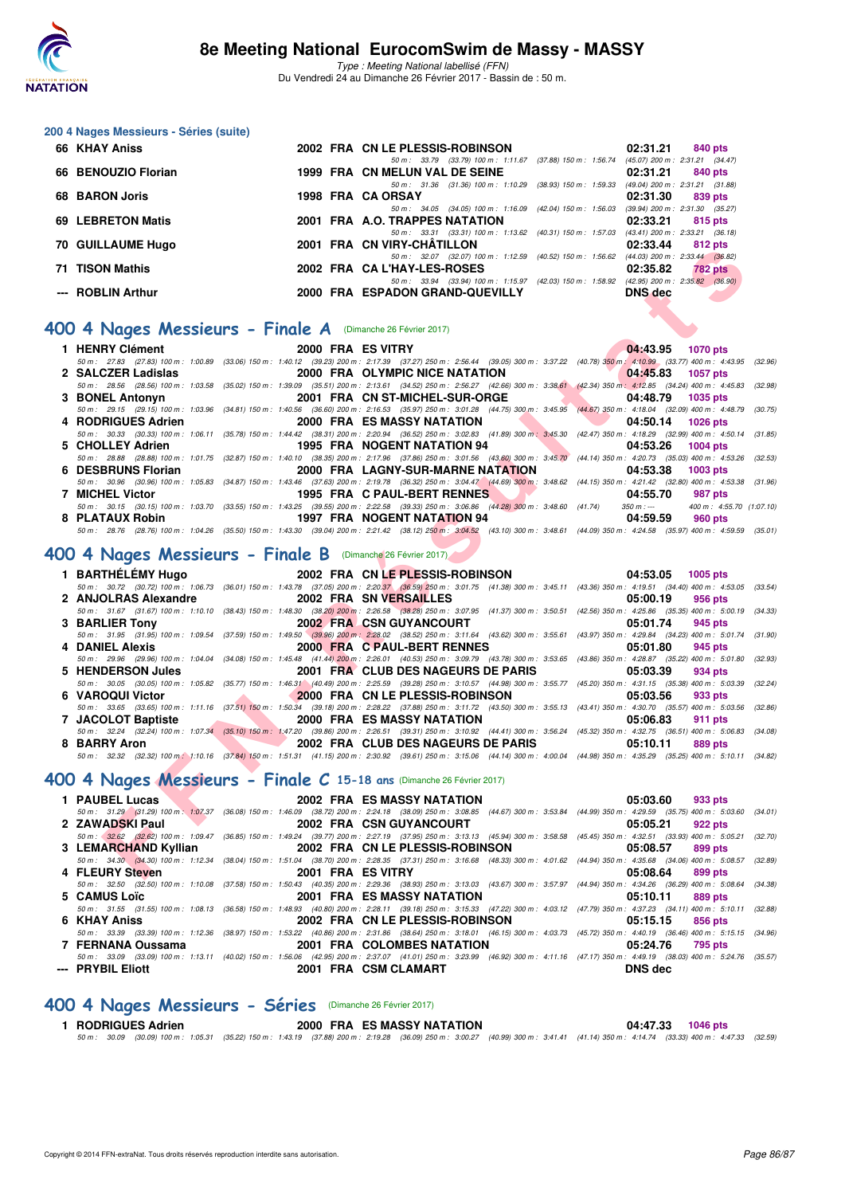## 200 4 Nages Messieurs - Séries (suite)

| Rang | Nom | Année | Nat | Club | Temps | Points |
|---|---|---|---|---|---|---|
| 66 | KHAY Aniss | 2002 | FRA | CN LE PLESSIS-ROBINSON | 02:31.21 | 840 pts |
| | 50 m : 33.79 (33.79) 100 m : 1:11.67 (37.88) 150 m : 1:56.74 (45.07) 200 m : 2:31.21 (34.47) | | | | | |
| 66 | BENOUZIO Florian | 1999 | FRA | CN MELUN VAL DE SEINE | 02:31.21 | 840 pts |
| | 50 m : 31.36 (31.36) 100 m : 1:10.29 (38.93) 150 m : 1:59.33 (49.04) 200 m : 2:31.21 (31.88) | | | | | |
| 68 | BARON Joris | 1998 | FRA | CA ORSAY | 02:31.30 | 839 pts |
| | 50 m : 34.05 (34.05) 100 m : 1:16.09 (42.04) 150 m : 1:56.03 (39.94) 200 m : 2:31.30 (35.27) | | | | | |
| 69 | LEBRETON Matis | 2001 | FRA | A.O. TRAPPES NATATION | 02:33.21 | 815 pts |
| | 50 m : 33.31 (33.31) 100 m : 1:13.62 (40.31) 150 m : 1:57.03 (43.41) 200 m : 2:33.21 (36.18) | | | | | |
| 70 | GUILLAUME Hugo | 2001 | FRA | CN VIRY-CHÂTILLON | 02:33.44 | 812 pts |
| | 50 m : 32.07 (32.07) 100 m : 1:12.59 (40.52) 150 m : 1:56.62 (44.03) 200 m : 2:33.44 (36.82) | | | | | |
| 71 | TISON Mathis | 2002 | FRA | CA L'HAY-LES-ROSES | 02:35.82 | 782 pts |
| | 50 m : 33.94 (33.94) 100 m : 1:15.97 (42.03) 150 m : 1:58.92 (42.95) 200 m : 2:35.82 (36.90) | | | | | |
| --- | ROBLIN Arthur | 2000 | FRA | ESPADON GRAND-QUEVILLY | DNS dec | |

## 400 4 Nages Messieurs - Finale A (Dimanche 26 Février 2017)

| Rang | Nom | Année | Nat | Club | Temps | Points |
|---|---|---|---|---|---|---|
| 1 | HENRY Clément | 2000 | FRA | ES VITRY | 04:43.95 | 1070 pts |
| | 50 m : 27.83 (27.83) 100 m : 1:00.89 (33.06) 150 m : 1:40.12 (39.23) 200 m : 2:17.39 (37.27) 250 m : 2:56.44 (39.05) 300 m : 3:37.22 (40.78) 350 m : 4:10.99 (33.77) 400 m : 4:43.95 (32.96) | | | | | |
| 2 | SALCZER Ladislas | 2000 | FRA | OLYMPIC NICE NATATION | 04:45.83 | 1057 pts |
| | 50 m : 28.56 (28.56) 100 m : 1:03.58 (35.02) 150 m : 1:39.09 (35.51) 200 m : 2:13.61 (34.52) 250 m : 2:56.27 (42.66) 300 m : 3:38.61 (42.34) 350 m : 4:12.85 (34.24) 400 m : 4:45.83 (32.98) | | | | | |
| 3 | BONEL Antonyn | 2001 | FRA | CN ST-MICHEL-SUR-ORGE | 04:48.79 | 1035 pts |
| | 50 m : 29.15 (29.15) 100 m : 1:03.96 (34.81) 150 m : 1:40.56 (36.60) 200 m : 2:16.53 (35.97) 250 m : 3:01.28 (44.75) 300 m : 3:45.95 (44.67) 350 m : 4:18.04 (32.09) 400 m : 4:48.79 (30.75) | | | | | |
| 4 | RODRIGUES Adrien | 2000 | FRA | ES MASSY NATATION | 04:50.14 | 1026 pts |
| | 50 m : 30.33 (30.33) 100 m : 1:06.11 (35.78) 150 m : 1:44.42 (38.31) 200 m : 2:20.94 (36.52) 250 m : 3:02.83 (41.89) 300 m : 3:45.30 (42.47) 350 m : 4:18.29 (32.99) 400 m : 4:50.14 (31.85) | | | | | |
| 5 | CHOLLEY Adrien | 1995 | FRA | NOGENT NATATION 94 | 04:53.26 | 1004 pts |
| | 50 m : 28.88 (28.88) 100 m : 1:01.75 (32.87) 150 m : 1:40.10 (38.35) 200 m : 2:17.96 (37.86) 250 m : 3:01.56 (43.60) 300 m : 3:45.70 (44.14) 350 m : 4:20.73 (35.03) 400 m : 4:53.26 (32.53) | | | | | |
| 6 | DESBRUNS Florian | 2000 | FRA | LAGNY-SUR-MARNE NATATION | 04:53.38 | 1003 pts |
| | 50 m : 30.96 (30.96) 100 m : 1:05.83 (34.87) 150 m : 1:43.46 (37.63) 200 m : 2:19.78 (36.32) 250 m : 3:04.47 (44.69) 300 m : 3:48.62 (44.15) 350 m : 4:21.42 (32.80) 400 m : 4:53.38 (31.96) | | | | | |
| 7 | MICHEL Victor | 1995 | FRA | C PAUL-BERT RENNES | 04:55.70 | 987 pts |
| | 50 m : 30.15 (30.15) 100 m : 1:03.70 (33.55) 150 m : 1:43.25 (39.55) 200 m : 2:22.58 (39.33) 250 m : 3:06.86 (44.28) 300 m : 3:48.60 (41.74) 350 m : --- 400 m : 4:55.70 (1:07.10) | | | | | |
| 8 | PLATAUX Robin | 1997 | FRA | NOGENT NATATION 94 | 04:59.59 | 960 pts |
| | 50 m : 28.76 (28.76) 100 m : 1:04.26 (35.50) 150 m : 1:43.30 (39.04) 200 m : 2:21.42 (38.12) 250 m : 3:04.52 (43.10) 300 m : 3:48.61 (44.09) 350 m : 4:24.58 (35.97) 400 m : 4:59.59 (35.01) | | | | | |

## 400 4 Nages Messieurs - Finale B (Dimanche 26 Février 2017)

| Rang | Nom | Année | Nat | Club | Temps | Points |
|---|---|---|---|---|---|---|
| 1 | BARTHÉLÉMY Hugo | 2002 | FRA | CN LE PLESSIS-ROBINSON | 04:53.05 | 1005 pts |
| | 50 m : 30.72 (30.72) 100 m : 1:06.73 (36.01) 150 m : 1:43.78 (37.05) 200 m : 2:20.37 (36.59) 250 m : 3:01.75 (41.38) 300 m : 3:45.11 (43.36) 350 m : 4:19.51 (34.40) 400 m : 4:53.05 (33.54) | | | | | |
| 2 | ANJOLRAS Alexandre | 2002 | FRA | SN VERSAILLES | 05:00.19 | 956 pts |
| | 50 m : 31.67 (31.67) 100 m : 1:10.10 (38.43) 150 m : 1:48.30 (38.20) 200 m : 2:26.58 (38.28) 250 m : 3:07.95 (41.37) 300 m : 3:50.51 (42.56) 350 m : 4:25.86 (35.35) 400 m : 5:00.19 (34.33) | | | | | |
| 3 | BARLIER Tony | 2002 | FRA | CSN GUYANCOURT | 05:01.74 | 945 pts |
| | 50 m : 31.95 (31.95) 100 m : 1:09.54 (37.59) 150 m : 1:49.50 (39.96) 200 m : 2:28.02 (38.52) 250 m : 3:11.64 (43.62) 300 m : 3:55.61 (43.97) 350 m : 4:29.84 (34.23) 400 m : 5:01.74 (31.90) | | | | | |
| 4 | DANIEL Alexis | 2000 | FRA | C PAUL-BERT RENNES | 05:01.80 | 945 pts |
| | 50 m : 29.96 (29.96) 100 m : 1:04.04 (34.08) 150 m : 1:45.48 (41.44) 200 m : 2:26.01 (40.53) 250 m : 3:09.79 (43.78) 300 m : 3:53.65 (43.86) 350 m : 4:28.87 (35.22) 400 m : 5:01.80 (32.93) | | | | | |
| 5 | HENDERSON Jules | 2001 | FRA | CLUB DES NAGEURS DE PARIS | 05:03.39 | 934 pts |
| | 50 m : 30.05 (30.05) 100 m : 1:05.82 (35.77) 150 m : 1:46.31 (40.49) 200 m : 2:25.59 (39.28) 250 m : 3:10.57 (44.98) 300 m : 3:55.77 (45.20) 350 m : 4:31.15 (35.38) 400 m : 5:03.39 (32.24) | | | | | |
| 6 | VAROQUI Victor | 2000 | FRA | CN LE PLESSIS-ROBINSON | 05:03.56 | 933 pts |
| | 50 m : 33.65 (33.65) 100 m : 1:11.16 (37.51) 150 m : 1:50.34 (39.18) 200 m : 2:28.22 (37.88) 250 m : 3:11.72 (43.50) 300 m : 3:55.13 (43.41) 350 m : 4:30.70 (35.57) 400 m : 5:03.56 (32.86) | | | | | |
| 7 | JACOLOT Baptiste | 2000 | FRA | ES MASSY NATATION | 05:06.83 | 911 pts |
| | 50 m : 32.24 (32.24) 100 m : 1:07.34 (35.10) 150 m : 1:47.20 (39.86) 200 m : 2:26.51 (39.31) 250 m : 3:10.92 (44.41) 300 m : 3:56.24 (45.32) 350 m : 4:32.75 (36.51) 400 m : 5:06.83 (34.08) | | | | | |
| 8 | BARRY Aron | 2002 | FRA | CLUB DES NAGEURS DE PARIS | 05:10.11 | 889 pts |
| | 50 m : 32.32 (32.32) 100 m : 1:10.16 (37.84) 150 m : 1:51.31 (41.15) 200 m : 2:30.92 (39.61) 250 m : 3:15.06 (44.14) 300 m : 4:00.04 (44.98) 350 m : 4:35.29 (35.25) 400 m : 5:10.11 (34.82) | | | | | |

## 400 4 Nages Messieurs - Finale C 15-18 ans (Dimanche 26 Février 2017)

| Rang | Nom | Année | Nat | Club | Temps | Points |
|---|---|---|---|---|---|---|
| 1 | PAUBEL Lucas | 2002 | FRA | ES MASSY NATATION | 05:03.60 | 933 pts |
| | 50 m : 31.29 (31.29) 100 m : 1:07.37 (36.08) 150 m : 1:46.09 (38.72) 200 m : 2:24.18 (38.09) 250 m : 3:08.85 (44.67) 300 m : 3:53.84 (44.99) 350 m : 4:29.59 (35.75) 400 m : 5:03.60 (34.01) | | | | | |
| 2 | ZAWADSKI Paul | 2002 | FRA | CSN GUYANCOURT | 05:05.21 | 922 pts |
| | 50 m : 32.62 (32.62) 100 m : 1:09.47 (36.85) 150 m : 1:49.24 (39.77) 200 m : 2:27.19 (37.95) 250 m : 3:13.13 (45.94) 300 m : 3:58.58 (45.45) 350 m : 4:32.51 (33.93) 400 m : 5:05.21 (32.70) | | | | | |
| 3 | LEMARCHAND Kyllian | 2002 | FRA | CN LE PLESSIS-ROBINSON | 05:08.57 | 899 pts |
| | 50 m : 34.30 (34.30) 100 m : 1:12.34 (38.04) 150 m : 1:51.04 (38.70) 200 m : 2:28.35 (37.31) 250 m : 3:16.68 (48.33) 300 m : 4:01.62 (44.94) 350 m : 4:35.68 (34.06) 400 m : 5:08.57 (32.89) | | | | | |
| 4 | FLEURY Steven | 2001 | FRA | ES VITRY | 05:08.64 | 899 pts |
| | 50 m : 32.50 (32.50) 100 m : 1:10.08 (37.58) 150 m : 1:50.43 (40.35) 200 m : 2:29.36 (38.93) 250 m : 3:13.03 (43.67) 300 m : 3:57.97 (44.94) 350 m : 4:34.26 (36.29) 400 m : 5:08.64 (34.38) | | | | | |
| 5 | CAMUS Loïc | 2001 | FRA | ES MASSY NATATION | 05:10.11 | 889 pts |
| | 50 m : 31.55 (31.55) 100 m : 1:08.13 (36.58) 150 m : 1:48.93 (40.80) 200 m : 2:28.11 (39.18) 250 m : 3:15.33 (47.22) 300 m : 4:03.12 (47.79) 350 m : 4:37.23 (34.11) 400 m : 5:10.11 (32.88) | | | | | |
| 6 | KHAY Aniss | 2002 | FRA | CN LE PLESSIS-ROBINSON | 05:15.15 | 856 pts |
| | 50 m : 33.39 (33.39) 100 m : 1:12.36 (38.97) 150 m : 1:53.22 (40.86) 200 m : 2:31.86 (38.64) 250 m : 3:18.01 (46.15) 300 m : 4:03.73 (45.72) 350 m : 4:40.19 (36.46) 400 m : 5:15.15 (34.96) | | | | | |
| 7 | FERNANA Oussama | 2001 | FRA | COLOMBES NATATION | 05:24.76 | 795 pts |
| | 50 m : 33.09 (33.09) 100 m : 1:13.11 (40.02) 150 m : 1:56.06 (42.95) 200 m : 2:37.07 (41.01) 250 m : 3:23.99 (46.92) 300 m : 4:11.16 (47.17) 350 m : 4:49.19 (38.03) 400 m : 5:24.76 (35.57) | | | | | |
| --- | PRYBIL Eliott | 2001 | FRA | CSM CLAMART | DNS dec | |

## 400 4 Nages Messieurs - Séries (Dimanche 26 Février 2017)

| Rang | Nom | Année | Nat | Club | Temps | Points |
|---|---|---|---|---|---|---|
| 1 | RODRIGUES Adrien | 2000 | FRA | ES MASSY NATATION | 04:47.33 | 1046 pts |
| | 50 m : 30.09 (30.09) 100 m : 1:05.31 (35.22) 150 m : 1:43.19 (37.88) 200 m : 2:19.28 (36.09) 250 m : 3:00.27 (40.99) 300 m : 3:41.41 (41.14) 350 m : 4:14.74 (33.33) 400 m : 4:47.33 (32.59) | | | | | |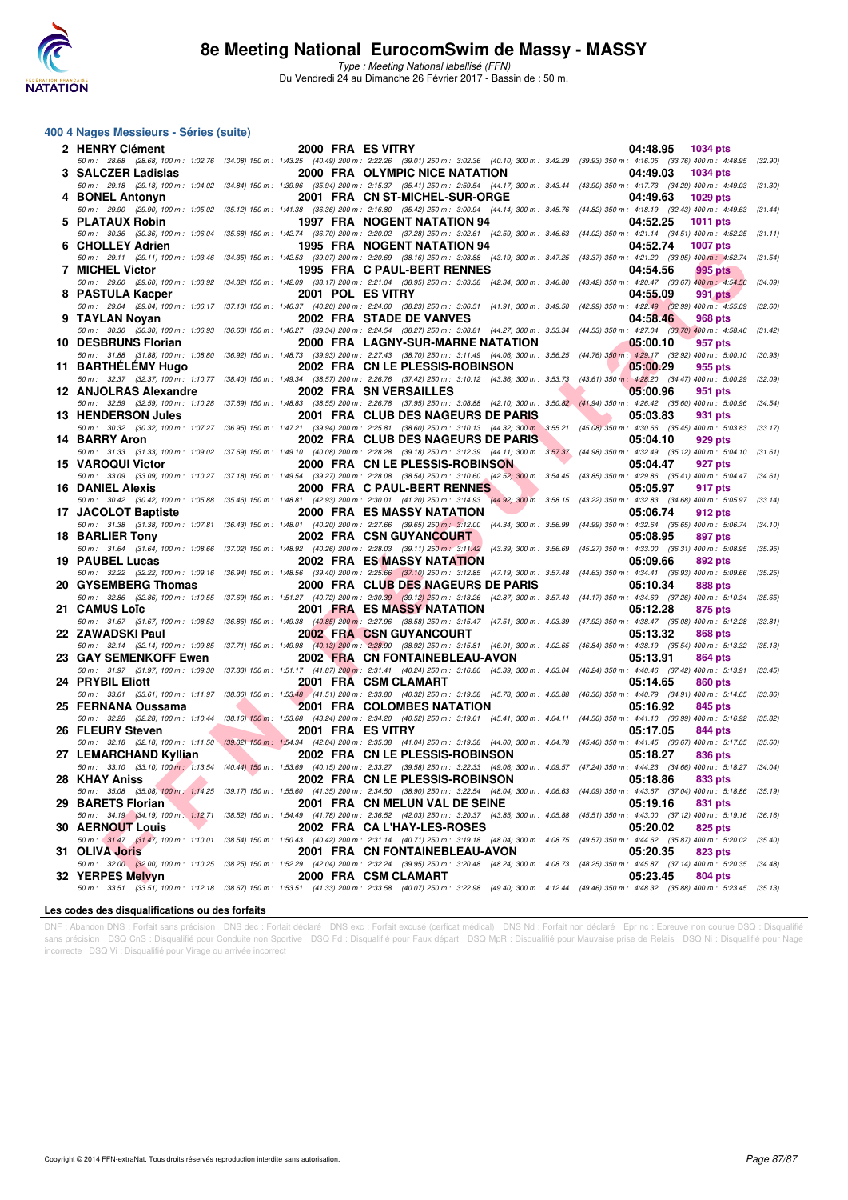# 8e Meeting National EurocomSwim de Massy - MASSY

*Type : Meeting National labellisé (FFN)*
Du Vendredi 24 au Dimanche 26 Février 2017 - Bassin de : 50 m.

## 400 4 Nages Messieurs - Séries (suite)

2 HENRY Clément 2000 FRA ES VITRY 04:48.95 1034 pts
50 m : 28.68 (28.68) 100 m : 1:02.76 (34.08) 150 m : 1:43.25 (40.49) 200 m : 2:22.26 (39.01) 250 m : 3:02.36 (40.10) 300 m : 3:42.29 (39.93) 350 m : 4:16.05 (33.76) 400 m : 4:48.95 (32.90)

3 SALCZER Ladislas 2000 FRA OLYMPIC NICE NATATION 04:49.03 1034 pts
50 m : 29.18 (29.18) 100 m : 1:04.02 (34.84) 150 m : 1:39.96 (35.94) 200 m : 2:15.37 (35.41) 250 m : 2:59.54 (44.17) 300 m : 3:43.44 (43.90) 350 m : 4:17.73 (34.29) 400 m : 4:49.03 (31.30)

4 BONEL Antonyn 2001 FRA CN ST-MICHEL-SUR-ORGE 04:49.63 1029 pts
50 m : 29.90 (29.90) 100 m : 1:05.02 (35.12) 150 m : 1:41.38 (36.36) 200 m : 2:16.80 (35.42) 250 m : 3:00.94 (44.14) 300 m : 3:45.76 (44.82) 350 m : 4:18.19 (32.43) 400 m : 4:49.63 (31.44)

5 PLATAUX Robin 1997 FRA NOGENT NATATION 94 04:52.25 1011 pts
50 m : 30.36 (30.36) 100 m : 1:06.04 (35.68) 150 m : 1:42.74 (36.70) 200 m : 2:20.02 (37.28) 250 m : 3:02.61 (42.59) 300 m : 3:46.63 (44.02) 350 m : 4:21.14 (34.51) 400 m : 4:52.25 (31.11)

6 CHOLLEY Adrien 1995 FRA NOGENT NATATION 94 04:52.74 1007 pts
50 m : 29.11 (29.11) 100 m : 1:03.46 (34.35) 150 m : 1:42.53 (39.07) 200 m : 2:20.69 (38.16) 250 m : 3:03.88 (43.19) 300 m : 3:47.25 (43.37) 350 m : 4:21.20 (33.95) 400 m : 4:52.74 (31.54)

7 MICHEL Victor 1995 FRA C PAUL-BERT RENNES 04:54.56 995 pts
50 m : 29.60 (29.60) 100 m : 1:03.92 (34.32) 150 m : 1:42.09 (38.17) 200 m : 2:21.04 (38.95) 250 m : 3:03.38 (42.34) 300 m : 3:46.80 (43.42) 350 m : 4:20.47 (33.67) 400 m : 4:54.56 (34.09)

8 PASTULA Kacper 2001 POL ES VITRY 04:55.09 991 pts
50 m : 29.04 (29.04) 100 m : 1:06.17 (37.13) 150 m : 1:46.37 (40.20) 200 m : 2:24.60 (38.23) 250 m : 3:06.51 (41.91) 300 m : 3:49.50 (42.99) 350 m : 4:22.49 (32.99) 400 m : 4:55.09 (32.60)

9 TAYLAN Noyan 2002 FRA STADE DE VANVES 04:58.46 968 pts
50 m : 30.30 (30.30) 100 m : 1:06.93 (36.63) 150 m : 1:46.27 (39.34) 200 m : 2:24.54 (38.27) 250 m : 3:08.81 (44.27) 300 m : 3:53.34 (44.53) 350 m : 4:27.04 (33.70) 400 m : 4:58.46 (31.42)

10 DESBRUNS Florian 2000 FRA LAGNY-SUR-MARNE NATATION 05:00.10 957 pts
50 m : 31.88 (31.88) 100 m : 1:08.80 (36.92) 150 m : 1:48.73 (39.93) 200 m : 2:27.43 (38.70) 250 m : 3:11.49 (44.06) 300 m : 3:56.25 (44.76) 350 m : 4:29.17 (32.92) 400 m : 5:00.10 (30.93)

11 BARTHÉLÉMY Hugo 2002 FRA CN LE PLESSIS-ROBINSON 05:00.29 955 pts
50 m : 32.37 (32.37) 100 m : 1:10.77 (38.40) 150 m : 1:49.34 (38.57) 200 m : 2:26.76 (37.42) 250 m : 3:10.12 (43.36) 300 m : 3:53.73 (43.61) 350 m : 4:28.20 (34.47) 400 m : 5:00.29 (32.09)

12 ANJOLRAS Alexandre 2002 FRA SN VERSAILLES 05:00.96 951 pts
50 m : 32.59 (32.59) 100 m : 1:10.28 (37.69) 150 m : 1:48.83 (38.55) 200 m : 2:26.78 (37.95) 250 m : 3:08.88 (42.10) 300 m : 3:50.82 (41.94) 350 m : 4:26.42 (35.60) 400 m : 5:00.96 (34.54)

13 HENDERSON Jules 2001 FRA CLUB DES NAGEURS DE PARIS 05:03.83 931 pts
50 m : 30.32 (30.32) 100 m : 1:07.27 (36.95) 150 m : 1:47.21 (39.94) 200 m : 2:25.81 (38.60) 250 m : 3:10.13 (44.32) 300 m : 3:55.21 (45.08) 350 m : 4:30.66 (35.45) 400 m : 5:03.83 (33.17)

14 BARRY Aron 2002 FRA CLUB DES NAGEURS DE PARIS 05:04.10 929 pts
50 m : 31.33 (31.33) 100 m : 1:09.02 (37.69) 150 m : 1:49.10 (40.08) 200 m : 2:28.28 (39.18) 250 m : 3:12.39 (44.11) 300 m : 3:57.37 (44.98) 350 m : 4:32.49 (35.12) 400 m : 5:04.10 (31.61)

15 VAROQUI Victor 2000 FRA CN LE PLESSIS-ROBINSON 05:04.47 927 pts
50 m : 33.09 (33.09) 100 m : 1:10.27 (37.18) 150 m : 1:49.54 (39.27) 200 m : 2:28.08 (38.54) 250 m : 3:10.60 (42.52) 300 m : 3:54.45 (43.85) 350 m : 4:29.86 (35.41) 400 m : 5:04.47 (34.61)

16 DANIEL Alexis 2000 FRA C PAUL-BERT RENNES 05:05.97 917 pts
50 m : 30.42 (30.42) 100 m : 1:05.88 (35.46) 150 m : 1:48.81 (42.93) 200 m : 2:30.01 (41.20) 250 m : 3:14.93 (44.92) 300 m : 3:58.15 (43.22) 350 m : 4:32.83 (34.68) 400 m : 5:05.97 (33.14)

17 JACOLOT Baptiste 2000 FRA ES MASSY NATATION 05:06.74 912 pts
50 m : 31.38 (31.38) 100 m : 1:07.81 (36.43) 150 m : 1:48.01 (40.20) 200 m : 2:27.66 (39.65) 250 m : 3:12.00 (44.34) 300 m : 3:56.99 (44.99) 350 m : 4:32.64 (35.65) 400 m : 5:06.74 (34.10)

18 BARLIER Tony 2002 FRA CSN GUYANCOURT 05:08.95 897 pts
50 m : 31.64 (31.64) 100 m : 1:08.66 (37.02) 150 m : 1:48.92 (40.26) 200 m : 2:28.03 (39.11) 250 m : 3:11.42 (43.39) 300 m : 3:56.69 (45.27) 350 m : 4:33.00 (36.31) 400 m : 5:08.95 (35.95)

19 PAUBEL Lucas 2002 FRA ES MASSY NATATION 05:09.66 892 pts
50 m : 32.22 (32.22) 100 m : 1:09.16 (36.94) 150 m : 1:48.56 (39.40) 200 m : 2:25.66 (37.10) 250 m : 3:12.85 (47.19) 300 m : 3:57.48 (44.63) 350 m : 4:34.41 (36.93) 400 m : 5:09.66 (35.25)

20 GYSEMBERG Thomas 2000 FRA CLUB DES NAGEURS DE PARIS 05:10.34 888 pts
50 m : 32.86 (32.86) 100 m : 1:10.55 (37.69) 150 m : 1:51.27 (40.72) 200 m : 2:30.39 (39.12) 250 m : 3:13.26 (42.87) 300 m : 3:57.43 (44.17) 350 m : 4:34.69 (37.26) 400 m : 5:10.34 (35.65)

21 CAMUS Loïc 2001 FRA ES MASSY NATATION 05:12.28 875 pts
50 m : 31.67 (31.67) 100 m : 1:08.53 (36.86) 150 m : 1:49.38 (40.85) 200 m : 2:27.96 (38.58) 250 m : 3:15.47 (47.51) 300 m : 4:03.39 (47.92) 350 m : 4:38.47 (35.08) 400 m : 5:12.28 (33.81)

22 ZAWADSKI Paul 2002 FRA CSN GUYANCOURT 05:13.32 868 pts
50 m : 32.14 (32.14) 100 m : 1:09.85 (37.71) 150 m : 1:49.98 (40.13) 200 m : 2:28.90 (38.92) 250 m : 3:15.81 (46.91) 300 m : 4:02.65 (46.84) 350 m : 4:38.19 (35.54) 400 m : 5:13.32 (35.13)

23 GAY SEMENKOFF Ewen 2002 FRA CN FONTAINEBLEAU-AVON 05:13.91 864 pts
50 m : 31.97 (31.97) 100 m : 1:09.30 (37.33) 150 m : 1:51.17 (41.87) 200 m : 2:31.41 (40.24) 250 m : 3:16.80 (45.39) 300 m : 4:03.04 (46.24) 350 m : 4:40.46 (37.42) 400 m : 5:13.91 (33.45)

24 PRYBIL Eliott 2001 FRA CSM CLAMART 05:14.65 860 pts
50 m : 33.61 (33.61) 100 m : 1:11.97 (38.36) 150 m : 1:53.48 (41.51) 200 m : 2:33.80 (40.32) 250 m : 3:19.58 (45.78) 300 m : 4:05.88 (46.30) 350 m : 4:40.79 (34.91) 400 m : 5:14.65 (33.86)

25 FERNANA Oussama 2001 FRA COLOMBES NATATION 05:16.92 845 pts
50 m : 32.28 (32.28) 100 m : 1:10.44 (38.16) 150 m : 1:53.68 (43.24) 200 m : 2:34.20 (40.52) 250 m : 3:19.61 (45.41) 300 m : 4:04.11 (44.50) 350 m : 4:41.10 (36.99) 400 m : 5:16.92 (35.82)

26 FLEURY Steven 2001 FRA ES VITRY 05:17.05 844 pts
50 m : 32.18 (32.18) 100 m : 1:11.50 (39.32) 150 m : 1:54.34 (42.84) 200 m : 2:35.38 (41.04) 250 m : 3:19.38 (44.00) 300 m : 4:04.78 (45.40) 350 m : 4:41.45 (36.67) 400 m : 5:17.05 (35.60)

27 LEMARCHAND Kyllian 2002 FRA CN LE PLESSIS-ROBINSON 05:18.27 836 pts
50 m : 33.10 (33.10) 100 m : 1:13.54 (40.44) 150 m : 1:53.69 (40.15) 200 m : 2:33.27 (39.58) 250 m : 3:22.33 (49.06) 300 m : 4:09.57 (47.24) 350 m : 4:44.23 (34.66) 400 m : 5:18.27 (34.04)

28 KHAY Aniss 2002 FRA CN LE PLESSIS-ROBINSON 05:18.86 833 pts
50 m : 35.08 (35.08) 100 m : 1:14.25 (39.17) 150 m : 1:55.60 (41.35) 200 m : 2:34.50 (38.90) 250 m : 3:22.54 (48.04) 300 m : 4:06.63 (44.09) 350 m : 4:43.67 (37.04) 400 m : 5:18.86 (35.19)

29 BARETS Florian 2001 FRA CN MELUN VAL DE SEINE 05:19.16 831 pts
50 m : 34.19 (34.19) 100 m : 1:12.71 (38.52) 150 m : 1:54.49 (41.78) 200 m : 2:36.52 (42.03) 250 m : 3:20.37 (43.85) 300 m : 4:05.88 (45.51) 350 m : 4:43.00 (37.12) 400 m : 5:19.16 (36.16)

30 AERNOUT Louis 2002 FRA CA L'HAY-LES-ROSES 05:20.02 825 pts
50 m : 31.47 (31.47) 100 m : 1:10.01 (38.54) 150 m : 1:50.43 (40.42) 200 m : 2:31.14 (40.71) 250 m : 3:19.18 (48.04) 300 m : 4:08.75 (49.57) 350 m : 4:44.62 (35.87) 400 m : 5:20.02 (35.40)

31 OLIVA Joris 2001 FRA CN FONTAINEBLEAU-AVON 05:20.35 823 pts
50 m : 32.00 (32.00) 100 m : 1:10.25 (38.25) 150 m : 1:52.29 (42.04) 200 m : 2:32.24 (39.95) 250 m : 3:20.48 (48.24) 300 m : 4:08.73 (48.25) 350 m : 4:45.87 (37.14) 400 m : 5:20.35 (34.48)

32 YERPES Melvyn 2000 FRA CSM CLAMART 05:23.45 804 pts
50 m : 33.51 (33.51) 100 m : 1:12.18 (38.67) 150 m : 1:53.51 (41.33) 200 m : 2:33.58 (40.07) 250 m : 3:22.98 (49.40) 300 m : 4:12.44 (49.46) 350 m : 4:48.32 (35.88) 400 m : 5:23.45 (35.13)

### Les codes des disqualifications ou des forfaits

DNF : Abandon DNS : Forfait sans précision DNS dec : Forfait déclaré DNS exc : Forfait excusé (cerficat médical) DNS Nd : Forfait non déclaré Epr nc : Epreuve non courue DSQ : Disqualifié sans précision DSQ CnS : Disqualifié pour Conduite non Sportive DSQ Fd : Disqualifié pour Faux départ DSQ MpR : Disqualifié pour Mauvaise prise de Relais DSQ Ni : Disqualifié pour Nage incorrecte DSQ Vi : Disqualifié pour Virage ou arrivée incorrect

Copyright © 2014 FFN-extraNat. Tous droits réservés reproduction interdite sans autorisation.